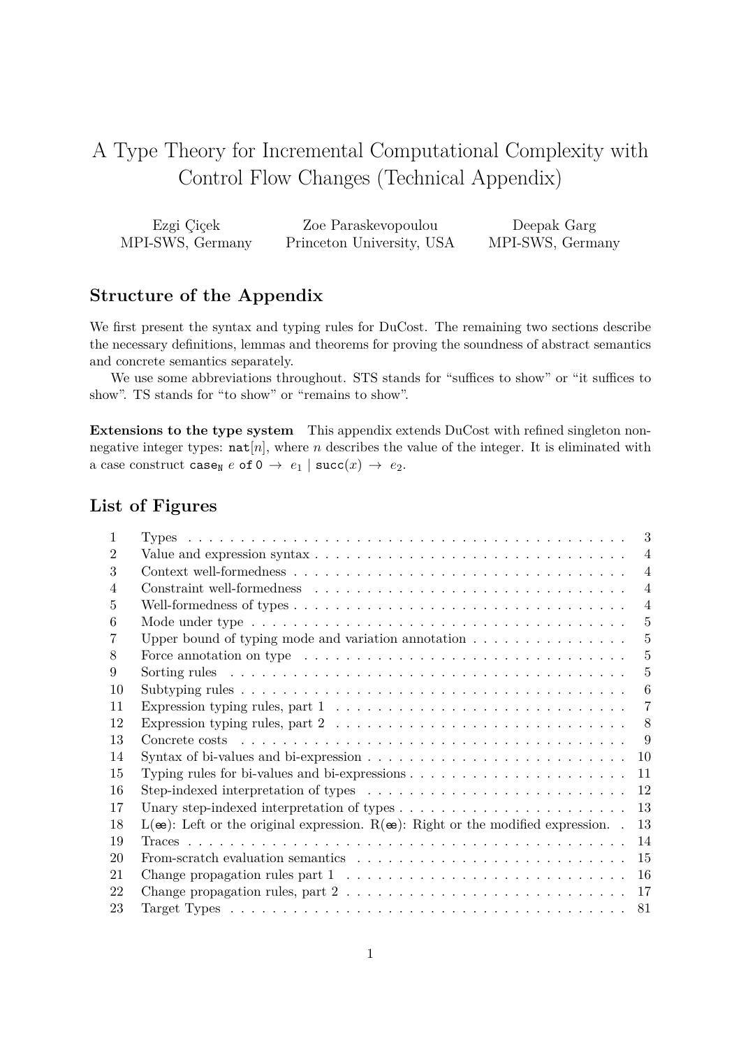# A Type Theory for Incremental Computational Complexity with Control Flow Changes (Technical Appendix)

Ezgi Çiçek
MPI-SWS, Germany

Zoe Paraskevopoulou
Princeton University, USA

Deepak Garg
MPI-SWS, Germany

## Structure of the Appendix

We first present the syntax and typing rules for DuCost. The remaining two sections describe the necessary definitions, lemmas and theorems for proving the soundness of abstract semantics and concrete semantics separately.

We use some abbreviations throughout. STS stands for "suffices to show" or "it suffices to show". TS stands for "to show" or "remains to show".

**Extensions to the type system** This appendix extends DuCost with refined singleton non-negative integer types: $\mathtt{nat}[n]$, where $n$ describes the value of the integer. It is eliminated with a case construct $\mathtt{case}_{\mathtt{N}}\ e\ \mathtt{of}\ \mathtt{0}\ \rightarrow\ e_1 \mid \mathtt{succ}(x)\ \rightarrow\ e_2$.

## List of Figures

| | | |
|---|---|---|
| 1 | Types | 3 |
| 2 | Value and expression syntax | 4 |
| 3 | Context well-formedness | 4 |
| 4 | Constraint well-formedness | 4 |
| 5 | Well-formedness of types | 4 |
| 6 | Mode under type | 5 |
| 7 | Upper bound of typing mode and variation annotation | 5 |
| 8 | Force annotation on type | 5 |
| 9 | Sorting rules | 5 |
| 10 | Subtyping rules | 6 |
| 11 | Expression typing rules, part 1 | 7 |
| 12 | Expression typing rules, part 2 | 8 |
| 13 | Concrete costs | 9 |
| 14 | Syntax of bi-values and bi-expression | 10 |
| 15 | Typing rules for bi-values and bi-expressions | 11 |
| 16 | Step-indexed interpretation of types | 12 |
| 17 | Unary step-indexed interpretation of types | 13 |
| 18 | L(æ): Left or the original expression. R(æ): Right or the modified expression. | 13 |
| 19 | Traces | 14 |
| 20 | From-scratch evaluation semantics | 15 |
| 21 | Change propagation rules part 1 | 16 |
| 22 | Change propagation rules, part 2 | 17 |
| 23 | Target Types | 81 |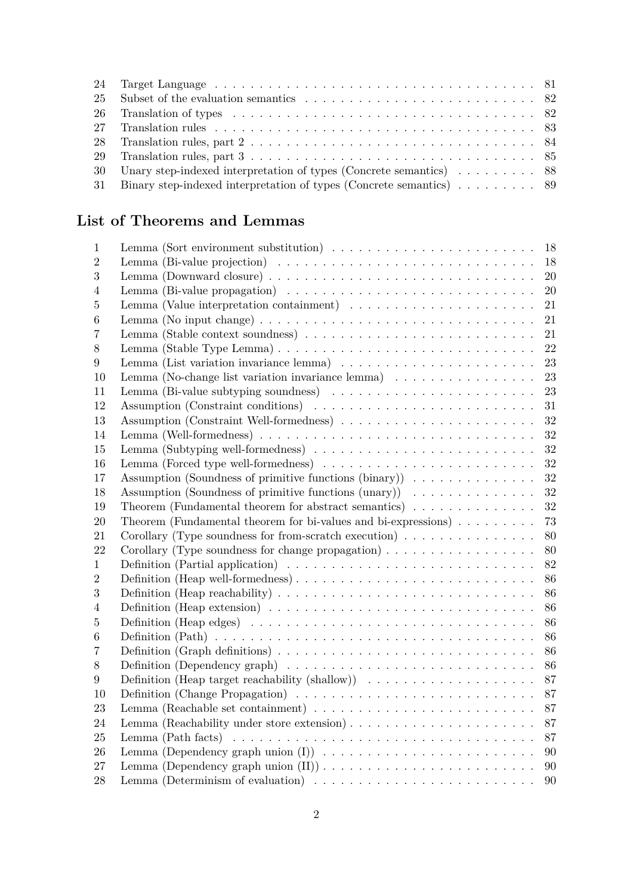| | | |
|---|---|---|
| 24 | Target Language | 81 |
| 25 | Subset of the evaluation semantics | 82 |
| 26 | Translation of types | 82 |
| 27 | Translation rules | 83 |
| 28 | Translation rules, part 2 | 84 |
| 29 | Translation rules, part 3 | 85 |
| 30 | Unary step-indexed interpretation of types (Concrete semantics) | 88 |
| 31 | Binary step-indexed interpretation of types (Concrete semantics) | 89 |

## List of Theorems and Lemmas

| | | |
|---|---|---|
| 1 | Lemma (Sort environment substitution) | 18 |
| 2 | Lemma (Bi-value projection) | 18 |
| 3 | Lemma (Downward closure) | 20 |
| 4 | Lemma (Bi-value propagation) | 20 |
| 5 | Lemma (Value interpretation containment) | 21 |
| 6 | Lemma (No input change) | 21 |
| 7 | Lemma (Stable context soundness) | 21 |
| 8 | Lemma (Stable Type Lemma) | 22 |
| 9 | Lemma (List variation invariance lemma) | 23 |
| 10 | Lemma (No-change list variation invariance lemma) | 23 |
| 11 | Lemma (Bi-value subtyping soundness) | 23 |
| 12 | Assumption (Constraint conditions) | 31 |
| 13 | Assumption (Constraint Well-formedness) | 32 |
| 14 | Lemma (Well-formedness) | 32 |
| 15 | Lemma (Subtyping well-formedness) | 32 |
| 16 | Lemma (Forced type well-formedness) | 32 |
| 17 | Assumption (Soundness of primitive functions (binary)) | 32 |
| 18 | Assumption (Soundness of primitive functions (unary)) | 32 |
| 19 | Theorem (Fundamental theorem for abstract semantics) | 32 |
| 20 | Theorem (Fundamental theorem for bi-values and bi-expressions) | 73 |
| 21 | Corollary (Type soundness for from-scratch execution) | 80 |
| 22 | Corollary (Type soundness for change propagation) | 80 |
| 1 | Definition (Partial application) | 82 |
| 2 | Definition (Heap well-formedness) | 86 |
| 3 | Definition (Heap reachability) | 86 |
| 4 | Definition (Heap extension) | 86 |
| 5 | Definition (Heap edges) | 86 |
| 6 | Definition (Path) | 86 |
| 7 | Definition (Graph definitions) | 86 |
| 8 | Definition (Dependency graph) | 86 |
| 9 | Definition (Heap target reachability (shallow)) | 87 |
| 10 | Definition (Change Propagation) | 87 |
| 23 | Lemma (Reachable set containment) | 87 |
| 24 | Lemma (Reachability under store extension) | 87 |
| 25 | Lemma (Path facts) | 87 |
| 26 | Lemma (Dependency graph union (I)) | 90 |
| 27 | Lemma (Dependency graph union (II)) | 90 |
| 28 | Lemma (Determinism of evaluation) | 90 |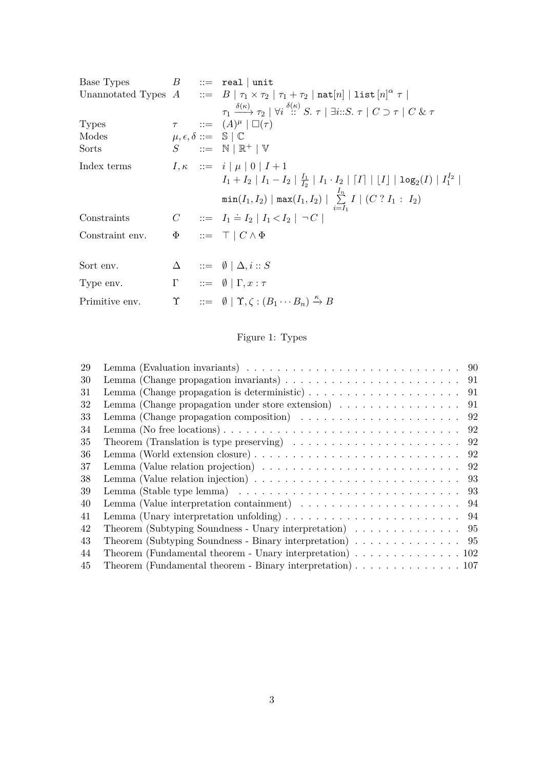| | | | |
|---|---|---|---|
| Base Types | $B$ | $::=$ | $\texttt{real} \mid \texttt{unit}$ |
| Unannotated Types | $A$ | $::=$ | $B \mid \tau_1 \times \tau_2 \mid \tau_1 + \tau_2 \mid \texttt{nat}[n] \mid \texttt{list}\,[n]^{\alpha}\,\tau \mid$ |
| | | | $\tau_1 \xrightarrow{\delta(\kappa)} \tau_2 \mid \forall i \overset{\delta(\kappa)}{::} S.\ \tau \mid \exists i{::}S.\ \tau \mid C \supset \tau \mid C \,\&\, \tau$ |
| Types | $\tau$ | $::=$ | $(A)^{\mu} \mid \square(\tau)$ |
| Modes | $\mu, \epsilon, \delta$ | $::=$ | $\mathbb{S} \mid \mathbb{C}$ |
| Sorts | $S$ | $::=$ | $\mathbb{N} \mid \mathbb{R}^{+} \mid \mathbb{V}$ |
| Index terms | $I, \kappa$ | $::=$ | $i \mid \mu \mid 0 \mid I + 1$ |
| | | | $I_1 + I_2 \mid I_1 - I_2 \mid \frac{I_1}{I_2} \mid I_1 \cdot I_2 \mid \lceil I \rceil \mid \lfloor I \rfloor \mid \texttt{log}_2(I) \mid I_1^{I_2} \mid$ |
| | | | $\texttt{min}(I_1, I_2) \mid \texttt{max}(I_1, I_2) \mid \sum_{i=I_1}^{I_n} I \mid (C\ ?\ I_1 : I_2)$ |
| Constraints | $C$ | $::=$ | $I_1 \doteq I_2 \mid I_1 < I_2 \mid \neg C \mid$ |
| Constraint env. | $\Phi$ | $::=$ | $\top \mid C \wedge \Phi$ |
| Sort env. | $\Delta$ | $::=$ | $\emptyset \mid \Delta, i :: S$ |
| Type env. | $\Gamma$ | $::=$ | $\emptyset \mid \Gamma, x : \tau$ |
| Primitive env. | $\Upsilon$ | $::=$ | $\emptyset \mid \Upsilon, \zeta : (B_1 \cdots B_n) \xrightarrow{\kappa} B$ |

Figure 1: Types

| | | |
|---|---|---|
| 29 | Lemma (Evaluation invariants) | 90 |
| 30 | Lemma (Change propagation invariants) | 91 |
| 31 | Lemma (Change propagation is deterministic) | 91 |
| 32 | Lemma (Change propagation under store extension) | 91 |
| 33 | Lemma (Change propagation composition) | 92 |
| 34 | Lemma (No free locations) | 92 |
| 35 | Theorem (Translation is type preserving) | 92 |
| 36 | Lemma (World extension closure) | 92 |
| 37 | Lemma (Value relation projection) | 92 |
| 38 | Lemma (Value relation injection) | 93 |
| 39 | Lemma (Stable type lemma) | 93 |
| 40 | Lemma (Value interpretation containment) | 94 |
| 41 | Lemma (Unary interpretation unfolding) | 94 |
| 42 | Theorem (Subtyping Soundness - Unary interpretation) | 95 |
| 43 | Theorem (Subtyping Soundness - Binary interpretation) | 95 |
| 44 | Theorem (Fundamental theorem - Unary interpretation) | 102 |
| 45 | Theorem (Fundamental theorem - Binary interpretation) | 107 |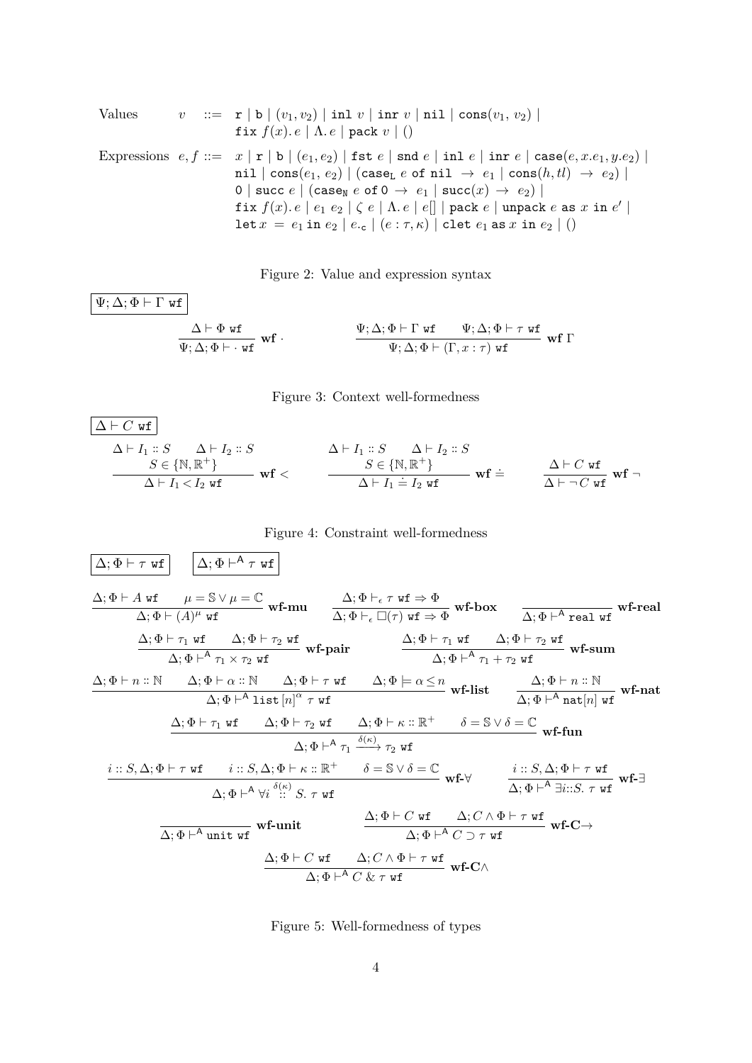$$
\begin{array}{llcl}
\text{Values} & v & ::= & \mathtt{r} \mid \mathtt{b} \mid (v_1, v_2) \mid \mathtt{inl}\ v \mid \mathtt{inr}\ v \mid \mathtt{nil} \mid \mathtt{cons}(v_1,\ v_2) \mid \\
& & & \mathtt{fix}\ f(x).\, e \mid \Lambda.\, e \mid \mathtt{pack}\ v \mid () \\
\text{Expressions} & e, f & ::= & x \mid \mathtt{r} \mid \mathtt{b} \mid (e_1, e_2) \mid \mathtt{fst}\ e \mid \mathtt{snd}\ e \mid \mathtt{inl}\ e \mid \mathtt{inr}\ e \mid \mathtt{case}(e, x.e_1, y.e_2) \mid \\
& & & \mathtt{nil} \mid \mathtt{cons}(e_1,\ e_2) \mid (\mathtt{case_L}\ e\ \mathtt{of}\ \mathtt{nil}\ \to\ e_1 \mid \mathtt{cons}(h, tl)\ \to\ e_2) \mid \\
& & & \mathtt{0} \mid \mathtt{succ}\ e \mid (\mathtt{case_N}\ e\ \mathtt{of}\ \mathtt{0}\ \to\ e_1 \mid \mathtt{succ}(x)\ \to\ e_2) \mid \\
& & & \mathtt{fix}\ f(x).\, e \mid e_1\ e_2 \mid \zeta\ e \mid \Lambda.\, e \mid e[] \mid \mathtt{pack}\ e \mid \mathtt{unpack}\ e\ \mathtt{as}\ x\ \mathtt{in}\ e' \mid \\
& & & \mathtt{let}\, x\ =\ e_1\, \mathtt{in}\ e_2 \mid e._{\mathtt{c}} \mid (e : \tau, \kappa) \mid \mathtt{clet}\ e_1\ \mathtt{as}\ x\ \mathtt{in}\ e_2 \mid ()
\end{array}
$$

Figure 2: Value and expression syntax

$\boxed{\Psi; \Delta; \Phi \vdash \Gamma\ \mathtt{wf}}$

$$
\frac{\Delta \vdash \Phi\ \mathtt{wf}}{\Psi; \Delta; \Phi \vdash \cdot\ \mathtt{wf}}\ \textbf{wf}\ \cdot
\qquad\qquad
\frac{\Psi; \Delta; \Phi \vdash \Gamma\ \mathtt{wf} \qquad \Psi; \Delta; \Phi \vdash \tau\ \mathtt{wf}}{\Psi; \Delta; \Phi \vdash (\Gamma, x : \tau)\ \mathtt{wf}}\ \textbf{wf}\ \Gamma
$$

Figure 3: Context well-formedness

$\boxed{\Delta \vdash C\ \mathtt{wf}}$

$$
\frac{\Delta \vdash I_1 :: S \qquad \Delta \vdash I_2 :: S \qquad S \in \{\mathbb{N}, \mathbb{R}^+\}}{\Delta \vdash I_1 < I_2\ \mathtt{wf}}\ \textbf{wf} <
\qquad
\frac{\Delta \vdash I_1 :: S \qquad \Delta \vdash I_2 :: S \qquad S \in \{\mathbb{N}, \mathbb{R}^+\}}{\Delta \vdash I_1 \doteq I_2\ \mathtt{wf}}\ \textbf{wf} \doteq
\qquad
\frac{\Delta \vdash C\ \mathtt{wf}}{\Delta \vdash \neg C\ \mathtt{wf}}\ \textbf{wf}\ \neg
$$

Figure 4: Constraint well-formedness

$\boxed{\Delta; \Phi \vdash \tau\ \mathtt{wf}}$ $\boxed{\Delta; \Phi \vdash^{\mathsf{A}} \tau\ \mathtt{wf}}$

$$
\frac{\Delta; \Phi \vdash A\ \mathtt{wf} \qquad \mu = \mathbb{S} \vee \mu = \mathbb{C}}{\Delta; \Phi \vdash (A)^{\mu}\ \mathtt{wf}}\ \textbf{wf-mu}
\qquad
\frac{\Delta; \Phi \vdash_{\epsilon} \tau\ \mathtt{wf} \Rightarrow \Phi}{\Delta; \Phi \vdash_{\epsilon} \square(\tau)\ \mathtt{wf} \Rightarrow \Phi}\ \textbf{wf-box}
\qquad
\frac{}{\Delta; \Phi \vdash^{\mathsf{A}} \mathtt{real}\ \mathtt{wf}}\ \textbf{wf-real}
$$

$$
\frac{\Delta; \Phi \vdash \tau_1\ \mathtt{wf} \qquad \Delta; \Phi \vdash \tau_2\ \mathtt{wf}}{\Delta; \Phi \vdash^{\mathsf{A}} \tau_1 \times \tau_2\ \mathtt{wf}}\ \textbf{wf-pair}
\qquad
\frac{\Delta; \Phi \vdash \tau_1\ \mathtt{wf} \qquad \Delta; \Phi \vdash \tau_2\ \mathtt{wf}}{\Delta; \Phi \vdash^{\mathsf{A}} \tau_1 + \tau_2\ \mathtt{wf}}\ \textbf{wf-sum}
$$

$$
\frac{\Delta; \Phi \vdash n :: \mathbb{N} \qquad \Delta; \Phi \vdash \alpha :: \mathbb{N} \qquad \Delta; \Phi \vdash \tau\ \mathtt{wf} \qquad \Delta; \Phi \models \alpha \leq n}{\Delta; \Phi \vdash^{\mathsf{A}} \mathtt{list}\,[n]^{\alpha}\ \tau\ \mathtt{wf}}\ \textbf{wf-list}
\qquad
\frac{\Delta; \Phi \vdash n :: \mathbb{N}}{\Delta; \Phi \vdash^{\mathsf{A}} \mathtt{nat}[n]\ \mathtt{wf}}\ \textbf{wf-nat}
$$

$$
\frac{\Delta; \Phi \vdash \tau_1\ \mathtt{wf} \qquad \Delta; \Phi \vdash \tau_2\ \mathtt{wf} \qquad \Delta; \Phi \vdash \kappa :: \mathbb{R}^+ \qquad \delta = \mathbb{S} \vee \delta = \mathbb{C}}{\Delta; \Phi \vdash^{\mathsf{A}} \tau_1 \xrightarrow{\delta(\kappa)} \tau_2\ \mathtt{wf}}\ \textbf{wf-fun}
$$

$$
\frac{i :: S, \Delta; \Phi \vdash \tau\ \mathtt{wf} \qquad i :: S, \Delta; \Phi \vdash \kappa :: \mathbb{R}^+ \qquad \delta = \mathbb{S} \vee \delta = \mathbb{C}}{\Delta; \Phi \vdash^{\mathsf{A}} \forall i \overset{\delta(\kappa)}{::} S.\ \tau\ \mathtt{wf}}\ \textbf{wf-}\forall
\qquad
\frac{i :: S, \Delta; \Phi \vdash \tau\ \mathtt{wf}}{\Delta; \Phi \vdash^{\mathsf{A}} \exists i{::}S.\ \tau\ \mathtt{wf}}\ \textbf{wf-}\exists
$$

$$
\frac{}{\Delta; \Phi \vdash^{\mathsf{A}} \mathtt{unit}\ \mathtt{wf}}\ \textbf{wf-unit}
\qquad
\frac{\Delta; \Phi \vdash C\ \mathtt{wf} \qquad \Delta; C \wedge \Phi \vdash \tau\ \mathtt{wf}}{\Delta; \Phi \vdash^{\mathsf{A}} C \supset \tau\ \mathtt{wf}}\ \textbf{wf-C}\!\!\to
$$

$$
\frac{\Delta; \Phi \vdash C\ \mathtt{wf} \qquad \Delta; C \wedge \Phi \vdash \tau\ \mathtt{wf}}{\Delta; \Phi \vdash^{\mathsf{A}} C \ \&\ \tau\ \mathtt{wf}}\ \textbf{wf-C}\wedge
$$

Figure 5: Well-formedness of types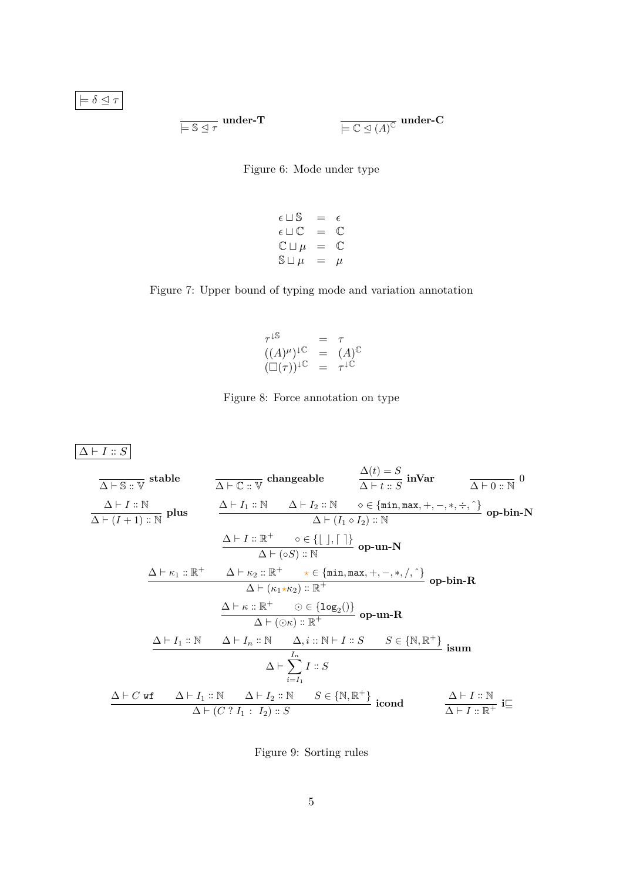$\boxed{\models \delta \trianglelefteq \tau}$

$$\frac{}{\models \mathbb{S} \trianglelefteq \tau}\ \textbf{under-T} \qquad\qquad \frac{}{\models \mathbb{C} \trianglelefteq (A)^{\mathbb{C}}}\ \textbf{under-C}$$

Figure 6: Mode under type

$$\begin{array}{lcl}
\epsilon \sqcup \mathbb{S} & = & \epsilon \\
\epsilon \sqcup \mathbb{C} & = & \mathbb{C} \\
\mathbb{C} \sqcup \mu & = & \mathbb{C} \\
\mathbb{S} \sqcup \mu & = & \mu
\end{array}$$

Figure 7: Upper bound of typing mode and variation annotation

$$\begin{array}{lcl}
\tau^{\downarrow \mathbb{S}} & = & \tau \\
((A)^{\mu})^{\downarrow \mathbb{C}} & = & (A)^{\mathbb{C}} \\
(\square(\tau))^{\downarrow \mathbb{C}} & = & \tau^{\downarrow \mathbb{C}}
\end{array}$$

Figure 8: Force annotation on type

$\boxed{\Delta \vdash I :: S}$

$$\frac{}{\Delta \vdash \mathbb{S} :: \mathbb{V}}\ \textbf{stable} \qquad \frac{}{\Delta \vdash \mathbb{C} :: \mathbb{V}}\ \textbf{changeable} \qquad \frac{\Delta(t) = S}{\Delta \vdash t :: S}\ \textbf{inVar} \qquad \frac{}{\Delta \vdash 0 :: \mathbb{N}}\ 0$$

$$\frac{\Delta \vdash I :: \mathbb{N}}{\Delta \vdash (I+1) :: \mathbb{N}}\ \textbf{plus} \qquad \frac{\Delta \vdash I_1 :: \mathbb{N} \qquad \Delta \vdash I_2 :: \mathbb{N} \qquad \diamond \in \{\mathtt{min}, \mathtt{max}, +, -, *, \div, \hat{}\ \}}{\Delta \vdash (I_1 \diamond I_2) :: \mathbb{N}}\ \textbf{op-bin-N}$$

$$\frac{\Delta \vdash I :: \mathbb{R}^+ \qquad \circ \in \{\lfloor\ \rfloor, \lceil\ \rceil\}}{\Delta \vdash (\circ S) :: \mathbb{N}}\ \textbf{op-un-N}$$

$$\frac{\Delta \vdash \kappa_1 :: \mathbb{R}^+ \qquad \Delta \vdash \kappa_2 :: \mathbb{R}^+ \qquad \star \in \{\mathtt{min}, \mathtt{max}, +, -, *, /, \hat{}\ \}}{\Delta \vdash (\kappa_1 \star \kappa_2) :: \mathbb{R}^+}\ \textbf{op-bin-R}$$

$$\frac{\Delta \vdash \kappa :: \mathbb{R}^+ \qquad \odot \in \{\mathtt{log_2}()\}}{\Delta \vdash (\odot \kappa) :: \mathbb{R}^+}\ \textbf{op-un-R}$$

$$\frac{\Delta \vdash I_1 :: \mathbb{N} \qquad \Delta \vdash I_n :: \mathbb{N} \qquad \Delta, i :: \mathbb{N} \vdash I :: S \qquad S \in \{\mathbb{N}, \mathbb{R}^+\}}{\Delta \vdash \sum_{i=I_1}^{I_n} I :: S}\ \textbf{isum}$$

$$\frac{\Delta \vdash C\ \mathtt{wf} \qquad \Delta \vdash I_1 :: \mathbb{N} \qquad \Delta \vdash I_2 :: \mathbb{N} \qquad S \in \{\mathbb{N}, \mathbb{R}^+\}}{\Delta \vdash (C\ ?\ I_1\ :\ I_2) :: S}\ \textbf{icond} \qquad \frac{\Delta \vdash I :: \mathbb{N}}{\Delta \vdash I :: \mathbb{R}^+}\ \textbf{i}\sqsubseteq$$

Figure 9: Sorting rules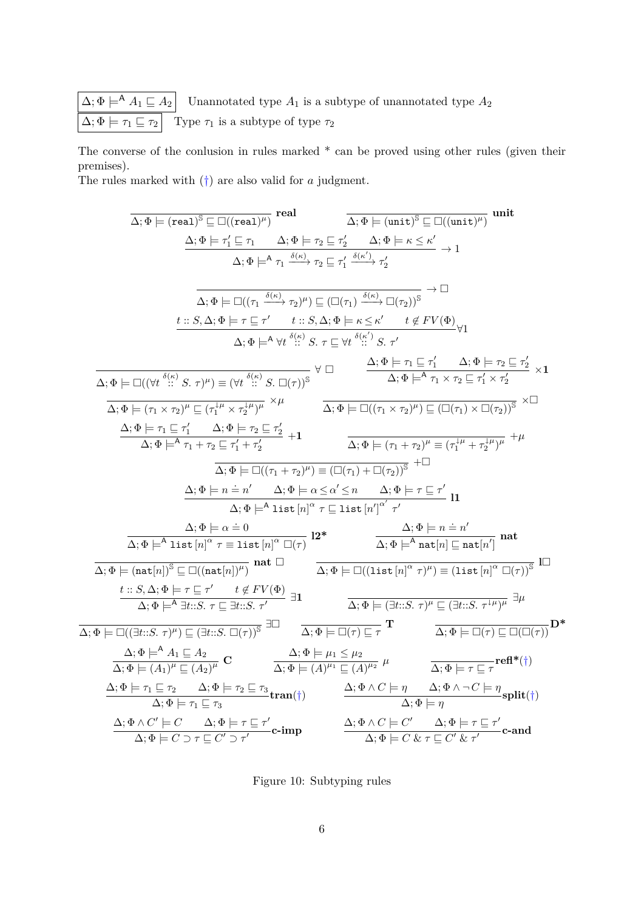$\boxed{\Delta; \Phi \models^{\mathsf{A}} A_1 \sqsubseteq A_2}$ Unannotated type $A_1$ is a subtype of unannotated type $A_2$

$\boxed{\Delta; \Phi \models \tau_1 \sqsubseteq \tau_2}$ Type $\tau_1$ is a subtype of type $\tau_2$

The converse of the conlusion in rules marked * can be proved using other rules (given their premises).
The rules marked with (†) are also valid for $a$ judgment.

$$\frac{}{\Delta; \Phi \models (\texttt{real})^{\mathbb{S}} \sqsubseteq \square((\texttt{real})^{\mu})}\ \textbf{real} \qquad \frac{}{\Delta; \Phi \models (\texttt{unit})^{\mathbb{S}} \sqsubseteq \square((\texttt{unit})^{\mu})}\ \textbf{unit}$$

$$\frac{\Delta; \Phi \models \tau_1' \sqsubseteq \tau_1 \qquad \Delta; \Phi \models \tau_2 \sqsubseteq \tau_2' \qquad \Delta; \Phi \models \kappa \leq \kappa'}{\Delta; \Phi \models^{\mathsf{A}} \tau_1 \xrightarrow{\delta(\kappa)} \tau_2 \sqsubseteq \tau_1' \xrightarrow{\delta(\kappa')} \tau_2'}\ \rightarrow 1$$

$$\frac{}{\Delta; \Phi \models \square((\tau_1 \xrightarrow{\delta(\kappa)} \tau_2)^{\mu}) \sqsubseteq (\square(\tau_1) \xrightarrow{\delta(\kappa)} \square(\tau_2))^{\mathbb{S}}}\ \rightarrow \square$$

$$\frac{t :: S, \Delta; \Phi \models \tau \sqsubseteq \tau' \qquad t :: S, \Delta; \Phi \models \kappa \leq \kappa' \qquad t \notin FV(\Phi)}{\Delta; \Phi \models^{\mathsf{A}} \forall t \overset{\delta(\kappa)}{::} S.\ \tau \sqsubseteq \forall t \overset{\delta(\kappa')}{::} S.\ \tau'}\ \forall 1$$

$$\frac{}{\Delta; \Phi \models \square((\forall t \overset{\delta(\kappa)}{::} S.\ \tau)^{\mu}) \equiv (\forall t \overset{\delta(\kappa)}{::} S.\ \square(\tau))^{\mathbb{S}}}\ \forall\ \square \qquad \frac{\Delta; \Phi \models \tau_1 \sqsubseteq \tau_1' \qquad \Delta; \Phi \models \tau_2 \sqsubseteq \tau_2'}{\Delta; \Phi \models^{\mathsf{A}} \tau_1 \times \tau_2 \sqsubseteq \tau_1' \times \tau_2'}\ \times\mathbf{1}$$

$$\frac{}{\Delta; \Phi \models (\tau_1 \times \tau_2)^{\mu} \sqsubseteq (\tau_1^{\downarrow\mu} \times \tau_2^{\downarrow\mu})^{\mu}}\ \times\mu \qquad \frac{}{\Delta; \Phi \models \square((\tau_1 \times \tau_2)^{\mu}) \sqsubseteq (\square(\tau_1) \times \square(\tau_2))^{\mathbb{S}}}\ \times\square$$

$$\frac{\Delta; \Phi \models \tau_1 \sqsubseteq \tau_1' \qquad \Delta; \Phi \models \tau_2 \sqsubseteq \tau_2'}{\Delta; \Phi \models^{\mathsf{A}} \tau_1 + \tau_2 \sqsubseteq \tau_1' + \tau_2'}\ +\mathbf{1} \qquad \frac{}{\Delta; \Phi \models (\tau_1 + \tau_2)^{\mu} \equiv (\tau_1^{\downarrow\mu} + \tau_2^{\downarrow\mu})^{\mu}}\ +\mu$$

$$\frac{}{\Delta; \Phi \models \square((\tau_1 + \tau_2)^{\mu}) \equiv (\square(\tau_1) + \square(\tau_2))^{\mathbb{S}}}\ +\square$$

$$\frac{\Delta; \Phi \models n \doteq n' \qquad \Delta; \Phi \models \alpha \leq \alpha' \leq n \qquad \Delta; \Phi \models \tau \sqsubseteq \tau'}{\Delta; \Phi \models^{\mathsf{A}} \texttt{list}\,[n]^{\alpha}\ \tau \sqsubseteq \texttt{list}\,[n']^{\alpha'}\ \tau'}\ \mathbf{l1}$$

$$\frac{\Delta; \Phi \models \alpha \doteq 0}{\Delta; \Phi \models^{\mathsf{A}} \texttt{list}\,[n]^{\alpha}\ \tau \equiv \texttt{list}\,[n]^{\alpha}\ \square(\tau)}\ \mathbf{l2^*} \qquad \frac{\Delta; \Phi \models n \doteq n'}{\Delta; \Phi \models^{\mathsf{A}} \texttt{nat}[n] \sqsubseteq \texttt{nat}[n']}\ \mathbf{nat}$$

$$\frac{}{\Delta; \Phi \models (\texttt{nat}[n])^{\mathbb{S}} \sqsubseteq \square((\texttt{nat}[n])^{\mu})}\ \mathbf{nat}\ \square \qquad \frac{}{\Delta; \Phi \models \square((\texttt{list}\,[n]^{\alpha}\ \tau)^{\mu}) \equiv (\texttt{list}\,[n]^{\alpha}\ \square(\tau))^{\mathbb{S}}}\ \mathbf{l}\square$$

$$\frac{t :: S, \Delta; \Phi \models \tau \sqsubseteq \tau' \qquad t \notin FV(\Phi)}{\Delta; \Phi \models^{\mathsf{A}} \exists t{::}S.\ \tau \sqsubseteq \exists t{::}S.\ \tau'}\ \exists\mathbf{1} \qquad \frac{}{\Delta; \Phi \models (\exists t{::}S.\ \tau)^{\mu} \sqsubseteq (\exists t{::}S.\ \tau^{\downarrow\mu})^{\mu}}\ \exists\mu$$

$$\frac{}{\Delta; \Phi \models \square((\exists t{::}S.\ \tau)^{\mu}) \sqsubseteq (\exists t{::}S.\ \square(\tau))^{\mathbb{S}}}\ \exists\square \qquad \frac{}{\Delta; \Phi \models \square(\tau) \sqsubseteq \tau}\ \mathbf{T} \qquad \frac{}{\Delta; \Phi \models \square(\tau) \sqsubseteq \square(\square(\tau))}\ \mathbf{D^*}$$

$$\frac{\Delta; \Phi \models^{\mathsf{A}} A_1 \sqsubseteq A_2}{\Delta; \Phi \models (A_1)^{\mu} \sqsubseteq (A_2)^{\mu}}\ \mathbf{C} \qquad \frac{\Delta; \Phi \models \mu_1 \leq \mu_2}{\Delta; \Phi \models (A)^{\mu_1} \sqsubseteq (A)^{\mu_2}}\ \mu \qquad \frac{}{\Delta; \Phi \models \tau \sqsubseteq \tau}\ \mathbf{refl^*}(\dagger)$$

$$\frac{\Delta; \Phi \models \tau_1 \sqsubseteq \tau_2 \qquad \Delta; \Phi \models \tau_2 \sqsubseteq \tau_3}{\Delta; \Phi \models \tau_1 \sqsubseteq \tau_3}\ \mathbf{tran}(\dagger) \qquad \frac{\Delta; \Phi \wedge C \models \eta \qquad \Delta; \Phi \wedge \neg C \models \eta}{\Delta; \Phi \models \eta}\ \mathbf{split}(\dagger)$$

$$\frac{\Delta; \Phi \wedge C' \models C \qquad \Delta; \Phi \models \tau \sqsubseteq \tau'}{\Delta; \Phi \models C \supset \tau \sqsubseteq C' \supset \tau'}\ \mathbf{c\text{-}imp} \qquad \frac{\Delta; \Phi \wedge C \models C' \qquad \Delta; \Phi \models \tau \sqsubseteq \tau'}{\Delta; \Phi \models C \,\&\, \tau \sqsubseteq C' \,\&\, \tau'}\ \mathbf{c\text{-}and}$$

Figure 10: Subtyping rules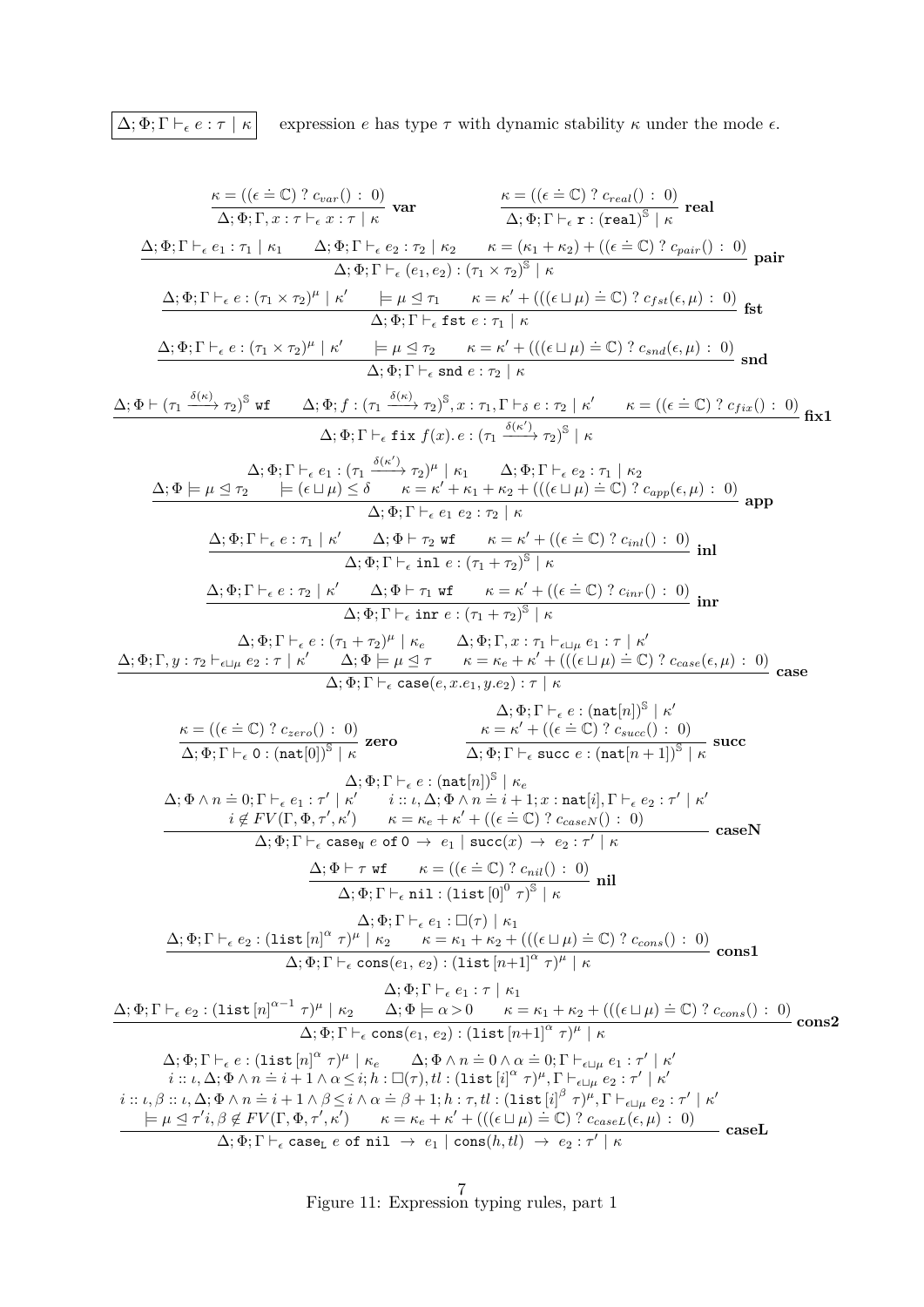$\boxed{\Delta; \Phi; \Gamma \vdash_\epsilon e : \tau \mid \kappa}$ expression $e$ has type $\tau$ with dynamic stability $\kappa$ under the mode $\epsilon$.

$$\frac{\kappa = ((\epsilon \doteq \mathbb{C})\ ?\ c_{var}()\ :\ 0)}{\Delta; \Phi; \Gamma, x : \tau \vdash_\epsilon x : \tau \mid \kappa}\ \textbf{var} \qquad \frac{\kappa = ((\epsilon \doteq \mathbb{C})\ ?\ c_{real}()\ :\ 0)}{\Delta; \Phi; \Gamma \vdash_\epsilon \mathtt{r} : (\mathtt{real})^{\mathbb{S}} \mid \kappa}\ \textbf{real}$$

$$\frac{\Delta; \Phi; \Gamma \vdash_\epsilon e_1 : \tau_1 \mid \kappa_1 \qquad \Delta; \Phi; \Gamma \vdash_\epsilon e_2 : \tau_2 \mid \kappa_2 \qquad \kappa = (\kappa_1 + \kappa_2) + ((\epsilon \doteq \mathbb{C})\ ?\ c_{pair}()\ :\ 0)}{\Delta; \Phi; \Gamma \vdash_\epsilon (e_1, e_2) : (\tau_1 \times \tau_2)^{\mathbb{S}} \mid \kappa}\ \textbf{pair}$$

$$\frac{\Delta; \Phi; \Gamma \vdash_\epsilon e : (\tau_1 \times \tau_2)^{\mu} \mid \kappa' \qquad \models \mu \trianglelefteq \tau_1 \qquad \kappa = \kappa' + (((\epsilon \sqcup \mu) \doteq \mathbb{C})\ ?\ c_{fst}(\epsilon, \mu)\ :\ 0)}{\Delta; \Phi; \Gamma \vdash_\epsilon \mathtt{fst}\ e : \tau_1 \mid \kappa}\ \textbf{fst}$$

$$\frac{\Delta; \Phi; \Gamma \vdash_\epsilon e : (\tau_1 \times \tau_2)^{\mu} \mid \kappa' \qquad \models \mu \trianglelefteq \tau_2 \qquad \kappa = \kappa' + (((\epsilon \sqcup \mu) \doteq \mathbb{C})\ ?\ c_{snd}(\epsilon, \mu)\ :\ 0)}{\Delta; \Phi; \Gamma \vdash_\epsilon \mathtt{snd}\ e : \tau_2 \mid \kappa}\ \textbf{snd}$$

$$\frac{\Delta; \Phi \vdash (\tau_1 \xrightarrow{\delta(\kappa)} \tau_2)^{\mathbb{S}}\ \mathtt{wf} \qquad \Delta; \Phi; f : (\tau_1 \xrightarrow{\delta(\kappa)} \tau_2)^{\mathbb{S}}, x : \tau_1, \Gamma \vdash_\delta e : \tau_2 \mid \kappa' \qquad \kappa = ((\epsilon \doteq \mathbb{C})\ ?\ c_{fix}()\ :\ 0)}{\Delta; \Phi; \Gamma \vdash_\epsilon \mathtt{fix}\ f(x).\, e : (\tau_1 \xrightarrow{\delta(\kappa')} \tau_2)^{\mathbb{S}} \mid \kappa}\ \textbf{fix1}$$

$$\frac{\begin{array}{c}\Delta; \Phi; \Gamma \vdash_\epsilon e_1 : (\tau_1 \xrightarrow{\delta(\kappa')} \tau_2)^{\mu} \mid \kappa_1 \qquad \Delta; \Phi; \Gamma \vdash_\epsilon e_2 : \tau_1 \mid \kappa_2 \\ \Delta; \Phi \models \mu \trianglelefteq \tau_2 \qquad \models (\epsilon \sqcup \mu) \leq \delta \qquad \kappa = \kappa' + \kappa_1 + \kappa_2 + (((\epsilon \sqcup \mu) \doteq \mathbb{C})\ ?\ c_{app}(\epsilon, \mu)\ :\ 0)\end{array}}{\Delta; \Phi; \Gamma \vdash_\epsilon e_1\ e_2 : \tau_2 \mid \kappa}\ \textbf{app}$$

$$\frac{\Delta; \Phi; \Gamma \vdash_\epsilon e : \tau_1 \mid \kappa' \qquad \Delta; \Phi \vdash \tau_2\ \mathtt{wf} \qquad \kappa = \kappa' + ((\epsilon \doteq \mathbb{C})\ ?\ c_{inl}()\ :\ 0)}{\Delta; \Phi; \Gamma \vdash_\epsilon \mathtt{inl}\ e : (\tau_1 + \tau_2)^{\mathbb{S}} \mid \kappa}\ \textbf{inl}$$

$$\frac{\Delta; \Phi; \Gamma \vdash_\epsilon e : \tau_2 \mid \kappa' \qquad \Delta; \Phi \vdash \tau_1\ \mathtt{wf} \qquad \kappa = \kappa' + ((\epsilon \doteq \mathbb{C})\ ?\ c_{inr}()\ :\ 0)}{\Delta; \Phi; \Gamma \vdash_\epsilon \mathtt{inr}\ e : (\tau_1 + \tau_2)^{\mathbb{S}} \mid \kappa}\ \textbf{inr}$$

$$\frac{\begin{array}{c}\Delta; \Phi; \Gamma \vdash_\epsilon e : (\tau_1 + \tau_2)^{\mu} \mid \kappa_e \qquad \Delta; \Phi; \Gamma, x : \tau_1 \vdash_{\epsilon \sqcup \mu} e_1 : \tau \mid \kappa' \\ \Delta; \Phi; \Gamma, y : \tau_2 \vdash_{\epsilon \sqcup \mu} e_2 : \tau \mid \kappa' \qquad \Delta; \Phi \models \mu \trianglelefteq \tau \qquad \kappa = \kappa_e + \kappa' + (((\epsilon \sqcup \mu) \doteq \mathbb{C})\ ?\ c_{case}(\epsilon, \mu)\ :\ 0)\end{array}}{\Delta; \Phi; \Gamma \vdash_\epsilon \mathtt{case}(e, x.e_1, y.e_2) : \tau \mid \kappa}\ \textbf{case}$$

$$\frac{\kappa = ((\epsilon \doteq \mathbb{C})\ ?\ c_{zero}()\ :\ 0)}{\Delta; \Phi; \Gamma \vdash_\epsilon \mathtt{0} : (\mathtt{nat}[0])^{\mathbb{S}} \mid \kappa}\ \textbf{zero} \qquad \frac{\begin{array}{c}\Delta; \Phi; \Gamma \vdash_\epsilon e : (\mathtt{nat}[n])^{\mathbb{S}} \mid \kappa' \\ \kappa = \kappa' + ((\epsilon \doteq \mathbb{C})\ ?\ c_{succ}()\ :\ 0)\end{array}}{\Delta; \Phi; \Gamma \vdash_\epsilon \mathtt{succ}\ e : (\mathtt{nat}[n+1])^{\mathbb{S}} \mid \kappa}\ \textbf{succ}$$

$$\frac{\begin{array}{c}\Delta; \Phi; \Gamma \vdash_\epsilon e : (\mathtt{nat}[n])^{\mathbb{S}} \mid \kappa_e \\ \Delta; \Phi \wedge n \doteq 0; \Gamma \vdash_\epsilon e_1 : \tau' \mid \kappa' \qquad i :: \iota, \Delta; \Phi \wedge n \doteq i+1; x : \mathtt{nat}[i], \Gamma \vdash_\epsilon e_2 : \tau' \mid \kappa' \\ i \notin FV(\Gamma, \Phi, \tau', \kappa') \qquad \kappa = \kappa_e + \kappa' + ((\epsilon \doteq \mathbb{C})\ ?\ c_{caseN}()\ :\ 0)\end{array}}{\Delta; \Phi; \Gamma \vdash_\epsilon \mathtt{case_N}\ e\ \mathtt{of}\ \mathtt{0}\ \rightarrow\ e_1 \mid \mathtt{succ}(x)\ \rightarrow\ e_2 : \tau' \mid \kappa}\ \textbf{caseN}$$

$$\frac{\Delta; \Phi \vdash \tau\ \mathtt{wf} \qquad \kappa = ((\epsilon \doteq \mathbb{C})\ ?\ c_{nil}()\ :\ 0)}{\Delta; \Phi; \Gamma \vdash_\epsilon \mathtt{nil} : (\mathtt{list}\,[0]^{0}\ \tau)^{\mathbb{S}} \mid \kappa}\ \textbf{nil}$$

$$\frac{\begin{array}{c}\Delta; \Phi; \Gamma \vdash_\epsilon e_1 : \square(\tau) \mid \kappa_1 \\ \Delta; \Phi; \Gamma \vdash_\epsilon e_2 : (\mathtt{list}\,[n]^{\alpha}\ \tau)^{\mu} \mid \kappa_2 \qquad \kappa = \kappa_1 + \kappa_2 + (((\epsilon \sqcup \mu) \doteq \mathbb{C})\ ?\ c_{cons}()\ :\ 0)\end{array}}{\Delta; \Phi; \Gamma \vdash_\epsilon \mathtt{cons}(e_1,\, e_2) : (\mathtt{list}\,[n{+}1]^{\alpha}\ \tau)^{\mu} \mid \kappa}\ \textbf{cons1}$$

$$\frac{\begin{array}{c}\Delta; \Phi; \Gamma \vdash_\epsilon e_1 : \tau \mid \kappa_1 \\ \Delta; \Phi; \Gamma \vdash_\epsilon e_2 : (\mathtt{list}\,[n]^{\alpha-1}\ \tau)^{\mu} \mid \kappa_2 \qquad \Delta; \Phi \models \alpha > 0 \qquad \kappa = \kappa_1 + \kappa_2 + (((\epsilon \sqcup \mu) \doteq \mathbb{C})\ ?\ c_{cons}()\ :\ 0)\end{array}}{\Delta; \Phi; \Gamma \vdash_\epsilon \mathtt{cons}(e_1,\, e_2) : (\mathtt{list}\,[n{+}1]^{\alpha}\ \tau)^{\mu} \mid \kappa}\ \textbf{cons2}$$

$$\frac{\begin{array}{c}\Delta; \Phi; \Gamma \vdash_\epsilon e : (\mathtt{list}\,[n]^{\alpha}\ \tau)^{\mu} \mid \kappa_e \qquad \Delta; \Phi \wedge n \doteq 0 \wedge \alpha \doteq 0; \Gamma \vdash_{\epsilon \sqcup \mu} e_1 : \tau' \mid \kappa' \\ i :: \iota, \Delta; \Phi \wedge n \doteq i+1 \wedge \alpha \leq i; h : \square(\tau), tl : (\mathtt{list}\,[i]^{\alpha}\ \tau)^{\mu}, \Gamma \vdash_{\epsilon \sqcup \mu} e_2 : \tau' \mid \kappa' \\ i :: \iota, \beta :: \iota, \Delta; \Phi \wedge n \doteq i+1 \wedge \beta \leq i \wedge \alpha \doteq \beta+1; h : \tau, tl : (\mathtt{list}\,[i]^{\beta}\ \tau)^{\mu}, \Gamma \vdash_{\epsilon \sqcup \mu} e_2 : \tau' \mid \kappa' \\ \models \mu \trianglelefteq \tau' i, \beta \notin FV(\Gamma, \Phi, \tau', \kappa') \qquad \kappa = \kappa_e + \kappa' + (((\epsilon \sqcup \mu) \doteq \mathbb{C})\ ?\ c_{caseL}(\epsilon, \mu)\ :\ 0)\end{array}}{\Delta; \Phi; \Gamma \vdash_\epsilon \mathtt{case_L}\ e\ \mathtt{of}\ \mathtt{nil}\ \rightarrow\ e_1 \mid \mathtt{cons}(h, tl)\ \rightarrow\ e_2 : \tau' \mid \kappa}\ \textbf{caseL}$$

Figure 11: Expression typing rules, part 1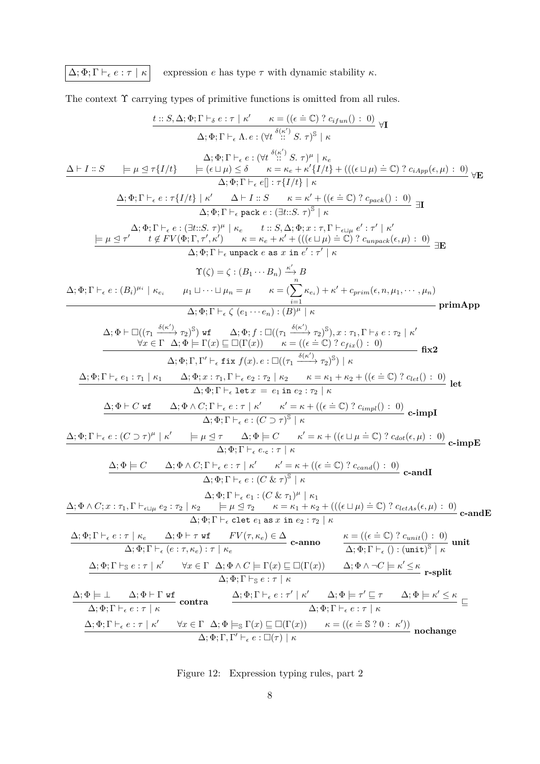$\boxed{\Delta; \Phi; \Gamma \vdash_{\epsilon} e : \tau \mid \kappa}$ expression $e$ has type $\tau$ with dynamic stability $\kappa$.

The context $\Upsilon$ carrying types of primitive functions is omitted from all rules.

$$\frac{t :: S, \Delta; \Phi; \Gamma \vdash_{\delta} e : \tau \mid \kappa' \qquad \kappa = ((\epsilon \doteq \mathbb{C}) \ ? \ c_{ifun}() \ : \ 0)}{\Delta; \Phi; \Gamma \vdash_{\epsilon} \Lambda. e : (\forall t \overset{\delta(\kappa')}{::} S. \ \tau)^{\mathbb{S}} \mid \kappa} \ \forall\mathbf{I}$$

$$\frac{\begin{array}{c}\Delta; \Phi; \Gamma \vdash_{\epsilon} e : (\forall t \overset{\delta(\kappa')}{::} S. \ \tau)^{\mu} \mid \kappa_e \\ \Delta \vdash I :: S \qquad \models \mu \trianglelefteq \tau\{I/t\} \qquad \models (\epsilon \sqcup \mu) \leq \delta \qquad \kappa = \kappa_e + \kappa'\{I/t\} + (((\epsilon \sqcup \mu) \doteq \mathbb{C}) \ ? \ c_{iApp}(\epsilon, \mu) \ : \ 0)\end{array}}{\Delta; \Phi; \Gamma \vdash_{\epsilon} e[] : \tau\{I/t\} \mid \kappa} \ \forall\mathbf{E}$$

$$\frac{\Delta; \Phi; \Gamma \vdash_{\epsilon} e : \tau\{I/t\} \mid \kappa' \qquad \Delta \vdash I :: S \qquad \kappa = \kappa' + ((\epsilon \doteq \mathbb{C}) \ ? \ c_{pack}() \ : \ 0)}{\Delta; \Phi; \Gamma \vdash_{\epsilon} \texttt{pack} \ e : (\exists t{::}S. \ \tau)^{\mathbb{S}} \mid \kappa} \ \exists\mathbf{I}$$

$$\frac{\begin{array}{c}\Delta; \Phi; \Gamma \vdash_{\epsilon} e : (\exists t{::}S. \ \tau)^{\mu} \mid \kappa_e \qquad t :: S, \Delta; \Phi; x : \tau, \Gamma \vdash_{\epsilon \sqcup \mu} e' : \tau' \mid \kappa' \\ \models \mu \trianglelefteq \tau' \qquad t \notin FV(\Phi; \Gamma, \tau', \kappa') \qquad \kappa = \kappa_e + \kappa' + (((\epsilon \sqcup \mu) \doteq \mathbb{C}) \ ? \ c_{unpack}(\epsilon, \mu) \ : \ 0)\end{array}}{\Delta; \Phi; \Gamma \vdash_{\epsilon} \texttt{unpack} \ e \ \texttt{as} \ x \ \texttt{in} \ e' : \tau' \mid \kappa} \ \exists\mathbf{E}$$

$$\frac{\begin{array}{c}\Upsilon(\zeta) = \zeta : (B_1 \cdots B_n) \xrightarrow{\kappa'} B \\ \Delta; \Phi; \Gamma \vdash_{\epsilon} e : (B_i)^{\mu_i} \mid \kappa_{e_i} \qquad \mu_1 \sqcup \cdots \sqcup \mu_n = \mu \qquad \kappa = (\sum_{i=1}^{n} \kappa_{e_i}) + \kappa' + c_{prim}(\epsilon, n, \mu_1, \cdots, \mu_n)\end{array}}{\Delta; \Phi; \Gamma \vdash_{\epsilon} \zeta \ (e_1 \cdots e_n) : (B)^{\mu} \mid \kappa} \ \mathbf{primApp}$$

$$\frac{\begin{array}{c}\Delta; \Phi \vdash \square((\tau_1 \xrightarrow{\delta(\kappa')} \tau_2)^{\mathbb{S}}) \ \texttt{wf} \qquad \Delta; \Phi; f : \square((\tau_1 \xrightarrow{\delta(\kappa')} \tau_2)^{\mathbb{S}}), x : \tau_1, \Gamma \vdash_{\delta} e : \tau_2 \mid \kappa' \\ \forall x \in \Gamma \ \ \Delta; \Phi \models \Gamma(x) \sqsubseteq \square(\Gamma(x)) \qquad \kappa = ((\epsilon \doteq \mathbb{C}) \ ? \ c_{fix}() \ : \ 0)\end{array}}{\Delta; \Phi; \Gamma, \Gamma' \vdash_{\epsilon} \texttt{fix} \ f(x). e : \square((\tau_1 \xrightarrow{\delta(\kappa')} \tau_2)^{\mathbb{S}}) \mid \kappa} \ \mathbf{fix2}$$

$$\frac{\Delta; \Phi; \Gamma \vdash_{\epsilon} e_1 : \tau_1 \mid \kappa_1 \qquad \Delta; \Phi; x : \tau_1, \Gamma \vdash_{\epsilon} e_2 : \tau_2 \mid \kappa_2 \qquad \kappa = \kappa_1 + \kappa_2 + ((\epsilon \doteq \mathbb{C}) \ ? \ c_{let}() \ : \ 0)}{\Delta; \Phi; \Gamma \vdash_{\epsilon} \texttt{let} \ x \ = \ e_1 \ \texttt{in} \ e_2 : \tau_2 \mid \kappa} \ \mathbf{let}$$

$$\frac{\Delta; \Phi \vdash C \ \texttt{wf} \qquad \Delta; \Phi \wedge C; \Gamma \vdash_{\epsilon} e : \tau \mid \kappa' \qquad \kappa' = \kappa + ((\epsilon \doteq \mathbb{C}) \ ? \ c_{impl}() \ : \ 0)}{\Delta; \Phi; \Gamma \vdash_{\epsilon} e : (C \supset \tau)^{\mathbb{S}} \mid \kappa} \ \mathbf{c\text{-}impI}$$

$$\frac{\Delta; \Phi; \Gamma \vdash_{\epsilon} e : (C \supset \tau)^{\mu} \mid \kappa' \qquad \models \mu \trianglelefteq \tau \qquad \Delta; \Phi \models C \qquad \kappa' = \kappa + ((\epsilon \sqcup \mu \doteq \mathbb{C}) \ ? \ c_{dot}(\epsilon, \mu) \ : \ 0)}{\Delta; \Phi; \Gamma \vdash_{\epsilon} e._{\texttt{c}} : \tau \mid \kappa} \ \mathbf{c\text{-}impE}$$

$$\frac{\Delta; \Phi \models C \qquad \Delta; \Phi \wedge C; \Gamma \vdash_{\epsilon} e : \tau \mid \kappa' \qquad \kappa' = \kappa + ((\epsilon \doteq \mathbb{C}) \ ? \ c_{cand}() \ : \ 0)}{\Delta; \Phi; \Gamma \vdash_{\epsilon} e : (C \ \& \ \tau)^{\mathbb{S}} \mid \kappa} \ \mathbf{c\text{-}andI}$$

$$\frac{\begin{array}{c}\Delta; \Phi; \Gamma \vdash_{\epsilon} e_1 : (C \ \& \ \tau_1)^{\mu} \mid \kappa_1 \\ \Delta; \Phi \wedge C; x : \tau_1, \Gamma \vdash_{\epsilon \sqcup \mu} e_2 : \tau_2 \mid \kappa_2 \qquad \models \mu \trianglelefteq \tau_2 \qquad \kappa = \kappa_1 + \kappa_2 + (((\epsilon \sqcup \mu) \doteq \mathbb{C}) \ ? \ c_{letAs}(\epsilon, \mu) \ : \ 0)\end{array}}{\Delta; \Phi; \Gamma \vdash_{\epsilon} \texttt{clet} \ e_1 \ \texttt{as} \ x \ \texttt{in} \ e_2 : \tau_2 \mid \kappa} \ \mathbf{c\text{-}andE}$$

$$\frac{\Delta; \Phi; \Gamma \vdash_{\epsilon} e : \tau \mid \kappa_e \qquad \Delta; \Phi \vdash \tau \ \texttt{wf} \qquad FV(\tau, \kappa_e) \in \Delta}{\Delta; \Phi; \Gamma \vdash_{\epsilon} (e : \tau, \kappa_e) : \tau \mid \kappa_e} \ \mathbf{c\text{-}anno} \qquad \frac{\kappa = ((\epsilon \doteq \mathbb{C}) \ ? \ c_{unit}() \ : \ 0)}{\Delta; \Phi; \Gamma \vdash_{\epsilon} () : (\texttt{unit})^{\mathbb{S}} \mid \kappa} \ \mathbf{unit}$$

$$\frac{\Delta; \Phi; \Gamma \vdash_{\mathbb{S}} e : \tau \mid \kappa' \qquad \forall x \in \Gamma \ \ \Delta; \Phi \wedge C \models \Gamma(x) \sqsubseteq \square(\Gamma(x)) \qquad \Delta; \Phi \wedge \neg C \models \kappa' \leq \kappa}{\Delta; \Phi; \Gamma \vdash_{\mathbb{S}} e : \tau \mid \kappa} \ \mathbf{r\text{-}split}$$

$$\frac{\Delta; \Phi \models \bot \qquad \Delta; \Phi \vdash \Gamma \ \texttt{wf}}{\Delta; \Phi; \Gamma \vdash_{\epsilon} e : \tau \mid \kappa} \ \mathbf{contra} \qquad \frac{\Delta; \Phi; \Gamma \vdash_{\epsilon} e : \tau' \mid \kappa' \qquad \Delta; \Phi \models \tau' \sqsubseteq \tau \qquad \Delta; \Phi \models \kappa' \leq \kappa}{\Delta; \Phi; \Gamma \vdash_{\epsilon} e : \tau \mid \kappa} \ \sqsubseteq$$

$$\frac{\Delta; \Phi; \Gamma \vdash_{\epsilon} e : \tau \mid \kappa' \qquad \forall x \in \Gamma \ \ \Delta; \Phi \models_{\mathbb{S}} \Gamma(x) \sqsubseteq \square(\Gamma(x)) \qquad \kappa = ((\epsilon \doteq \mathbb{S} \ ? \ 0 : \ \kappa'))}{\Delta; \Phi; \Gamma, \Gamma' \vdash_{\epsilon} e : \square(\tau) \mid \kappa} \ \mathbf{nochange}$$

Figure 12: Expression typing rules, part 2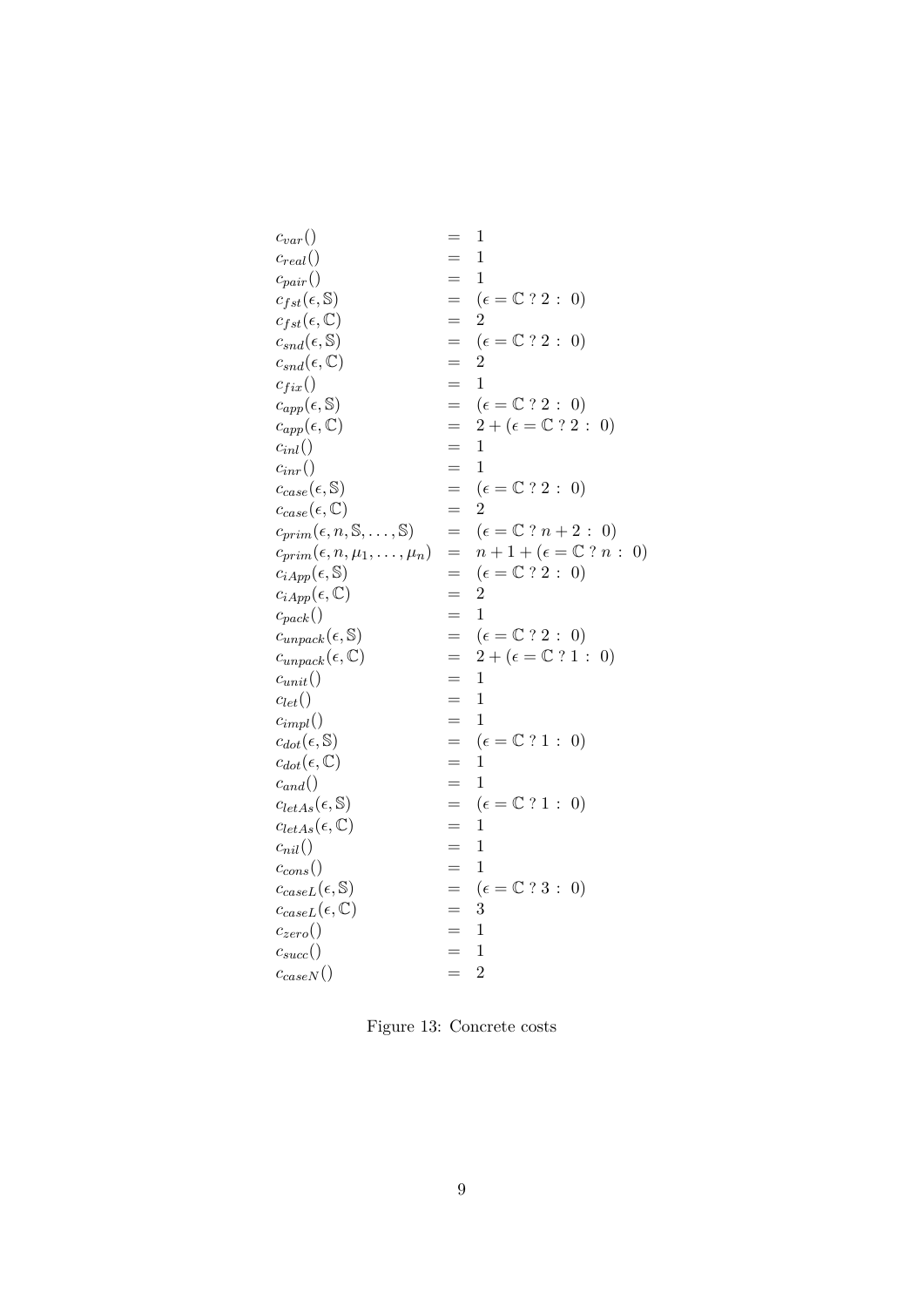$$
\begin{array}{lcl}
c_{var}() & = & 1 \\
c_{real}() & = & 1 \\
c_{pair}() & = & 1 \\
c_{fst}(\epsilon, \mathbb{S}) & = & (\epsilon = \mathbb{C} \ ?\ 2 \ :\ 0) \\
c_{fst}(\epsilon, \mathbb{C}) & = & 2 \\
c_{snd}(\epsilon, \mathbb{S}) & = & (\epsilon = \mathbb{C} \ ?\ 2 \ :\ 0) \\
c_{snd}(\epsilon, \mathbb{C}) & = & 2 \\
c_{fix}() & = & 1 \\
c_{app}(\epsilon, \mathbb{S}) & = & (\epsilon = \mathbb{C} \ ?\ 2 \ :\ 0) \\
c_{app}(\epsilon, \mathbb{C}) & = & 2 + (\epsilon = \mathbb{C} \ ?\ 2 \ :\ 0) \\
c_{inl}() & = & 1 \\
c_{inr}() & = & 1 \\
c_{case}(\epsilon, \mathbb{S}) & = & (\epsilon = \mathbb{C} \ ?\ 2 \ :\ 0) \\
c_{case}(\epsilon, \mathbb{C}) & = & 2 \\
c_{prim}(\epsilon, n, \mathbb{S}, \ldots, \mathbb{S}) & = & (\epsilon = \mathbb{C} \ ?\ n + 2 \ :\ 0) \\
c_{prim}(\epsilon, n, \mu_1, \ldots, \mu_n) & = & n + 1 + (\epsilon = \mathbb{C} \ ?\ n \ :\ 0) \\
c_{iApp}(\epsilon, \mathbb{S}) & = & (\epsilon = \mathbb{C} \ ?\ 2 \ :\ 0) \\
c_{iApp}(\epsilon, \mathbb{C}) & = & 2 \\
c_{pack}() & = & 1 \\
c_{unpack}(\epsilon, \mathbb{S}) & = & (\epsilon = \mathbb{C} \ ?\ 2 \ :\ 0) \\
c_{unpack}(\epsilon, \mathbb{C}) & = & 2 + (\epsilon = \mathbb{C} \ ?\ 1 \ :\ 0) \\
c_{unit}() & = & 1 \\
c_{let}() & = & 1 \\
c_{impl}() & = & 1 \\
c_{dot}(\epsilon, \mathbb{S}) & = & (\epsilon = \mathbb{C} \ ?\ 1 \ :\ 0) \\
c_{dot}(\epsilon, \mathbb{C}) & = & 1 \\
c_{and}() & = & 1 \\
c_{letAs}(\epsilon, \mathbb{S}) & = & (\epsilon = \mathbb{C} \ ?\ 1 \ :\ 0) \\
c_{letAs}(\epsilon, \mathbb{C}) & = & 1 \\
c_{nil}() & = & 1 \\
c_{cons}() & = & 1 \\
c_{caseL}(\epsilon, \mathbb{S}) & = & (\epsilon = \mathbb{C} \ ?\ 3 \ :\ 0) \\
c_{caseL}(\epsilon, \mathbb{C}) & = & 3 \\
c_{zero}() & = & 1 \\
c_{succ}() & = & 1 \\
c_{caseN}() & = & 2
\end{array}
$$

Figure 13: Concrete costs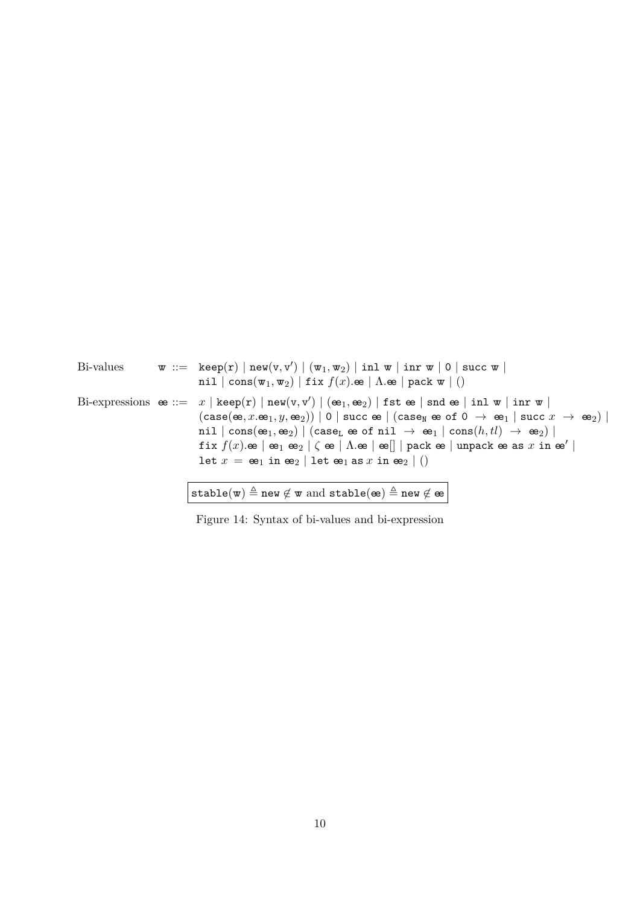$$
\begin{array}{llcl}
\text{Bi-values} & \mathbb{w} & ::= & \texttt{keep}(\mathtt{r}) \mid \texttt{new}(\mathtt{v}, \mathtt{v}') \mid (\mathbb{w}_1, \mathbb{w}_2) \mid \texttt{inl}\ \mathbb{w} \mid \texttt{inr}\ \mathbb{w} \mid \texttt{0} \mid \texttt{succ}\ \mathbb{w} \mid \\
& & & \texttt{nil} \mid \texttt{cons}(\mathbb{w}_1, \mathbb{w}_2) \mid \texttt{fix}\ f(x).\mathbb{e} \mid \Lambda.\mathbb{e} \mid \texttt{pack}\ \mathbb{w} \mid () \\
\text{Bi-expressions} & \mathbb{e} & ::= & x \mid \texttt{keep}(\mathtt{r}) \mid \texttt{new}(\mathtt{v}, \mathtt{v}') \mid (\mathbb{e}_1, \mathbb{e}_2) \mid \texttt{fst}\ \mathbb{e} \mid \texttt{snd}\ \mathbb{e} \mid \texttt{inl}\ \mathbb{w} \mid \texttt{inr}\ \mathbb{w} \mid \\
& & & (\texttt{case}(\mathbb{e}, x.\mathbb{e}_1, y, \mathbb{e}_2)) \mid \texttt{0} \mid \texttt{succ}\ \mathbb{e} \mid (\texttt{case}_{\texttt{N}}\ \mathbb{e}\ \texttt{of}\ \texttt{0}\ \rightarrow\ \mathbb{e}_1 \mid \texttt{succ}\ x\ \rightarrow\ \mathbb{e}_2) \mid \\
& & & \texttt{nil} \mid \texttt{cons}(\mathbb{e}_1, \mathbb{e}_2) \mid (\texttt{case}_{\texttt{L}}\ \mathbb{e}\ \texttt{of}\ \texttt{nil}\ \rightarrow\ \mathbb{e}_1 \mid \texttt{cons}(h, tl)\ \rightarrow\ \mathbb{e}_2) \mid \\
& & & \texttt{fix}\ f(x).\mathbb{e} \mid \mathbb{e}_1\ \mathbb{e}_2 \mid \zeta\ \mathbb{e} \mid \Lambda.\mathbb{e} \mid \mathbb{e}[] \mid \texttt{pack}\ \mathbb{e} \mid \texttt{unpack}\ \mathbb{e}\ \texttt{as}\ x\ \texttt{in}\ \mathbb{e}' \mid \\
& & & \texttt{let}\ x\ =\ \mathbb{e}_1\ \texttt{in}\ \mathbb{e}_2 \mid \texttt{let}\ \mathbb{e}_1\ \texttt{as}\ x\ \texttt{in}\ \mathbb{e}_2 \mid ()
\end{array}
$$

$$
\boxed{\texttt{stable}(\mathbb{w}) \triangleq \texttt{new} \notin \mathbb{w} \text{ and } \texttt{stable}(\mathbb{e}) \triangleq \texttt{new} \notin \mathbb{e}}
$$

Figure 14: Syntax of bi-values and bi-expression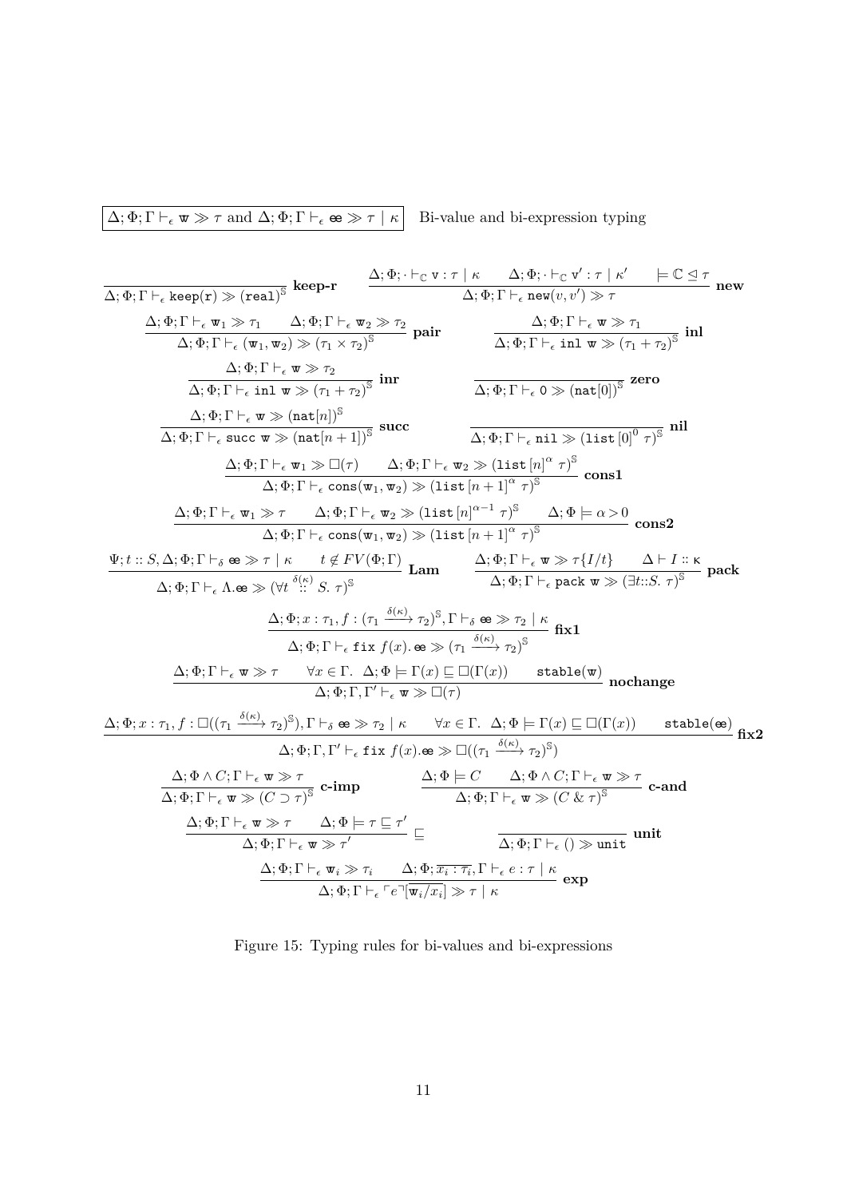$\boxed{\Delta; \Phi; \Gamma \vdash_\epsilon \mathtt{w} \gg \tau \text{ and } \Delta; \Phi; \Gamma \vdash_\epsilon \mathtt{ee} \gg \tau \mid \kappa}$ Bi-value and bi-expression typing

$$\frac{}{\Delta; \Phi; \Gamma \vdash_\epsilon \mathtt{keep(r)} \gg (\mathtt{real})^{\mathbb{S}}}\ \textbf{keep-r} \qquad \frac{\Delta; \Phi; \cdot \vdash_{\mathbb{C}} \mathtt{v} : \tau \mid \kappa \quad \Delta; \Phi; \cdot \vdash_{\mathbb{C}} \mathtt{v}' : \tau \mid \kappa' \quad \models \mathbb{C} \trianglelefteq \tau}{\Delta; \Phi; \Gamma \vdash_\epsilon \mathtt{new}(v, v') \gg \tau}\ \textbf{new}$$

$$\frac{\Delta; \Phi; \Gamma \vdash_\epsilon \mathtt{w}_1 \gg \tau_1 \quad \Delta; \Phi; \Gamma \vdash_\epsilon \mathtt{w}_2 \gg \tau_2}{\Delta; \Phi; \Gamma \vdash_\epsilon (\mathtt{w}_1, \mathtt{w}_2) \gg (\tau_1 \times \tau_2)^{\mathbb{S}}}\ \textbf{pair} \qquad \frac{\Delta; \Phi; \Gamma \vdash_\epsilon \mathtt{w} \gg \tau_1}{\Delta; \Phi; \Gamma \vdash_\epsilon \mathtt{inl}\ \mathtt{w} \gg (\tau_1 + \tau_2)^{\mathbb{S}}}\ \textbf{inl}$$

$$\frac{\Delta; \Phi; \Gamma \vdash_\epsilon \mathtt{w} \gg \tau_2}{\Delta; \Phi; \Gamma \vdash_\epsilon \mathtt{inl}\ \mathtt{w} \gg (\tau_1 + \tau_2)^{\mathbb{S}}}\ \textbf{inr} \qquad \frac{}{\Delta; \Phi; \Gamma \vdash_\epsilon \mathtt{0} \gg (\mathtt{nat}[0])^{\mathbb{S}}}\ \textbf{zero}$$

$$\frac{\Delta; \Phi; \Gamma \vdash_\epsilon \mathtt{w} \gg (\mathtt{nat}[n])^{\mathbb{S}}}{\Delta; \Phi; \Gamma \vdash_\epsilon \mathtt{succ}\ \mathtt{w} \gg (\mathtt{nat}[n+1])^{\mathbb{S}}}\ \textbf{succ} \qquad \frac{}{\Delta; \Phi; \Gamma \vdash_\epsilon \mathtt{nil} \gg (\mathtt{list}\,[0]^0\ \tau)^{\mathbb{S}}}\ \textbf{nil}$$

$$\frac{\Delta; \Phi; \Gamma \vdash_\epsilon \mathtt{w}_1 \gg \square(\tau) \quad \Delta; \Phi; \Gamma \vdash_\epsilon \mathtt{w}_2 \gg (\mathtt{list}\,[n]^\alpha\ \tau)^{\mathbb{S}}}{\Delta; \Phi; \Gamma \vdash_\epsilon \mathtt{cons}(\mathtt{w}_1, \mathtt{w}_2) \gg (\mathtt{list}\,[n+1]^\alpha\ \tau)^{\mathbb{S}}}\ \textbf{cons1}$$

$$\frac{\Delta; \Phi; \Gamma \vdash_\epsilon \mathtt{w}_1 \gg \tau \quad \Delta; \Phi; \Gamma \vdash_\epsilon \mathtt{w}_2 \gg (\mathtt{list}\,[n]^{\alpha-1}\ \tau)^{\mathbb{S}} \quad \Delta; \Phi \models \alpha > 0}{\Delta; \Phi; \Gamma \vdash_\epsilon \mathtt{cons}(\mathtt{w}_1, \mathtt{w}_2) \gg (\mathtt{list}\,[n+1]^\alpha\ \tau)^{\mathbb{S}}}\ \textbf{cons2}$$

$$\frac{\Psi; t :: S, \Delta; \Phi; \Gamma \vdash_\delta \mathtt{ee} \gg \tau \mid \kappa \quad t \notin FV(\Phi; \Gamma)}{\Delta; \Phi; \Gamma \vdash_\epsilon \Lambda.\mathtt{ee} \gg (\forall t \overset{\delta(\kappa)}{::} S.\ \tau)^{\mathbb{S}}}\ \textbf{Lam} \qquad \frac{\Delta; \Phi; \Gamma \vdash_\epsilon \mathtt{w} \gg \tau\{I/t\} \quad \Delta \vdash I :: \mathsf{\kappa}}{\Delta; \Phi; \Gamma \vdash_\epsilon \mathtt{pack}\ \mathtt{w} \gg (\exists t{::}S.\ \tau)^{\mathbb{S}}}\ \textbf{pack}$$

$$\frac{\Delta; \Phi; x : \tau_1, f : (\tau_1 \xrightarrow{\delta(\kappa)} \tau_2)^{\mathbb{S}}, \Gamma \vdash_\delta \mathtt{ee} \gg \tau_2 \mid \kappa}{\Delta; \Phi; \Gamma \vdash_\epsilon \mathtt{fix}\ f(x).\, \mathtt{ee} \gg (\tau_1 \xrightarrow{\delta(\kappa)} \tau_2)^{\mathbb{S}}}\ \textbf{fix1}$$

$$\frac{\Delta; \Phi; \Gamma \vdash_\epsilon \mathtt{w} \gg \tau \quad \forall x \in \Gamma.\ \ \Delta; \Phi \models \Gamma(x) \sqsubseteq \square(\Gamma(x)) \quad \mathtt{stable(w)}}{\Delta; \Phi; \Gamma, \Gamma' \vdash_\epsilon \mathtt{w} \gg \square(\tau)}\ \textbf{nochange}$$

$$\frac{\Delta; \Phi; x : \tau_1, f : \square((\tau_1 \xrightarrow{\delta(\kappa)} \tau_2)^{\mathbb{S}}), \Gamma \vdash_\delta \mathtt{ee} \gg \tau_2 \mid \kappa \quad \forall x \in \Gamma.\ \ \Delta; \Phi \models \Gamma(x) \sqsubseteq \square(\Gamma(x)) \quad \mathtt{stable(ee)}}{\Delta; \Phi; \Gamma, \Gamma' \vdash_\epsilon \mathtt{fix}\ f(x).\mathtt{ee} \gg \square((\tau_1 \xrightarrow{\delta(\kappa)} \tau_2)^{\mathbb{S}})}\ \textbf{fix2}$$

$$\frac{\Delta; \Phi \wedge C; \Gamma \vdash_\epsilon \mathtt{w} \gg \tau}{\Delta; \Phi; \Gamma \vdash_\epsilon \mathtt{w} \gg (C \supset \tau)^{\mathbb{S}}}\ \textbf{c-imp} \qquad \frac{\Delta; \Phi \models C \quad \Delta; \Phi \wedge C; \Gamma \vdash_\epsilon \mathtt{w} \gg \tau}{\Delta; \Phi; \Gamma \vdash_\epsilon \mathtt{w} \gg (C \,\&\, \tau)^{\mathbb{S}}}\ \textbf{c-and}$$

$$\frac{\Delta; \Phi; \Gamma \vdash_\epsilon \mathtt{w} \gg \tau \quad \Delta; \Phi \models \tau \sqsubseteq \tau'}{\Delta; \Phi; \Gamma \vdash_\epsilon \mathtt{w} \gg \tau'}\ \sqsubseteq \qquad \frac{}{\Delta; \Phi; \Gamma \vdash_\epsilon () \gg \mathtt{unit}}\ \textbf{unit}$$

$$\frac{\Delta; \Phi; \Gamma \vdash_\epsilon \mathtt{w}_i \gg \tau_i \quad \Delta; \Phi; \overline{x_i : \tau_i}, \Gamma \vdash_\epsilon e : \tau \mid \kappa}{\Delta; \Phi; \Gamma \vdash_\epsilon \ulcorner e \urcorner[\overline{\mathtt{w}_i/x_i}] \gg \tau \mid \kappa}\ \textbf{exp}$$

Figure 15: Typing rules for bi-values and bi-expressions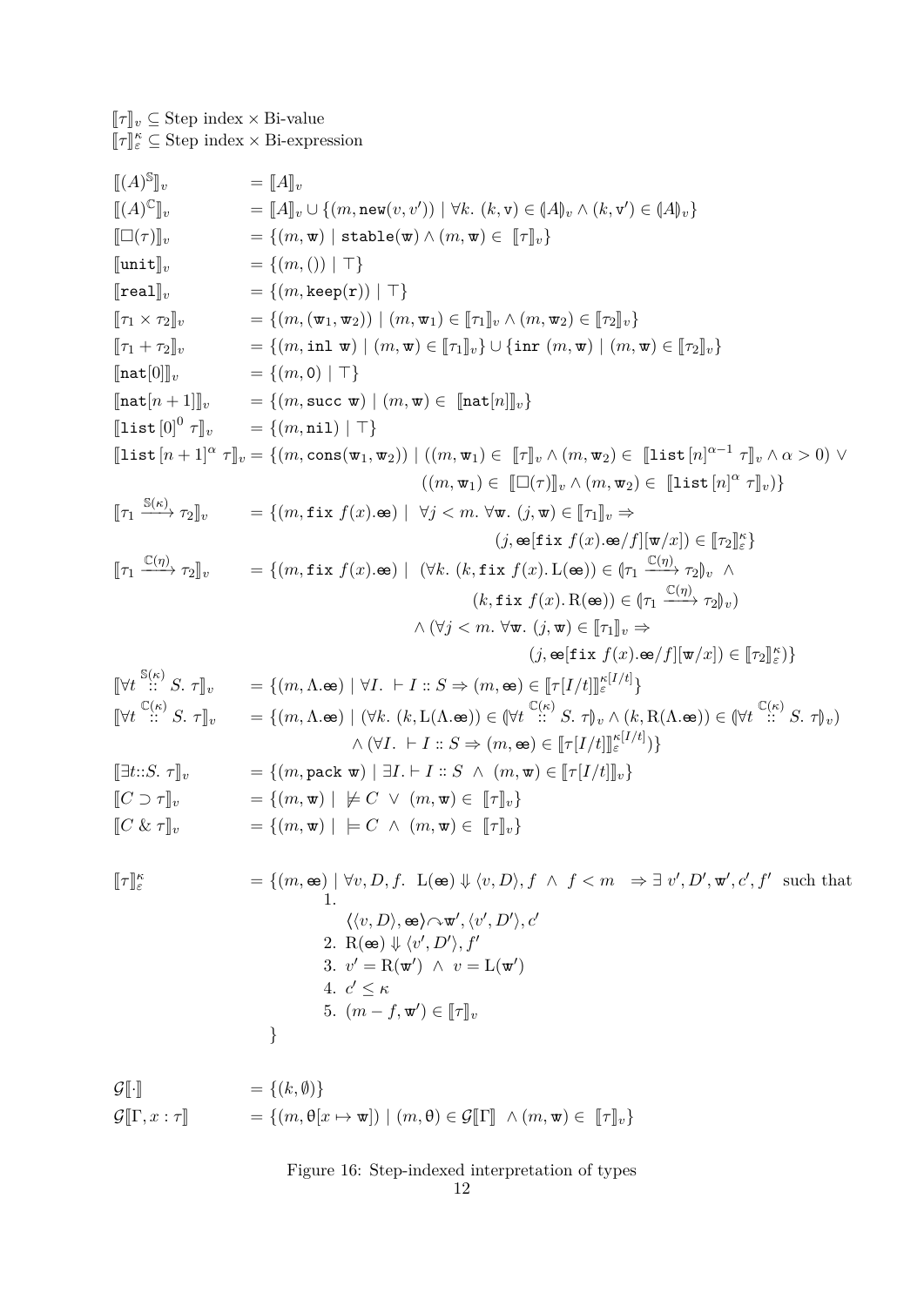$$\llbracket \tau \rrbracket_v \subseteq \text{Step index} \times \text{Bi-value}$$
$$\llbracket \tau \rrbracket_\varepsilon^\kappa \subseteq \text{Step index} \times \text{Bi-expression}$$

$$
\begin{array}{ll}
\llbracket (A)^{\mathbb{S}} \rrbracket_v & = \llbracket A \rrbracket_v \\
\llbracket (A)^{\mathbb{C}} \rrbracket_v & = \llbracket A \rrbracket_v \cup \{(m, \mathtt{new}(v, v')) \mid \forall k.\ (k, \mathtt{v}) \in (\!|A|\!)_v \wedge (k, \mathtt{v}') \in (\!|A|\!)_v\} \\
\llbracket \square(\tau) \rrbracket_v & = \{(m, \mathtt{w}) \mid \mathtt{stable}(\mathtt{w}) \wedge (m, \mathtt{w}) \in \llbracket \tau \rrbracket_v\} \\
\llbracket \mathtt{unit} \rrbracket_v & = \{(m, ()) \mid \top\} \\
\llbracket \mathtt{real} \rrbracket_v & = \{(m, \mathtt{keep}(\mathtt{r})) \mid \top\} \\
\llbracket \tau_1 \times \tau_2 \rrbracket_v & = \{(m, (\mathtt{w}_1, \mathtt{w}_2)) \mid (m, \mathtt{w}_1) \in \llbracket \tau_1 \rrbracket_v \wedge (m, \mathtt{w}_2) \in \llbracket \tau_2 \rrbracket_v\} \\
\llbracket \tau_1 + \tau_2 \rrbracket_v & = \{(m, \mathtt{inl}\ \mathtt{w}) \mid (m, \mathtt{w}) \in \llbracket \tau_1 \rrbracket_v\} \cup \{\mathtt{inr}\ (m, \mathtt{w}) \mid (m, \mathtt{w}) \in \llbracket \tau_2 \rrbracket_v\} \\
\llbracket \mathtt{nat}[0] \rrbracket_v & = \{(m, \mathtt{0}) \mid \top\} \\
\llbracket \mathtt{nat}[n+1] \rrbracket_v & = \{(m, \mathtt{succ}\ \mathtt{w}) \mid (m, \mathtt{w}) \in \llbracket \mathtt{nat}[n] \rrbracket_v\} \\
\llbracket \mathtt{list}\,[0]^0\ \tau \rrbracket_v & = \{(m, \mathtt{nil}) \mid \top\} \\
\llbracket \mathtt{list}\,[n+1]^\alpha\ \tau \rrbracket_v & = \{(m, \mathtt{cons}(\mathtt{w}_1, \mathtt{w}_2)) \mid ((m, \mathtt{w}_1) \in \llbracket \tau \rrbracket_v \wedge (m, \mathtt{w}_2) \in \llbracket \mathtt{list}\,[n]^{\alpha-1}\ \tau \rrbracket_v \wedge \alpha > 0) \vee \\
& \qquad ((m, \mathtt{w}_1) \in \llbracket \square(\tau) \rrbracket_v \wedge (m, \mathtt{w}_2) \in \llbracket \mathtt{list}\,[n]^\alpha\ \tau \rrbracket_v)\} \\
\llbracket \tau_1 \xrightarrow{\mathbb{S}(\kappa)} \tau_2 \rrbracket_v & = \{(m, \mathtt{fix}\ f(x).\mathtt{ee}) \mid \forall j < m.\ \forall \mathtt{w}.\ (j, \mathtt{w}) \in \llbracket \tau_1 \rrbracket_v \Rightarrow \\
& \qquad (j, \mathtt{ee}[\mathtt{fix}\ f(x).\mathtt{ee}/f][\mathtt{w}/x]) \in \llbracket \tau_2 \rrbracket_\varepsilon^\kappa\} \\
\llbracket \tau_1 \xrightarrow{\mathbb{C}(\eta)} \tau_2 \rrbracket_v & = \{(m, \mathtt{fix}\ f(x).\mathtt{ee}) \mid (\forall k.\ (k, \mathtt{fix}\ f(x).\,\mathrm{L}(\mathtt{ee})) \in (\!|\tau_1 \xrightarrow{\mathbb{C}(\eta)} \tau_2|\!)_v\ \wedge \\
& \qquad (k, \mathtt{fix}\ f(x).\,\mathrm{R}(\mathtt{ee})) \in (\!|\tau_1 \xrightarrow{\mathbb{C}(\eta)} \tau_2|\!)_v) \\
& \qquad \wedge (\forall j < m.\ \forall \mathtt{w}.\ (j, \mathtt{w}) \in \llbracket \tau_1 \rrbracket_v \Rightarrow \\
& \qquad (j, \mathtt{ee}[\mathtt{fix}\ f(x).\mathtt{ee}/f][\mathtt{w}/x]) \in \llbracket \tau_2 \rrbracket_\varepsilon^\kappa)\} \\
\llbracket \forall t \overset{\mathbb{S}(\kappa)}{::} S.\ \tau \rrbracket_v & = \{(m, \Lambda.\mathtt{ee}) \mid \forall I.\ \vdash I :: S \Rightarrow (m, \mathtt{ee}) \in \llbracket \tau[I/t] \rrbracket_\varepsilon^{\kappa[I/t]}\} \\
\llbracket \forall t \overset{\mathbb{C}(\kappa)}{::} S.\ \tau \rrbracket_v & = \{(m, \Lambda.\mathtt{ee}) \mid (\forall k.\ (k, \mathrm{L}(\Lambda.\mathtt{ee})) \in (\!|\forall t \overset{\mathbb{C}(\kappa)}{::} S.\ \tau|\!)_v \wedge (k, \mathrm{R}(\Lambda.\mathtt{ee})) \in (\!|\forall t \overset{\mathbb{C}(\kappa)}{::} S.\ \tau|\!)_v) \\
& \qquad \wedge (\forall I.\ \vdash I :: S \Rightarrow (m, \mathtt{ee}) \in \llbracket \tau[I/t] \rrbracket_\varepsilon^{\kappa[I/t]})\} \\
\llbracket \exists t{::}S.\ \tau \rrbracket_v & = \{(m, \mathtt{pack}\ \mathtt{w}) \mid \exists I. \vdash I :: S\ \wedge\ (m, \mathtt{w}) \in \llbracket \tau[I/t] \rrbracket_v\} \\
\llbracket C \supset \tau \rrbracket_v & = \{(m, \mathtt{w}) \mid\ \not\models C\ \vee\ (m, \mathtt{w}) \in \llbracket \tau \rrbracket_v\} \\
\llbracket C\ \&\ \tau \rrbracket_v & = \{(m, \mathtt{w}) \mid\ \models C\ \wedge\ (m, \mathtt{w}) \in \llbracket \tau \rrbracket_v\}
\end{array}
$$

$$
\begin{array}{ll}
\llbracket \tau \rrbracket_\varepsilon^\kappa & = \{(m, \mathtt{ee}) \mid \forall v, D, f.\ \ \mathrm{L}(\mathtt{ee}) \Downarrow \langle v, D \rangle, f\ \wedge\ f < m\ \ \Rightarrow \exists\ v', D', \mathtt{w}', c', f' \text{ such that} \\
& \quad 1.\ \langle \langle v, D \rangle, \mathtt{ee} \rangle \curvearrowright \mathtt{w}', \langle v', D' \rangle, c' \\
& \quad 2.\ \mathrm{R}(\mathtt{ee}) \Downarrow \langle v', D' \rangle, f' \\
& \quad 3.\ v' = \mathrm{R}(\mathtt{w}')\ \wedge\ v = \mathrm{L}(\mathtt{w}') \\
& \quad 4.\ c' \leq \kappa \\
& \quad 5.\ (m - f, \mathtt{w}') \in \llbracket \tau \rrbracket_v \\
& \}
\end{array}
$$

$$
\begin{array}{ll}
\mathcal{G}\llbracket \cdot \rrbracket & = \{(k, \emptyset)\} \\
\mathcal{G}\llbracket \Gamma, x : \tau \rrbracket & = \{(m, \theta[x \mapsto \mathtt{w}]) \mid (m, \theta) \in \mathcal{G}\llbracket \Gamma \rrbracket\ \wedge (m, \mathtt{w}) \in \llbracket \tau \rrbracket_v\}
\end{array}
$$

Figure 16: Step-indexed interpretation of types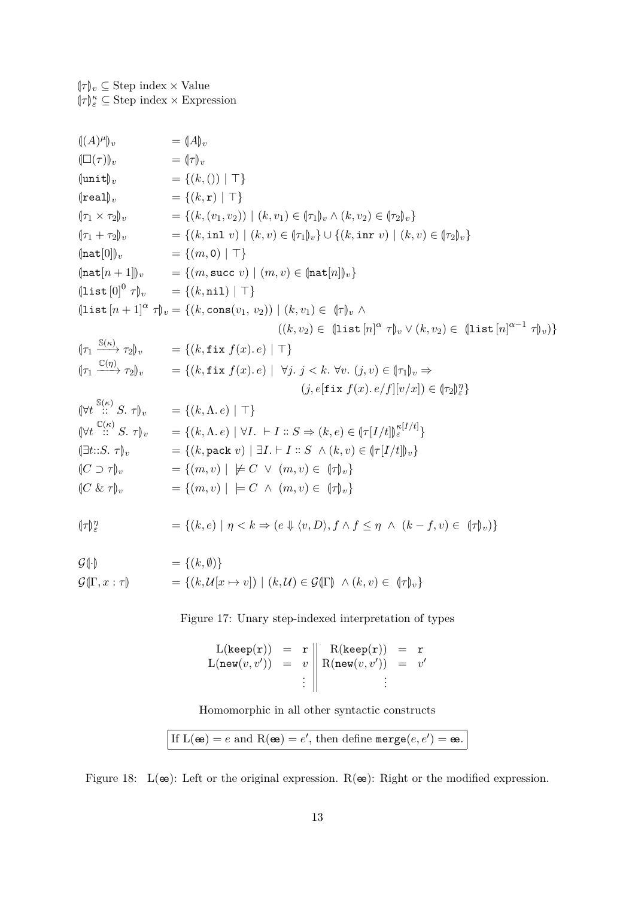$(\!|\tau|\!)_v \subseteq \text{Step index} \times \text{Value}$
$(\!|\tau|\!)^{\kappa}_{\varepsilon} \subseteq \text{Step index} \times \text{Expression}$

$$
\begin{array}{ll}
(\!|(A)^{\mu}|\!)_v & = (\!|A|\!)_v \\
(\!|\square(\tau)|\!)_v & = (\!|\tau|\!)_v \\
(\!|\texttt{unit}|\!)_v & = \{(k, ()) \mid \top\} \\
(\!|\texttt{real}|\!)_v & = \{(k, \texttt{r}) \mid \top\} \\
(\!|\tau_1 \times \tau_2|\!)_v & = \{(k, (v_1, v_2)) \mid (k, v_1) \in (\!|\tau_1|\!)_v \wedge (k, v_2) \in (\!|\tau_2|\!)_v\} \\
(\!|\tau_1 + \tau_2|\!)_v & = \{(k, \texttt{inl}\ v) \mid (k, v) \in (\!|\tau_1|\!)_v\} \cup \{(k, \texttt{inr}\ v) \mid (k, v) \in (\!|\tau_2|\!)_v\} \\
(\!|\texttt{nat}[0]|\!)_v & = \{(m, \texttt{0}) \mid \top\} \\
(\!|\texttt{nat}[n+1]|\!)_v & = \{(m, \texttt{succ}\ v) \mid (m, v) \in (\!|\texttt{nat}[n]|\!)_v\} \\
(\!|\texttt{list}\,[0]^0\ \tau|\!)_v & = \{(k, \texttt{nil}) \mid \top\} \\
(\!|\texttt{list}\,[n+1]^{\alpha}\ \tau|\!)_v & = \{(k, \texttt{cons}(v_1,\ v_2)) \mid (k, v_1) \in\ (\!|\tau|\!)_v \wedge \\
& \qquad ((k, v_2) \in\ (\!|\texttt{list}\,[n]^{\alpha}\ \tau|\!)_v \vee (k, v_2) \in\ (\!|\texttt{list}\,[n]^{\alpha-1}\ \tau|\!)_v)\} \\
(\!|\tau_1 \xrightarrow{\mathbb{S}(\kappa)} \tau_2|\!)_v & = \{(k, \texttt{fix}\ f(x).\, e) \mid \top\} \\
(\!|\tau_1 \xrightarrow{\mathbb{C}(\eta)} \tau_2|\!)_v & = \{(k, \texttt{fix}\ f(x).\, e) \mid\ \forall j.\ j < k.\ \forall v.\ (j, v) \in (\!|\tau_1|\!)_v \Rightarrow \\
& \qquad (j, e[\texttt{fix}\ f(x).\, e/f][v/x]) \in (\!|\tau_2|\!)^{\eta}_{\varepsilon}\} \\
(\!|\forall t \overset{\mathbb{S}(\kappa)}{::} S.\ \tau|\!)_v & = \{(k, \Lambda.\, e) \mid \top\} \\
(\!|\forall t \overset{\mathbb{C}(\kappa)}{::} S.\ \tau|\!)_v & = \{(k, \Lambda.\, e) \mid \forall I.\ \vdash I :: S \Rightarrow (k, e) \in (\!|\tau[I/t]|\!)^{\kappa[I/t]}_{\varepsilon}\} \\
(\!|\exists t{::}S.\ \tau|\!)_v & = \{(k, \texttt{pack}\ v) \mid \exists I. \vdash I :: S\ \wedge (k, v) \in (\!|\tau[I/t]|\!)_v\} \\
(\!|C \supset \tau|\!)_v & = \{(m, v) \mid\ \not\models C\ \vee\ (m, v) \in\ (\!|\tau|\!)_v\} \\
(\!|C \,\&\, \tau|\!)_v & = \{(m, v) \mid\ \models C\ \wedge\ (m, v) \in\ (\!|\tau|\!)_v\} \\
& \\
(\!|\tau|\!)^{\eta}_{\varepsilon} & = \{(k, e) \mid \eta < k \Rightarrow (e \Downarrow \langle v, D\rangle, f \wedge f \leq \eta\ \wedge\ (k - f, v) \in\ (\!|\tau|\!)_v)\} \\
& \\
\mathcal{G}(\!|\cdot|\!) & = \{(k, \emptyset)\} \\
\mathcal{G}(\!|\Gamma, x : \tau|\!) & = \{(k, \mathcal{U}[x \mapsto v]) \mid (k, \mathcal{U}) \in \mathcal{G}(\!|\Gamma|\!)\ \wedge (k, v) \in\ (\!|\tau|\!)_v\}
\end{array}
$$

Figure 17: Unary step-indexed interpretation of types

$$
\begin{array}{rcl||rcl}
\mathrm{L}(\texttt{keep}(\texttt{r})) & = & \texttt{r} & \mathrm{R}(\texttt{keep}(\texttt{r})) & = & \texttt{r} \\
\mathrm{L}(\texttt{new}(v, v')) & = & v & \mathrm{R}(\texttt{new}(v, v')) & = & v' \\
& & \vdots & & & \vdots
\end{array}
$$

Homomorphic in all other syntactic constructs

If $\mathrm{L}(\mathbb{e}) = e$ and $\mathrm{R}(\mathbb{e}) = e'$, then define $\texttt{merge}(e, e') = \mathbb{e}$.

Figure 18: $\mathrm{L}(\mathbb{e})$: Left or the original expression. $\mathrm{R}(\mathbb{e})$: Right or the modified expression.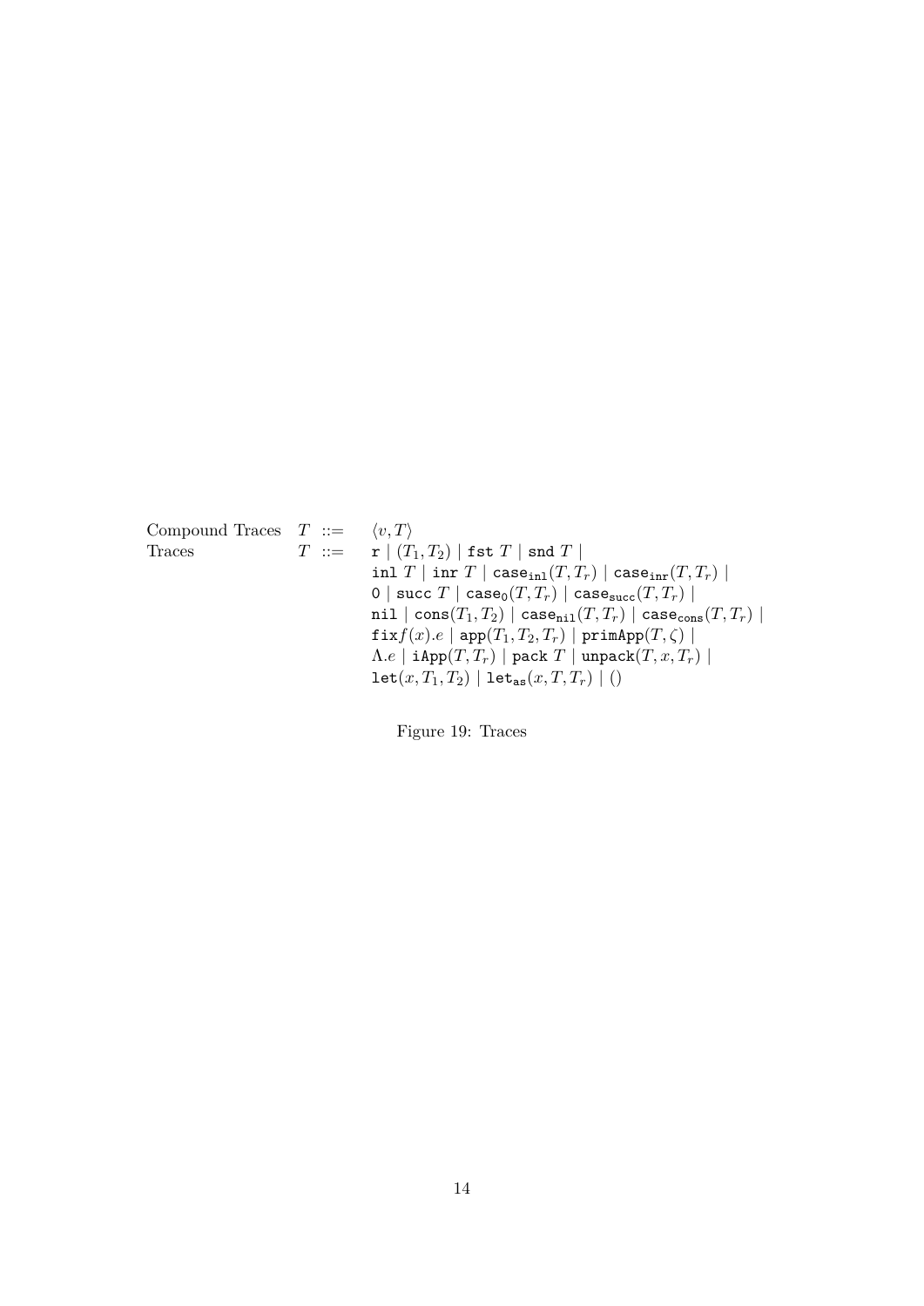$$
\begin{array}{llll}
\text{Compound Traces} & T & ::= & \langle v, T \rangle \\
\text{Traces} & T & ::= & \mathtt{r} \mid (T_1, T_2) \mid \mathtt{fst}\ T \mid \mathtt{snd}\ T \mid \\
& & & \mathtt{inl}\ T \mid \mathtt{inr}\ T \mid \mathtt{case}_{\mathtt{inl}}(T, T_r) \mid \mathtt{case}_{\mathtt{inr}}(T, T_r) \mid \\
& & & \mathtt{0} \mid \mathtt{succ}\ T \mid \mathtt{case}_{\mathtt{0}}(T, T_r) \mid \mathtt{case}_{\mathtt{succ}}(T, T_r) \mid \\
& & & \mathtt{nil} \mid \mathtt{cons}(T_1, T_2) \mid \mathtt{case}_{\mathtt{nil}}(T, T_r) \mid \mathtt{case}_{\mathtt{cons}}(T, T_r) \mid \\
& & & \mathtt{fix} f(x).e \mid \mathtt{app}(T_1, T_2, T_r) \mid \mathtt{primApp}(T, \zeta) \mid \\
& & & \Lambda.e \mid \mathtt{iApp}(T, T_r) \mid \mathtt{pack}\ T \mid \mathtt{unpack}(T, x, T_r) \mid \\
& & & \mathtt{let}(x, T_1, T_2) \mid \mathtt{let}_{\mathtt{as}}(x, T, T_r) \mid ()
\end{array}
$$

Figure 19: Traces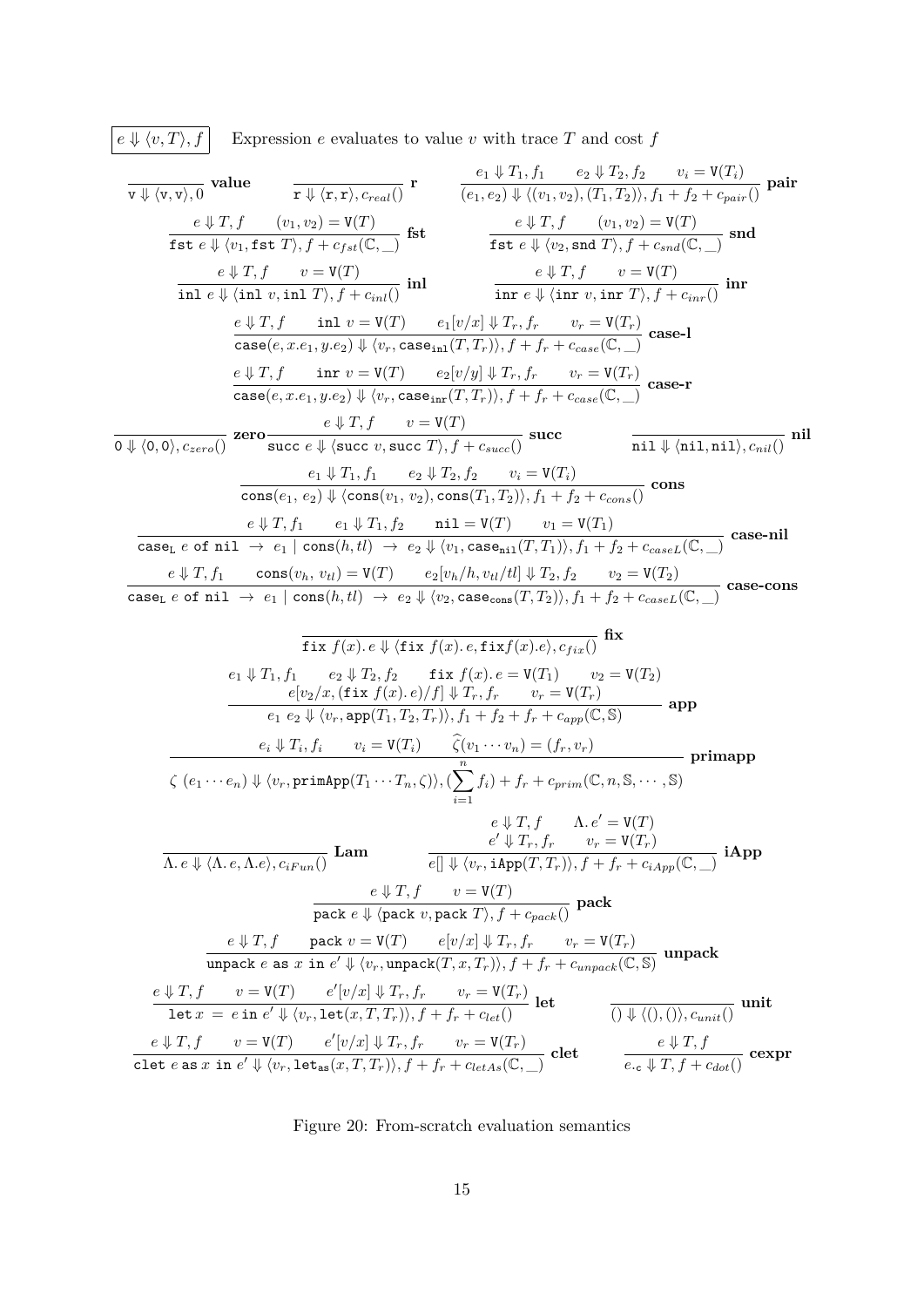$\boxed{e \Downarrow \langle v, T \rangle, f}$ Expression $e$ evaluates to value $v$ with trace $T$ and cost $f$

$$\frac{}{\mathtt{v} \Downarrow \langle \mathtt{v}, \mathtt{v} \rangle, 0}\ \textbf{value} \qquad \frac{}{\mathtt{r} \Downarrow \langle \mathtt{r}, \mathtt{r} \rangle, c_{real}()}\ \textbf{r} \qquad \frac{e_1 \Downarrow T_1, f_1 \qquad e_2 \Downarrow T_2, f_2 \qquad v_i = \mathtt{V}(T_i)}{(e_1, e_2) \Downarrow \langle (v_1, v_2), (T_1, T_2) \rangle, f_1 + f_2 + c_{pair}()}\ \textbf{pair}$$

$$\frac{e \Downarrow T, f \qquad (v_1, v_2) = \mathtt{V}(T)}{\mathtt{fst}\ e \Downarrow \langle v_1, \mathtt{fst}\ T \rangle, f + c_{fst}(\mathbb{C}, \_)}\ \textbf{fst} \qquad \frac{e \Downarrow T, f \qquad (v_1, v_2) = \mathtt{V}(T)}{\mathtt{fst}\ e \Downarrow \langle v_2, \mathtt{snd}\ T \rangle, f + c_{snd}(\mathbb{C}, \_)}\ \textbf{snd}$$

$$\frac{e \Downarrow T, f \qquad v = \mathtt{V}(T)}{\mathtt{inl}\ e \Downarrow \langle \mathtt{inl}\ v, \mathtt{inl}\ T \rangle, f + c_{inl}()}\ \textbf{inl} \qquad \frac{e \Downarrow T, f \qquad v = \mathtt{V}(T)}{\mathtt{inr}\ e \Downarrow \langle \mathtt{inr}\ v, \mathtt{inr}\ T \rangle, f + c_{inr}()}\ \textbf{inr}$$

$$\frac{e \Downarrow T, f \qquad \mathtt{inl}\ v = \mathtt{V}(T) \qquad e_1[v/x] \Downarrow T_r, f_r \qquad v_r = \mathtt{V}(T_r)}{\mathtt{case}(e, x.e_1, y.e_2) \Downarrow \langle v_r, \mathtt{case}_{\mathtt{inl}}(T, T_r) \rangle, f + f_r + c_{case}(\mathbb{C}, \_)}\ \textbf{case-l}$$

$$\frac{e \Downarrow T, f \qquad \mathtt{inr}\ v = \mathtt{V}(T) \qquad e_2[v/y] \Downarrow T_r, f_r \qquad v_r = \mathtt{V}(T_r)}{\mathtt{case}(e, x.e_1, y.e_2) \Downarrow \langle v_r, \mathtt{case}_{\mathtt{inr}}(T, T_r) \rangle, f + f_r + c_{case}(\mathbb{C}, \_)}\ \textbf{case-r}$$

$$\frac{}{\mathtt{0} \Downarrow \langle \mathtt{0}, \mathtt{0} \rangle, c_{zero}()}\ \textbf{zero} \qquad \frac{e \Downarrow T, f \qquad v = \mathtt{V}(T)}{\mathtt{succ}\ e \Downarrow \langle \mathtt{succ}\ v, \mathtt{succ}\ T \rangle, f + c_{succ}()}\ \textbf{succ} \qquad \frac{}{\mathtt{nil} \Downarrow \langle \mathtt{nil}, \mathtt{nil} \rangle, c_{nil}()}\ \textbf{nil}$$

$$\frac{e_1 \Downarrow T_1, f_1 \qquad e_2 \Downarrow T_2, f_2 \qquad v_i = \mathtt{V}(T_i)}{\mathtt{cons}(e_1,\ e_2) \Downarrow \langle \mathtt{cons}(v_1,\ v_2), \mathtt{cons}(T_1, T_2) \rangle, f_1 + f_2 + c_{cons}()}\ \textbf{cons}$$

$$\frac{e \Downarrow T, f_1 \qquad e_1 \Downarrow T_1, f_2 \qquad \mathtt{nil} = \mathtt{V}(T) \qquad v_1 = \mathtt{V}(T_1)}{\mathtt{case_L}\ e\ \mathtt{of\ nil}\ \rightarrow\ e_1 \mid \mathtt{cons}(h, tl)\ \rightarrow\ e_2 \Downarrow \langle v_1, \mathtt{case}_{\mathtt{nil}}(T, T_1) \rangle, f_1 + f_2 + c_{caseL}(\mathbb{C}, \_)}\ \textbf{case-nil}$$

$$\frac{e \Downarrow T, f_1 \qquad \mathtt{cons}(v_h,\ v_{tl}) = \mathtt{V}(T) \qquad e_2[v_h/h, v_{tl}/tl] \Downarrow T_2, f_2 \qquad v_2 = \mathtt{V}(T_2)}{\mathtt{case_L}\ e\ \mathtt{of\ nil}\ \rightarrow\ e_1 \mid \mathtt{cons}(h, tl)\ \rightarrow\ e_2 \Downarrow \langle v_2, \mathtt{case}_{\mathtt{cons}}(T, T_2) \rangle, f_1 + f_2 + c_{caseL}(\mathbb{C}, \_)}\ \textbf{case-cons}$$

$$\frac{}{\mathtt{fix}\ f(x).\, e \Downarrow \langle \mathtt{fix}\ f(x).\, e, \mathtt{fix} f(x).e \rangle, c_{fix}()}\ \textbf{fix}$$

$$\frac{\begin{array}{c} e_1 \Downarrow T_1, f_1 \qquad e_2 \Downarrow T_2, f_2 \qquad \mathtt{fix}\ f(x).\, e = \mathtt{V}(T_1) \qquad v_2 = \mathtt{V}(T_2) \\ e[v_2/x, (\mathtt{fix}\ f(x).\, e)/f] \Downarrow T_r, f_r \qquad v_r = \mathtt{V}(T_r) \end{array}}{e_1\ e_2 \Downarrow \langle v_r, \mathtt{app}(T_1, T_2, T_r) \rangle, f_1 + f_2 + f_r + c_{app}(\mathbb{C}, \mathbb{S})}\ \textbf{app}$$

$$\frac{e_i \Downarrow T_i, f_i \qquad v_i = \mathtt{V}(T_i) \qquad \widehat{\zeta}(v_1 \cdots v_n) = (f_r, v_r)}{\zeta\ (e_1 \cdots e_n) \Downarrow \langle v_r, \mathtt{primApp}(T_1 \cdots T_n, \zeta) \rangle, (\sum_{i=1}^{n} f_i) + f_r + c_{prim}(\mathbb{C}, n, \mathbb{S}, \cdots, \mathbb{S})}\ \textbf{primapp}$$

$$\frac{}{\Lambda.\, e \Downarrow \langle \Lambda.\, e, \Lambda.e \rangle, c_{iFun}()}\ \textbf{Lam} \qquad \frac{\begin{array}{c} e \Downarrow T, f \qquad \Lambda.\, e' = \mathtt{V}(T) \\ e' \Downarrow T_r, f_r \qquad v_r = \mathtt{V}(T_r) \end{array}}{e[] \Downarrow \langle v_r, \mathtt{iApp}(T, T_r) \rangle, f + f_r + c_{iApp}(\mathbb{C}, \_)}\ \textbf{iApp}$$

$$\frac{e \Downarrow T, f \qquad v = \mathtt{V}(T)}{\mathtt{pack}\ e \Downarrow \langle \mathtt{pack}\ v, \mathtt{pack}\ T \rangle, f + c_{pack}()}\ \textbf{pack}$$

$$\frac{e \Downarrow T, f \qquad \mathtt{pack}\ v = \mathtt{V}(T) \qquad e[v/x] \Downarrow T_r, f_r \qquad v_r = \mathtt{V}(T_r)}{\mathtt{unpack}\ e\ \mathtt{as}\ x\ \mathtt{in}\ e' \Downarrow \langle v_r, \mathtt{unpack}(T, x, T_r) \rangle, f + f_r + c_{unpack}(\mathbb{C}, \mathbb{S})}\ \textbf{unpack}$$

$$\frac{e \Downarrow T, f \qquad v = \mathtt{V}(T) \qquad e'[v/x] \Downarrow T_r, f_r \qquad v_r = \mathtt{V}(T_r)}{\mathtt{let}\, x\ =\ e\ \mathtt{in}\ e' \Downarrow \langle v_r, \mathtt{let}(x, T, T_r) \rangle, f + f_r + c_{let}()}\ \textbf{let} \qquad \frac{}{() \Downarrow \langle (), () \rangle, c_{unit}()}\ \textbf{unit}$$

$$\frac{e \Downarrow T, f \qquad v = \mathtt{V}(T) \qquad e'[v/x] \Downarrow T_r, f_r \qquad v_r = \mathtt{V}(T_r)}{\mathtt{clet}\ e\ \mathtt{as}\ x\ \mathtt{in}\ e' \Downarrow \langle v_r, \mathtt{let_{as}}(x, T, T_r) \rangle, f + f_r + c_{letAs}(\mathbb{C}, \_)}\ \textbf{clet} \qquad \frac{e \Downarrow T, f}{e._{\mathtt{c}} \Downarrow T, f + c_{dot}()}\ \textbf{cexpr}$$

Figure 20: From-scratch evaluation semantics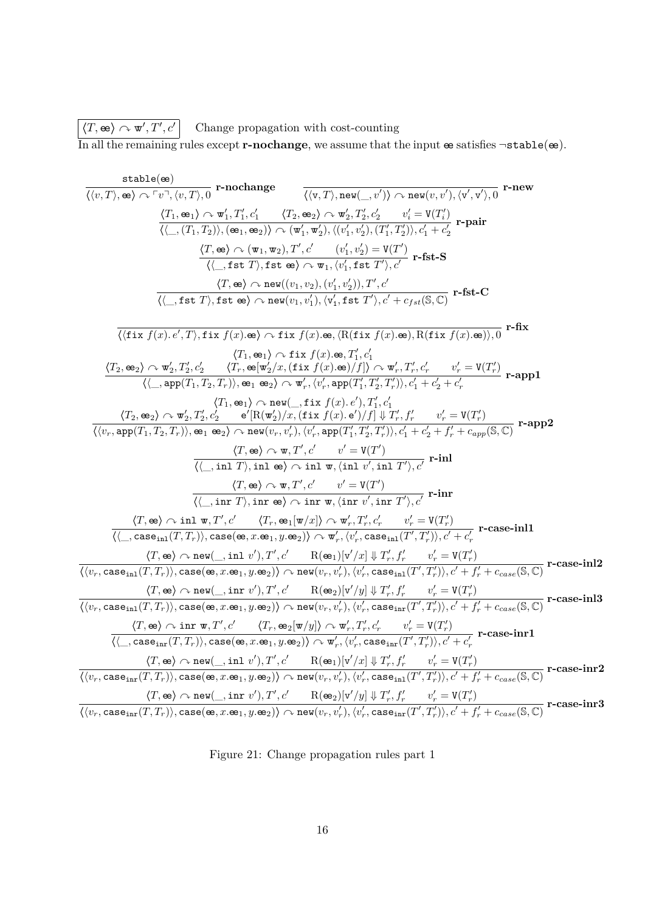$\boxed{\langle T, \mathtt{ee} \rangle \curvearrowright \mathtt{w}', T', c'}$ Change propagation with cost-counting

In all the remaining rules except **r-nochange**, we assume that the input $\mathtt{ee}$ satisfies $\neg\mathtt{stable}(\mathtt{ee})$.

$$\frac{\mathtt{stable}(\mathtt{ee})}{\langle\langle v, T\rangle, \mathtt{ee}\rangle \curvearrowright \ulcorner v \urcorner, \langle v, T\rangle, 0}\ \textbf{r-nochange} \qquad \frac{}{\langle\langle \mathtt{v}, T\rangle, \mathtt{new}(\_, v')\rangle \curvearrowright \mathtt{new}(v, v'), \langle \mathtt{v}', \mathtt{v}'\rangle, 0}\ \textbf{r-new}$$

$$\frac{\langle T_1, \mathtt{ee}_1\rangle \curvearrowright \mathtt{w}_1', T_1', c_1' \qquad \langle T_2, \mathtt{ee}_2\rangle \curvearrowright \mathtt{w}_2', T_2', c_2' \qquad v_i' = \mathtt{V}(T_i')}{\langle\langle \_, (T_1, T_2)\rangle, (\mathtt{ee}_1, \mathtt{ee}_2)\rangle \curvearrowright (\mathtt{w}_1', \mathtt{w}_2'), \langle (v_1', v_2'), (T_1', T_2')\rangle, c_1' + c_2'}\ \textbf{r-pair}$$

$$\frac{\langle T, \mathtt{ee}\rangle \curvearrowright (\mathtt{w}_1, \mathtt{w}_2), T', c' \qquad (v_1', v_2') = \mathtt{V}(T')}{\langle\langle \_, \mathtt{fst}\ T\rangle, \mathtt{fst}\ \mathtt{ee}\rangle \curvearrowright \mathtt{w}_1, \langle v_1', \mathtt{fst}\ T'\rangle, c'}\ \textbf{r-fst-S}$$

$$\frac{\langle T, \mathtt{ee}\rangle \curvearrowright \mathtt{new}((v_1, v_2), (v_1', v_2')), T', c'}{\langle\langle \_, \mathtt{fst}\ T\rangle, \mathtt{fst}\ \mathtt{ee}\rangle \curvearrowright \mathtt{new}(v_1, v_1'), \langle \mathtt{v}_1', \mathtt{fst}\ T'\rangle, c' + c_{fst}(\mathbb{S}, \mathbb{C})}\ \textbf{r-fst-C}$$

$$\frac{}{\langle\langle \mathtt{fix}\ f(x).\, e', T\rangle, \mathtt{fix}\ f(x).\mathtt{ee}\rangle \curvearrowright \mathtt{fix}\ f(x).\mathtt{ee}, \langle \mathrm{R}(\mathtt{fix}\ f(x).\mathtt{ee}), \mathrm{R}(\mathtt{fix}\ f(x).\mathtt{ee})\rangle, 0}\ \textbf{r-fix}$$

$$\frac{\langle T_1, \mathtt{ee}_1\rangle \curvearrowright \mathtt{fix}\ f(x).\mathtt{ee}, T_1', c_1' \qquad \langle T_2, \mathtt{ee}_2\rangle \curvearrowright \mathtt{w}_2', T_2', c_2' \qquad \langle T_r, \mathtt{ee}[\mathtt{w}_2'/x, (\mathtt{fix}\ f(x).\mathtt{ee})/f]\rangle \curvearrowright \mathtt{w}_r', T_r', c_r' \qquad v_r' = \mathtt{V}(T_r')}{\langle\langle \_, \mathtt{app}(T_1, T_2, T_r)\rangle, \mathtt{ee}_1\ \mathtt{ee}_2\rangle \curvearrowright \mathtt{w}_r', \langle v_r', \mathtt{app}(T_1', T_2', T_r')\rangle, c_1' + c_2' + c_r'}\ \textbf{r-app1}$$

$$\frac{\langle T_1, \mathtt{ee}_1\rangle \curvearrowright \mathtt{new}(\_, \mathtt{fix}\ f(x).\, e'), T_1', c_1' \qquad \langle T_2, \mathtt{ee}_2\rangle \curvearrowright \mathtt{w}_2', T_2', c_2' \qquad \mathtt{e}'[\mathrm{R}(\mathtt{w}_2')/x, (\mathtt{fix}\ f(x).\, \mathtt{e}')/f] \Downarrow T_r', f_r' \qquad v_r' = \mathtt{V}(T_r')}{\langle\langle v_r, \mathtt{app}(T_1, T_2, T_r)\rangle, \mathtt{ee}_1\ \mathtt{ee}_2\rangle \curvearrowright \mathtt{new}(v_r, v_r'), \langle v_r', \mathtt{app}(T_1', T_2', T_r')\rangle, c_1' + c_2' + f_r' + c_{app}(\mathbb{S}, \mathbb{C})}\ \textbf{r-app2}$$

$$\frac{\langle T, \mathtt{ee}\rangle \curvearrowright \mathtt{w}, T', c' \qquad v' = \mathtt{V}(T')}{\langle\langle \_, \mathtt{inl}\ T\rangle, \mathtt{inl}\ \mathtt{ee}\rangle \curvearrowright \mathtt{inl}\ \mathtt{w}, \langle \mathtt{inl}\ v', \mathtt{inl}\ T'\rangle, c'}\ \textbf{r-inl}$$

$$\frac{\langle T, \mathtt{ee}\rangle \curvearrowright \mathtt{w}, T', c' \qquad v' = \mathtt{V}(T')}{\langle\langle \_, \mathtt{inr}\ T\rangle, \mathtt{inr}\ \mathtt{ee}\rangle \curvearrowright \mathtt{inr}\ \mathtt{w}, \langle \mathtt{inr}\ v', \mathtt{inr}\ T'\rangle, c'}\ \textbf{r-inr}$$

$$\frac{\langle T, \mathtt{ee}\rangle \curvearrowright \mathtt{inl}\ \mathtt{w}, T', c' \qquad \langle T_r, \mathtt{ee}_1[\mathtt{w}/x]\rangle \curvearrowright \mathtt{w}_r', T_r', c_r' \qquad v_r' = \mathtt{V}(T_r')}{\langle\langle \_, \mathtt{case}_{\mathtt{inl}}(T, T_r)\rangle, \mathtt{case}(\mathtt{ee}, x.\mathtt{ee}_1, y.\mathtt{ee}_2)\rangle \curvearrowright \mathtt{w}_r', \langle v_r', \mathtt{case}_{\mathtt{inl}}(T', T_r')\rangle, c' + c_r'}\ \textbf{r-case-inl1}$$

$$\frac{\langle T, \mathtt{ee}\rangle \curvearrowright \mathtt{new}(\_, \mathtt{inl}\ v'), T', c' \qquad \mathrm{R}(\mathtt{ee}_1)[\mathtt{v}'/x] \Downarrow T_r', f_r' \qquad v_r' = \mathtt{V}(T_r')}{\langle\langle v_r, \mathtt{case}_{\mathtt{inl}}(T, T_r)\rangle, \mathtt{case}(\mathtt{ee}, x.\mathtt{ee}_1, y.\mathtt{ee}_2)\rangle \curvearrowright \mathtt{new}(v_r, v_r'), \langle v_r', \mathtt{case}_{\mathtt{inl}}(T', T_r')\rangle, c' + f_r' + c_{case}(\mathbb{S}, \mathbb{C})}\ \textbf{r-case-inl2}$$

$$\frac{\langle T, \mathtt{ee}\rangle \curvearrowright \mathtt{new}(\_, \mathtt{inr}\ v'), T', c' \qquad \mathrm{R}(\mathtt{ee}_2)[\mathtt{v}'/y] \Downarrow T_r', f_r' \qquad v_r' = \mathtt{V}(T_r')}{\langle\langle v_r, \mathtt{case}_{\mathtt{inl}}(T, T_r)\rangle, \mathtt{case}(\mathtt{ee}, x.\mathtt{ee}_1, y.\mathtt{ee}_2)\rangle \curvearrowright \mathtt{new}(v_r, v_r'), \langle v_r', \mathtt{case}_{\mathtt{inr}}(T', T_r')\rangle, c' + f_r' + c_{case}(\mathbb{S}, \mathbb{C})}\ \textbf{r-case-inl3}$$

$$\frac{\langle T, \mathtt{ee}\rangle \curvearrowright \mathtt{inr}\ \mathtt{w}, T', c' \qquad \langle T_r, \mathtt{ee}_2[\mathtt{w}/y]\rangle \curvearrowright \mathtt{w}_r', T_r', c_r' \qquad v_r' = \mathtt{V}(T_r')}{\langle\langle \_, \mathtt{case}_{\mathtt{inr}}(T, T_r)\rangle, \mathtt{case}(\mathtt{ee}, x.\mathtt{ee}_1, y.\mathtt{ee}_2)\rangle \curvearrowright \mathtt{w}_r', \langle v_r', \mathtt{case}_{\mathtt{inr}}(T', T_r')\rangle, c' + c_r'}\ \textbf{r-case-inr1}$$

$$\frac{\langle T, \mathtt{ee}\rangle \curvearrowright \mathtt{new}(\_, \mathtt{inl}\ v'), T', c' \qquad \mathrm{R}(\mathtt{ee}_1)[\mathtt{v}'/x] \Downarrow T_r', f_r' \qquad v_r' = \mathtt{V}(T_r')}{\langle\langle v_r, \mathtt{case}_{\mathtt{inr}}(T, T_r)\rangle, \mathtt{case}(\mathtt{ee}, x.\mathtt{ee}_1, y.\mathtt{ee}_2)\rangle \curvearrowright \mathtt{new}(v_r, v_r'), \langle v_r', \mathtt{case}_{\mathtt{inl}}(T', T_r')\rangle, c' + f_r' + c_{case}(\mathbb{S}, \mathbb{C})}\ \textbf{r-case-inr2}$$

$$\frac{\langle T, \mathtt{ee}\rangle \curvearrowright \mathtt{new}(\_, \mathtt{inr}\ v'), T', c' \qquad \mathrm{R}(\mathtt{ee}_2)[\mathtt{v}'/y] \Downarrow T_r', f_r' \qquad v_r' = \mathtt{V}(T_r')}{\langle\langle v_r, \mathtt{case}_{\mathtt{inr}}(T, T_r)\rangle, \mathtt{case}(\mathtt{ee}, x.\mathtt{ee}_1, y.\mathtt{ee}_2)\rangle \curvearrowright \mathtt{new}(v_r, v_r'), \langle v_r', \mathtt{case}_{\mathtt{inr}}(T', T_r')\rangle, c' + f_r' + c_{case}(\mathbb{S}, \mathbb{C})}\ \textbf{r-case-inr3}$$

Figure 21: Change propagation rules part 1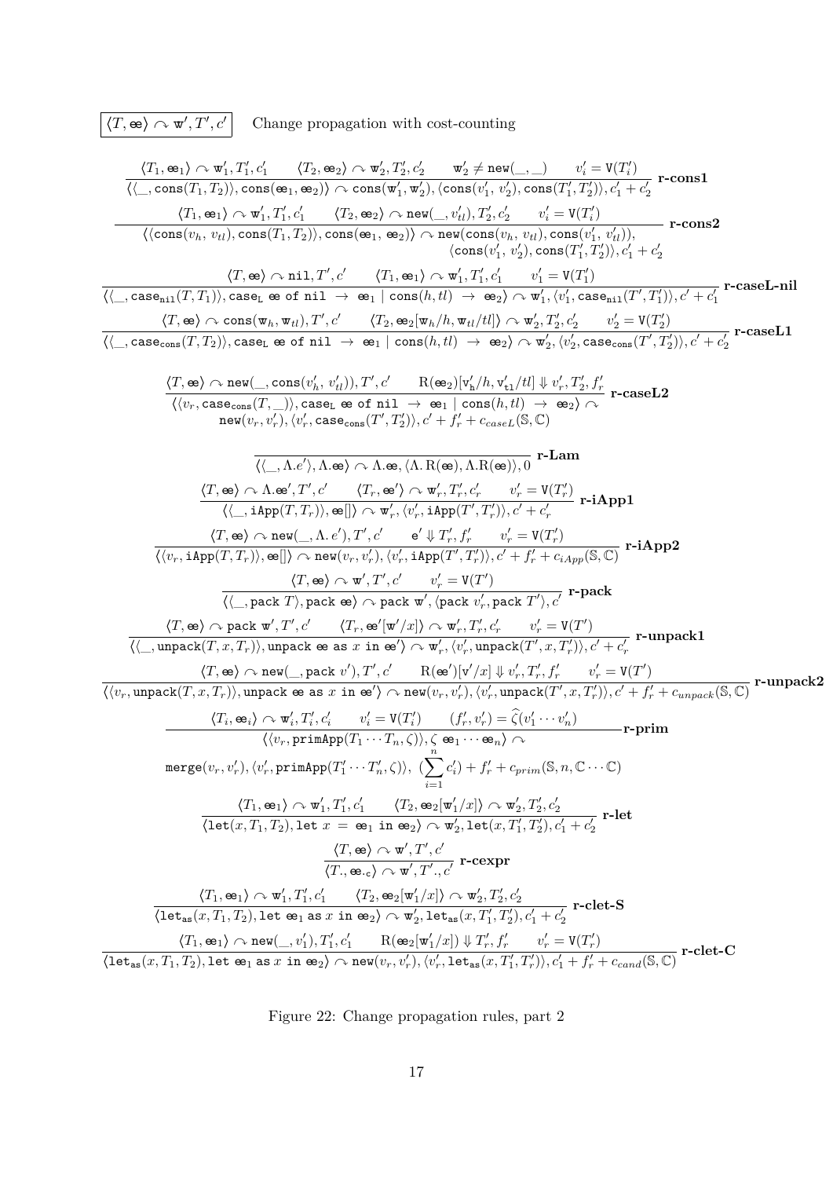$\boxed{\langle T, \mathtt{ee} \rangle \curvearrowright \mathtt{w}', T', c'}$ Change propagation with cost-counting

$$\frac{\langle T_1, \mathtt{ee}_1 \rangle \curvearrowright \mathtt{w}_1', T_1', c_1' \qquad \langle T_2, \mathtt{ee}_2 \rangle \curvearrowright \mathtt{w}_2', T_2', c_2' \qquad \mathtt{w}_2' \neq \mathtt{new}(\_, \_) \qquad v_i' = \mathtt{V}(T_i')}{\langle \langle \_, \mathtt{cons}(T_1, T_2) \rangle, \mathtt{cons}(\mathtt{ee}_1, \mathtt{ee}_2) \rangle \curvearrowright \mathtt{cons}(\mathtt{w}_1', \mathtt{w}_2'), \langle \mathtt{cons}(v_1', v_2'), \mathtt{cons}(T_1', T_2') \rangle, c_1' + c_2'} \textbf{ r-cons1}$$

$$\frac{\langle T_1, \mathtt{ee}_1 \rangle \curvearrowright \mathtt{w}_1', T_1', c_1' \qquad \langle T_2, \mathtt{ee}_2 \rangle \curvearrowright \mathtt{new}(\_, v_{tl}'), T_2', c_2' \qquad v_i' = \mathtt{V}(T_i')}{\langle \langle \mathtt{cons}(v_h, v_{tl}), \mathtt{cons}(T_1, T_2) \rangle, \mathtt{cons}(\mathtt{ee}_1, \mathtt{ee}_2) \rangle \curvearrowright \mathtt{new}(\mathtt{cons}(v_h, v_{tl}), \mathtt{cons}(v_1', v_{tl}')), \langle \mathtt{cons}(v_1', v_2'), \mathtt{cons}(T_1', T_2') \rangle, c_1' + c_2'} \textbf{ r-cons2}$$

$$\frac{\langle T, \mathtt{ee} \rangle \curvearrowright \mathtt{nil}, T', c' \qquad \langle T_1, \mathtt{ee}_1 \rangle \curvearrowright \mathtt{w}_1', T_1', c_1' \qquad v_1' = \mathtt{V}(T_1')}{\langle \langle \_, \mathtt{case_{nil}}(T, T_1) \rangle, \mathtt{case_L}\ \mathtt{ee}\ \mathtt{of}\ \mathtt{nil} \ \rightarrow \ \mathtt{ee}_1 \mid \mathtt{cons}(h, tl) \ \rightarrow \ \mathtt{ee}_2 \rangle \curvearrowright \mathtt{w}_1', \langle v_1', \mathtt{case_{nil}}(T', T_1') \rangle, c' + c_1'} \textbf{ r-caseL-nil}$$

$$\frac{\langle T, \mathtt{ee} \rangle \curvearrowright \mathtt{cons}(\mathtt{w}_h, \mathtt{w}_{tl}), T', c' \qquad \langle T_2, \mathtt{ee}_2[\mathtt{w}_h/h, \mathtt{w}_{tl}/tl] \rangle \curvearrowright \mathtt{w}_2', T_2', c_2' \qquad v_2' = \mathtt{V}(T_2')}{\langle \langle \_, \mathtt{case_{cons}}(T, T_2) \rangle, \mathtt{case_L}\ \mathtt{ee}\ \mathtt{of}\ \mathtt{nil} \ \rightarrow \ \mathtt{ee}_1 \mid \mathtt{cons}(h, tl) \ \rightarrow \ \mathtt{ee}_2 \rangle \curvearrowright \mathtt{w}_2', \langle v_2', \mathtt{case_{cons}}(T', T_2') \rangle, c' + c_2'} \textbf{ r-caseL1}$$

$$\frac{\langle T, \mathtt{ee} \rangle \curvearrowright \mathtt{new}(\_, \mathtt{cons}(v_h', v_{tl}')), T', c' \qquad \mathrm{R}(\mathtt{ee}_2)[\mathtt{v}_\mathtt{h}'/h, \mathtt{v}_\mathtt{tl}'/tl] \Downarrow v_r', T_2', f_r'}{\langle \langle v_r, \mathtt{case_{cons}}(T, \_) \rangle, \mathtt{case_L}\ \mathtt{ee}\ \mathtt{of}\ \mathtt{nil} \ \rightarrow \ \mathtt{ee}_1 \mid \mathtt{cons}(h, tl) \ \rightarrow \ \mathtt{ee}_2 \rangle \curvearrowright \mathtt{new}(v_r, v_r'), \langle v_r', \mathtt{case_{cons}}(T', T_2') \rangle, c' + f_r' + c_{caseL}(\mathbb{S}, \mathbb{C})} \textbf{ r-caseL2}$$

$$\frac{}{\langle \langle \_, \Lambda.e' \rangle, \Lambda.\mathtt{ee} \rangle \curvearrowright \Lambda.\mathtt{ee}, \langle \Lambda.\mathrm{R}(\mathtt{ee}), \Lambda.\mathrm{R}(\mathtt{ee}) \rangle, 0} \textbf{ r-Lam}$$

$$\frac{\langle T, \mathtt{ee} \rangle \curvearrowright \Lambda.\mathtt{ee}', T', c' \qquad \langle T_r, \mathtt{ee}' \rangle \curvearrowright \mathtt{w}_r', T_r', c_r' \qquad v_r' = \mathtt{V}(T_r')}{\langle \langle \_, \mathtt{iApp}(T, T_r) \rangle, \mathtt{ee}[] \rangle \curvearrowright \mathtt{w}_r', \langle v_r', \mathtt{iApp}(T', T_r') \rangle, c' + c_r'} \textbf{ r-iApp1}$$

$$\frac{\langle T, \mathtt{ee} \rangle \curvearrowright \mathtt{new}(\_, \Lambda.\,e'), T', c' \qquad \mathtt{e}' \Downarrow T_r', f_r' \qquad v_r' = \mathtt{V}(T_r')}{\langle \langle v_r, \mathtt{iApp}(T, T_r) \rangle, \mathtt{ee}[] \rangle \curvearrowright \mathtt{new}(v_r, v_r'), \langle v_r', \mathtt{iApp}(T', T_r') \rangle, c' + f_r' + c_{iApp}(\mathbb{S}, \mathbb{C})} \textbf{ r-iApp2}$$

$$\frac{\langle T, \mathtt{ee} \rangle \curvearrowright \mathtt{w}', T', c' \qquad v_r' = \mathtt{V}(T')}{\langle \langle \_, \mathtt{pack}\ T \rangle, \mathtt{pack}\ \mathtt{ee} \rangle \curvearrowright \mathtt{pack}\ \mathtt{w}', \langle \mathtt{pack}\ v_r', \mathtt{pack}\ T' \rangle, c'} \textbf{ r-pack}$$

$$\frac{\langle T, \mathtt{ee} \rangle \curvearrowright \mathtt{pack}\ \mathtt{w}', T', c' \qquad \langle T_r, \mathtt{ee}'[\mathtt{w}'/x] \rangle \curvearrowright \mathtt{w}_r', T_r', c_r' \qquad v_r' = \mathtt{V}(T')}{\langle \langle \_, \mathtt{unpack}(T, x, T_r) \rangle, \mathtt{unpack}\ \mathtt{ee}\ \mathtt{as}\ x\ \mathtt{in}\ \mathtt{ee}' \rangle \curvearrowright \mathtt{w}_r', \langle v_r', \mathtt{unpack}(T', x, T_r') \rangle, c' + c_r'} \textbf{ r-unpack1}$$

$$\frac{\langle T, \mathtt{ee} \rangle \curvearrowright \mathtt{new}(\_, \mathtt{pack}\ v'), T', c' \qquad \mathrm{R}(\mathtt{ee}')[\mathtt{v}'/x] \Downarrow v_r', T_r', f_r' \qquad v_r' = \mathtt{V}(T')}{\langle \langle v_r, \mathtt{unpack}(T, x, T_r) \rangle, \mathtt{unpack}\ \mathtt{ee}\ \mathtt{as}\ x\ \mathtt{in}\ \mathtt{ee}' \rangle \curvearrowright \mathtt{new}(v_r, v_r'), \langle v_r', \mathtt{unpack}(T', x, T_r') \rangle, c' + f_r' + c_{unpack}(\mathbb{S}, \mathbb{C})} \textbf{ r-unpack2}$$

$$\frac{\langle T_i, \mathtt{ee}_i \rangle \curvearrowright \mathtt{w}_i', T_i', c_i' \qquad v_i' = \mathtt{V}(T_i') \qquad (f_r', v_r') = \widehat{\zeta}(v_1' \cdots v_n')}{\langle \langle v_r, \mathtt{primApp}(T_1 \cdots T_n, \zeta) \rangle, \zeta\ \mathtt{ee}_1 \cdots \mathtt{ee}_n \rangle \curvearrowright \mathtt{merge}(v_r, v_r'), \langle v_r', \mathtt{primApp}(T_1' \cdots T_n', \zeta) \rangle, \ (\sum_{i=1}^{n} c_i') + f_r' + c_{prim}(\mathbb{S}, n, \mathbb{C} \cdots \mathbb{C})} \textbf{ r-prim}$$

$$\frac{\langle T_1, \mathtt{ee}_1 \rangle \curvearrowright \mathtt{w}_1', T_1', c_1' \qquad \langle T_2, \mathtt{ee}_2[\mathtt{w}_1'/x] \rangle \curvearrowright \mathtt{w}_2', T_2', c_2'}{\langle \mathtt{let}(x, T_1, T_2), \mathtt{let}\ x\ =\ \mathtt{ee}_1\ \mathtt{in}\ \mathtt{ee}_2 \rangle \curvearrowright \mathtt{w}_2', \mathtt{let}(x, T_1', T_2'), c_1' + c_2'} \textbf{ r-let}$$

$$\frac{\langle T, \mathtt{ee} \rangle \curvearrowright \mathtt{w}', T', c'}{\langle T._\mathtt{c}, \mathtt{ee}._\mathtt{c} \rangle \curvearrowright \mathtt{w}', T'._\mathtt{c}, c'} \textbf{ r-cexpr}$$

$$\frac{\langle T_1, \mathtt{ee}_1 \rangle \curvearrowright \mathtt{w}_1', T_1', c_1' \qquad \langle T_2, \mathtt{ee}_2[\mathtt{w}_1'/x] \rangle \curvearrowright \mathtt{w}_2', T_2', c_2'}{\langle \mathtt{let_{as}}(x, T_1, T_2), \mathtt{let}\ \mathtt{ee}_1\ \mathtt{as}\ x\ \mathtt{in}\ \mathtt{ee}_2 \rangle \curvearrowright \mathtt{w}_2', \mathtt{let_{as}}(x, T_1', T_2'), c_1' + c_2'} \textbf{ r-clet-S}$$

$$\frac{\langle T_1, \mathtt{ee}_1 \rangle \curvearrowright \mathtt{new}(\_, v_1'), T_1', c_1' \qquad \mathrm{R}(\mathtt{ee}_2[\mathtt{w}_1'/x]) \Downarrow T_r', f_r' \qquad v_r' = \mathtt{V}(T_r')}{\langle \mathtt{let_{as}}(x, T_1, T_2), \mathtt{let}\ \mathtt{ee}_1\ \mathtt{as}\ x\ \mathtt{in}\ \mathtt{ee}_2 \rangle \curvearrowright \mathtt{new}(v_r, v_r'), \langle v_r', \mathtt{let_{as}}(x, T_1', T_r') \rangle, c_1' + f_r' + c_{cand}(\mathbb{S}, \mathbb{C})} \textbf{ r-clet-C}$$

Figure 22: Change propagation rules, part 2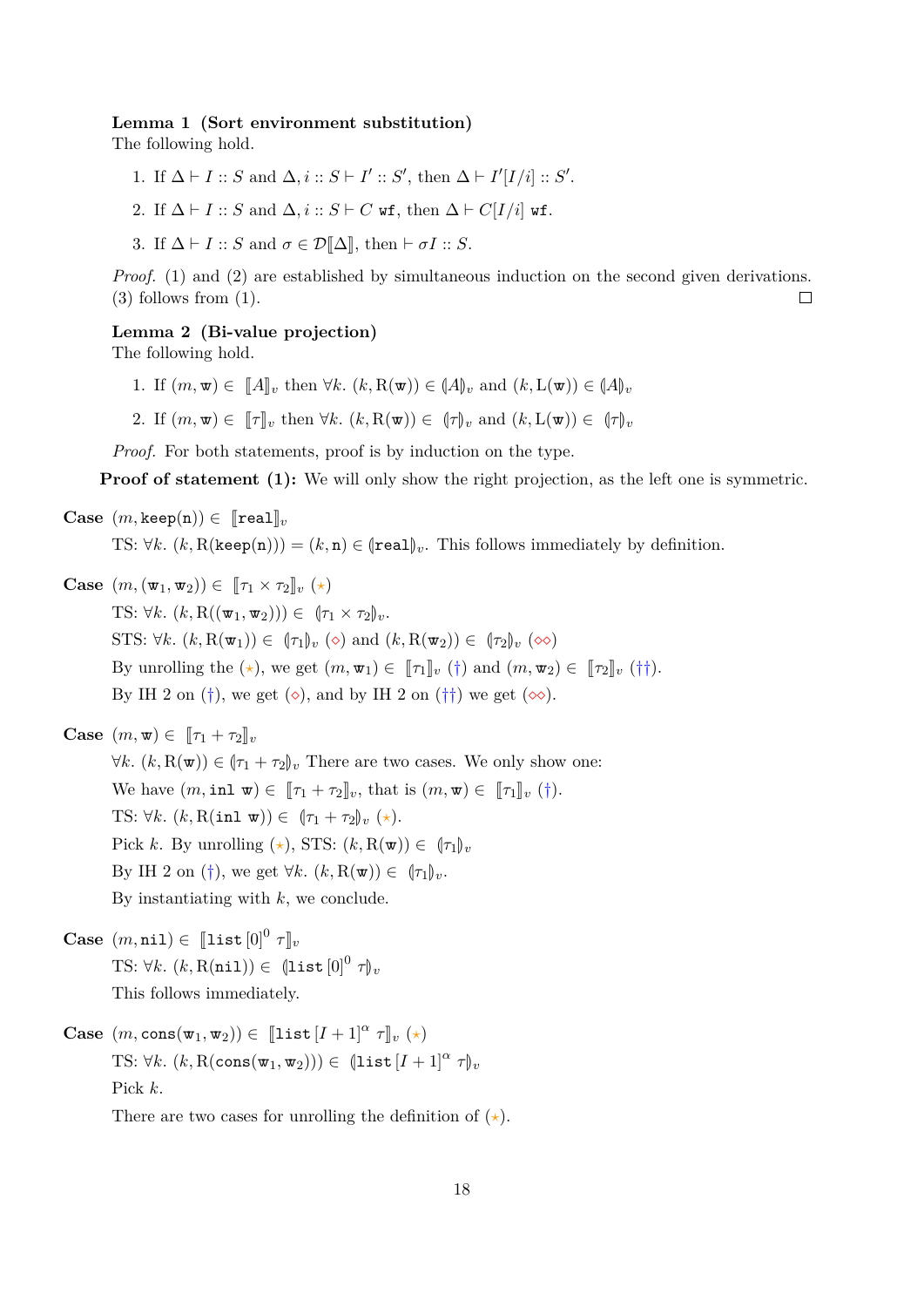**Lemma 1 (Sort environment substitution)**
The following hold.

1. If $\Delta \vdash I :: S$ and $\Delta, i :: S \vdash I' :: S'$, then $\Delta \vdash I'[I/i] :: S'$.
2. If $\Delta \vdash I :: S$ and $\Delta, i :: S \vdash C\ \mathtt{wf}$, then $\Delta \vdash C[I/i]\ \mathtt{wf}$.
3. If $\Delta \vdash I :: S$ and $\sigma \in \mathcal{D}[\![\Delta]\!]$, then $\vdash \sigma I :: S$.

*Proof.* (1) and (2) are established by simultaneous induction on the second given derivations. (3) follows from (1). □

**Lemma 2 (Bi-value projection)**
The following hold.

1. If $(m, \mathtt{w}) \in [\![A]\!]_v$ then $\forall k.\ (k, \mathrm{R}(\mathtt{w})) \in (\!|A|\!)_v$ and $(k, \mathrm{L}(\mathtt{w})) \in (\!|A|\!)_v$
2. If $(m, \mathtt{w}) \in [\![\tau]\!]_v$ then $\forall k.\ (k, \mathrm{R}(\mathtt{w})) \in (\!|\tau|\!)_v$ and $(k, \mathrm{L}(\mathtt{w})) \in (\!|\tau|\!)_v$

*Proof.* For both statements, proof is by induction on the type.

**Proof of statement (1):** We will only show the right projection, as the left one is symmetric.

**Case** $(m, \mathtt{keep}(\mathtt{n})) \in [\![\mathtt{real}]\!]_v$

TS: $\forall k.\ (k, \mathrm{R}(\mathtt{keep}(\mathtt{n}))) = (k, \mathtt{n}) \in (\!|\mathtt{real}|\!)_v$. This follows immediately by definition.

**Case** $(m, (\mathtt{w}_1, \mathtt{w}_2)) \in [\![\tau_1 \times \tau_2]\!]_v$ ($\star$)

TS: $\forall k.\ (k, \mathrm{R}((\mathtt{w}_1, \mathtt{w}_2))) \in (\!|\tau_1 \times \tau_2|\!)_v$.

STS: $\forall k.\ (k, \mathrm{R}(\mathtt{w}_1)) \in (\!|\tau_1|\!)_v$ ($\diamond$) and $(k, \mathrm{R}(\mathtt{w}_2)) \in (\!|\tau_2|\!)_v$ ($\diamond\diamond$)

By unrolling the ($\star$), we get $(m, \mathtt{w}_1) \in [\![\tau_1]\!]_v$ (†) and $(m, \mathtt{w}_2) \in [\![\tau_2]\!]_v$ (††).

By IH 2 on (†), we get ($\diamond$), and by IH 2 on (††) we get ($\diamond\diamond$).

**Case** $(m, \mathtt{w}) \in [\![\tau_1 + \tau_2]\!]_v$

$\forall k.\ (k, \mathrm{R}(\mathtt{w})) \in (\!|\tau_1 + \tau_2|\!)_v$ There are two cases. We only show one:

We have $(m, \mathtt{inl}\ \mathtt{w}) \in [\![\tau_1 + \tau_2]\!]_v$, that is $(m, \mathtt{w}) \in [\![\tau_1]\!]_v$ (†).

TS: $\forall k.\ (k, \mathrm{R}(\mathtt{inl}\ \mathtt{w})) \in (\!|\tau_1 + \tau_2|\!)_v$ ($\star$).

Pick $k$. By unrolling ($\star$), STS: $(k, \mathrm{R}(\mathtt{w})) \in (\!|\tau_1|\!)_v$

By IH 2 on (†), we get $\forall k.\ (k, \mathrm{R}(\mathtt{w})) \in (\!|\tau_1|\!)_v$.

By instantiating with $k$, we conclude.

**Case** $(m, \mathtt{nil}) \in [\![\mathtt{list}\,[0]^0\ \tau]\!]_v$

TS: $\forall k.\ (k, \mathrm{R}(\mathtt{nil})) \in (\!|\mathtt{list}\,[0]^0\ \tau|\!)_v$

This follows immediately.

**Case** $(m, \mathtt{cons}(\mathtt{w}_1, \mathtt{w}_2)) \in [\![\mathtt{list}\,[I+1]^\alpha\ \tau]\!]_v$ ($\star$)

TS: $\forall k.\ (k, \mathrm{R}(\mathtt{cons}(\mathtt{w}_1, \mathtt{w}_2))) \in (\!|\mathtt{list}\,[I+1]^\alpha\ \tau|\!)_v$

Pick $k$.

There are two cases for unrolling the definition of ($\star$).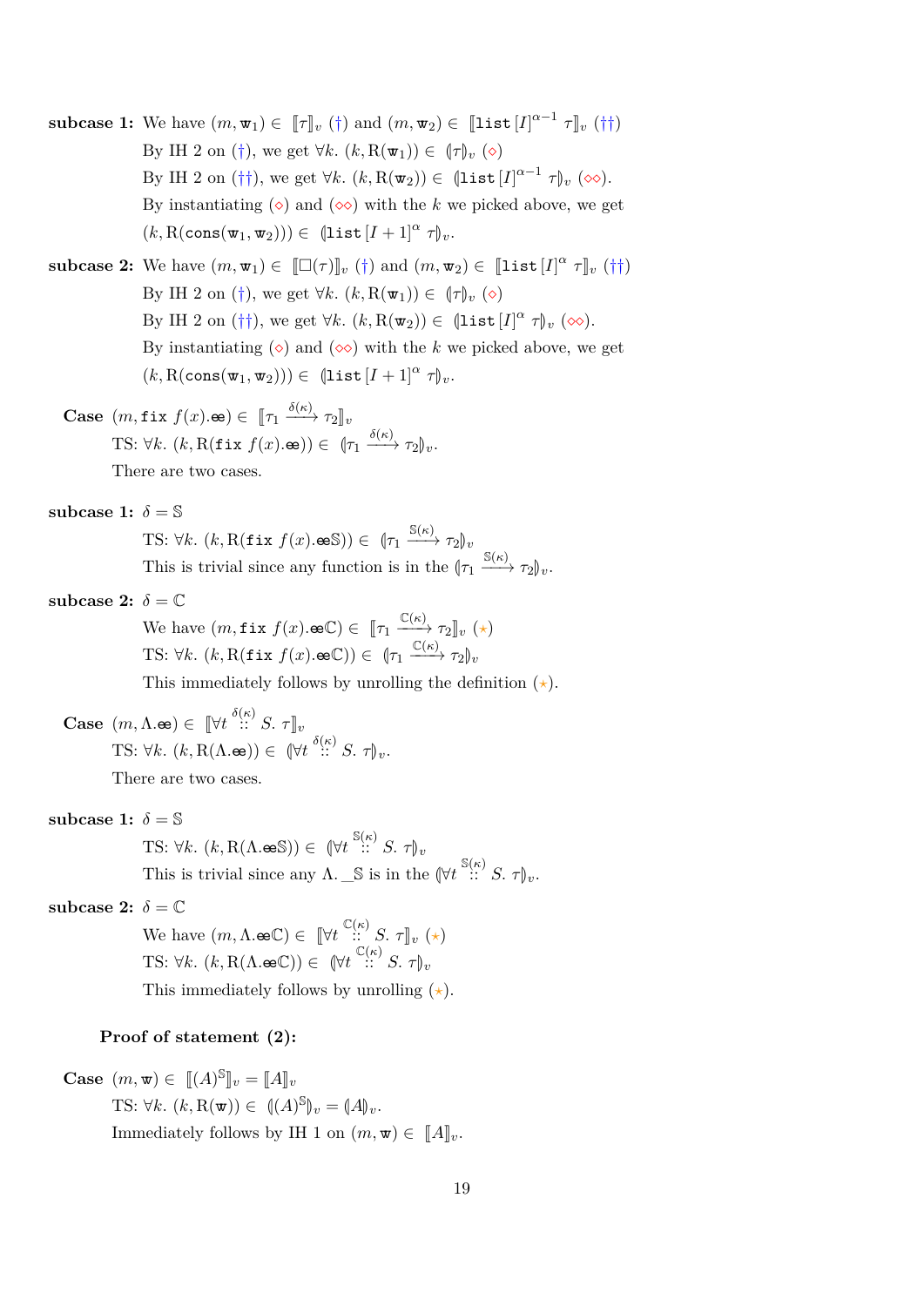**subcase 1:** We have $(m, \mathtt{w}_1) \in \llbracket \tau \rrbracket_v$ (†) and $(m, \mathtt{w}_2) \in \llbracket \mathtt{list}\,[I]^{\alpha-1}\ \tau \rrbracket_v$ (††)

By IH 2 on (†), we get $\forall k.\ (k, \mathrm{R}(\mathtt{w}_1)) \in (\!|\tau|\!)_v$ (⋄)

By IH 2 on (††), we get $\forall k.\ (k, \mathrm{R}(\mathtt{w}_2)) \in (\!|\mathtt{list}\,[I]^{\alpha-1}\ \tau|\!)_v$ (⋄⋄).

By instantiating (⋄) and (⋄⋄) with the $k$ we picked above, we get $(k, \mathrm{R}(\mathtt{cons}(\mathtt{w}_1, \mathtt{w}_2))) \in (\!|\mathtt{list}\,[I+1]^{\alpha}\ \tau|\!)_v$.

**subcase 2:** We have $(m, \mathtt{w}_1) \in \llbracket \square(\tau) \rrbracket_v$ (†) and $(m, \mathtt{w}_2) \in \llbracket \mathtt{list}\,[I]^{\alpha}\ \tau \rrbracket_v$ (††)

By IH 2 on (†), we get $\forall k.\ (k, \mathrm{R}(\mathtt{w}_1)) \in (\!|\tau|\!)_v$ (⋄)

By IH 2 on (††), we get $\forall k.\ (k, \mathrm{R}(\mathtt{w}_2)) \in (\!|\mathtt{list}\,[I]^{\alpha}\ \tau|\!)_v$ (⋄⋄).

By instantiating (⋄) and (⋄⋄) with the $k$ we picked above, we get $(k, \mathrm{R}(\mathtt{cons}(\mathtt{w}_1, \mathtt{w}_2))) \in (\!|\mathtt{list}\,[I+1]^{\alpha}\ \tau|\!)_v$.

**Case** $(m, \mathtt{fix}\ f(x).\mathtt{ee}) \in \llbracket \tau_1 \xrightarrow{\delta(\kappa)} \tau_2 \rrbracket_v$

TS: $\forall k.\ (k, \mathrm{R}(\mathtt{fix}\ f(x).\mathtt{ee})) \in (\!|\tau_1 \xrightarrow{\delta(\kappa)} \tau_2|\!)_v$.

There are two cases.

**subcase 1:** $\delta = \mathbb{S}$

TS: $\forall k.\ (k, \mathrm{R}(\mathtt{fix}\ f(x).\mathtt{ee}\mathbb{S})) \in (\!|\tau_1 \xrightarrow{\mathbb{S}(\kappa)} \tau_2|\!)_v$

This is trivial since any function is in the $(\!|\tau_1 \xrightarrow{\mathbb{S}(\kappa)} \tau_2|\!)_v$.

**subcase 2:** $\delta = \mathbb{C}$

We have $(m, \mathtt{fix}\ f(x).\mathtt{ee}\mathbb{C}) \in \llbracket \tau_1 \xrightarrow{\mathbb{C}(\kappa)} \tau_2 \rrbracket_v$ (⋆)

TS: $\forall k.\ (k, \mathrm{R}(\mathtt{fix}\ f(x).\mathtt{ee}\mathbb{C})) \in (\!|\tau_1 \xrightarrow{\mathbb{C}(\kappa)} \tau_2|\!)_v$

This immediately follows by unrolling the definition (⋆).

**Case** $(m, \Lambda.\mathtt{ee}) \in \llbracket \forall t \overset{\delta(\kappa)}{::} S.\ \tau \rrbracket_v$

TS: $\forall k.\ (k, \mathrm{R}(\Lambda.\mathtt{ee})) \in (\!|\forall t \overset{\delta(\kappa)}{::} S.\ \tau|\!)_v$.

There are two cases.

**subcase 1:** $\delta = \mathbb{S}$

TS: $\forall k.\ (k, \mathrm{R}(\Lambda.\mathtt{ee}\mathbb{S})) \in (\!|\forall t \overset{\mathbb{S}(\kappa)}{::} S.\ \tau|\!)_v$

This is trivial since any $\Lambda.\_\mathbb{S}$ is in the $(\!|\forall t \overset{\mathbb{S}(\kappa)}{::} S.\ \tau|\!)_v$.

**subcase 2:** $\delta = \mathbb{C}$

We have $(m, \Lambda.\mathtt{ee}\mathbb{C}) \in \llbracket \forall t \overset{\mathbb{C}(\kappa)}{::} S.\ \tau \rrbracket_v$ (⋆)

TS: $\forall k.\ (k, \mathrm{R}(\Lambda.\mathtt{ee}\mathbb{C})) \in (\!|\forall t \overset{\mathbb{C}(\kappa)}{::} S.\ \tau|\!)_v$

This immediately follows by unrolling (⋆).

**Proof of statement (2):**

**Case** $(m, \mathtt{w}) \in \llbracket (A)^{\mathbb{S}} \rrbracket_v = \llbracket A \rrbracket_v$

TS: $\forall k.\ (k, \mathrm{R}(\mathtt{w})) \in (\!|(A)^{\mathbb{S}}|\!)_v = (\!|A|\!)_v$.

Immediately follows by IH 1 on $(m, \mathtt{w}) \in \llbracket A \rrbracket_v$.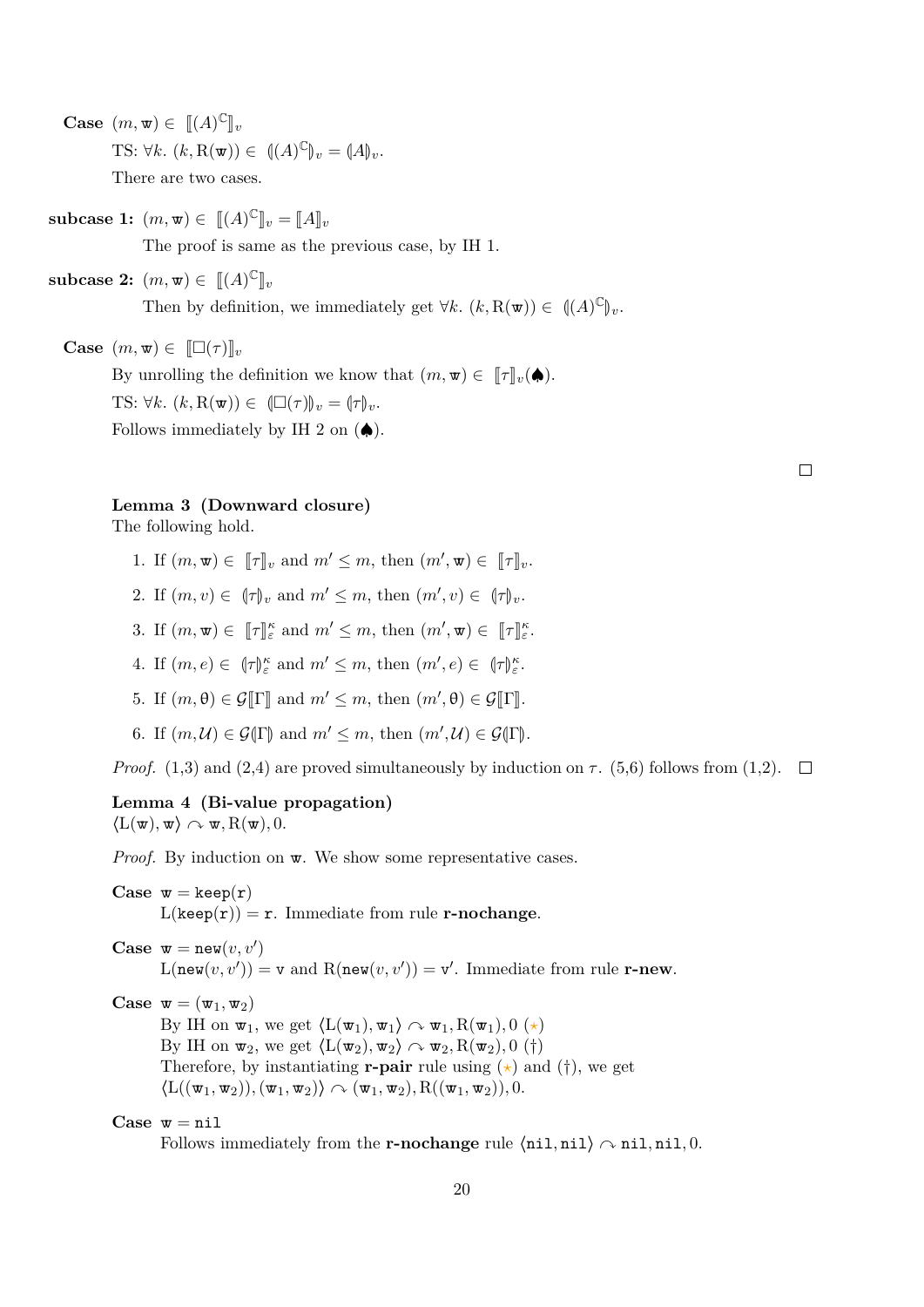**Case** $(m, \mathtt{w}) \in \llbracket (A)^{\mathbb{C}} \rrbracket_v$

TS: $\forall k.\ (k, \mathrm{R}(\mathtt{w})) \in \llparenthesis (A)^{\mathbb{C}} \rrparenthesis_v = \llparenthesis A \rrparenthesis_v$.

There are two cases.

**subcase 1:** $(m, \mathtt{w}) \in \llbracket (A)^{\mathbb{C}} \rrbracket_v = \llbracket A \rrbracket_v$

The proof is same as the previous case, by IH 1.

**subcase 2:** $(m, \mathtt{w}) \in \llbracket (A)^{\mathbb{C}} \rrbracket_v$

Then by definition, we immediately get $\forall k.\ (k, \mathrm{R}(\mathtt{w})) \in \llparenthesis (A)^{\mathbb{C}} \rrparenthesis_v$.

**Case** $(m, \mathtt{w}) \in \llbracket \Box(\tau) \rrbracket_v$

By unrolling the definition we know that $(m, \mathtt{w}) \in \llbracket \tau \rrbracket_v (\spadesuit)$.

TS: $\forall k.\ (k, \mathrm{R}(\mathtt{w})) \in \llparenthesis \Box(\tau) \rrparenthesis_v = \llparenthesis \tau \rrparenthesis_v$.

Follows immediately by IH 2 on $(\spadesuit)$.

□

**Lemma 3 (Downward closure)**
The following hold.

1. If $(m, \mathtt{w}) \in \llbracket \tau \rrbracket_v$ and $m' \leq m$, then $(m', \mathtt{w}) \in \llbracket \tau \rrbracket_v$.
2. If $(m, v) \in \llparenthesis \tau \rrparenthesis_v$ and $m' \leq m$, then $(m', v) \in \llparenthesis \tau \rrparenthesis_v$.
3. If $(m, \mathtt{w}) \in \llbracket \tau \rrbracket_\varepsilon^\kappa$ and $m' \leq m$, then $(m', \mathtt{w}) \in \llbracket \tau \rrbracket_\varepsilon^\kappa$.
4. If $(m, e) \in \llparenthesis \tau \rrparenthesis_\varepsilon^\kappa$ and $m' \leq m$, then $(m', e) \in \llparenthesis \tau \rrparenthesis_\varepsilon^\kappa$.
5. If $(m, \theta) \in \mathcal{G}\llbracket \Gamma \rrbracket$ and $m' \leq m$, then $(m', \theta) \in \mathcal{G}\llbracket \Gamma \rrbracket$.
6. If $(m, \mathcal{U}) \in \mathcal{G}\llparenthesis \Gamma \rrparenthesis$ and $m' \leq m$, then $(m', \mathcal{U}) \in \mathcal{G}\llparenthesis \Gamma \rrparenthesis$.

*Proof.* (1,3) and (2,4) are proved simultaneously by induction on $\tau$. (5,6) follows from (1,2). □

**Lemma 4 (Bi-value propagation)**
$\langle \mathrm{L}(\mathtt{w}), \mathtt{w} \rangle \curvearrowright \mathtt{w}, \mathrm{R}(\mathtt{w}), 0$.

*Proof.* By induction on $\mathtt{w}$. We show some representative cases.

**Case** $\mathtt{w} = \mathtt{keep}(\mathtt{r})$

$\mathrm{L}(\mathtt{keep}(\mathtt{r})) = \mathtt{r}$. Immediate from rule **r-nochange**.

**Case** $\mathtt{w} = \mathtt{new}(v, v')$

$\mathrm{L}(\mathtt{new}(v, v')) = \mathtt{v}$ and $\mathrm{R}(\mathtt{new}(v, v')) = \mathtt{v}'$. Immediate from rule **r-new**.

**Case** $\mathtt{w} = (\mathtt{w}_1, \mathtt{w}_2)$

By IH on $\mathtt{w}_1$, we get $\langle \mathrm{L}(\mathtt{w}_1), \mathtt{w}_1 \rangle \curvearrowright \mathtt{w}_1, \mathrm{R}(\mathtt{w}_1), 0$ ($\star$)
By IH on $\mathtt{w}_2$, we get $\langle \mathrm{L}(\mathtt{w}_2), \mathtt{w}_2 \rangle \curvearrowright \mathtt{w}_2, \mathrm{R}(\mathtt{w}_2), 0$ (†)
Therefore, by instantiating **r-pair** rule using ($\star$) and (†), we get
$\langle \mathrm{L}((\mathtt{w}_1, \mathtt{w}_2)), (\mathtt{w}_1, \mathtt{w}_2) \rangle \curvearrowright (\mathtt{w}_1, \mathtt{w}_2), \mathrm{R}((\mathtt{w}_1, \mathtt{w}_2)), 0$.

**Case** $\mathtt{w} = \mathtt{nil}$

Follows immediately from the **r-nochange** rule $\langle \mathtt{nil}, \mathtt{nil} \rangle \curvearrowright \mathtt{nil}, \mathtt{nil}, 0$.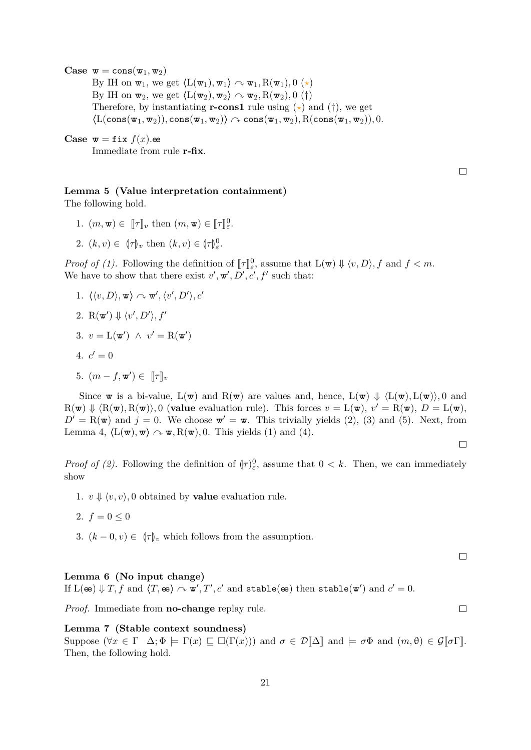**Case** $\mathbb{w} = \texttt{cons}(\mathbb{w}_1, \mathbb{w}_2)$

By IH on $\mathbb{w}_1$, we get $\langle \mathrm{L}(\mathbb{w}_1), \mathbb{w}_1 \rangle \curvearrowright \mathbb{w}_1, \mathrm{R}(\mathbb{w}_1), 0$ ($\star$)

By IH on $\mathbb{w}_2$, we get $\langle \mathrm{L}(\mathbb{w}_2), \mathbb{w}_2 \rangle \curvearrowright \mathbb{w}_2, \mathrm{R}(\mathbb{w}_2), 0$ ($\dagger$)

Therefore, by instantiating **r-cons1** rule using ($\star$) and ($\dagger$), we get $\langle \mathrm{L}(\texttt{cons}(\mathbb{w}_1, \mathbb{w}_2)), \texttt{cons}(\mathbb{w}_1, \mathbb{w}_2) \rangle \curvearrowright \texttt{cons}(\mathbb{w}_1, \mathbb{w}_2), \mathrm{R}(\texttt{cons}(\mathbb{w}_1, \mathbb{w}_2)), 0.$

**Case** $\mathbb{w} = \texttt{fix}\ f(x).\mathbb{ee}$

Immediate from rule **r-fix**.

□

**Lemma 5 (Value interpretation containment)**
The following hold.

1. $(m, \mathbb{w}) \in [\![\tau]\!]_v$ then $(m, \mathbb{w}) \in [\![\tau]\!]_\varepsilon^0$.
2. $(k, v) \in (\!|\tau|\!)_v$ then $(k, v) \in (\!|\tau|\!)_\varepsilon^0$.

*Proof of (1).* Following the definition of $[\![\tau]\!]_\varepsilon^0$, assume that $\mathrm{L}(\mathbb{w}) \Downarrow \langle v, D \rangle, f$ and $f < m$. We have to show that there exist $v', \mathbb{w}', D', c', f'$ such that:

1. $\langle \langle v, D \rangle, \mathbb{w} \rangle \curvearrowright \mathbb{w}', \langle v', D' \rangle, c'$
2. $\mathrm{R}(\mathbb{w}') \Downarrow \langle v', D' \rangle, f'$
3. $v = \mathrm{L}(\mathbb{w}') \ \wedge \ v' = \mathrm{R}(\mathbb{w}')$
4. $c' = 0$
5. $(m - f, \mathbb{w}') \in [\![\tau]\!]_v$

Since $\mathbb{w}$ is a bi-value, $\mathrm{L}(\mathbb{w})$ and $\mathrm{R}(\mathbb{w})$ are values and, hence, $\mathrm{L}(\mathbb{w}) \Downarrow \langle \mathrm{L}(\mathbb{w}), \mathrm{L}(\mathbb{w}) \rangle, 0$ and $\mathrm{R}(\mathbb{w}) \Downarrow \langle \mathrm{R}(\mathbb{w}), \mathrm{R}(\mathbb{w}) \rangle, 0$ (**value** evaluation rule). This forces $v = \mathrm{L}(\mathbb{w})$, $v' = \mathrm{R}(\mathbb{w})$, $D = \mathrm{L}(\mathbb{w})$, $D' = \mathrm{R}(\mathbb{w})$ and $j = 0$. We choose $\mathbb{w}' = \mathbb{w}$. This trivially yields (2), (3) and (5). Next, from Lemma 4, $\langle \mathrm{L}(\mathbb{w}), \mathbb{w} \rangle \curvearrowright \mathbb{w}, \mathrm{R}(\mathbb{w}), 0$. This yields (1) and (4).

□

*Proof of (2).* Following the definition of $(\!|\tau|\!)_\varepsilon^0$, assume that $0 < k$. Then, we can immediately show

1. $v \Downarrow \langle v, v \rangle, 0$ obtained by **value** evaluation rule.
2. $f = 0 \leq 0$
3. $(k - 0, v) \in (\!|\tau|\!)_v$ which follows from the assumption.

□

**Lemma 6 (No input change)**
If $\mathrm{L}(\mathbb{ee}) \Downarrow T, f$ and $\langle T, \mathbb{ee} \rangle \curvearrowright \mathbb{w}', T', c'$ and $\texttt{stable}(\mathbb{ee})$ then $\texttt{stable}(\mathbb{w}')$ and $c' = 0$.

*Proof.* Immediate from **no-change** replay rule. □

**Lemma 7 (Stable context soundness)**
Suppose $(\forall x \in \Gamma \quad \Delta; \Phi \models \Gamma(x) \sqsubseteq \square(\Gamma(x)))$ and $\sigma \in \mathcal{D}[\![\Delta]\!]$ and $\models \sigma\Phi$ and $(m, \theta) \in \mathcal{G}[\![\sigma\Gamma]\!]$. Then, the following hold.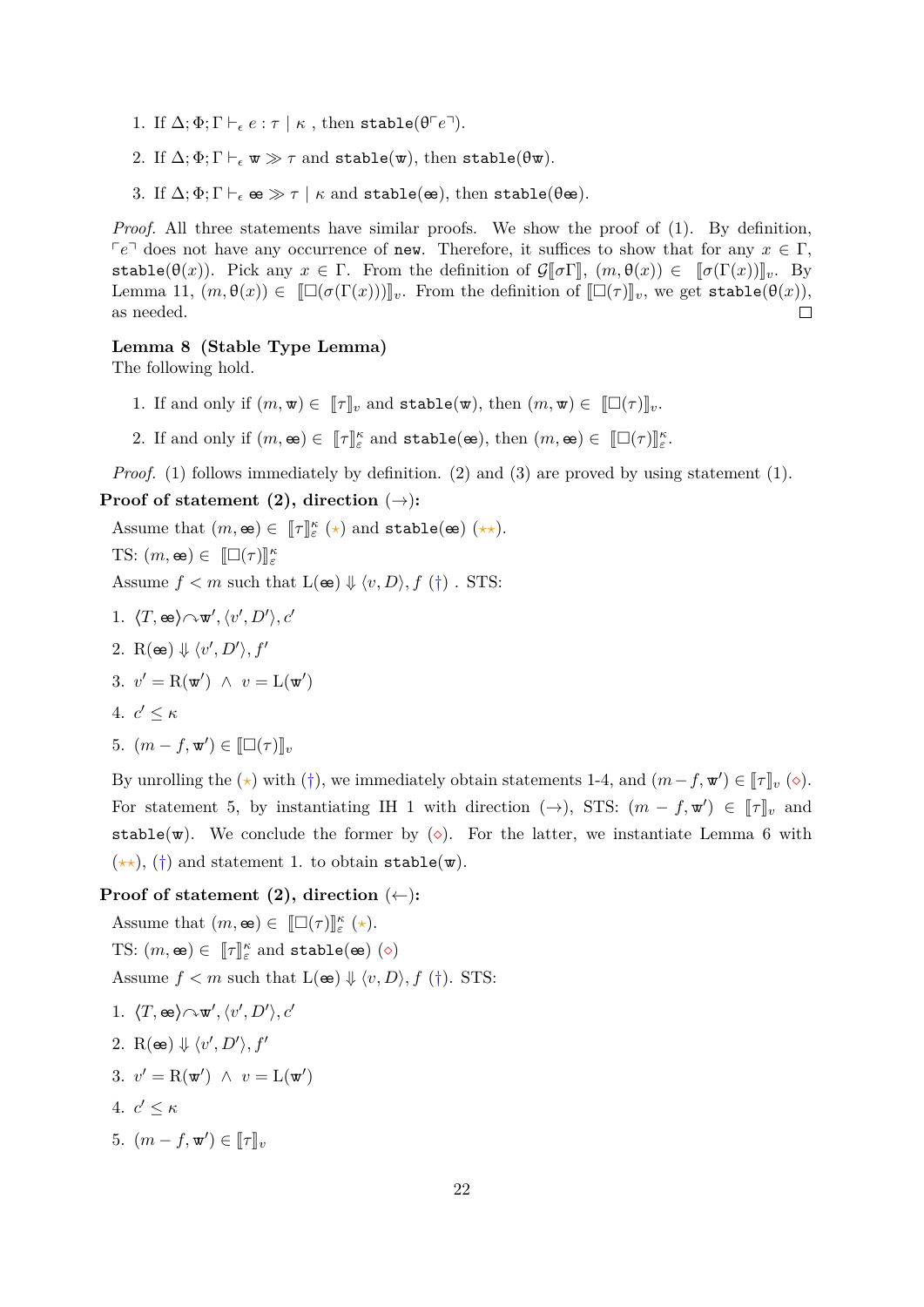1. If $\Delta; \Phi; \Gamma \vdash_\epsilon e : \tau \mid \kappa$ , then $\texttt{stable}(\theta\ulcorner e \urcorner)$.

2. If $\Delta; \Phi; \Gamma \vdash_\epsilon \mathtt{w} \gg \tau$ and $\texttt{stable}(\mathtt{w})$, then $\texttt{stable}(\theta\mathtt{w})$.

3. If $\Delta; \Phi; \Gamma \vdash_\epsilon \mathtt{ee} \gg \tau \mid \kappa$ and $\texttt{stable}(\mathtt{ee})$, then $\texttt{stable}(\theta\mathtt{ee})$.

*Proof.* All three statements have similar proofs. We show the proof of (1). By definition, $\ulcorner e \urcorner$ does not have any occurrence of `new`. Therefore, it suffices to show that for any $x \in \Gamma$, $\texttt{stable}(\theta(x))$. Pick any $x \in \Gamma$. From the definition of $\mathcal{G}[\![\sigma\Gamma]\!]$, $(m, \theta(x)) \in [\![\sigma(\Gamma(x))]\!]_v$. By Lemma 11, $(m, \theta(x)) \in [\![\square(\sigma(\Gamma(x)))]\!]_v$. From the definition of $[\![\square(\tau)]\!]_v$, we get $\texttt{stable}(\theta(x))$, as needed. $\square$

**Lemma 8 (Stable Type Lemma)**
The following hold.

1. If and only if $(m, \mathtt{w}) \in [\![\tau]\!]_v$ and $\texttt{stable}(\mathtt{w})$, then $(m, \mathtt{w}) \in [\![\square(\tau)]\!]_v$.

2. If and only if $(m, \mathtt{ee}) \in [\![\tau]\!]^\kappa_\varepsilon$ and $\texttt{stable}(\mathtt{ee})$, then $(m, \mathtt{ee}) \in [\![\square(\tau)]\!]^\kappa_\varepsilon$.

*Proof.* (1) follows immediately by definition. (2) and (3) are proved by using statement (1).

**Proof of statement (2), direction ($\rightarrow$):**

Assume that $(m, \mathtt{ee}) \in [\![\tau]\!]^\kappa_\varepsilon$ ($\star$) and $\texttt{stable}(\mathtt{ee})$ ($\star\star$).

TS: $(m, \mathtt{ee}) \in [\![\square(\tau)]\!]^\kappa_\varepsilon$

Assume $f < m$ such that $\mathrm{L}(\mathtt{ee}) \Downarrow \langle v, D \rangle, f$ ($\dagger$) . STS:

1. $\langle T, \mathtt{ee} \rangle \curvearrowright \mathtt{w}', \langle v', D' \rangle, c'$
2. $\mathrm{R}(\mathtt{ee}) \Downarrow \langle v', D' \rangle, f'$
3. $v' = \mathrm{R}(\mathtt{w}') \ \wedge \ v = \mathrm{L}(\mathtt{w}')$
4. $c' \leq \kappa$
5. $(m - f, \mathtt{w}') \in [\![\square(\tau)]\!]_v$

By unrolling the ($\star$) with ($\dagger$), we immediately obtain statements 1-4, and $(m - f, \mathtt{w}') \in [\![\tau]\!]_v$ ($\diamond$). For statement 5, by instantiating IH 1 with direction ($\rightarrow$), STS: $(m - f, \mathtt{w}') \in [\![\tau]\!]_v$ and $\texttt{stable}(\mathtt{w})$. We conclude the former by ($\diamond$). For the latter, we instantiate Lemma 6 with ($\star\star$), ($\dagger$) and statement 1. to obtain $\texttt{stable}(\mathtt{w})$.

**Proof of statement (2), direction ($\leftarrow$):**

Assume that $(m, \mathtt{ee}) \in [\![\square(\tau)]\!]^\kappa_\varepsilon$ ($\star$).

TS: $(m, \mathtt{ee}) \in [\![\tau]\!]^\kappa_\varepsilon$ and $\texttt{stable}(\mathtt{ee})$ ($\diamond$)

Assume $f < m$ such that $\mathrm{L}(\mathtt{ee}) \Downarrow \langle v, D \rangle, f$ ($\dagger$). STS:

1. $\langle T, \mathtt{ee} \rangle \curvearrowright \mathtt{w}', \langle v', D' \rangle, c'$
2. $\mathrm{R}(\mathtt{ee}) \Downarrow \langle v', D' \rangle, f'$
3. $v' = \mathrm{R}(\mathtt{w}') \ \wedge \ v = \mathrm{L}(\mathtt{w}')$
4. $c' \leq \kappa$
5. $(m - f, \mathtt{w}') \in [\![\tau]\!]_v$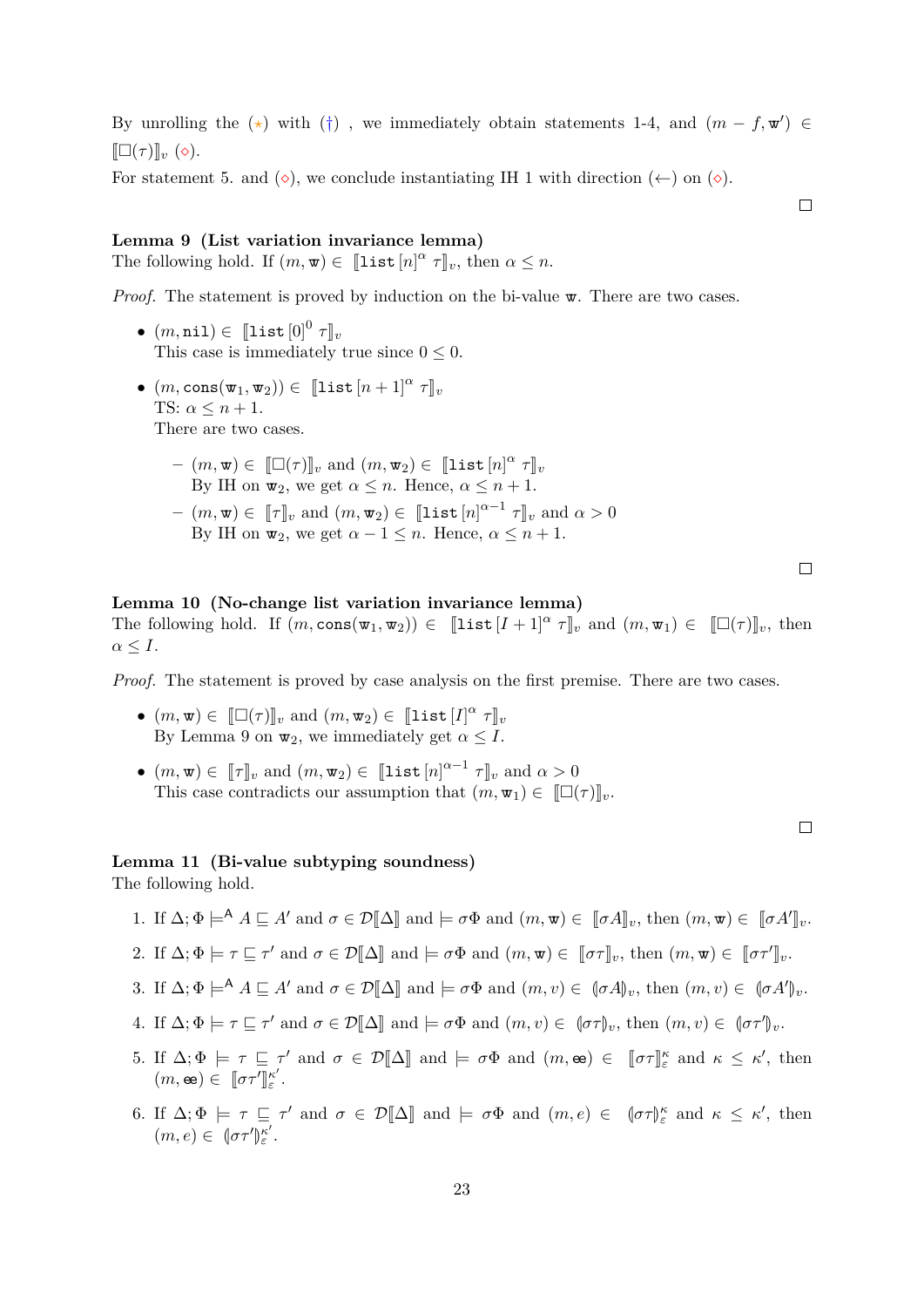By unrolling the ($\star$) with ($\dagger$) , we immediately obtain statements 1-4, and $(m - f, \mathtt{w}') \in [\![\square(\tau)]\!]_v$ ($\diamond$).

For statement 5. and ($\diamond$), we conclude instantiating IH 1 with direction ($\leftarrow$) on ($\diamond$).

$\square$

**Lemma 9 (List variation invariance lemma)**
The following hold. If $(m, \mathtt{w}) \in [\![\mathtt{list}\,[n]^{\alpha}\,\tau]\!]_v$, then $\alpha \leq n$.

*Proof.* The statement is proved by induction on the bi-value $\mathtt{w}$. There are two cases.

- $(m, \mathtt{nil}) \in [\![\mathtt{list}\,[0]^{0}\,\tau]\!]_v$
  This case is immediately true since $0 \leq 0$.
- $(m, \mathtt{cons}(\mathtt{w}_1, \mathtt{w}_2)) \in [\![\mathtt{list}\,[n+1]^{\alpha}\,\tau]\!]_v$
  TS: $\alpha \leq n + 1$.
  There are two cases.
  - $(m, \mathtt{w}) \in [\![\square(\tau)]\!]_v$ and $(m, \mathtt{w}_2) \in [\![\mathtt{list}\,[n]^{\alpha}\,\tau]\!]_v$
    By IH on $\mathtt{w}_2$, we get $\alpha \leq n$. Hence, $\alpha \leq n + 1$.
  - $(m, \mathtt{w}) \in [\![\tau]\!]_v$ and $(m, \mathtt{w}_2) \in [\![\mathtt{list}\,[n]^{\alpha-1}\,\tau]\!]_v$ and $\alpha > 0$
    By IH on $\mathtt{w}_2$, we get $\alpha - 1 \leq n$. Hence, $\alpha \leq n + 1$.

$\square$

**Lemma 10 (No-change list variation invariance lemma)**
The following hold. If $(m, \mathtt{cons}(\mathtt{w}_1, \mathtt{w}_2)) \in [\![\mathtt{list}\,[I+1]^{\alpha}\,\tau]\!]_v$ and $(m, \mathtt{w}_1) \in [\![\square(\tau)]\!]_v$, then $\alpha \leq I$.

*Proof.* The statement is proved by case analysis on the first premise. There are two cases.

- $(m, \mathtt{w}) \in [\![\square(\tau)]\!]_v$ and $(m, \mathtt{w}_2) \in [\![\mathtt{list}\,[I]^{\alpha}\,\tau]\!]_v$
  By Lemma 9 on $\mathtt{w}_2$, we immediately get $\alpha \leq I$.
- $(m, \mathtt{w}) \in [\![\tau]\!]_v$ and $(m, \mathtt{w}_2) \in [\![\mathtt{list}\,[n]^{\alpha-1}\,\tau]\!]_v$ and $\alpha > 0$
  This case contradicts our assumption that $(m, \mathtt{w}_1) \in [\![\square(\tau)]\!]_v$.

$\square$

**Lemma 11 (Bi-value subtyping soundness)**
The following hold.

1. If $\Delta; \Phi \models^{\mathsf{A}} A \sqsubseteq A'$ and $\sigma \in \mathcal{D}[\![\Delta]\!]$ and $\models \sigma\Phi$ and $(m, \mathtt{w}) \in [\![\sigma A]\!]_v$, then $(m, \mathtt{w}) \in [\![\sigma A']\!]_v$.
2. If $\Delta; \Phi \models \tau \sqsubseteq \tau'$ and $\sigma \in \mathcal{D}[\![\Delta]\!]$ and $\models \sigma\Phi$ and $(m, \mathtt{w}) \in [\![\sigma\tau]\!]_v$, then $(m, \mathtt{w}) \in [\![\sigma\tau']\!]_v$.
3. If $\Delta; \Phi \models^{\mathsf{A}} A \sqsubseteq A'$ and $\sigma \in \mathcal{D}[\![\Delta]\!]$ and $\models \sigma\Phi$ and $(m, v) \in (\!|\sigma A|\!)_v$, then $(m, v) \in (\!|\sigma A'|\!)_v$.
4. If $\Delta; \Phi \models \tau \sqsubseteq \tau'$ and $\sigma \in \mathcal{D}[\![\Delta]\!]$ and $\models \sigma\Phi$ and $(m, v) \in (\!|\sigma\tau|\!)_v$, then $(m, v) \in (\!|\sigma\tau'|\!)_v$.
5. If $\Delta; \Phi \models \tau \sqsubseteq \tau'$ and $\sigma \in \mathcal{D}[\![\Delta]\!]$ and $\models \sigma\Phi$ and $(m, \mathtt{ee}) \in [\![\sigma\tau]\!]_{\varepsilon}^{\kappa}$ and $\kappa \leq \kappa'$, then $(m, \mathtt{ee}) \in [\![\sigma\tau']\!]_{\varepsilon}^{\kappa'}$.
6. If $\Delta; \Phi \models \tau \sqsubseteq \tau'$ and $\sigma \in \mathcal{D}[\![\Delta]\!]$ and $\models \sigma\Phi$ and $(m, e) \in (\!|\sigma\tau|\!)_{\varepsilon}^{\kappa}$ and $\kappa \leq \kappa'$, then $(m, e) \in (\!|\sigma\tau'|\!)_{\varepsilon}^{\kappa'}$.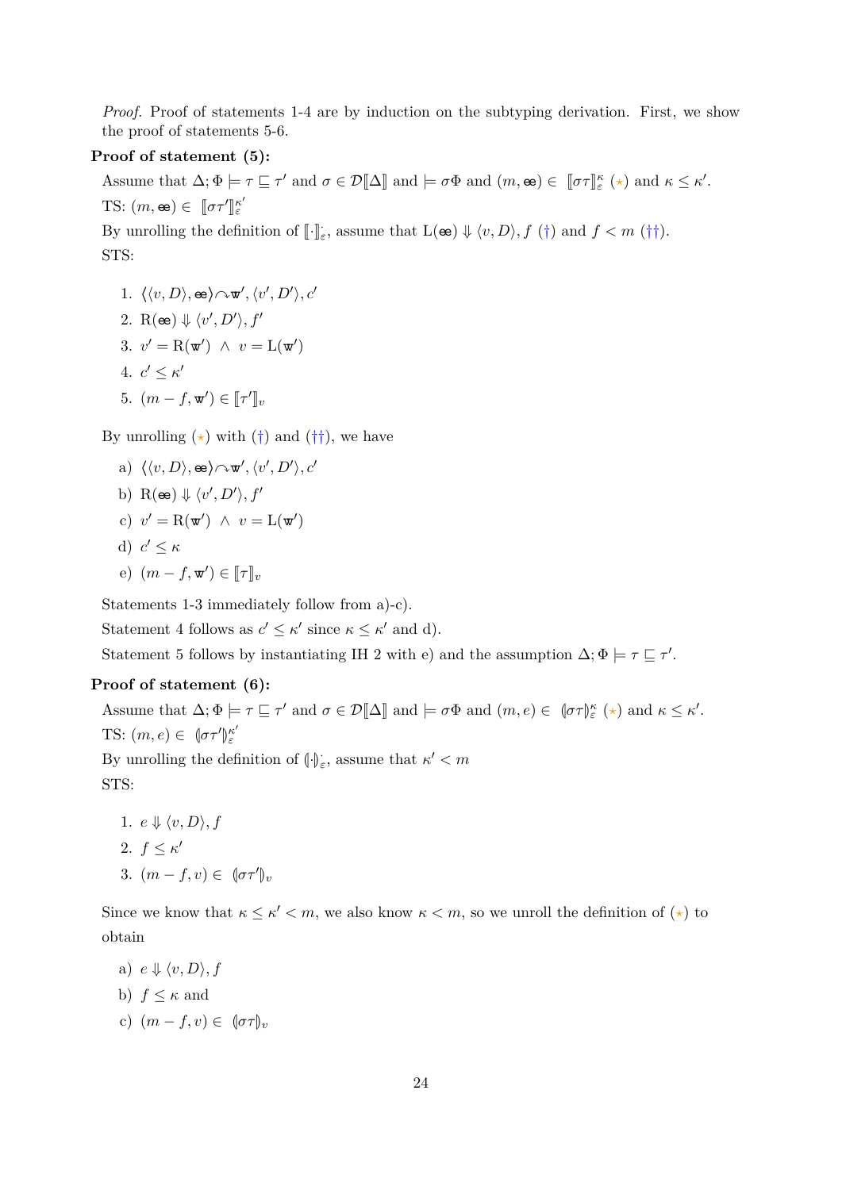*Proof.* Proof of statements 1-4 are by induction on the subtyping derivation. First, we show the proof of statements 5-6.

**Proof of statement (5):**

Assume that $\Delta; \Phi \models \tau \sqsubseteq \tau'$ and $\sigma \in \mathcal{D}[\![\Delta]\!]$ and $\models \sigma\Phi$ and $(m, \mathbb{ee}) \in [\![\sigma\tau]\!]^{\kappa}_{\varepsilon}$ ($\star$) and $\kappa \leq \kappa'$.

TS: $(m, \mathbb{ee}) \in [\![\sigma\tau']\!]^{\kappa'}_{\varepsilon}$

By unrolling the definition of $[\![\cdot]\!]^{\cdot}_{\varepsilon}$, assume that $\mathrm{L}(\mathbb{ee}) \Downarrow \langle v, D\rangle, f$ ($\dagger$) and $f < m$ ($\dagger\dagger$).

STS:

1. $\langle\langle v, D\rangle, \mathbb{ee}\rangle \curvearrowright \mathbb{w}', \langle v', D'\rangle, c'$
2. $\mathrm{R}(\mathbb{ee}) \Downarrow \langle v', D'\rangle, f'$
3. $v' = \mathrm{R}(\mathbb{w}') \ \wedge \ v = \mathrm{L}(\mathbb{w}')$
4. $c' \leq \kappa'$
5. $(m - f, \mathbb{w}') \in [\![\tau']\!]_{v}$

By unrolling ($\star$) with ($\dagger$) and ($\dagger\dagger$), we have

a) $\langle\langle v, D\rangle, \mathbb{ee}\rangle \curvearrowright \mathbb{w}', \langle v', D'\rangle, c'$

b) $\mathrm{R}(\mathbb{ee}) \Downarrow \langle v', D'\rangle, f'$

c) $v' = \mathrm{R}(\mathbb{w}') \ \wedge \ v = \mathrm{L}(\mathbb{w}')$

d) $c' \leq \kappa$

e) $(m - f, \mathbb{w}') \in [\![\tau]\!]_{v}$

Statements 1-3 immediately follow from a)-c).

Statement 4 follows as $c' \leq \kappa'$ since $\kappa \leq \kappa'$ and d).

Statement 5 follows by instantiating IH 2 with e) and the assumption $\Delta; \Phi \models \tau \sqsubseteq \tau'$.

**Proof of statement (6):**

Assume that $\Delta; \Phi \models \tau \sqsubseteq \tau'$ and $\sigma \in \mathcal{D}[\![\Delta]\!]$ and $\models \sigma\Phi$ and $(m, e) \in (\!|\sigma\tau|\!)^{\kappa}_{\varepsilon}$ ($\star$) and $\kappa \leq \kappa'$.

TS: $(m, e) \in (\!|\sigma\tau'|\!)^{\kappa'}_{\varepsilon}$

By unrolling the definition of $(\!|\cdot|\!)^{\cdot}_{\varepsilon}$, assume that $\kappa' < m$

STS:

1. $e \Downarrow \langle v, D\rangle, f$
2. $f \leq \kappa'$
3. $(m - f, v) \in (\!|\sigma\tau'|\!)_{v}$

Since we know that $\kappa \leq \kappa' < m$, we also know $\kappa < m$, so we unroll the definition of ($\star$) to obtain

a) $e \Downarrow \langle v, D\rangle, f$

b) $f \leq \kappa$ and

c) $(m - f, v) \in (\!|\sigma\tau|\!)_{v}$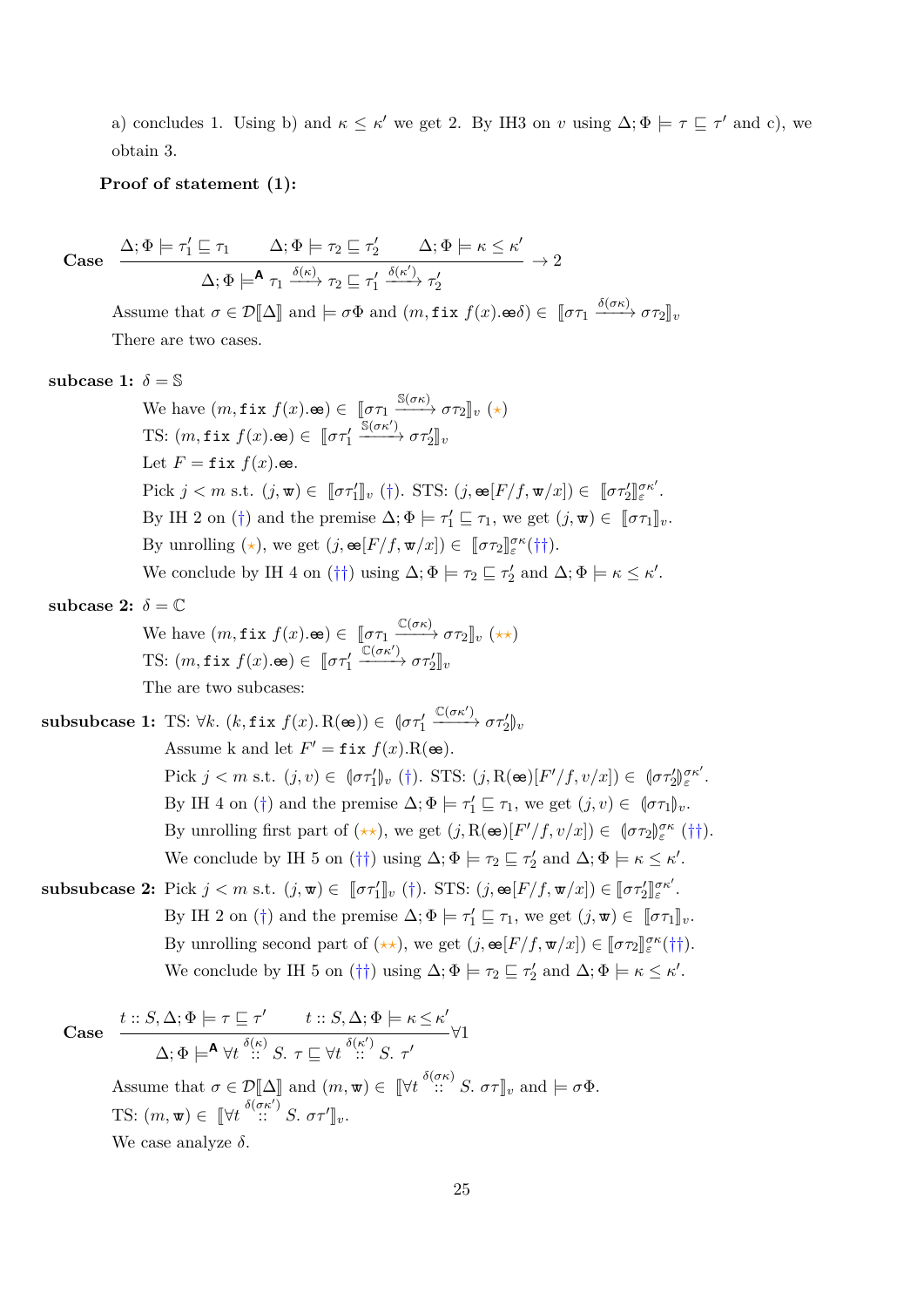a) concludes 1. Using b) and $\kappa \leq \kappa'$ we get 2. By IH3 on $v$ using $\Delta; \Phi \models \tau \sqsubseteq \tau'$ and c), we obtain 3.

**Proof of statement (1):**

**Case** $$\frac{\Delta; \Phi \models \tau_1' \sqsubseteq \tau_1 \qquad \Delta; \Phi \models \tau_2 \sqsubseteq \tau_2' \qquad \Delta; \Phi \models \kappa \leq \kappa'}{\Delta; \Phi \models^{\mathsf{A}} \tau_1 \xrightarrow{\delta(\kappa)} \tau_2 \sqsubseteq \tau_1' \xrightarrow{\delta(\kappa')} \tau_2'} \rightarrow 2$$

Assume that $\sigma \in \mathcal{D}[\![\Delta]\!]$ and $\models \sigma\Phi$ and $(m, \texttt{fix}\ f(x).\text{e}\delta) \in [\![\sigma\tau_1 \xrightarrow{\delta(\sigma\kappa)} \sigma\tau_2]\!]_v$

There are two cases.

**subcase 1:** $\delta = \mathbb{S}$

We have $(m, \texttt{fix}\ f(x).\text{e}) \in [\![\sigma\tau_1 \xrightarrow{\mathbb{S}(\sigma\kappa)} \sigma\tau_2]\!]_v$ $(\star)$

TS: $(m, \texttt{fix}\ f(x).\text{e}) \in [\![\sigma\tau_1' \xrightarrow{\mathbb{S}(\sigma\kappa')} \sigma\tau_2']\!]_v$

Let $F = \texttt{fix}\ f(x).\text{e}$.

Pick $j < m$ s.t. $(j, \text{w}) \in [\![\sigma\tau_1']\!]_v$ $(\dagger)$. STS: $(j, \text{e}[F/f, \text{w}/x]) \in [\![\sigma\tau_2']\!]_\varepsilon^{\sigma\kappa'}$.

By IH 2 on $(\dagger)$ and the premise $\Delta; \Phi \models \tau_1' \sqsubseteq \tau_1$, we get $(j, \text{w}) \in [\![\sigma\tau_1]\!]_v$.

By unrolling $(\star)$, we get $(j, \text{e}[F/f, \text{w}/x]) \in [\![\sigma\tau_2]\!]_\varepsilon^{\sigma\kappa}(\dagger\dagger)$.

We conclude by IH 4 on $(\dagger\dagger)$ using $\Delta; \Phi \models \tau_2 \sqsubseteq \tau_2'$ and $\Delta; \Phi \models \kappa \leq \kappa'$.

**subcase 2:** $\delta = \mathbb{C}$

We have $(m, \texttt{fix}\ f(x).\text{e}) \in [\![\sigma\tau_1 \xrightarrow{\mathbb{C}(\sigma\kappa)} \sigma\tau_2]\!]_v$ $(\star\star)$

TS: $(m, \texttt{fix}\ f(x).\text{e}) \in [\![\sigma\tau_1' \xrightarrow{\mathbb{C}(\sigma\kappa')} \sigma\tau_2']\!]_v$

The are two subcases:

**subsubcase 1:** TS: $\forall k.\ (k, \texttt{fix}\ f(x).\,\mathrm{R}(\text{e})) \in (\!|\sigma\tau_1' \xrightarrow{\mathbb{C}(\sigma\kappa')} \sigma\tau_2'|\!)_v$

Assume k and let $F' = \texttt{fix}\ f(x).\mathrm{R}(\text{e})$.

Pick $j < m$ s.t. $(j, v) \in (\!|\sigma\tau_1'|\!)_v$ $(\dagger)$. STS: $(j, \mathrm{R}(\text{e})[F'/f, v/x]) \in (\!|\sigma\tau_2'|\!)_\varepsilon^{\sigma\kappa'}$.

By IH 4 on $(\dagger)$ and the premise $\Delta; \Phi \models \tau_1' \sqsubseteq \tau_1$, we get $(j, v) \in (\!|\sigma\tau_1|\!)_v$.

By unrolling first part of $(\star\star)$, we get $(j, \mathrm{R}(\text{e})[F'/f, v/x]) \in (\!|\sigma\tau_2|\!)_\varepsilon^{\sigma\kappa}$ $(\dagger\dagger)$.

We conclude by IH 5 on $(\dagger\dagger)$ using $\Delta; \Phi \models \tau_2 \sqsubseteq \tau_2'$ and $\Delta; \Phi \models \kappa \leq \kappa'$.

**subsubcase 2:** Pick $j < m$ s.t. $(j, \text{w}) \in [\![\sigma\tau_1']\!]_v$ $(\dagger)$. STS: $(j, \text{e}[F/f, \text{w}/x]) \in [\![\sigma\tau_2']\!]_\varepsilon^{\sigma\kappa'}$.

By IH 2 on $(\dagger)$ and the premise $\Delta; \Phi \models \tau_1' \sqsubseteq \tau_1$, we get $(j, \text{w}) \in [\![\sigma\tau_1]\!]_v$.

By unrolling second part of $(\star\star)$, we get $(j, \text{e}[F/f, \text{w}/x]) \in [\![\sigma\tau_2]\!]_\varepsilon^{\sigma\kappa}(\dagger\dagger)$.

We conclude by IH 5 on $(\dagger\dagger)$ using $\Delta; \Phi \models \tau_2 \sqsubseteq \tau_2'$ and $\Delta; \Phi \models \kappa \leq \kappa'$.

**Case** $$\frac{t :: S, \Delta; \Phi \models \tau \sqsubseteq \tau' \qquad t :: S, \Delta; \Phi \models \kappa \leq \kappa'}{\Delta; \Phi \models^{\mathsf{A}} \forall t \overset{\delta(\kappa)}{::} S.\ \tau \sqsubseteq \forall t \overset{\delta(\kappa')}{::} S.\ \tau'} \forall 1$$

Assume that $\sigma \in \mathcal{D}[\![\Delta]\!]$ and $(m, \text{w}) \in [\![\forall t \overset{\delta(\sigma\kappa)}{::} S.\ \sigma\tau]\!]_v$ and $\models \sigma\Phi$.

TS: $(m, \text{w}) \in [\![\forall t \overset{\delta(\sigma\kappa')}{::} S.\ \sigma\tau']\!]_v$.

We case analyze $\delta$.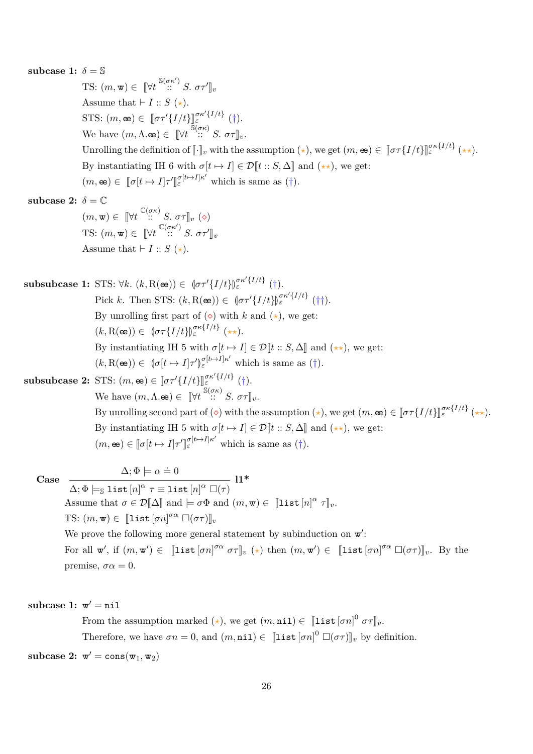**subcase 1:** $\delta = \mathbb{S}$

TS: $(m, \mathtt{w}) \in [\![\forall t \overset{\mathbb{S}(\sigma\kappa')}{::} S.\ \sigma\tau']\!]_v$

Assume that $\vdash I :: S$ ($\star$).

STS: $(m, \mathtt{ee}) \in [\![\sigma\tau'\{I/t\}]\!]_\varepsilon^{\sigma\kappa'\{I/t\}}$ ($\dagger$).

We have $(m, \Lambda.\mathtt{ee}) \in [\![\forall t \overset{\mathbb{S}(\sigma\kappa)}{::} S.\ \sigma\tau]\!]_v$.

Unrolling the definition of $[\![\cdot]\!]_v$ with the assumption ($\star$), we get $(m, \mathtt{ee}) \in [\![\sigma\tau\{I/t\}]\!]_\varepsilon^{\sigma\kappa\{I/t\}}$ ($\star\star$).

By instantiating IH 6 with $\sigma[t \mapsto I] \in \mathcal{D}[\![t :: S, \Delta]\!]$ and ($\star\star$), we get:

$(m, \mathtt{ee}) \in [\![\sigma[t \mapsto I]\tau']\!]_\varepsilon^{\sigma[t\mapsto I]\kappa'}$ which is same as ($\dagger$).

**subcase 2:** $\delta = \mathbb{C}$

$(m, \mathtt{w}) \in [\![\forall t \overset{\mathbb{C}(\sigma\kappa)}{::} S.\ \sigma\tau]\!]_v$ ($\diamond$)

TS: $(m, \mathtt{w}) \in [\![\forall t \overset{\mathbb{C}(\sigma\kappa')}{::} S.\ \sigma\tau']\!]_v$

Assume that $\vdash I :: S$ ($\star$).

**subsubcase 1:** STS: $\forall k.\ (k, \mathrm{R}(\mathtt{ee})) \in (\!|\sigma\tau'\{I/t\}|\!)_\varepsilon^{\sigma\kappa'\{I/t\}}$ ($\dagger$).

Pick $k$. Then STS: $(k, \mathrm{R}(\mathtt{ee})) \in (\!|\sigma\tau'\{I/t\}|\!)_\varepsilon^{\sigma\kappa'\{I/t\}}$ ($\dagger\dagger$).

By unrolling first part of ($\diamond$) with $k$ and ($\star$), we get:

$(k, \mathrm{R}(\mathtt{ee})) \in (\!|\sigma\tau\{I/t\}|\!)_\varepsilon^{\sigma\kappa\{I/t\}}$ ($\star\star$).

By instantiating IH 5 with $\sigma[t \mapsto I] \in \mathcal{D}[\![t :: S, \Delta]\!]$ and ($\star\star$), we get:

$(k, \mathrm{R}(\mathtt{ee})) \in (\!|\sigma[t \mapsto I]\tau'|\!)_\varepsilon^{\sigma[t\mapsto I]\kappa'}$ which is same as ($\dagger$).

**subsubcase 2:** STS: $(m, \mathtt{ee}) \in [\![\sigma\tau'\{I/t\}]\!]_\varepsilon^{\sigma\kappa'\{I/t\}}$ ($\dagger$).

We have $(m, \Lambda.\mathtt{ee}) \in [\![\forall t \overset{\mathbb{S}(\sigma\kappa)}{::} S.\ \sigma\tau]\!]_v$.

By unrolling second part of ($\diamond$) with the assumption ($\star$), we get $(m, \mathtt{ee}) \in [\![\sigma\tau\{I/t\}]\!]_\varepsilon^{\sigma\kappa\{I/t\}}$ ($\star\star$).

By instantiating IH 5 with $\sigma[t \mapsto I] \in \mathcal{D}[\![t :: S, \Delta]\!]$ and ($\star\star$), we get:

$(m, \mathtt{ee}) \in [\![\sigma[t \mapsto I]\tau']\!]_\varepsilon^{\sigma[t\mapsto I]\kappa'}$ which is same as ($\dagger$).

**Case**
$$\frac{\Delta; \Phi \models \alpha \doteq 0}{\Delta; \Phi \models_{\mathbb{S}} \mathtt{list}\,[n]^\alpha\ \tau \equiv \mathtt{list}\,[n]^\alpha\ \square(\tau)}\ \textbf{l1*}$$

Assume that $\sigma \in \mathcal{D}[\![\Delta]\!]$ and $\models \sigma\Phi$ and $(m, \mathtt{w}) \in [\![\mathtt{list}\,[n]^\alpha\ \tau]\!]_v$.

TS: $(m, \mathtt{w}) \in [\![\mathtt{list}\,[\sigma n]^{\sigma\alpha}\ \square(\sigma\tau)]\!]_v$

We prove the following more general statement by subinduction on $\mathtt{w}'$:

For all $\mathtt{w}'$, if $(m, \mathtt{w}') \in [\![\mathtt{list}\,[\sigma n]^{\sigma\alpha}\ \sigma\tau]\!]_v$ ($\star$) then $(m, \mathtt{w}') \in [\![\mathtt{list}\,[\sigma n]^{\sigma\alpha}\ \square(\sigma\tau)]\!]_v$. By the premise, $\sigma\alpha = 0$.

**subcase 1:** $\mathtt{w}' = \mathtt{nil}$

From the assumption marked ($\star$), we get $(m, \mathtt{nil}) \in [\![\mathtt{list}\,[\sigma n]^0\ \sigma\tau]\!]_v$.

Therefore, we have $\sigma n = 0$, and $(m, \mathtt{nil}) \in [\![\mathtt{list}\,[\sigma n]^0\ \square(\sigma\tau)]\!]_v$ by definition.

**subcase 2:** $\mathtt{w}' = \mathtt{cons}(\mathtt{w}_1, \mathtt{w}_2)$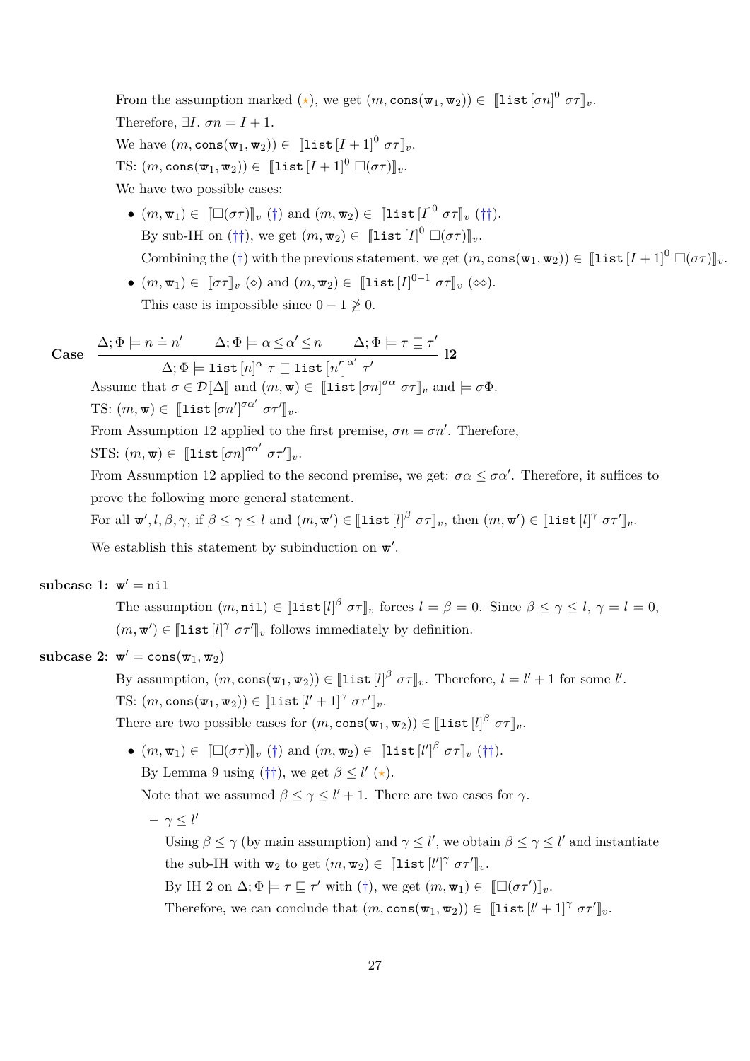From the assumption marked ($\star$), we get $(m, \texttt{cons}(\mathtt{w}_1, \mathtt{w}_2)) \in [\![\texttt{list}\,[\sigma n]^0\ \sigma\tau]\!]_v$.

Therefore, $\exists I.\ \sigma n = I + 1$.

We have $(m, \texttt{cons}(\mathtt{w}_1, \mathtt{w}_2)) \in [\![\texttt{list}\,[I+1]^0\ \sigma\tau]\!]_v$.

TS: $(m, \texttt{cons}(\mathtt{w}_1, \mathtt{w}_2)) \in [\![\texttt{list}\,[I+1]^0\ \square(\sigma\tau)]\!]_v$.

We have two possible cases:

- $(m, \mathtt{w}_1) \in [\![\square(\sigma\tau)]\!]_v$ ($\dagger$) and $(m, \mathtt{w}_2) \in [\![\texttt{list}\,[I]^0\ \sigma\tau]\!]_v$ ($\dagger\dagger$).
  By sub-IH on ($\dagger\dagger$), we get $(m, \mathtt{w}_2) \in [\![\texttt{list}\,[I]^0\ \square(\sigma\tau)]\!]_v$.
  Combining the ($\dagger$) with the previous statement, we get $(m, \texttt{cons}(\mathtt{w}_1, \mathtt{w}_2)) \in [\![\texttt{list}\,[I+1]^0\ \square(\sigma\tau)]\!]_v$.
- $(m, \mathtt{w}_1) \in [\![\sigma\tau]\!]_v$ ($\diamond$) and $(m, \mathtt{w}_2) \in [\![\texttt{list}\,[I]^{0-1}\ \sigma\tau]\!]_v$ ($\diamond\diamond$).
  This case is impossible since $0 - 1 \not\geq 0$.

**Case** $$\frac{\Delta;\Phi \models n \doteq n' \qquad \Delta;\Phi \models \alpha \leq \alpha' \leq n \qquad \Delta;\Phi \models \tau \sqsubseteq \tau'}{\Delta;\Phi \models \texttt{list}\,[n]^{\alpha}\ \tau \sqsubseteq \texttt{list}\,[n']^{\alpha'}\ \tau'}\ \textbf{l2}$$

Assume that $\sigma \in \mathcal{D}[\![\Delta]\!]$ and $(m, \mathtt{w}) \in [\![\texttt{list}\,[\sigma n]^{\sigma\alpha}\ \sigma\tau]\!]_v$ and $\models \sigma\Phi$.

TS: $(m, \mathtt{w}) \in [\![\texttt{list}\,[\sigma n']^{\sigma\alpha'}\ \sigma\tau']\!]_v$.

From Assumption 12 applied to the first premise, $\sigma n = \sigma n'$. Therefore,

STS: $(m, \mathtt{w}) \in [\![\texttt{list}\,[\sigma n]^{\sigma\alpha'}\ \sigma\tau']\!]_v$.

From Assumption 12 applied to the second premise, we get: $\sigma\alpha \leq \sigma\alpha'$. Therefore, it suffices to prove the following more general statement.

For all $\mathtt{w}', l, \beta, \gamma$, if $\beta \leq \gamma \leq l$ and $(m, \mathtt{w}') \in [\![\texttt{list}\,[l]^{\beta}\ \sigma\tau]\!]_v$, then $(m, \mathtt{w}') \in [\![\texttt{list}\,[l]^{\gamma}\ \sigma\tau']\!]_v$.

We establish this statement by subinduction on $\mathtt{w}'$.

**subcase 1:** $\mathtt{w}' = \texttt{nil}$

The assumption $(m, \texttt{nil}) \in [\![\texttt{list}\,[l]^{\beta}\ \sigma\tau]\!]_v$ forces $l = \beta = 0$. Since $\beta \leq \gamma \leq l$, $\gamma = l = 0$, $(m, \mathtt{w}') \in [\![\texttt{list}\,[l]^{\gamma}\ \sigma\tau']\!]_v$ follows immediately by definition.

**subcase 2:** $\mathtt{w}' = \texttt{cons}(\mathtt{w}_1, \mathtt{w}_2)$

By assumption, $(m, \texttt{cons}(\mathtt{w}_1, \mathtt{w}_2)) \in [\![\texttt{list}\,[l]^{\beta}\ \sigma\tau]\!]_v$. Therefore, $l = l' + 1$ for some $l'$.

TS: $(m, \texttt{cons}(\mathtt{w}_1, \mathtt{w}_2)) \in [\![\texttt{list}\,[l'+1]^{\gamma}\ \sigma\tau']\!]_v$.

There are two possible cases for $(m, \texttt{cons}(\mathtt{w}_1, \mathtt{w}_2)) \in [\![\texttt{list}\,[l]^{\beta}\ \sigma\tau]\!]_v$.

- $(m, \mathtt{w}_1) \in [\![\square(\sigma\tau)]\!]_v$ ($\dagger$) and $(m, \mathtt{w}_2) \in [\![\texttt{list}\,[l']^{\beta}\ \sigma\tau]\!]_v$ ($\dagger\dagger$).
  By Lemma 9 using ($\dagger\dagger$), we get $\beta \leq l'$ ($\star$).
  Note that we assumed $\beta \leq \gamma \leq l' + 1$. There are two cases for $\gamma$.
  - $\gamma \leq l'$
    Using $\beta \leq \gamma$ (by main assumption) and $\gamma \leq l'$, we obtain $\beta \leq \gamma \leq l'$ and instantiate the sub-IH with $\mathtt{w}_2$ to get $(m, \mathtt{w}_2) \in [\![\texttt{list}\,[l']^{\gamma}\ \sigma\tau']\!]_v$.
    By IH 2 on $\Delta;\Phi \models \tau \sqsubseteq \tau'$ with ($\dagger$), we get $(m, \mathtt{w}_1) \in [\![\square(\sigma\tau')]\!]_v$.
    Therefore, we can conclude that $(m, \texttt{cons}(\mathtt{w}_1, \mathtt{w}_2)) \in [\![\texttt{list}\,[l'+1]^{\gamma}\ \sigma\tau']\!]_v$.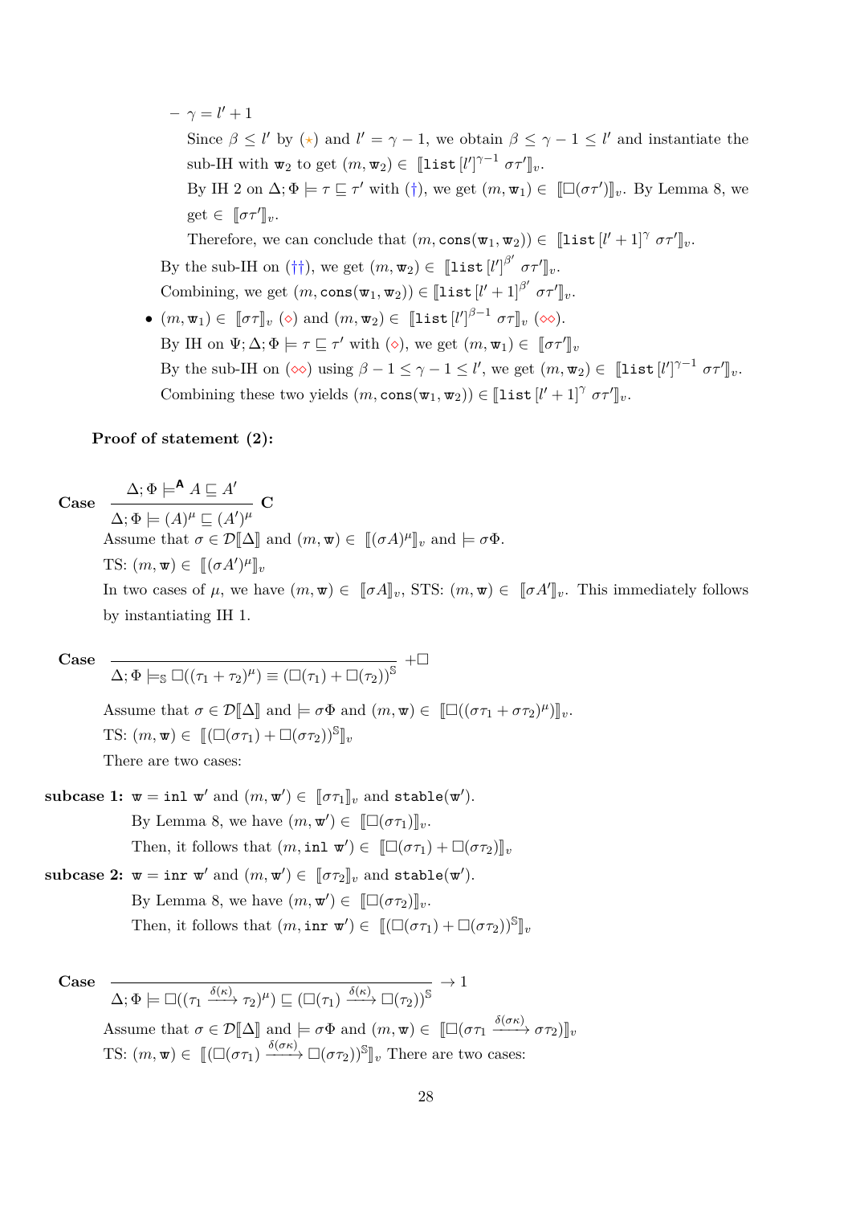- $\gamma = l' + 1$

  Since $\beta \leq l'$ by ($\star$) and $l' = \gamma - 1$, we obtain $\beta \leq \gamma - 1 \leq l'$ and instantiate the sub-IH with $\mathtt{w}_2$ to get $(m, \mathtt{w}_2) \in \llbracket \mathtt{list}\,[l']^{\gamma-1}\ \sigma\tau' \rrbracket_v$.

  By IH 2 on $\Delta; \Phi \models \tau \sqsubseteq \tau'$ with (†), we get $(m, \mathtt{w}_1) \in \llbracket \square(\sigma\tau') \rrbracket_v$. By Lemma 8, we get $\in \llbracket \sigma\tau' \rrbracket_v$.

  Therefore, we can conclude that $(m, \mathtt{cons}(\mathtt{w}_1, \mathtt{w}_2)) \in \llbracket \mathtt{list}\,[l'+1]^{\gamma}\ \sigma\tau' \rrbracket_v$.

By the sub-IH on (††), we get $(m, \mathtt{w}_2) \in \llbracket \mathtt{list}\,[l']^{\beta'}\ \sigma\tau' \rrbracket_v$.

Combining, we get $(m, \mathtt{cons}(\mathtt{w}_1, \mathtt{w}_2)) \in \llbracket \mathtt{list}\,[l'+1]^{\beta'}\ \sigma\tau' \rrbracket_v$.

- $(m, \mathtt{w}_1) \in \llbracket \sigma\tau \rrbracket_v$ (⋄) and $(m, \mathtt{w}_2) \in \llbracket \mathtt{list}\,[l']^{\beta-1}\ \sigma\tau \rrbracket_v$ (⋄⋄).

  By IH on $\Psi; \Delta; \Phi \models \tau \sqsubseteq \tau'$ with (⋄), we get $(m, \mathtt{w}_1) \in \llbracket \sigma\tau' \rrbracket_v$

  By the sub-IH on (⋄⋄) using $\beta - 1 \leq \gamma - 1 \leq l'$, we get $(m, \mathtt{w}_2) \in \llbracket \mathtt{list}\,[l']^{\gamma-1}\ \sigma\tau' \rrbracket_v$.

  Combining these two yields $(m, \mathtt{cons}(\mathtt{w}_1, \mathtt{w}_2)) \in \llbracket \mathtt{list}\,[l'+1]^{\gamma}\ \sigma\tau' \rrbracket_v$.

**Proof of statement (2):**

**Case** $\dfrac{\Delta; \Phi \models^{\mathsf{A}} A \sqsubseteq A'}{\Delta; \Phi \models (A)^{\mu} \sqsubseteq (A')^{\mu}}$ **C**

Assume that $\sigma \in \mathcal{D}\llbracket \Delta \rrbracket$ and $(m, \mathtt{w}) \in \llbracket (\sigma A)^{\mu} \rrbracket_v$ and $\models \sigma\Phi$.

TS: $(m, \mathtt{w}) \in \llbracket (\sigma A')^{\mu} \rrbracket_v$

In two cases of $\mu$, we have $(m, \mathtt{w}) \in \llbracket \sigma A \rrbracket_v$, STS: $(m, \mathtt{w}) \in \llbracket \sigma A' \rrbracket_v$. This immediately follows by instantiating IH 1.

**Case** $\dfrac{}{\Delta; \Phi \models_{\mathbb{S}} \square((\tau_1 + \tau_2)^{\mu}) \equiv (\square(\tau_1) + \square(\tau_2))^{\mathbb{S}}}$ $+\square$

Assume that $\sigma \in \mathcal{D}\llbracket \Delta \rrbracket$ and $\models \sigma\Phi$ and $(m, \mathtt{w}) \in \llbracket \square((\sigma\tau_1 + \sigma\tau_2)^{\mu}) \rrbracket_v$.

TS: $(m, \mathtt{w}) \in \llbracket (\square(\sigma\tau_1) + \square(\sigma\tau_2))^{\mathbb{S}} \rrbracket_v$

There are two cases:

**subcase 1:** $\mathtt{w} = \mathtt{inl}\ \mathtt{w}'$ and $(m, \mathtt{w}') \in \llbracket \sigma\tau_1 \rrbracket_v$ and $\mathtt{stable}(\mathtt{w}')$.

By Lemma 8, we have $(m, \mathtt{w}') \in \llbracket \square(\sigma\tau_1) \rrbracket_v$.

Then, it follows that $(m, \mathtt{inl}\ \mathtt{w}') \in \llbracket \square(\sigma\tau_1) + \square(\sigma\tau_2) \rrbracket_v$

**subcase 2:** $\mathtt{w} = \mathtt{inr}\ \mathtt{w}'$ and $(m, \mathtt{w}') \in \llbracket \sigma\tau_2 \rrbracket_v$ and $\mathtt{stable}(\mathtt{w}')$.

By Lemma 8, we have $(m, \mathtt{w}') \in \llbracket \square(\sigma\tau_2) \rrbracket_v$.

Then, it follows that $(m, \mathtt{inr}\ \mathtt{w}') \in \llbracket (\square(\sigma\tau_1) + \square(\sigma\tau_2))^{\mathbb{S}} \rrbracket_v$

**Case** $\dfrac{}{\Delta; \Phi \models \square((\tau_1 \xrightarrow{\delta(\kappa)} \tau_2)^{\mu}) \sqsubseteq (\square(\tau_1) \xrightarrow{\delta(\kappa)} \square(\tau_2))^{\mathbb{S}}}$ $\rightarrow 1$

Assume that $\sigma \in \mathcal{D}\llbracket \Delta \rrbracket$ and $\models \sigma\Phi$ and $(m, \mathtt{w}) \in \llbracket \square(\sigma\tau_1 \xrightarrow{\delta(\sigma\kappa)} \sigma\tau_2) \rrbracket_v$

TS: $(m, \mathtt{w}) \in \llbracket (\square(\sigma\tau_1) \xrightarrow{\delta(\sigma\kappa)} \square(\sigma\tau_2))^{\mathbb{S}} \rrbracket_v$ There are two cases: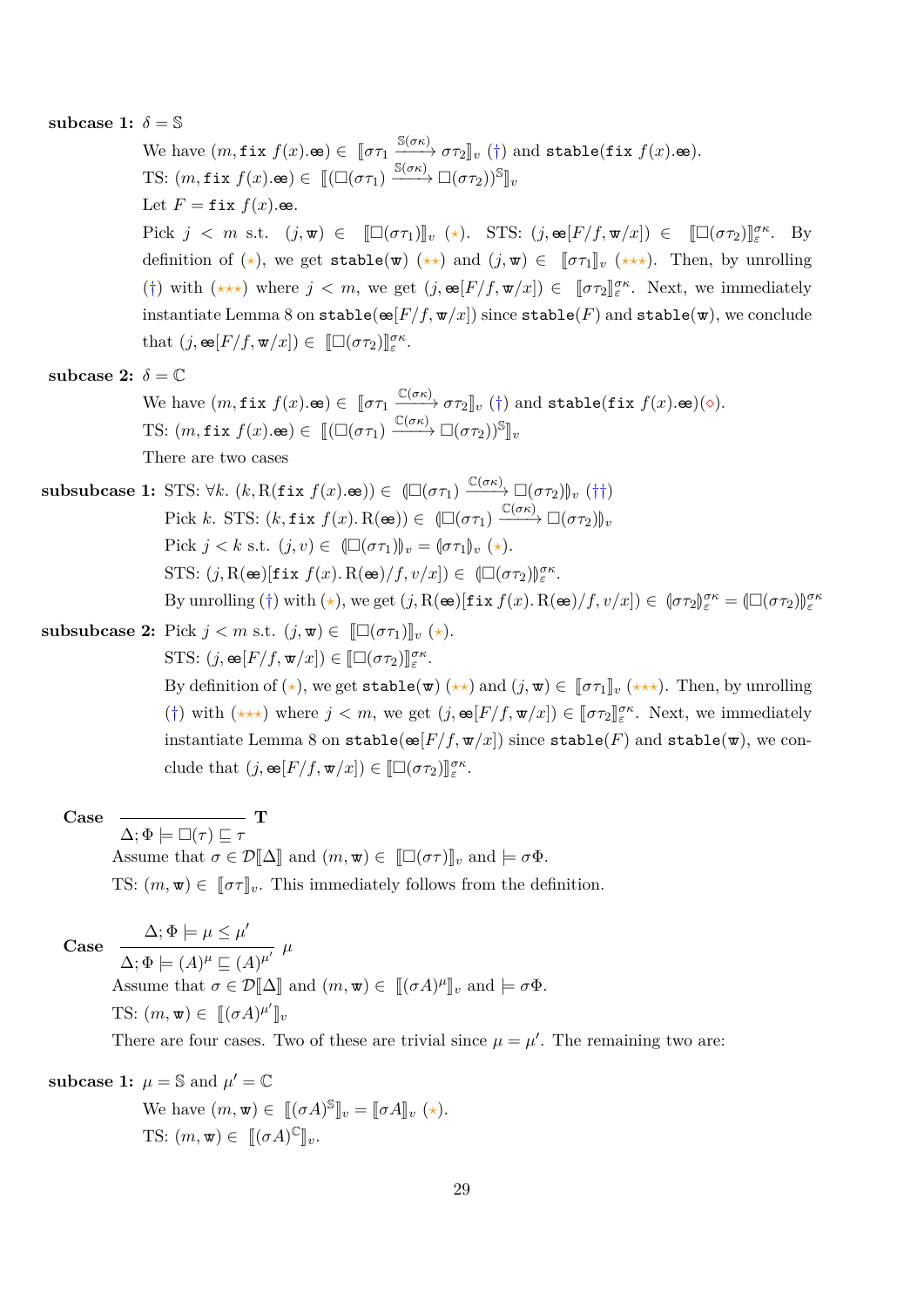**subcase 1:** $\delta = \mathbb{S}$

We have $(m, \texttt{fix}\ f(x).\mathtt{ee}) \in [\![\sigma\tau_1 \xrightarrow{\mathbb{S}(\sigma\kappa)} \sigma\tau_2]\!]_v$ (†) and $\texttt{stable}(\texttt{fix}\ f(x).\mathtt{ee})$.

TS: $(m, \texttt{fix}\ f(x).\mathtt{ee}) \in [\![(\square(\sigma\tau_1) \xrightarrow{\mathbb{S}(\sigma\kappa)} \square(\sigma\tau_2))^{\mathbb{S}}]\!]_v$

Let $F = \texttt{fix}\ f(x).\mathtt{ee}$.

Pick $j < m$ s.t. $(j, \mathtt{w}) \in [\![\square(\sigma\tau_1)]\!]_v$ (⋆). STS: $(j, \mathtt{ee}[F/f, \mathtt{w}/x]) \in [\![\square(\sigma\tau_2)]\!]_\varepsilon^{\sigma\kappa}$. By definition of (⋆), we get $\texttt{stable}(\mathtt{w})$ (⋆⋆) and $(j, \mathtt{w}) \in [\![\sigma\tau_1]\!]_v$ (⋆⋆⋆). Then, by unrolling (†) with (⋆⋆⋆) where $j < m$, we get $(j, \mathtt{ee}[F/f, \mathtt{w}/x]) \in [\![\sigma\tau_2]\!]_\varepsilon^{\sigma\kappa}$. Next, we immediately instantiate Lemma 8 on $\texttt{stable}(\mathtt{ee}[F/f, \mathtt{w}/x])$ since $\texttt{stable}(F)$ and $\texttt{stable}(\mathtt{w})$, we conclude that $(j, \mathtt{ee}[F/f, \mathtt{w}/x]) \in [\![\square(\sigma\tau_2)]\!]_\varepsilon^{\sigma\kappa}$.

**subcase 2:** $\delta = \mathbb{C}$

We have $(m, \texttt{fix}\ f(x).\mathtt{ee}) \in [\![\sigma\tau_1 \xrightarrow{\mathbb{C}(\sigma\kappa)} \sigma\tau_2]\!]_v$ (†) and $\texttt{stable}(\texttt{fix}\ f(x).\mathtt{ee})$(⋄).

TS: $(m, \texttt{fix}\ f(x).\mathtt{ee}) \in [\![(\square(\sigma\tau_1) \xrightarrow{\mathbb{C}(\sigma\kappa)} \square(\sigma\tau_2))^{\mathbb{S}}]\!]_v$

There are two cases

**subsubcase 1:** STS: $\forall k.\ (k, \mathrm{R}(\texttt{fix}\ f(x).\mathtt{ee})) \in (\!|\square(\sigma\tau_1) \xrightarrow{\mathbb{C}(\sigma\kappa)} \square(\sigma\tau_2)|\!)_v$ (††)

Pick $k$. STS: $(k, \texttt{fix}\ f(x).\ \mathrm{R}(\mathtt{ee})) \in (\!|\square(\sigma\tau_1) \xrightarrow{\mathbb{C}(\sigma\kappa)} \square(\sigma\tau_2)|\!)_v$

Pick $j < k$ s.t. $(j, v) \in (\!|\square(\sigma\tau_1)|\!)_v = (\!|\sigma\tau_1|\!)_v$ (⋆).

STS: $(j, \mathrm{R}(\mathtt{ee})[\texttt{fix}\ f(x).\ \mathrm{R}(\mathtt{ee})/f, v/x]) \in (\!|\square(\sigma\tau_2)|\!)_\varepsilon^{\sigma\kappa}$.

By unrolling (†) with (⋆), we get $(j, \mathrm{R}(\mathtt{ee})[\texttt{fix}\ f(x).\ \mathrm{R}(\mathtt{ee})/f, v/x]) \in (\!|\sigma\tau_2|\!)_\varepsilon^{\sigma\kappa} = (\!|\square(\sigma\tau_2)|\!)_\varepsilon^{\sigma\kappa}$

**subsubcase 2:** Pick $j < m$ s.t. $(j, \mathtt{w}) \in [\![\square(\sigma\tau_1)]\!]_v$ (⋆).

STS: $(j, \mathtt{ee}[F/f, \mathtt{w}/x]) \in [\![\square(\sigma\tau_2)]\!]_\varepsilon^{\sigma\kappa}$.

By definition of (⋆), we get $\texttt{stable}(\mathtt{w})$ (⋆⋆) and $(j, \mathtt{w}) \in [\![\sigma\tau_1]\!]_v$ (⋆⋆⋆). Then, by unrolling (†) with (⋆⋆⋆) where $j < m$, we get $(j, \mathtt{ee}[F/f, \mathtt{w}/x]) \in [\![\sigma\tau_2]\!]_\varepsilon^{\sigma\kappa}$. Next, we immediately instantiate Lemma 8 on $\texttt{stable}(\mathtt{ee}[F/f, \mathtt{w}/x])$ since $\texttt{stable}(F)$ and $\texttt{stable}(\mathtt{w})$, we conclude that $(j, \mathtt{ee}[F/f, \mathtt{w}/x]) \in [\![\square(\sigma\tau_2)]\!]_\varepsilon^{\sigma\kappa}$.

**Case** $\dfrac{}{\Delta; \Phi \models \square(\tau) \sqsubseteq \tau}$ **T**

Assume that $\sigma \in \mathcal{D}[\![\Delta]\!]$ and $(m, \mathtt{w}) \in [\![\square(\sigma\tau)]\!]_v$ and $\models \sigma\Phi$.

TS: $(m, \mathtt{w}) \in [\![\sigma\tau]\!]_v$. This immediately follows from the definition.

**Case** $\dfrac{\Delta; \Phi \models \mu \leq \mu'}{\Delta; \Phi \models (A)^{\mu} \sqsubseteq (A)^{\mu'}}\ \mu$

Assume that $\sigma \in \mathcal{D}[\![\Delta]\!]$ and $(m, \mathtt{w}) \in [\![(\sigma A)^{\mu}]\!]_v$ and $\models \sigma\Phi$.

TS: $(m, \mathtt{w}) \in [\![(\sigma A)^{\mu'}]\!]_v$

There are four cases. Two of these are trivial since $\mu = \mu'$. The remaining two are:

**subcase 1:** $\mu = \mathbb{S}$ and $\mu' = \mathbb{C}$

We have $(m, \mathtt{w}) \in [\![(\sigma A)^{\mathbb{S}}]\!]_v = [\![\sigma A]\!]_v$ (⋆).

TS: $(m, \mathtt{w}) \in [\![(\sigma A)^{\mathbb{C}}]\!]_v$.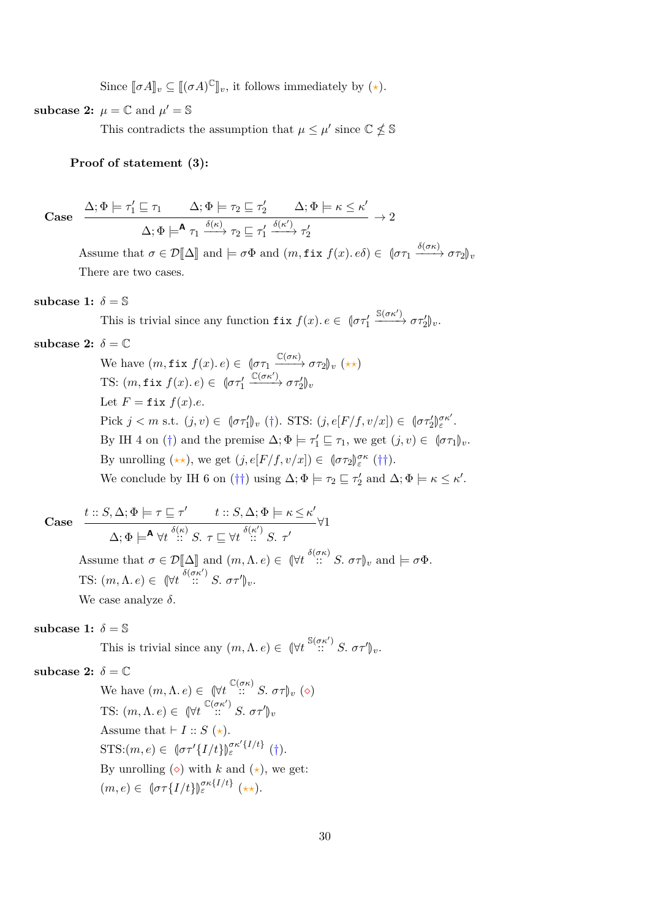Since $[\![\sigma A]\!]_v \subseteq [\![(\sigma A)^{\mathbb{C}}]\!]_v$, it follows immediately by ($\star$).

**subcase 2:** $\mu = \mathbb{C}$ and $\mu' = \mathbb{S}$

This contradicts the assumption that $\mu \leq \mu'$ since $\mathbb{C} \not\leq \mathbb{S}$

**Proof of statement (3):**

**Case**
$$\frac{\Delta; \Phi \models \tau_1' \sqsubseteq \tau_1 \qquad \Delta; \Phi \models \tau_2 \sqsubseteq \tau_2' \qquad \Delta; \Phi \models \kappa \leq \kappa'}{\Delta; \Phi \models^{\mathsf{A}} \tau_1 \xrightarrow{\delta(\kappa)} \tau_2 \sqsubseteq \tau_1' \xrightarrow{\delta(\kappa')} \tau_2'} \rightarrow 2$$

Assume that $\sigma \in \mathcal{D}[\![\Delta]\!]$ and $\models \sigma\Phi$ and $(m, \mathtt{fix}\ f(x). e\delta) \in (\!|\sigma\tau_1 \xrightarrow{\delta(\sigma\kappa)} \sigma\tau_2|\!)_v$

There are two cases.

**subcase 1:** $\delta = \mathbb{S}$

This is trivial since any function $\mathtt{fix}\ f(x). e \in (\!|\sigma\tau_1' \xrightarrow{\mathbb{S}(\sigma\kappa')} \sigma\tau_2'|\!)_v$.

**subcase 2:** $\delta = \mathbb{C}$

We have $(m, \mathtt{fix}\ f(x). e) \in (\!|\sigma\tau_1 \xrightarrow{\mathbb{C}(\sigma\kappa)} \sigma\tau_2|\!)_v$ ($\star\star$)

TS: $(m, \mathtt{fix}\ f(x). e) \in (\!|\sigma\tau_1' \xrightarrow{\mathbb{C}(\sigma\kappa')} \sigma\tau_2'|\!)_v$

Let $F = \mathtt{fix}\ f(x).e$.

Pick $j < m$ s.t. $(j, v) \in (\!|\sigma\tau_1'|\!)_v$ (†). STS: $(j, e[F/f, v/x]) \in (\!|\sigma\tau_2'|\!)_\varepsilon^{\sigma\kappa'}$.

By IH 4 on (†) and the premise $\Delta; \Phi \models \tau_1' \sqsubseteq \tau_1$, we get $(j, v) \in (\!|\sigma\tau_1|\!)_v$.

By unrolling ($\star\star$), we get $(j, e[F/f, v/x]) \in (\!|\sigma\tau_2|\!)_\varepsilon^{\sigma\kappa}$ (††).

We conclude by IH 6 on (††) using $\Delta; \Phi \models \tau_2 \sqsubseteq \tau_2'$ and $\Delta; \Phi \models \kappa \leq \kappa'$.

**Case**
$$\frac{t :: S, \Delta; \Phi \models \tau \sqsubseteq \tau' \qquad t :: S, \Delta; \Phi \models \kappa \leq \kappa'}{\Delta; \Phi \models^{\mathsf{A}} \forall t \overset{\delta(\kappa)}{::} S.\ \tau \sqsubseteq \forall t \overset{\delta(\kappa')}{::} S.\ \tau'} \forall 1$$

Assume that $\sigma \in \mathcal{D}[\![\Delta]\!]$ and $(m, \Lambda. e) \in (\!|\forall t \overset{\delta(\sigma\kappa)}{::} S.\ \sigma\tau|\!)_v$ and $\models \sigma\Phi$.

TS: $(m, \Lambda. e) \in (\!|\forall t \overset{\delta(\sigma\kappa')}{::} S.\ \sigma\tau'|\!)_v$.

We case analyze $\delta$.

**subcase 1:** $\delta = \mathbb{S}$

This is trivial since any $(m, \Lambda. e) \in (\!|\forall t \overset{\mathbb{S}(\sigma\kappa')}{::} S.\ \sigma\tau'|\!)_v$.

**subcase 2:** $\delta = \mathbb{C}$

We have $(m, \Lambda. e) \in (\!|\forall t \overset{\mathbb{C}(\sigma\kappa)}{::} S.\ \sigma\tau|\!)_v$ ($\diamond$)

TS: $(m, \Lambda. e) \in (\!|\forall t \overset{\mathbb{C}(\sigma\kappa')}{::} S.\ \sigma\tau'|\!)_v$

Assume that $\vdash I :: S$ ($\star$).

STS: $(m, e) \in (\!|\sigma\tau'\{I/t\}|\!)_\varepsilon^{\sigma\kappa'\{I/t\}}$ (†).

By unrolling ($\diamond$) with $k$ and ($\star$), we get:

$(m, e) \in (\!|\sigma\tau\{I/t\}|\!)_\varepsilon^{\sigma\kappa\{I/t\}}$ ($\star\star$).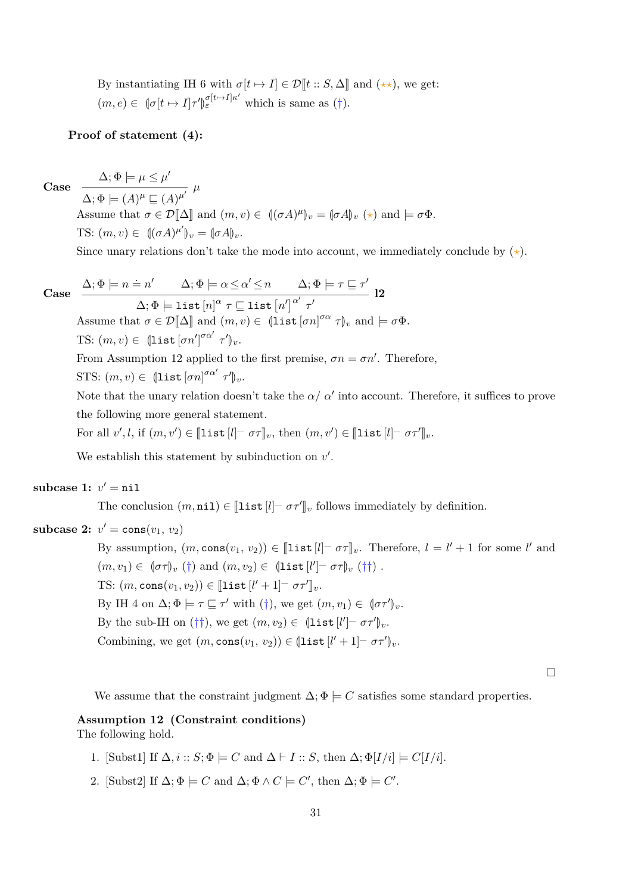By instantiating IH 6 with $\sigma[t \mapsto I] \in \mathcal{D}[\![t :: S, \Delta]\!]$ and ($\star\star$), we get: $(m, e) \in \langle\!|\sigma[t \mapsto I]\tau'|\!\rangle_{\varepsilon}^{\sigma[t \mapsto I]\kappa'}$ which is same as ($\dagger$).

**Proof of statement (4):**

**Case** $\dfrac{\Delta; \Phi \models \mu \leq \mu'}{\Delta; \Phi \models (A)^{\mu} \sqsubseteq (A)^{\mu'}}\ \mu$

Assume that $\sigma \in \mathcal{D}[\![\Delta]\!]$ and $(m, v) \in \langle\!|(\sigma A)^{\mu}|\!\rangle_v = \langle\!|\sigma A|\!\rangle_v$ ($\star$) and $\models \sigma\Phi$.

TS: $(m, v) \in \langle\!|(\sigma A)^{\mu'}|\!\rangle_v = \langle\!|\sigma A|\!\rangle_v$.

Since unary relations don't take the mode into account, we immediately conclude by ($\star$).

**Case** $\dfrac{\Delta; \Phi \models n \doteq n' \qquad \Delta; \Phi \models \alpha \leq \alpha' \leq n \qquad \Delta; \Phi \models \tau \sqsubseteq \tau'}{\Delta; \Phi \models \mathtt{list}\,[n]^{\alpha}\ \tau \sqsubseteq \mathtt{list}\,[n']^{\alpha'}\ \tau'}$ **l2**

Assume that $\sigma \in \mathcal{D}[\![\Delta]\!]$ and $(m, v) \in \langle\!|\mathtt{list}\,[\sigma n]^{\sigma\alpha}\ \tau|\!\rangle_v$ and $\models \sigma\Phi$.

TS: $(m, v) \in \langle\!|\mathtt{list}\,[\sigma n']^{\sigma\alpha'}\ \tau'|\!\rangle_v$.

From Assumption 12 applied to the first premise, $\sigma n = \sigma n'$. Therefore,

STS: $(m, v) \in \langle\!|\mathtt{list}\,[\sigma n]^{\sigma\alpha'}\ \tau'|\!\rangle_v$.

Note that the unary relation doesn't take the $\alpha/\ \alpha'$ into account. Therefore, it suffices to prove the following more general statement.

For all $v', l$, if $(m, v') \in [\![\mathtt{list}\,[l]^{-}\ \sigma\tau]\!]_v$, then $(m, v') \in [\![\mathtt{list}\,[l]^{-}\ \sigma\tau']\!]_v$.

We establish this statement by subinduction on $v'$.

**subcase 1:** $v' = \mathtt{nil}$

The conclusion $(m, \mathtt{nil}) \in [\![\mathtt{list}\,[l]^{-}\ \sigma\tau']\!]_v$ follows immediately by definition.

**subcase 2:** $v' = \mathtt{cons}(v_1,\ v_2)$

By assumption, $(m, \mathtt{cons}(v_1,\ v_2)) \in [\![\mathtt{list}\,[l]^{-}\ \sigma\tau]\!]_v$. Therefore, $l = l' + 1$ for some $l'$ and $(m, v_1) \in \langle\!|\sigma\tau|\!\rangle_v$ ($\dagger$) and $(m, v_2) \in \langle\!|\mathtt{list}\,[l']^{-}\ \sigma\tau|\!\rangle_v$ ($\dagger\dagger$) .

TS: $(m, \mathtt{cons}(v_1, v_2)) \in [\![\mathtt{list}\,[l' + 1]^{-}\ \sigma\tau']\!]_v$.

By IH 4 on $\Delta; \Phi \models \tau \sqsubseteq \tau'$ with ($\dagger$), we get $(m, v_1) \in \langle\!|\sigma\tau'|\!\rangle_v$.

By the sub-IH on ($\dagger\dagger$), we get $(m, v_2) \in \langle\!|\mathtt{list}\,[l']^{-}\ \sigma\tau'|\!\rangle_v$.

Combining, we get $(m, \mathtt{cons}(v_1,\ v_2)) \in \langle\!|\mathtt{list}\,[l' + 1]^{-}\ \sigma\tau'|\!\rangle_v$.

□

We assume that the constraint judgment $\Delta; \Phi \models C$ satisfies some standard properties.

**Assumption 12 (Constraint conditions)**
The following hold.

1. [Subst1] If $\Delta, i :: S; \Phi \models C$ and $\Delta \vdash I :: S$, then $\Delta; \Phi[I/i] \models C[I/i]$.
2. [Subst2] If $\Delta; \Phi \models C$ and $\Delta; \Phi \wedge C \models C'$, then $\Delta; \Phi \models C'$.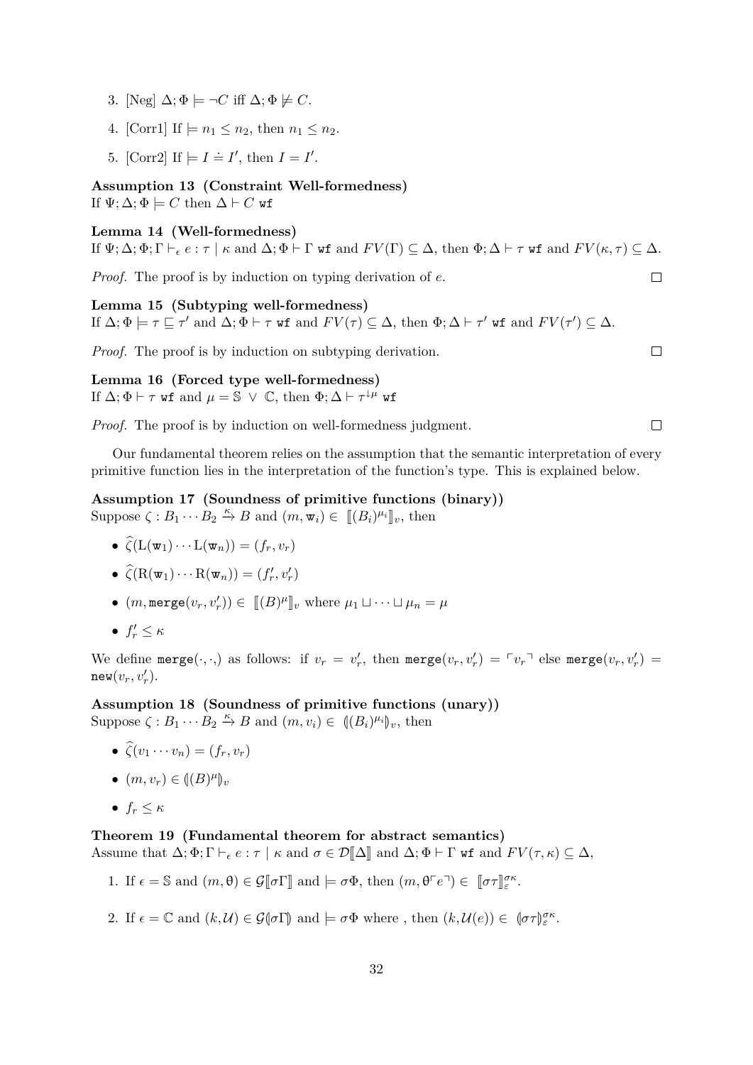3. [Neg] $\Delta; \Phi \models \neg C$ iff $\Delta; \Phi \not\models C$.
4. [Corr1] If $\models n_1 \leq n_2$, then $n_1 \leq n_2$.
5. [Corr2] If $\models I \doteq I'$, then $I = I'$.

**Assumption 13 (Constraint Well-formedness)**
If $\Psi; \Delta; \Phi \models C$ then $\Delta \vdash C$ $\texttt{wf}$

**Lemma 14 (Well-formedness)**
If $\Psi; \Delta; \Phi; \Gamma \vdash_\epsilon e : \tau \mid \kappa$ and $\Delta; \Phi \vdash \Gamma$ $\texttt{wf}$ and $FV(\Gamma) \subseteq \Delta$, then $\Phi; \Delta \vdash \tau$ $\texttt{wf}$ and $FV(\kappa, \tau) \subseteq \Delta$.

*Proof.* The proof is by induction on typing derivation of $e$. $\square$

**Lemma 15 (Subtyping well-formedness)**
If $\Delta; \Phi \models \tau \sqsubseteq \tau'$ and $\Delta; \Phi \vdash \tau$ $\texttt{wf}$ and $FV(\tau) \subseteq \Delta$, then $\Phi; \Delta \vdash \tau'$ $\texttt{wf}$ and $FV(\tau') \subseteq \Delta$.

*Proof.* The proof is by induction on subtyping derivation. $\square$

**Lemma 16 (Forced type well-formedness)**
If $\Delta; \Phi \vdash \tau$ $\texttt{wf}$ and $\mu = \mathbb{S} \vee \mathbb{C}$, then $\Phi; \Delta \vdash \tau^{\downarrow\mu}$ $\texttt{wf}$

*Proof.* The proof is by induction on well-formedness judgment. $\square$

Our fundamental theorem relies on the assumption that the semantic interpretation of every primitive function lies in the interpretation of the function's type. This is explained below.

**Assumption 17 (Soundness of primitive functions (binary))**
Suppose $\zeta : B_1 \cdots B_2 \xrightarrow{\kappa} B$ and $(m, \mathtt{w}_i) \in [\![(B_i)^{\mu_i}]\!]_v$, then

- $\widehat{\zeta}(\mathrm{L}(\mathtt{w}_1) \cdots \mathrm{L}(\mathtt{w}_n)) = (f_r, v_r)$
- $\widehat{\zeta}(\mathrm{R}(\mathtt{w}_1) \cdots \mathrm{R}(\mathtt{w}_n)) = (f_r', v_r')$
- $(m, \texttt{merge}(v_r, v_r')) \in [\![(B)^{\mu}]\!]_v$ where $\mu_1 \sqcup \cdots \sqcup \mu_n = \mu$
- $f_r' \leq \kappa$

We define $\texttt{merge}(\cdot, \cdot)$ as follows: if $v_r = v_r'$, then $\texttt{merge}(v_r, v_r') = \ulcorner v_r \urcorner$ else $\texttt{merge}(v_r, v_r') = \texttt{new}(v_r, v_r')$.

**Assumption 18 (Soundness of primitive functions (unary))**
Suppose $\zeta : B_1 \cdots B_2 \xrightarrow{\kappa} B$ and $(m, v_i) \in (\!|(B_i)^{\mu_i}|\!)_v$, then

- $\widehat{\zeta}(v_1 \cdots v_n) = (f_r, v_r)$
- $(m, v_r) \in (\!|(B)^{\mu}|\!)_v$
- $f_r \leq \kappa$

**Theorem 19 (Fundamental theorem for abstract semantics)**
Assume that $\Delta; \Phi; \Gamma \vdash_\epsilon e : \tau \mid \kappa$ and $\sigma \in \mathcal{D}[\![\Delta]\!]$ and $\Delta; \Phi \vdash \Gamma$ $\texttt{wf}$ and $FV(\tau, \kappa) \subseteq \Delta$,

1. If $\epsilon = \mathbb{S}$ and $(m, \theta) \in \mathcal{G}[\![\sigma\Gamma]\!]$ and $\models \sigma\Phi$, then $(m, \theta\ulcorner e \urcorner) \in [\![\sigma\tau]\!]_\varepsilon^{\sigma\kappa}$.
2. If $\epsilon = \mathbb{C}$ and $(k, \mathcal{U}) \in \mathcal{G}(\!|\sigma\Gamma|\!)$ and $\models \sigma\Phi$ where , then $(k, \mathcal{U}(e)) \in (\!|\sigma\tau|\!)_\varepsilon^{\sigma\kappa}$.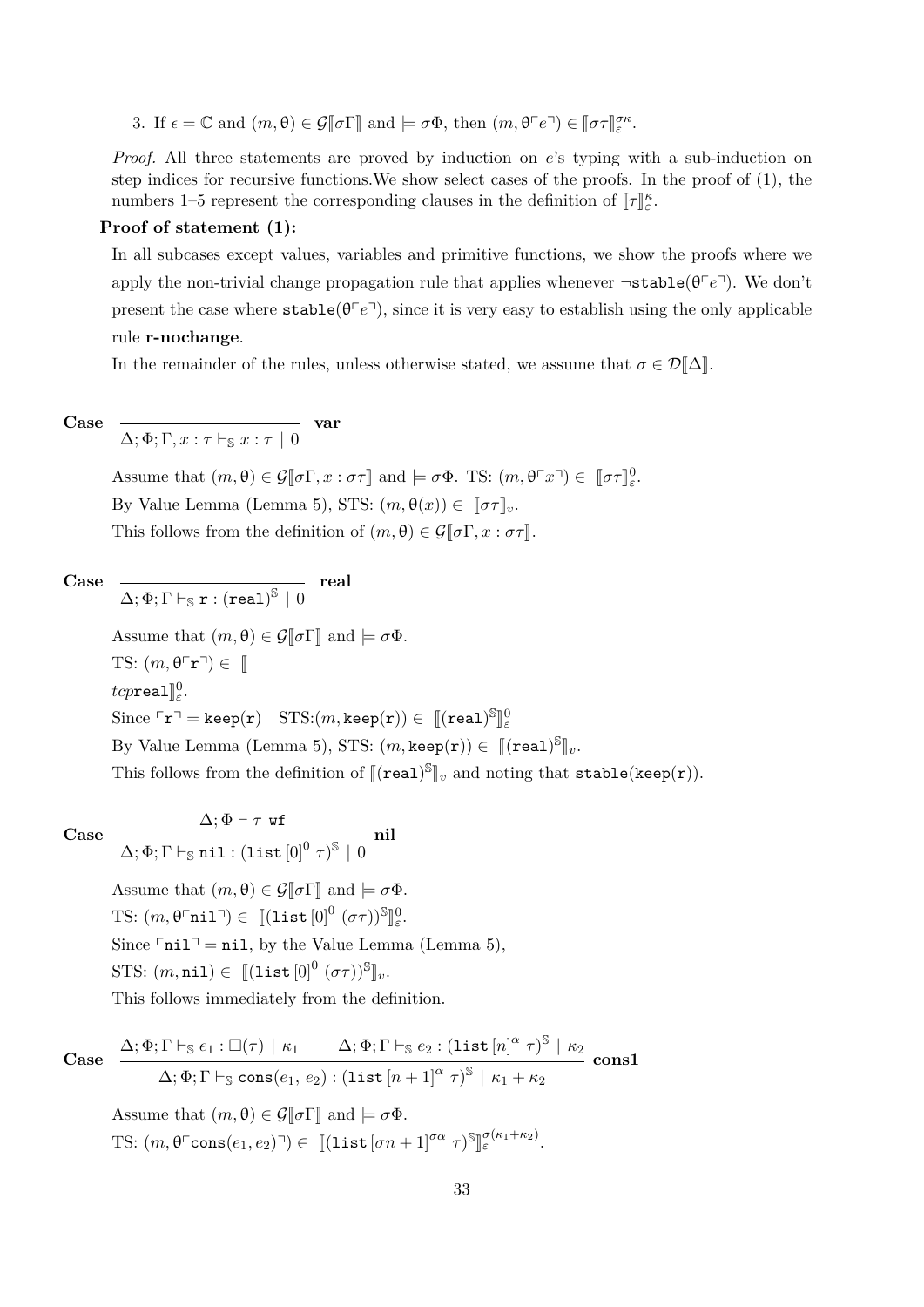3. If $\epsilon = \mathbb{C}$ and $(m, \theta) \in \mathcal{G}[\![\sigma\Gamma]\!]$ and $\models \sigma\Phi$, then $(m, \theta\ulcorner e \urcorner) \in [\![\sigma\tau]\!]_{\varepsilon}^{\sigma\kappa}$.

*Proof.* All three statements are proved by induction on $e$'s typing with a sub-induction on step indices for recursive functions.We show select cases of the proofs. In the proof of (1), the numbers 1–5 represent the corresponding clauses in the definition of $[\![\tau]\!]_{\varepsilon}^{\kappa}$.

**Proof of statement (1):**

In all subcases except values, variables and primitive functions, we show the proofs where we apply the non-trivial change propagation rule that applies whenever $\neg\mathtt{stable}(\theta\ulcorner e \urcorner)$. We don't present the case where $\mathtt{stable}(\theta\ulcorner e \urcorner)$, since it is very easy to establish using the only applicable rule **r-nochange**.

In the remainder of the rules, unless otherwise stated, we assume that $\sigma \in \mathcal{D}[\![\Delta]\!]$.

**Case** $\dfrac{}{\Delta; \Phi; \Gamma, x : \tau \vdash_{\mathbb{S}} x : \tau \mid 0}$ **var**

Assume that $(m, \theta) \in \mathcal{G}[\![\sigma\Gamma, x : \sigma\tau]\!]$ and $\models \sigma\Phi$. TS: $(m, \theta\ulcorner x \urcorner) \in [\![\sigma\tau]\!]_{\varepsilon}^{0}$.

By Value Lemma (Lemma 5), STS: $(m, \theta(x)) \in [\![\sigma\tau]\!]_{v}$.

This follows from the definition of $(m, \theta) \in \mathcal{G}[\![\sigma\Gamma, x : \sigma\tau]\!]$.

**Case** $\dfrac{}{\Delta; \Phi; \Gamma \vdash_{\mathbb{S}} \mathtt{r} : (\mathtt{real})^{\mathbb{S}} \mid 0}$ **real**

Assume that $(m, \theta) \in \mathcal{G}[\![\sigma\Gamma]\!]$ and $\models \sigma\Phi$.

TS: $(m, \theta\ulcorner \mathtt{r} \urcorner) \in [\![$

$tcp\mathtt{real}]\!]_{\varepsilon}^{0}$.

Since $\ulcorner \mathtt{r} \urcorner = \mathtt{keep}(\mathtt{r})$ STS:$(m, \mathtt{keep}(\mathtt{r})) \in [\![(\mathtt{real})^{\mathbb{S}}]\!]_{\varepsilon}^{0}$

By Value Lemma (Lemma 5), STS: $(m, \mathtt{keep}(\mathtt{r})) \in [\![(\mathtt{real})^{\mathbb{S}}]\!]_{v}$.

This follows from the definition of $[\![(\mathtt{real})^{\mathbb{S}}]\!]_{v}$ and noting that $\mathtt{stable}(\mathtt{keep}(\mathtt{r}))$.

**Case** $\dfrac{\Delta; \Phi \vdash \tau \;\mathtt{wf}}{\Delta; \Phi; \Gamma \vdash_{\mathbb{S}} \mathtt{nil} : (\mathtt{list}\,[0]^{0}\;\tau)^{\mathbb{S}} \mid 0}$ **nil**

Assume that $(m, \theta) \in \mathcal{G}[\![\sigma\Gamma]\!]$ and $\models \sigma\Phi$.

TS: $(m, \theta\ulcorner \mathtt{nil} \urcorner) \in [\![(\mathtt{list}\,[0]^{0}\;(\sigma\tau))^{\mathbb{S}}]\!]_{\varepsilon}^{0}$.

Since $\ulcorner \mathtt{nil} \urcorner = \mathtt{nil}$, by the Value Lemma (Lemma 5),

STS: $(m, \mathtt{nil}) \in [\![(\mathtt{list}\,[0]^{0}\;(\sigma\tau))^{\mathbb{S}}]\!]_{v}$.

This follows immediately from the definition.

**Case** $\dfrac{\Delta; \Phi; \Gamma \vdash_{\mathbb{S}} e_1 : \square(\tau) \mid \kappa_1 \qquad \Delta; \Phi; \Gamma \vdash_{\mathbb{S}} e_2 : (\mathtt{list}\,[n]^{\alpha}\;\tau)^{\mathbb{S}} \mid \kappa_2}{\Delta; \Phi; \Gamma \vdash_{\mathbb{S}} \mathtt{cons}(e_1, e_2) : (\mathtt{list}\,[n+1]^{\alpha}\;\tau)^{\mathbb{S}} \mid \kappa_1 + \kappa_2}$ **cons1**

Assume that $(m, \theta) \in \mathcal{G}[\![\sigma\Gamma]\!]$ and $\models \sigma\Phi$.

TS: $(m, \theta\ulcorner \mathtt{cons}(e_1, e_2) \urcorner) \in [\![(\mathtt{list}\,[\sigma n+1]^{\sigma\alpha}\;\tau)^{\mathbb{S}}]\!]_{\varepsilon}^{\sigma(\kappa_1+\kappa_2)}$.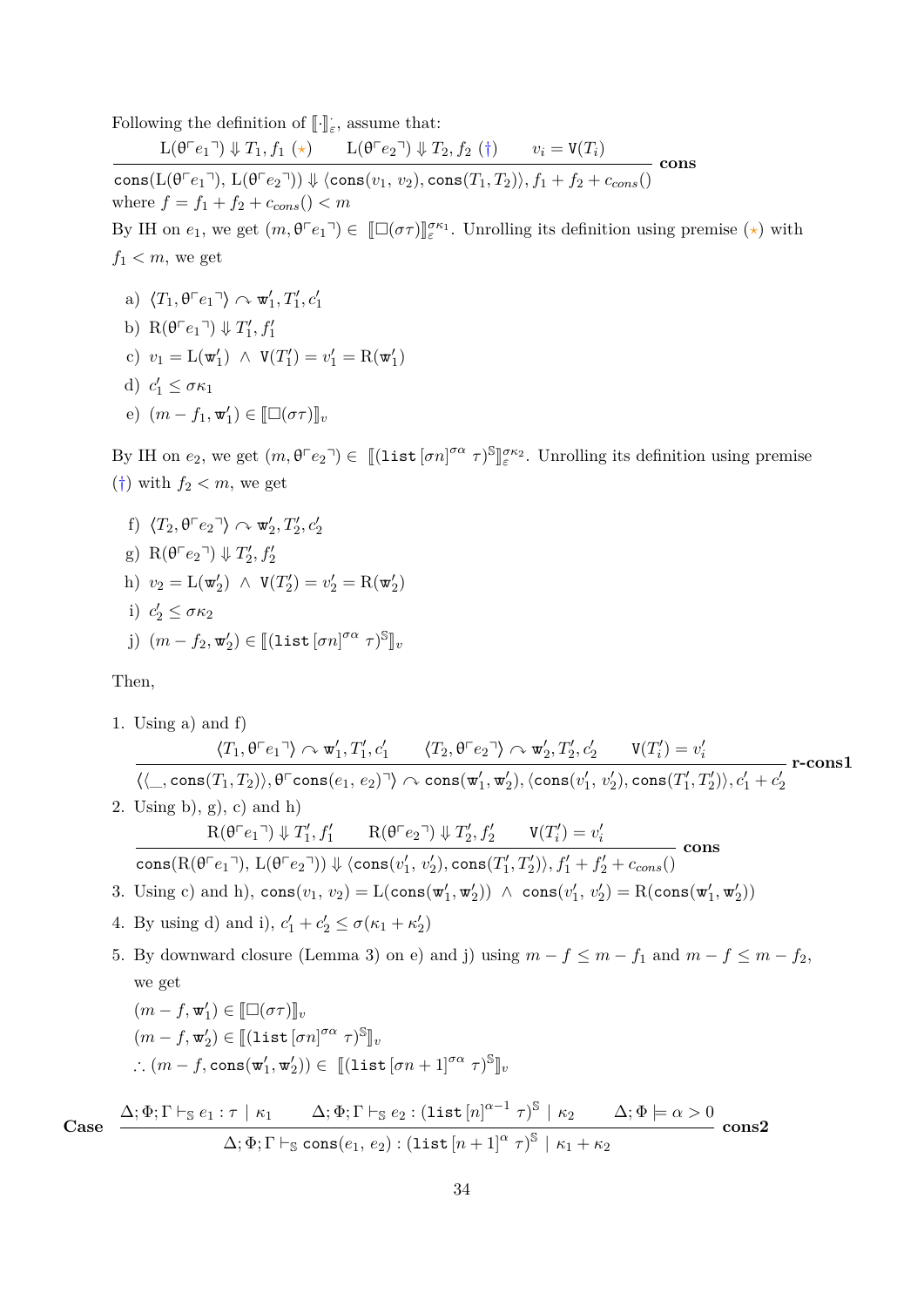Following the definition of $[\![\cdot]\!]^{\cdot}_{\varepsilon}$, assume that:

$$\frac{\mathrm{L}(\theta\ulcorner e_1 \urcorner) \Downarrow T_1, f_1\ (\star) \qquad \mathrm{L}(\theta\ulcorner e_2 \urcorner) \Downarrow T_2, f_2\ (\dagger) \qquad v_i = \mathtt{V}(T_i)}{\mathtt{cons}(\mathrm{L}(\theta\ulcorner e_1 \urcorner),\ \mathrm{L}(\theta\ulcorner e_2 \urcorner)) \Downarrow \langle \mathtt{cons}(v_1,\ v_2), \mathtt{cons}(T_1, T_2)\rangle, f_1 + f_2 + c_{cons}()}\ \textbf{cons}$$

where $f = f_1 + f_2 + c_{cons}() < m$

By IH on $e_1$, we get $(m, \theta\ulcorner e_1 \urcorner) \in [\![\square(\sigma\tau)]\!]^{\sigma\kappa_1}_{\varepsilon}$. Unrolling its definition using premise $(\star)$ with $f_1 < m$, we get

a) $\langle T_1, \theta\ulcorner e_1 \urcorner\rangle \curvearrowright \mathtt{w}'_1, T'_1, c'_1$

b) $\mathrm{R}(\theta\ulcorner e_1 \urcorner) \Downarrow T'_1, f'_1$

c) $v_1 = \mathrm{L}(\mathtt{w}'_1)\ \wedge\ \mathtt{V}(T'_1) = v'_1 = \mathrm{R}(\mathtt{w}'_1)$

d) $c'_1 \leq \sigma\kappa_1$

e) $(m - f_1, \mathtt{w}'_1) \in [\![\square(\sigma\tau)]\!]_v$

By IH on $e_2$, we get $(m, \theta\ulcorner e_2 \urcorner) \in [\![(\mathtt{list}\,[\sigma n]^{\sigma\alpha}\ \tau)^{\mathbb{S}}]\!]^{\sigma\kappa_2}_{\varepsilon}$. Unrolling its definition using premise $(\dagger)$ with $f_2 < m$, we get

f) $\langle T_2, \theta\ulcorner e_2 \urcorner\rangle \curvearrowright \mathtt{w}'_2, T'_2, c'_2$

g) $\mathrm{R}(\theta\ulcorner e_2 \urcorner) \Downarrow T'_2, f'_2$

h) $v_2 = \mathrm{L}(\mathtt{w}'_2)\ \wedge\ \mathtt{V}(T'_2) = v'_2 = \mathrm{R}(\mathtt{w}'_2)$

i) $c'_2 \leq \sigma\kappa_2$

j) $(m - f_2, \mathtt{w}'_2) \in [\![(\mathtt{list}\,[\sigma n]^{\sigma\alpha}\ \tau)^{\mathbb{S}}]\!]_v$

Then,

1. Using a) and f)

$$\frac{\langle T_1, \theta\ulcorner e_1 \urcorner\rangle \curvearrowright \mathtt{w}'_1, T'_1, c'_1 \qquad \langle T_2, \theta\ulcorner e_2 \urcorner\rangle \curvearrowright \mathtt{w}'_2, T'_2, c'_2 \qquad \mathtt{V}(T'_i) = v'_i}{\langle\langle \_, \mathtt{cons}(T_1, T_2)\rangle, \theta\ulcorner \mathtt{cons}(e_1,\ e_2) \urcorner\rangle \curvearrowright \mathtt{cons}(\mathtt{w}'_1, \mathtt{w}'_2), \langle \mathtt{cons}(v'_1,\ v'_2), \mathtt{cons}(T'_1, T'_2)\rangle, c'_1 + c'_2}\ \textbf{r-cons1}$$

2. Using b), g), c) and h)

$$\frac{\mathrm{R}(\theta\ulcorner e_1 \urcorner) \Downarrow T'_1, f'_1 \qquad \mathrm{R}(\theta\ulcorner e_2 \urcorner) \Downarrow T'_2, f'_2 \qquad \mathtt{V}(T'_i) = v'_i}{\mathtt{cons}(\mathrm{R}(\theta\ulcorner e_1 \urcorner),\ \mathrm{L}(\theta\ulcorner e_2 \urcorner)) \Downarrow \langle \mathtt{cons}(v'_1,\ v'_2), \mathtt{cons}(T'_1, T'_2)\rangle, f'_1 + f'_2 + c_{cons}()}\ \textbf{cons}$$

3. Using c) and h), $\mathtt{cons}(v_1,\ v_2) = \mathrm{L}(\mathtt{cons}(\mathtt{w}'_1, \mathtt{w}'_2))\ \wedge\ \mathtt{cons}(v'_1,\ v'_2) = \mathrm{R}(\mathtt{cons}(\mathtt{w}'_1, \mathtt{w}'_2))$

4. By using d) and i), $c'_1 + c'_2 \leq \sigma(\kappa_1 + \kappa'_2)$

5. By downward closure (Lemma 3) on e) and j) using $m - f \leq m - f_1$ and $m - f \leq m - f_2$, we get

   $(m - f, \mathtt{w}'_1) \in [\![\square(\sigma\tau)]\!]_v$

   $(m - f, \mathtt{w}'_2) \in [\![(\mathtt{list}\,[\sigma n]^{\sigma\alpha}\ \tau)^{\mathbb{S}}]\!]_v$

   $\therefore (m - f, \mathtt{cons}(\mathtt{w}'_1, \mathtt{w}'_2)) \in [\![(\mathtt{list}\,[\sigma n + 1]^{\sigma\alpha}\ \tau)^{\mathbb{S}}]\!]_v$

**Case**

$$\frac{\Delta; \Phi; \Gamma \vdash_{\mathbb{S}} e_1 : \tau \mid \kappa_1 \qquad \Delta; \Phi; \Gamma \vdash_{\mathbb{S}} e_2 : (\mathtt{list}\,[n]^{\alpha - 1}\ \tau)^{\mathbb{S}} \mid \kappa_2 \qquad \Delta; \Phi \models \alpha > 0}{\Delta; \Phi; \Gamma \vdash_{\mathbb{S}} \mathtt{cons}(e_1,\ e_2) : (\mathtt{list}\,[n+1]^{\alpha}\ \tau)^{\mathbb{S}} \mid \kappa_1 + \kappa_2}\ \textbf{cons2}$$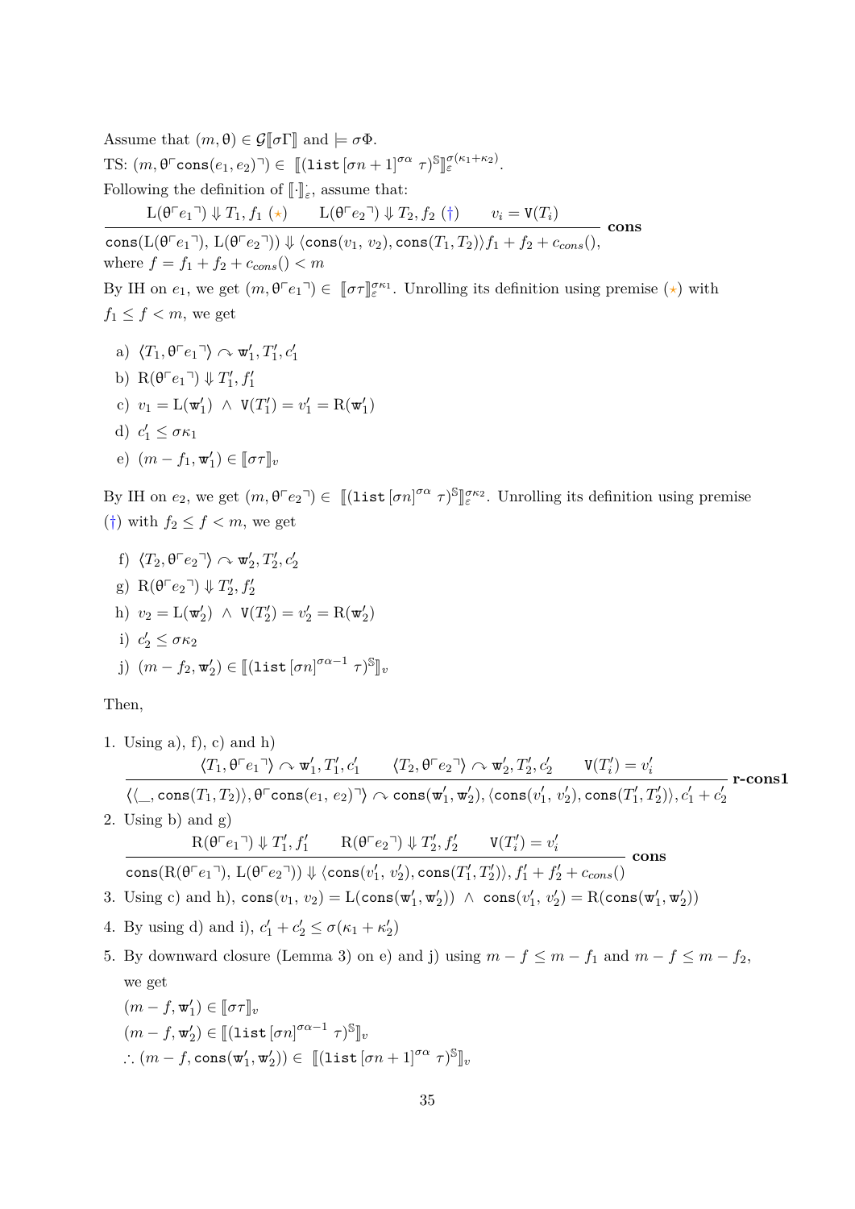Assume that $(m, \theta) \in \mathcal{G}[\![\sigma\Gamma]\!]$ and $\models \sigma\Phi$.

TS: $(m, \theta\ulcorner \mathtt{cons}(e_1, e_2)\urcorner) \in [\![(\mathtt{list}\,[\sigma n + 1]^{\sigma\alpha}\ \tau)^{\mathbb{S}}]\!]_{\varepsilon}^{\sigma(\kappa_1+\kappa_2)}$.

Following the definition of $[\![\cdot]\!]_{\varepsilon}^{\cdot}$, assume that:

$$\frac{\mathrm{L}(\theta\ulcorner e_1\urcorner) \Downarrow T_1, f_1\ (\star) \qquad \mathrm{L}(\theta\ulcorner e_2\urcorner) \Downarrow T_2, f_2\ (\dagger) \qquad v_i = \mathtt{V}(T_i)}{\mathtt{cons}(\mathrm{L}(\theta\ulcorner e_1\urcorner),\, \mathrm{L}(\theta\ulcorner e_2\urcorner)) \Downarrow \langle \mathtt{cons}(v_1,\, v_2), \mathtt{cons}(T_1, T_2)\rangle f_1 + f_2 + c_{cons}(),}\ \textbf{cons}$$

where $f = f_1 + f_2 + c_{cons}() < m$

By IH on $e_1$, we get $(m, \theta\ulcorner e_1\urcorner) \in [\![\sigma\tau]\!]_{\varepsilon}^{\sigma\kappa_1}$. Unrolling its definition using premise ($\star$) with $f_1 \leq f < m$, we get

a) $\langle T_1, \theta\ulcorner e_1\urcorner\rangle \curvearrowright \mathtt{w}_1', T_1', c_1'$

b) $\mathrm{R}(\theta\ulcorner e_1\urcorner) \Downarrow T_1', f_1'$

c) $v_1 = \mathrm{L}(\mathtt{w}_1')\ \wedge\ \mathtt{V}(T_1') = v_1' = \mathrm{R}(\mathtt{w}_1')$

d) $c_1' \leq \sigma\kappa_1$

e) $(m - f_1, \mathtt{w}_1') \in [\![\sigma\tau]\!]_v$

By IH on $e_2$, we get $(m, \theta\ulcorner e_2\urcorner) \in [\![(\mathtt{list}\,[\sigma n]^{\sigma\alpha}\ \tau)^{\mathbb{S}}]\!]_{\varepsilon}^{\sigma\kappa_2}$. Unrolling its definition using premise ($\dagger$) with $f_2 \leq f < m$, we get

f) $\langle T_2, \theta\ulcorner e_2\urcorner\rangle \curvearrowright \mathtt{w}_2', T_2', c_2'$

g) $\mathrm{R}(\theta\ulcorner e_2\urcorner) \Downarrow T_2', f_2'$

h) $v_2 = \mathrm{L}(\mathtt{w}_2')\ \wedge\ \mathtt{V}(T_2') = v_2' = \mathrm{R}(\mathtt{w}_2')$

i) $c_2' \leq \sigma\kappa_2$

j) $(m - f_2, \mathtt{w}_2') \in [\![(\mathtt{list}\,[\sigma n]^{\sigma\alpha-1}\ \tau)^{\mathbb{S}}]\!]_v$

Then,

1. Using a), f), c) and h)

$$\frac{\langle T_1, \theta\ulcorner e_1\urcorner\rangle \curvearrowright \mathtt{w}_1', T_1', c_1' \qquad \langle T_2, \theta\ulcorner e_2\urcorner\rangle \curvearrowright \mathtt{w}_2', T_2', c_2' \qquad \mathtt{V}(T_i') = v_i'}{\langle\langle \_, \mathtt{cons}(T_1, T_2)\rangle, \theta\ulcorner \mathtt{cons}(e_1,\, e_2)\urcorner\rangle \curvearrowright \mathtt{cons}(\mathtt{w}_1', \mathtt{w}_2'), \langle \mathtt{cons}(v_1',\, v_2'), \mathtt{cons}(T_1', T_2')\rangle, c_1' + c_2'}\ \textbf{r-cons1}$$

2. Using b) and g)

$$\frac{\mathrm{R}(\theta\ulcorner e_1\urcorner) \Downarrow T_1', f_1' \qquad \mathrm{R}(\theta\ulcorner e_2\urcorner) \Downarrow T_2', f_2' \qquad \mathtt{V}(T_i') = v_i'}{\mathtt{cons}(\mathrm{R}(\theta\ulcorner e_1\urcorner),\, \mathrm{L}(\theta\ulcorner e_2\urcorner)) \Downarrow \langle \mathtt{cons}(v_1',\, v_2'), \mathtt{cons}(T_1', T_2')\rangle, f_1' + f_2' + c_{cons}()}\ \textbf{cons}$$

3. Using c) and h), $\mathtt{cons}(v_1,\, v_2) = \mathrm{L}(\mathtt{cons}(\mathtt{w}_1', \mathtt{w}_2'))\ \wedge\ \mathtt{cons}(v_1',\, v_2') = \mathrm{R}(\mathtt{cons}(\mathtt{w}_1', \mathtt{w}_2'))$

4. By using d) and i), $c_1' + c_2' \leq \sigma(\kappa_1 + \kappa_2')$

5. By downward closure (Lemma 3) on e) and j) using $m - f \leq m - f_1$ and $m - f \leq m - f_2$, we get

   $(m - f, \mathtt{w}_1') \in [\![\sigma\tau]\!]_v$

   $(m - f, \mathtt{w}_2') \in [\![(\mathtt{list}\,[\sigma n]^{\sigma\alpha-1}\ \tau)^{\mathbb{S}}]\!]_v$

   $\therefore (m - f, \mathtt{cons}(\mathtt{w}_1', \mathtt{w}_2')) \in [\![(\mathtt{list}\,[\sigma n + 1]^{\sigma\alpha}\ \tau)^{\mathbb{S}}]\!]_v$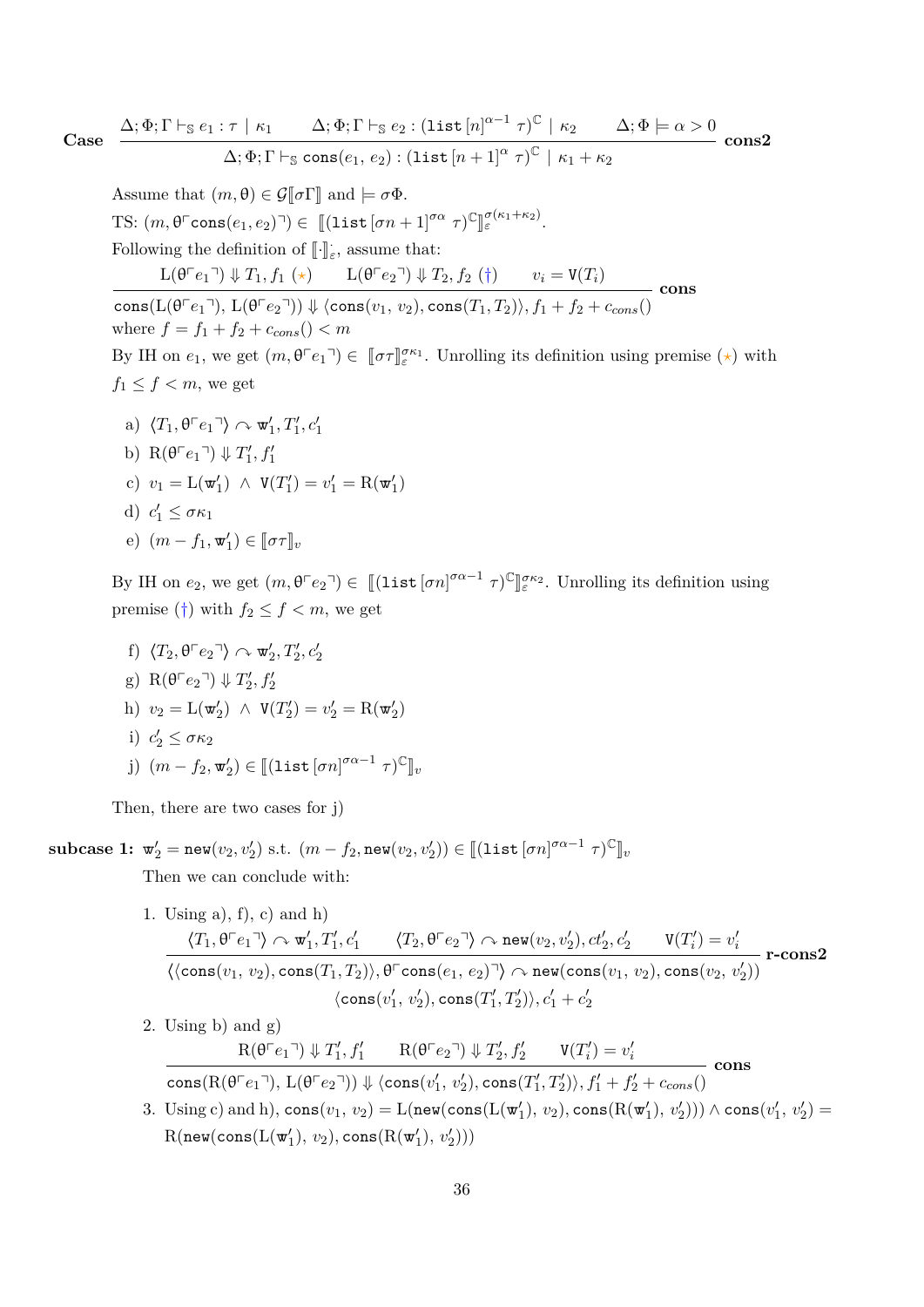**Case**
$$\frac{\Delta; \Phi; \Gamma \vdash_{\mathbb{S}} e_1 : \tau \mid \kappa_1 \qquad \Delta; \Phi; \Gamma \vdash_{\mathbb{S}} e_2 : (\mathtt{list}\,[n]^{\alpha-1}\ \tau)^{\mathbb{C}} \mid \kappa_2 \qquad \Delta; \Phi \models \alpha > 0}{\Delta; \Phi; \Gamma \vdash_{\mathbb{S}} \mathtt{cons}(e_1, e_2) : (\mathtt{list}\,[n+1]^{\alpha}\ \tau)^{\mathbb{C}} \mid \kappa_1 + \kappa_2}\ \textbf{cons2}$$

Assume that $(m, \theta) \in \mathcal{G}[\![\sigma\Gamma]\!]$ and $\models \sigma\Phi$.

TS: $(m, \theta\ulcorner \mathtt{cons}(e_1, e_2)\urcorner) \in\ [\![(\mathtt{list}\,[\sigma n+1]^{\sigma\alpha}\ \tau)^{\mathbb{C}}]\!]_{\varepsilon}^{\sigma(\kappa_1+\kappa_2)}$.

Following the definition of $[\![\cdot]\!]^{\cdot}_{\varepsilon}$, assume that:

$$\frac{\mathrm{L}(\theta\ulcorner e_1\urcorner) \Downarrow T_1, f_1\ (\star) \qquad \mathrm{L}(\theta\ulcorner e_2\urcorner) \Downarrow T_2, f_2\ (\dagger) \qquad v_i = \mathtt{V}(T_i)}{\mathtt{cons}(\mathrm{L}(\theta\ulcorner e_1\urcorner),\ \mathrm{L}(\theta\ulcorner e_2\urcorner)) \Downarrow \langle \mathtt{cons}(v_1,\ v_2), \mathtt{cons}(T_1, T_2)\rangle, f_1 + f_2 + c_{cons}()}\ \textbf{cons}$$

where $f = f_1 + f_2 + c_{cons}() < m$

By IH on $e_1$, we get $(m, \theta\ulcorner e_1\urcorner) \in\ [\![\sigma\tau]\!]_{\varepsilon}^{\sigma\kappa_1}$. Unrolling its definition using premise ($\star$) with $f_1 \leq f < m$, we get

a) $\langle T_1, \theta\ulcorner e_1\urcorner\rangle \curvearrowright \mathtt{w}'_1, T'_1, c'_1$

b) $\mathrm{R}(\theta\ulcorner e_1\urcorner) \Downarrow T'_1, f'_1$

c) $v_1 = \mathrm{L}(\mathtt{w}'_1)\ \wedge\ \mathtt{V}(T'_1) = v'_1 = \mathrm{R}(\mathtt{w}'_1)$

d) $c'_1 \leq \sigma\kappa_1$

e) $(m - f_1, \mathtt{w}'_1) \in [\![\sigma\tau]\!]_v$

By IH on $e_2$, we get $(m, \theta\ulcorner e_2\urcorner) \in\ [\![(\mathtt{list}\,[\sigma n]^{\sigma\alpha-1}\ \tau)^{\mathbb{C}}]\!]_{\varepsilon}^{\sigma\kappa_2}$. Unrolling its definition using premise ($\dagger$) with $f_2 \leq f < m$, we get

f) $\langle T_2, \theta\ulcorner e_2\urcorner\rangle \curvearrowright \mathtt{w}'_2, T'_2, c'_2$

g) $\mathrm{R}(\theta\ulcorner e_2\urcorner) \Downarrow T'_2, f'_2$

h) $v_2 = \mathrm{L}(\mathtt{w}'_2)\ \wedge\ \mathtt{V}(T'_2) = v'_2 = \mathrm{R}(\mathtt{w}'_2)$

i) $c'_2 \leq \sigma\kappa_2$

j) $(m - f_2, \mathtt{w}'_2) \in [\![(\mathtt{list}\,[\sigma n]^{\sigma\alpha-1}\ \tau)^{\mathbb{C}}]\!]_v$

Then, there are two cases for j)

**subcase 1:** $\mathtt{w}'_2 = \mathtt{new}(v_2, v'_2)$ s.t. $(m - f_2, \mathtt{new}(v_2, v'_2)) \in [\![(\mathtt{list}\,[\sigma n]^{\sigma\alpha-1}\ \tau)^{\mathbb{C}}]\!]_v$

Then we can conclude with:

1. Using a), f), c) and h)
$$\frac{\langle T_1, \theta\ulcorner e_1\urcorner\rangle \curvearrowright \mathtt{w}'_1, T'_1, c'_1 \qquad \langle T_2, \theta\ulcorner e_2\urcorner\rangle \curvearrowright \mathtt{new}(v_2, v'_2), ct'_2, c'_2 \qquad \mathtt{V}(T'_i) = v'_i}{\langle\langle \mathtt{cons}(v_1,\ v_2), \mathtt{cons}(T_1, T_2)\rangle, \theta\ulcorner \mathtt{cons}(e_1,\ e_2)\urcorner\rangle \curvearrowright \mathtt{new}(\mathtt{cons}(v_1,\ v_2), \mathtt{cons}(v_2,\ v'_2)) \atop \langle \mathtt{cons}(v'_1,\ v'_2), \mathtt{cons}(T'_1, T'_2)\rangle, c'_1 + c'_2}\ \textbf{r-cons2}$$

2. Using b) and g)
$$\frac{\mathrm{R}(\theta\ulcorner e_1\urcorner) \Downarrow T'_1, f'_1 \qquad \mathrm{R}(\theta\ulcorner e_2\urcorner) \Downarrow T'_2, f'_2 \qquad \mathtt{V}(T'_i) = v'_i}{\mathtt{cons}(\mathrm{R}(\theta\ulcorner e_1\urcorner),\ \mathrm{L}(\theta\ulcorner e_2\urcorner)) \Downarrow \langle \mathtt{cons}(v'_1,\ v'_2), \mathtt{cons}(T'_1, T'_2)\rangle, f'_1 + f'_2 + c_{cons}()}\ \textbf{cons}$$

3. Using c) and h), $\mathtt{cons}(v_1,\ v_2) = \mathrm{L}(\mathtt{new}(\mathtt{cons}(\mathrm{L}(\mathtt{w}'_1),\ v_2), \mathtt{cons}(\mathrm{R}(\mathtt{w}'_1),\ v'_2))) \wedge \mathtt{cons}(v'_1,\ v'_2) = \mathrm{R}(\mathtt{new}(\mathtt{cons}(\mathrm{L}(\mathtt{w}'_1),\ v_2), \mathtt{cons}(\mathrm{R}(\mathtt{w}'_1),\ v'_2)))$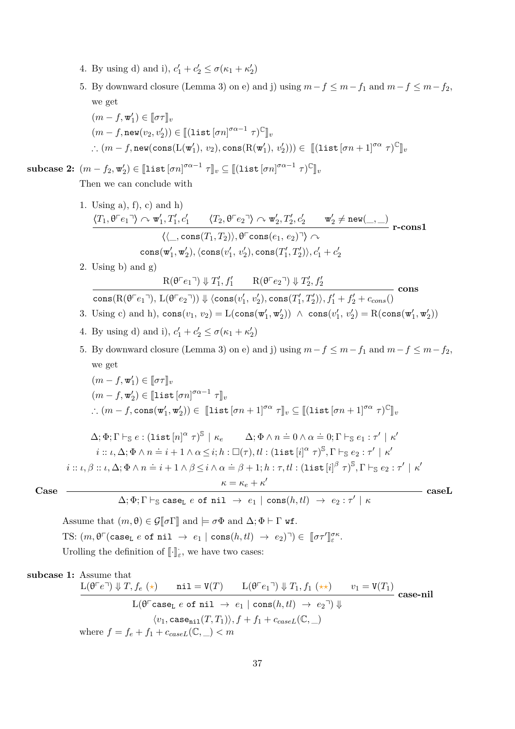4. By using d) and i), $c'_1 + c'_2 \leq \sigma(\kappa_1 + \kappa'_2)$

5. By downward closure (Lemma 3) on e) and j) using $m - f \leq m - f_1$ and $m - f \leq m - f_2$, we get

   $(m - f, \mathtt{w}'_1) \in [\![\sigma\tau]\!]_v$

   $(m - f, \mathtt{new}(v_2, v'_2)) \in [\![(\mathtt{list}\,[\sigma n]^{\sigma\alpha - 1}\ \tau)^{\mathbb{C}}]\!]_v$

   $\therefore (m - f, \mathtt{new}(\mathtt{cons}(\mathrm{L}(\mathtt{w}'_1),\ v_2), \mathtt{cons}(\mathrm{R}(\mathtt{w}'_1),\ v'_2))) \in [\![(\mathtt{list}\,[\sigma n + 1]^{\sigma\alpha}\ \tau)^{\mathbb{C}}]\!]_v$

**subcase 2:** $(m - f_2, \mathtt{w}'_2) \in [\![\mathtt{list}\,[\sigma n]^{\sigma\alpha - 1}\ \tau]\!]_v \subseteq [\![(\mathtt{list}\,[\sigma n]^{\sigma\alpha - 1}\ \tau)^{\mathbb{C}}]\!]_v$

Then we can conclude with

1. Using a), f), c) and h)

$$\dfrac{\langle T_1, \theta^{\ulcorner} e_1 {}^{\urcorner}\rangle \curvearrowright \mathtt{w}'_1, T'_1, c'_1 \qquad \langle T_2, \theta^{\ulcorner} e_2 {}^{\urcorner}\rangle \curvearrowright \mathtt{w}'_2, T'_2, c'_2 \qquad \mathtt{w}'_2 \neq \mathtt{new}(\_,\_)}{\begin{array}{c}\langle\langle \_, \mathtt{cons}(T_1, T_2)\rangle, \theta^{\ulcorner}\mathtt{cons}(e_1,\ e_2)^{\urcorner}\rangle \curvearrowright \\ \mathtt{cons}(\mathtt{w}'_1, \mathtt{w}'_2), \langle \mathtt{cons}(v'_1,\ v'_2), \mathtt{cons}(T'_1, T'_2)\rangle, c'_1 + c'_2\end{array}}\ \textbf{r-cons1}$$

2. Using b) and g)

$$\dfrac{\mathrm{R}(\theta^{\ulcorner} e_1 {}^{\urcorner}) \Downarrow T'_1, f'_1 \qquad \mathrm{R}(\theta^{\ulcorner} e_2 {}^{\urcorner}) \Downarrow T'_2, f'_2}{\mathtt{cons}(\mathrm{R}(\theta^{\ulcorner} e_1 {}^{\urcorner}), \mathrm{L}(\theta^{\ulcorner} e_2 {}^{\urcorner})) \Downarrow \langle \mathtt{cons}(v'_1,\ v'_2), \mathtt{cons}(T'_1, T'_2)\rangle, f'_1 + f'_2 + c_{cons}()}\ \textbf{cons}$$

3. Using c) and h), $\mathtt{cons}(v_1,\ v_2) = \mathrm{L}(\mathtt{cons}(\mathtt{w}'_1, \mathtt{w}'_2)) \ \wedge\ \mathtt{cons}(v'_1,\ v'_2) = \mathrm{R}(\mathtt{cons}(\mathtt{w}'_1, \mathtt{w}'_2))$

4. By using d) and i), $c'_1 + c'_2 \leq \sigma(\kappa_1 + \kappa'_2)$

5. By downward closure (Lemma 3) on e) and j) using $m - f \leq m - f_1$ and $m - f \leq m - f_2$, we get

   $(m - f, \mathtt{w}'_1) \in [\![\sigma\tau]\!]_v$

   $(m - f, \mathtt{w}'_2) \in [\![\mathtt{list}\,[\sigma n]^{\sigma\alpha - 1}\ \tau]\!]_v$

   $\therefore (m - f, \mathtt{cons}(\mathtt{w}'_1, \mathtt{w}'_2)) \in [\![\mathtt{list}\,[\sigma n + 1]^{\sigma\alpha}\ \tau]\!]_v \subseteq [\![(\mathtt{list}\,[\sigma n + 1]^{\sigma\alpha}\ \tau)^{\mathbb{C}}]\!]_v$

$$\textbf{Case}\quad \dfrac{\begin{array}{c}\Delta; \Phi; \Gamma \vdash_{\mathbb{S}} e : (\mathtt{list}\,[n]^{\alpha}\ \tau)^{\mathbb{S}} \mid \kappa_e \qquad \Delta; \Phi \wedge n \doteq 0 \wedge \alpha \doteq 0; \Gamma \vdash_{\mathbb{S}} e_1 : \tau' \mid \kappa' \\ i :: \iota, \Delta; \Phi \wedge n \doteq i + 1 \wedge \alpha \leq i; h : \Box(\tau), tl : (\mathtt{list}\,[i]^{\alpha}\ \tau)^{\mathbb{S}}, \Gamma \vdash_{\mathbb{S}} e_2 : \tau' \mid \kappa' \\ i :: \iota, \beta :: \iota, \Delta; \Phi \wedge n \doteq i + 1 \wedge \beta \leq i \wedge \alpha \doteq \beta + 1; h : \tau, tl : (\mathtt{list}\,[i]^{\beta}\ \tau)^{\mathbb{S}}, \Gamma \vdash_{\mathbb{S}} e_2 : \tau' \mid \kappa' \\ \kappa = \kappa_e + \kappa'\end{array}}{\Delta; \Phi; \Gamma \vdash_{\mathbb{S}} \mathtt{case_L}\ e\ \mathtt{of\ nil}\ \rightarrow\ e_1 \mid \mathtt{cons}(h, tl)\ \rightarrow\ e_2 : \tau' \mid \kappa}\ \textbf{caseL}$$

Assume that $(m, \theta) \in \mathcal{G}[\![\sigma\Gamma]\!]$ and $\models \sigma\Phi$ and $\Delta; \Phi \vdash \Gamma\ \mathtt{wf}$.

TS: $(m, \theta^{\ulcorner}(\mathtt{case_L}\ e\ \mathtt{of\ nil}\ \rightarrow\ e_1 \mid \mathtt{cons}(h, tl)\ \rightarrow\ e_2)^{\urcorner}) \in [\![\sigma\tau']\!]^{\sigma\kappa}_{\varepsilon}$.

Urolling the definition of $[\![\cdot]\!]^{\cdot}_{\varepsilon}$, we have two cases:

**subcase 1:** Assume that

$$\dfrac{\mathrm{L}(\theta^{\ulcorner} e {}^{\urcorner}) \Downarrow T, f_e\ (\star) \qquad \mathtt{nil} = \mathtt{V}(T) \qquad \mathrm{L}(\theta^{\ulcorner} e_1 {}^{\urcorner}) \Downarrow T_1, f_1\ (\star\star) \qquad v_1 = \mathtt{V}(T_1)}{\begin{array}{c}\mathrm{L}(\theta^{\ulcorner}\mathtt{case_L}\ e\ \mathtt{of\ nil}\ \rightarrow\ e_1 \mid \mathtt{cons}(h, tl)\ \rightarrow\ e_2{}^{\urcorner}) \Downarrow \\ \langle v_1, \mathtt{case_{nil}}(T, T_1)\rangle, f + f_1 + c_{caseL}(\mathbb{C}, \_)\end{array}}\ \textbf{case-nil}$$

where $f = f_e + f_1 + c_{caseL}(\mathbb{C}, \_) < m$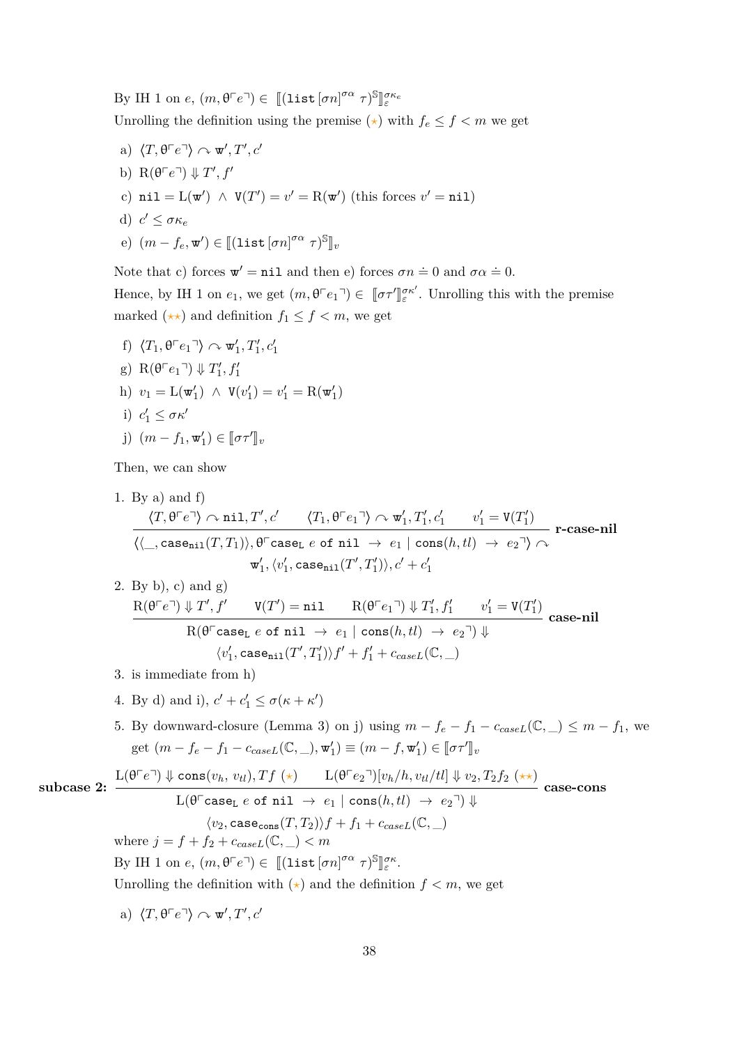By IH 1 on $e$, $(m, \theta\ulcorner e\urcorner) \in \llbracket(\texttt{list}\,[\sigma n]^{\sigma\alpha}\ \tau)^{\mathbb{S}}\rrbracket_{\varepsilon}^{\sigma\kappa_e}$

Unrolling the definition using the premise ($\star$) with $f_e \leq f < m$ we get

a) $\langle T, \theta\ulcorner e\urcorner\rangle \curvearrowright \mathtt{w}', T', c'$

b) $\mathrm{R}(\theta\ulcorner e\urcorner) \Downarrow T', f'$

c) $\texttt{nil} = \mathrm{L}(\mathtt{w}')\ \wedge\ \mathtt{V}(T') = v' = \mathrm{R}(\mathtt{w}')$ (this forces $v' = \texttt{nil}$)

d) $c' \leq \sigma\kappa_e$

e) $(m - f_e, \mathtt{w}') \in \llbracket(\texttt{list}\,[\sigma n]^{\sigma\alpha}\ \tau)^{\mathbb{S}}\rrbracket_v$

Note that c) forces $\mathtt{w}' = \texttt{nil}$ and then e) forces $\sigma n \doteq 0$ and $\sigma\alpha \doteq 0$.

Hence, by IH 1 on $e_1$, we get $(m, \theta\ulcorner e_1\urcorner) \in \llbracket\sigma\tau'\rrbracket_{\varepsilon}^{\sigma\kappa'}$. Unrolling this with the premise marked ($\star\star$) and definition $f_1 \leq f < m$, we get

f) $\langle T_1, \theta\ulcorner e_1\urcorner\rangle \curvearrowright \mathtt{w}_1', T_1', c_1'$

g) $\mathrm{R}(\theta\ulcorner e_1\urcorner) \Downarrow T_1', f_1'$

h) $v_1 = \mathrm{L}(\mathtt{w}_1')\ \wedge\ \mathtt{V}(v_1') = v_1' = \mathrm{R}(\mathtt{w}_1')$

i) $c_1' \leq \sigma\kappa'$

j) $(m - f_1, \mathtt{w}_1') \in \llbracket\sigma\tau'\rrbracket_v$

Then, we can show

1. By a) and f)
$$\frac{\langle T, \theta\ulcorner e\urcorner\rangle \curvearrowright \texttt{nil}, T', c' \qquad \langle T_1, \theta\ulcorner e_1\urcorner\rangle \curvearrowright \mathtt{w}_1', T_1', c_1' \qquad v_1' = \mathtt{V}(T_1')}{\langle\langle\_, \texttt{case}_{\texttt{nil}}(T, T_1)\rangle, \theta\ulcorner \texttt{case}_{\texttt{L}}\ e\ \texttt{of nil} \ \to\ e_1 \mid \texttt{cons}(h, tl)\ \to\ e_2\urcorner\rangle \curvearrowright \mathtt{w}_1', \langle v_1', \texttt{case}_{\texttt{nil}}(T', T_1')\rangle, c' + c_1'}\ \textbf{r-case-nil}$$

2. By b), c) and g)
$$\frac{\mathrm{R}(\theta\ulcorner e\urcorner) \Downarrow T', f' \qquad \mathtt{V}(T') = \texttt{nil} \qquad \mathrm{R}(\theta\ulcorner e_1\urcorner) \Downarrow T_1', f_1' \qquad v_1' = \mathtt{V}(T_1')}{\mathrm{R}(\theta\ulcorner \texttt{case}_{\texttt{L}}\ e\ \texttt{of nil} \ \to\ e_1 \mid \texttt{cons}(h, tl)\ \to\ e_2\urcorner) \Downarrow \langle v_1', \texttt{case}_{\texttt{nil}}(T', T_1')\rangle f' + f_1' + c_{caseL}(\mathbb{C}, \_)}\ \textbf{case-nil}$$

3. is immediate from h)

4. By d) and i), $c' + c_1' \leq \sigma(\kappa + \kappa')$

5. By downward-closure (Lemma 3) on j) using $m - f_e - f_1 - c_{caseL}(\mathbb{C}, \_) \leq m - f_1$, we get $(m - f_e - f_1 - c_{caseL}(\mathbb{C}, \_), \mathtt{w}_1') \equiv (m - f, \mathtt{w}_1') \in \llbracket\sigma\tau'\rrbracket_v$

**subcase 2:**
$$\frac{\mathrm{L}(\theta\ulcorner e\urcorner) \Downarrow \texttt{cons}(v_h, v_{tl}), Tf\ (\star) \qquad \mathrm{L}(\theta\ulcorner e_2\urcorner)[v_h/h, v_{tl}/tl] \Downarrow v_2, T_2 f_2\ (\star\star)}{\mathrm{L}(\theta\ulcorner \texttt{case}_{\texttt{L}}\ e\ \texttt{of nil} \ \to\ e_1 \mid \texttt{cons}(h, tl)\ \to\ e_2\urcorner) \Downarrow \langle v_2, \texttt{case}_{\texttt{cons}}(T, T_2)\rangle f + f_1 + c_{caseL}(\mathbb{C}, \_)}\ \textbf{case-cons}$$

where $j = f + f_2 + c_{caseL}(\mathbb{C}, \_) < m$

By IH 1 on $e$, $(m, \theta\ulcorner e\urcorner) \in \llbracket(\texttt{list}\,[\sigma n]^{\sigma\alpha}\ \tau)^{\mathbb{S}}\rrbracket_{\varepsilon}^{\sigma\kappa}$.

Unrolling the definition with ($\star$) and the definition $f < m$, we get

a) $\langle T, \theta\ulcorner e\urcorner\rangle \curvearrowright \mathtt{w}', T', c'$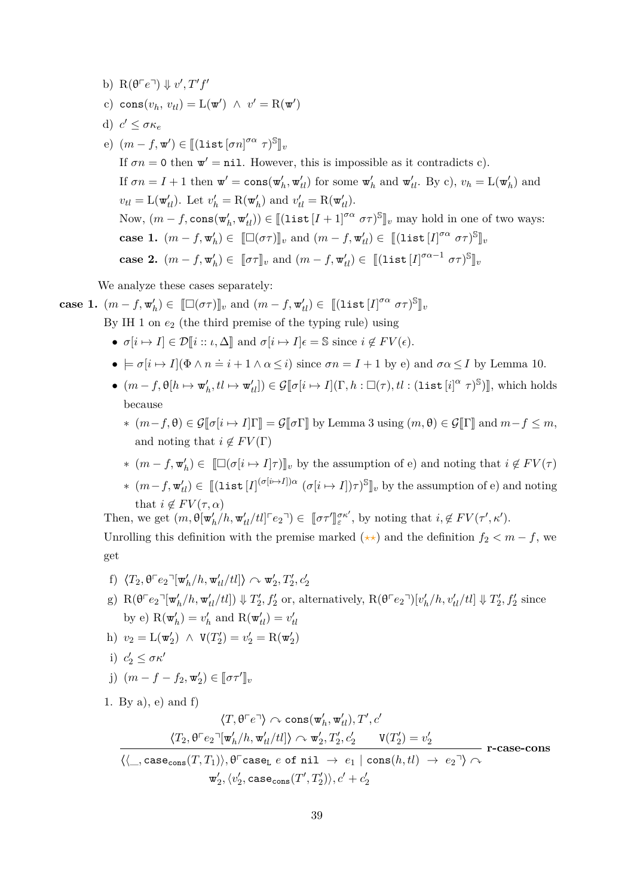b) $\mathrm{R}(\theta\ulcorner e\urcorner) \Downarrow v', T'f'$

c) $\texttt{cons}(v_h,\, v_{tl}) = \mathrm{L}(\mathtt{w}') \;\wedge\; v' = \mathrm{R}(\mathtt{w}')$

d) $c' \leq \sigma\kappa_e$

e) $(m - f, \mathtt{w}') \in [\![(\texttt{list}\,[\sigma n]^{\sigma\alpha}\;\sigma\tau)^{\mathbb{S}}]\!]_v$

If $\sigma n = \mathtt{0}$ then $\mathtt{w}' = \texttt{nil}$. However, this is impossible as it contradicts c).

If $\sigma n = I + 1$ then $\mathtt{w}' = \texttt{cons}(\mathtt{w}'_h, \mathtt{w}'_{tl})$ for some $\mathtt{w}'_h$ and $\mathtt{w}'_{tl}$. By c), $v_h = \mathrm{L}(\mathtt{w}'_h)$ and $v_{tl} = \mathrm{L}(\mathtt{w}'_{tl})$. Let $v'_h = \mathrm{R}(\mathtt{w}'_h)$ and $v'_{tl} = \mathrm{R}(\mathtt{w}'_{tl})$.

Now, $(m - f, \texttt{cons}(\mathtt{w}'_h, \mathtt{w}'_{tl})) \in [\![(\texttt{list}\,[I+1]^{\sigma\alpha}\;\sigma\tau)^{\mathbb{S}}]\!]_v$ may hold in one of two ways:

**case 1.** $(m - f, \mathtt{w}'_h) \in [\![\square(\sigma\tau)]\!]_v$ and $(m - f, \mathtt{w}'_{tl}) \in [\![(\texttt{list}\,[I]^{\sigma\alpha}\;\sigma\tau)^{\mathbb{S}}]\!]_v$

**case 2.** $(m - f, \mathtt{w}'_h) \in [\![\sigma\tau]\!]_v$ and $(m - f, \mathtt{w}'_{tl}) \in [\![(\texttt{list}\,[I]^{\sigma\alpha - 1}\;\sigma\tau)^{\mathbb{S}}]\!]_v$

We analyze these cases separately:

**case 1.** $(m - f, \mathtt{w}'_h) \in [\![\square(\sigma\tau)]\!]_v$ and $(m - f, \mathtt{w}'_{tl}) \in [\![(\texttt{list}\,[I]^{\sigma\alpha}\;\sigma\tau)^{\mathbb{S}}]\!]_v$

By IH 1 on $e_2$ (the third premise of the typing rule) using

- $\sigma[i \mapsto I] \in \mathcal{D}[\![i :: \iota, \Delta]\!]$ and $\sigma[i \mapsto I]\epsilon = \mathbb{S}$ since $i \notin FV(\epsilon)$.
- $\models \sigma[i \mapsto I](\Phi \wedge n \doteq i + 1 \wedge \alpha \leq i)$ since $\sigma n = I + 1$ by e) and $\sigma\alpha \leq I$ by Lemma 10.
- $(m - f, \theta[h \mapsto \mathtt{w}'_h, tl \mapsto \mathtt{w}'_{tl}]) \in \mathcal{G}[\![\sigma[i \mapsto I](\Gamma, h : \square(\tau), tl : (\texttt{list}\,[i]^{\alpha}\;\tau)^{\mathbb{S}})]\!]$, which holds because
  - $(m - f, \theta) \in \mathcal{G}[\![\sigma[i \mapsto I]\Gamma]\!] = \mathcal{G}[\![\sigma\Gamma]\!]$ by Lemma 3 using $(m, \theta) \in \mathcal{G}[\![\Gamma]\!]$ and $m - f \leq m$, and noting that $i \notin FV(\Gamma)$
  - $(m - f, \mathtt{w}'_h) \in [\![\square(\sigma[i \mapsto I]\tau)]\!]_v$ by the assumption of e) and noting that $i \notin FV(\tau)$
  - $(m - f, \mathtt{w}'_{tl}) \in [\![(\texttt{list}\,[I]^{(\sigma[i \mapsto I])\alpha}\;(\sigma[i \mapsto I])\tau)^{\mathbb{S}}]\!]_v$ by the assumption of e) and noting that $i \notin FV(\tau, \alpha)$

Then, we get $(m, \theta[\mathtt{w}'_h/h, \mathtt{w}'_{tl}/tl]\ulcorner e_2\urcorner) \in [\![\sigma\tau']\!]^{\sigma\kappa'}_{\varepsilon}$, by noting that $i, \notin FV(\tau', \kappa')$.

Unrolling this definition with the premise marked ($\star\star$) and the definition $f_2 < m - f$, we get

f) $\langle T_2, \theta\ulcorner e_2\urcorner[\mathtt{w}'_h/h, \mathtt{w}'_{tl}/tl]\rangle \curvearrowright \mathtt{w}'_2, T'_2, c'_2$

g) $\mathrm{R}(\theta\ulcorner e_2\urcorner[\mathtt{w}'_h/h, \mathtt{w}'_{tl}/tl]) \Downarrow T'_2, f'_2$ or, alternatively, $\mathrm{R}(\theta\ulcorner e_2\urcorner)[v'_h/h, v'_{tl}/tl] \Downarrow T'_2, f'_2$ since by e) $\mathrm{R}(\mathtt{w}'_h) = v'_h$ and $\mathrm{R}(\mathtt{w}'_{tl}) = v'_{tl}$

h) $v_2 = \mathrm{L}(\mathtt{w}'_2) \;\wedge\; \mathtt{V}(T'_2) = v'_2 = \mathrm{R}(\mathtt{w}'_2)$

i) $c'_2 \leq \sigma\kappa'$

j) $(m - f - f_2, \mathtt{w}'_2) \in [\![\sigma\tau']\!]_v$

1. By a), e) and f)

$$
\frac{\langle T, \theta\ulcorner e\urcorner\rangle \curvearrowright \texttt{cons}(\mathtt{w}'_h, \mathtt{w}'_{tl}), T', c' \qquad \langle T_2, \theta\ulcorner e_2\urcorner[\mathtt{w}'_h/h, \mathtt{w}'_{tl}/tl]\rangle \curvearrowright \mathtt{w}'_2, T'_2, c'_2 \qquad \mathtt{V}(T'_2) = v'_2}{\langle\langle \_, \texttt{case}_{\texttt{cons}}(T, T_1)\rangle, \theta\ulcorner \texttt{case}_{\mathtt{L}}\; e \;\texttt{of nil} \;\rightarrow\; e_1 \mid \texttt{cons}(h, tl) \;\rightarrow\; e_2\urcorner\rangle \curvearrowright \mathtt{w}'_2, \langle v'_2, \texttt{case}_{\texttt{cons}}(T', T'_2)\rangle, c' + c'_2} \textbf{ r-case-cons}
$$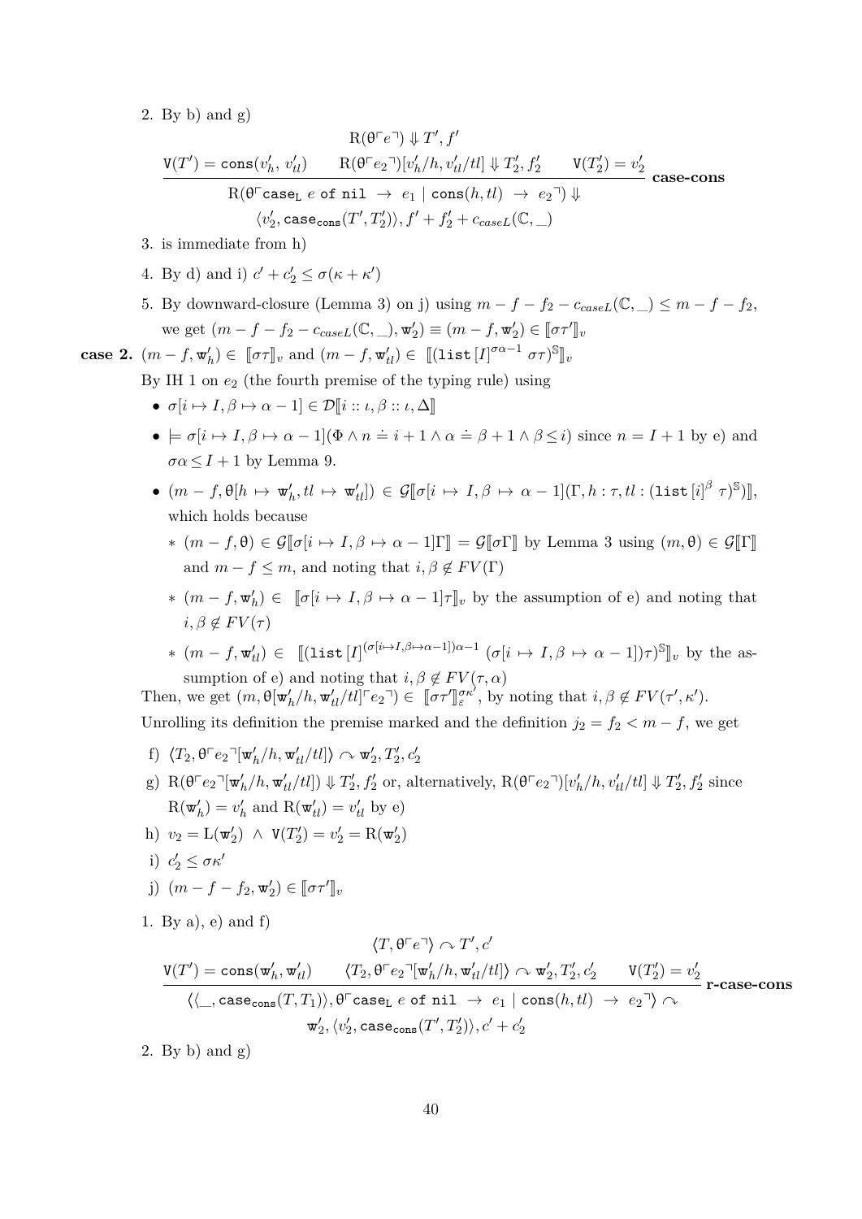2. By b) and g)

$$\dfrac{\mathrm{R}(\theta\ulcorner e\urcorner) \Downarrow T', f' \qquad \mathtt{V}(T') = \mathtt{cons}(v'_h,\ v'_{tl}) \qquad \mathrm{R}(\theta\ulcorner e_2\urcorner)[v'_h/h, v'_{tl}/tl] \Downarrow T'_2, f'_2 \qquad \mathtt{V}(T'_2) = v'_2}{\mathrm{R}(\theta\ulcorner \mathtt{case_L}\ e\ \mathtt{of\ nil}\ \rightarrow\ e_1 \mid \mathtt{cons}(h,tl)\ \rightarrow\ e_2\urcorner) \Downarrow \langle v'_2, \mathtt{case_{cons}}(T', T'_2)\rangle, f' + f'_2 + c_{caseL}(\mathbb{C}, \_)}\ \textbf{case-cons}$$

3. is immediate from h)

4. By d) and i) $c' + c'_2 \leq \sigma(\kappa + \kappa')$

5. By downward-closure (Lemma 3) on j) using $m - f - f_2 - c_{caseL}(\mathbb{C}, \_) \leq m - f - f_2$, we get $(m - f - f_2 - c_{caseL}(\mathbb{C}, \_), \mathtt{w}'_2) \equiv (m - f, \mathtt{w}'_2) \in [\![\sigma\tau']\!]_v$

**case 2.** $(m - f, \mathtt{w}'_h) \in\ [\![\sigma\tau]\!]_v$ and $(m - f, \mathtt{w}'_{tl}) \in\ [\![(\mathtt{list}\,[I]^{\sigma\alpha-1}\ \sigma\tau)^{\mathbb{S}}]\!]_v$

By IH 1 on $e_2$ (the fourth premise of the typing rule) using

- $\sigma[i \mapsto I, \beta \mapsto \alpha - 1] \in \mathcal{D}[\![i :: \iota, \beta :: \iota, \Delta]\!]$
- $\models \sigma[i \mapsto I, \beta \mapsto \alpha - 1](\Phi \wedge n \doteq i + 1 \wedge \alpha \doteq \beta + 1 \wedge \beta \leq i)$ since $n = I + 1$ by e) and $\sigma\alpha \leq I + 1$ by Lemma 9.
- $(m - f, \theta[h \mapsto \mathtt{w}'_h, tl \mapsto \mathtt{w}'_{tl}]) \in \mathcal{G}[\![\sigma[i \mapsto I, \beta \mapsto \alpha - 1](\Gamma, h : \tau, tl : (\mathtt{list}\,[i]^{\beta}\ \tau)^{\mathbb{S}})]\!]$, which holds because
  - $(m - f, \theta) \in \mathcal{G}[\![\sigma[i \mapsto I, \beta \mapsto \alpha - 1]\Gamma]\!] = \mathcal{G}[\![\sigma\Gamma]\!]$ by Lemma 3 using $(m, \theta) \in \mathcal{G}[\![\Gamma]\!]$ and $m - f \leq m$, and noting that $i, \beta \notin FV(\Gamma)$
  - $(m - f, \mathtt{w}'_h) \in\ [\![\sigma[i \mapsto I, \beta \mapsto \alpha - 1]\tau]\!]_v$ by the assumption of e) and noting that $i, \beta \notin FV(\tau)$
  - $(m - f, \mathtt{w}'_{tl}) \in\ [\![(\mathtt{list}\,[I]^{(\sigma[i \mapsto I, \beta \mapsto \alpha-1])\alpha-1}\ (\sigma[i \mapsto I, \beta \mapsto \alpha - 1])\tau)^{\mathbb{S}}]\!]_v$ by the assumption of e) and noting that $i, \beta \notin FV(\tau, \alpha)$

Then, we get $(m, \theta[\mathtt{w}'_h/h, \mathtt{w}'_{tl}/tl]\ulcorner e_2\urcorner) \in\ [\![\sigma\tau']\!]^{\sigma\kappa'}_{\varepsilon}$, by noting that $i, \beta \notin FV(\tau', \kappa')$.

Unrolling its definition the premise marked and the definition $j_2 = f_2 < m - f$, we get

f) $\langle T_2, \theta\ulcorner e_2\urcorner[\mathtt{w}'_h/h, \mathtt{w}'_{tl}/tl]\rangle \curvearrowright \mathtt{w}'_2, T'_2, c'_2$

g) $\mathrm{R}(\theta\ulcorner e_2\urcorner[\mathtt{w}'_h/h, \mathtt{w}'_{tl}/tl]) \Downarrow T'_2, f'_2$ or, alternatively, $\mathrm{R}(\theta\ulcorner e_2\urcorner)[v'_h/h, v'_{tl}/tl] \Downarrow T'_2, f'_2$ since $\mathrm{R}(\mathtt{w}'_h) = v'_h$ and $\mathrm{R}(\mathtt{w}'_{tl}) = v'_{tl}$ by e)

h) $v_2 = \mathrm{L}(\mathtt{w}'_2)\ \wedge\ \mathtt{V}(T'_2) = v'_2 = \mathrm{R}(\mathtt{w}'_2)$

i) $c'_2 \leq \sigma\kappa'$

j) $(m - f - f_2, \mathtt{w}'_2) \in [\![\sigma\tau']\!]_v$

1. By a), e) and f)

$$\dfrac{\langle T, \theta\ulcorner e\urcorner\rangle \curvearrowright T', c' \qquad \mathtt{V}(T') = \mathtt{cons}(\mathtt{w}'_h, \mathtt{w}'_{tl}) \qquad \langle T_2, \theta\ulcorner e_2\urcorner[\mathtt{w}'_h/h, \mathtt{w}'_{tl}/tl]\rangle \curvearrowright \mathtt{w}'_2, T'_2, c'_2 \qquad \mathtt{V}(T'_2) = v'_2}{\langle\langle \_, \mathtt{case_{cons}}(T, T_1)\rangle, \theta\ulcorner \mathtt{case_L}\ e\ \mathtt{of\ nil}\ \rightarrow\ e_1 \mid \mathtt{cons}(h,tl)\ \rightarrow\ e_2\urcorner\rangle \curvearrowright \mathtt{w}'_2, \langle v'_2, \mathtt{case_{cons}}(T', T'_2)\rangle, c' + c'_2}\ \textbf{r-case-cons}$$

2. By b) and g)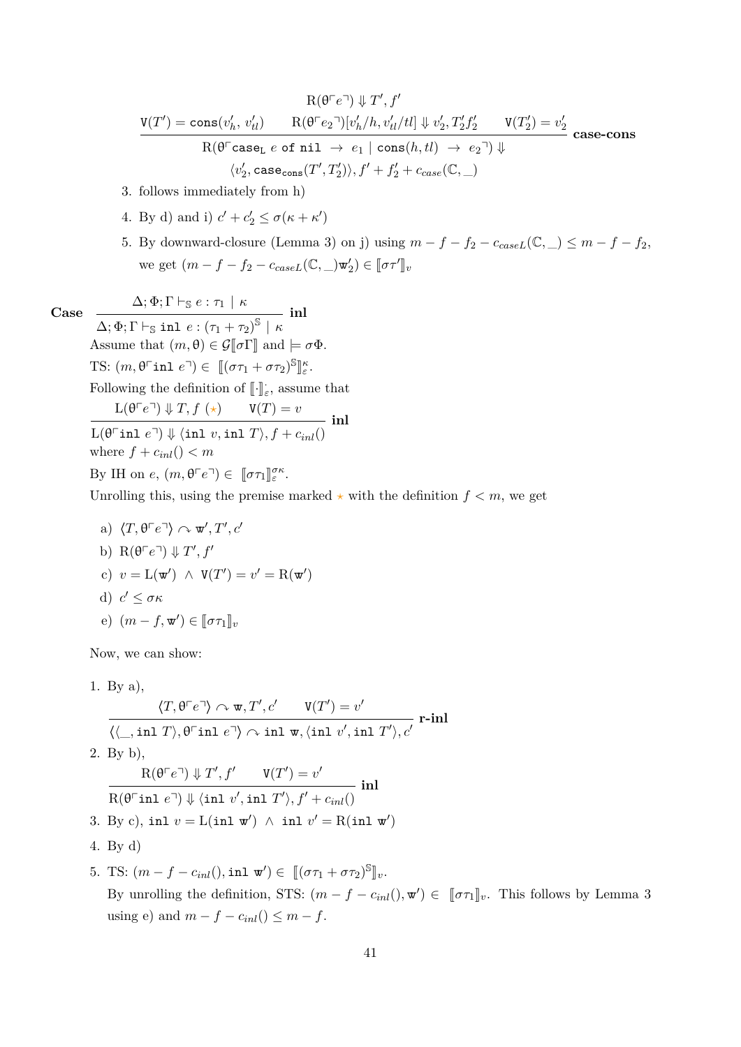$$\frac{\mathrm{R}(\theta\ulcorner e \urcorner) \Downarrow T', f' \quad \mathtt{V}(T') = \mathtt{cons}(v_h',\, v_{tl}') \qquad \mathrm{R}(\theta\ulcorner e_2 \urcorner)[v_h'/h, v_{tl}'/tl] \Downarrow v_2', T_2' f_2' \qquad \mathtt{V}(T_2') = v_2'}{\mathrm{R}(\theta\ulcorner \mathtt{case_L}\ e\ \mathtt{of\ nil}\ \rightarrow\ e_1 \mid \mathtt{cons}(h, tl)\ \rightarrow\ e_2 \urcorner) \Downarrow \langle v_2', \mathtt{case_{cons}}(T', T_2')\rangle, f' + f_2' + c_{case}(\mathbb{C}, \_)} \textbf{ case-cons}$$

3. follows immediately from h)
4. By d) and i) $c' + c_2' \leq \sigma(\kappa + \kappa')$
5. By downward-closure (Lemma 3) on j) using $m - f - f_2 - c_{caseL}(\mathbb{C}, \_) \leq m - f - f_2$, we get $(m - f - f_2 - c_{caseL}(\mathbb{C}, \_)\mathtt{w}_2') \in [\![\sigma\tau']\!]_v$

**Case** $\dfrac{\Delta; \Phi; \Gamma \vdash_{\mathbb{S}} e : \tau_1 \mid \kappa}{\Delta; \Phi; \Gamma \vdash_{\mathbb{S}} \mathtt{inl}\ e : (\tau_1 + \tau_2)^{\mathbb{S}} \mid \kappa}$ **inl**

Assume that $(m, \theta) \in \mathcal{G}[\![\sigma\Gamma]\!]$ and $\models \sigma\Phi$.

TS: $(m, \theta\ulcorner \mathtt{inl}\ e \urcorner) \in [\![(\sigma\tau_1 + \sigma\tau_2)^{\mathbb{S}}]\!]_{\varepsilon}^{\kappa}$.

Following the definition of $[\![\cdot]\!]_{\varepsilon}^{\cdot}$, assume that

$$\frac{\mathrm{L}(\theta\ulcorner e \urcorner) \Downarrow T, f\ (\star) \qquad \mathtt{V}(T) = v}{\mathrm{L}(\theta\ulcorner \mathtt{inl}\ e \urcorner) \Downarrow \langle \mathtt{inl}\ v, \mathtt{inl}\ T\rangle, f + c_{inl}()} \textbf{ inl}$$

where $f + c_{inl}() < m$

By IH on $e$, $(m, \theta\ulcorner e \urcorner) \in [\![\sigma\tau_1]\!]_{\varepsilon}^{\sigma\kappa}$.

Unrolling this, using the premise marked $\star$ with the definition $f < m$, we get

a) $\langle T, \theta\ulcorner e \urcorner\rangle \curvearrowright \mathtt{w}', T', c'$

b) $\mathrm{R}(\theta\ulcorner e \urcorner) \Downarrow T', f'$

c) $v = \mathrm{L}(\mathtt{w}') \ \wedge\ \mathtt{V}(T') = v' = \mathrm{R}(\mathtt{w}')$

d) $c' \leq \sigma\kappa$

e) $(m - f, \mathtt{w}') \in [\![\sigma\tau_1]\!]_v$

Now, we can show:

1. By a),
$$\frac{\langle T, \theta\ulcorner e \urcorner\rangle \curvearrowright \mathtt{w}, T', c' \qquad \mathtt{V}(T') = v'}{\langle\langle \_, \mathtt{inl}\ T\rangle, \theta\ulcorner \mathtt{inl}\ e \urcorner\rangle \curvearrowright \mathtt{inl}\ \mathtt{w}, \langle \mathtt{inl}\ v', \mathtt{inl}\ T'\rangle, c'} \textbf{ r-inl}$$
2. By b),
$$\frac{\mathrm{R}(\theta\ulcorner e \urcorner) \Downarrow T', f' \qquad \mathtt{V}(T') = v'}{\mathrm{R}(\theta\ulcorner \mathtt{inl}\ e \urcorner) \Downarrow \langle \mathtt{inl}\ v', \mathtt{inl}\ T'\rangle, f' + c_{inl}()} \textbf{ inl}$$
3. By c), $\mathtt{inl}\ v = \mathrm{L}(\mathtt{inl}\ \mathtt{w}') \ \wedge\ \mathtt{inl}\ v' = \mathrm{R}(\mathtt{inl}\ \mathtt{w}')$
4. By d)
5. TS: $(m - f - c_{inl}(), \mathtt{inl}\ \mathtt{w}') \in [\![(\sigma\tau_1 + \sigma\tau_2)^{\mathbb{S}}]\!]_v$.
   By unrolling the definition, STS: $(m - f - c_{inl}(), \mathtt{w}') \in [\![\sigma\tau_1]\!]_v$. This follows by Lemma 3 using e) and $m - f - c_{inl}() \leq m - f$.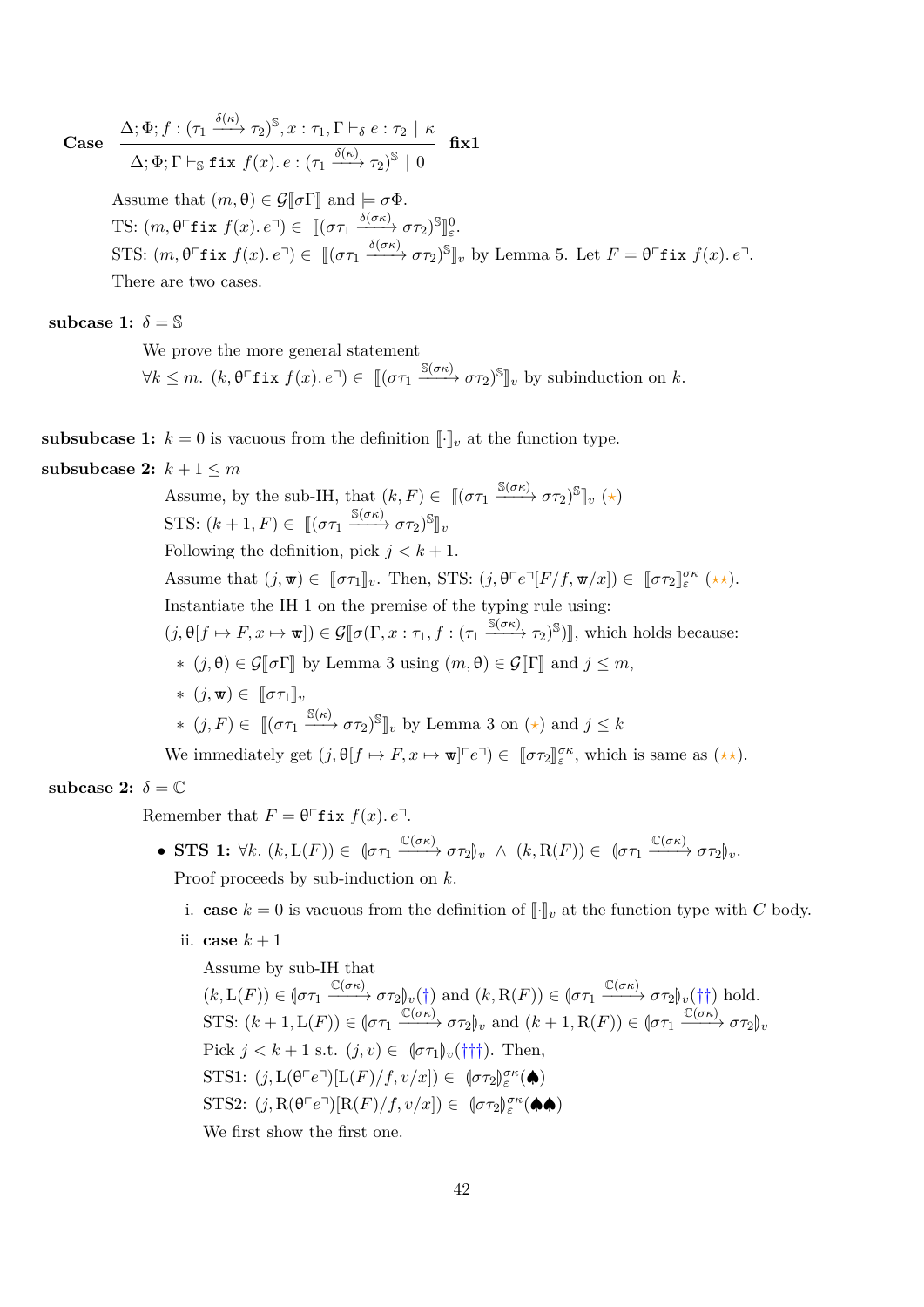**Case** $\dfrac{\Delta; \Phi; f : (\tau_1 \xrightarrow{\delta(\kappa)} \tau_2)^{\mathbb{S}}, x : \tau_1, \Gamma \vdash_\delta e : \tau_2 \mid \kappa}{\Delta; \Phi; \Gamma \vdash_{\mathbb{S}} \texttt{fix}\ f(x).\, e : (\tau_1 \xrightarrow{\delta(\kappa)} \tau_2)^{\mathbb{S}} \mid 0}$ **fix1**

Assume that $(m, \theta) \in \mathcal{G}[\![\sigma\Gamma]\!]$ and $\models \sigma\Phi$.

TS: $(m, \theta\ulcorner\texttt{fix}\ f(x).\, e\urcorner) \in [\![(\sigma\tau_1 \xrightarrow{\delta(\sigma\kappa)} \sigma\tau_2)^{\mathbb{S}}]\!]^0_\varepsilon$.

STS: $(m, \theta\ulcorner\texttt{fix}\ f(x).\, e\urcorner) \in [\![(\sigma\tau_1 \xrightarrow{\delta(\sigma\kappa)} \sigma\tau_2)^{\mathbb{S}}]\!]_v$ by Lemma 5. Let $F = \theta\ulcorner\texttt{fix}\ f(x).\, e\urcorner$.

There are two cases.

**subcase 1:** $\delta = \mathbb{S}$

We prove the more general statement

$\forall k \leq m.\ (k, \theta\ulcorner\texttt{fix}\ f(x).\, e\urcorner) \in [\![(\sigma\tau_1 \xrightarrow{\mathbb{S}(\sigma\kappa)} \sigma\tau_2)^{\mathbb{S}}]\!]_v$ by subinduction on $k$.

**subsubcase 1:** $k = 0$ is vacuous from the definition $[\![\cdot]\!]_v$ at the function type.

**subsubcase 2:** $k + 1 \leq m$

Assume, by the sub-IH, that $(k, F) \in [\![(\sigma\tau_1 \xrightarrow{\mathbb{S}(\sigma\kappa)} \sigma\tau_2)^{\mathbb{S}}]\!]_v$ ($\star$)

STS: $(k+1, F) \in [\![(\sigma\tau_1 \xrightarrow{\mathbb{S}(\sigma\kappa)} \sigma\tau_2)^{\mathbb{S}}]\!]_v$

Following the definition, pick $j < k + 1$.

Assume that $(j, \mathtt{w}) \in [\![\sigma\tau_1]\!]_v$. Then, STS: $(j, \theta\ulcorner e\urcorner[F/f, \mathtt{w}/x]) \in [\![\sigma\tau_2]\!]^{\sigma\kappa}_\varepsilon$ ($\star\star$).

Instantiate the IH 1 on the premise of the typing rule using:

$(j, \theta[f \mapsto F, x \mapsto \mathtt{w}]) \in \mathcal{G}[\![\sigma(\Gamma, x : \tau_1, f : (\tau_1 \xrightarrow{\mathbb{S}(\sigma\kappa)} \tau_2)^{\mathbb{S}})]\!]$, which holds because:

- $(j, \theta) \in \mathcal{G}[\![\sigma\Gamma]\!]$ by Lemma 3 using $(m, \theta) \in \mathcal{G}[\![\Gamma]\!]$ and $j \leq m$,
- $(j, \mathtt{w}) \in [\![\sigma\tau_1]\!]_v$
- $(j, F) \in [\![(\sigma\tau_1 \xrightarrow{\mathbb{S}(\kappa)} \sigma\tau_2)^{\mathbb{S}}]\!]_v$ by Lemma 3 on ($\star$) and $j \leq k$

We immediately get $(j, \theta[f \mapsto F, x \mapsto \mathtt{w}]\ulcorner e\urcorner) \in [\![\sigma\tau_2]\!]^{\sigma\kappa}_\varepsilon$, which is same as ($\star\star$).

**subcase 2:** $\delta = \mathbb{C}$

Remember that $F = \theta\ulcorner\texttt{fix}\ f(x).\, e\urcorner$.

- **STS 1:** $\forall k.\ (k, \mathrm{L}(F)) \in (\!|\sigma\tau_1 \xrightarrow{\mathbb{C}(\sigma\kappa)} \sigma\tau_2|\!)_v \ \wedge\ (k, \mathrm{R}(F)) \in (\!|\sigma\tau_1 \xrightarrow{\mathbb{C}(\sigma\kappa)} \sigma\tau_2|\!)_v$.

  Proof proceeds by sub-induction on $k$.

  i. **case** $k = 0$ is vacuous from the definition of $[\![\cdot]\!]_v$ at the function type with $C$ body.

  ii. **case** $k + 1$

  Assume by sub-IH that

  $(k, \mathrm{L}(F)) \in (\!|\sigma\tau_1 \xrightarrow{\mathbb{C}(\sigma\kappa)} \sigma\tau_2|\!)_v$($\dagger$) and $(k, \mathrm{R}(F)) \in (\!|\sigma\tau_1 \xrightarrow{\mathbb{C}(\sigma\kappa)} \sigma\tau_2|\!)_v$($\dagger\dagger$) hold.

  STS: $(k+1, \mathrm{L}(F)) \in (\!|\sigma\tau_1 \xrightarrow{\mathbb{C}(\sigma\kappa)} \sigma\tau_2|\!)_v$ and $(k+1, \mathrm{R}(F)) \in (\!|\sigma\tau_1 \xrightarrow{\mathbb{C}(\sigma\kappa)} \sigma\tau_2|\!)_v$

  Pick $j < k + 1$ s.t. $(j, v) \in (\!|\sigma\tau_1|\!)_v$($\dagger\dagger\dagger$). Then,

  STS1: $(j, \mathrm{L}(\theta\ulcorner e\urcorner)[\mathrm{L}(F)/f, v/x]) \in (\!|\sigma\tau_2|\!)^{\sigma\kappa}_\varepsilon$($\spadesuit$)

  STS2: $(j, \mathrm{R}(\theta\ulcorner e\urcorner)[\mathrm{R}(F)/f, v/x]) \in (\!|\sigma\tau_2|\!)^{\sigma\kappa}_\varepsilon$($\spadesuit\spadesuit$)

  We first show the first one.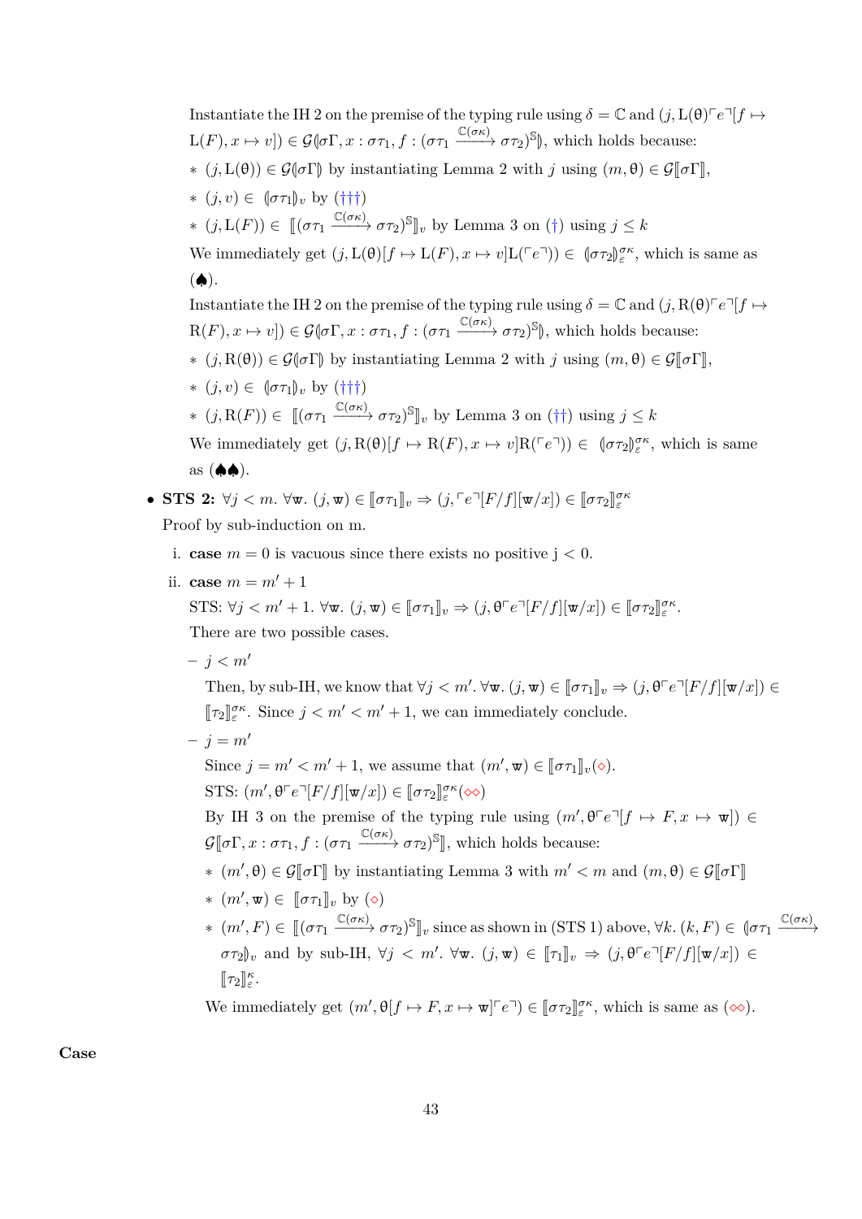Instantiate the IH 2 on the premise of the typing rule using $\delta = \mathbb{C}$ and $(j, \mathrm{L}(\theta)\ulcorner e \urcorner[f \mapsto \mathrm{L}(F), x \mapsto v]) \in \mathcal{G}(\!|\sigma\Gamma, x : \sigma\tau_1, f : (\sigma\tau_1 \xrightarrow{\mathbb{C}(\sigma\kappa)} \sigma\tau_2)^{\mathbb{S}}|\!)$, which holds because:

- $(j, \mathrm{L}(\theta)) \in \mathcal{G}(\!|\sigma\Gamma|\!)$ by instantiating Lemma 2 with $j$ using $(m, \theta) \in \mathcal{G}[\![\sigma\Gamma]\!]$,
- $(j, v) \in (\!|\sigma\tau_1|\!)_v$ by (†††)
- $(j, \mathrm{L}(F)) \in [\![(\sigma\tau_1 \xrightarrow{\mathbb{C}(\sigma\kappa)} \sigma\tau_2)^{\mathbb{S}}]\!]_v$ by Lemma 3 on (†) using $j \leq k$

We immediately get $(j, \mathrm{L}(\theta)[f \mapsto \mathrm{L}(F), x \mapsto v]\mathrm{L}(\ulcorner e \urcorner)) \in (\!|\sigma\tau_2|\!)_\varepsilon^{\sigma\kappa}$, which is same as (♠).

Instantiate the IH 2 on the premise of the typing rule using $\delta = \mathbb{C}$ and $(j, \mathrm{R}(\theta)\ulcorner e \urcorner[f \mapsto \mathrm{R}(F), x \mapsto v]) \in \mathcal{G}(\!|\sigma\Gamma, x : \sigma\tau_1, f : (\sigma\tau_1 \xrightarrow{\mathbb{C}(\sigma\kappa)} \sigma\tau_2)^{\mathbb{S}}|\!)$, which holds because:

- $(j, \mathrm{R}(\theta)) \in \mathcal{G}(\!|\sigma\Gamma|\!)$ by instantiating Lemma 2 with $j$ using $(m, \theta) \in \mathcal{G}[\![\sigma\Gamma]\!]$,
- $(j, v) \in (\!|\sigma\tau_1|\!)_v$ by (†††)
- $(j, \mathrm{R}(F)) \in [\![(\sigma\tau_1 \xrightarrow{\mathbb{C}(\sigma\kappa)} \sigma\tau_2)^{\mathbb{S}}]\!]_v$ by Lemma 3 on (††) using $j \leq k$

We immediately get $(j, \mathrm{R}(\theta)[f \mapsto \mathrm{R}(F), x \mapsto v]\mathrm{R}(\ulcorner e \urcorner)) \in (\!|\sigma\tau_2|\!)_\varepsilon^{\sigma\kappa}$, which is same as (♠♠).

- **STS 2:** $\forall j < m.\ \forall \mathtt{w}.\ (j, \mathtt{w}) \in [\![\sigma\tau_1]\!]_v \Rightarrow (j, \ulcorner e \urcorner[F/f][\mathtt{w}/x]) \in [\![\sigma\tau_2]\!]_\varepsilon^{\sigma\kappa}$

  Proof by sub-induction on m.

  i. **case** $m = 0$ is vacuous since there exists no positive j $< 0$.

  ii. **case** $m = m' + 1$

  STS: $\forall j < m' + 1.\ \forall \mathtt{w}.\ (j, \mathtt{w}) \in [\![\sigma\tau_1]\!]_v \Rightarrow (j, \theta\ulcorner e \urcorner[F/f][\mathtt{w}/x]) \in [\![\sigma\tau_2]\!]_\varepsilon^{\sigma\kappa}$.

  There are two possible cases.

  – $j < m'$

  Then, by sub-IH, we know that $\forall j < m'.\ \forall \mathtt{w}.\ (j, \mathtt{w}) \in [\![\sigma\tau_1]\!]_v \Rightarrow (j, \theta\ulcorner e \urcorner[F/f][\mathtt{w}/x]) \in [\![\tau_2]\!]_\varepsilon^{\sigma\kappa}$. Since $j < m' < m' + 1$, we can immediately conclude.

  – $j = m'$

  Since $j = m' < m' + 1$, we assume that $(m', \mathtt{w}) \in [\![\sigma\tau_1]\!]_v$(⋄).

  STS: $(m', \theta\ulcorner e \urcorner[F/f][\mathtt{w}/x]) \in [\![\sigma\tau_2]\!]_\varepsilon^{\sigma\kappa}$(⋄⋄)

  By IH 3 on the premise of the typing rule using $(m', \theta\ulcorner e \urcorner[f \mapsto F, x \mapsto \mathtt{w}]) \in \mathcal{G}[\![\sigma\Gamma, x : \sigma\tau_1, f : (\sigma\tau_1 \xrightarrow{\mathbb{C}(\sigma\kappa)} \sigma\tau_2)^{\mathbb{S}}]\!]$, which holds because:

  - $(m', \theta) \in \mathcal{G}[\![\sigma\Gamma]\!]$ by instantiating Lemma 3 with $m' < m$ and $(m, \theta) \in \mathcal{G}[\![\sigma\Gamma]\!]$
  - $(m', \mathtt{w}) \in [\![\sigma\tau_1]\!]_v$ by (⋄)
  - $(m', F) \in [\![(\sigma\tau_1 \xrightarrow{\mathbb{C}(\sigma\kappa)} \sigma\tau_2)^{\mathbb{S}}]\!]_v$ since as shown in (STS 1) above, $\forall k.\ (k, F) \in (\!|\sigma\tau_1 \xrightarrow{\mathbb{C}(\sigma\kappa)} \sigma\tau_2|\!)_v$ and by sub-IH, $\forall j < m'.\ \forall \mathtt{w}.\ (j, \mathtt{w}) \in [\![\tau_1]\!]_v \Rightarrow (j, \theta\ulcorner e \urcorner[F/f][\mathtt{w}/x]) \in [\![\tau_2]\!]_\varepsilon^{\kappa}$.

  We immediately get $(m', \theta[f \mapsto F, x \mapsto \mathtt{w}]\ulcorner e \urcorner) \in [\![\sigma\tau_2]\!]_\varepsilon^{\sigma\kappa}$, which is same as (⋄⋄).

**Case**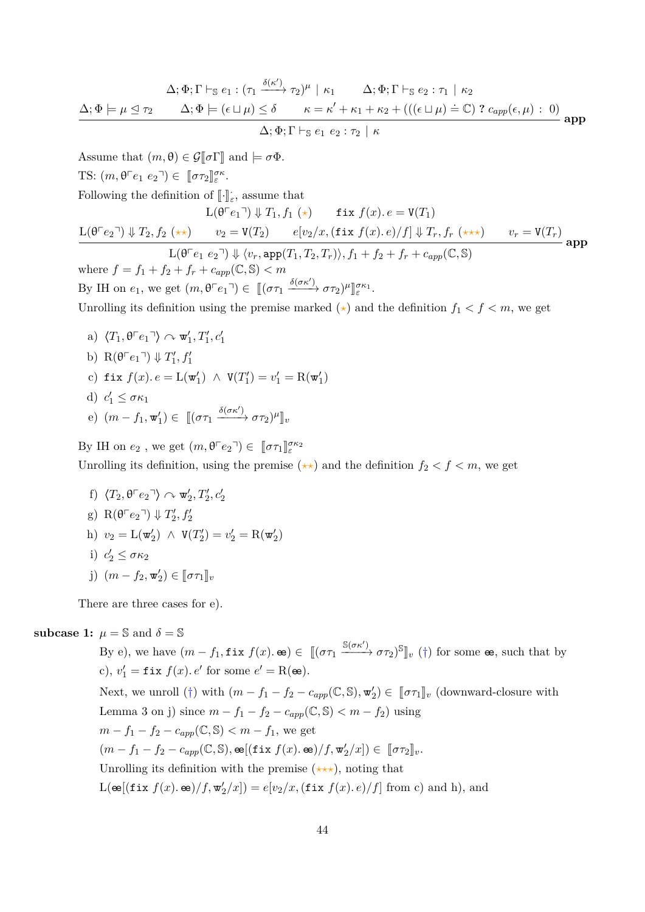$$\frac{\Delta;\Phi;\Gamma \vdash_{\mathbb{S}} e_1 : (\tau_1 \xrightarrow{\delta(\kappa')} \tau_2)^{\mu} \mid \kappa_1 \qquad \Delta;\Phi;\Gamma \vdash_{\mathbb{S}} e_2 : \tau_1 \mid \kappa_2 \qquad \Delta;\Phi \models \mu \trianglelefteq \tau_2 \qquad \Delta;\Phi \models (\epsilon \sqcup \mu) \leq \delta \qquad \kappa = \kappa' + \kappa_1 + \kappa_2 + (((\epsilon \sqcup \mu) \doteq \mathbb{C})\ ?\ c_{app}(\epsilon,\mu)\ :\ 0)}{\Delta;\Phi;\Gamma \vdash_{\mathbb{S}} e_1\ e_2 : \tau_2 \mid \kappa}\ \textbf{app}$$

Assume that $(m, \theta) \in \mathcal{G}[\![\sigma\Gamma]\!]$ and $\models \sigma\Phi$.

TS: $(m, \theta\ulcorner e_1\ e_2 \urcorner) \in [\![\sigma\tau_2]\!]_{\varepsilon}^{\sigma\kappa}$.

Following the definition of $[\![\cdot]\!]_{\varepsilon}^{\cdot}$, assume that

$$\frac{\mathrm{L}(\theta\ulcorner e_1 \urcorner) \Downarrow T_1, f_1\ (\star) \qquad \mathtt{fix}\ f(x).\, e = \mathtt{V}(T_1) \qquad \mathrm{L}(\theta\ulcorner e_2 \urcorner) \Downarrow T_2, f_2\ (\star\star) \qquad v_2 = \mathtt{V}(T_2) \qquad e[v_2/x, (\mathtt{fix}\ f(x).\, e)/f] \Downarrow T_r, f_r\ (\star\star\star) \qquad v_r = \mathtt{V}(T_r)}{\mathrm{L}(\theta\ulcorner e_1\ e_2 \urcorner) \Downarrow \langle v_r, \mathtt{app}(T_1, T_2, T_r)\rangle, f_1 + f_2 + f_r + c_{app}(\mathbb{C},\mathbb{S})}\ \textbf{app}$$

where $f = f_1 + f_2 + f_r + c_{app}(\mathbb{C},\mathbb{S}) < m$

By IH on $e_1$, we get $(m, \theta\ulcorner e_1 \urcorner) \in [\![(\sigma\tau_1 \xrightarrow{\delta(\sigma\kappa')} \sigma\tau_2)^{\mu}]\!]_{\varepsilon}^{\sigma\kappa_1}$.

Unrolling its definition using the premise marked $(\star)$ and the definition $f_1 < f < m$, we get

a) $\langle T_1, \theta\ulcorner e_1 \urcorner\rangle \curvearrowright \mathtt{w}'_1, T'_1, c'_1$

b) $\mathrm{R}(\theta\ulcorner e_1 \urcorner) \Downarrow T'_1, f'_1$

c) $\mathtt{fix}\ f(x).\, e = \mathrm{L}(\mathtt{w}'_1)\ \wedge\ \mathtt{V}(T'_1) = v'_1 = \mathrm{R}(\mathtt{w}'_1)$

d) $c'_1 \leq \sigma\kappa_1$

e) $(m - f_1, \mathtt{w}'_1) \in [\![(\sigma\tau_1 \xrightarrow{\delta(\sigma\kappa')} \sigma\tau_2)^{\mu}]\!]_v$

By IH on $e_2$ , we get $(m, \theta\ulcorner e_2 \urcorner) \in [\![\sigma\tau_1]\!]_{\varepsilon}^{\sigma\kappa_2}$

Unrolling its definition, using the premise $(\star\star)$ and the definition $f_2 < f < m$, we get

f) $\langle T_2, \theta\ulcorner e_2 \urcorner\rangle \curvearrowright \mathtt{w}'_2, T'_2, c'_2$

g) $\mathrm{R}(\theta\ulcorner e_2 \urcorner) \Downarrow T'_2, f'_2$

h) $v_2 = \mathrm{L}(\mathtt{w}'_2)\ \wedge\ \mathtt{V}(T'_2) = v'_2 = \mathrm{R}(\mathtt{w}'_2)$

i) $c'_2 \leq \sigma\kappa_2$

j) $(m - f_2, \mathtt{w}'_2) \in [\![\sigma\tau_1]\!]_v$

There are three cases for e).

**subcase 1:** $\mu = \mathbb{S}$ and $\delta = \mathbb{S}$

By e), we have $(m - f_1, \mathtt{fix}\ f(x).\, \mathtt{ee}) \in [\![(\sigma\tau_1 \xrightarrow{\mathbb{S}(\sigma\kappa')} \sigma\tau_2)^{\mathbb{S}}]\!]_v$ (†) for some $\mathtt{ee}$, such that by c), $v'_1 = \mathtt{fix}\ f(x).\, e'$ for some $e' = \mathrm{R}(\mathtt{ee})$.

Next, we unroll (†) with $(m - f_1 - f_2 - c_{app}(\mathbb{C},\mathbb{S}), \mathtt{w}'_2) \in [\![\sigma\tau_1]\!]_v$ (downward-closure with Lemma 3 on j) since $m - f_1 - f_2 - c_{app}(\mathbb{C},\mathbb{S}) < m - f_2$) using $m - f_1 - f_2 - c_{app}(\mathbb{C},\mathbb{S}) < m - f_1$, we get

$(m - f_1 - f_2 - c_{app}(\mathbb{C},\mathbb{S}), \mathtt{ee}[(\mathtt{fix}\ f(x).\, \mathtt{ee})/f, \mathtt{w}'_2/x]) \in [\![\sigma\tau_2]\!]_v$.

Unrolling its definition with the premise $(\star\star\star)$, noting that $\mathrm{L}(\mathtt{ee}[(\mathtt{fix}\ f(x).\, \mathtt{ee})/f, \mathtt{w}'_2/x]) = e[v_2/x, (\mathtt{fix}\ f(x).\, e)/f]$ from c) and h), and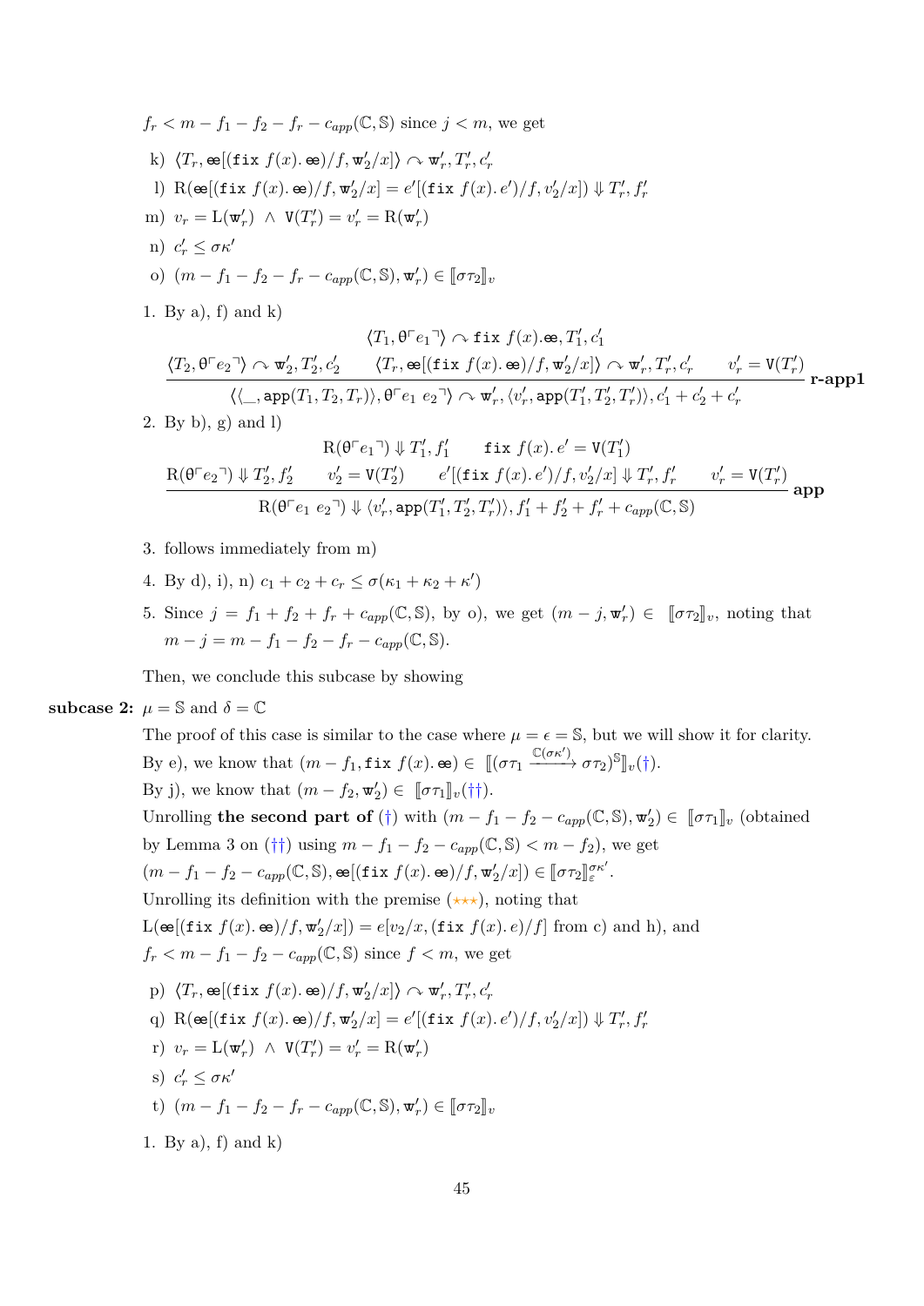$f_r < m - f_1 - f_2 - f_r - c_{app}(\mathbb{C}, \mathbb{S})$ since $j < m$, we get

k) $\langle T_r, \text{ee}[(\texttt{fix}\ f(x).\ \text{ee})/f, \text{w}'_2/x]\rangle \curvearrowright \text{w}'_r, T'_r, c'_r$

l) $\mathrm{R}(\text{ee}[(\texttt{fix}\ f(x).\ \text{ee})/f, \text{w}'_2/x] = e'[(\texttt{fix}\ f(x).\ e')/f, v'_2/x]) \Downarrow T'_r, f'_r$

m) $v_r = \mathrm{L}(\text{w}'_r) \ \wedge\ \texttt{V}(T'_r) = v'_r = \mathrm{R}(\text{w}'_r)$

n) $c'_r \leq \sigma\kappa'$

o) $(m - f_1 - f_2 - f_r - c_{app}(\mathbb{C}, \mathbb{S}), \text{w}'_r) \in [\![\sigma\tau_2]\!]_v$

1. By a), f) and k)

$$\frac{\langle T_1, \theta\ulcorner e_1\urcorner\rangle \curvearrowright \texttt{fix}\ f(x).\text{ee}, T'_1, c'_1 \qquad \langle T_2, \theta\ulcorner e_2\urcorner\rangle \curvearrowright \text{w}'_2, T'_2, c'_2 \qquad \langle T_r, \text{ee}[(\texttt{fix}\ f(x).\ \text{ee})/f, \text{w}'_2/x]\rangle \curvearrowright \text{w}'_r, T'_r, c'_r \qquad v'_r = \texttt{V}(T'_r)}{\langle\langle \_, \texttt{app}(T_1, T_2, T_r)\rangle, \theta\ulcorner e_1\ e_2\urcorner\rangle \curvearrowright \text{w}'_r, \langle v'_r, \texttt{app}(T'_1, T'_2, T'_r)\rangle, c'_1 + c'_2 + c'_r}\ \textbf{r-app1}$$

2. By b), g) and l)

$$\frac{\mathrm{R}(\theta\ulcorner e_1\urcorner) \Downarrow T'_1, f'_1 \qquad \texttt{fix}\ f(x).\ e' = \texttt{V}(T'_1) \qquad \mathrm{R}(\theta\ulcorner e_2\urcorner) \Downarrow T'_2, f'_2 \qquad v'_2 = \texttt{V}(T'_2) \qquad e'[(\texttt{fix}\ f(x).\ e')/f, v'_2/x] \Downarrow T'_r, f'_r \qquad v'_r = \texttt{V}(T'_r)}{\mathrm{R}(\theta\ulcorner e_1\ e_2\urcorner) \Downarrow \langle v'_r, \texttt{app}(T'_1, T'_2, T'_r)\rangle, f'_1 + f'_2 + f'_r + c_{app}(\mathbb{C}, \mathbb{S})}\ \textbf{app}$$

3. follows immediately from m)

4. By d), i), n) $c_1 + c_2 + c_r \leq \sigma(\kappa_1 + \kappa_2 + \kappa')$

5. Since $j = f_1 + f_2 + f_r + c_{app}(\mathbb{C}, \mathbb{S})$, by o), we get $(m - j, \text{w}'_r) \in [\![\sigma\tau_2]\!]_v$, noting that $m - j = m - f_1 - f_2 - f_r - c_{app}(\mathbb{C}, \mathbb{S})$.

Then, we conclude this subcase by showing

**subcase 2:** $\mu = \mathbb{S}$ and $\delta = \mathbb{C}$

The proof of this case is similar to the case where $\mu = \epsilon = \mathbb{S}$, but we will show it for clarity.
By e), we know that $(m - f_1, \texttt{fix}\ f(x).\ \text{ee}) \in [\![(\sigma\tau_1 \xrightarrow{\mathbb{C}(\sigma\kappa')} \sigma\tau_2)^{\mathbb{S}}]\!]_v(\dagger)$.
By j), we know that $(m - f_2, \text{w}'_2) \in [\![\sigma\tau_1]\!]_v(\dagger\dagger)$.
Unrolling **the second part of** ($\dagger$) with $(m - f_1 - f_2 - c_{app}(\mathbb{C}, \mathbb{S}), \text{w}'_2) \in [\![\sigma\tau_1]\!]_v$ (obtained by Lemma 3 on ($\dagger\dagger$) using $m - f_1 - f_2 - c_{app}(\mathbb{C}, \mathbb{S}) < m - f_2$), we get
$(m - f_1 - f_2 - c_{app}(\mathbb{C}, \mathbb{S}), \text{ee}[(\texttt{fix}\ f(x).\ \text{ee})/f, \text{w}'_2/x]) \in [\![\sigma\tau_2]\!]_\varepsilon^{\sigma\kappa'}$.
Unrolling its definition with the premise ($\star\star\star$), noting that
$\mathrm{L}(\text{ee}[(\texttt{fix}\ f(x).\ \text{ee})/f, \text{w}'_2/x]) = e[v_2/x, (\texttt{fix}\ f(x).\ e)/f]$ from c) and h), and
$f_r < m - f_1 - f_2 - c_{app}(\mathbb{C}, \mathbb{S})$ since $f < m$, we get

p) $\langle T_r, \text{ee}[(\texttt{fix}\ f(x).\ \text{ee})/f, \text{w}'_2/x]\rangle \curvearrowright \text{w}'_r, T'_r, c'_r$

q) $\mathrm{R}(\text{ee}[(\texttt{fix}\ f(x).\ \text{ee})/f, \text{w}'_2/x] = e'[(\texttt{fix}\ f(x).\ e')/f, v'_2/x]) \Downarrow T'_r, f'_r$

r) $v_r = \mathrm{L}(\text{w}'_r) \ \wedge\ \texttt{V}(T'_r) = v'_r = \mathrm{R}(\text{w}'_r)$

s) $c'_r \leq \sigma\kappa'$

t) $(m - f_1 - f_2 - f_r - c_{app}(\mathbb{C}, \mathbb{S}), \text{w}'_r) \in [\![\sigma\tau_2]\!]_v$

1. By a), f) and k)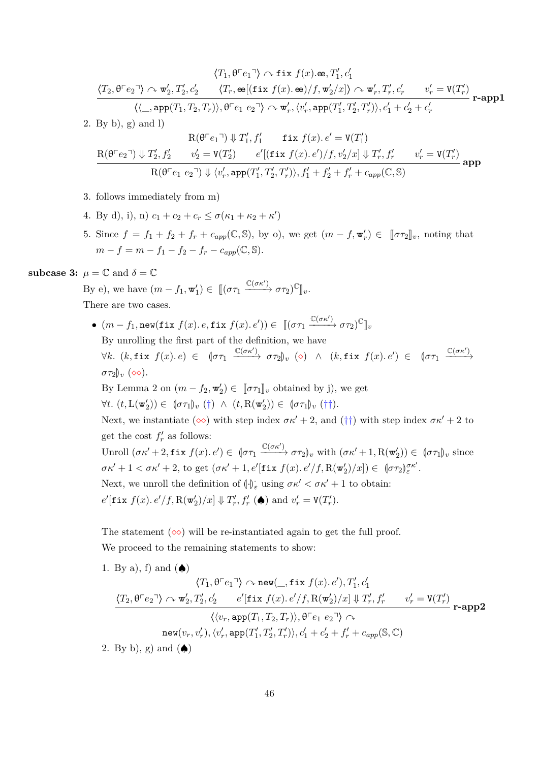$$\frac{\langle T_1, \theta\ulcorner e_1 \urcorner\rangle \curvearrowright \texttt{fix}\ f(x).\texttt{ee}, T_1', c_1' \qquad \langle T_2, \theta\ulcorner e_2 \urcorner\rangle \curvearrowright \mathtt{w}_2', T_2', c_2' \qquad \langle T_r, \texttt{ee}[(\texttt{fix}\ f(x).\,\texttt{ee})/f, \mathtt{w}_2'/x]\rangle \curvearrowright \mathtt{w}_r', T_r', c_r' \qquad v_r' = \mathtt{V}(T_r')}{\langle\langle \_, \texttt{app}(T_1, T_2, T_r)\rangle, \theta\ulcorner e_1\ e_2 \urcorner\rangle \curvearrowright \mathtt{w}_r', \langle v_r', \texttt{app}(T_1', T_2', T_r')\rangle, c_1' + c_2' + c_r'}\ \textbf{r-app1}$$

2. By b), g) and l)

$$\frac{\mathrm{R}(\theta\ulcorner e_1 \urcorner) \Downarrow T_1', f_1' \qquad \texttt{fix}\ f(x).\,e' = \mathtt{V}(T_1') \qquad \mathrm{R}(\theta\ulcorner e_2 \urcorner) \Downarrow T_2', f_2' \qquad v_2' = \mathtt{V}(T_2') \qquad e'[(\texttt{fix}\ f(x).\,e')/f, v_2'/x] \Downarrow T_r', f_r' \qquad v_r' = \mathtt{V}(T_r')}{\mathrm{R}(\theta\ulcorner e_1\ e_2 \urcorner) \Downarrow \langle v_r', \texttt{app}(T_1', T_2', T_r')\rangle, f_1' + f_2' + f_r' + c_{app}(\mathbb{C}, \mathbb{S})}\ \textbf{app}$$

3. follows immediately from m)

4. By d), i), n) $c_1 + c_2 + c_r \leq \sigma(\kappa_1 + \kappa_2 + \kappa')$

5. Since $f = f_1 + f_2 + f_r + c_{app}(\mathbb{C}, \mathbb{S})$, by o), we get $(m - f, \mathtt{w}_r') \in [\![\sigma\tau_2]\!]_v$, noting that $m - f = m - f_1 - f_2 - f_r - c_{app}(\mathbb{C}, \mathbb{S})$.

**subcase 3:** $\mu = \mathbb{C}$ and $\delta = \mathbb{C}$

By e), we have $(m - f_1, \mathtt{w}_1') \in [\![(\sigma\tau_1 \xrightarrow{\mathbb{C}(\sigma\kappa')} \sigma\tau_2)^{\mathbb{C}}]\!]_v$.

There are two cases.

- $(m - f_1, \texttt{new}(\texttt{fix}\ f(x).\,e, \texttt{fix}\ f(x).\,e')) \in [\![(\sigma\tau_1 \xrightarrow{\mathbb{C}(\sigma\kappa')} \sigma\tau_2)^{\mathbb{C}}]\!]_v$

  By unrolling the first part of the definition, we have

  $\forall k.\ (k, \texttt{fix}\ f(x).\,e) \in (\!|\sigma\tau_1 \xrightarrow{\mathbb{C}(\sigma\kappa')} \sigma\tau_2|\!)_v$ ($\diamond$) $\wedge$ $(k, \texttt{fix}\ f(x).\,e') \in (\!|\sigma\tau_1 \xrightarrow{\mathbb{C}(\sigma\kappa')} \sigma\tau_2|\!)_v$ ($\diamond\diamond$).

  By Lemma 2 on $(m - f_2, \mathtt{w}_2') \in [\![\sigma\tau_1]\!]_v$ obtained by j), we get

  $\forall t.\ (t, \mathrm{L}(\mathtt{w}_2')) \in (\!|\sigma\tau_1|\!)_v$ ($\dagger$) $\wedge$ $(t, \mathrm{R}(\mathtt{w}_2')) \in (\!|\sigma\tau_1|\!)_v$ ($\dagger\dagger$).

  Next, we instantiate ($\diamond\diamond$) with step index $\sigma\kappa' + 2$, and ($\dagger\dagger$) with step index $\sigma\kappa' + 2$ to get the cost $f_r'$ as follows:

  Unroll $(\sigma\kappa' + 2, \texttt{fix}\ f(x).\,e') \in (\!|\sigma\tau_1 \xrightarrow{\mathbb{C}(\sigma\kappa')} \sigma\tau_2|\!)_v$ with $(\sigma\kappa' + 1, \mathrm{R}(\mathtt{w}_2')) \in (\!|\sigma\tau_1|\!)_v$ since $\sigma\kappa' + 1 < \sigma\kappa' + 2$, to get $(\sigma\kappa' + 1, e'[\texttt{fix}\ f(x).\,e'/f, \mathrm{R}(\mathtt{w}_2')/x]) \in (\!|\sigma\tau_2|\!)_\varepsilon^{\sigma\kappa'}$.

  Next, we unroll the definition of $(\!|\cdot|\!)_\varepsilon^{\cdot}$ using $\sigma\kappa' < \sigma\kappa' + 1$ to obtain:

  $e'[\texttt{fix}\ f(x).\,e'/f, \mathrm{R}(\mathtt{w}_2')/x] \Downarrow T_r', f_r'$ ($\spadesuit$) and $v_r' = \mathtt{V}(T_r')$.

  The statement ($\diamond\diamond$) will be re-instantiated again to get the full proof.

  We proceed to the remaining statements to show:

  1. By a), f) and ($\spadesuit$)

  $$\frac{\langle T_1, \theta\ulcorner e_1 \urcorner\rangle \curvearrowright \texttt{new}(\_, \texttt{fix}\ f(x).\,e'), T_1', c_1' \qquad \langle T_2, \theta\ulcorner e_2 \urcorner\rangle \curvearrowright \mathtt{w}_2', T_2', c_2' \qquad e'[\texttt{fix}\ f(x).\,e'/f, \mathrm{R}(\mathtt{w}_2')/x] \Downarrow T_r', f_r' \qquad v_r' = \mathtt{V}(T_r')}{\langle\langle v_r, \texttt{app}(T_1, T_2, T_r)\rangle, \theta\ulcorner e_1\ e_2 \urcorner\rangle \curvearrowright \texttt{new}(v_r, v_r'), \langle v_r', \texttt{app}(T_1', T_2', T_r')\rangle, c_1' + c_2' + f_r' + c_{app}(\mathbb{S}, \mathbb{C})}\ \textbf{r-app2}$$

  2. By b), g) and ($\spadesuit$)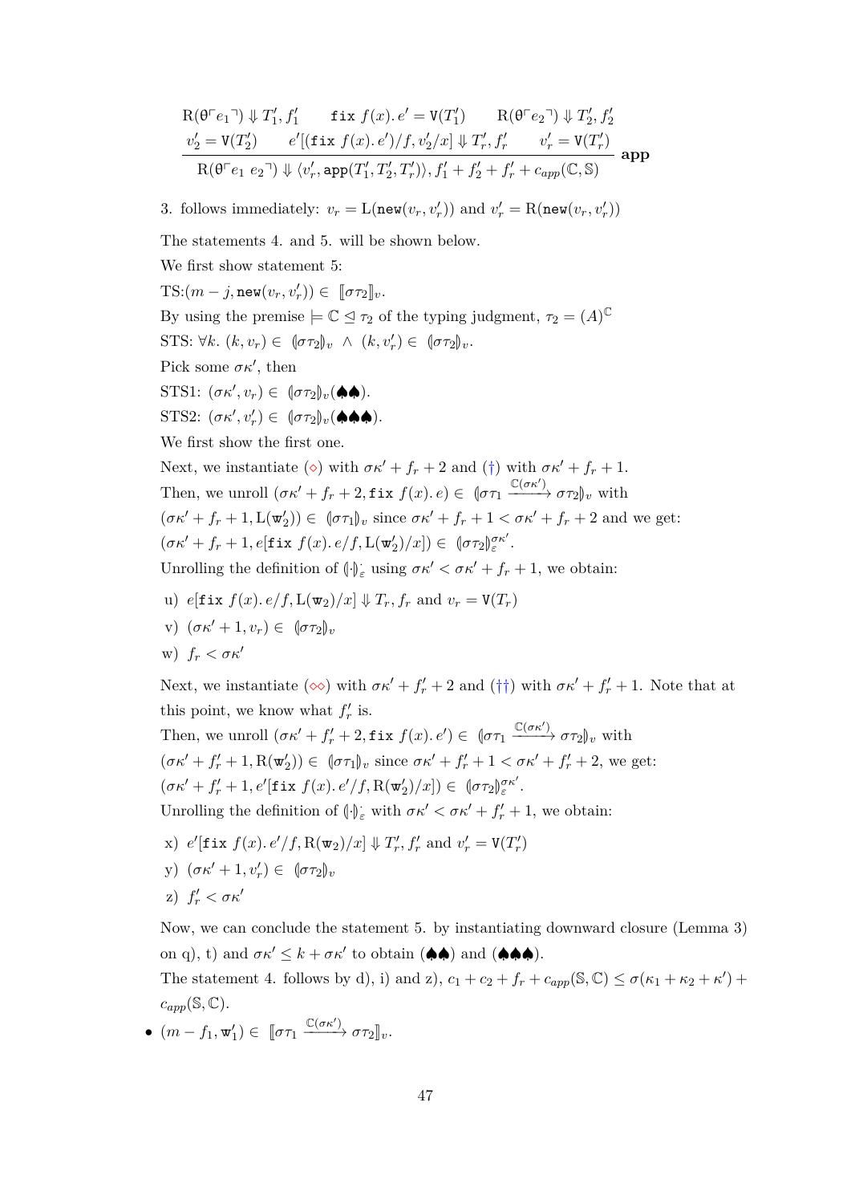$$\frac{\begin{array}{ccc}\mathrm{R}(\theta\ulcorner e_1 \urcorner) \Downarrow T_1', f_1' & \texttt{fix}\ f(x).\, e' = \mathtt{V}(T_1') & \mathrm{R}(\theta\ulcorner e_2 \urcorner) \Downarrow T_2', f_2' \\ v_2' = \mathtt{V}(T_2') & e'[(\texttt{fix}\ f(x).\, e')/f, v_2'/x] \Downarrow T_r', f_r' & v_r' = \mathtt{V}(T_r')\end{array}}{\mathrm{R}(\theta\ulcorner e_1\ e_2 \urcorner) \Downarrow \langle v_r', \texttt{app}(T_1', T_2', T_r')\rangle, f_1' + f_2' + f_r' + c_{app}(\mathbb{C}, \mathbb{S})}\ \textbf{app}$$

3. follows immediately: $v_r = \mathrm{L}(\texttt{new}(v_r, v_r'))$ and $v_r' = \mathrm{R}(\texttt{new}(v_r, v_r'))$

The statements 4. and 5. will be shown below.

We first show statement 5:

TS:$(m - j, \texttt{new}(v_r, v_r')) \in\ [\![\sigma\tau_2]\!]_v$.

By using the premise $\models \mathbb{C} \trianglelefteq \tau_2$ of the typing judgment, $\tau_2 = (A)^{\mathbb{C}}$

STS: $\forall k.\ (k, v_r) \in\ (\!|\sigma\tau_2|\!)_v\ \wedge\ (k, v_r') \in\ (\!|\sigma\tau_2|\!)_v$.

Pick some $\sigma\kappa'$, then

STS1: $(\sigma\kappa', v_r) \in\ (\!|\sigma\tau_2|\!)_v (\spadesuit\spadesuit)$.

STS2: $(\sigma\kappa', v_r') \in\ (\!|\sigma\tau_2|\!)_v (\spadesuit\spadesuit\spadesuit)$.

We first show the first one.

Next, we instantiate ($\diamond$) with $\sigma\kappa' + f_r + 2$ and ($\dagger$) with $\sigma\kappa' + f_r + 1$.

Then, we unroll $(\sigma\kappa' + f_r + 2, \texttt{fix}\ f(x).\, e) \in\ (\!|\sigma\tau_1 \xrightarrow{\mathbb{C}(\sigma\kappa')} \sigma\tau_2|\!)_v$ with $(\sigma\kappa' + f_r + 1, \mathrm{L}(\mathtt{w}_2')) \in\ (\!|\sigma\tau_1|\!)_v$ since $\sigma\kappa' + f_r + 1 < \sigma\kappa' + f_r + 2$ and we get: $(\sigma\kappa' + f_r + 1, e[\texttt{fix}\ f(x).\, e/f, \mathrm{L}(\mathtt{w}_2')/x]) \in\ (\!|\sigma\tau_2|\!)_\varepsilon^{\sigma\kappa'}$.

Unrolling the definition of $(\!|\cdot|\!)_\varepsilon^{\cdot}$ using $\sigma\kappa' < \sigma\kappa' + f_r + 1$, we obtain:

u) $e[\texttt{fix}\ f(x).\, e/f, \mathrm{L}(\mathtt{w}_2)/x] \Downarrow T_r, f_r$ and $v_r = \mathtt{V}(T_r)$

v) $(\sigma\kappa' + 1, v_r) \in\ (\!|\sigma\tau_2|\!)_v$

w) $f_r < \sigma\kappa'$

Next, we instantiate ($\diamond\diamond$) with $\sigma\kappa' + f_r' + 2$ and ($\dagger\dagger$) with $\sigma\kappa' + f_r' + 1$. Note that at this point, we know what $f_r'$ is.

Then, we unroll $(\sigma\kappa' + f_r' + 2, \texttt{fix}\ f(x).\, e') \in\ (\!|\sigma\tau_1 \xrightarrow{\mathbb{C}(\sigma\kappa')} \sigma\tau_2|\!)_v$ with $(\sigma\kappa' + f_r' + 1, \mathrm{R}(\mathtt{w}_2')) \in\ (\!|\sigma\tau_1|\!)_v$ since $\sigma\kappa' + f_r' + 1 < \sigma\kappa' + f_r' + 2$, we get: $(\sigma\kappa' + f_r' + 1, e'[\texttt{fix}\ f(x).\, e'/f, \mathrm{R}(\mathtt{w}_2')/x]) \in\ (\!|\sigma\tau_2|\!)_\varepsilon^{\sigma\kappa'}$.

Unrolling the definition of $(\!|\cdot|\!)_\varepsilon^{\cdot}$ with $\sigma\kappa' < \sigma\kappa' + f_r' + 1$, we obtain:

x) $e'[\texttt{fix}\ f(x).\, e'/f, \mathrm{R}(\mathtt{w}_2)/x] \Downarrow T_r', f_r'$ and $v_r' = \mathtt{V}(T_r')$

y) $(\sigma\kappa' + 1, v_r') \in\ (\!|\sigma\tau_2|\!)_v$

z) $f_r' < \sigma\kappa'$

Now, we can conclude the statement 5. by instantiating downward closure (Lemma 3) on q), t) and $\sigma\kappa' \leq k + \sigma\kappa'$ to obtain ($\spadesuit\spadesuit$) and ($\spadesuit\spadesuit\spadesuit$).

The statement 4. follows by d), i) and z), $c_1 + c_2 + f_r + c_{app}(\mathbb{S}, \mathbb{C}) \leq \sigma(\kappa_1 + \kappa_2 + \kappa') + c_{app}(\mathbb{S}, \mathbb{C})$.

- $(m - f_1, \mathtt{w}_1') \in\ [\![\sigma\tau_1 \xrightarrow{\mathbb{C}(\sigma\kappa')} \sigma\tau_2]\!]_v$.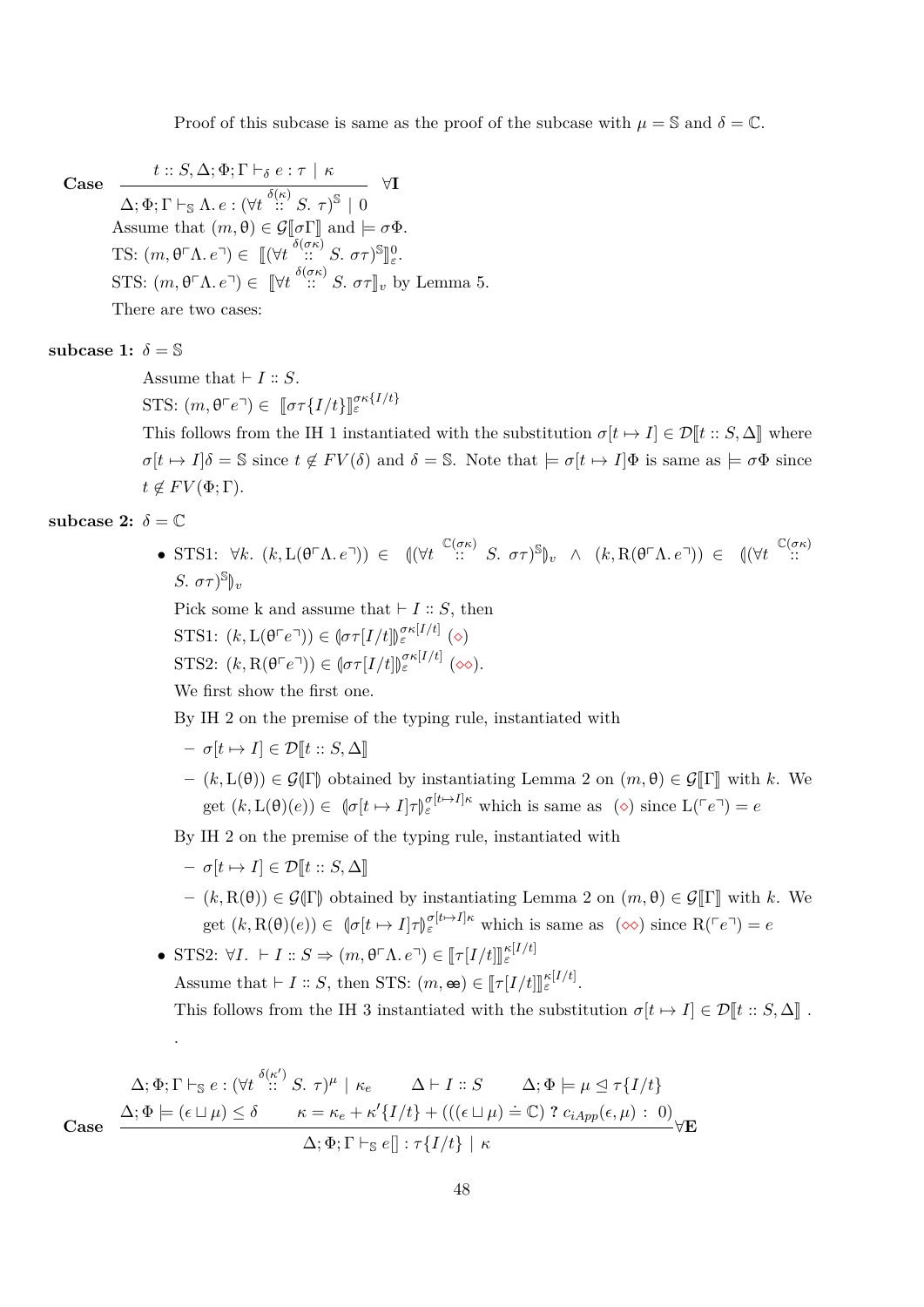Proof of this subcase is same as the proof of the subcase with $\mu = \mathbb{S}$ and $\delta = \mathbb{C}$.

**Case** 
$$\frac{t :: S, \Delta; \Phi; \Gamma \vdash_{\delta} e : \tau \mid \kappa}{\Delta; \Phi; \Gamma \vdash_{\mathbb{S}} \Lambda.\, e : (\forall t \overset{\delta(\kappa)}{::} S.\ \tau)^{\mathbb{S}} \mid 0} \ \forall\mathbf{I}$$

Assume that $(m, \theta) \in \mathcal{G}[\![\sigma\Gamma]\!]$ and $\models \sigma\Phi$.

TS: $(m, \theta\ulcorner\Lambda.\, e\urcorner) \in [\![(\forall t \overset{\delta(\sigma\kappa)}{::} S.\ \sigma\tau)^{\mathbb{S}}]\!]^{0}_{\varepsilon}$.

STS: $(m, \theta\ulcorner\Lambda.\, e\urcorner) \in [\![\forall t \overset{\delta(\sigma\kappa)}{::} S.\ \sigma\tau]\!]_{v}$ by Lemma 5.

There are two cases:

**subcase 1:** $\delta = \mathbb{S}$

Assume that $\vdash I :: S$.

STS: $(m, \theta\ulcorner e\urcorner) \in [\![\sigma\tau\{I/t\}]\!]^{\sigma\kappa\{I/t\}}_{\varepsilon}$

This follows from the IH 1 instantiated with the substitution $\sigma[t \mapsto I] \in \mathcal{D}[\![t :: S, \Delta]\!]$ where $\sigma[t \mapsto I]\delta = \mathbb{S}$ since $t \notin FV(\delta)$ and $\delta = \mathbb{S}$. Note that $\models \sigma[t \mapsto I]\Phi$ is same as $\models \sigma\Phi$ since $t \notin FV(\Phi; \Gamma)$.

**subcase 2:** $\delta = \mathbb{C}$

- STS1: $\forall k.\ (k, \mathrm{L}(\theta\ulcorner\Lambda.\, e\urcorner)) \in (\!|(\forall t \overset{\mathbb{C}(\sigma\kappa)}{::} S.\ \sigma\tau)^{\mathbb{S}}|\!)_{v} \ \wedge\ (k, \mathrm{R}(\theta\ulcorner\Lambda.\, e\urcorner)) \in (\!|(\forall t \overset{\mathbb{C}(\sigma\kappa)}{::} S.\ \sigma\tau)^{\mathbb{S}}|\!)_{v}$

  Pick some k and assume that $\vdash I :: S$, then

  STS1: $(k, \mathrm{L}(\theta\ulcorner e\urcorner)) \in (\!|\sigma\tau[I/t]|\!)^{\sigma\kappa[I/t]}_{\varepsilon}$ ($\diamond$)

  STS2: $(k, \mathrm{R}(\theta\ulcorner e\urcorner)) \in (\!|\sigma\tau[I/t]|\!)^{\sigma\kappa[I/t]}_{\varepsilon}$ ($\diamond\diamond$).

  We first show the first one.

  By IH 2 on the premise of the typing rule, instantiated with

  - $\sigma[t \mapsto I] \in \mathcal{D}[\![t :: S, \Delta]\!]$
  - $(k, \mathrm{L}(\theta)) \in \mathcal{G}(\!|\Gamma|\!)$ obtained by instantiating Lemma 2 on $(m, \theta) \in \mathcal{G}[\![\Gamma]\!]$ with $k$. We get $(k, \mathrm{L}(\theta)(e)) \in (\!|\sigma[t \mapsto I]\tau|\!)^{\sigma[t\mapsto I]\kappa}_{\varepsilon}$ which is same as ($\diamond$) since $\mathrm{L}(\ulcorner e\urcorner) = e$

  By IH 2 on the premise of the typing rule, instantiated with

  - $\sigma[t \mapsto I] \in \mathcal{D}[\![t :: S, \Delta]\!]$
  - $(k, \mathrm{R}(\theta)) \in \mathcal{G}(\!|\Gamma|\!)$ obtained by instantiating Lemma 2 on $(m, \theta) \in \mathcal{G}[\![\Gamma]\!]$ with $k$. We get $(k, \mathrm{R}(\theta)(e)) \in (\!|\sigma[t \mapsto I]\tau|\!)^{\sigma[t\mapsto I]\kappa}_{\varepsilon}$ which is same as ($\diamond\diamond$) since $\mathrm{R}(\ulcorner e\urcorner) = e$

- STS2: $\forall I.\ \vdash I :: S \Rightarrow (m, \theta\ulcorner\Lambda.\, e\urcorner) \in [\![\tau[I/t]]\!]^{\kappa[I/t]}_{\varepsilon}$

  Assume that $\vdash I :: S$, then STS: $(m, \text{æ}) \in [\![\tau[I/t]]\!]^{\kappa[I/t]}_{\varepsilon}$.

  This follows from the IH 3 instantiated with the substitution $\sigma[t \mapsto I] \in \mathcal{D}[\![t :: S, \Delta]\!]$ .

  .

**Case** 
$$\frac{\begin{array}{c}\Delta; \Phi; \Gamma \vdash_{\mathbb{S}} e : (\forall t \overset{\delta(\kappa')}{::} S.\ \tau)^{\mu} \mid \kappa_e \qquad \Delta \vdash I :: S \qquad \Delta; \Phi \models \mu \trianglelefteq \tau\{I/t\} \\ \Delta; \Phi \models (\epsilon \sqcup \mu) \leq \delta \qquad \kappa = \kappa_e + \kappa'\{I/t\} + (((\epsilon \sqcup \mu) \doteq \mathbb{C})\ ?\ c_{iApp}(\epsilon, \mu)\ :\ 0)\end{array}}{\Delta; \Phi; \Gamma \vdash_{\mathbb{S}} e[\,] : \tau\{I/t\} \mid \kappa} \forall\mathbf{E}$$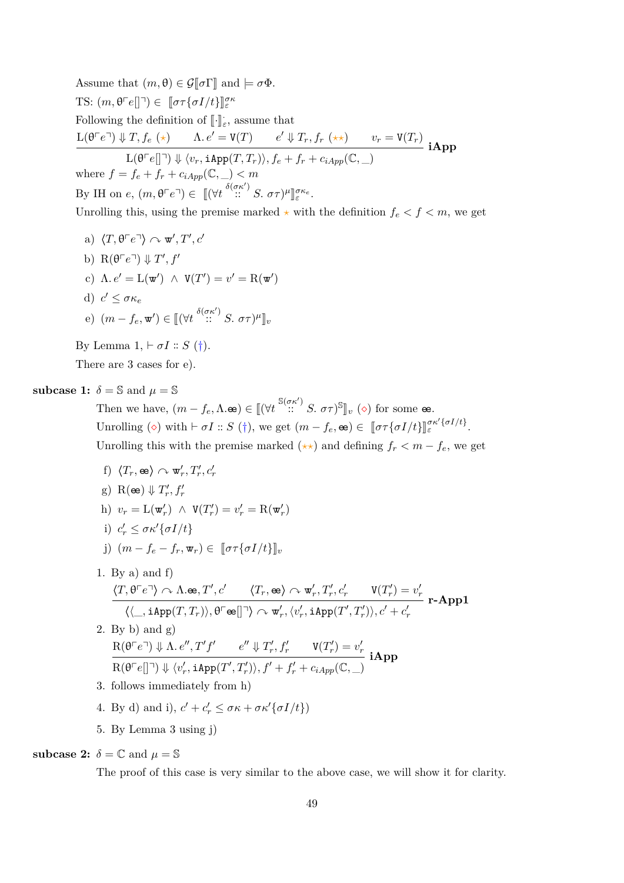Assume that $(m, \theta) \in \mathcal{G}[\![\sigma\Gamma]\!]$ and $\models \sigma\Phi$.

TS: $(m, \theta\ulcorner e[]\urcorner) \in [\![\sigma\tau\{\sigma I/t\}]\!]_{\varepsilon}^{\sigma\kappa}$

Following the definition of $[\![\cdot]\!]_{\varepsilon}^{\cdot}$, assume that

$$\frac{\mathrm{L}(\theta\ulcorner e\urcorner) \Downarrow T, f_e\ (\star) \qquad \Lambda.\, e' = \mathtt{V}(T) \qquad e' \Downarrow T_r, f_r\ (\star\star) \qquad v_r = \mathtt{V}(T_r)}{\mathrm{L}(\theta\ulcorner e[]\urcorner) \Downarrow \langle v_r, \mathtt{iApp}(T, T_r)\rangle, f_e + f_r + c_{iApp}(\mathbb{C}, \_)}\ \textbf{iApp}$$

where $f = f_e + f_r + c_{iApp}(\mathbb{C}, \_) < m$

By IH on $e$, $(m, \theta\ulcorner e\urcorner) \in [\![(\forall t \overset{\delta(\sigma\kappa')}{::} S.\ \sigma\tau)^{\mu}]\!]_{\varepsilon}^{\sigma\kappa_e}$.

Unrolling this, using the premise marked $\star$ with the definition $f_e < f < m$, we get

a) $\langle T, \theta\ulcorner e\urcorner\rangle \curvearrowright \mathtt{w}', T', c'$

b) $\mathrm{R}(\theta\ulcorner e\urcorner) \Downarrow T', f'$

c) $\Lambda.\, e' = \mathrm{L}(\mathtt{w}') \ \wedge\ \mathtt{V}(T') = v' = \mathrm{R}(\mathtt{w}')$

d) $c' \leq \sigma\kappa_e$

e) $(m - f_e, \mathtt{w}') \in [\![(\forall t \overset{\delta(\sigma\kappa')}{::} S.\ \sigma\tau)^{\mu}]\!]_v$

By Lemma 1, $\vdash \sigma I :: S$ ($\dagger$).

There are 3 cases for e).

**subcase 1:** $\delta = \mathbb{S}$ and $\mu = \mathbb{S}$

Then we have, $(m - f_e, \Lambda.\mathtt{ee}) \in [\![(\forall t \overset{\mathbb{S}(\sigma\kappa')}{::} S.\ \sigma\tau)^{\mathbb{S}}]\!]_v$ ($\diamond$) for some $\mathtt{ee}$.

Unrolling ($\diamond$) with $\vdash \sigma I :: S$ ($\dagger$), we get $(m - f_e, \mathtt{ee}) \in [\![\sigma\tau\{\sigma I/t\}]\!]_{\varepsilon}^{\sigma\kappa'\{\sigma I/t\}}$.

Unrolling this with the premise marked ($\star\star$) and defining $f_r < m - f_e$, we get

f) $\langle T_r, \mathtt{ee}\rangle \curvearrowright \mathtt{w}'_r, T'_r, c'_r$

g) $\mathrm{R}(\mathtt{ee}) \Downarrow T'_r, f'_r$

h) $v_r = \mathrm{L}(\mathtt{w}'_r) \ \wedge\ \mathtt{V}(T'_r) = v'_r = \mathrm{R}(\mathtt{w}'_r)$

i) $c'_r \leq \sigma\kappa'\{\sigma I/t\}$

j) $(m - f_e - f_r, \mathtt{w}_r) \in [\![\sigma\tau\{\sigma I/t\}]\!]_v$

1. By a) and f)

$$\frac{\langle T, \theta\ulcorner e\urcorner\rangle \curvearrowright \Lambda.\mathtt{ee}, T', c' \qquad \langle T_r, \mathtt{ee}\rangle \curvearrowright \mathtt{w}'_r, T'_r, c'_r \qquad \mathtt{V}(T'_r) = v'_r}{\langle\langle \_, \mathtt{iApp}(T, T_r)\rangle, \theta\ulcorner \mathtt{ee}[]\urcorner\rangle \curvearrowright \mathtt{w}'_r, \langle v'_r, \mathtt{iApp}(T', T'_r)\rangle, c' + c'_r}\ \textbf{r-App1}$$

2. By b) and g)

$$\frac{\mathrm{R}(\theta\ulcorner e\urcorner) \Downarrow \Lambda.\, e'', T' f' \qquad e'' \Downarrow T'_r, f'_r \qquad \mathtt{V}(T'_r) = v'_r}{\mathrm{R}(\theta\ulcorner e[]\urcorner) \Downarrow \langle v'_r, \mathtt{iApp}(T', T'_r)\rangle, f' + f'_r + c_{iApp}(\mathbb{C}, \_)}\ \textbf{iApp}$$

3. follows immediately from h)

4. By d) and i), $c' + c'_r \leq \sigma\kappa + \sigma\kappa'\{\sigma I/t\}$)

5. By Lemma 3 using j)

**subcase 2:** $\delta = \mathbb{C}$ and $\mu = \mathbb{S}$

The proof of this case is very similar to the above case, we will show it for clarity.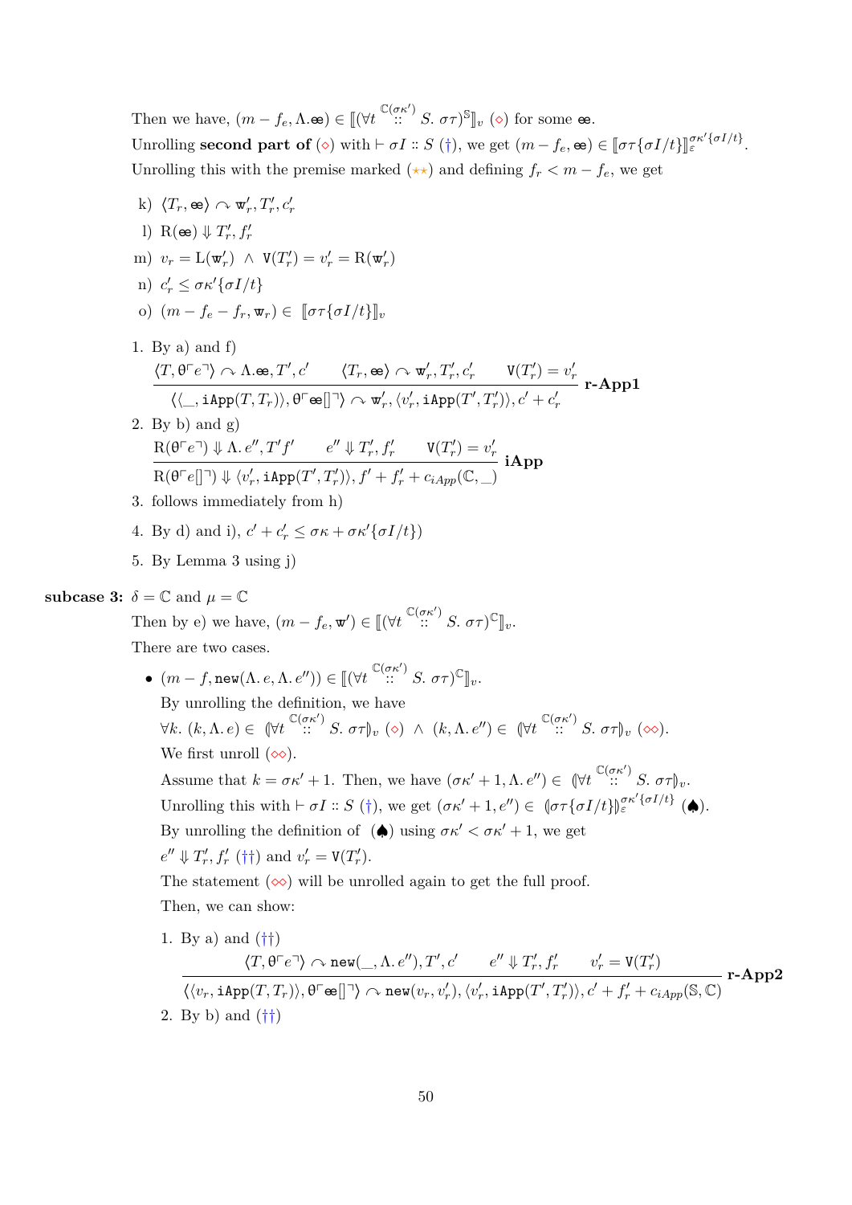Then we have, $(m - f_e, \Lambda.\mathbb{e}) \in [\![(\forall t \overset{\mathbb{C}(\sigma\kappa')}{::} S.\ \sigma\tau)^{\mathbb{S}}]\!]_v$ ($\diamond$) for some $\mathbb{e}$.

Unrolling **second part of** ($\diamond$) with $\vdash \sigma I :: S$ ($\dagger$), we get $(m - f_e, \mathbb{e}) \in [\![\sigma\tau\{\sigma I/t\}]\!]_\varepsilon^{\sigma\kappa'\{\sigma I/t\}}$.

Unrolling this with the premise marked ($\star\star$) and defining $f_r < m - f_e$, we get

k) $\langle T_r, \mathbb{e}\rangle \curvearrowright \mathtt{w}'_r, T'_r, c'_r$

l) $\mathrm{R}(\mathbb{e}) \Downarrow T'_r, f'_r$

m) $v_r = \mathrm{L}(\mathtt{w}'_r) \ \wedge\ \mathtt{V}(T'_r) = v'_r = \mathrm{R}(\mathtt{w}'_r)$

n) $c'_r \leq \sigma\kappa'\{\sigma I/t\}$

o) $(m - f_e - f_r, \mathtt{w}_r) \in\ [\![\sigma\tau\{\sigma I/t\}]\!]_v$

1. By a) and f)
$$\frac{\langle T, \theta^\ulcorner e^\urcorner\rangle \curvearrowright \Lambda.\mathbb{e}, T', c' \qquad \langle T_r, \mathbb{e}\rangle \curvearrowright \mathtt{w}'_r, T'_r, c'_r \qquad \mathtt{V}(T'_r) = v'_r}{\langle\langle \_, \mathtt{iApp}(T, T_r)\rangle, \theta^\ulcorner \mathbb{e}[]^\urcorner\rangle \curvearrowright \mathtt{w}'_r, \langle v'_r, \mathtt{iApp}(T', T'_r)\rangle, c' + c'_r}\ \textbf{r-App1}$$

2. By b) and g)
$$\frac{\mathrm{R}(\theta^\ulcorner e^\urcorner) \Downarrow \Lambda.\, e'', T' f' \qquad e'' \Downarrow T'_r, f'_r \qquad \mathtt{V}(T'_r) = v'_r}{\mathrm{R}(\theta^\ulcorner e[]^\urcorner) \Downarrow \langle v'_r, \mathtt{iApp}(T', T'_r)\rangle, f' + f'_r + c_{iApp}(\mathbb{C}, \_)}\ \textbf{iApp}$$

3. follows immediately from h)

4. By d) and i), $c' + c'_r \leq \sigma\kappa + \sigma\kappa'\{\sigma I/t\})$

5. By Lemma 3 using j)

**subcase 3:** $\delta = \mathbb{C}$ and $\mu = \mathbb{C}$

Then by e) we have, $(m - f_e, \mathtt{w}') \in [\![(\forall t \overset{\mathbb{C}(\sigma\kappa')}{::} S.\ \sigma\tau)^{\mathbb{C}}]\!]_v$.

There are two cases.

- $(m - f, \mathtt{new}(\Lambda.\, e, \Lambda.\, e'')) \in [\![(\forall t \overset{\mathbb{C}(\sigma\kappa')}{::} S.\ \sigma\tau)^{\mathbb{C}}]\!]_v$.

  By unrolling the definition, we have
  $\forall k.\ (k, \Lambda.\, e) \in\ (\!|\forall t \overset{\mathbb{C}(\sigma\kappa')}{::} S.\ \sigma\tau|\!)_v$ ($\diamond$) $\wedge$ $(k, \Lambda.\, e'') \in\ (\!|\forall t \overset{\mathbb{C}(\sigma\kappa')}{::} S.\ \sigma\tau|\!)_v$ ($\diamond\diamond$).

  We first unroll ($\diamond\diamond$).

  Assume that $k = \sigma\kappa' + 1$. Then, we have $(\sigma\kappa' + 1, \Lambda.\, e'') \in\ (\!|\forall t \overset{\mathbb{C}(\sigma\kappa')}{::} S.\ \sigma\tau|\!)_v$.

  Unrolling this with $\vdash \sigma I :: S$ ($\dagger$), we get $(\sigma\kappa' + 1, e'') \in\ (\!|\sigma\tau\{\sigma I/t\}|\!)_\varepsilon^{\sigma\kappa'\{\sigma I/t\}}$ ($\spadesuit$).

  By unrolling the definition of ($\spadesuit$) using $\sigma\kappa' < \sigma\kappa' + 1$, we get
  $e'' \Downarrow T'_r, f'_r$ ($\dagger\dagger$) and $v'_r = \mathtt{V}(T'_r)$.

  The statement ($\diamond\diamond$) will be unrolled again to get the full proof.

  Then, we can show:

  1. By a) and ($\dagger\dagger$)
  $$\frac{\langle T, \theta^\ulcorner e^\urcorner\rangle \curvearrowright \mathtt{new}(\_, \Lambda.\, e''), T', c' \qquad e'' \Downarrow T'_r, f'_r \qquad v'_r = \mathtt{V}(T'_r)}{\langle\langle v_r, \mathtt{iApp}(T, T_r)\rangle, \theta^\ulcorner \mathbb{e}[]^\urcorner\rangle \curvearrowright \mathtt{new}(v_r, v'_r), \langle v'_r, \mathtt{iApp}(T', T'_r)\rangle, c' + f'_r + c_{iApp}(\mathbb{S}, \mathbb{C})}\ \textbf{r-App2}$$

  2. By b) and ($\dagger\dagger$)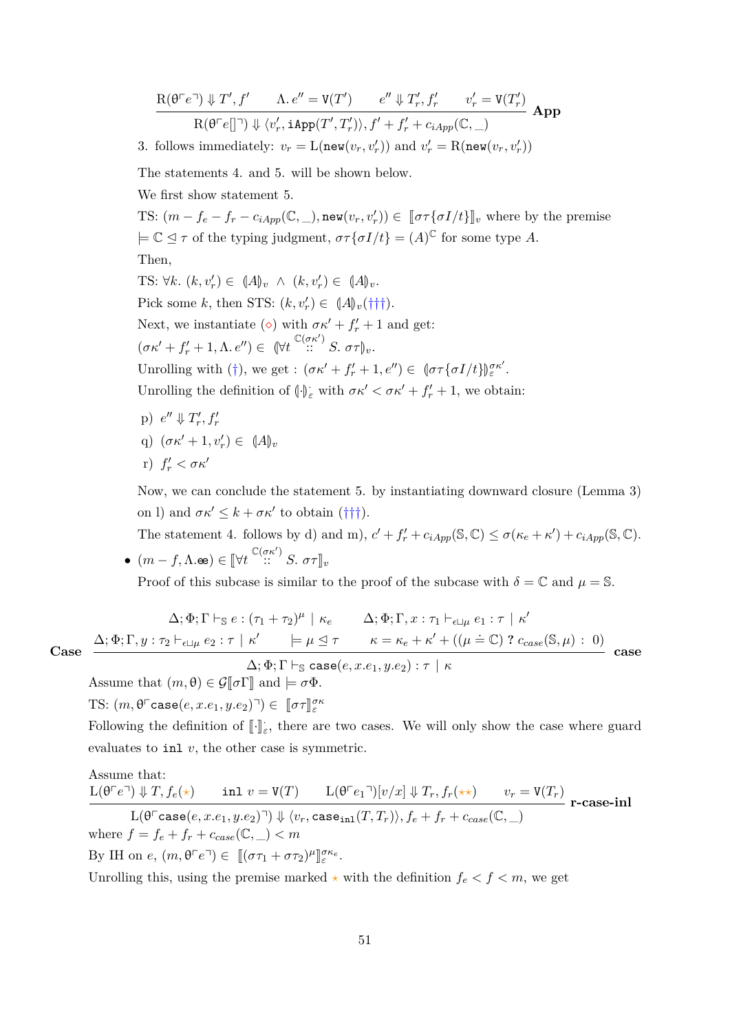$$\frac{\mathrm{R}(\theta\ulcorner e\urcorner) \Downarrow T', f' \qquad \Lambda.\, e'' = \mathtt{V}(T') \qquad e'' \Downarrow T'_r, f'_r \qquad v'_r = \mathtt{V}(T'_r)}{\mathrm{R}(\theta\ulcorner e[]\urcorner) \Downarrow \langle v'_r, \mathtt{iApp}(T', T'_r)\rangle, f' + f'_r + c_{iApp}(\mathbb{C}, \_)} \textbf{ App}$$

3. follows immediately: $v_r = \mathrm{L}(\mathtt{new}(v_r, v'_r))$ and $v'_r = \mathrm{R}(\mathtt{new}(v_r, v'_r))$

The statements 4. and 5. will be shown below.

We first show statement 5.

TS: $(m - f_e - f_r - c_{iApp}(\mathbb{C}, \_), \mathtt{new}(v_r, v'_r)) \in \llbracket \sigma\tau\{\sigma I/t\} \rrbracket_v$ where by the premise $\models \mathbb{C} \trianglelefteq \tau$ of the typing judgment, $\sigma\tau\{\sigma I/t\} = (A)^{\mathbb{C}}$ for some type $A$.

Then,

TS: $\forall k.\ (k, v'_r) \in \ (\!|A|\!)_v \ \wedge \ (k, v'_r) \in \ (\!|A|\!)_v$.

Pick some $k$, then STS: $(k, v'_r) \in \ (\!|A|\!)_v$ (†††).

Next, we instantiate (◇) with $\sigma\kappa' + f'_r + 1$ and get:
$(\sigma\kappa' + f'_r + 1, \Lambda.\, e'') \in \ (\!|\forall t \overset{\mathbb{C}(\sigma\kappa')}{::} S.\ \sigma\tau|\!)_v$.

Unrolling with (†), we get : $(\sigma\kappa' + f'_r + 1, e'') \in \ (\!|\sigma\tau\{\sigma I/t\}|\!)^{\sigma\kappa'}_{\varepsilon}$.

Unrolling the definition of $(\!|\cdot|\!)^{\cdot}_{\varepsilon}$ with $\sigma\kappa' < \sigma\kappa' + f'_r + 1$, we obtain:

p) $e'' \Downarrow T'_r, f'_r$

q) $(\sigma\kappa' + 1, v'_r) \in \ (\!|A|\!)_v$

r) $f'_r < \sigma\kappa'$

Now, we can conclude the statement 5. by instantiating downward closure (Lemma 3) on l) and $\sigma\kappa' \leq k + \sigma\kappa'$ to obtain (†††).

The statement 4. follows by d) and m), $c' + f'_r + c_{iApp}(\mathbb{S}, \mathbb{C}) \leq \sigma(\kappa_e + \kappa') + c_{iApp}(\mathbb{S}, \mathbb{C})$.

- $(m - f, \Lambda.\mathtt{ee}) \in \llbracket \forall t \overset{\mathbb{C}(\sigma\kappa')}{::} S.\ \sigma\tau \rrbracket_v$

  Proof of this subcase is similar to the proof of the subcase with $\delta = \mathbb{C}$ and $\mu = \mathbb{S}$.

**Case**
$$\frac{\begin{array}{c}\Delta; \Phi; \Gamma \vdash_{\mathbb{S}} e : (\tau_1 + \tau_2)^{\mu} \mid \kappa_e \qquad \Delta; \Phi; \Gamma, x : \tau_1 \vdash_{\epsilon \sqcup \mu} e_1 : \tau \mid \kappa' \\ \Delta; \Phi; \Gamma, y : \tau_2 \vdash_{\epsilon \sqcup \mu} e_2 : \tau \mid \kappa' \qquad \models \mu \trianglelefteq \tau \qquad \kappa = \kappa_e + \kappa' + ((\mu \doteq \mathbb{C})\ ?\ c_{case}(\mathbb{S}, \mu) :\ 0)\end{array}}{\Delta; \Phi; \Gamma \vdash_{\mathbb{S}} \mathtt{case}(e, x.e_1, y.e_2) : \tau \mid \kappa} \textbf{ case}$$

Assume that $(m, \theta) \in \mathcal{G}\llbracket \sigma\Gamma \rrbracket$ and $\models \sigma\Phi$.

TS: $(m, \theta\ulcorner\mathtt{case}(e, x.e_1, y.e_2)\urcorner) \in \ \llbracket \sigma\tau \rrbracket^{\sigma\kappa}_{\varepsilon}$

Following the definition of $\llbracket \cdot \rrbracket^{\cdot}_{\varepsilon}$, there are two cases. We will only show the case where guard evaluates to $\mathtt{inl}\ v$, the other case is symmetric.

Assume that:
$$\frac{\mathrm{L}(\theta\ulcorner e\urcorner) \Downarrow T, f_e(\star) \qquad \mathtt{inl}\ v = \mathtt{V}(T) \qquad \mathrm{L}(\theta\ulcorner e_1\urcorner)[v/x] \Downarrow T_r, f_r(\star\star) \qquad v_r = \mathtt{V}(T_r)}{\mathrm{L}(\theta\ulcorner\mathtt{case}(e, x.e_1, y.e_2)\urcorner) \Downarrow \langle v_r, \mathtt{case}_{\mathtt{inl}}(T, T_r)\rangle, f_e + f_r + c_{case}(\mathbb{C}, \_)} \textbf{ r-case-inl}$$
where $f = f_e + f_r + c_{case}(\mathbb{C}, \_) < m$

By IH on $e$, $(m, \theta\ulcorner e\urcorner) \in \ \llbracket (\sigma\tau_1 + \sigma\tau_2)^{\mu} \rrbracket^{\sigma\kappa_e}_{\varepsilon}$.

Unrolling this, using the premise marked ⋆ with the definition $f_e < f < m$, we get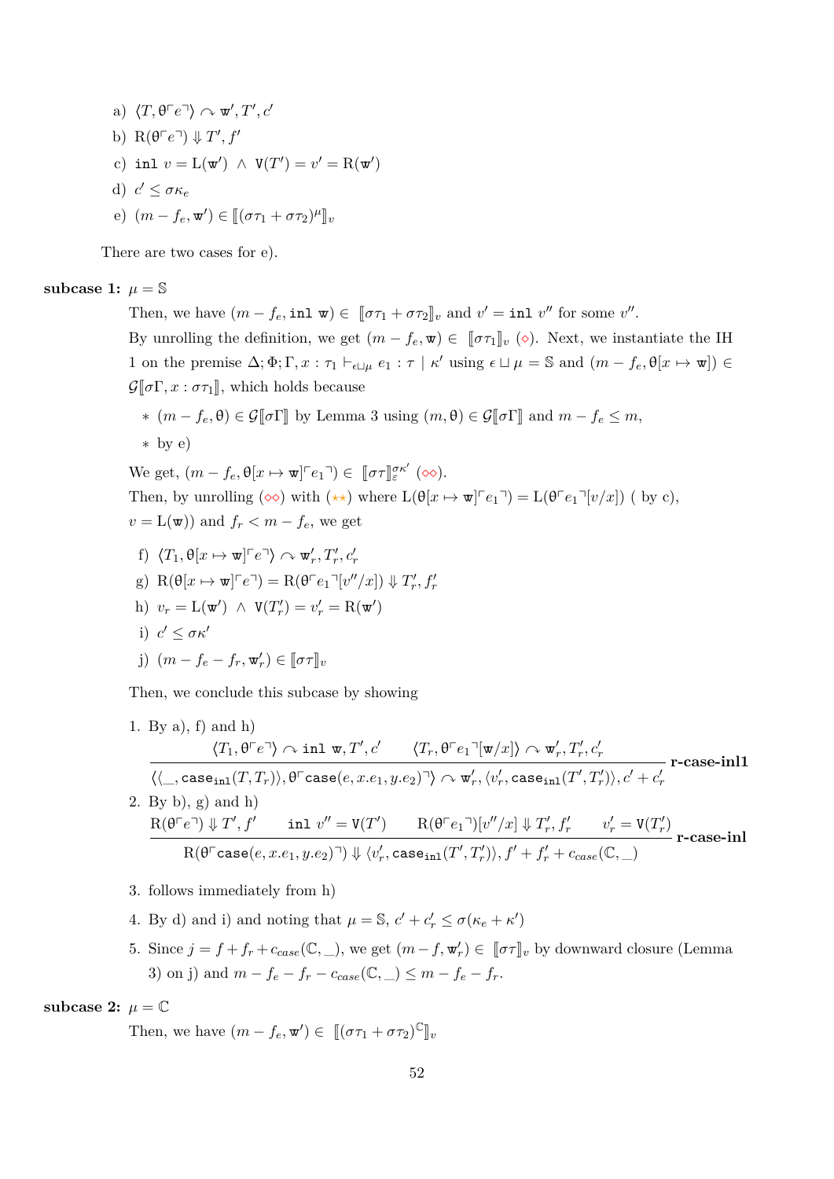a) $\langle T, \theta\ulcorner e\urcorner\rangle \curvearrowright \mathtt{w}', T', c'$

b) $\mathrm{R}(\theta\ulcorner e\urcorner) \Downarrow T', f'$

c) $\mathtt{inl}\ v = \mathrm{L}(\mathtt{w}') \ \wedge\ \mathtt{V}(T') = v' = \mathrm{R}(\mathtt{w}')$

d) $c' \leq \sigma\kappa_e$

e) $(m - f_e, \mathtt{w}') \in [\![(\sigma\tau_1 + \sigma\tau_2)^{\mu}]\!]_v$

There are two cases for e).

**subcase 1:** $\mu = \mathbb{S}$

Then, we have $(m - f_e, \mathtt{inl}\ \mathtt{w}) \in [\![\sigma\tau_1 + \sigma\tau_2]\!]_v$ and $v' = \mathtt{inl}\ v''$ for some $v''$.

By unrolling the definition, we get $(m - f_e, \mathtt{w}) \in [\![\sigma\tau_1]\!]_v$ ($\diamond$). Next, we instantiate the IH 1 on the premise $\Delta; \Phi; \Gamma, x : \tau_1 \vdash_{\epsilon \sqcup \mu} e_1 : \tau \mid \kappa'$ using $\epsilon \sqcup \mu = \mathbb{S}$ and $(m - f_e, \theta[x \mapsto \mathtt{w}]) \in \mathcal{G}[\![\sigma\Gamma, x : \sigma\tau_1]\!]$, which holds because

* $(m - f_e, \theta) \in \mathcal{G}[\![\sigma\Gamma]\!]$ by Lemma 3 using $(m, \theta) \in \mathcal{G}[\![\sigma\Gamma]\!]$ and $m - f_e \leq m$,
* by e)

We get, $(m - f_e, \theta[x \mapsto \mathtt{w}]\ulcorner e_1\urcorner) \in [\![\sigma\tau]\!]_{\varepsilon}^{\sigma\kappa'}$ ($\diamond\diamond$).

Then, by unrolling ($\diamond\diamond$) with ($\star\star$) where $\mathrm{L}(\theta[x \mapsto \mathtt{w}]\ulcorner e_1\urcorner) = \mathrm{L}(\theta\ulcorner e_1\urcorner[v/x])$ ( by c), $v = \mathrm{L}(\mathtt{w})$) and $f_r < m - f_e$, we get

f) $\langle T_1, \theta[x \mapsto \mathtt{w}]\ulcorner e\urcorner\rangle \curvearrowright \mathtt{w}'_r, T'_r, c'_r$

g) $\mathrm{R}(\theta[x \mapsto \mathtt{w}]\ulcorner e\urcorner) = \mathrm{R}(\theta\ulcorner e_1\urcorner[v''/x]) \Downarrow T'_r, f'_r$

h) $v_r = \mathrm{L}(\mathtt{w}') \ \wedge\ \mathtt{V}(T'_r) = v'_r = \mathrm{R}(\mathtt{w}')$

i) $c' \leq \sigma\kappa'$

j) $(m - f_e - f_r, \mathtt{w}'_r) \in [\![\sigma\tau]\!]_v$

Then, we conclude this subcase by showing

1. By a), f) and h)

$$\frac{\langle T_1, \theta\ulcorner e\urcorner\rangle \curvearrowright \mathtt{inl}\ \mathtt{w}, T', c' \qquad \langle T_r, \theta\ulcorner e_1\urcorner[\mathtt{w}/x]\rangle \curvearrowright \mathtt{w}'_r, T'_r, c'_r}{\langle\langle \_, \mathtt{case}_{\mathtt{inl}}(T, T_r)\rangle, \theta\ulcorner \mathtt{case}(e, x.e_1, y.e_2)\urcorner\rangle \curvearrowright \mathtt{w}'_r, \langle v'_r, \mathtt{case}_{\mathtt{inl}}(T', T'_r)\rangle, c' + c'_r}\ \textbf{r-case-inl1}$$

2. By b), g) and h)

$$\frac{\mathrm{R}(\theta\ulcorner e\urcorner) \Downarrow T', f' \qquad \mathtt{inl}\ v'' = \mathtt{V}(T') \qquad \mathrm{R}(\theta\ulcorner e_1\urcorner)[v''/x] \Downarrow T'_r, f'_r \qquad v'_r = \mathtt{V}(T'_r)}{\mathrm{R}(\theta\ulcorner \mathtt{case}(e, x.e_1, y.e_2)\urcorner) \Downarrow \langle v'_r, \mathtt{case}_{\mathtt{inl}}(T', T'_r)\rangle, f' + f'_r + c_{case}(\mathbb{C}, \_)}\ \textbf{r-case-inl}$$

3. follows immediately from h)

4. By d) and i) and noting that $\mu = \mathbb{S}$, $c' + c'_r \leq \sigma(\kappa_e + \kappa')$

5. Since $j = f + f_r + c_{case}(\mathbb{C}, \_)$, we get $(m - f, \mathtt{w}'_r) \in [\![\sigma\tau]\!]_v$ by downward closure (Lemma 3) on j) and $m - f_e - f_r - c_{case}(\mathbb{C}, \_) \leq m - f_e - f_r$.

**subcase 2:** $\mu = \mathbb{C}$

Then, we have $(m - f_e, \mathtt{w}') \in [\![(\sigma\tau_1 + \sigma\tau_2)^{\mathbb{C}}]\!]_v$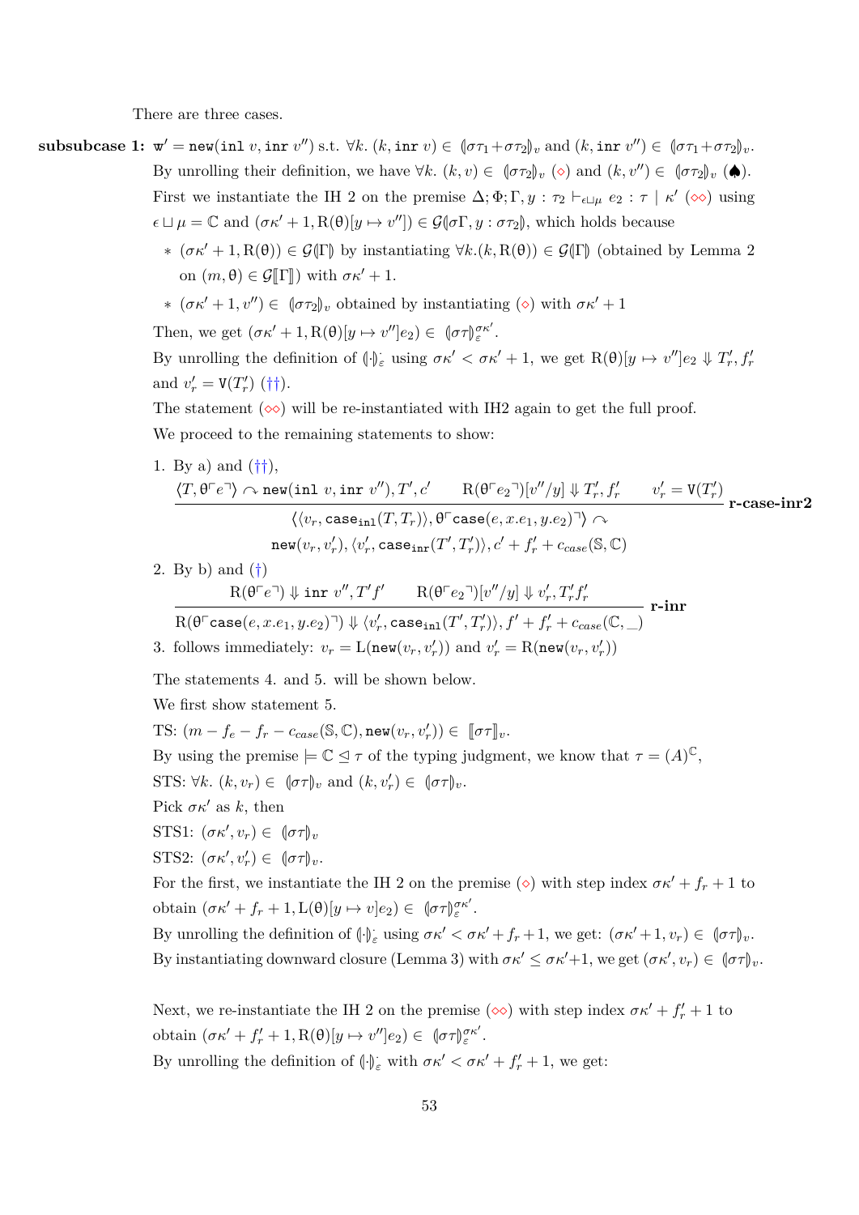There are three cases.

**subsubcase 1:** $\mathtt{w}' = \mathtt{new}(\mathtt{inl}\ v, \mathtt{inr}\ v'')$ s.t. $\forall k.\ (k, \mathtt{inr}\ v) \in (\!|\sigma\tau_1 + \sigma\tau_2|\!)_v$ and $(k, \mathtt{inr}\ v'') \in (\!|\sigma\tau_1 + \sigma\tau_2|\!)_v$.

By unrolling their definition, we have $\forall k.\ (k, v) \in (\!|\sigma\tau_2|\!)_v$ ($\diamond$) and $(k, v'') \in (\!|\sigma\tau_2|\!)_v$ ($\spadesuit$).

First we instantiate the IH 2 on the premise $\Delta; \Phi; \Gamma, y : \tau_2 \vdash_{\epsilon \sqcup \mu} e_2 : \tau \mid \kappa'$ ($\diamond\diamond$) using $\epsilon \sqcup \mu = \mathbb{C}$ and $(\sigma\kappa' + 1, \mathrm{R}(\theta)[y \mapsto v'']) \in \mathcal{G}(\!|\sigma\Gamma, y : \sigma\tau_2|\!)$, which holds because

- $(\sigma\kappa' + 1, \mathrm{R}(\theta)) \in \mathcal{G}(\!|\Gamma|\!)$ by instantiating $\forall k.(k, \mathrm{R}(\theta)) \in \mathcal{G}(\!|\Gamma|\!)$ (obtained by Lemma 2 on $(m, \theta) \in \mathcal{G}[\![\Gamma]\!]$) with $\sigma\kappa' + 1$.
- $(\sigma\kappa' + 1, v'') \in (\!|\sigma\tau_2|\!)_v$ obtained by instantiating ($\diamond$) with $\sigma\kappa' + 1$

Then, we get $(\sigma\kappa' + 1, \mathrm{R}(\theta)[y \mapsto v'']e_2) \in (\!|\sigma\tau|\!)_\varepsilon^{\sigma\kappa'}$.

By unrolling the definition of $(\!|\cdot|\!)_\varepsilon^{\cdot}$ using $\sigma\kappa' < \sigma\kappa' + 1$, we get $\mathrm{R}(\theta)[y \mapsto v'']e_2 \Downarrow T'_r, f'_r$ and $v'_r = \mathtt{V}(T'_r)$ (††).

The statement ($\diamond\diamond$) will be re-instantiated with IH2 again to get the full proof.

We proceed to the remaining statements to show:

1. By a) and (††),
$$\frac{\langle T, \theta^{\ulcorner} e^{\urcorner}\rangle \curvearrowright \mathtt{new}(\mathtt{inl}\ v, \mathtt{inr}\ v''), T', c' \qquad \mathrm{R}(\theta^{\ulcorner} e_2^{\urcorner})[v''/y] \Downarrow T'_r, f'_r \qquad v'_r = \mathtt{V}(T'_r)}{\begin{array}{c}\langle\langle v_r, \mathtt{case}_{\mathtt{inl}}(T, T_r)\rangle, \theta^{\ulcorner}\mathtt{case}(e, x.e_1, y.e_2)^{\urcorner}\rangle \curvearrowright \\ \mathtt{new}(v_r, v'_r), \langle v'_r, \mathtt{case}_{\mathtt{inr}}(T', T'_r)\rangle, c' + f'_r + c_{case}(\mathbb{S}, \mathbb{C})\end{array}}\ \textbf{r-case-inr2}$$
2. By b) and (†)
$$\frac{\mathrm{R}(\theta^{\ulcorner} e^{\urcorner}) \Downarrow \mathtt{inr}\ v'', T' f' \qquad \mathrm{R}(\theta^{\ulcorner} e_2^{\urcorner})[v''/y] \Downarrow v'_r, T'_r f'_r}{\mathrm{R}(\theta^{\ulcorner}\mathtt{case}(e, x.e_1, y.e_2)^{\urcorner}) \Downarrow \langle v'_r, \mathtt{case}_{\mathtt{inl}}(T', T'_r)\rangle, f' + f'_r + c_{case}(\mathbb{C}, \_)}\ \textbf{r-inr}$$
3. follows immediately: $v_r = \mathrm{L}(\mathtt{new}(v_r, v'_r))$ and $v'_r = \mathrm{R}(\mathtt{new}(v_r, v'_r))$

The statements 4. and 5. will be shown below.

We first show statement 5.

TS: $(m - f_e - f_r - c_{case}(\mathbb{S}, \mathbb{C}), \mathtt{new}(v_r, v'_r)) \in [\![\sigma\tau]\!]_v$.

By using the premise $\models \mathbb{C} \trianglelefteq \tau$ of the typing judgment, we know that $\tau = (A)^{\mathbb{C}}$,

STS: $\forall k.\ (k, v_r) \in (\!|\sigma\tau|\!)_v$ and $(k, v'_r) \in (\!|\sigma\tau|\!)_v$.

Pick $\sigma\kappa'$ as $k$, then

STS1: $(\sigma\kappa', v_r) \in (\!|\sigma\tau|\!)_v$

STS2: $(\sigma\kappa', v'_r) \in (\!|\sigma\tau|\!)_v$.

For the first, we instantiate the IH 2 on the premise ($\diamond$) with step index $\sigma\kappa' + f_r + 1$ to obtain $(\sigma\kappa' + f_r + 1, \mathrm{L}(\theta)[y \mapsto v]e_2) \in (\!|\sigma\tau|\!)_\varepsilon^{\sigma\kappa'}$.

By unrolling the definition of $(\!|\cdot|\!)_\varepsilon^{\cdot}$ using $\sigma\kappa' < \sigma\kappa' + f_r + 1$, we get: $(\sigma\kappa' + 1, v_r) \in (\!|\sigma\tau|\!)_v$.

By instantiating downward closure (Lemma 3) with $\sigma\kappa' \le \sigma\kappa' + 1$, we get $(\sigma\kappa', v_r) \in (\!|\sigma\tau|\!)_v$.

Next, we re-instantiate the IH 2 on the premise ($\diamond\diamond$) with step index $\sigma\kappa' + f'_r + 1$ to obtain $(\sigma\kappa' + f'_r + 1, \mathrm{R}(\theta)[y \mapsto v'']e_2) \in (\!|\sigma\tau|\!)_\varepsilon^{\sigma\kappa'}$.

By unrolling the definition of $(\!|\cdot|\!)_\varepsilon^{\cdot}$ with $\sigma\kappa' < \sigma\kappa' + f'_r + 1$, we get: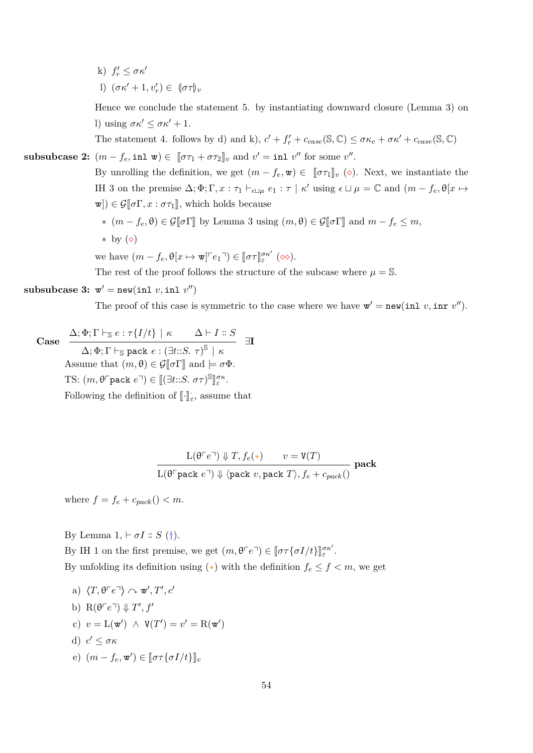k) $f'_r \leq \sigma\kappa'$

l) $(\sigma\kappa' + 1, v'_r) \in (\!|\sigma\tau|\!)_v$

Hence we conclude the statement 5. by instantiating downward closure (Lemma 3) on l) using $\sigma\kappa' \leq \sigma\kappa' + 1$.

The statement 4. follows by d) and k), $c' + f'_r + c_{case}(\mathbb{S}, \mathbb{C}) \leq \sigma\kappa_e + \sigma\kappa' + c_{case}(\mathbb{S}, \mathbb{C})$

**subsubcase 2:** $(m - f_e, \texttt{inl w}) \in [\![\sigma\tau_1 + \sigma\tau_2]\!]_v$ and $v' = \texttt{inl}\ v''$ for some $v''$.

By unrolling the definition, we get $(m - f_e, \texttt{w}) \in [\![\sigma\tau_1]\!]_v$ ($\diamond$). Next, we instantiate the IH 3 on the premise $\Delta; \Phi; \Gamma, x : \tau_1 \vdash_{\epsilon \sqcup \mu} e_1 : \tau \mid \kappa'$ using $\epsilon \sqcup \mu = \mathbb{C}$ and $(m - f_e, \theta[x \mapsto \texttt{w}]) \in \mathcal{G}[\![\sigma\Gamma, x : \sigma\tau_1]\!]$, which holds because

* $(m - f_e, \theta) \in \mathcal{G}[\![\sigma\Gamma]\!]$ by Lemma 3 using $(m, \theta) \in \mathcal{G}[\![\sigma\Gamma]\!]$ and $m - f_e \leq m$,
* by ($\diamond$)

we have $(m - f_e, \theta[x \mapsto \texttt{w}]\ulcorner e_1 \urcorner) \in [\![\sigma\tau]\!]_\varepsilon^{\sigma\kappa'}$ ($\diamond\diamond$).

The rest of the proof follows the structure of the subcase where $\mu = \mathbb{S}$.

**subsubcase 3:** $\texttt{w}' = \texttt{new}(\texttt{inl}\ v, \texttt{inl}\ v'')$

The proof of this case is symmetric to the case where we have $\texttt{w}' = \texttt{new}(\texttt{inl}\ v, \texttt{inr}\ v'')$.

**Case** $$\frac{\Delta; \Phi; \Gamma \vdash_{\mathbb{S}} e : \tau\{I/t\} \mid \kappa \qquad \Delta \vdash I :: S}{\Delta; \Phi; \Gamma \vdash_{\mathbb{S}} \texttt{pack}\ e : (\exists t{::}S.\ \tau)^{\mathbb{S}} \mid \kappa}\ \exists\mathbf{I}$$

Assume that $(m, \theta) \in \mathcal{G}[\![\sigma\Gamma]\!]$ and $\models \sigma\Phi$.

TS: $(m, \theta\ulcorner \texttt{pack}\ e \urcorner) \in [\![(\exists t{::}S.\ \sigma\tau)^{\mathbb{S}}]\!]_\varepsilon^{\sigma\kappa}$.

Following the definition of $[\![\cdot]\!]_\varepsilon^{\cdot}$, assume that

$$\frac{\mathrm{L}(\theta\ulcorner e \urcorner) \Downarrow T, f_e (\star) \qquad v = \mathtt{V}(T)}{\mathrm{L}(\theta\ulcorner \texttt{pack}\ e \urcorner) \Downarrow \langle \texttt{pack}\ v, \texttt{pack}\ T \rangle, f_e + c_{pack}()}\ \mathbf{pack}$$

where $f = f_e + c_{pack}() < m$.

By Lemma 1, $\vdash \sigma I :: S$ (†).

By IH 1 on the first premise, we get $(m, \theta\ulcorner e \urcorner) \in [\![\sigma\tau\{\sigma I/t\}]\!]_\varepsilon^{\sigma\kappa'}$.

By unfolding its definition using ($\star$) with the definition $f_e \leq f < m$, we get

a) $\langle T, \theta\ulcorner e \urcorner \rangle \curvearrowright \texttt{w}', T', c'$

b) $\mathrm{R}(\theta\ulcorner e \urcorner) \Downarrow T', f'$

c) $v = \mathrm{L}(\texttt{w}') \ \wedge\ \mathtt{V}(T') = v' = \mathrm{R}(\texttt{w}')$

d) $c' \leq \sigma\kappa$

e) $(m - f_e, \texttt{w}') \in [\![\sigma\tau\{\sigma I/t\}]\!]_v$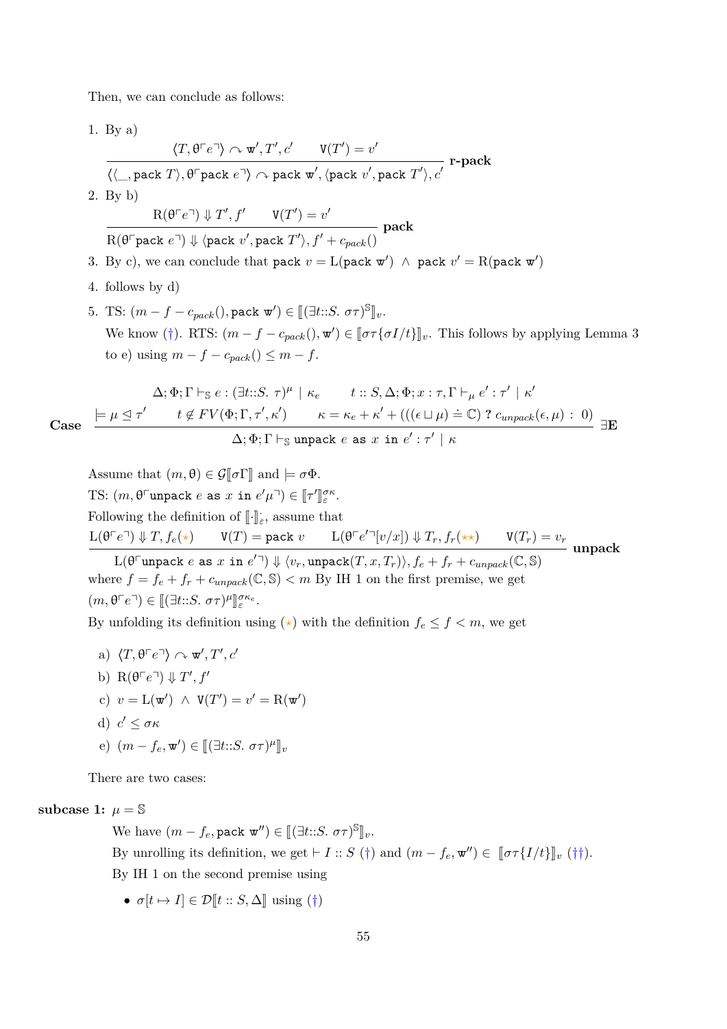Then, we can conclude as follows:

1. By a)

$$\frac{\langle T, \theta\ulcorner e \urcorner\rangle \curvearrowright \mathtt{w}', T', c' \qquad \mathtt{V}(T') = v'}{\langle\langle \_, \mathtt{pack}\ T\rangle, \theta\ulcorner \mathtt{pack}\ e\urcorner\rangle \curvearrowright \mathtt{pack}\ \mathtt{w}', \langle \mathtt{pack}\ v', \mathtt{pack}\ T'\rangle, c'}\ \textbf{r-pack}$$

2. By b)

$$\frac{\mathrm{R}(\theta\ulcorner e\urcorner) \Downarrow T', f' \qquad \mathtt{V}(T') = v'}{\mathrm{R}(\theta\ulcorner \mathtt{pack}\ e\urcorner) \Downarrow \langle \mathtt{pack}\ v', \mathtt{pack}\ T'\rangle, f' + c_{pack}()}\ \textbf{pack}$$

3. By c), we can conclude that $\mathtt{pack}\ v = \mathrm{L}(\mathtt{pack}\ \mathtt{w}') \ \wedge\ \mathtt{pack}\ v' = \mathrm{R}(\mathtt{pack}\ \mathtt{w}')$

4. follows by d)

5. TS: $(m - f - c_{pack}(), \mathtt{pack}\ \mathtt{w}') \in [\![(\exists t{::}S.\ \sigma\tau)^{\mathbb{S}}]\!]_v$.
   We know (†). RTS: $(m - f - c_{pack}(), \mathtt{w}') \in [\![\sigma\tau\{\sigma I/t\}]\!]_v$. This follows by applying Lemma 3 to e) using $m - f - c_{pack}() \leq m - f$.

**Case**

$$\frac{\Delta;\Phi;\Gamma \vdash_{\mathbb{S}} e : (\exists t{::}S.\ \tau)^{\mu} \mid \kappa_e \qquad t :: S, \Delta; \Phi; x : \tau, \Gamma \vdash_{\mu} e' : \tau' \mid \kappa' \qquad \models \mu \trianglelefteq \tau' \qquad t \notin FV(\Phi;\Gamma,\tau',\kappa') \qquad \kappa = \kappa_e + \kappa' + (((\epsilon \sqcup \mu) \doteq \mathbb{C})\ ?\ c_{unpack}(\epsilon,\mu)\ :\ 0)}{\Delta;\Phi;\Gamma \vdash_{\mathbb{S}} \mathtt{unpack}\ e\ \mathtt{as}\ x\ \mathtt{in}\ e' : \tau' \mid \kappa}\ \exists\mathbf{E}$$

Assume that $(m, \theta) \in \mathcal{G}[\![\sigma\Gamma]\!]$ and $\models \sigma\Phi$.
TS: $(m, \theta\ulcorner \mathtt{unpack}\ e\ \mathtt{as}\ x\ \mathtt{in}\ e'\mu\urcorner) \in [\![\tau']\!]^{\sigma\kappa}_{\varepsilon}$.
Following the definition of $[\![\cdot]\!]^{\cdot}_{\varepsilon}$, assume that

$$\frac{\mathrm{L}(\theta\ulcorner e\urcorner) \Downarrow T, f_e(\star) \qquad \mathtt{V}(T) = \mathtt{pack}\ v \qquad \mathrm{L}(\theta\ulcorner e'\urcorner[v/x]) \Downarrow T_r, f_r(\star\star) \qquad \mathtt{V}(T_r) = v_r}{\mathrm{L}(\theta\ulcorner \mathtt{unpack}\ e\ \mathtt{as}\ x\ \mathtt{in}\ e'\urcorner) \Downarrow \langle v_r, \mathtt{unpack}(T, x, T_r)\rangle, f_e + f_r + c_{unpack}(\mathbb{C},\mathbb{S})}\ \textbf{unpack}$$

where $f = f_e + f_r + c_{unpack}(\mathbb{C},\mathbb{S}) < m$ By IH 1 on the first premise, we get $(m, \theta\ulcorner e\urcorner) \in [\![(\exists t{::}S.\ \sigma\tau)^{\mu}]\!]^{\sigma\kappa_e}_{\varepsilon}$.
By unfolding its definition using ($\star$) with the definition $f_e \leq f < m$, we get

a) $\langle T, \theta\ulcorner e\urcorner\rangle \curvearrowright \mathtt{w}', T', c'$
b) $\mathrm{R}(\theta\ulcorner e\urcorner) \Downarrow T', f'$
c) $v = \mathrm{L}(\mathtt{w}') \ \wedge\ \mathtt{V}(T') = v' = \mathrm{R}(\mathtt{w}')$
d) $c' \leq \sigma\kappa$
e) $(m - f_e, \mathtt{w}') \in [\![(\exists t{::}S.\ \sigma\tau)^{\mu}]\!]_v$

There are two cases:

**subcase 1:** $\mu = \mathbb{S}$

We have $(m - f_e, \mathtt{pack}\ \mathtt{w}'') \in [\![(\exists t{::}S.\ \sigma\tau)^{\mathbb{S}}]\!]_v$.
By unrolling its definition, we get $\vdash I :: S$ (†) and $(m - f_e, \mathtt{w}'') \in [\![\sigma\tau\{I/t\}]\!]_v$ (††).
By IH 1 on the second premise using

- $\sigma[t \mapsto I] \in \mathcal{D}[\![t :: S, \Delta]\!]$ using (†)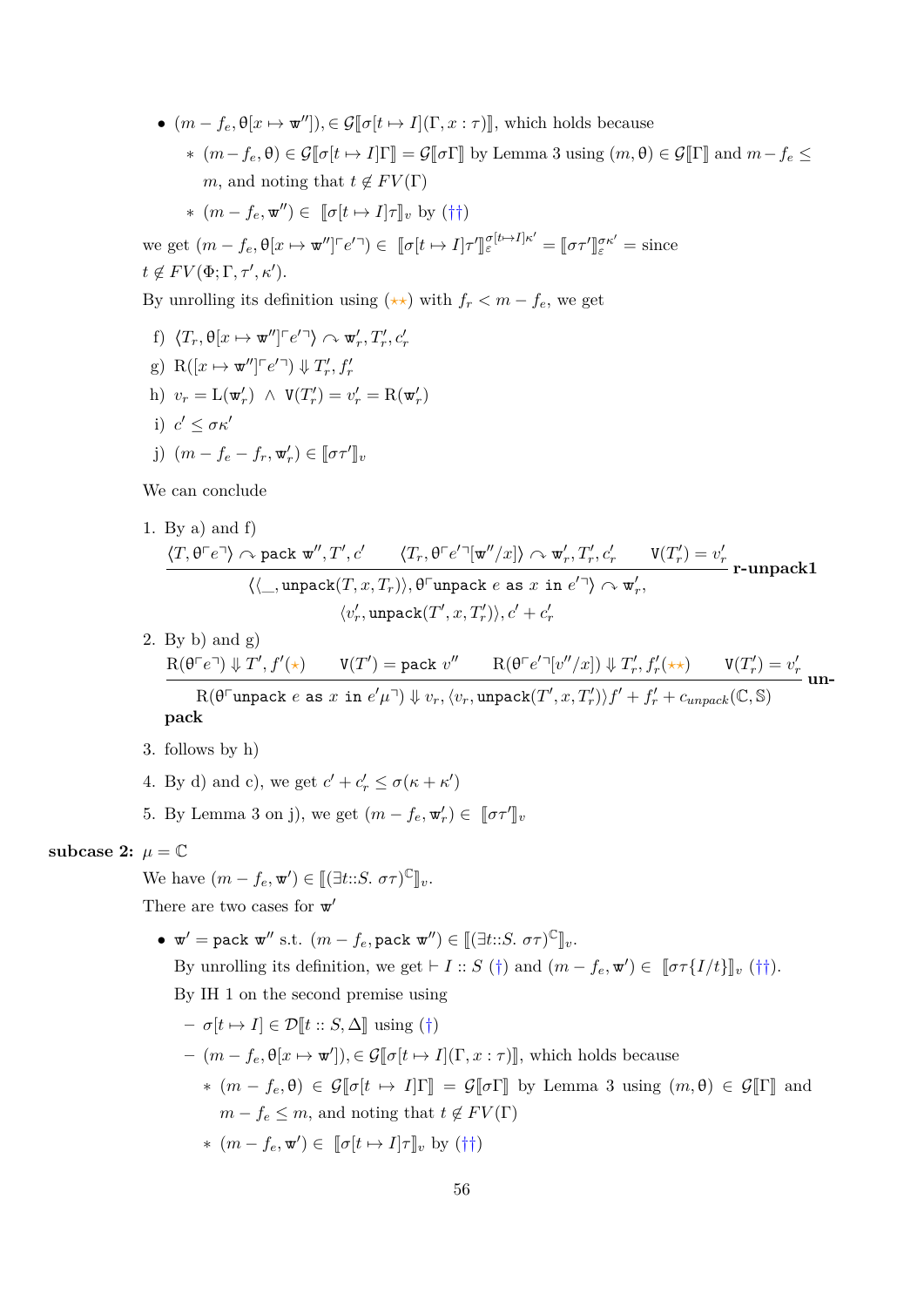- $(m - f_e, \theta[x \mapsto \mathtt{w}'']), \in \mathcal{G}[\![\sigma[t \mapsto I](\Gamma, x : \tau)]\!]$, which holds because
  - $(m - f_e, \theta) \in \mathcal{G}[\![\sigma[t \mapsto I]\Gamma]\!] = \mathcal{G}[\![\sigma\Gamma]\!]$ by Lemma 3 using $(m, \theta) \in \mathcal{G}[\![\Gamma]\!]$ and $m - f_e \leq m$, and noting that $t \notin FV(\Gamma)$
  - $(m - f_e, \mathtt{w}'') \in [\![\sigma[t \mapsto I]\tau]\!]_v$ by (††)

we get $(m - f_e, \theta[x \mapsto \mathtt{w}'']\ulcorner e' \urcorner) \in [\![\sigma[t \mapsto I]\tau']\!]_\varepsilon^{\sigma[t \mapsto I]\kappa'} = [\![\sigma\tau']\!]_\varepsilon^{\sigma\kappa'} =$ since $t \notin FV(\Phi; \Gamma, \tau', \kappa')$.

By unrolling its definition using (⋆⋆) with $f_r < m - f_e$, we get

f) $\langle T_r, \theta[x \mapsto \mathtt{w}'']\ulcorner e' \urcorner \rangle \curvearrowright \mathtt{w}'_r, T'_r, c'_r$

g) $\mathrm{R}([x \mapsto \mathtt{w}'']\ulcorner e' \urcorner) \Downarrow T'_r, f'_r$

h) $v_r = \mathrm{L}(\mathtt{w}'_r) \ \wedge\ \mathtt{V}(T'_r) = v'_r = \mathrm{R}(\mathtt{w}'_r)$

i) $c' \leq \sigma\kappa'$

j) $(m - f_e - f_r, \mathtt{w}'_r) \in [\![\sigma\tau']\!]_v$

We can conclude

1. By a) and f)
$$\frac{\langle T, \theta\ulcorner e \urcorner \rangle \curvearrowright \mathtt{pack}\ \mathtt{w}'', T', c' \qquad \langle T_r, \theta\ulcorner e' \urcorner[\mathtt{w}''/x] \rangle \curvearrowright \mathtt{w}'_r, T'_r, c'_r \qquad \mathtt{V}(T'_r) = v'_r}{\langle \langle \_, \mathtt{unpack}(T, x, T_r) \rangle, \theta\ulcorner \mathtt{unpack}\ e\ \mathtt{as}\ x\ \mathtt{in}\ e' \urcorner \rangle \curvearrowright \mathtt{w}'_r, \langle v'_r, \mathtt{unpack}(T', x, T'_r) \rangle, c' + c'_r}\ \textbf{r-unpack1}$$

2. By b) and g)
$$\frac{\mathrm{R}(\theta\ulcorner e \urcorner) \Downarrow T', f'(\star) \qquad \mathtt{V}(T') = \mathtt{pack}\ v'' \qquad \mathrm{R}(\theta\ulcorner e' \urcorner[v''/x]) \Downarrow T'_r, f'_r(\star\star) \qquad \mathtt{V}(T'_r) = v'_r}{\mathrm{R}(\theta\ulcorner \mathtt{unpack}\ e\ \mathtt{as}\ x\ \mathtt{in}\ e'\mu \urcorner) \Downarrow v_r, \langle v_r, \mathtt{unpack}(T', x, T'_r) \rangle f' + f'_r + c_{unpack}(\mathbb{C}, \mathbb{S})}\ \textbf{unpack}$$

3. follows by h)

4. By d) and c), we get $c' + c'_r \leq \sigma(\kappa + \kappa')$

5. By Lemma 3 on j), we get $(m - f_e, \mathtt{w}'_r) \in [\![\sigma\tau']\!]_v$

**subcase 2:** $\mu = \mathbb{C}$

We have $(m - f_e, \mathtt{w}') \in [\![(\exists t{::}S.\ \sigma\tau)^{\mathbb{C}}]\!]_v$.

There are two cases for $\mathtt{w}'$

- $\mathtt{w}' = \mathtt{pack}\ \mathtt{w}''$ s.t. $(m - f_e, \mathtt{pack}\ \mathtt{w}'') \in [\![(\exists t{::}S.\ \sigma\tau)^{\mathbb{C}}]\!]_v$.

  By unrolling its definition, we get $\vdash I :: S$ (†) and $(m - f_e, \mathtt{w}') \in [\![\sigma\tau\{I/t\}]\!]_v$ (††).

  By IH 1 on the second premise using

  - $\sigma[t \mapsto I] \in \mathcal{D}[\![t :: S, \Delta]\!]$ using (†)
  - $(m - f_e, \theta[x \mapsto \mathtt{w}']), \in \mathcal{G}[\![\sigma[t \mapsto I](\Gamma, x : \tau)]\!]$, which holds because
    - $(m - f_e, \theta) \in \mathcal{G}[\![\sigma[t \mapsto I]\Gamma]\!] = \mathcal{G}[\![\sigma\Gamma]\!]$ by Lemma 3 using $(m, \theta) \in \mathcal{G}[\![\Gamma]\!]$ and $m - f_e \leq m$, and noting that $t \notin FV(\Gamma)$
    - $(m - f_e, \mathtt{w}') \in [\![\sigma[t \mapsto I]\tau]\!]_v$ by (††)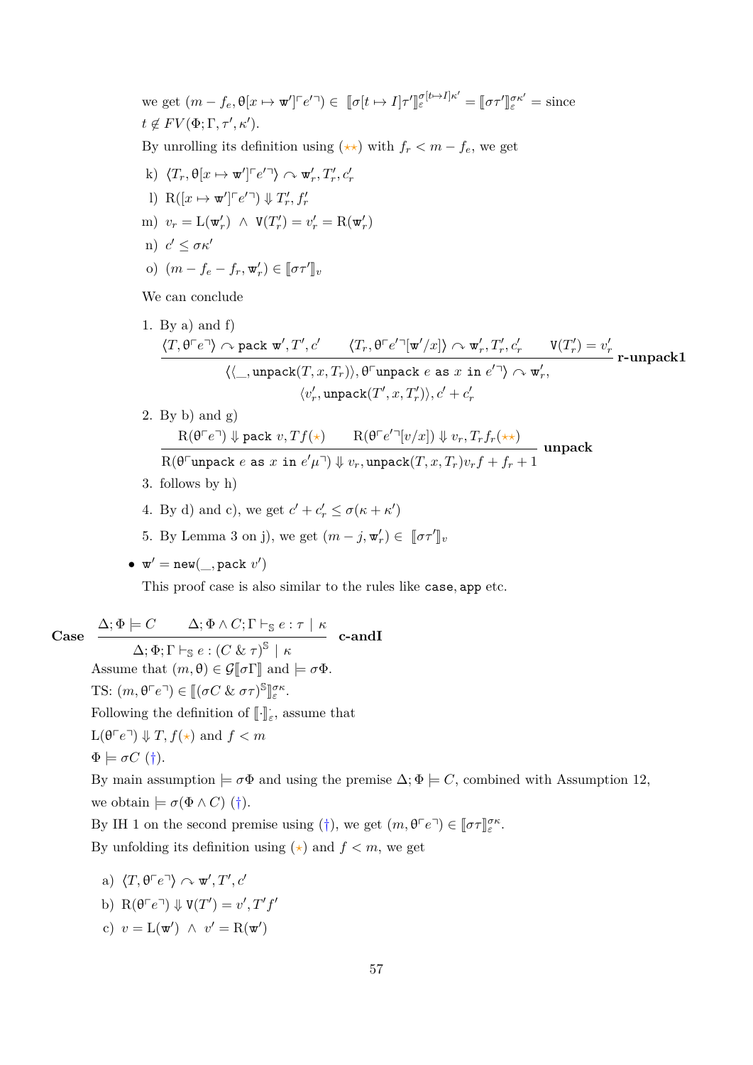we get $(m - f_e, \theta[x \mapsto \mathtt{w}']\ulcorner e' \urcorner) \in [\![\sigma[t \mapsto I]\tau']\!]_\varepsilon^{\sigma[t \mapsto I]\kappa'} = [\![\sigma\tau']\!]_\varepsilon^{\sigma\kappa'} =$ since $t \notin FV(\Phi; \Gamma, \tau', \kappa')$.

By unrolling its definition using ($\star\star$) with $f_r < m - f_e$, we get

k) $\langle T_r, \theta[x \mapsto \mathtt{w}']\ulcorner e' \urcorner\rangle \curvearrowright \mathtt{w}'_r, T'_r, c'_r$

l) $\mathrm{R}([x \mapsto \mathtt{w}']\ulcorner e' \urcorner) \Downarrow T'_r, f'_r$

m) $v_r = \mathrm{L}(\mathtt{w}'_r) \ \wedge\ \mathtt{V}(T'_r) = v'_r = \mathrm{R}(\mathtt{w}'_r)$

n) $c' \leq \sigma\kappa'$

o) $(m - f_e - f_r, \mathtt{w}'_r) \in [\![\sigma\tau']\!]_v$

We can conclude

1. By a) and f)
$$\frac{\langle T, \theta\ulcorner e \urcorner\rangle \curvearrowright \mathtt{pack}\ \mathtt{w}', T', c' \qquad \langle T_r, \theta\ulcorner e' \urcorner[\mathtt{w}'/x]\rangle \curvearrowright \mathtt{w}'_r, T'_r, c'_r \qquad \mathtt{V}(T'_r) = v'_r}{\langle\langle \_, \mathtt{unpack}(T, x, T_r)\rangle, \theta\ulcorner \mathtt{unpack}\ e\ \mathtt{as}\ x\ \mathtt{in}\ e' \urcorner\rangle \curvearrowright \mathtt{w}'_r, \langle v'_r, \mathtt{unpack}(T', x, T'_r)\rangle, c' + c'_r}\ \textbf{r-unpack1}$$

2. By b) and g)
$$\frac{\mathrm{R}(\theta\ulcorner e \urcorner) \Downarrow \mathtt{pack}\ v, T f (\star) \qquad \mathrm{R}(\theta\ulcorner e' \urcorner[v/x]) \Downarrow v_r, T_r f_r (\star\star)}{\mathrm{R}(\theta\ulcorner \mathtt{unpack}\ e\ \mathtt{as}\ x\ \mathtt{in}\ e'\mu \urcorner) \Downarrow v_r, \mathtt{unpack}(T, x, T_r) v_r f + f_r + 1}\ \textbf{unpack}$$

3. follows by h)

4. By d) and c), we get $c' + c'_r \leq \sigma(\kappa + \kappa')$

5. By Lemma 3 on j), we get $(m - j, \mathtt{w}'_r) \in [\![\sigma\tau']\!]_v$

- $\mathtt{w}' = \mathtt{new}(\_, \mathtt{pack}\ v')$

  This proof case is also similar to the rules like `case`, `app` etc.

**Case** $$\frac{\Delta; \Phi \models C \qquad \Delta; \Phi \wedge C; \Gamma \vdash_{\mathbb{S}} e : \tau \mid \kappa}{\Delta; \Phi; \Gamma \vdash_{\mathbb{S}} e : (C \ \&\ \tau)^{\mathbb{S}} \mid \kappa}\ \textbf{c-andI}$$

Assume that $(m, \theta) \in \mathcal{G}[\![\sigma\Gamma]\!]$ and $\models \sigma\Phi$.

TS: $(m, \theta\ulcorner e \urcorner) \in [\![(\sigma C \ \&\ \sigma\tau)^{\mathbb{S}}]\!]_\varepsilon^{\sigma\kappa}$.

Following the definition of $[\![\cdot]\!]_\varepsilon^{\cdot}$, assume that

$\mathrm{L}(\theta\ulcorner e \urcorner) \Downarrow T, f (\star)$ and $f < m$

$\Phi \models \sigma C$ ($\dagger$).

By main assumption $\models \sigma\Phi$ and using the premise $\Delta; \Phi \models C$, combined with Assumption 12, we obtain $\models \sigma(\Phi \wedge C)$ ($\dagger$).

By IH 1 on the second premise using ($\dagger$), we get $(m, \theta\ulcorner e \urcorner) \in [\![\sigma\tau]\!]_\varepsilon^{\sigma\kappa}$.

By unfolding its definition using ($\star$) and $f < m$, we get

a) $\langle T, \theta\ulcorner e \urcorner\rangle \curvearrowright \mathtt{w}', T', c'$

b) $\mathrm{R}(\theta\ulcorner e \urcorner) \Downarrow \mathtt{V}(T') = v', T' f'$

c) $v = \mathrm{L}(\mathtt{w}') \ \wedge\ v' = \mathrm{R}(\mathtt{w}')$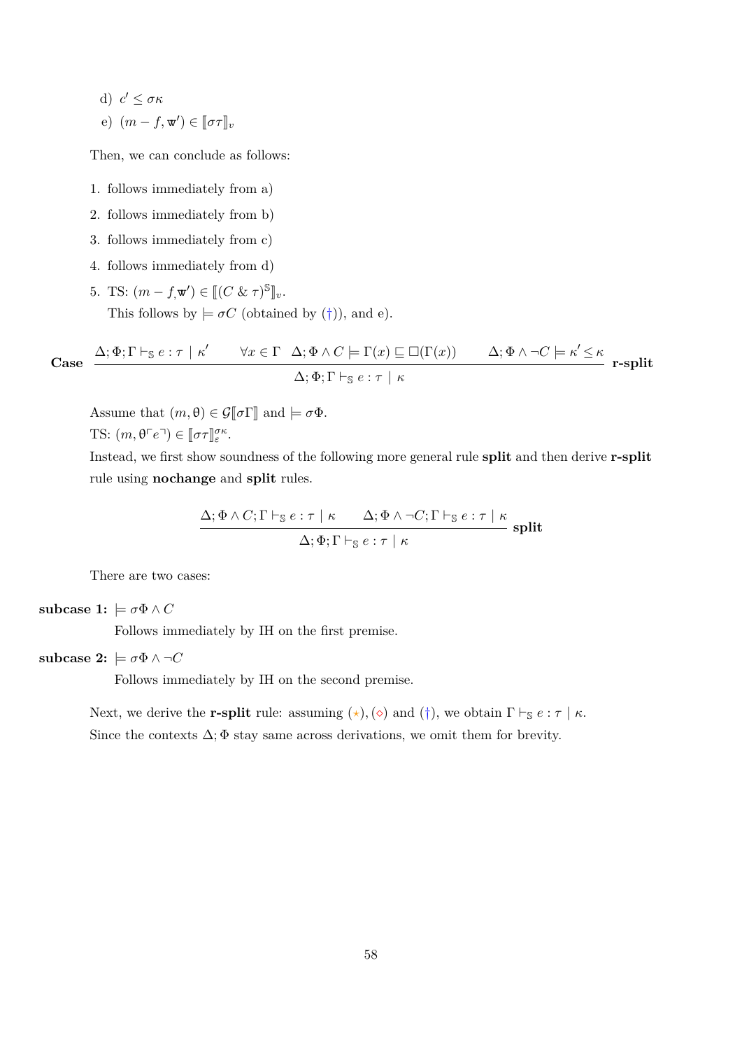d) $c' \leq \sigma\kappa$

e) $(m - f, \mathtt{w}') \in [\![\sigma\tau]\!]_v$

Then, we can conclude as follows:

1. follows immediately from a)
2. follows immediately from b)
3. follows immediately from c)
4. follows immediately from d)
5. TS: $(m - f, \mathtt{w}') \in [\![(C \,\&\, \tau)^{\mathbb{S}}]\!]_v$.
   This follows by $\models \sigma C$ (obtained by (†)), and e).

**Case** $\dfrac{\Delta;\Phi;\Gamma \vdash_{\mathbb{S}} e : \tau \mid \kappa' \qquad \forall x \in \Gamma \quad \Delta;\Phi \wedge C \models \Gamma(x) \sqsubseteq \square(\Gamma(x)) \qquad \Delta;\Phi \wedge \neg C \models \kappa' \leq \kappa}{\Delta;\Phi;\Gamma \vdash_{\mathbb{S}} e : \tau \mid \kappa}$ **r-split**

Assume that $(m, \theta) \in \mathcal{G}[\![\sigma\Gamma]\!]$ and $\models \sigma\Phi$.

TS: $(m, \theta\ulcorner e \urcorner) \in [\![\sigma\tau]\!]_\varepsilon^{\sigma\kappa}$.

Instead, we first show soundness of the following more general rule **split** and then derive **r-split** rule using **nochange** and **split** rules.

$$\dfrac{\Delta;\Phi \wedge C;\Gamma \vdash_{\mathbb{S}} e : \tau \mid \kappa \qquad \Delta;\Phi \wedge \neg C;\Gamma \vdash_{\mathbb{S}} e : \tau \mid \kappa}{\Delta;\Phi;\Gamma \vdash_{\mathbb{S}} e : \tau \mid \kappa} \textbf{ split}$$

There are two cases:

**subcase 1:** $\models \sigma\Phi \wedge C$

Follows immediately by IH on the first premise.

**subcase 2:** $\models \sigma\Phi \wedge \neg C$

Follows immediately by IH on the second premise.

Next, we derive the **r-split** rule: assuming ($\star$), ($\diamond$) and (†), we obtain $\Gamma \vdash_{\mathbb{S}} e : \tau \mid \kappa$. Since the contexts $\Delta;\Phi$ stay same across derivations, we omit them for brevity.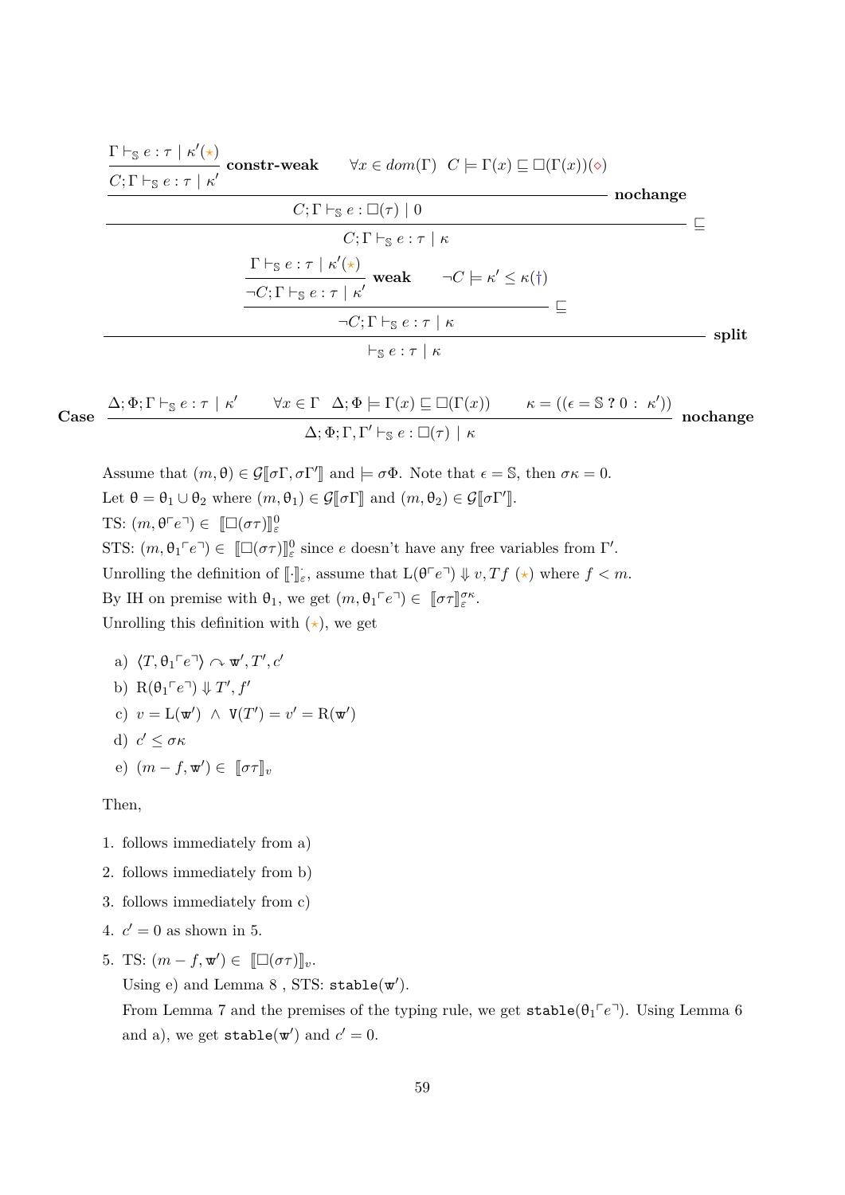$$
\dfrac{
\dfrac{
\dfrac{
\dfrac{\Gamma \vdash_{\mathbb{S}} e : \tau \mid \kappa'(\star)}{C;\Gamma \vdash_{\mathbb{S}} e : \tau \mid \kappa'}\ \textbf{constr-weak} \qquad \forall x \in dom(\Gamma)\ \ C \models \Gamma(x) \sqsubseteq \Box(\Gamma(x))(\diamond)
}{C;\Gamma \vdash_{\mathbb{S}} e : \Box(\tau) \mid 0}\ \textbf{nochange}
}{C;\Gamma \vdash_{\mathbb{S}} e : \tau \mid \kappa}\ \sqsubseteq
\qquad
\dfrac{
\dfrac{\Gamma \vdash_{\mathbb{S}} e : \tau \mid \kappa'(\star)}{\neg C;\Gamma \vdash_{\mathbb{S}} e : \tau \mid \kappa'}\ \textbf{weak} \qquad \neg C \models \kappa' \leq \kappa(\dagger)
}{\neg C;\Gamma \vdash_{\mathbb{S}} e : \tau \mid \kappa}\ \sqsubseteq
}{\vdash_{\mathbb{S}} e : \tau \mid \kappa}\ \textbf{split}
$$

**Case** 
$$
\dfrac{\Delta;\Phi;\Gamma \vdash_{\mathbb{S}} e : \tau \mid \kappa' \qquad \forall x \in \Gamma \quad \Delta;\Phi \models \Gamma(x) \sqsubseteq \Box(\Gamma(x)) \qquad \kappa = ((\epsilon = \mathbb{S}\ ?\ 0\ :\ \kappa'))}{\Delta;\Phi;\Gamma,\Gamma' \vdash_{\mathbb{S}} e : \Box(\tau) \mid \kappa}\ \textbf{nochange}
$$

Assume that $(m,\theta) \in \mathcal{G}[\![\sigma\Gamma,\sigma\Gamma']\!]$ and $\models \sigma\Phi$. Note that $\epsilon = \mathbb{S}$, then $\sigma\kappa = 0$.

Let $\theta = \theta_1 \cup \theta_2$ where $(m,\theta_1) \in \mathcal{G}[\![\sigma\Gamma]\!]$ and $(m,\theta_2) \in \mathcal{G}[\![\sigma\Gamma']\!]$.

TS: $(m, \theta\ulcorner e \urcorner) \in\ [\![\Box(\sigma\tau)]\!]^{0}_{\varepsilon}$

STS: $(m, \theta_1\ulcorner e \urcorner) \in\ [\![\Box(\sigma\tau)]\!]^{0}_{\varepsilon}$ since $e$ doesn't have any free variables from $\Gamma'$.

Unrolling the definition of $[\![\cdot]\!]^{\cdot}_{\varepsilon}$, assume that $\mathrm{L}(\theta\ulcorner e \urcorner) \Downarrow v, T f$ ($\star$) where $f < m$.

By IH on premise with $\theta_1$, we get $(m, \theta_1\ulcorner e \urcorner) \in\ [\![\sigma\tau]\!]^{\sigma\kappa}_{\varepsilon}$.

Unrolling this definition with ($\star$), we get

a) $\langle T, \theta_1\ulcorner e \urcorner\rangle \curvearrowright \mathtt{w}', T', c'$

b) $\mathrm{R}(\theta_1\ulcorner e \urcorner) \Downarrow T', f'$

c) $v = \mathrm{L}(\mathtt{w}') \ \wedge\ \mathtt{V}(T') = v' = \mathrm{R}(\mathtt{w}')$

d) $c' \leq \sigma\kappa$

e) $(m - f, \mathtt{w}') \in\ [\![\sigma\tau]\!]_{v}$

Then,

1. follows immediately from a)
2. follows immediately from b)
3. follows immediately from c)
4. $c' = 0$ as shown in 5.
5. TS: $(m - f, \mathtt{w}') \in\ [\![\Box(\sigma\tau)]\!]_{v}$.
   Using e) and Lemma 8 , STS: $\mathtt{stable}(\mathtt{w}')$.
   From Lemma 7 and the premises of the typing rule, we get $\mathtt{stable}(\theta_1\ulcorner e \urcorner)$. Using Lemma 6 and a), we get $\mathtt{stable}(\mathtt{w}')$ and $c' = 0$.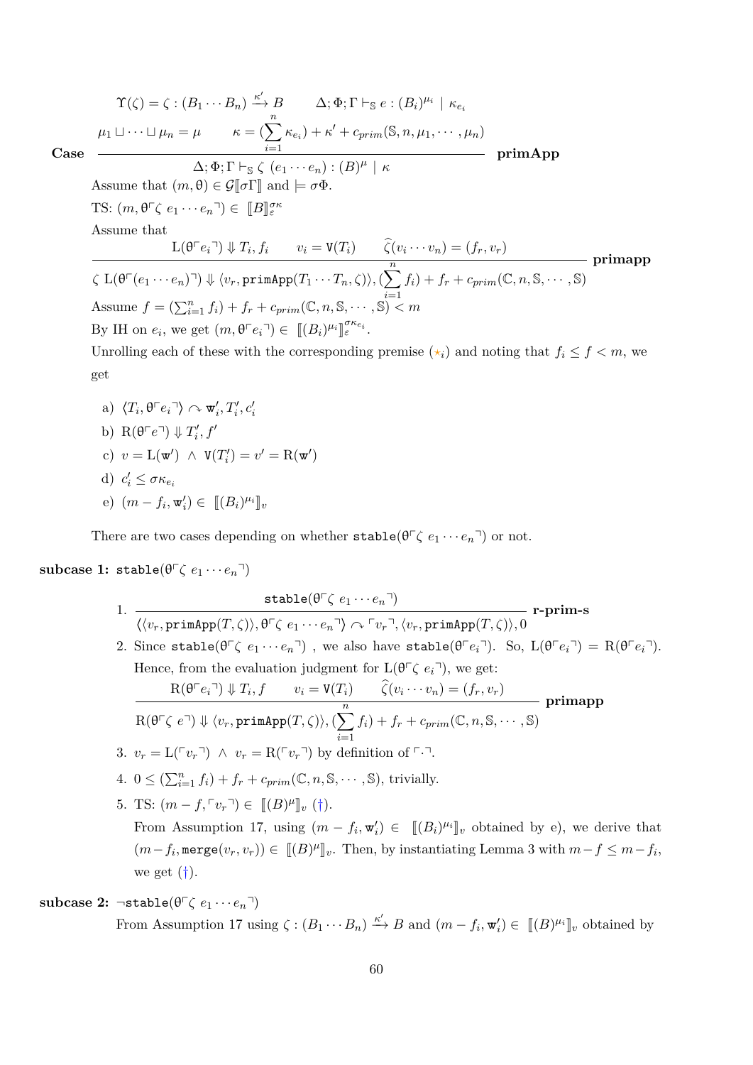**Case**

$$\dfrac{\Upsilon(\zeta) = \zeta : (B_1 \cdots B_n) \xrightarrow{\kappa'} B \qquad \Delta; \Phi; \Gamma \vdash_{\mathbb{S}} e : (B_i)^{\mu_i} \mid \kappa_{e_i} \qquad \mu_1 \sqcup \cdots \sqcup \mu_n = \mu \qquad \kappa = (\sum_{i=1}^{n} \kappa_{e_i}) + \kappa' + c_{prim}(\mathbb{S}, n, \mu_1, \cdots, \mu_n)}{\Delta; \Phi; \Gamma \vdash_{\mathbb{S}} \zeta \ (e_1 \cdots e_n) : (B)^{\mu} \mid \kappa} \ \textbf{primApp}$$

Assume that $(m, \theta) \in \mathcal{G}[\![\sigma\Gamma]\!]$ and $\models \sigma\Phi$.

TS: $(m, \theta\ulcorner \zeta \ e_1 \cdots e_n \urcorner) \in [\![B]\!]_{\varepsilon}^{\sigma\kappa}$

Assume that

$$\dfrac{\mathrm{L}(\theta\ulcorner e_i \urcorner) \Downarrow T_i, f_i \qquad v_i = \mathtt{V}(T_i) \qquad \widehat{\zeta}(v_i \cdots v_n) = (f_r, v_r)}{\zeta \ \mathrm{L}(\theta\ulcorner (e_1 \cdots e_n) \urcorner) \Downarrow \langle v_r, \mathtt{primApp}(T_1 \cdots T_n, \zeta)\rangle, (\sum_{i=1}^{n} f_i) + f_r + c_{prim}(\mathbb{C}, n, \mathbb{S}, \cdots, \mathbb{S})} \ \textbf{primapp}$$

Assume $f = (\sum_{i=1}^{n} f_i) + f_r + c_{prim}(\mathbb{C}, n, \mathbb{S}, \cdots, \mathbb{S}) < m$

By IH on $e_i$, we get $(m, \theta\ulcorner e_i \urcorner) \in [\![(B_i)^{\mu_i}]\!]_{\varepsilon}^{\sigma\kappa_{e_i}}$.

Unrolling each of these with the corresponding premise ($\star_i$) and noting that $f_i \leq f < m$, we get

a) $\langle T_i, \theta\ulcorner e_i \urcorner\rangle \curvearrowright \mathtt{w}'_i, T'_i, c'_i$

b) $\mathrm{R}(\theta\ulcorner e \urcorner) \Downarrow T'_i, f'$

c) $v = \mathrm{L}(\mathtt{w}') \ \wedge \ \mathtt{V}(T'_i) = v' = \mathrm{R}(\mathtt{w}')$

d) $c'_i \leq \sigma\kappa_{e_i}$

e) $(m - f_i, \mathtt{w}'_i) \in [\![(B_i)^{\mu_i}]\!]_v$

There are two cases depending on whether $\mathtt{stable}(\theta\ulcorner \zeta \ e_1 \cdots e_n \urcorner)$ or not.

**subcase 1:** $\mathtt{stable}(\theta\ulcorner \zeta \ e_1 \cdots e_n \urcorner)$

1. $$\dfrac{\mathtt{stable}(\theta\ulcorner \zeta \ e_1 \cdots e_n \urcorner)}{\langle\langle v_r, \mathtt{primApp}(T, \zeta)\rangle, \theta\ulcorner \zeta \ e_1 \cdots e_n \urcorner\rangle \curvearrowright \ulcorner v_r \urcorner, \langle v_r, \mathtt{primApp}(T, \zeta)\rangle, 0} \ \textbf{r-prim-s}$$

2. Since $\mathtt{stable}(\theta\ulcorner \zeta \ e_1 \cdots e_n \urcorner)$ , we also have $\mathtt{stable}(\theta\ulcorner e_i \urcorner)$. So, $\mathrm{L}(\theta\ulcorner e_i \urcorner) = \mathrm{R}(\theta\ulcorner e_i \urcorner)$. Hence, from the evaluation judgment for $\mathrm{L}(\theta\ulcorner \zeta \ e_i \urcorner)$, we get:
$$\dfrac{\mathrm{R}(\theta\ulcorner e_i \urcorner) \Downarrow T_i, f \qquad v_i = \mathtt{V}(T_i) \qquad \widehat{\zeta}(v_i \cdots v_n) = (f_r, v_r)}{\mathrm{R}(\theta\ulcorner \zeta \ e \urcorner) \Downarrow \langle v_r, \mathtt{primApp}(T, \zeta)\rangle, (\sum_{i=1}^{n} f_i) + f_r + c_{prim}(\mathbb{C}, n, \mathbb{S}, \cdots, \mathbb{S})} \ \textbf{primapp}$$

3. $v_r = \mathrm{L}(\ulcorner v_r \urcorner) \ \wedge \ v_r = \mathrm{R}(\ulcorner v_r \urcorner)$ by definition of $\ulcorner \cdot \urcorner$.

4. $0 \leq (\sum_{i=1}^{n} f_i) + f_r + c_{prim}(\mathbb{C}, n, \mathbb{S}, \cdots, \mathbb{S})$, trivially.

5. TS: $(m - f, \ulcorner v_r \urcorner) \in [\![(B)^{\mu}]\!]_v$ (†).
From Assumption 17, using $(m - f_i, \mathtt{w}'_i) \in [\![(B_i)^{\mu_i}]\!]_v$ obtained by e), we derive that $(m - f_i, \mathtt{merge}(v_r, v_r)) \in [\![(B)^{\mu}]\!]_v$. Then, by instantiating Lemma 3 with $m - f \leq m - f_i$, we get (†).

**subcase 2:** $\neg\mathtt{stable}(\theta\ulcorner \zeta \ e_1 \cdots e_n \urcorner)$

From Assumption 17 using $\zeta : (B_1 \cdots B_n) \xrightarrow{\kappa'} B$ and $(m - f_i, \mathtt{w}'_i) \in [\![(B)^{\mu_i}]\!]_v$ obtained by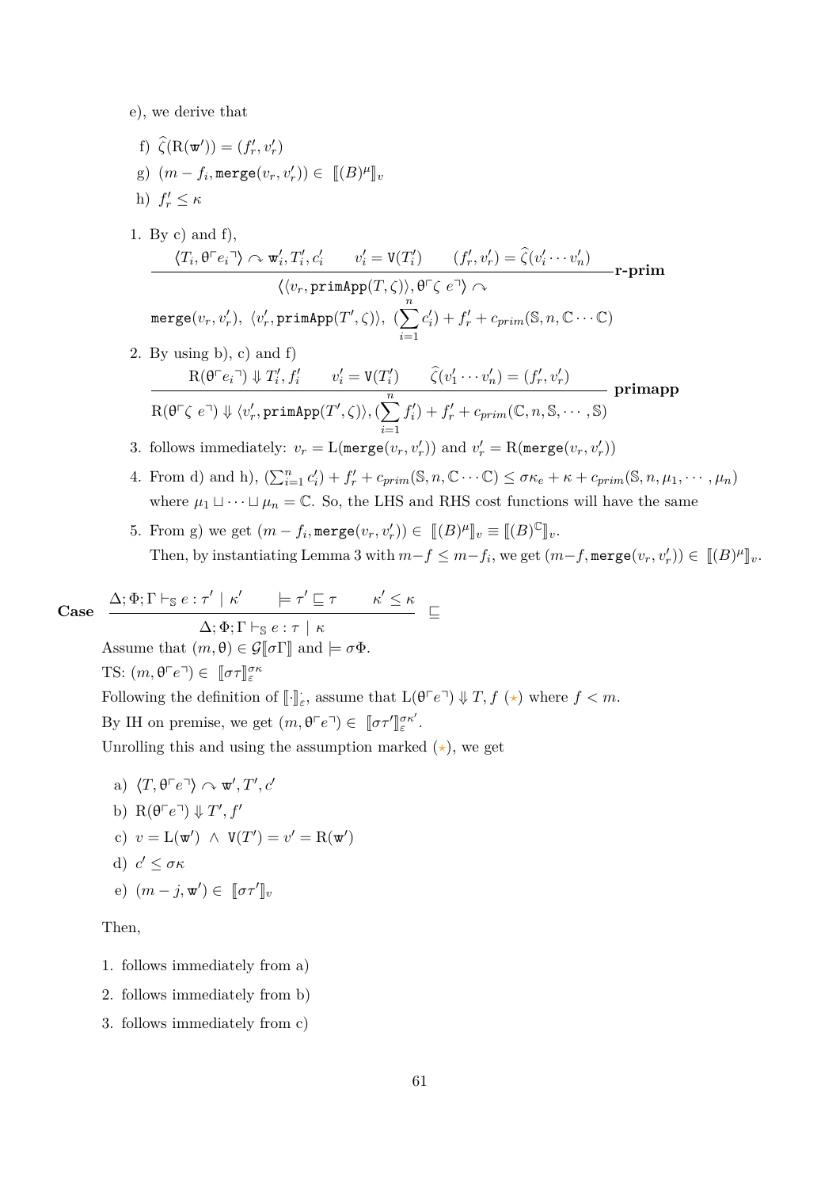e), we derive that

f) $\widehat{\zeta}(\mathrm{R}(\mathtt{w}')) = (f'_r, v'_r)$

g) $(m - f_i, \mathtt{merge}(v_r, v'_r)) \in \ [\![ (B)^{\mu} ]\!]_v$

h) $f'_r \leq \kappa$

1. By c) and f),
$$\dfrac{\langle T_i, \theta\ulcorner e_i \urcorner\rangle \curvearrowright \mathtt{w}'_i, T'_i, c'_i \qquad v'_i = \mathtt{V}(T'_i) \qquad (f'_r, v'_r) = \widehat{\zeta}(v'_i \cdots v'_n)}{\begin{array}{c}\langle\langle v_r, \mathtt{primApp}(T, \zeta)\rangle, \theta\ulcorner \zeta\ e \urcorner\rangle \curvearrowright \\ \mathtt{merge}(v_r, v'_r),\ \langle v'_r, \mathtt{primApp}(T', \zeta)\rangle,\ (\sum_{i=1}^{n} c'_i) + f'_r + c_{prim}(\mathbb{S}, n, \mathbb{C} \cdots \mathbb{C})\end{array}}\ \textbf{r-prim}$$

2. By using b), c) and f)
$$\dfrac{\mathrm{R}(\theta\ulcorner e_i \urcorner) \Downarrow T'_i, f'_i \qquad v'_i = \mathtt{V}(T'_i) \qquad \widehat{\zeta}(v'_1 \cdots v'_n) = (f'_r, v'_r)}{\mathrm{R}(\theta\ulcorner \zeta\ e \urcorner) \Downarrow \langle v'_r, \mathtt{primApp}(T', \zeta)\rangle, (\sum_{i=1}^{n} f'_i) + f'_r + c_{prim}(\mathbb{C}, n, \mathbb{S}, \cdots, \mathbb{S})}\ \textbf{primapp}$$

3. follows immediately: $v_r = \mathrm{L}(\mathtt{merge}(v_r, v'_r))$ and $v'_r = \mathrm{R}(\mathtt{merge}(v_r, v'_r))$

4. From d) and h), $(\sum_{i=1}^{n} c'_i) + f'_r + c_{prim}(\mathbb{S}, n, \mathbb{C} \cdots \mathbb{C}) \leq \sigma\kappa_e + \kappa + c_{prim}(\mathbb{S}, n, \mu_1, \cdots, \mu_n)$ where $\mu_1 \sqcup \cdots \sqcup \mu_n = \mathbb{C}$. So, the LHS and RHS cost functions will have the same

5. From g) we get $(m - f_i, \mathtt{merge}(v_r, v'_r)) \in \ [\![ (B)^{\mu} ]\!]_v \equiv [\![ (B)^{\mathbb{C}} ]\!]_v$.
Then, by instantiating Lemma 3 with $m - f \leq m - f_i$, we get $(m - f, \mathtt{merge}(v_r, v'_r)) \in \ [\![ (B)^{\mu} ]\!]_v$.

**Case** $\dfrac{\Delta; \Phi; \Gamma \vdash_{\mathbb{S}} e : \tau' \mid \kappa' \qquad \models \tau' \sqsubseteq \tau \qquad \kappa' \leq \kappa}{\Delta; \Phi; \Gamma \vdash_{\mathbb{S}} e : \tau \mid \kappa}\ \sqsubseteq$

Assume that $(m, \theta) \in \mathcal{G}[\![\sigma\Gamma]\!]$ and $\models \sigma\Phi$.

TS: $(m, \theta\ulcorner e \urcorner) \in \ [\![\sigma\tau]\!]_{\varepsilon}^{\sigma\kappa}$

Following the definition of $[\![\cdot]\!]_{\varepsilon}^{\cdot}$, assume that $\mathrm{L}(\theta\ulcorner e \urcorner) \Downarrow T, f$ ($\star$) where $f < m$.

By IH on premise, we get $(m, \theta\ulcorner e \urcorner) \in \ [\![\sigma\tau']\!]_{\varepsilon}^{\sigma\kappa'}$.

Unrolling this and using the assumption marked ($\star$), we get

a) $\langle T, \theta\ulcorner e \urcorner\rangle \curvearrowright \mathtt{w}', T', c'$

b) $\mathrm{R}(\theta\ulcorner e \urcorner) \Downarrow T', f'$

c) $v = \mathrm{L}(\mathtt{w}') \ \wedge \ \mathtt{V}(T') = v' = \mathrm{R}(\mathtt{w}')$

d) $c' \leq \sigma\kappa$

e) $(m - j, \mathtt{w}') \in \ [\![\sigma\tau']\!]_v$

Then,

1. follows immediately from a)
2. follows immediately from b)
3. follows immediately from c)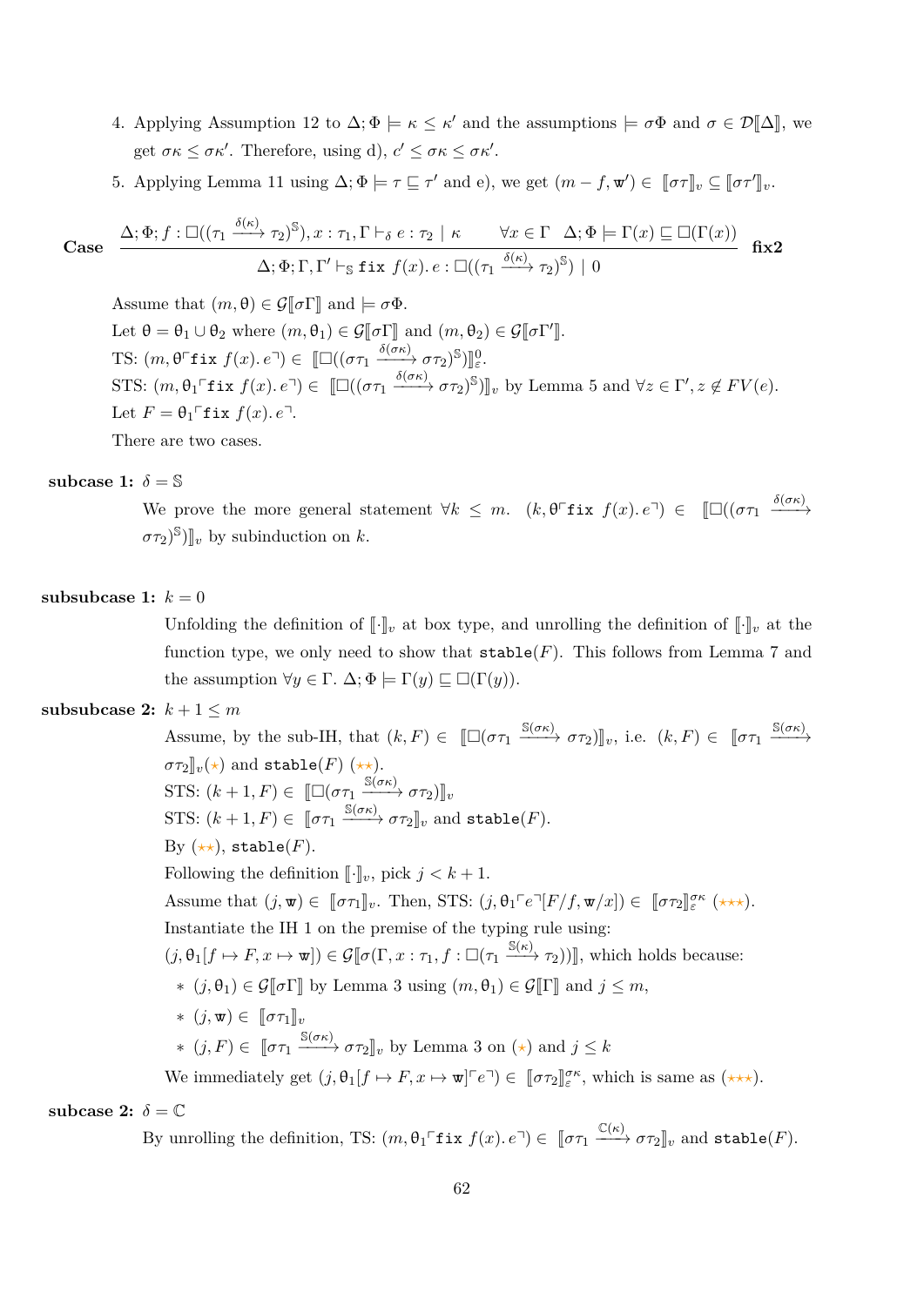4. Applying Assumption 12 to $\Delta; \Phi \models \kappa \leq \kappa'$ and the assumptions $\models \sigma\Phi$ and $\sigma \in \mathcal{D}[\![\Delta]\!]$, we get $\sigma\kappa \leq \sigma\kappa'$. Therefore, using d), $c' \leq \sigma\kappa \leq \sigma\kappa'$.

5. Applying Lemma 11 using $\Delta; \Phi \models \tau \sqsubseteq \tau'$ and e), we get $(m - f, \mathtt{w}') \in [\![\sigma\tau]\!]_v \subseteq [\![\sigma\tau']\!]_v$.

**Case**

$$\frac{\Delta; \Phi; f : \square((\tau_1 \xrightarrow{\delta(\kappa)} \tau_2)^{\mathbb{S}}), x : \tau_1, \Gamma \vdash_\delta e : \tau_2 \mid \kappa \qquad \forall x \in \Gamma \quad \Delta; \Phi \models \Gamma(x) \sqsubseteq \square(\Gamma(x))}{\Delta; \Phi; \Gamma, \Gamma' \vdash_{\mathbb{S}} \mathtt{fix}\ f(x).\, e : \square((\tau_1 \xrightarrow{\delta(\kappa)} \tau_2)^{\mathbb{S}}) \mid 0} \ \textbf{fix2}$$

Assume that $(m, \theta) \in \mathcal{G}[\![\sigma\Gamma]\!]$ and $\models \sigma\Phi$.
Let $\theta = \theta_1 \cup \theta_2$ where $(m, \theta_1) \in \mathcal{G}[\![\sigma\Gamma]\!]$ and $(m, \theta_2) \in \mathcal{G}[\![\sigma\Gamma']\!]$.
TS: $(m, \theta\ulcorner\mathtt{fix}\ f(x).\, e\urcorner) \in [\![\square((\sigma\tau_1 \xrightarrow{\delta(\sigma\kappa)} \sigma\tau_2)^{\mathbb{S}})]\!]^0_\varepsilon$.
STS: $(m, \theta_1\ulcorner\mathtt{fix}\ f(x).\, e\urcorner) \in [\![\square((\sigma\tau_1 \xrightarrow{\delta(\sigma\kappa)} \sigma\tau_2)^{\mathbb{S}})]\!]_v$ by Lemma 5 and $\forall z \in \Gamma', z \notin FV(e)$.
Let $F = \theta_1\ulcorner\mathtt{fix}\ f(x).\, e\urcorner$.
There are two cases.

**subcase 1:** $\delta = \mathbb{S}$

We prove the more general statement $\forall k \leq m.\ \ (k, \theta\ulcorner\mathtt{fix}\ f(x).\, e\urcorner) \in [\![\square((\sigma\tau_1 \xrightarrow{\delta(\sigma\kappa)} \sigma\tau_2)^{\mathbb{S}})]\!]_v$ by subinduction on $k$.

**subsubcase 1:** $k = 0$

Unfolding the definition of $[\![\cdot]\!]_v$ at box type, and unrolling the definition of $[\![\cdot]\!]_v$ at the function type, we only need to show that $\mathtt{stable}(F)$. This follows from Lemma 7 and the assumption $\forall y \in \Gamma.\ \Delta; \Phi \models \Gamma(y) \sqsubseteq \square(\Gamma(y))$.

**subsubcase 2:** $k + 1 \leq m$

Assume, by the sub-IH, that $(k, F) \in [\![\square(\sigma\tau_1 \xrightarrow{\mathbb{S}(\sigma\kappa)} \sigma\tau_2)]\!]_v$, i.e. $(k, F) \in [\![\sigma\tau_1 \xrightarrow{\mathbb{S}(\sigma\kappa)} \sigma\tau_2]\!]_v (\star)$ and $\mathtt{stable}(F)$ $(\star\star)$.
STS: $(k + 1, F) \in [\![\square(\sigma\tau_1 \xrightarrow{\mathbb{S}(\sigma\kappa)} \sigma\tau_2)]\!]_v$
STS: $(k + 1, F) \in [\![\sigma\tau_1 \xrightarrow{\mathbb{S}(\sigma\kappa)} \sigma\tau_2]\!]_v$ and $\mathtt{stable}(F)$.
By $(\star\star)$, $\mathtt{stable}(F)$.
Following the definition $[\![\cdot]\!]_v$, pick $j < k + 1$.
Assume that $(j, \mathtt{w}) \in [\![\sigma\tau_1]\!]_v$. Then, STS: $(j, \theta_1\ulcorner e\urcorner[F/f, \mathtt{w}/x]) \in [\![\sigma\tau_2]\!]^{\sigma\kappa}_\varepsilon$ $(\star\star\star)$.
Instantiate the IH 1 on the premise of the typing rule using:
$(j, \theta_1[f \mapsto F, x \mapsto \mathtt{w}]) \in \mathcal{G}[\![\sigma(\Gamma, x : \tau_1, f : \square(\tau_1 \xrightarrow{\mathbb{S}(\kappa)} \tau_2))]\!]$, which holds because:

- $(j, \theta_1) \in \mathcal{G}[\![\sigma\Gamma]\!]$ by Lemma 3 using $(m, \theta_1) \in \mathcal{G}[\![\Gamma]\!]$ and $j \leq m$,
- $(j, \mathtt{w}) \in [\![\sigma\tau_1]\!]_v$
- $(j, F) \in [\![\sigma\tau_1 \xrightarrow{\mathbb{S}(\sigma\kappa)} \sigma\tau_2]\!]_v$ by Lemma 3 on $(\star)$ and $j \leq k$

We immediately get $(j, \theta_1[f \mapsto F, x \mapsto \mathtt{w}]\ulcorner e\urcorner) \in [\![\sigma\tau_2]\!]^{\sigma\kappa}_\varepsilon$, which is same as $(\star\star\star)$.

**subcase 2:** $\delta = \mathbb{C}$

By unrolling the definition, TS: $(m, \theta_1\ulcorner\mathtt{fix}\ f(x).\, e\urcorner) \in [\![\sigma\tau_1 \xrightarrow{\mathbb{C}(\kappa)} \sigma\tau_2]\!]_v$ and $\mathtt{stable}(F)$.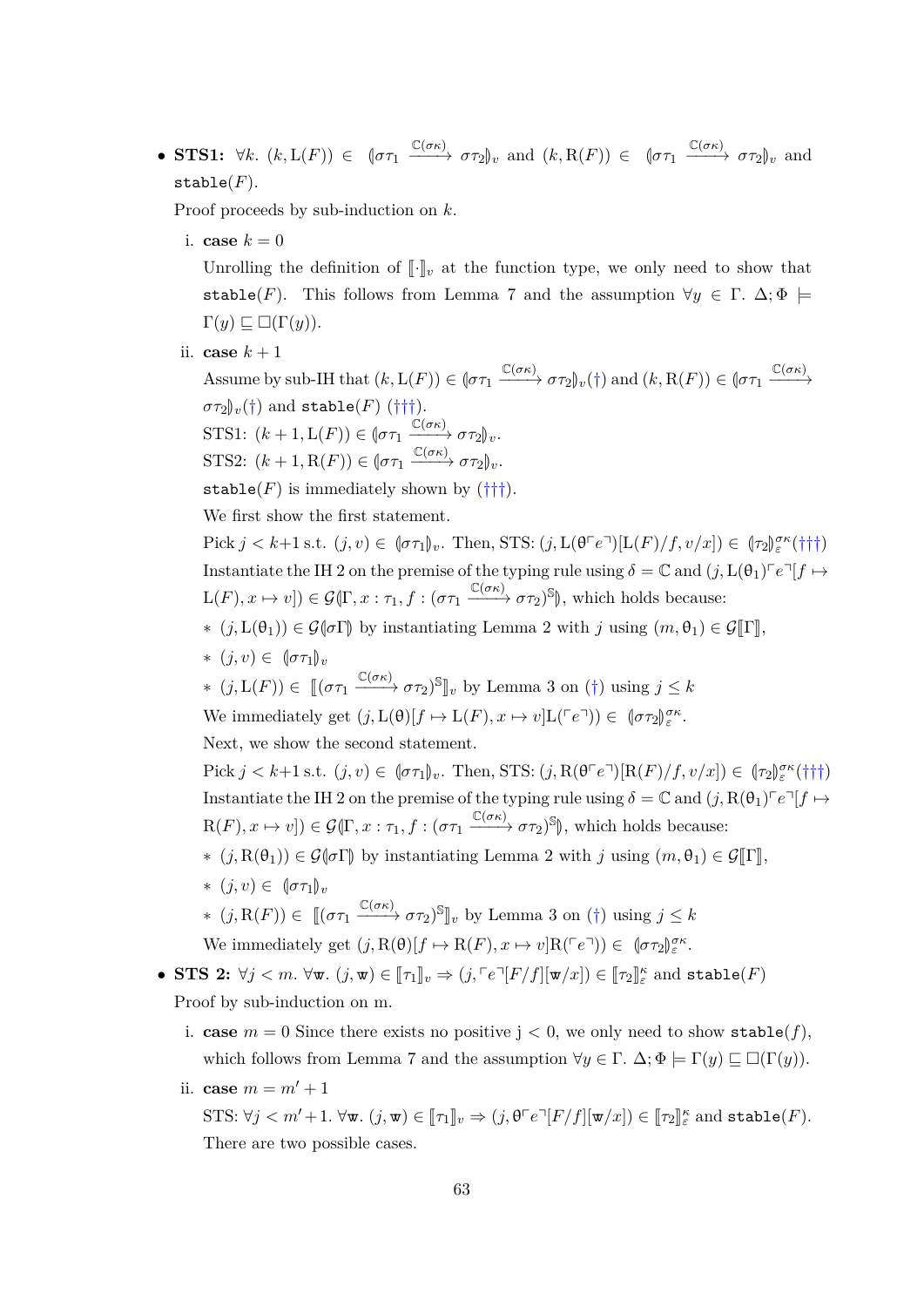- **STS1:** $\forall k.\ (k, \mathrm{L}(F)) \in (\!|\sigma\tau_1 \xrightarrow{\mathbb{C}(\sigma\kappa)} \sigma\tau_2|\!)_v$ and $(k, \mathrm{R}(F)) \in (\!|\sigma\tau_1 \xrightarrow{\mathbb{C}(\sigma\kappa)} \sigma\tau_2|\!)_v$ and $\mathtt{stable}(F)$.

  Proof proceeds by sub-induction on $k$.

  i. **case** $k = 0$

     Unrolling the definition of $[\![\cdot]\!]_v$ at the function type, we only need to show that $\mathtt{stable}(F)$. This follows from Lemma 7 and the assumption $\forall y \in \Gamma.\ \Delta; \Phi \models \Gamma(y) \sqsubseteq \square(\Gamma(y))$.

  ii. **case** $k + 1$

     Assume by sub-IH that $(k, \mathrm{L}(F)) \in (\!|\sigma\tau_1 \xrightarrow{\mathbb{C}(\sigma\kappa)} \sigma\tau_2|\!)_v(\dagger)$ and $(k, \mathrm{R}(F)) \in (\!|\sigma\tau_1 \xrightarrow{\mathbb{C}(\sigma\kappa)} \sigma\tau_2|\!)_v(\dagger)$ and $\mathtt{stable}(F)$ ($\dagger\dagger\dagger$).

     STS1: $(k+1, \mathrm{L}(F)) \in (\!|\sigma\tau_1 \xrightarrow{\mathbb{C}(\sigma\kappa)} \sigma\tau_2|\!)_v$.

     STS2: $(k+1, \mathrm{R}(F)) \in (\!|\sigma\tau_1 \xrightarrow{\mathbb{C}(\sigma\kappa)} \sigma\tau_2|\!)_v$.

     $\mathtt{stable}(F)$ is immediately shown by ($\dagger\dagger\dagger$).

     We first show the first statement.

     Pick $j < k+1$ s.t. $(j, v) \in (\!|\sigma\tau_1|\!)_v$. Then, STS: $(j, \mathrm{L}(\theta\ulcorner e\urcorner)[\mathrm{L}(F)/f, v/x]) \in (\!|\tau_2|\!)_\varepsilon^{\sigma\kappa}(\dagger\dagger\dagger)$

     Instantiate the IH 2 on the premise of the typing rule using $\delta = \mathbb{C}$ and $(j, \mathrm{L}(\theta_1)\ulcorner e\urcorner[f \mapsto \mathrm{L}(F), x \mapsto v]) \in \mathcal{G}(\!|\Gamma, x : \tau_1, f : (\sigma\tau_1 \xrightarrow{\mathbb{C}(\sigma\kappa)} \sigma\tau_2)^{\mathbb{S}}|\!)$, which holds because:

     - $(j, \mathrm{L}(\theta_1)) \in \mathcal{G}(\!|\sigma\Gamma|\!)$ by instantiating Lemma 2 with $j$ using $(m, \theta_1) \in \mathcal{G}[\![\Gamma]\!]$,
     - $(j, v) \in (\!|\sigma\tau_1|\!)_v$
     - $(j, \mathrm{L}(F)) \in [\![(\sigma\tau_1 \xrightarrow{\mathbb{C}(\sigma\kappa)} \sigma\tau_2)^{\mathbb{S}}]\!]_v$ by Lemma 3 on ($\dagger$) using $j \leq k$

     We immediately get $(j, \mathrm{L}(\theta)[f \mapsto \mathrm{L}(F), x \mapsto v]\mathrm{L}(\ulcorner e\urcorner)) \in (\!|\sigma\tau_2|\!)_\varepsilon^{\sigma\kappa}$.

     Next, we show the second statement.

     Pick $j < k+1$ s.t. $(j, v) \in (\!|\sigma\tau_1|\!)_v$. Then, STS: $(j, \mathrm{R}(\theta\ulcorner e\urcorner)[\mathrm{R}(F)/f, v/x]) \in (\!|\tau_2|\!)_\varepsilon^{\sigma\kappa}(\dagger\dagger\dagger)$

     Instantiate the IH 2 on the premise of the typing rule using $\delta = \mathbb{C}$ and $(j, \mathrm{R}(\theta_1)\ulcorner e\urcorner[f \mapsto \mathrm{R}(F), x \mapsto v]) \in \mathcal{G}(\!|\Gamma, x : \tau_1, f : (\sigma\tau_1 \xrightarrow{\mathbb{C}(\sigma\kappa)} \sigma\tau_2)^{\mathbb{S}}|\!)$, which holds because:

     - $(j, \mathrm{R}(\theta_1)) \in \mathcal{G}(\!|\sigma\Gamma|\!)$ by instantiating Lemma 2 with $j$ using $(m, \theta_1) \in \mathcal{G}[\![\Gamma]\!]$,
     - $(j, v) \in (\!|\sigma\tau_1|\!)_v$
     - $(j, \mathrm{R}(F)) \in [\![(\sigma\tau_1 \xrightarrow{\mathbb{C}(\sigma\kappa)} \sigma\tau_2)^{\mathbb{S}}]\!]_v$ by Lemma 3 on ($\dagger$) using $j \leq k$

     We immediately get $(j, \mathrm{R}(\theta)[f \mapsto \mathrm{R}(F), x \mapsto v]\mathrm{R}(\ulcorner e\urcorner)) \in (\!|\sigma\tau_2|\!)_\varepsilon^{\sigma\kappa}$.

- **STS 2:** $\forall j < m.\ \forall \mathtt{w}.\ (j, \mathtt{w}) \in [\![\tau_1]\!]_v \Rightarrow (j, \ulcorner e\urcorner[F/f][\mathtt{w}/x]) \in [\![\tau_2]\!]_\varepsilon^\kappa$ and $\mathtt{stable}(F)$

  Proof by sub-induction on m.

  i. **case** $m = 0$ Since there exists no positive j $< 0$, we only need to show $\mathtt{stable}(f)$, which follows from Lemma 7 and the assumption $\forall y \in \Gamma.\ \Delta; \Phi \models \Gamma(y) \sqsubseteq \square(\Gamma(y))$.

  ii. **case** $m = m' + 1$

     STS: $\forall j < m'+1.\ \forall \mathtt{w}.\ (j, \mathtt{w}) \in [\![\tau_1]\!]_v \Rightarrow (j, \theta\ulcorner e\urcorner[F/f][\mathtt{w}/x]) \in [\![\tau_2]\!]_\varepsilon^\kappa$ and $\mathtt{stable}(F)$.

     There are two possible cases.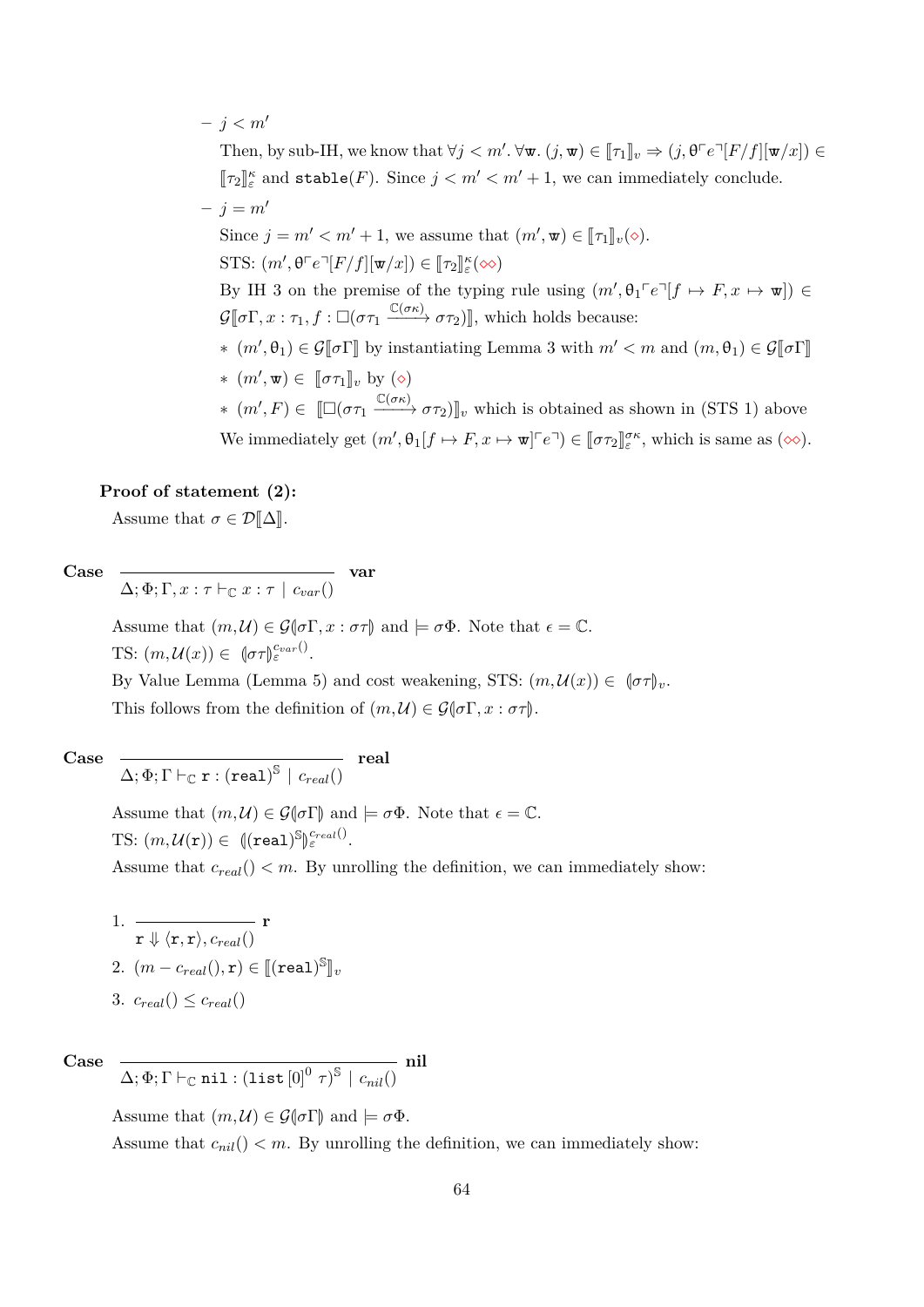- $j < m'$

  Then, by sub-IH, we know that $\forall j < m'. \forall \mathtt{w}. (j, \mathtt{w}) \in [\![\tau_1]\!]_v \Rightarrow (j, \theta \ulcorner e \urcorner [F/f][\mathtt{w}/x]) \in [\![\tau_2]\!]^{\kappa}_{\varepsilon}$ and $\mathtt{stable}(F)$. Since $j < m' < m' + 1$, we can immediately conclude.

- $j = m'$

  Since $j = m' < m' + 1$, we assume that $(m', \mathtt{w}) \in [\![\tau_1]\!]_v (\diamond)$.

  STS: $(m', \theta \ulcorner e \urcorner [F/f][\mathtt{w}/x]) \in [\![\tau_2]\!]^{\kappa}_{\varepsilon} (\diamond\diamond)$

  By IH 3 on the premise of the typing rule using $(m', \theta_1 \ulcorner e \urcorner [f \mapsto F, x \mapsto \mathtt{w}]) \in \mathcal{G}[\![\sigma\Gamma, x : \tau_1, f : \square(\sigma\tau_1 \xrightarrow{\mathbb{C}(\sigma\kappa)} \sigma\tau_2)]\!]$, which holds because:

  * $(m', \theta_1) \in \mathcal{G}[\![\sigma\Gamma]\!]$ by instantiating Lemma 3 with $m' < m$ and $(m, \theta_1) \in \mathcal{G}[\![\sigma\Gamma]\!]$
  * $(m', \mathtt{w}) \in [\![\sigma\tau_1]\!]_v$ by $(\diamond)$
  * $(m', F) \in [\![\square(\sigma\tau_1 \xrightarrow{\mathbb{C}(\sigma\kappa)} \sigma\tau_2)]\!]_v$ which is obtained as shown in (STS 1) above

  We immediately get $(m', \theta_1[f \mapsto F, x \mapsto \mathtt{w}] \ulcorner e \urcorner) \in [\![\sigma\tau_2]\!]^{\sigma\kappa}_{\varepsilon}$, which is same as $(\diamond\diamond)$.

**Proof of statement (2):**

Assume that $\sigma \in \mathcal{D}[\![\Delta]\!]$.

**Case** $\dfrac{}{\Delta; \Phi; \Gamma, x : \tau \vdash_{\mathbb{C}} x : \tau \mid c_{var}()}$ **var**

Assume that $(m, \mathcal{U}) \in \mathcal{G}(\!|\sigma\Gamma, x : \sigma\tau|\!)$ and $\models \sigma\Phi$. Note that $\epsilon = \mathbb{C}$.

TS: $(m, \mathcal{U}(x)) \in (\!|\sigma\tau|\!)^{c_{var}()}_{\varepsilon}$.

By Value Lemma (Lemma 5) and cost weakening, STS: $(m, \mathcal{U}(x)) \in (\!|\sigma\tau|\!)_v$.

This follows from the definition of $(m, \mathcal{U}) \in \mathcal{G}(\!|\sigma\Gamma, x : \sigma\tau|\!)$.

**Case** $\dfrac{}{\Delta; \Phi; \Gamma \vdash_{\mathbb{C}} \mathtt{r} : (\mathtt{real})^{\mathbb{S}} \mid c_{real}()}$ **real**

Assume that $(m, \mathcal{U}) \in \mathcal{G}(\!|\sigma\Gamma|\!)$ and $\models \sigma\Phi$. Note that $\epsilon = \mathbb{C}$.

TS: $(m, \mathcal{U}(\mathtt{r})) \in (\!|(\mathtt{real})^{\mathbb{S}}|\!)^{c_{real}()}_{\varepsilon}$.

Assume that $c_{real}() < m$. By unrolling the definition, we can immediately show:

1. $\dfrac{}{\mathtt{r} \Downarrow \langle \mathtt{r}, \mathtt{r} \rangle, c_{real}()}$ **r**
2. $(m - c_{real}(), \mathtt{r}) \in [\![(\mathtt{real})^{\mathbb{S}}]\!]_v$
3. $c_{real}() \leq c_{real}()$

**Case** $\dfrac{}{\Delta; \Phi; \Gamma \vdash_{\mathbb{C}} \mathtt{nil} : (\mathtt{list}\,[0]^0\ \tau)^{\mathbb{S}} \mid c_{nil}()}$ **nil**

Assume that $(m, \mathcal{U}) \in \mathcal{G}(\!|\sigma\Gamma|\!)$ and $\models \sigma\Phi$.

Assume that $c_{nil}() < m$. By unrolling the definition, we can immediately show: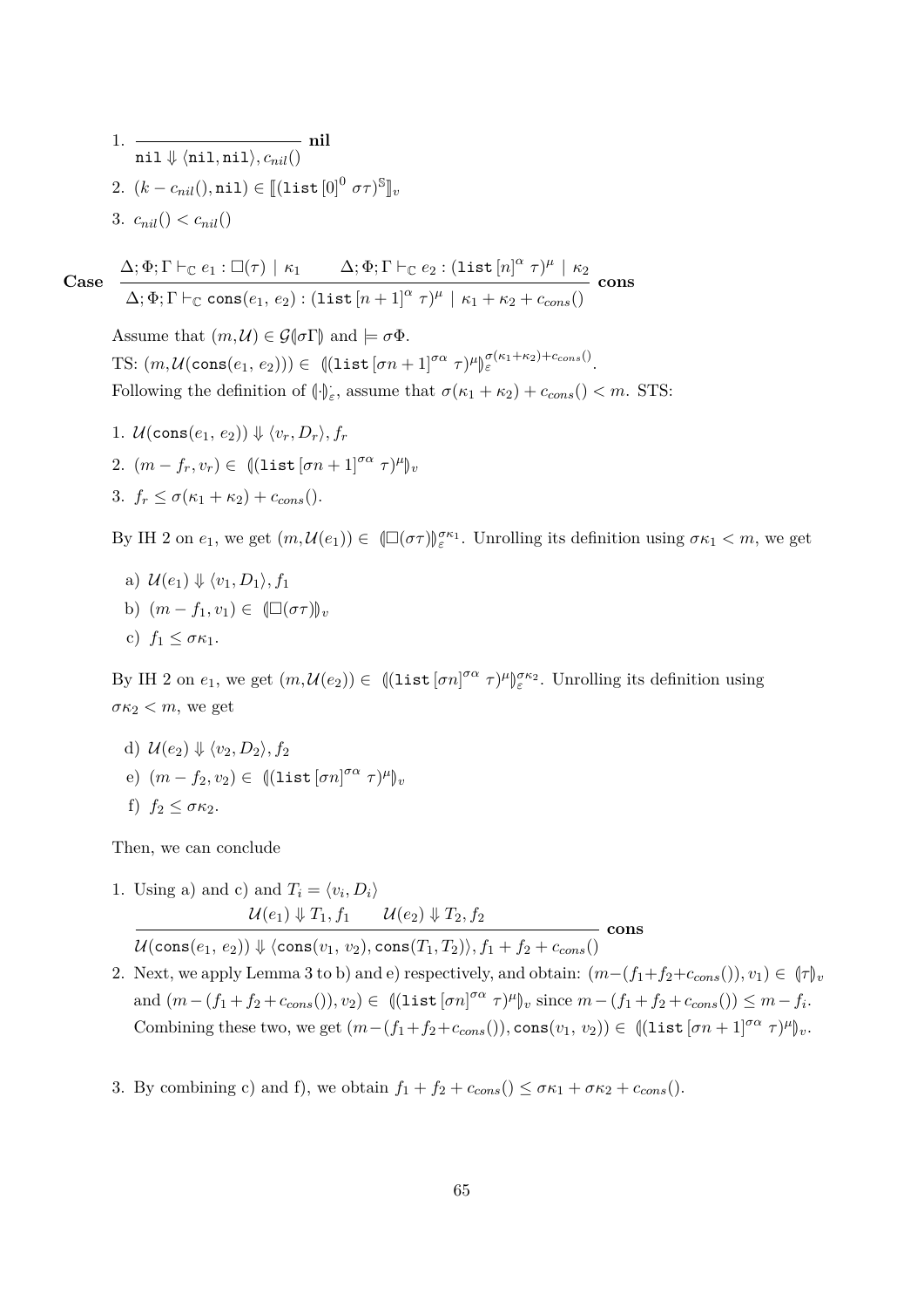1. $$\frac{}{\texttt{nil} \Downarrow \langle \texttt{nil}, \texttt{nil} \rangle, c_{nil}()} \textbf{ nil}$$

2. $(k - c_{nil}(), \texttt{nil}) \in [\![(\texttt{list}\,[0]^0\ \sigma\tau)^{\mathbb{S}}]\!]_v$

3. $c_{nil}() < c_{nil}()$

**Case** $$\frac{\Delta;\Phi;\Gamma \vdash_{\mathbb{C}} e_1 : \square(\tau) \mid \kappa_1 \qquad \Delta;\Phi;\Gamma \vdash_{\mathbb{C}} e_2 : (\texttt{list}\,[n]^{\alpha}\ \tau)^{\mu} \mid \kappa_2}{\Delta;\Phi;\Gamma \vdash_{\mathbb{C}} \texttt{cons}(e_1,\, e_2) : (\texttt{list}\,[n+1]^{\alpha}\ \tau)^{\mu} \mid \kappa_1 + \kappa_2 + c_{cons}()} \textbf{ cons}$$

Assume that $(m, \mathcal{U}) \in \mathcal{G}(\!|\sigma\Gamma|\!)$ and $\models \sigma\Phi$.

TS: $(m, \mathcal{U}(\texttt{cons}(e_1,\, e_2))) \in (\!|(\texttt{list}\,[\sigma n+1]^{\sigma\alpha}\ \tau)^{\mu}|\!)_{\varepsilon}^{\sigma(\kappa_1+\kappa_2)+c_{cons}()}$.

Following the definition of $(\!|\cdot|\!)_{\varepsilon}^{\cdot}$, assume that $\sigma(\kappa_1+\kappa_2)+c_{cons}() < m$. STS:

1. $\mathcal{U}(\texttt{cons}(e_1,\, e_2)) \Downarrow \langle v_r, D_r\rangle, f_r$
2. $(m - f_r, v_r) \in (\!|(\texttt{list}\,[\sigma n+1]^{\sigma\alpha}\ \tau)^{\mu}|\!)_v$
3. $f_r \leq \sigma(\kappa_1+\kappa_2)+c_{cons}()$.

By IH 2 on $e_1$, we get $(m, \mathcal{U}(e_1)) \in (\!|\square(\sigma\tau)|\!)_{\varepsilon}^{\sigma\kappa_1}$. Unrolling its definition using $\sigma\kappa_1 < m$, we get

a) $\mathcal{U}(e_1) \Downarrow \langle v_1, D_1\rangle, f_1$

b) $(m - f_1, v_1) \in (\!|\square(\sigma\tau)|\!)_v$

c) $f_1 \leq \sigma\kappa_1$.

By IH 2 on $e_1$, we get $(m, \mathcal{U}(e_2)) \in (\!|(\texttt{list}\,[\sigma n]^{\sigma\alpha}\ \tau)^{\mu}|\!)_{\varepsilon}^{\sigma\kappa_2}$. Unrolling its definition using $\sigma\kappa_2 < m$, we get

d) $\mathcal{U}(e_2) \Downarrow \langle v_2, D_2\rangle, f_2$

e) $(m - f_2, v_2) \in (\!|(\texttt{list}\,[\sigma n]^{\sigma\alpha}\ \tau)^{\mu}|\!)_v$

f) $f_2 \leq \sigma\kappa_2$.

Then, we can conclude

1. Using a) and c) and $T_i = \langle v_i, D_i\rangle$
$$\frac{\mathcal{U}(e_1) \Downarrow T_1, f_1 \qquad \mathcal{U}(e_2) \Downarrow T_2, f_2}{\mathcal{U}(\texttt{cons}(e_1,\, e_2)) \Downarrow \langle \texttt{cons}(v_1,\, v_2), \texttt{cons}(T_1, T_2)\rangle, f_1+f_2+c_{cons}()} \textbf{ cons}$$
2. Next, we apply Lemma 3 to b) and e) respectively, and obtain: $(m-(f_1+f_2+c_{cons}()), v_1) \in (\!|\tau|\!)_v$ and $(m-(f_1+f_2+c_{cons}()), v_2) \in (\!|(\texttt{list}\,[\sigma n]^{\sigma\alpha}\ \tau)^{\mu}|\!)_v$ since $m-(f_1+f_2+c_{cons}()) \leq m - f_i$. Combining these two, we get $(m-(f_1+f_2+c_{cons}()), \texttt{cons}(v_1,\, v_2)) \in (\!|(\texttt{list}\,[\sigma n+1]^{\sigma\alpha}\ \tau)^{\mu}|\!)_v$.
3. By combining c) and f), we obtain $f_1+f_2+c_{cons}() \leq \sigma\kappa_1 + \sigma\kappa_2 + c_{cons}()$.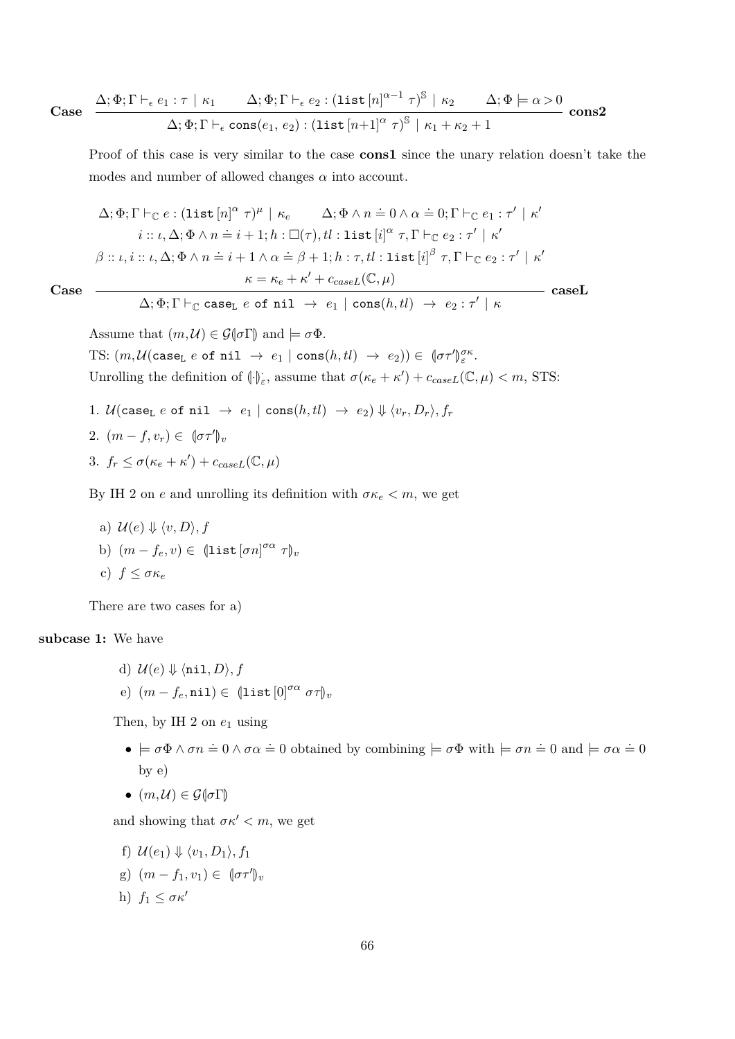**Case** 

$$\frac{\Delta; \Phi; \Gamma \vdash_\epsilon e_1 : \tau \mid \kappa_1 \qquad \Delta; \Phi; \Gamma \vdash_\epsilon e_2 : (\texttt{list}\,[n]^{\alpha-1}\ \tau)^{\mathbb{S}} \mid \kappa_2 \qquad \Delta; \Phi \models \alpha > 0}{\Delta; \Phi; \Gamma \vdash_\epsilon \texttt{cons}(e_1,\, e_2) : (\texttt{list}\,[n{+}1]^{\alpha}\ \tau)^{\mathbb{S}} \mid \kappa_1 + \kappa_2 + 1}\ \textbf{cons2}$$

Proof of this case is very similar to the case **cons1** since the unary relation doesn't take the modes and number of allowed changes $\alpha$ into account.

**Case** 

$$\frac{\begin{array}{c}\Delta; \Phi; \Gamma \vdash_{\mathbb{C}} e : (\texttt{list}\,[n]^{\alpha}\ \tau)^{\mu} \mid \kappa_e \qquad \Delta; \Phi \wedge n \doteq 0 \wedge \alpha \doteq 0; \Gamma \vdash_{\mathbb{C}} e_1 : \tau' \mid \kappa' \\ i :: \iota, \Delta; \Phi \wedge n \doteq i+1; h : \Box(\tau), tl : \texttt{list}\,[i]^{\alpha}\ \tau, \Gamma \vdash_{\mathbb{C}} e_2 : \tau' \mid \kappa' \\ \beta :: \iota, i :: \iota, \Delta; \Phi \wedge n \doteq i+1 \wedge \alpha \doteq \beta + 1; h : \tau, tl : \texttt{list}\,[i]^{\beta}\ \tau, \Gamma \vdash_{\mathbb{C}} e_2 : \tau' \mid \kappa' \\ \kappa = \kappa_e + \kappa' + c_{caseL}(\mathbb{C}, \mu)\end{array}}{\Delta; \Phi; \Gamma \vdash_{\mathbb{C}} \texttt{case}_{\texttt{L}}\ e\ \texttt{of nil}\ \rightarrow\ e_1 \mid \texttt{cons}(h, tl)\ \rightarrow\ e_2 : \tau' \mid \kappa}\ \textbf{caseL}$$

Assume that $(m, \mathcal{U}) \in \mathcal{G}(\!|\sigma\Gamma|\!)$ and $\models \sigma\Phi$.

TS: $(m, \mathcal{U}(\texttt{case}_{\texttt{L}}\ e\ \texttt{of nil}\ \rightarrow\ e_1 \mid \texttt{cons}(h, tl)\ \rightarrow\ e_2)) \in (\!|\sigma\tau'|\!)_{\varepsilon}^{\sigma\kappa}$.

Unrolling the definition of $(\!|\cdot|\!)_{\varepsilon}^{\cdot}$, assume that $\sigma(\kappa_e + \kappa') + c_{caseL}(\mathbb{C}, \mu) < m$, STS:

1. $\mathcal{U}(\texttt{case}_{\texttt{L}}\ e\ \texttt{of nil}\ \rightarrow\ e_1 \mid \texttt{cons}(h, tl)\ \rightarrow\ e_2) \Downarrow \langle v_r, D_r\rangle, f_r$
2. $(m - f, v_r) \in (\!|\sigma\tau'|\!)_v$
3. $f_r \leq \sigma(\kappa_e + \kappa') + c_{caseL}(\mathbb{C}, \mu)$

By IH 2 on $e$ and unrolling its definition with $\sigma\kappa_e < m$, we get

a) $\mathcal{U}(e) \Downarrow \langle v, D\rangle, f$

b) $(m - f_e, v) \in (\!|\texttt{list}\,[\sigma n]^{\sigma\alpha}\ \tau|\!)_v$

c) $f \leq \sigma\kappa_e$

There are two cases for a)

**subcase 1:** We have

d) $\mathcal{U}(e) \Downarrow \langle \texttt{nil}, D\rangle, f$

e) $(m - f_e, \texttt{nil}) \in (\!|\texttt{list}\,[0]^{\sigma\alpha}\ \sigma\tau|\!)_v$

Then, by IH 2 on $e_1$ using

- $\models \sigma\Phi \wedge \sigma n \doteq 0 \wedge \sigma\alpha \doteq 0$ obtained by combining $\models \sigma\Phi$ with $\models \sigma n \doteq 0$ and $\models \sigma\alpha \doteq 0$ by e)
- $(m, \mathcal{U}) \in \mathcal{G}(\!|\sigma\Gamma|\!)$

and showing that $\sigma\kappa' < m$, we get

f) $\mathcal{U}(e_1) \Downarrow \langle v_1, D_1\rangle, f_1$

g) $(m - f_1, v_1) \in (\!|\sigma\tau'|\!)_v$

h) $f_1 \leq \sigma\kappa'$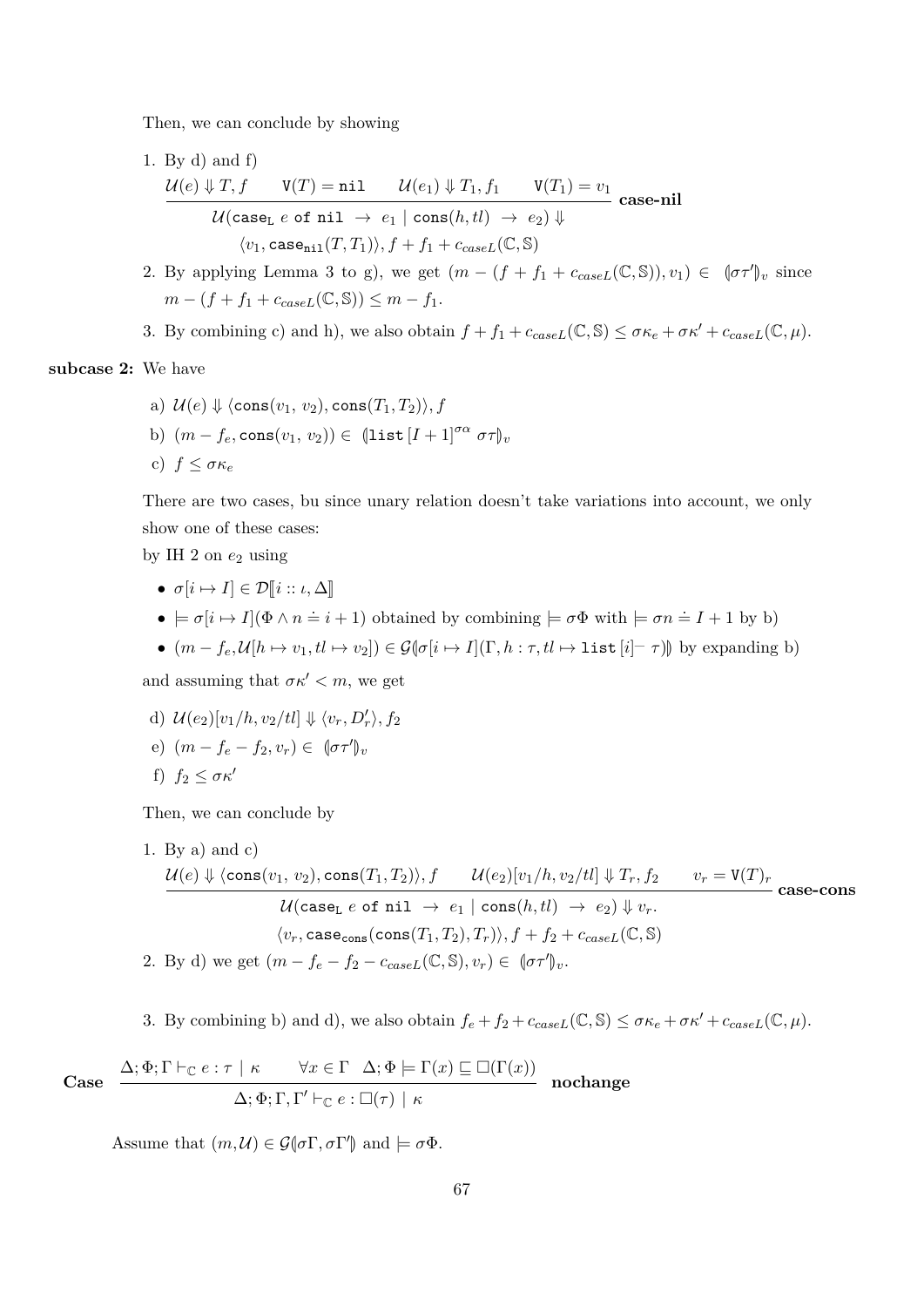Then, we can conclude by showing

1. By d) and f)

$$\frac{\mathcal{U}(e) \Downarrow T, f \qquad \mathtt{V}(T) = \mathtt{nil} \qquad \mathcal{U}(e_1) \Downarrow T_1, f_1 \qquad \mathtt{V}(T_1) = v_1}{\begin{array}{c}\mathcal{U}(\mathtt{case_L}\ e\ \mathtt{of\ nil}\ \rightarrow\ e_1 \mid \mathtt{cons}(h, tl)\ \rightarrow\ e_2) \Downarrow \\ \langle v_1, \mathtt{case_{nil}}(T, T_1)\rangle, f + f_1 + c_{caseL}(\mathbb{C}, \mathbb{S})\end{array}}\ \textbf{case-nil}$$

2. By applying Lemma 3 to g), we get $(m - (f + f_1 + c_{caseL}(\mathbb{C}, \mathbb{S})), v_1) \in\ (\!|\sigma\tau'|\!)_v$ since $m - (f + f_1 + c_{caseL}(\mathbb{C}, \mathbb{S})) \leq m - f_1$.
3. By combining c) and h), we also obtain $f + f_1 + c_{caseL}(\mathbb{C}, \mathbb{S}) \leq \sigma\kappa_e + \sigma\kappa' + c_{caseL}(\mathbb{C}, \mu)$.

**subcase 2:** We have

a) $\mathcal{U}(e) \Downarrow \langle \mathtt{cons}(v_1,\ v_2), \mathtt{cons}(T_1, T_2)\rangle, f$

b) $(m - f_e, \mathtt{cons}(v_1,\ v_2)) \in\ (\!|\mathtt{list}\,[I+1]^{\sigma\alpha}\ \sigma\tau|\!)_v$

c) $f \leq \sigma\kappa_e$

There are two cases, bu since unary relation doesn't take variations into account, we only show one of these cases:

by IH 2 on $e_2$ using

- $\sigma[i \mapsto I] \in \mathcal{D}[\![i :: \iota, \Delta]\!]$
- $\models \sigma[i \mapsto I](\Phi \wedge n \doteq i + 1)$ obtained by combining $\models \sigma\Phi$ with $\models \sigma n \doteq I + 1$ by b)
- $(m - f_e, \mathcal{U}[h \mapsto v_1, tl \mapsto v_2]) \in \mathcal{G}(\!|\sigma[i \mapsto I](\Gamma, h : \tau, tl \mapsto \mathtt{list}\,[i]^{-}\ \tau)|\!)$ by expanding b)

and assuming that $\sigma\kappa' < m$, we get

d) $\mathcal{U}(e_2)[v_1/h, v_2/tl] \Downarrow \langle v_r, D'_r\rangle, f_2$

e) $(m - f_e - f_2, v_r) \in\ (\!|\sigma\tau'|\!)_v$

f) $f_2 \leq \sigma\kappa'$

Then, we can conclude by

1. By a) and c)

$$\frac{\mathcal{U}(e) \Downarrow \langle \mathtt{cons}(v_1,\ v_2), \mathtt{cons}(T_1, T_2)\rangle, f \qquad \mathcal{U}(e_2)[v_1/h, v_2/tl] \Downarrow T_r, f_2 \qquad v_r = \mathtt{V}(T)_r}{\begin{array}{c}\mathcal{U}(\mathtt{case_L}\ e\ \mathtt{of\ nil}\ \rightarrow\ e_1 \mid \mathtt{cons}(h, tl)\ \rightarrow\ e_2) \Downarrow v_r. \\ \langle v_r, \mathtt{case_{cons}}(\mathtt{cons}(T_1, T_2), T_r)\rangle, f + f_2 + c_{caseL}(\mathbb{C}, \mathbb{S})\end{array}}\ \textbf{case-cons}$$

2. By d) we get $(m - f_e - f_2 - c_{caseL}(\mathbb{C}, \mathbb{S}), v_r) \in\ (\!|\sigma\tau'|\!)_v$.
3. By combining b) and d), we also obtain $f_e + f_2 + c_{caseL}(\mathbb{C}, \mathbb{S}) \leq \sigma\kappa_e + \sigma\kappa' + c_{caseL}(\mathbb{C}, \mu)$.

**Case** $\dfrac{\Delta; \Phi; \Gamma \vdash_{\mathbb{C}} e : \tau \mid \kappa \qquad \forall x \in \Gamma \quad \Delta; \Phi \models \Gamma(x) \sqsubseteq \square(\Gamma(x))}{\Delta; \Phi; \Gamma, \Gamma' \vdash_{\mathbb{C}} e : \square(\tau) \mid \kappa}$ **nochange**

Assume that $(m, \mathcal{U}) \in \mathcal{G}(\!|\sigma\Gamma, \sigma\Gamma'|\!)$ and $\models \sigma\Phi$.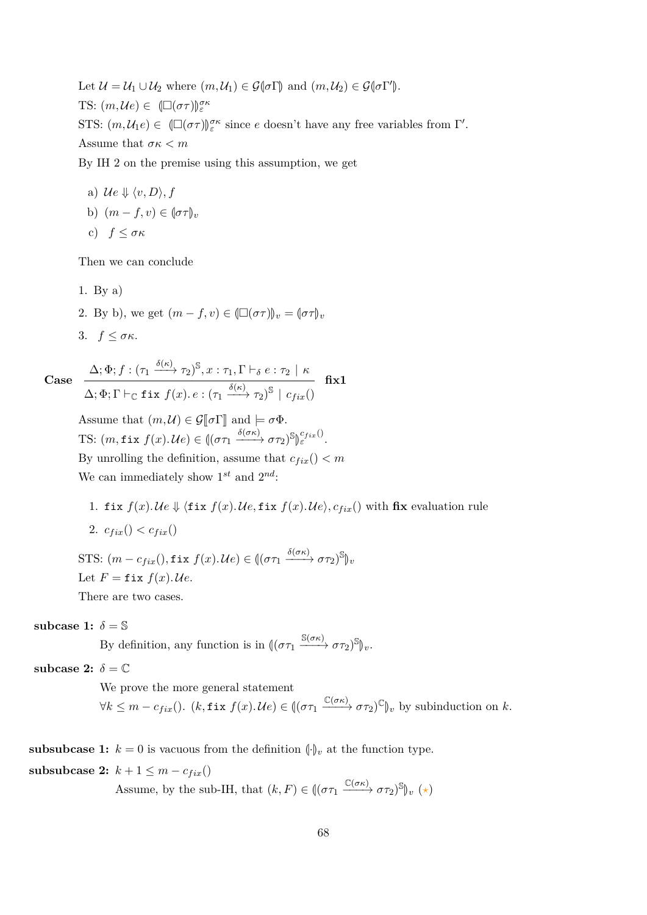Let $\mathcal{U} = \mathcal{U}_1 \cup \mathcal{U}_2$ where $(m, \mathcal{U}_1) \in \mathcal{G}(\!|\sigma\Gamma|\!)$ and $(m, \mathcal{U}_2) \in \mathcal{G}(\!|\sigma\Gamma'|\!)$.

TS: $(m, \mathcal{U}e) \in (\!|\square(\sigma\tau)|\!)_{\varepsilon}^{\sigma\kappa}$

STS: $(m, \mathcal{U}_1 e) \in (\!|\square(\sigma\tau)|\!)_{\varepsilon}^{\sigma\kappa}$ since $e$ doesn't have any free variables from $\Gamma'$.

Assume that $\sigma\kappa < m$

By IH 2 on the premise using this assumption, we get

a) $\mathcal{U}e \Downarrow \langle v, D\rangle, f$

b) $(m - f, v) \in (\!|\sigma\tau|\!)_v$

c) $f \leq \sigma\kappa$

Then we can conclude

1. By a)
2. By b), we get $(m - f, v) \in (\!|\square(\sigma\tau)|\!)_v = (\!|\sigma\tau|\!)_v$
3. $f \leq \sigma\kappa$.

**Case**
$$\frac{\Delta; \Phi; f : (\tau_1 \xrightarrow{\delta(\kappa)} \tau_2)^{\mathbb{S}}, x : \tau_1, \Gamma \vdash_{\delta} e : \tau_2 \mid \kappa}{\Delta; \Phi; \Gamma \vdash_{\mathbb{C}} \texttt{fix}\ f(x).\, e : (\tau_1 \xrightarrow{\delta(\kappa)} \tau_2)^{\mathbb{S}} \mid c_{fix}()} \ \textbf{fix1}$$

Assume that $(m, \mathcal{U}) \in \mathcal{G}[\![\sigma\Gamma]\!]$ and $\models \sigma\Phi$.

TS: $(m, \texttt{fix}\ f(x).\mathcal{U}e) \in (\!|(\sigma\tau_1 \xrightarrow{\delta(\sigma\kappa)} \sigma\tau_2)^{\mathbb{S}}|\!)_{\varepsilon}^{c_{fix}()}$.

By unrolling the definition, assume that $c_{fix}() < m$

We can immediately show $1^{st}$ and $2^{nd}$:

1. $\texttt{fix}\ f(x).\mathcal{U}e \Downarrow \langle \texttt{fix}\ f(x).\mathcal{U}e, \texttt{fix}\ f(x).\mathcal{U}e\rangle, c_{fix}()$ with **fix** evaluation rule
2. $c_{fix}() < c_{fix}()$

STS: $(m - c_{fix}(), \texttt{fix}\ f(x).\mathcal{U}e) \in (\!|(\sigma\tau_1 \xrightarrow{\delta(\sigma\kappa)} \sigma\tau_2)^{\mathbb{S}}|\!)_v$

Let $F = \texttt{fix}\ f(x).\mathcal{U}e$.

There are two cases.

**subcase 1:** $\delta = \mathbb{S}$

By definition, any function is in $(\!|(\sigma\tau_1 \xrightarrow{\mathbb{S}(\sigma\kappa)} \sigma\tau_2)^{\mathbb{S}}|\!)_v$.

**subcase 2:** $\delta = \mathbb{C}$

We prove the more general statement

$\forall k \leq m - c_{fix}().\ (k, \texttt{fix}\ f(x).\mathcal{U}e) \in (\!|(\sigma\tau_1 \xrightarrow{\mathbb{C}(\sigma\kappa)} \sigma\tau_2)^{\mathbb{C}}|\!)_v$ by subinduction on $k$.

**subsubcase 1:** $k = 0$ is vacuous from the definition $(\!|\cdot|\!)_v$ at the function type.

**subsubcase 2:** $k + 1 \leq m - c_{fix}()$

Assume, by the sub-IH, that $(k, F) \in (\!|(\sigma\tau_1 \xrightarrow{\mathbb{C}(\sigma\kappa)} \sigma\tau_2)^{\mathbb{S}}|\!)_v$ ($\star$)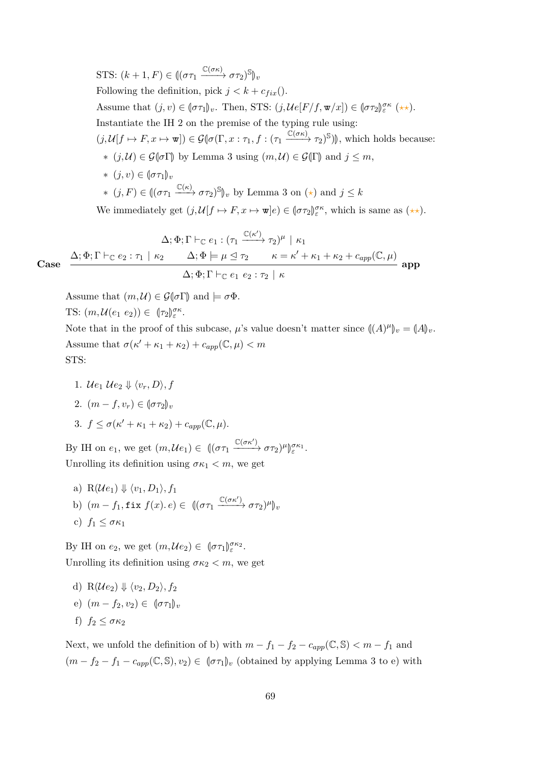STS: $(k+1, F) \in \llparenthesis(\sigma\tau_1 \xrightarrow{\mathbb{C}(\sigma\kappa)} \sigma\tau_2)^{\mathbb{S}}\rrparenthesis_v$

Following the definition, pick $j < k + c_{fix}()$.

Assume that $(j, v) \in \llparenthesis\sigma\tau_1\rrparenthesis_v$. Then, STS: $(j, \mathcal{U}e[F/f, \mathtt{w}/x]) \in \llparenthesis\sigma\tau_2\rrparenthesis_\varepsilon^{\sigma\kappa}$ ($\star\star$).

Instantiate the IH 2 on the premise of the typing rule using:

$(j, \mathcal{U}[f \mapsto F, x \mapsto \mathtt{w}]) \in \mathcal{G}\llparenthesis\sigma(\Gamma, x : \tau_1, f : (\tau_1 \xrightarrow{\mathbb{C}(\sigma\kappa)} \tau_2)^{\mathbb{S}})\rrparenthesis$, which holds because:

- $(j, \mathcal{U}) \in \mathcal{G}\llparenthesis\sigma\Gamma\rrparenthesis$ by Lemma 3 using $(m, \mathcal{U}) \in \mathcal{G}\llparenthesis\Gamma\rrparenthesis$ and $j \leq m$,
- $(j, v) \in \llparenthesis\sigma\tau_1\rrparenthesis_v$
- $(j, F) \in \llparenthesis(\sigma\tau_1 \xrightarrow{\mathbb{C}(\kappa)} \sigma\tau_2)^{\mathbb{S}}\rrparenthesis_v$ by Lemma 3 on ($\star$) and $j \leq k$

We immediately get $(j, \mathcal{U}[f \mapsto F, x \mapsto \mathtt{w}]e) \in \llparenthesis\sigma\tau_2\rrparenthesis_\varepsilon^{\sigma\kappa}$, which is same as ($\star\star$).

**Case**

$$\frac{\Delta; \Phi; \Gamma \vdash_{\mathbb{C}} e_1 : (\tau_1 \xrightarrow{\mathbb{C}(\kappa')} \tau_2)^{\mu} \mid \kappa_1 \qquad \Delta; \Phi; \Gamma \vdash_{\mathbb{C}} e_2 : \tau_1 \mid \kappa_2 \qquad \Delta; \Phi \models \mu \trianglelefteq \tau_2 \qquad \kappa = \kappa' + \kappa_1 + \kappa_2 + c_{app}(\mathbb{C}, \mu)}{\Delta; \Phi; \Gamma \vdash_{\mathbb{C}} e_1\ e_2 : \tau_2 \mid \kappa} \textbf{ app}$$

Assume that $(m, \mathcal{U}) \in \mathcal{G}\llparenthesis\sigma\Gamma\rrparenthesis$ and $\models \sigma\Phi$.

TS: $(m, \mathcal{U}(e_1\ e_2)) \in \llparenthesis\tau_2\rrparenthesis_\varepsilon^{\sigma\kappa}$.

Note that in the proof of this subcase, $\mu$'s value doesn't matter since $\llparenthesis(A)^{\mu}\rrparenthesis_v = \llparenthesis A\rrparenthesis_v$.

Assume that $\sigma(\kappa' + \kappa_1 + \kappa_2) + c_{app}(\mathbb{C}, \mu) < m$

STS:

1. $\mathcal{U}e_1\ \mathcal{U}e_2 \Downarrow \langle v_r, D\rangle, f$
2. $(m - f, v_r) \in \llparenthesis\sigma\tau_2\rrparenthesis_v$
3. $f \leq \sigma(\kappa' + \kappa_1 + \kappa_2) + c_{app}(\mathbb{C}, \mu)$.

By IH on $e_1$, we get $(m, \mathcal{U}e_1) \in \llparenthesis(\sigma\tau_1 \xrightarrow{\mathbb{C}(\sigma\kappa')} \sigma\tau_2)^{\mu}\rrparenthesis_\varepsilon^{\sigma\kappa_1}$.

Unrolling its definition using $\sigma\kappa_1 < m$, we get

a) $\mathrm{R}(\mathcal{U}e_1) \Downarrow \langle v_1, D_1\rangle, f_1$

b) $(m - f_1, \mathtt{fix}\ f(x).\, e) \in \llparenthesis(\sigma\tau_1 \xrightarrow{\mathbb{C}(\sigma\kappa')} \sigma\tau_2)^{\mu}\rrparenthesis_v$

c) $f_1 \leq \sigma\kappa_1$

By IH on $e_2$, we get $(m, \mathcal{U}e_2) \in \llparenthesis\sigma\tau_1\rrparenthesis_\varepsilon^{\sigma\kappa_2}$.

Unrolling its definition using $\sigma\kappa_2 < m$, we get

d) $\mathrm{R}(\mathcal{U}e_2) \Downarrow \langle v_2, D_2\rangle, f_2$

e) $(m - f_2, v_2) \in \llparenthesis\sigma\tau_1\rrparenthesis_v$

f) $f_2 \leq \sigma\kappa_2$

Next, we unfold the definition of b) with $m - f_1 - f_2 - c_{app}(\mathbb{C}, \mathbb{S}) < m - f_1$ and $(m - f_2 - f_1 - c_{app}(\mathbb{C}, \mathbb{S}), v_2) \in \llparenthesis\sigma\tau_1\rrparenthesis_v$ (obtained by applying Lemma 3 to e) with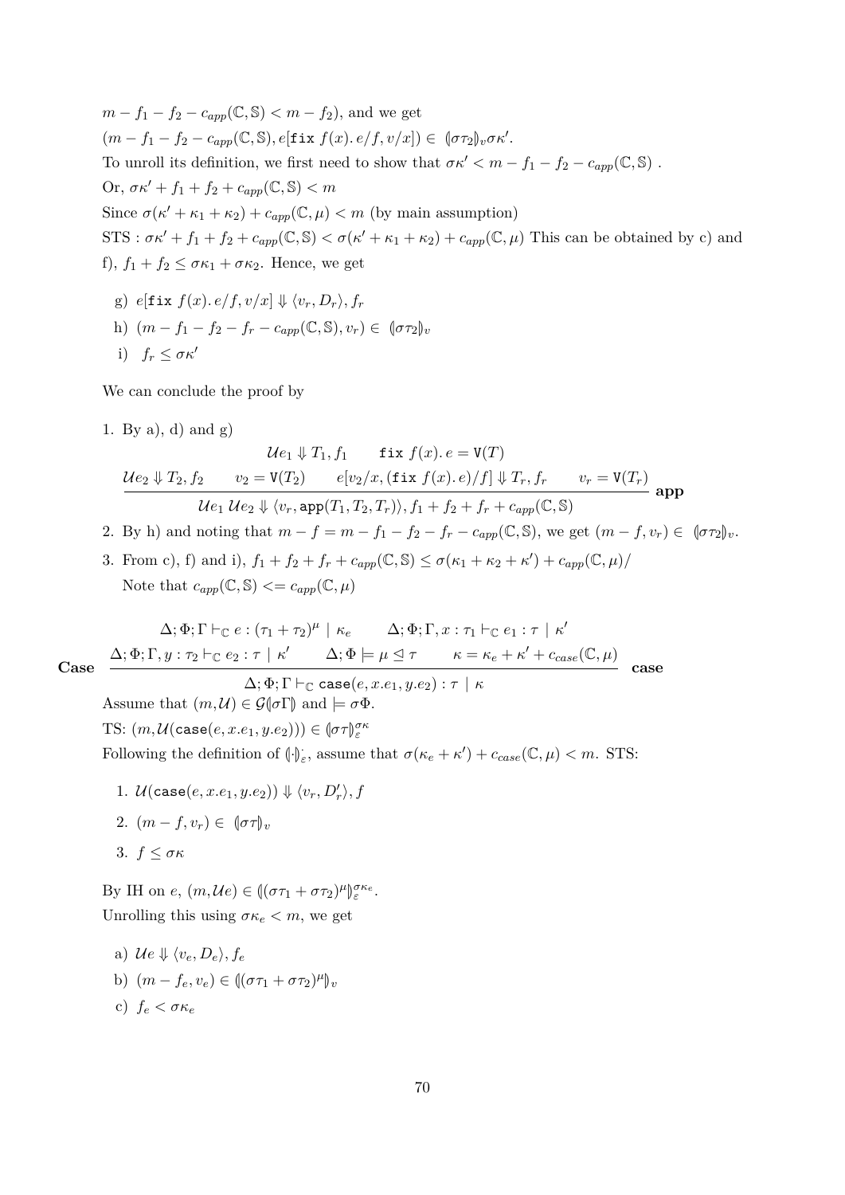$m - f_1 - f_2 - c_{app}(\mathbb{C}, \mathbb{S}) < m - f_2$), and we get

$(m - f_1 - f_2 - c_{app}(\mathbb{C}, \mathbb{S}), e[\texttt{fix}\ f(x).\ e/f, v/x]) \in \ (\!|\sigma\tau_2|\!)_v \sigma\kappa'$.

To unroll its definition, we first need to show that $\sigma\kappa' < m - f_1 - f_2 - c_{app}(\mathbb{C}, \mathbb{S})$ .

Or, $\sigma\kappa' + f_1 + f_2 + c_{app}(\mathbb{C}, \mathbb{S}) < m$

Since $\sigma(\kappa' + \kappa_1 + \kappa_2) + c_{app}(\mathbb{C}, \mu) < m$ (by main assumption)

STS : $\sigma\kappa' + f_1 + f_2 + c_{app}(\mathbb{C}, \mathbb{S}) < \sigma(\kappa' + \kappa_1 + \kappa_2) + c_{app}(\mathbb{C}, \mu)$ This can be obtained by c) and f), $f_1 + f_2 \leq \sigma\kappa_1 + \sigma\kappa_2$. Hence, we get

g) $e[\texttt{fix}\ f(x).\ e/f, v/x] \Downarrow \langle v_r, D_r \rangle, f_r$

h) $(m - f_1 - f_2 - f_r - c_{app}(\mathbb{C}, \mathbb{S}), v_r) \in \ (\!|\sigma\tau_2|\!)_v$

i) $f_r \leq \sigma\kappa'$

We can conclude the proof by

1. By a), d) and g)

$$\dfrac{\mathcal{U}e_2 \Downarrow T_2, f_2 \qquad v_2 = \texttt{V}(T_2) \qquad \begin{array}{c}\mathcal{U}e_1 \Downarrow T_1, f_1 \qquad \texttt{fix}\ f(x).\ e = \texttt{V}(T) \\ e[v_2/x, (\texttt{fix}\ f(x).\ e)/f] \Downarrow T_r, f_r\end{array} \qquad v_r = \texttt{V}(T_r)}{\mathcal{U}e_1\ \mathcal{U}e_2 \Downarrow \langle v_r, \texttt{app}(T_1, T_2, T_r) \rangle, f_1 + f_2 + f_r + c_{app}(\mathbb{C}, \mathbb{S})}\ \textbf{app}$$

2. By h) and noting that $m - f = m - f_1 - f_2 - f_r - c_{app}(\mathbb{C}, \mathbb{S})$, we get $(m - f, v_r) \in \ (\!|\sigma\tau_2|\!)_v$.

3. From c), f) and i), $f_1 + f_2 + f_r + c_{app}(\mathbb{C}, \mathbb{S}) \leq \sigma(\kappa_1 + \kappa_2 + \kappa') + c_{app}(\mathbb{C}, \mu)/$
   Note that $c_{app}(\mathbb{C}, \mathbb{S}) <= c_{app}(\mathbb{C}, \mu)$

**Case**
$$\dfrac{\begin{array}{c}\Delta; \Phi; \Gamma \vdash_{\mathbb{C}} e : (\tau_1 + \tau_2)^{\mu} \mid \kappa_e \qquad \Delta; \Phi; \Gamma, x : \tau_1 \vdash_{\mathbb{C}} e_1 : \tau \mid \kappa' \\ \Delta; \Phi; \Gamma, y : \tau_2 \vdash_{\mathbb{C}} e_2 : \tau \mid \kappa' \qquad \Delta; \Phi \models \mu \trianglelefteq \tau \qquad \kappa = \kappa_e + \kappa' + c_{case}(\mathbb{C}, \mu)\end{array}}{\Delta; \Phi; \Gamma \vdash_{\mathbb{C}} \texttt{case}(e, x.e_1, y.e_2) : \tau \mid \kappa}\ \textbf{case}$$

Assume that $(m, \mathcal{U}) \in \mathcal{G}(\!|\sigma\Gamma|\!)$ and $\models \sigma\Phi$.

TS: $(m, \mathcal{U}(\texttt{case}(e, x.e_1, y.e_2))) \in (\!|\sigma\tau|\!)_{\varepsilon}^{\sigma\kappa}$

Following the definition of $(\!|\cdot|\!)_{\varepsilon}^{\cdot}$, assume that $\sigma(\kappa_e + \kappa') + c_{case}(\mathbb{C}, \mu) < m$. STS:

1. $\mathcal{U}(\texttt{case}(e, x.e_1, y.e_2)) \Downarrow \langle v_r, D_r' \rangle, f$
2. $(m - f, v_r) \in \ (\!|\sigma\tau|\!)_v$
3. $f \leq \sigma\kappa$

By IH on $e$, $(m, \mathcal{U}e) \in (\!|(\sigma\tau_1 + \sigma\tau_2)^{\mu}|\!)_{\varepsilon}^{\sigma\kappa_e}$.

Unrolling this using $\sigma\kappa_e < m$, we get

a) $\mathcal{U}e \Downarrow \langle v_e, D_e \rangle, f_e$

b) $(m - f_e, v_e) \in (\!|(\sigma\tau_1 + \sigma\tau_2)^{\mu}|\!)_v$

c) $f_e < \sigma\kappa_e$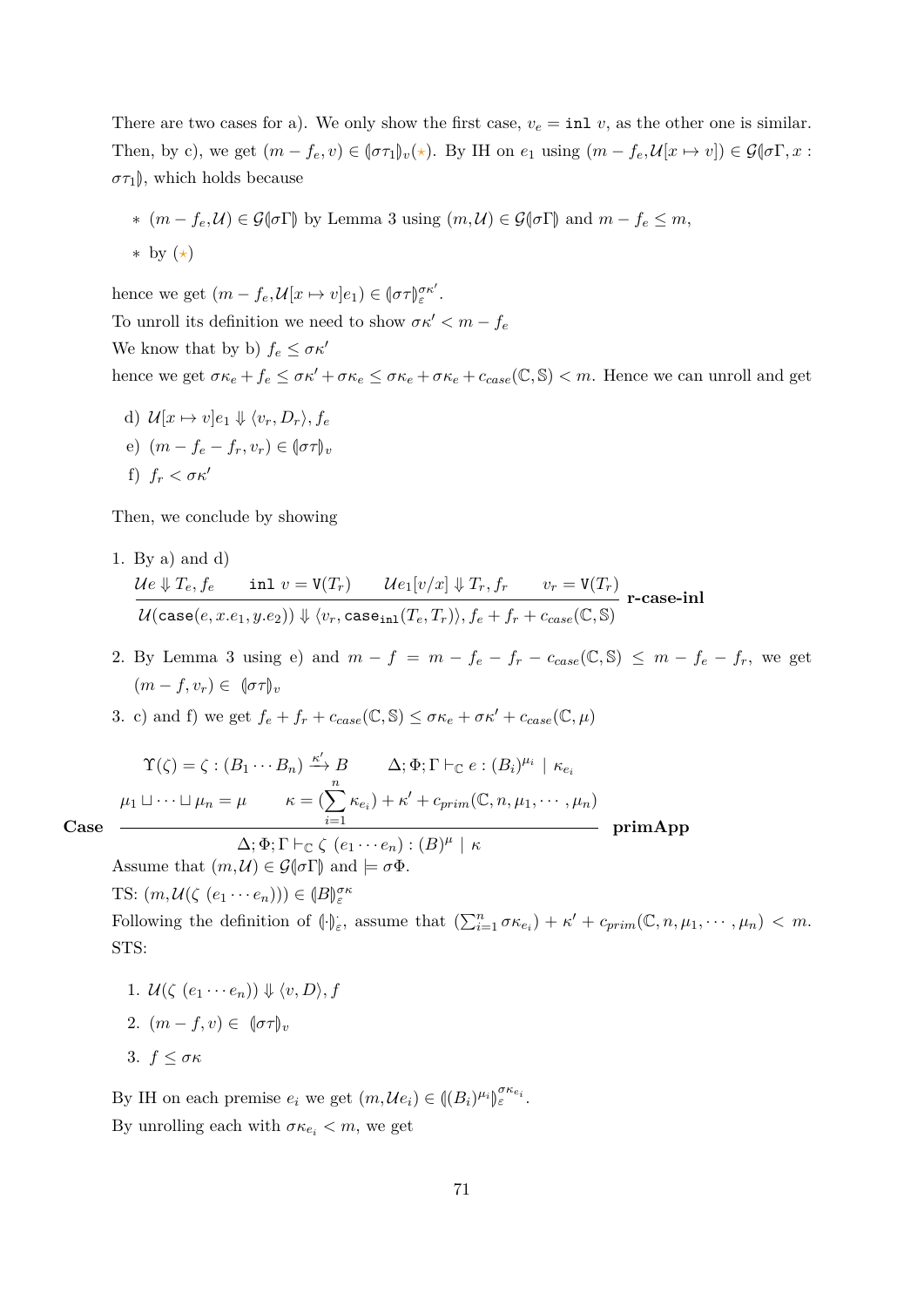There are two cases for a). We only show the first case, $v_e = \texttt{inl}\ v$, as the other one is similar. Then, by c), we get $(m - f_e, v) \in (\!|\sigma\tau_1|\!)_v(\star)$. By IH on $e_1$ using $(m - f_e, \mathcal{U}[x \mapsto v]) \in \mathcal{G}(\!|\sigma\Gamma, x : \sigma\tau_1|\!)$, which holds because

- $(m - f_e, \mathcal{U}) \in \mathcal{G}(\!|\sigma\Gamma|\!)$ by Lemma 3 using $(m, \mathcal{U}) \in \mathcal{G}(\!|\sigma\Gamma|\!)$ and $m - f_e \leq m$,
- by $(\star)$

hence we get $(m - f_e, \mathcal{U}[x \mapsto v]e_1) \in (\!|\sigma\tau|\!)_\varepsilon^{\sigma\kappa'}$.

To unroll its definition we need to show $\sigma\kappa' < m - f_e$

We know that by b) $f_e \leq \sigma\kappa'$

hence we get $\sigma\kappa_e + f_e \leq \sigma\kappa' + \sigma\kappa_e \leq \sigma\kappa_e + \sigma\kappa_e + c_{case}(\mathbb{C}, \mathbb{S}) < m$. Hence we can unroll and get

d) $\mathcal{U}[x \mapsto v]e_1 \Downarrow \langle v_r, D_r \rangle, f_e$

e) $(m - f_e - f_r, v_r) \in (\!|\sigma\tau|\!)_v$

f) $f_r < \sigma\kappa'$

Then, we conclude by showing

1. By a) and d)
$$\dfrac{\mathcal{U}e \Downarrow T_e, f_e \qquad \texttt{inl}\ v = \texttt{V}(T_r) \qquad \mathcal{U}e_1[v/x] \Downarrow T_r, f_r \qquad v_r = \texttt{V}(T_r)}{\mathcal{U}(\texttt{case}(e, x.e_1, y.e_2)) \Downarrow \langle v_r, \texttt{case}_{\texttt{inl}}(T_e, T_r)\rangle, f_e + f_r + c_{case}(\mathbb{C}, \mathbb{S})}\ \textbf{r-case-inl}$$
2. By Lemma 3 using e) and $m - f = m - f_e - f_r - c_{case}(\mathbb{C}, \mathbb{S}) \leq m - f_e - f_r$, we get $(m - f, v_r) \in (\!|\sigma\tau|\!)_v$
3. c) and f) we get $f_e + f_r + c_{case}(\mathbb{C}, \mathbb{S}) \leq \sigma\kappa_e + \sigma\kappa' + c_{case}(\mathbb{C}, \mu)$

**Case**
$$\dfrac{\Upsilon(\zeta) = \zeta : (B_1 \cdots B_n) \xrightarrow{\kappa'} B \qquad \Delta; \Phi; \Gamma \vdash_{\mathbb{C}} e : (B_i)^{\mu_i} \mid \kappa_{e_i} \qquad \mu_1 \sqcup \cdots \sqcup \mu_n = \mu \qquad \kappa = (\sum_{i=1}^{n} \kappa_{e_i}) + \kappa' + c_{prim}(\mathbb{C}, n, \mu_1, \cdots, \mu_n)}{\Delta; \Phi; \Gamma \vdash_{\mathbb{C}} \zeta\ (e_1 \cdots e_n) : (B)^\mu \mid \kappa}\ \textbf{primApp}$$

Assume that $(m, \mathcal{U}) \in \mathcal{G}(\!|\sigma\Gamma|\!)$ and $\models \sigma\Phi$.

TS: $(m, \mathcal{U}(\zeta\ (e_1 \cdots e_n))) \in (\!|B|\!)_\varepsilon^{\sigma\kappa}$

Following the definition of $(\!|\cdot|\!)_\varepsilon^{\cdot}$, assume that $(\sum_{i=1}^{n} \sigma\kappa_{e_i}) + \kappa' + c_{prim}(\mathbb{C}, n, \mu_1, \cdots, \mu_n) < m$. STS:

1. $\mathcal{U}(\zeta\ (e_1 \cdots e_n)) \Downarrow \langle v, D \rangle, f$
2. $(m - f, v) \in (\!|\sigma\tau|\!)_v$
3. $f \leq \sigma\kappa$

By IH on each premise $e_i$ we get $(m, \mathcal{U}e_i) \in (\!|(B_i)^{\mu_i}|\!)_\varepsilon^{\sigma\kappa_{e_i}}$.

By unrolling each with $\sigma\kappa_{e_i} < m$, we get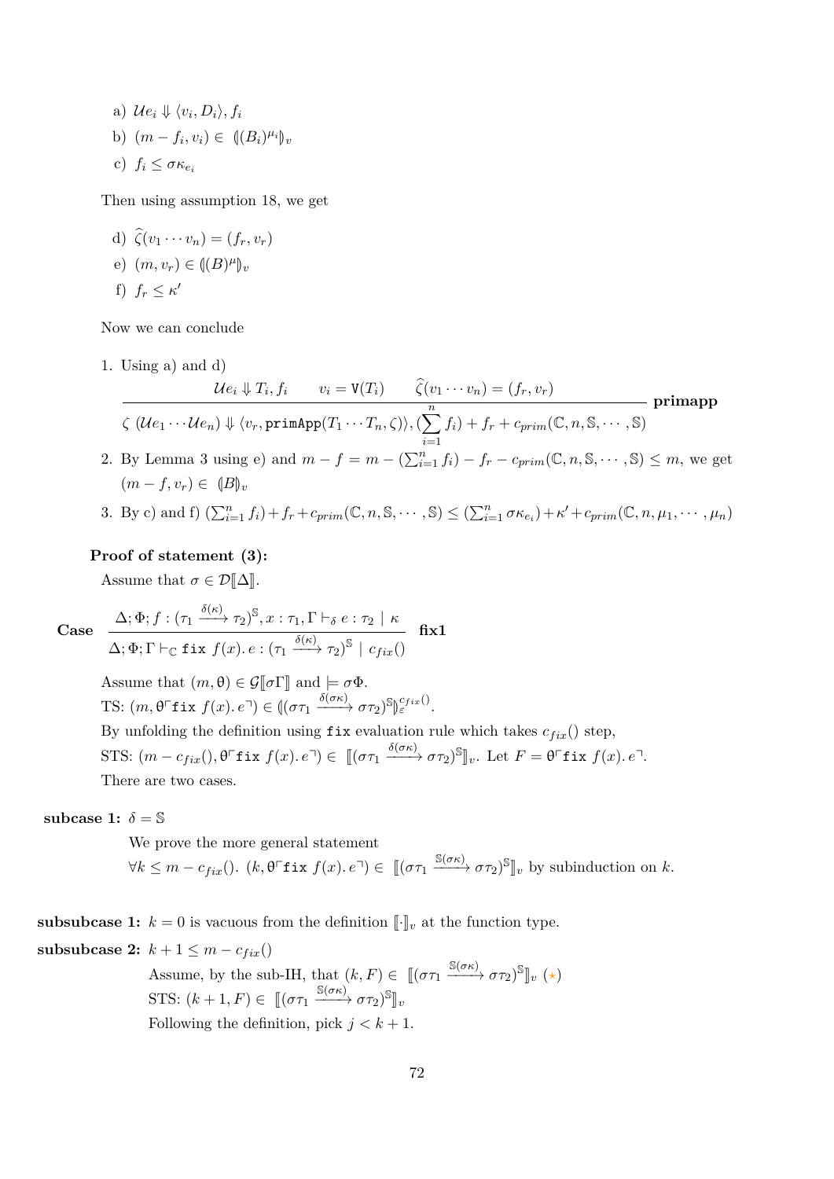a) $\mathcal{U}e_i \Downarrow \langle v_i, D_i\rangle, f_i$

b) $(m - f_i, v_i) \in \ (\!|(B_i)^{\mu_i}|\!)_v$

c) $f_i \leq \sigma\kappa_{e_i}$

Then using assumption 18, we get

d) $\widehat{\zeta}(v_1 \cdots v_n) = (f_r, v_r)$

e) $(m, v_r) \in (\!|(B)^{\mu}|\!)_v$

f) $f_r \leq \kappa'$

Now we can conclude

1. Using a) and d)

$$\dfrac{\mathcal{U}e_i \Downarrow T_i, f_i \qquad v_i = \mathtt{V}(T_i) \qquad \widehat{\zeta}(v_1 \cdots v_n) = (f_r, v_r)}{\zeta\ (\mathcal{U}e_1 \cdots \mathcal{U}e_n) \Downarrow \langle v_r, \mathtt{primApp}(T_1 \cdots T_n, \zeta)\rangle, (\sum_{i=1}^{n} f_i) + f_r + c_{prim}(\mathbb{C}, n, \mathbb{S}, \cdots, \mathbb{S})} \ \textbf{primapp}$$

2. By Lemma 3 using e) and $m - f = m - (\sum_{i=1}^{n} f_i) - f_r - c_{prim}(\mathbb{C}, n, \mathbb{S}, \cdots, \mathbb{S}) \leq m$, we get $(m - f, v_r) \in \ (\!|B|\!)_v$

3. By c) and f) $(\sum_{i=1}^{n} f_i) + f_r + c_{prim}(\mathbb{C}, n, \mathbb{S}, \cdots, \mathbb{S}) \leq (\sum_{i=1}^{n} \sigma\kappa_{e_i}) + \kappa' + c_{prim}(\mathbb{C}, n, \mu_1, \cdots, \mu_n)$

**Proof of statement (3):**

Assume that $\sigma \in \mathcal{D}[\![\Delta]\!]$.

**Case** $$\dfrac{\Delta; \Phi; f : (\tau_1 \xrightarrow{\delta(\kappa)} \tau_2)^{\mathbb{S}}, x : \tau_1, \Gamma \vdash_{\delta} e : \tau_2 \ |\ \kappa}{\Delta; \Phi; \Gamma \vdash_{\mathbb{C}} \mathtt{fix}\ f(x).\, e : (\tau_1 \xrightarrow{\delta(\kappa)} \tau_2)^{\mathbb{S}} \ |\ c_{fix}()} \ \textbf{fix1}$$

Assume that $(m, \theta) \in \mathcal{G}[\![\sigma\Gamma]\!]$ and $\models \sigma\Phi$.

TS: $(m, \theta\ulcorner\mathtt{fix}\ f(x).\, e\urcorner) \in (\!|(\sigma\tau_1 \xrightarrow{\delta(\sigma\kappa)} \sigma\tau_2)^{\mathbb{S}}|\!)_{\varepsilon}^{c_{fix}()}$.

By unfolding the definition using $\mathtt{fix}$ evaluation rule which takes $c_{fix}()$ step,

STS: $(m - c_{fix}(), \theta\ulcorner\mathtt{fix}\ f(x).\, e\urcorner) \in \ [\![(\sigma\tau_1 \xrightarrow{\delta(\sigma\kappa)} \sigma\tau_2)^{\mathbb{S}}]\!]_v$. Let $F = \theta\ulcorner\mathtt{fix}\ f(x).\, e\urcorner$.

There are two cases.

**subcase 1:** $\delta = \mathbb{S}$

We prove the more general statement

$\forall k \leq m - c_{fix}().\ (k, \theta\ulcorner\mathtt{fix}\ f(x).\, e\urcorner) \in \ [\![(\sigma\tau_1 \xrightarrow{\mathbb{S}(\sigma\kappa)} \sigma\tau_2)^{\mathbb{S}}]\!]_v$ by subinduction on $k$.

**subsubcase 1:** $k = 0$ is vacuous from the definition $[\![\cdot]\!]_v$ at the function type.

**subsubcase 2:** $k + 1 \leq m - c_{fix}()$

Assume, by the sub-IH, that $(k, F) \in \ [\![(\sigma\tau_1 \xrightarrow{\mathbb{S}(\sigma\kappa)} \sigma\tau_2)^{\mathbb{S}}]\!]_v$ ($\star$)

STS: $(k + 1, F) \in \ [\![(\sigma\tau_1 \xrightarrow{\mathbb{S}(\sigma\kappa)} \sigma\tau_2)^{\mathbb{S}}]\!]_v$

Following the definition, pick $j < k + 1$.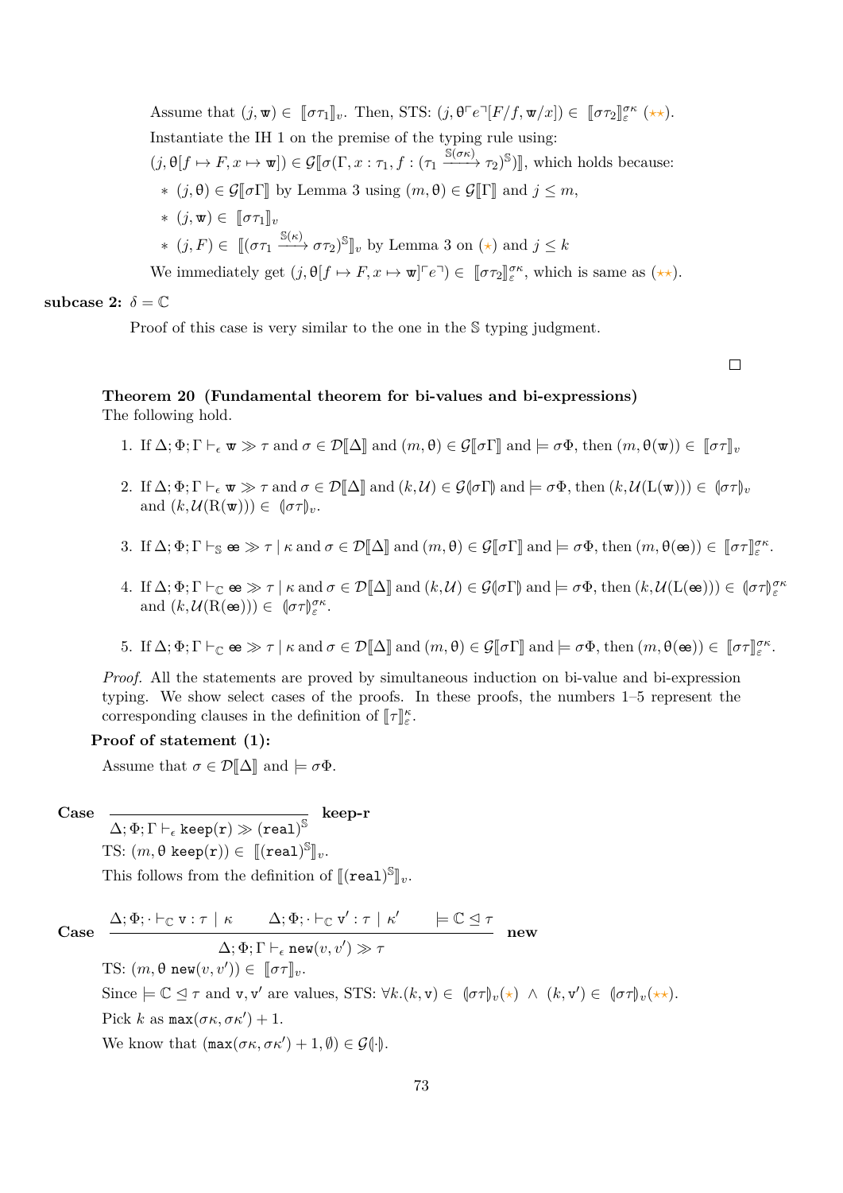Assume that $(j, \mathtt{w}) \in \llbracket \sigma\tau_1 \rrbracket_v$. Then, STS: $(j, \theta\ulcorner e \urcorner[F/f, \mathtt{w}/x]) \in \llbracket \sigma\tau_2 \rrbracket_\varepsilon^{\sigma\kappa}$ $(\star\star)$.

Instantiate the IH 1 on the premise of the typing rule using:

$(j, \theta[f \mapsto F, x \mapsto \mathtt{w}]) \in \mathcal{G}\llbracket \sigma(\Gamma, x : \tau_1, f : (\tau_1 \xrightarrow{\mathbb{S}(\sigma\kappa)} \tau_2)^{\mathbb{S}}) \rrbracket$, which holds because:

- $(j, \theta) \in \mathcal{G}\llbracket \sigma\Gamma \rrbracket$ by Lemma 3 using $(m, \theta) \in \mathcal{G}\llbracket \Gamma \rrbracket$ and $j \le m$,
- $(j, \mathtt{w}) \in \llbracket \sigma\tau_1 \rrbracket_v$
- $(j, F) \in \llbracket (\sigma\tau_1 \xrightarrow{\mathbb{S}(\kappa)} \sigma\tau_2)^{\mathbb{S}} \rrbracket_v$ by Lemma 3 on $(\star)$ and $j \le k$

We immediately get $(j, \theta[f \mapsto F, x \mapsto \mathtt{w}]\ulcorner e \urcorner) \in \llbracket \sigma\tau_2 \rrbracket_\varepsilon^{\sigma\kappa}$, which is same as $(\star\star)$.

**subcase 2:** $\delta = \mathbb{C}$

Proof of this case is very similar to the one in the $\mathbb{S}$ typing judgment.

□

**Theorem 20 (Fundamental theorem for bi-values and bi-expressions)**
The following hold.

1. If $\Delta; \Phi; \Gamma \vdash_\epsilon \mathtt{w} \gg \tau$ and $\sigma \in \mathcal{D}\llbracket \Delta \rrbracket$ and $(m, \theta) \in \mathcal{G}\llbracket \sigma\Gamma \rrbracket$ and $\models \sigma\Phi$, then $(m, \theta(\mathtt{w})) \in \llbracket \sigma\tau \rrbracket_v$
2. If $\Delta; \Phi; \Gamma \vdash_\epsilon \mathtt{w} \gg \tau$ and $\sigma \in \mathcal{D}\llbracket \Delta \rrbracket$ and $(k, \mathcal{U}) \in \mathcal{G}(\!|\sigma\Gamma|\!)$ and $\models \sigma\Phi$, then $(k, \mathcal{U}(\mathrm{L}(\mathtt{w}))) \in (\!|\sigma\tau|\!)_v$ and $(k, \mathcal{U}(\mathrm{R}(\mathtt{w}))) \in (\!|\sigma\tau|\!)_v$.
3. If $\Delta; \Phi; \Gamma \vdash_{\mathbb{S}} \mathtt{ee} \gg \tau \mid \kappa$ and $\sigma \in \mathcal{D}\llbracket \Delta \rrbracket$ and $(m, \theta) \in \mathcal{G}\llbracket \sigma\Gamma \rrbracket$ and $\models \sigma\Phi$, then $(m, \theta(\mathtt{ee})) \in \llbracket \sigma\tau \rrbracket_\varepsilon^{\sigma\kappa}$.
4. If $\Delta; \Phi; \Gamma \vdash_{\mathbb{C}} \mathtt{ee} \gg \tau \mid \kappa$ and $\sigma \in \mathcal{D}\llbracket \Delta \rrbracket$ and $(k, \mathcal{U}) \in \mathcal{G}(\!|\sigma\Gamma|\!)$ and $\models \sigma\Phi$, then $(k, \mathcal{U}(\mathrm{L}(\mathtt{ee}))) \in (\!|\sigma\tau|\!)_\varepsilon^{\sigma\kappa}$ and $(k, \mathcal{U}(\mathrm{R}(\mathtt{ee}))) \in (\!|\sigma\tau|\!)_\varepsilon^{\sigma\kappa}$.
5. If $\Delta; \Phi; \Gamma \vdash_{\mathbb{C}} \mathtt{ee} \gg \tau \mid \kappa$ and $\sigma \in \mathcal{D}\llbracket \Delta \rrbracket$ and $(m, \theta) \in \mathcal{G}\llbracket \sigma\Gamma \rrbracket$ and $\models \sigma\Phi$, then $(m, \theta(\mathtt{ee})) \in \llbracket \sigma\tau \rrbracket_\varepsilon^{\sigma\kappa}$.

*Proof.* All the statements are proved by simultaneous induction on bi-value and bi-expression typing. We show select cases of the proofs. In these proofs, the numbers 1–5 represent the corresponding clauses in the definition of $\llbracket \tau \rrbracket_\varepsilon^\kappa$.

**Proof of statement (1):**

Assume that $\sigma \in \mathcal{D}\llbracket \Delta \rrbracket$ and $\models \sigma\Phi$.

**Case** $\dfrac{}{\Delta; \Phi; \Gamma \vdash_\epsilon \mathtt{keep}(\mathtt{r}) \gg (\mathtt{real})^{\mathbb{S}}}$ **keep-r**

TS: $(m, \theta\ \mathtt{keep}(\mathtt{r})) \in \llbracket (\mathtt{real})^{\mathbb{S}} \rrbracket_v$.

This follows from the definition of $\llbracket (\mathtt{real})^{\mathbb{S}} \rrbracket_v$.

**Case** $\dfrac{\Delta; \Phi; \cdot \vdash_{\mathbb{C}} \mathtt{v} : \tau \mid \kappa \qquad \Delta; \Phi; \cdot \vdash_{\mathbb{C}} \mathtt{v}' : \tau \mid \kappa' \qquad \models \mathbb{C} \trianglelefteq \tau}{\Delta; \Phi; \Gamma \vdash_\epsilon \mathtt{new}(v, v') \gg \tau}$ **new**

TS: $(m, \theta\ \mathtt{new}(v, v')) \in \llbracket \sigma\tau \rrbracket_v$.

Since $\models \mathbb{C} \trianglelefteq \tau$ and $\mathtt{v}, \mathtt{v}'$ are values, STS: $\forall k. (k, \mathtt{v}) \in (\!|\sigma\tau|\!)_v (\star) \ \wedge \ (k, \mathtt{v}') \in (\!|\sigma\tau|\!)_v (\star\star)$.

Pick $k$ as $\mathtt{max}(\sigma\kappa, \sigma\kappa') + 1$.

We know that $(\mathtt{max}(\sigma\kappa, \sigma\kappa') + 1, \emptyset) \in \mathcal{G}(\!|\cdot|\!)$.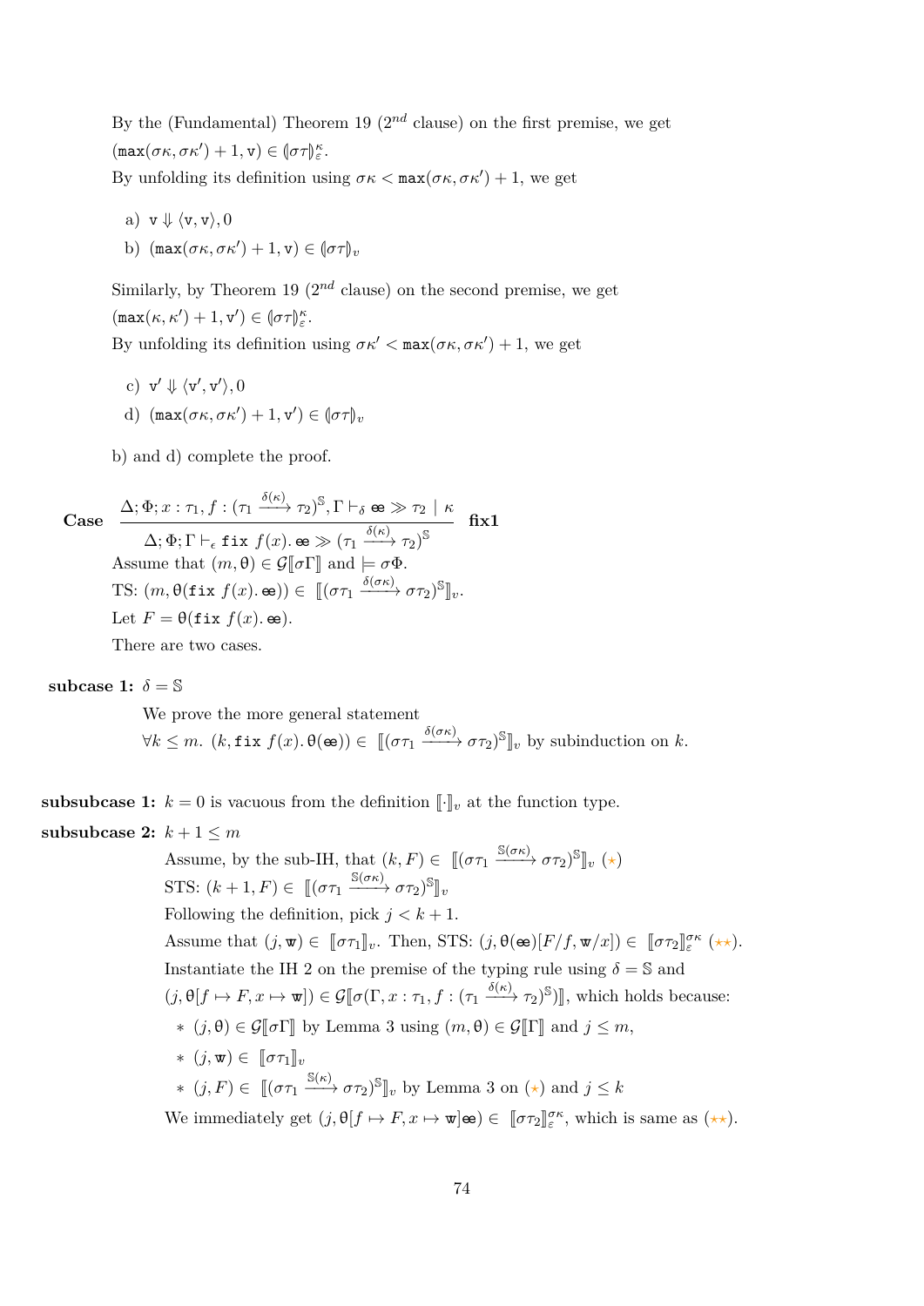By the (Fundamental) Theorem 19 ($2^{nd}$ clause) on the first premise, we get $(\mathtt{max}(\sigma\kappa, \sigma\kappa') + 1, \mathtt{v}) \in (\!|\sigma\tau|\!)^{\kappa}_{\varepsilon}$.

By unfolding its definition using $\sigma\kappa < \mathtt{max}(\sigma\kappa, \sigma\kappa') + 1$, we get

a) $\mathtt{v} \Downarrow \langle \mathtt{v}, \mathtt{v} \rangle, 0$

b) $(\mathtt{max}(\sigma\kappa, \sigma\kappa') + 1, \mathtt{v}) \in (\!|\sigma\tau|\!)_v$

Similarly, by Theorem 19 ($2^{nd}$ clause) on the second premise, we get $(\mathtt{max}(\kappa, \kappa') + 1, \mathtt{v}') \in (\!|\sigma\tau|\!)^{\kappa}_{\varepsilon}$.

By unfolding its definition using $\sigma\kappa' < \mathtt{max}(\sigma\kappa, \sigma\kappa') + 1$, we get

c) $\mathtt{v}' \Downarrow \langle \mathtt{v}', \mathtt{v}' \rangle, 0$

d) $(\mathtt{max}(\sigma\kappa, \sigma\kappa') + 1, \mathtt{v}') \in (\!|\sigma\tau|\!)_v$

b) and d) complete the proof.

**Case** $\dfrac{\Delta; \Phi; x : \tau_1, f : (\tau_1 \xrightarrow{\delta(\kappa)} \tau_2)^{\mathbb{S}}, \Gamma \vdash_{\delta} \mathtt{ee} \gg \tau_2 \mid \kappa}{\Delta; \Phi; \Gamma \vdash_{\epsilon} \mathtt{fix}\ f(x).\, \mathtt{ee} \gg (\tau_1 \xrightarrow{\delta(\kappa)} \tau_2)^{\mathbb{S}}}$ **fix1**

Assume that $(m, \theta) \in \mathcal{G}[\![\sigma\Gamma]\!]$ and $\models \sigma\Phi$.

TS: $(m, \theta(\mathtt{fix}\ f(x).\, \mathtt{ee})) \in [\![(\sigma\tau_1 \xrightarrow{\delta(\sigma\kappa)} \sigma\tau_2)^{\mathbb{S}}]\!]_v$.

Let $F = \theta(\mathtt{fix}\ f(x).\, \mathtt{ee})$.

There are two cases.

**subcase 1:** $\delta = \mathbb{S}$

We prove the more general statement $\forall k \leq m.\ (k, \mathtt{fix}\ f(x).\, \theta(\mathtt{ee})) \in [\![(\sigma\tau_1 \xrightarrow{\delta(\sigma\kappa)} \sigma\tau_2)^{\mathbb{S}}]\!]_v$ by subinduction on $k$.

**subsubcase 1:** $k = 0$ is vacuous from the definition $[\![\cdot]\!]_v$ at the function type.

**subsubcase 2:** $k + 1 \leq m$

Assume, by the sub-IH, that $(k, F) \in [\![(\sigma\tau_1 \xrightarrow{\mathbb{S}(\sigma\kappa)} \sigma\tau_2)^{\mathbb{S}}]\!]_v$ ($\star$)

STS: $(k + 1, F) \in [\![(\sigma\tau_1 \xrightarrow{\mathbb{S}(\sigma\kappa)} \sigma\tau_2)^{\mathbb{S}}]\!]_v$

Following the definition, pick $j < k + 1$.

Assume that $(j, \mathtt{w}) \in [\![\sigma\tau_1]\!]_v$. Then, STS: $(j, \theta(\mathtt{ee})[F/f, \mathtt{w}/x]) \in [\![\sigma\tau_2]\!]^{\sigma\kappa}_{\varepsilon}$ ($\star\star$).

Instantiate the IH 2 on the premise of the typing rule using $\delta = \mathbb{S}$ and $(j, \theta[f \mapsto F, x \mapsto \mathtt{w}]) \in \mathcal{G}[\![\sigma(\Gamma, x : \tau_1, f : (\tau_1 \xrightarrow{\delta(\kappa)} \tau_2)^{\mathbb{S}})]\!]$, which holds because:

- $(j, \theta) \in \mathcal{G}[\![\sigma\Gamma]\!]$ by Lemma 3 using $(m, \theta) \in \mathcal{G}[\![\Gamma]\!]$ and $j \leq m$,
- $(j, \mathtt{w}) \in [\![\sigma\tau_1]\!]_v$
- $(j, F) \in [\![(\sigma\tau_1 \xrightarrow{\mathbb{S}(\kappa)} \sigma\tau_2)^{\mathbb{S}}]\!]_v$ by Lemma 3 on ($\star$) and $j \leq k$

We immediately get $(j, \theta[f \mapsto F, x \mapsto \mathtt{w}]\mathtt{ee}) \in [\![\sigma\tau_2]\!]^{\sigma\kappa}_{\varepsilon}$, which is same as ($\star\star$).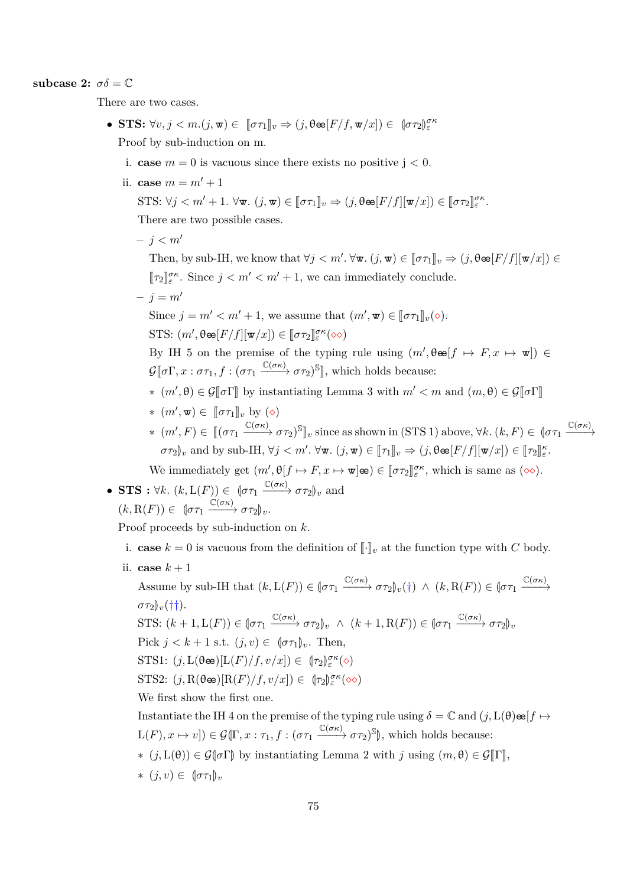**subcase 2:** $\sigma\delta = \mathbb{C}$

There are two cases.

- **STS:** $\forall v, j < m.(j, \mathtt{w}) \in \llbracket \sigma\tau_1 \rrbracket_v \Rightarrow (j, \theta\mathtt{e}[F/f, \mathtt{w}/x]) \in (\!|\sigma\tau_2|\!)_\varepsilon^{\sigma\kappa}$

  Proof by sub-induction on m.

  i. **case** $m = 0$ is vacuous since there exists no positive j $< 0$.

  ii. **case** $m = m' + 1$

     STS: $\forall j < m' + 1.\ \forall \mathtt{w}.\ (j, \mathtt{w}) \in \llbracket \sigma\tau_1 \rrbracket_v \Rightarrow (j, \theta\mathtt{e}[F/f][\mathtt{w}/x]) \in \llbracket \sigma\tau_2 \rrbracket_\varepsilon^{\sigma\kappa}$.

     There are two possible cases.

     – $j < m'$

       Then, by sub-IH, we know that $\forall j < m'.\ \forall \mathtt{w}.\ (j, \mathtt{w}) \in \llbracket \sigma\tau_1 \rrbracket_v \Rightarrow (j, \theta\mathtt{e}[F/f][\mathtt{w}/x]) \in \llbracket \tau_2 \rrbracket_\varepsilon^{\sigma\kappa}$. Since $j < m' < m' + 1$, we can immediately conclude.

     – $j = m'$

       Since $j = m' < m' + 1$, we assume that $(m', \mathtt{w}) \in \llbracket \sigma\tau_1 \rrbracket_v (\diamond)$.

       STS: $(m', \theta\mathtt{e}[F/f][\mathtt{w}/x]) \in \llbracket \sigma\tau_2 \rrbracket_\varepsilon^{\sigma\kappa} (\diamond\diamond)$

       By IH 5 on the premise of the typing rule using $(m', \theta\mathtt{e}[f \mapsto F, x \mapsto \mathtt{w}]) \in \mathcal{G}\llbracket \sigma\Gamma, x : \sigma\tau_1, f : (\sigma\tau_1 \xrightarrow{\mathbb{C}(\sigma\kappa)} \sigma\tau_2)^{\mathbb{S}} \rrbracket$, which holds because:

       ∗ $(m', \theta) \in \mathcal{G}\llbracket \sigma\Gamma \rrbracket$ by instantiating Lemma 3 with $m' < m$ and $(m, \theta) \in \mathcal{G}\llbracket \sigma\Gamma \rrbracket$

       ∗ $(m', \mathtt{w}) \in \llbracket \sigma\tau_1 \rrbracket_v$ by $(\diamond)$

       ∗ $(m', F) \in \llbracket (\sigma\tau_1 \xrightarrow{\mathbb{C}(\sigma\kappa)} \sigma\tau_2)^{\mathbb{S}} \rrbracket_v$ since as shown in (STS 1) above, $\forall k.\ (k, F) \in (\!|\sigma\tau_1 \xrightarrow{\mathbb{C}(\sigma\kappa)} \sigma\tau_2|\!)_v$ and by sub-IH, $\forall j < m'.\ \forall \mathtt{w}.\ (j, \mathtt{w}) \in \llbracket \tau_1 \rrbracket_v \Rightarrow (j, \theta\mathtt{e}[F/f][\mathtt{w}/x]) \in \llbracket \tau_2 \rrbracket_\varepsilon^{\kappa}$.

       We immediately get $(m', \theta[f \mapsto F, x \mapsto \mathtt{w}]\mathtt{e}) \in \llbracket \sigma\tau_2 \rrbracket_\varepsilon^{\sigma\kappa}$, which is same as $(\diamond\diamond)$.

- **STS :** $\forall k.\ (k, \mathrm{L}(F)) \in (\!|\sigma\tau_1 \xrightarrow{\mathbb{C}(\sigma\kappa)} \sigma\tau_2|\!)_v$ and $(k, \mathrm{R}(F)) \in (\!|\sigma\tau_1 \xrightarrow{\mathbb{C}(\sigma\kappa)} \sigma\tau_2|\!)_v$.

  Proof proceeds by sub-induction on $k$.

  i. **case** $k = 0$ is vacuous from the definition of $\llbracket\cdot\rrbracket_v$ at the function type with $C$ body.

  ii. **case** $k + 1$

     Assume by sub-IH that $(k, \mathrm{L}(F)) \in (\!|\sigma\tau_1 \xrightarrow{\mathbb{C}(\sigma\kappa)} \sigma\tau_2|\!)_v (\dagger)\ \wedge\ (k, \mathrm{R}(F)) \in (\!|\sigma\tau_1 \xrightarrow{\mathbb{C}(\sigma\kappa)} \sigma\tau_2|\!)_v (\dagger\dagger)$.

     STS: $(k + 1, \mathrm{L}(F)) \in (\!|\sigma\tau_1 \xrightarrow{\mathbb{C}(\sigma\kappa)} \sigma\tau_2|\!)_v\ \wedge\ (k + 1, \mathrm{R}(F)) \in (\!|\sigma\tau_1 \xrightarrow{\mathbb{C}(\sigma\kappa)} \sigma\tau_2|\!)_v$

     Pick $j < k + 1$ s.t. $(j, v) \in (\!|\sigma\tau_1|\!)_v$. Then,

     STS1: $(j, \mathrm{L}(\theta\mathtt{e})[\mathrm{L}(F)/f, v/x]) \in (\!|\tau_2|\!)_\varepsilon^{\sigma\kappa} (\diamond)$

     STS2: $(j, \mathrm{R}(\theta\mathtt{e})[\mathrm{R}(F)/f, v/x]) \in (\!|\tau_2|\!)_\varepsilon^{\sigma\kappa} (\diamond\diamond)$

     We first show the first one.

     Instantiate the IH 4 on the premise of the typing rule using $\delta = \mathbb{C}$ and $(j, \mathrm{L}(\theta)\mathtt{e}[f \mapsto \mathrm{L}(F), x \mapsto v]) \in \mathcal{G}(\!|\Gamma, x : \tau_1, f : (\sigma\tau_1 \xrightarrow{\mathbb{C}(\sigma\kappa)} \sigma\tau_2)^{\mathbb{S}}|\!)$, which holds because:

     ∗ $(j, \mathrm{L}(\theta)) \in \mathcal{G}(\!|\sigma\Gamma|\!)$ by instantiating Lemma 2 with $j$ using $(m, \theta) \in \mathcal{G}\llbracket \Gamma \rrbracket$,

     ∗ $(j, v) \in (\!|\sigma\tau_1|\!)_v$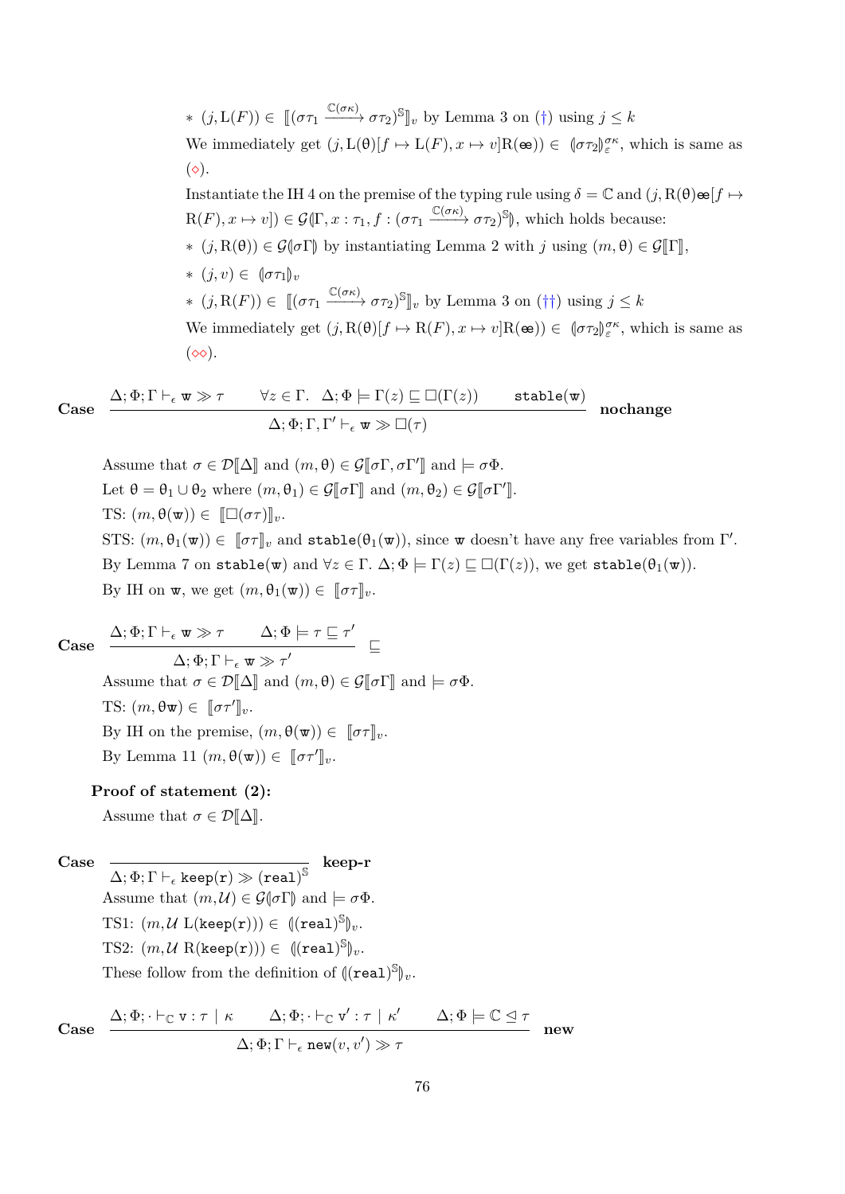* $(j, \mathrm{L}(F)) \in \llbracket (\sigma\tau_1 \xrightarrow{\mathbb{C}(\sigma\kappa)} \sigma\tau_2)^{\mathbb{S}} \rrbracket_v$ by Lemma 3 on (†) using $j \le k$

  We immediately get $(j, \mathrm{L}(\theta)[f \mapsto \mathrm{L}(F), x \mapsto v]\mathrm{R}(\text{æ})) \in (\!|\sigma\tau_2|\!)^{\sigma\kappa}_{\varepsilon}$, which is same as ($\diamond$).

  Instantiate the IH 4 on the premise of the typing rule using $\delta = \mathbb{C}$ and $(j, \mathrm{R}(\theta)\text{æ}[f \mapsto \mathrm{R}(F), x \mapsto v]) \in \mathcal{G}(\!|\Gamma, x : \tau_1, f : (\sigma\tau_1 \xrightarrow{\mathbb{C}(\sigma\kappa)} \sigma\tau_2)^{\mathbb{S}}|\!)$, which holds because:

* $(j, \mathrm{R}(\theta)) \in \mathcal{G}(\!|\sigma\Gamma|\!)$ by instantiating Lemma 2 with $j$ using $(m, \theta) \in \mathcal{G}\llbracket\Gamma\rrbracket$,
* $(j, v) \in (\!|\sigma\tau_1|\!)_v$
* $(j, \mathrm{R}(F)) \in \llbracket (\sigma\tau_1 \xrightarrow{\mathbb{C}(\sigma\kappa)} \sigma\tau_2)^{\mathbb{S}} \rrbracket_v$ by Lemma 3 on (††) using $j \le k$

  We immediately get $(j, \mathrm{R}(\theta)[f \mapsto \mathrm{R}(F), x \mapsto v]\mathrm{R}(\text{æ})) \in (\!|\sigma\tau_2|\!)^{\sigma\kappa}_{\varepsilon}$, which is same as ($\diamond\diamond$).

**Case**
$$\frac{\Delta; \Phi; \Gamma \vdash_\epsilon \mathtt{w} \gg \tau \qquad \forall z \in \Gamma.\ \ \Delta; \Phi \models \Gamma(z) \sqsubseteq \Box(\Gamma(z)) \qquad \mathtt{stable}(\mathtt{w})}{\Delta; \Phi; \Gamma, \Gamma' \vdash_\epsilon \mathtt{w} \gg \Box(\tau)}\ \textbf{nochange}$$

Assume that $\sigma \in \mathcal{D}\llbracket\Delta\rrbracket$ and $(m, \theta) \in \mathcal{G}\llbracket\sigma\Gamma, \sigma\Gamma'\rrbracket$ and $\models \sigma\Phi$.

Let $\theta = \theta_1 \cup \theta_2$ where $(m, \theta_1) \in \mathcal{G}\llbracket\sigma\Gamma\rrbracket$ and $(m, \theta_2) \in \mathcal{G}\llbracket\sigma\Gamma'\rrbracket$.

TS: $(m, \theta(\mathtt{w})) \in \llbracket \Box(\sigma\tau) \rrbracket_v$.

STS: $(m, \theta_1(\mathtt{w})) \in \llbracket\sigma\tau\rrbracket_v$ and $\mathtt{stable}(\theta_1(\mathtt{w}))$, since $\mathtt{w}$ doesn't have any free variables from $\Gamma'$.

By Lemma 7 on $\mathtt{stable}(\mathtt{w})$ and $\forall z \in \Gamma.\ \Delta; \Phi \models \Gamma(z) \sqsubseteq \Box(\Gamma(z))$, we get $\mathtt{stable}(\theta_1(\mathtt{w}))$.

By IH on $\mathtt{w}$, we get $(m, \theta_1(\mathtt{w})) \in \llbracket\sigma\tau\rrbracket_v$.

**Case**
$$\frac{\Delta; \Phi; \Gamma \vdash_\epsilon \mathtt{w} \gg \tau \qquad \Delta; \Phi \models \tau \sqsubseteq \tau'}{\Delta; \Phi; \Gamma \vdash_\epsilon \mathtt{w} \gg \tau'}\ \sqsubseteq$$

Assume that $\sigma \in \mathcal{D}\llbracket\Delta\rrbracket$ and $(m, \theta) \in \mathcal{G}\llbracket\sigma\Gamma\rrbracket$ and $\models \sigma\Phi$.

TS: $(m, \theta\mathtt{w}) \in \llbracket\sigma\tau'\rrbracket_v$.

By IH on the premise, $(m, \theta(\mathtt{w})) \in \llbracket\sigma\tau\rrbracket_v$.

By Lemma 11 $(m, \theta(\mathtt{w})) \in \llbracket\sigma\tau'\rrbracket_v$.

**Proof of statement (2):**

Assume that $\sigma \in \mathcal{D}\llbracket\Delta\rrbracket$.

**Case**
$$\frac{}{\Delta; \Phi; \Gamma \vdash_\epsilon \mathtt{keep}(\mathtt{r}) \gg (\mathtt{real})^{\mathbb{S}}}\ \textbf{keep-r}$$

Assume that $(m, \mathcal{U}) \in \mathcal{G}(\!|\sigma\Gamma|\!)$ and $\models \sigma\Phi$.

TS1: $(m, \mathcal{U}\ \mathrm{L}(\mathtt{keep}(\mathtt{r}))) \in (\!|(\mathtt{real})^{\mathbb{S}}|\!)_v$.

TS2: $(m, \mathcal{U}\ \mathrm{R}(\mathtt{keep}(\mathtt{r}))) \in (\!|(\mathtt{real})^{\mathbb{S}}|\!)_v$.

These follow from the definition of $(\!|(\mathtt{real})^{\mathbb{S}}|\!)_v$.

**Case**
$$\frac{\Delta; \Phi; \cdot \vdash_{\mathbb{C}} \mathtt{v} : \tau \mid \kappa \qquad \Delta; \Phi; \cdot \vdash_{\mathbb{C}} \mathtt{v}' : \tau \mid \kappa' \qquad \Delta; \Phi \models \mathbb{C} \trianglelefteq \tau}{\Delta; \Phi; \Gamma \vdash_\epsilon \mathtt{new}(v, v') \gg \tau}\ \textbf{new}$$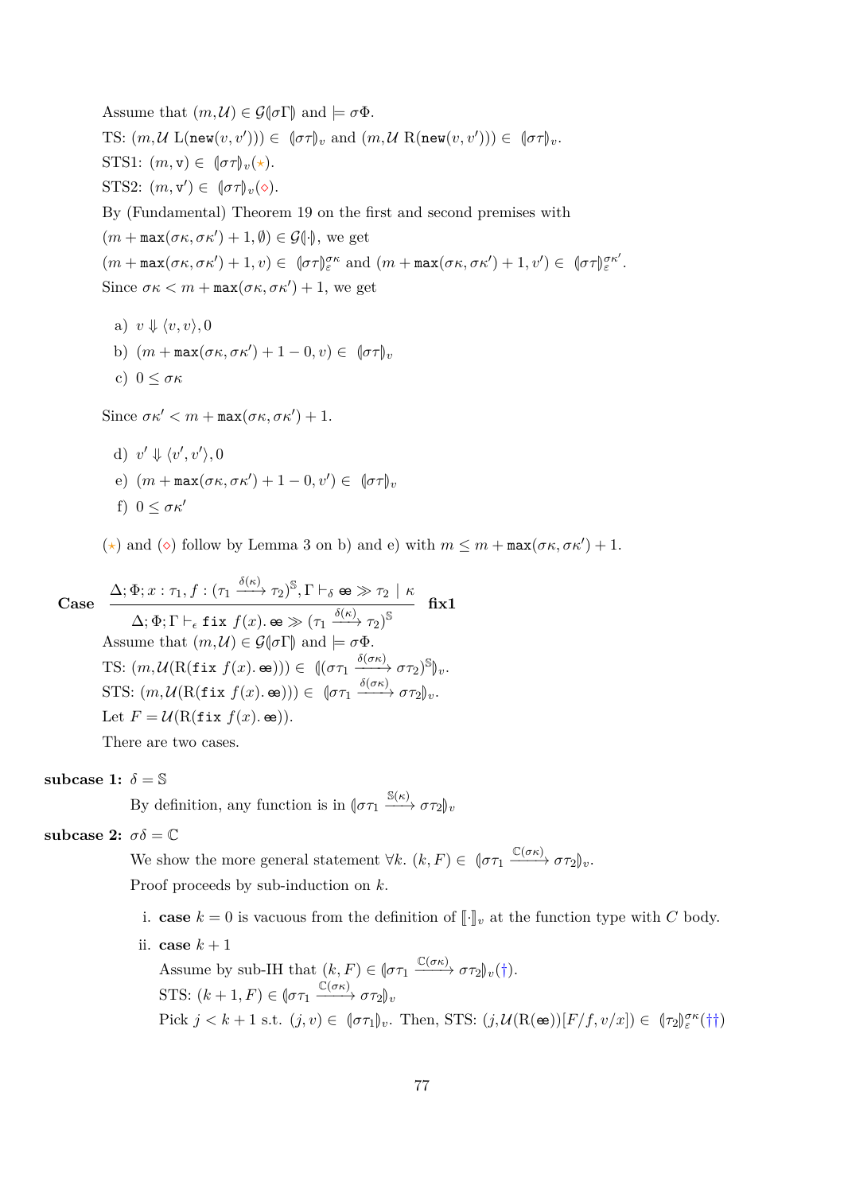Assume that $(m, \mathcal{U}) \in \mathcal{G}(\!|\sigma\Gamma|\!)$ and $\models \sigma\Phi$.

TS: $(m, \mathcal{U}\ \mathrm{L}(\mathtt{new}(v, v'))) \in (\!|\sigma\tau|\!)_v$ and $(m, \mathcal{U}\ \mathrm{R}(\mathtt{new}(v, v'))) \in (\!|\sigma\tau|\!)_v$.

STS1: $(m, \mathrm{v}) \in (\!|\sigma\tau|\!)_v (\star)$.

STS2: $(m, \mathrm{v}') \in (\!|\sigma\tau|\!)_v (\diamond)$.

By (Fundamental) Theorem 19 on the first and second premises with $(m + \mathtt{max}(\sigma\kappa, \sigma\kappa') + 1, \emptyset) \in \mathcal{G}(\!|\cdot|\!)$, we get $(m + \mathtt{max}(\sigma\kappa, \sigma\kappa') + 1, v) \in (\!|\sigma\tau|\!)^{\sigma\kappa}_{\varepsilon}$ and $(m + \mathtt{max}(\sigma\kappa, \sigma\kappa') + 1, v') \in (\!|\sigma\tau|\!)^{\sigma\kappa'}_{\varepsilon}$.

Since $\sigma\kappa < m + \mathtt{max}(\sigma\kappa, \sigma\kappa') + 1$, we get

a) $v \Downarrow \langle v, v \rangle, 0$

b) $(m + \mathtt{max}(\sigma\kappa, \sigma\kappa') + 1 - 0, v) \in (\!|\sigma\tau|\!)_v$

c) $0 \leq \sigma\kappa$

Since $\sigma\kappa' < m + \mathtt{max}(\sigma\kappa, \sigma\kappa') + 1$.

d) $v' \Downarrow \langle v', v' \rangle, 0$

e) $(m + \mathtt{max}(\sigma\kappa, \sigma\kappa') + 1 - 0, v') \in (\!|\sigma\tau|\!)_v$

f) $0 \leq \sigma\kappa'$

$(\star)$ and $(\diamond)$ follow by Lemma 3 on b) and e) with $m \leq m + \mathtt{max}(\sigma\kappa, \sigma\kappa') + 1$.

**Case**
$$\frac{\Delta; \Phi; x : \tau_1, f : (\tau_1 \xrightarrow{\delta(\kappa)} \tau_2)^{\mathbb{S}}, \Gamma \vdash_{\delta} \mathtt{ee} \gg \tau_2 \mid \kappa}{\Delta; \Phi; \Gamma \vdash_{\epsilon} \mathtt{fix}\ f(x).\, \mathtt{ee} \gg (\tau_1 \xrightarrow{\delta(\kappa)} \tau_2)^{\mathbb{S}}}\ \textbf{fix1}$$

Assume that $(m, \mathcal{U}) \in \mathcal{G}(\!|\sigma\Gamma|\!)$ and $\models \sigma\Phi$.

TS: $(m, \mathcal{U}(\mathrm{R}(\mathtt{fix}\ f(x).\, \mathtt{ee}))) \in (\!|(\sigma\tau_1 \xrightarrow{\delta(\sigma\kappa)} \sigma\tau_2)^{\mathbb{S}}|\!)_v$.

STS: $(m, \mathcal{U}(\mathrm{R}(\mathtt{fix}\ f(x).\, \mathtt{ee}))) \in (\!|\sigma\tau_1 \xrightarrow{\delta(\sigma\kappa)} \sigma\tau_2|\!)_v$.

Let $F = \mathcal{U}(\mathrm{R}(\mathtt{fix}\ f(x).\, \mathtt{ee}))$.

There are two cases.

**subcase 1:** $\delta = \mathbb{S}$

By definition, any function is in $(\!|\sigma\tau_1 \xrightarrow{\mathbb{S}(\kappa)} \sigma\tau_2|\!)_v$

**subcase 2:** $\sigma\delta = \mathbb{C}$

We show the more general statement $\forall k.\ (k, F) \in (\!|\sigma\tau_1 \xrightarrow{\mathbb{C}(\sigma\kappa)} \sigma\tau_2|\!)_v$.

Proof proceeds by sub-induction on $k$.

i. **case** $k = 0$ is vacuous from the definition of $[\![\cdot]\!]_v$ at the function type with $C$ body.

ii. **case** $k + 1$

Assume by sub-IH that $(k, F) \in (\!|\sigma\tau_1 \xrightarrow{\mathbb{C}(\sigma\kappa)} \sigma\tau_2|\!)_v (\dagger)$.

STS: $(k + 1, F) \in (\!|\sigma\tau_1 \xrightarrow{\mathbb{C}(\sigma\kappa)} \sigma\tau_2|\!)_v$

Pick $j < k + 1$ s.t. $(j, v) \in (\!|\sigma\tau_1|\!)_v$. Then, STS: $(j, \mathcal{U}(\mathrm{R}(\mathtt{ee}))[F/f, v/x]) \in (\!|\tau_2|\!)^{\sigma\kappa}_{\varepsilon} (\dagger\dagger)$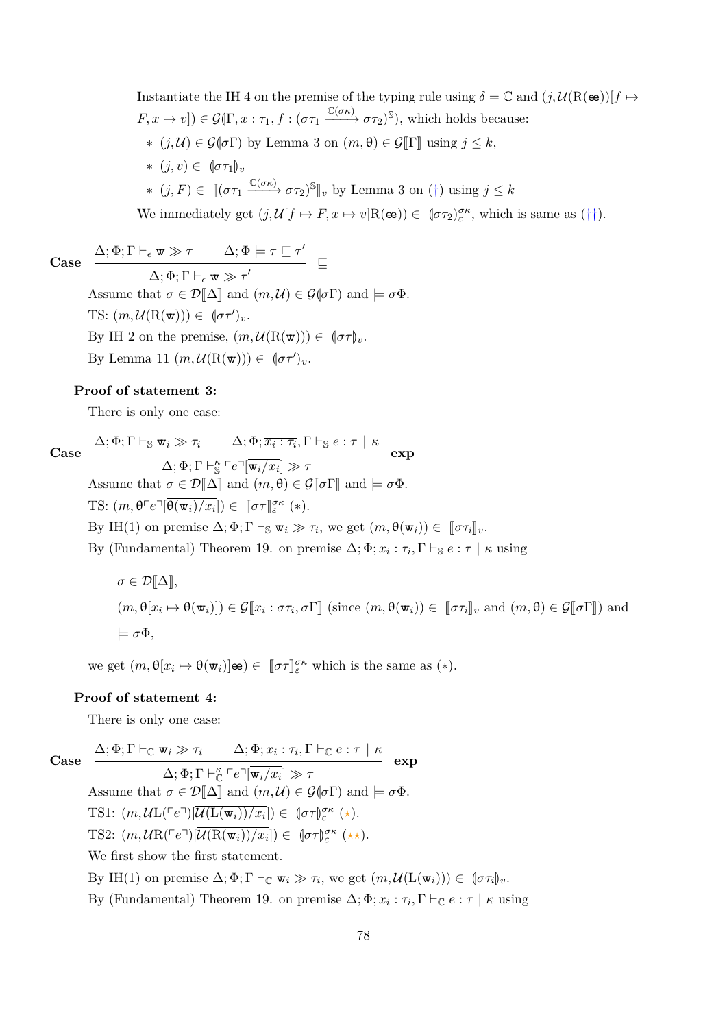Instantiate the IH 4 on the premise of the typing rule using $\delta = \mathbb{C}$ and $(j, \mathcal{U}(\mathrm{R}(\mathtt{ee}))[f \mapsto F, x \mapsto v]) \in \mathcal{G}(\!|\Gamma, x : \tau_1, f : (\sigma\tau_1 \xrightarrow{\mathbb{C}(\sigma\kappa)} \sigma\tau_2)^{\mathbb{S}}|\!)$, which holds because:

- $(j, \mathcal{U}) \in \mathcal{G}(\!|\sigma\Gamma|\!)$ by Lemma 3 on $(m, \theta) \in \mathcal{G}[\![\Gamma]\!]$ using $j \leq k$,
- $(j, v) \in (\!|\sigma\tau_1|\!)_v$
- $(j, F) \in [\![(\sigma\tau_1 \xrightarrow{\mathbb{C}(\sigma\kappa)} \sigma\tau_2)^{\mathbb{S}}]\!]_v$ by Lemma 3 on (†) using $j \leq k$

We immediately get $(j, \mathcal{U}[f \mapsto F, x \mapsto v]\mathrm{R}(\mathtt{ee})) \in (\!|\sigma\tau_2|\!)_{\varepsilon}^{\sigma\kappa}$, which is same as (††).

**Case** 
$$\frac{\Delta; \Phi; \Gamma \vdash_{\epsilon} \mathtt{w} \gg \tau \qquad \Delta; \Phi \models \tau \sqsubseteq \tau'}{\Delta; \Phi; \Gamma \vdash_{\epsilon} \mathtt{w} \gg \tau'} \sqsubseteq$$

Assume that $\sigma \in \mathcal{D}[\![\Delta]\!]$ and $(m, \mathcal{U}) \in \mathcal{G}(\!|\sigma\Gamma|\!)$ and $\models \sigma\Phi$.

TS: $(m, \mathcal{U}(\mathrm{R}(\mathtt{w}))) \in (\!|\sigma\tau'|\!)_v$.

By IH 2 on the premise, $(m, \mathcal{U}(\mathrm{R}(\mathtt{w}))) \in (\!|\sigma\tau|\!)_v$.

By Lemma 11 $(m, \mathcal{U}(\mathrm{R}(\mathtt{w}))) \in (\!|\sigma\tau'|\!)_v$.

**Proof of statement 3:**

There is only one case:

**Case** 
$$\frac{\Delta; \Phi; \Gamma \vdash_{\mathbb{S}} \mathtt{w}_i \gg \tau_i \qquad \Delta; \Phi; \overline{x_i : \tau_i}, \Gamma \vdash_{\mathbb{S}} e : \tau \mid \kappa}{\Delta; \Phi; \Gamma \vdash_{\mathbb{S}}^{\kappa} \ulcorner e \urcorner[\overline{\mathtt{w}_i / x_i}] \gg \tau} \ \textbf{exp}$$

Assume that $\sigma \in \mathcal{D}[\![\Delta]\!]$ and $(m, \theta) \in \mathcal{G}[\![\sigma\Gamma]\!]$ and $\models \sigma\Phi$.

TS: $(m, \theta\ulcorner e \urcorner[\overline{\theta(\mathtt{w}_i)/x_i}]) \in [\![\sigma\tau]\!]_{\varepsilon}^{\sigma\kappa}$ (∗).

By IH(1) on premise $\Delta; \Phi; \Gamma \vdash_{\mathbb{S}} \mathtt{w}_i \gg \tau_i$, we get $(m, \theta(\mathtt{w}_i)) \in [\![\sigma\tau_i]\!]_v$.

By (Fundamental) Theorem 19. on premise $\Delta; \Phi; \overline{x_i : \tau_i}, \Gamma \vdash_{\mathbb{S}} e : \tau \mid \kappa$ using

$\sigma \in \mathcal{D}[\![\Delta]\!]$,

$(m, \theta[x_i \mapsto \theta(\mathtt{w}_i)]) \in \mathcal{G}[\![x_i : \sigma\tau_i, \sigma\Gamma]\!]$ (since $(m, \theta(\mathtt{w}_i)) \in [\![\sigma\tau_i]\!]_v$ and $(m, \theta) \in \mathcal{G}[\![\sigma\Gamma]\!]$) and

$\models \sigma\Phi$,

we get $(m, \theta[x_i \mapsto \theta(\mathtt{w}_i)]\mathtt{ee}) \in [\![\sigma\tau]\!]_{\varepsilon}^{\sigma\kappa}$ which is the same as (∗).

**Proof of statement 4:**

There is only one case:

**Case** 
$$\frac{\Delta; \Phi; \Gamma \vdash_{\mathbb{C}} \mathtt{w}_i \gg \tau_i \qquad \Delta; \Phi; \overline{x_i : \tau_i}, \Gamma \vdash_{\mathbb{C}} e : \tau \mid \kappa}{\Delta; \Phi; \Gamma \vdash_{\mathbb{C}}^{\kappa} \ulcorner e \urcorner[\overline{\mathtt{w}_i / x_i}] \gg \tau} \ \textbf{exp}$$

Assume that $\sigma \in \mathcal{D}[\![\Delta]\!]$ and $(m, \mathcal{U}) \in \mathcal{G}(\!|\sigma\Gamma|\!)$ and $\models \sigma\Phi$.

TS1: $(m, \mathcal{U}\mathrm{L}(\ulcorner e \urcorner)[\overline{\mathcal{U}(\mathrm{L}(\mathtt{w}_i))/x_i}]) \in (\!|\sigma\tau|\!)_{\varepsilon}^{\sigma\kappa}$ (⋆).

TS2: $(m, \mathcal{U}\mathrm{R}(\ulcorner e \urcorner)[\overline{\mathcal{U}(\mathrm{R}(\mathtt{w}_i))/x_i}]) \in (\!|\sigma\tau|\!)_{\varepsilon}^{\sigma\kappa}$ (⋆⋆).

We first show the first statement.

By IH(1) on premise $\Delta; \Phi; \Gamma \vdash_{\mathbb{C}} \mathtt{w}_i \gg \tau_i$, we get $(m, \mathcal{U}(\mathrm{L}(\mathtt{w}_i))) \in (\!|\sigma\tau_i|\!)_v$.

By (Fundamental) Theorem 19. on premise $\Delta; \Phi; \overline{x_i : \tau_i}, \Gamma \vdash_{\mathbb{C}} e : \tau \mid \kappa$ using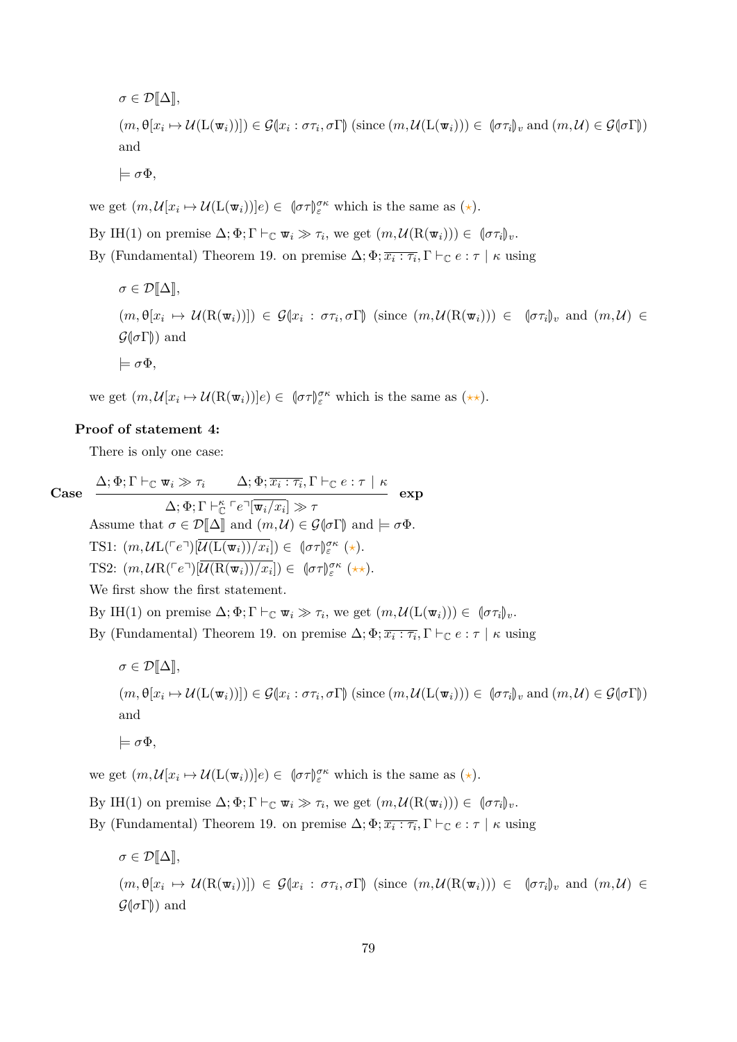$\sigma \in \mathcal{D}[\![\Delta]\!]$,

$(m, \theta[x_i \mapsto \mathcal{U}(\mathrm{L}(\mathtt{w}_i))]) \in \mathcal{G}(\!|x_i : \sigma\tau_i, \sigma\Gamma|\!)$ (since $(m, \mathcal{U}(\mathrm{L}(\mathtt{w}_i))) \in (\!|\sigma\tau_i|\!)_v$ and $(m, \mathcal{U}) \in \mathcal{G}(\!|\sigma\Gamma|\!)$) and

$\models \sigma\Phi$,

we get $(m, \mathcal{U}[x_i \mapsto \mathcal{U}(\mathrm{L}(\mathtt{w}_i))]e) \in (\!|\sigma\tau|\!)_\varepsilon^{\sigma\kappa}$ which is the same as ($\star$).

By IH(1) on premise $\Delta; \Phi; \Gamma \vdash_{\mathbb{C}} \mathtt{w}_i \gg \tau_i$, we get $(m, \mathcal{U}(\mathrm{R}(\mathtt{w}_i))) \in (\!|\sigma\tau_i|\!)_v$.

By (Fundamental) Theorem 19. on premise $\Delta; \Phi; \overline{x_i : \tau_i}, \Gamma \vdash_{\mathbb{C}} e : \tau \mid \kappa$ using

$\sigma \in \mathcal{D}[\![\Delta]\!]$,

$(m, \theta[x_i \mapsto \mathcal{U}(\mathrm{R}(\mathtt{w}_i))]) \in \mathcal{G}(\!|x_i : \sigma\tau_i, \sigma\Gamma|\!)$ (since $(m, \mathcal{U}(\mathrm{R}(\mathtt{w}_i))) \in (\!|\sigma\tau_i|\!)_v$ and $(m, \mathcal{U}) \in \mathcal{G}(\!|\sigma\Gamma|\!)$) and

$\models \sigma\Phi$,

we get $(m, \mathcal{U}[x_i \mapsto \mathcal{U}(\mathrm{R}(\mathtt{w}_i))]e) \in (\!|\sigma\tau|\!)_\varepsilon^{\sigma\kappa}$ which is the same as ($\star\star$).

**Proof of statement 4:**

There is only one case:

**Case**
$$\frac{\Delta; \Phi; \Gamma \vdash_{\mathbb{C}} \mathtt{w}_i \gg \tau_i \qquad \Delta; \Phi; \overline{x_i : \tau_i}, \Gamma \vdash_{\mathbb{C}} e : \tau \mid \kappa}{\Delta; \Phi; \Gamma \vdash_{\mathbb{C}}^{\kappa} \ulcorner e \urcorner[\overline{\mathtt{w}_i / x_i}] \gg \tau} \ \textbf{exp}$$

Assume that $\sigma \in \mathcal{D}[\![\Delta]\!]$ and $(m, \mathcal{U}) \in \mathcal{G}(\!|\sigma\Gamma|\!)$ and $\models \sigma\Phi$.

TS1: $(m, \mathcal{U}\mathrm{L}(\ulcorner e \urcorner)[\overline{\mathcal{U}(\mathrm{L}(\mathtt{w}_i))/x_i}]) \in (\!|\sigma\tau|\!)_\varepsilon^{\sigma\kappa}$ ($\star$).

TS2: $(m, \mathcal{U}\mathrm{R}(\ulcorner e \urcorner)[\overline{\mathcal{U}(\mathrm{R}(\mathtt{w}_i))/x_i}]) \in (\!|\sigma\tau|\!)_\varepsilon^{\sigma\kappa}$ ($\star\star$).

We first show the first statement.

By IH(1) on premise $\Delta; \Phi; \Gamma \vdash_{\mathbb{C}} \mathtt{w}_i \gg \tau_i$, we get $(m, \mathcal{U}(\mathrm{L}(\mathtt{w}_i))) \in (\!|\sigma\tau_i|\!)_v$.

By (Fundamental) Theorem 19. on premise $\Delta; \Phi; \overline{x_i : \tau_i}, \Gamma \vdash_{\mathbb{C}} e : \tau \mid \kappa$ using

$\sigma \in \mathcal{D}[\![\Delta]\!]$,

$(m, \theta[x_i \mapsto \mathcal{U}(\mathrm{L}(\mathtt{w}_i))]) \in \mathcal{G}(\!|x_i : \sigma\tau_i, \sigma\Gamma|\!)$ (since $(m, \mathcal{U}(\mathrm{L}(\mathtt{w}_i))) \in (\!|\sigma\tau_i|\!)_v$ and $(m, \mathcal{U}) \in \mathcal{G}(\!|\sigma\Gamma|\!)$) and

$\models \sigma\Phi$,

we get $(m, \mathcal{U}[x_i \mapsto \mathcal{U}(\mathrm{L}(\mathtt{w}_i))]e) \in (\!|\sigma\tau|\!)_\varepsilon^{\sigma\kappa}$ which is the same as ($\star$).

By IH(1) on premise $\Delta; \Phi; \Gamma \vdash_{\mathbb{C}} \mathtt{w}_i \gg \tau_i$, we get $(m, \mathcal{U}(\mathrm{R}(\mathtt{w}_i))) \in (\!|\sigma\tau_i|\!)_v$.

By (Fundamental) Theorem 19. on premise $\Delta; \Phi; \overline{x_i : \tau_i}, \Gamma \vdash_{\mathbb{C}} e : \tau \mid \kappa$ using

$\sigma \in \mathcal{D}[\![\Delta]\!]$,

$(m, \theta[x_i \mapsto \mathcal{U}(\mathrm{R}(\mathtt{w}_i))]) \in \mathcal{G}(\!|x_i : \sigma\tau_i, \sigma\Gamma|\!)$ (since $(m, \mathcal{U}(\mathrm{R}(\mathtt{w}_i))) \in (\!|\sigma\tau_i|\!)_v$ and $(m, \mathcal{U}) \in \mathcal{G}(\!|\sigma\Gamma|\!)$) and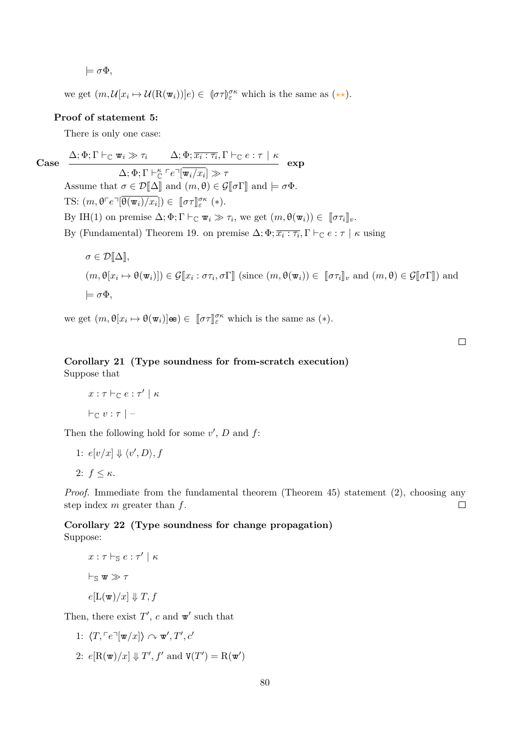$\models \sigma\Phi$,

we get $(m, \mathcal{U}[x_i \mapsto \mathcal{U}(\mathrm{R}(\mathtt{w}_i))]e) \in (\!|\sigma\tau|\!)_{\varepsilon}^{\sigma\kappa}$ which is the same as ($\star\star$).

**Proof of statement 5:**

There is only one case:

**Case** $\dfrac{\Delta; \Phi; \Gamma \vdash_{\mathbb{C}} \mathtt{w}_i \gg \tau_i \qquad \Delta; \Phi; \overline{x_i : \tau_i}, \Gamma \vdash_{\mathbb{C}} e : \tau \mid \kappa}{\Delta; \Phi; \Gamma \vdash_{\mathbb{C}}^{\kappa} \ulcorner e \urcorner[\overline{\mathtt{w}_i / x_i}] \gg \tau}$ **exp**

Assume that $\sigma \in \mathcal{D}[\![\Delta]\!]$ and $(m, \theta) \in \mathcal{G}[\![\sigma\Gamma]\!]$ and $\models \sigma\Phi$.

TS: $(m, \theta \ulcorner e \urcorner[\overline{\theta(\mathtt{w}_i)/x_i}]) \in [\![\sigma\tau]\!]_{\varepsilon}^{\sigma\kappa}$ $(*)$.

By IH(1) on premise $\Delta; \Phi; \Gamma \vdash_{\mathbb{C}} \mathtt{w}_i \gg \tau_i$, we get $(m, \theta(\mathtt{w}_i)) \in [\![\sigma\tau_i]\!]_v$.

By (Fundamental) Theorem 19. on premise $\Delta; \Phi; \overline{x_i : \tau_i}, \Gamma \vdash_{\mathbb{C}} e : \tau \mid \kappa$ using

$\sigma \in \mathcal{D}[\![\Delta]\!]$,

$(m, \theta[x_i \mapsto \theta(\mathtt{w}_i)]) \in \mathcal{G}[\![x_i : \sigma\tau_i, \sigma\Gamma]\!]$ (since $(m, \theta(\mathtt{w}_i)) \in [\![\sigma\tau_i]\!]_v$ and $(m, \theta) \in \mathcal{G}[\![\sigma\Gamma]\!]$) and

$\models \sigma\Phi$,

we get $(m, \theta[x_i \mapsto \theta(\mathtt{w}_i)]\mathtt{ee}) \in [\![\sigma\tau]\!]_{\varepsilon}^{\sigma\kappa}$ which is the same as $(*)$.

□

**Corollary 21 (Type soundness for from-scratch execution)**
Suppose that

$x : \tau \vdash_{\mathbb{C}} e : \tau' \mid \kappa$

$\vdash_{\mathbb{C}} v : \tau \mid -$

Then the following hold for some $v'$, $D$ and $f$:

1: $e[v/x] \Downarrow \langle v', D \rangle, f$

2: $f \leq \kappa$.

*Proof.* Immediate from the fundamental theorem (Theorem 45) statement (2), choosing any step index $m$ greater than $f$. □

**Corollary 22 (Type soundness for change propagation)**
Suppose:

$x : \tau \vdash_{\mathbb{S}} e : \tau' \mid \kappa$

$\vdash_{\mathbb{S}} \mathtt{w} \gg \tau$

$e[\mathrm{L}(\mathtt{w})/x] \Downarrow T, f$

Then, there exist $T'$, $c$ and $\mathtt{w}'$ such that

1: $\langle T, \ulcorner e \urcorner[\mathtt{w}/x] \rangle \curvearrowright \mathtt{w}', T', c'$

2: $e[\mathrm{R}(\mathtt{w})/x] \Downarrow T', f'$ and $\mathtt{V}(T') = \mathrm{R}(\mathtt{w}')$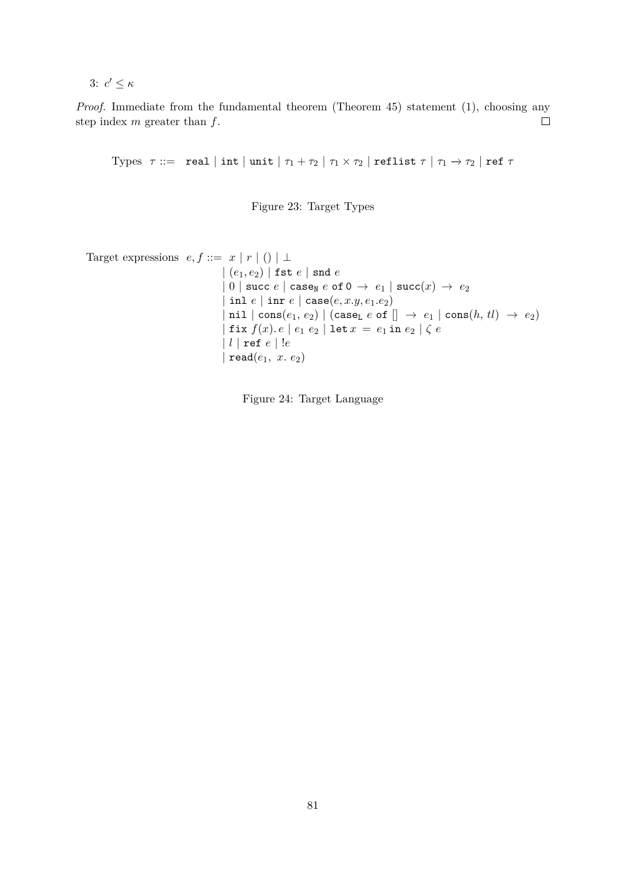3: $c' \leq \kappa$

*Proof.* Immediate from the fundamental theorem (Theorem 45) statement (1), choosing any step index $m$ greater than $f$. $\square$

$$\text{Types} \;\; \tau ::= \; \texttt{real} \mid \texttt{int} \mid \texttt{unit} \mid \tau_1 + \tau_2 \mid \tau_1 \times \tau_2 \mid \texttt{reflist}\ \tau \mid \tau_1 \to \tau_2 \mid \texttt{ref}\ \tau$$

Figure 23: Target Types

$$
\begin{array}{lrl}
\text{Target expressions} & e, f ::= & x \mid r \mid () \mid \bot \\
& \mid & (e_1, e_2) \mid \texttt{fst}\ e \mid \texttt{snd}\ e \\
& \mid & 0 \mid \texttt{succ}\ e \mid \texttt{case}_{\texttt{N}}\ e\ \texttt{of}\ 0 \ \to\ e_1 \mid \texttt{succ}(x) \ \to\ e_2 \\
& \mid & \texttt{inl}\ e \mid \texttt{inr}\ e \mid \texttt{case}(e, x.y, e_1.e_2) \\
& \mid & \texttt{nil} \mid \texttt{cons}(e_1,\ e_2) \mid (\texttt{case}_{\texttt{L}}\ e\ \texttt{of}\ []\ \to\ e_1 \mid \texttt{cons}(h,\ tl)\ \to\ e_2) \\
& \mid & \texttt{fix}\ f(x).\, e \mid e_1\ e_2 \mid \texttt{let}\, x \,=\, e_1\, \texttt{in}\ e_2 \mid \zeta\ e \\
& \mid & l \mid \texttt{ref}\ e \mid !e \\
& \mid & \texttt{read}(e_1,\ x.\ e_2)
\end{array}
$$

Figure 24: Target Language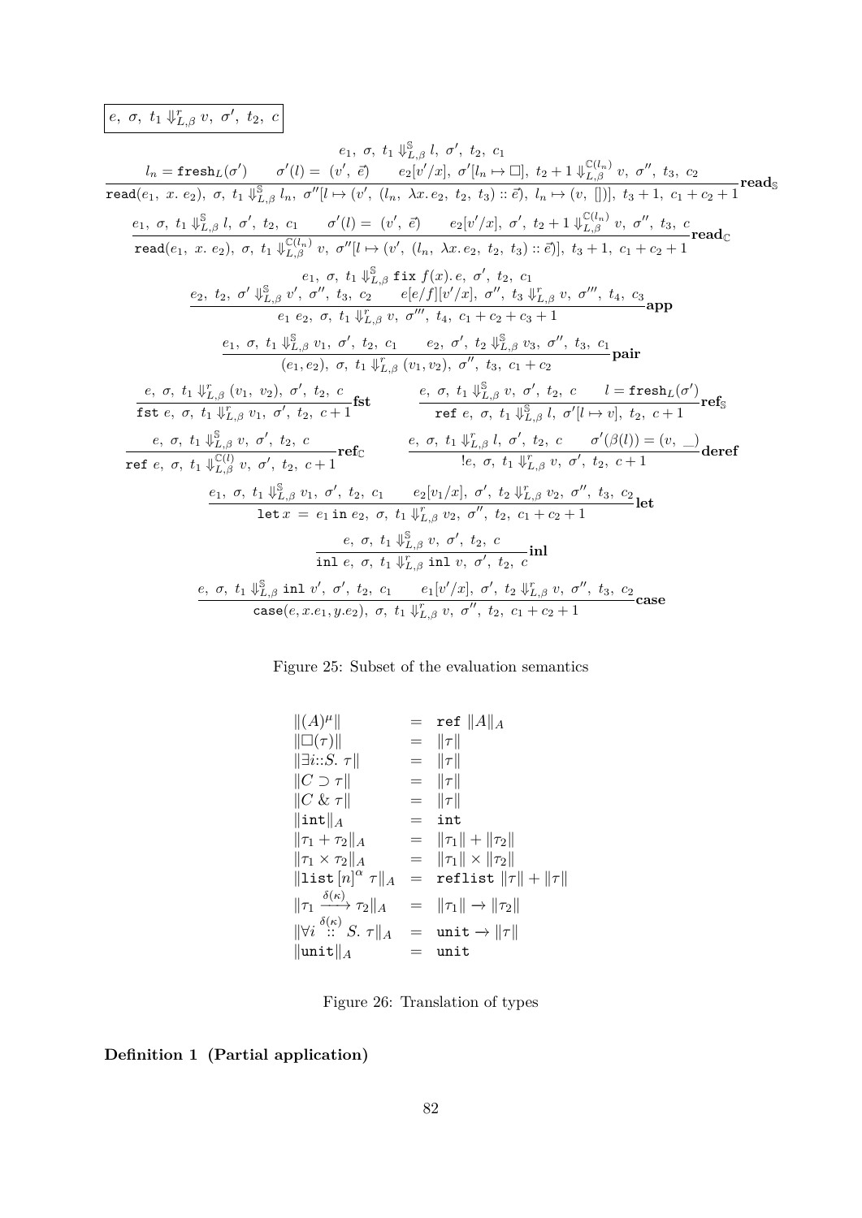$$\boxed{e,\ \sigma,\ t_1 \Downarrow^{r}_{L,\beta} v,\ \sigma',\ t_2,\ c}$$

$$\frac{\begin{array}{c} e_1,\ \sigma,\ t_1 \Downarrow^{\mathbb{S}}_{L,\beta} l,\ \sigma',\ t_2,\ c_1 \\ l_n = \mathtt{fresh}_L(\sigma') \qquad \sigma'(l) = (v',\ \vec{e}) \qquad e_2[v'/x],\ \sigma'[l_n \mapsto \Box],\ t_2 + 1 \Downarrow^{\mathbb{C}(l_n)}_{L,\beta} v,\ \sigma'',\ t_3,\ c_2 \end{array}}{\mathtt{read}(e_1,\ x.\ e_2),\ \sigma,\ t_1 \Downarrow^{\mathbb{S}}_{L,\beta} l_n,\ \sigma''[l \mapsto (v',\ (l_n,\ \lambda x. e_2,\ t_2,\ t_3) :: \vec{e}),\ l_n \mapsto (v,\ [])],\ t_3 + 1,\ c_1 + c_2 + 1}\mathbf{read}_{\mathbb{S}}$$

$$\frac{e_1,\ \sigma,\ t_1 \Downarrow^{\mathbb{S}}_{L,\beta} l,\ \sigma',\ t_2,\ c_1 \qquad \sigma'(l) = (v',\ \vec{e}) \qquad e_2[v'/x],\ \sigma',\ t_2 + 1 \Downarrow^{\mathbb{C}(l_n)}_{L,\beta} v,\ \sigma'',\ t_3,\ c}{\mathtt{read}(e_1,\ x.\ e_2),\ \sigma,\ t_1 \Downarrow^{\mathbb{C}(l_n)}_{L,\beta} v,\ \sigma''[l \mapsto (v',\ (l_n,\ \lambda x. e_2,\ t_2,\ t_3) :: \vec{e})],\ t_3 + 1,\ c_1 + c_2 + 1}\mathbf{read}_{\mathbb{C}}$$

$$\frac{\begin{array}{c} e_1,\ \sigma,\ t_1 \Downarrow^{\mathbb{S}}_{L,\beta} \mathtt{fix}\ f(x). e,\ \sigma',\ t_2,\ c_1 \\ e_2,\ t_2,\ \sigma' \Downarrow^{\mathbb{S}}_{L,\beta} v',\ \sigma'',\ t_3,\ c_2 \qquad e[e/f][v'/x],\ \sigma'',\ t_3 \Downarrow^{r}_{L,\beta} v,\ \sigma''',\ t_4,\ c_3 \end{array}}{e_1\ e_2,\ \sigma,\ t_1 \Downarrow^{r}_{L,\beta} v,\ \sigma''',\ t_4,\ c_1 + c_2 + c_3 + 1}\mathbf{app}$$

$$\frac{e_1,\ \sigma,\ t_1 \Downarrow^{\mathbb{S}}_{L,\beta} v_1,\ \sigma',\ t_2,\ c_1 \qquad e_2,\ \sigma',\ t_2 \Downarrow^{\mathbb{S}}_{L,\beta} v_3,\ \sigma'',\ t_3,\ c_1}{(e_1, e_2),\ \sigma,\ t_1 \Downarrow^{r}_{L,\beta} (v_1, v_2),\ \sigma'',\ t_3,\ c_1 + c_2}\mathbf{pair}$$

$$\frac{e,\ \sigma,\ t_1 \Downarrow^{r}_{L,\beta} (v_1,\ v_2),\ \sigma',\ t_2,\ c}{\mathtt{fst}\ e,\ \sigma,\ t_1 \Downarrow^{r}_{L,\beta} v_1,\ \sigma',\ t_2,\ c + 1}\mathbf{fst} \qquad \frac{e,\ \sigma,\ t_1 \Downarrow^{\mathbb{S}}_{L,\beta} v,\ \sigma',\ t_2,\ c \qquad l = \mathtt{fresh}_L(\sigma')}{\mathtt{ref}\ e,\ \sigma,\ t_1 \Downarrow^{\mathbb{S}}_{L,\beta} l,\ \sigma'[l \mapsto v],\ t_2,\ c + 1}\mathbf{ref}_{\mathbb{S}}$$

$$\frac{e,\ \sigma,\ t_1 \Downarrow^{\mathbb{S}}_{L,\beta} v,\ \sigma',\ t_2,\ c}{\mathtt{ref}\ e,\ \sigma,\ t_1 \Downarrow^{\mathbb{C}(l)}_{L,\beta} v,\ \sigma',\ t_2,\ c + 1}\mathbf{ref}_{\mathbb{C}} \qquad \frac{e,\ \sigma,\ t_1 \Downarrow^{r}_{L,\beta} l,\ \sigma',\ t_2,\ c \qquad \sigma'(\beta(l)) = (v,\ \_)}{!e,\ \sigma,\ t_1 \Downarrow^{r}_{L,\beta} v,\ \sigma',\ t_2,\ c + 1}\mathbf{deref}$$

$$\frac{e_1,\ \sigma,\ t_1 \Downarrow^{\mathbb{S}}_{L,\beta} v_1,\ \sigma',\ t_2,\ c_1 \qquad e_2[v_1/x],\ \sigma',\ t_2 \Downarrow^{r}_{L,\beta} v_2,\ \sigma'',\ t_3,\ c_2}{\mathtt{let}\ x\ =\ e_1\ \mathtt{in}\ e_2,\ \sigma,\ t_1 \Downarrow^{r}_{L,\beta} v_2,\ \sigma'',\ t_2,\ c_1 + c_2 + 1}\mathbf{let}$$

$$\frac{e,\ \sigma,\ t_1 \Downarrow^{\mathbb{S}}_{L,\beta} v,\ \sigma',\ t_2,\ c}{\mathtt{inl}\ e,\ \sigma,\ t_1 \Downarrow^{r}_{L,\beta} \mathtt{inl}\ v,\ \sigma',\ t_2,\ c}\mathbf{inl}$$

$$\frac{e,\ \sigma,\ t_1 \Downarrow^{\mathbb{S}}_{L,\beta} \mathtt{inl}\ v',\ \sigma',\ t_2,\ c_1 \qquad e_1[v'/x],\ \sigma',\ t_2 \Downarrow^{r}_{L,\beta} v,\ \sigma'',\ t_3,\ c_2}{\mathtt{case}(e, x.e_1, y.e_2),\ \sigma,\ t_1 \Downarrow^{r}_{L,\beta} v,\ \sigma'',\ t_2,\ c_1 + c_2 + 1}\mathbf{case}$$

Figure 25: Subset of the evaluation semantics

$$\begin{array}{lcl}
\|(A)^{\mu}\| & = & \mathtt{ref}\ \|A\|_A \\
\|\Box(\tau)\| & = & \|\tau\| \\
\|\exists i{::}S.\ \tau\| & = & \|\tau\| \\
\|C \supset \tau\| & = & \|\tau\| \\
\|C\ \&\ \tau\| & = & \|\tau\| \\
\|\mathtt{int}\|_A & = & \mathtt{int} \\
\|\tau_1 + \tau_2\|_A & = & \|\tau_1\| + \|\tau_2\| \\
\|\tau_1 \times \tau_2\|_A & = & \|\tau_1\| \times \|\tau_2\| \\
\|\mathtt{list}\,[n]^{\alpha}\ \tau\|_A & = & \mathtt{reflist}\ \|\tau\| + \|\tau\| \\
\|\tau_1 \xrightarrow{\delta(\kappa)} \tau_2\|_A & = & \|\tau_1\| \to \|\tau_2\| \\
\|\forall i \overset{\delta(\kappa)}{::} S.\ \tau\|_A & = & \mathtt{unit} \to \|\tau\| \\
\|\mathtt{unit}\|_A & = & \mathtt{unit}
\end{array}$$

Figure 26: Translation of types

**Definition 1 (Partial application)**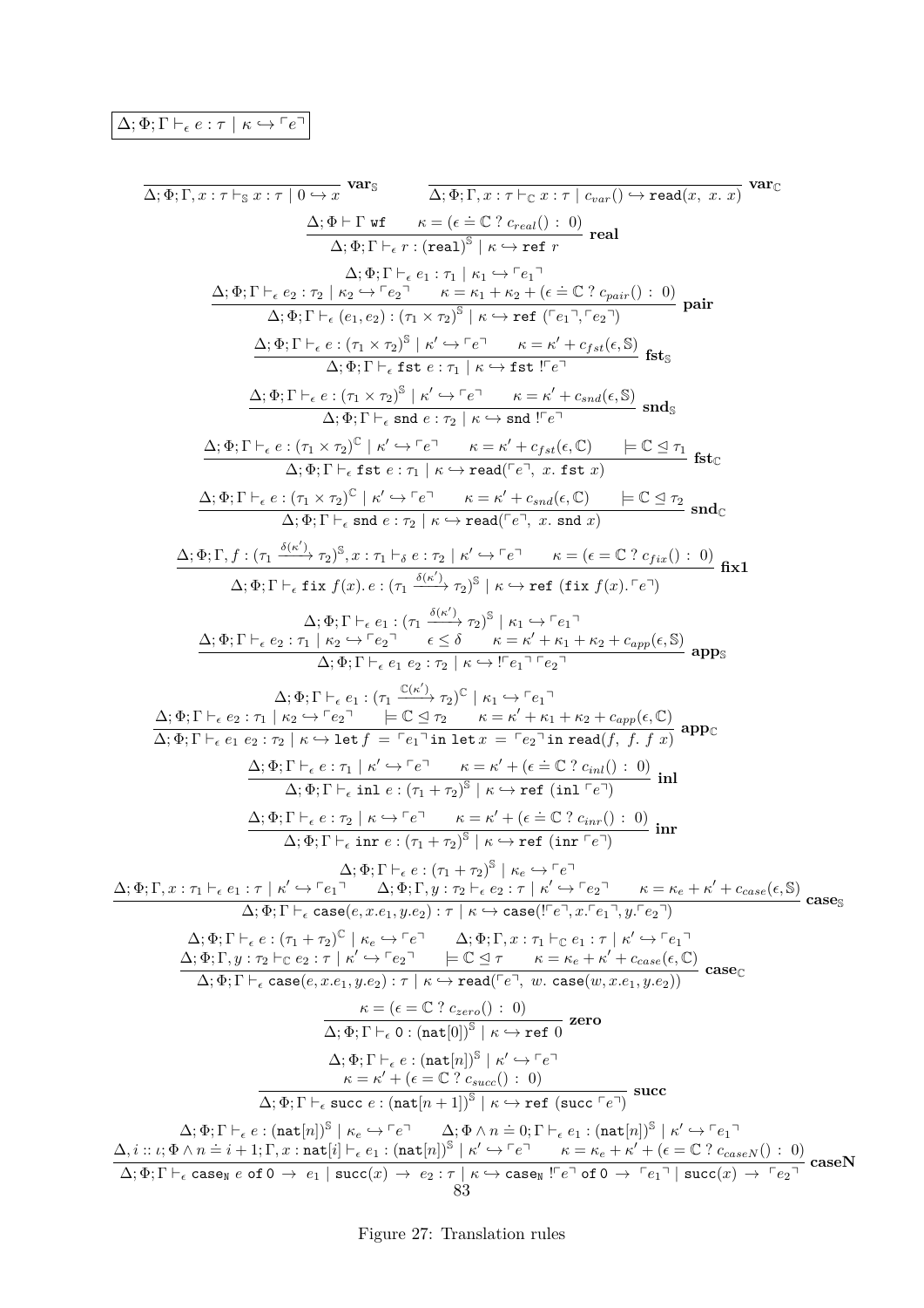$$\boxed{\Delta; \Phi; \Gamma \vdash_\epsilon e : \tau \mid \kappa \hookrightarrow \ulcorner e \urcorner}$$

$$\frac{}{\Delta; \Phi; \Gamma, x : \tau \vdash_{\mathbb{S}} x : \tau \mid 0 \hookrightarrow x}\ \mathbf{var}_{\mathbb{S}} \qquad \frac{}{\Delta; \Phi; \Gamma, x : \tau \vdash_{\mathbb{C}} x : \tau \mid c_{var}() \hookrightarrow \mathtt{read}(x,\ x.\ x)}\ \mathbf{var}_{\mathbb{C}}$$

$$\frac{\Delta; \Phi \vdash \Gamma\ \mathtt{wf} \qquad \kappa = (\epsilon \doteq \mathbb{C}\ ?\ c_{real}()\ :\ 0)}{\Delta; \Phi; \Gamma \vdash_\epsilon r : (\mathtt{real})^{\mathbb{S}} \mid \kappa \hookrightarrow \mathtt{ref}\ r}\ \mathbf{real}$$

$$\frac{\Delta; \Phi; \Gamma \vdash_\epsilon e_1 : \tau_1 \mid \kappa_1 \hookrightarrow \ulcorner e_1 \urcorner \qquad \Delta; \Phi; \Gamma \vdash_\epsilon e_2 : \tau_2 \mid \kappa_2 \hookrightarrow \ulcorner e_2 \urcorner \qquad \kappa = \kappa_1 + \kappa_2 + (\epsilon \doteq \mathbb{C}\ ?\ c_{pair}()\ :\ 0)}{\Delta; \Phi; \Gamma \vdash_\epsilon (e_1, e_2) : (\tau_1 \times \tau_2)^{\mathbb{S}} \mid \kappa \hookrightarrow \mathtt{ref}\ (\ulcorner e_1 \urcorner, \ulcorner e_2 \urcorner)}\ \mathbf{pair}$$

$$\frac{\Delta; \Phi; \Gamma \vdash_\epsilon e : (\tau_1 \times \tau_2)^{\mathbb{S}} \mid \kappa' \hookrightarrow \ulcorner e \urcorner \qquad \kappa = \kappa' + c_{fst}(\epsilon, \mathbb{S})}{\Delta; \Phi; \Gamma \vdash_\epsilon \mathtt{fst}\ e : \tau_1 \mid \kappa \hookrightarrow \mathtt{fst}\ !\ulcorner e \urcorner}\ \mathbf{fst}_{\mathbb{S}}$$

$$\frac{\Delta; \Phi; \Gamma \vdash_\epsilon e : (\tau_1 \times \tau_2)^{\mathbb{S}} \mid \kappa' \hookrightarrow \ulcorner e \urcorner \qquad \kappa = \kappa' + c_{snd}(\epsilon, \mathbb{S})}{\Delta; \Phi; \Gamma \vdash_\epsilon \mathtt{snd}\ e : \tau_2 \mid \kappa \hookrightarrow \mathtt{snd}\ !\ulcorner e \urcorner}\ \mathbf{snd}_{\mathbb{S}}$$

$$\frac{\Delta; \Phi; \Gamma \vdash_\epsilon e : (\tau_1 \times \tau_2)^{\mathbb{C}} \mid \kappa' \hookrightarrow \ulcorner e \urcorner \qquad \kappa = \kappa' + c_{fst}(\epsilon, \mathbb{C}) \qquad \models \mathbb{C} \trianglelefteq \tau_1}{\Delta; \Phi; \Gamma \vdash_\epsilon \mathtt{fst}\ e : \tau_1 \mid \kappa \hookrightarrow \mathtt{read}(\ulcorner e \urcorner,\ x.\ \mathtt{fst}\ x)}\ \mathbf{fst}_{\mathbb{C}}$$

$$\frac{\Delta; \Phi; \Gamma \vdash_\epsilon e : (\tau_1 \times \tau_2)^{\mathbb{C}} \mid \kappa' \hookrightarrow \ulcorner e \urcorner \qquad \kappa = \kappa' + c_{snd}(\epsilon, \mathbb{C}) \qquad \models \mathbb{C} \trianglelefteq \tau_2}{\Delta; \Phi; \Gamma \vdash_\epsilon \mathtt{snd}\ e : \tau_2 \mid \kappa \hookrightarrow \mathtt{read}(\ulcorner e \urcorner,\ x.\ \mathtt{snd}\ x)}\ \mathbf{snd}_{\mathbb{C}}$$

$$\frac{\Delta; \Phi; \Gamma, f : (\tau_1 \xrightarrow{\delta(\kappa')} \tau_2)^{\mathbb{S}}, x : \tau_1 \vdash_\delta e : \tau_2 \mid \kappa' \hookrightarrow \ulcorner e \urcorner \qquad \kappa = (\epsilon = \mathbb{C}\ ?\ c_{fix}()\ :\ 0)}{\Delta; \Phi; \Gamma \vdash_\epsilon \mathtt{fix}\ f(x).\, e : (\tau_1 \xrightarrow{\delta(\kappa')} \tau_2)^{\mathbb{S}} \mid \kappa \hookrightarrow \mathtt{ref}\ (\mathtt{fix}\ f(x).\ulcorner e \urcorner)}\ \mathbf{fix1}$$

$$\frac{\Delta; \Phi; \Gamma \vdash_\epsilon e_1 : (\tau_1 \xrightarrow{\delta(\kappa')} \tau_2)^{\mathbb{S}} \mid \kappa_1 \hookrightarrow \ulcorner e_1 \urcorner \qquad \Delta; \Phi; \Gamma \vdash_\epsilon e_2 : \tau_1 \mid \kappa_2 \hookrightarrow \ulcorner e_2 \urcorner \qquad \epsilon \leq \delta \qquad \kappa = \kappa' + \kappa_1 + \kappa_2 + c_{app}(\epsilon, \mathbb{S})}{\Delta; \Phi; \Gamma \vdash_\epsilon e_1\ e_2 : \tau_2 \mid \kappa \hookrightarrow\ !\ulcorner e_1 \urcorner\, \ulcorner e_2 \urcorner}\ \mathbf{app}_{\mathbb{S}}$$

$$\frac{\Delta; \Phi; \Gamma \vdash_\epsilon e_1 : (\tau_1 \xrightarrow{\mathbb{C}(\kappa')} \tau_2)^{\mathbb{C}} \mid \kappa_1 \hookrightarrow \ulcorner e_1 \urcorner \qquad \Delta; \Phi; \Gamma \vdash_\epsilon e_2 : \tau_1 \mid \kappa_2 \hookrightarrow \ulcorner e_2 \urcorner \qquad \models \mathbb{C} \trianglelefteq \tau_2 \qquad \kappa = \kappa' + \kappa_1 + \kappa_2 + c_{app}(\epsilon, \mathbb{C})}{\Delta; \Phi; \Gamma \vdash_\epsilon e_1\ e_2 : \tau_2 \mid \kappa \hookrightarrow \mathtt{let}\, f\, = \ulcorner e_1 \urcorner \mathtt{in}\ \mathtt{let}\, x\, = \ulcorner e_2 \urcorner \mathtt{in}\ \mathtt{read}(f,\ f.\ f\ x)}\ \mathbf{app}_{\mathbb{C}}$$

$$\frac{\Delta; \Phi; \Gamma \vdash_\epsilon e : \tau_1 \mid \kappa' \hookrightarrow \ulcorner e \urcorner \qquad \kappa = \kappa' + (\epsilon \doteq \mathbb{C}\ ?\ c_{inl}()\ :\ 0)}{\Delta; \Phi; \Gamma \vdash_\epsilon \mathtt{inl}\ e : (\tau_1 + \tau_2)^{\mathbb{S}} \mid \kappa \hookrightarrow \mathtt{ref}\ (\mathtt{inl}\ \ulcorner e \urcorner)}\ \mathbf{inl}$$

$$\frac{\Delta; \Phi; \Gamma \vdash_\epsilon e : \tau_2 \mid \kappa \hookrightarrow \ulcorner e \urcorner \qquad \kappa = \kappa' + (\epsilon \doteq \mathbb{C}\ ?\ c_{inr}()\ :\ 0)}{\Delta; \Phi; \Gamma \vdash_\epsilon \mathtt{inr}\ e : (\tau_1 + \tau_2)^{\mathbb{S}} \mid \kappa \hookrightarrow \mathtt{ref}\ (\mathtt{inr}\ \ulcorner e \urcorner)}\ \mathbf{inr}$$

$$\frac{\Delta; \Phi; \Gamma \vdash_\epsilon e : (\tau_1 + \tau_2)^{\mathbb{S}} \mid \kappa_e \hookrightarrow \ulcorner e \urcorner \qquad \Delta; \Phi; \Gamma, x : \tau_1 \vdash_\epsilon e_1 : \tau \mid \kappa' \hookrightarrow \ulcorner e_1 \urcorner \qquad \Delta; \Phi; \Gamma, y : \tau_2 \vdash_\epsilon e_2 : \tau \mid \kappa' \hookrightarrow \ulcorner e_2 \urcorner \qquad \kappa = \kappa_e + \kappa' + c_{case}(\epsilon, \mathbb{S})}{\Delta; \Phi; \Gamma \vdash_\epsilon \mathtt{case}(e, x.e_1, y.e_2) : \tau \mid \kappa \hookrightarrow \mathtt{case}(!\ulcorner e \urcorner, x.\ulcorner e_1 \urcorner, y.\ulcorner e_2 \urcorner)}\ \mathbf{case}_{\mathbb{S}}$$

$$\frac{\Delta; \Phi; \Gamma \vdash_\epsilon e : (\tau_1 + \tau_2)^{\mathbb{C}} \mid \kappa_e \hookrightarrow \ulcorner e \urcorner \qquad \Delta; \Phi; \Gamma, x : \tau_1 \vdash_{\mathbb{C}} e_1 : \tau \mid \kappa' \hookrightarrow \ulcorner e_1 \urcorner \qquad \Delta; \Phi; \Gamma, y : \tau_2 \vdash_{\mathbb{C}} e_2 : \tau \mid \kappa' \hookrightarrow \ulcorner e_2 \urcorner \qquad \models \mathbb{C} \trianglelefteq \tau \qquad \kappa = \kappa_e + \kappa' + c_{case}(\epsilon, \mathbb{C})}{\Delta; \Phi; \Gamma \vdash_\epsilon \mathtt{case}(e, x.e_1, y.e_2) : \tau \mid \kappa \hookrightarrow \mathtt{read}(\ulcorner e \urcorner,\ w.\ \mathtt{case}(w, x.e_1, y.e_2))}\ \mathbf{case}_{\mathbb{C}}$$

$$\frac{\kappa = (\epsilon = \mathbb{C}\ ?\ c_{zero}()\ :\ 0)}{\Delta; \Phi; \Gamma \vdash_\epsilon \mathtt{0} : (\mathtt{nat}[0])^{\mathbb{S}} \mid \kappa \hookrightarrow \mathtt{ref}\ 0}\ \mathbf{zero}$$

$$\frac{\Delta; \Phi; \Gamma \vdash_\epsilon e : (\mathtt{nat}[n])^{\mathbb{S}} \mid \kappa' \hookrightarrow \ulcorner e \urcorner \qquad \kappa = \kappa' + (\epsilon = \mathbb{C}\ ?\ c_{succ}()\ :\ 0)}{\Delta; \Phi; \Gamma \vdash_\epsilon \mathtt{succ}\ e : (\mathtt{nat}[n+1])^{\mathbb{S}} \mid \kappa \hookrightarrow \mathtt{ref}\ (\mathtt{succ}\ \ulcorner e \urcorner)}\ \mathbf{succ}$$

$$\frac{\Delta; \Phi; \Gamma \vdash_\epsilon e : (\mathtt{nat}[n])^{\mathbb{S}} \mid \kappa_e \hookrightarrow \ulcorner e \urcorner \qquad \Delta; \Phi \wedge n \doteq 0; \Gamma \vdash_\epsilon e_1 : (\mathtt{nat}[n])^{\mathbb{S}} \mid \kappa' \hookrightarrow \ulcorner e_1 \urcorner \qquad \Delta, i :: \iota; \Phi \wedge n \doteq i+1; \Gamma, x : \mathtt{nat}[i] \vdash_\epsilon e_1 : (\mathtt{nat}[n])^{\mathbb{S}} \mid \kappa' \hookrightarrow \ulcorner e \urcorner \qquad \kappa = \kappa_e + \kappa' + (\epsilon = \mathbb{C}\ ?\ c_{caseN}()\ :\ 0)}{\Delta; \Phi; \Gamma \vdash_\epsilon \mathtt{case_N}\ e\ \mathtt{of}\ \mathtt{0}\ \rightarrow\ e_1\ \mid\ \mathtt{succ}(x)\ \rightarrow\ e_2 : \tau \mid \kappa \hookrightarrow \mathtt{case_N}\ !\ulcorner e \urcorner\ \mathtt{of}\ \mathtt{0}\ \rightarrow\ \ulcorner e_1 \urcorner \mid \mathtt{succ}(x)\ \rightarrow\ \ulcorner e_2 \urcorner}\ \mathbf{caseN}$$

Figure 27: Translation rules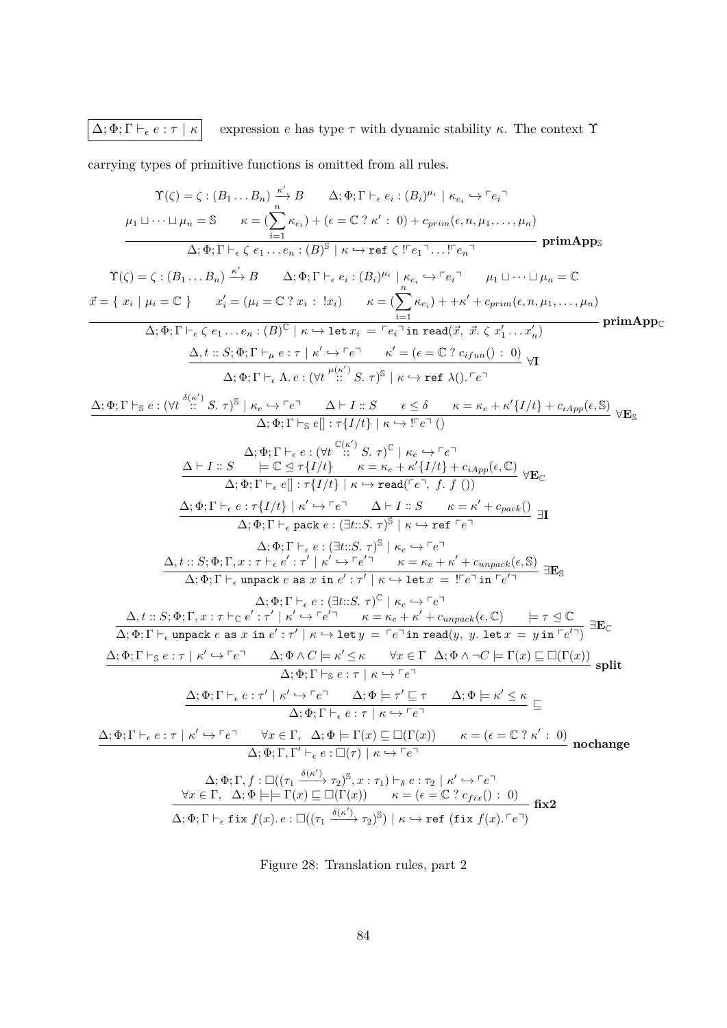$\boxed{\Delta; \Phi; \Gamma \vdash_\epsilon e : \tau \mid \kappa}$ expression $e$ has type $\tau$ with dynamic stability $\kappa$. The context $\Upsilon$ carrying types of primitive functions is omitted from all rules.

$$\frac{\begin{array}{c}\Upsilon(\zeta) = \zeta : (B_1 \dots B_n) \xrightarrow{\kappa'} B \qquad \Delta; \Phi; \Gamma \vdash_\epsilon e_i : (B_i)^{\mu_i} \mid \kappa_{e_i} \hookrightarrow \ulcorner e_i \urcorner \\ \mu_1 \sqcup \dots \sqcup \mu_n = \mathbb{S} \qquad \kappa = (\sum_{i=1}^{n} \kappa_{e_i}) + (\epsilon = \mathbb{C} \; ? \; \kappa' \; : \; 0) + c_{prim}(\epsilon, n, \mu_1, \dots, \mu_n)\end{array}}{\Delta; \Phi; \Gamma \vdash_\epsilon \zeta \; e_1 \dots e_n : (B)^{\mathbb{S}} \mid \kappa \hookrightarrow \texttt{ref} \; \zeta \; !\ulcorner e_1 \urcorner \dots !\ulcorner e_n \urcorner} \; \textbf{primApp}_{\mathbb{S}}$$

$$\frac{\begin{array}{c}\Upsilon(\zeta) = \zeta : (B_1 \dots B_n) \xrightarrow{\kappa'} B \qquad \Delta; \Phi; \Gamma \vdash_\epsilon e_i : (B_i)^{\mu_i} \mid \kappa_{e_i} \hookrightarrow \ulcorner e_i \urcorner \qquad \mu_1 \sqcup \dots \sqcup \mu_n = \mathbb{C} \\ \vec{x} = \{ \; x_i \mid \mu_i = \mathbb{C} \; \} \qquad x'_i = (\mu_i = \mathbb{C} \; ? \; x_i \; : \; !x_i) \qquad \kappa = (\sum_{i=1}^{n} \kappa_{e_i}) + +\kappa' + c_{prim}(\epsilon, n, \mu_1, \dots, \mu_n)\end{array}}{\Delta; \Phi; \Gamma \vdash_\epsilon \zeta \; e_1 \dots e_n : (B)^{\mathbb{C}} \mid \kappa \hookrightarrow \texttt{let} \, x_i \; = \; \ulcorner e_i \urcorner \, \texttt{in} \; \texttt{read}(\vec{x}, \; \vec{x}. \; \zeta \; x'_1 \dots x'_n)} \; \textbf{primApp}_{\mathbb{C}}$$

$$\frac{\Delta, t :: S; \Phi; \Gamma \vdash_\mu e : \tau \mid \kappa' \hookrightarrow \ulcorner e \urcorner \qquad \kappa' = (\epsilon = \mathbb{C} \; ? \; c_{ifun}() \; : \; 0)}{\Delta; \Phi; \Gamma \vdash_\epsilon \Lambda. \, e : (\forall t \overset{\mu(\kappa')}{::} S. \; \tau)^{\mathbb{S}} \mid \kappa \hookrightarrow \texttt{ref} \; \lambda(). \ulcorner e \urcorner} \; \forall \mathbf{I}$$

$$\frac{\Delta; \Phi; \Gamma \vdash_{\mathbb{S}} e : (\forall t \overset{\delta(\kappa')}{::} S. \; \tau)^{\mathbb{S}} \mid \kappa_e \hookrightarrow \ulcorner e \urcorner \qquad \Delta \vdash I :: S \qquad \epsilon \leq \delta \qquad \kappa = \kappa_e + \kappa'\{I/t\} + c_{iApp}(\epsilon, \mathbb{S})}{\Delta; \Phi; \Gamma \vdash_{\mathbb{S}} e[\,] : \tau\{I/t\} \mid \kappa \hookrightarrow !\ulcorner e \urcorner \; ()} \; \forall \mathbf{E}_{\mathbb{S}}$$

$$\frac{\begin{array}{c}\Delta; \Phi; \Gamma \vdash_\epsilon e : (\forall t \overset{\mathbb{C}(\kappa')}{::} S. \; \tau)^{\mathbb{C}} \mid \kappa_e \hookrightarrow \ulcorner e \urcorner \\ \Delta \vdash I :: S \qquad \models \mathbb{C} \trianglelefteq \tau\{I/t\} \qquad \kappa = \kappa_e + \kappa'\{I/t\} + c_{iApp}(\epsilon, \mathbb{C})\end{array}}{\Delta; \Phi; \Gamma \vdash_\epsilon e[\,] : \tau\{I/t\} \mid \kappa \hookrightarrow \texttt{read}(\ulcorner e \urcorner, \; f. \; f \; ())} \; \forall \mathbf{E}_{\mathbb{C}}$$

$$\frac{\Delta; \Phi; \Gamma \vdash_\epsilon e : \tau\{I/t\} \mid \kappa' \hookrightarrow \ulcorner e \urcorner \qquad \Delta \vdash I :: S \qquad \kappa = \kappa' + c_{pack}()}{\Delta; \Phi; \Gamma \vdash_\epsilon \texttt{pack} \; e : (\exists t {::} S. \; \tau)^{\mathbb{S}} \mid \kappa \hookrightarrow \texttt{ref} \; \ulcorner e \urcorner} \; \exists \mathbf{I}$$

$$\frac{\begin{array}{c}\Delta; \Phi; \Gamma \vdash_\epsilon e : (\exists t {::} S. \; \tau)^{\mathbb{S}} \mid \kappa_e \hookrightarrow \ulcorner e \urcorner \\ \Delta, t :: S; \Phi; \Gamma, x : \tau \vdash_\epsilon e' : \tau' \mid \kappa' \hookrightarrow \ulcorner e' \urcorner \qquad \kappa = \kappa_e + \kappa' + c_{unpack}(\epsilon, \mathbb{S})\end{array}}{\Delta; \Phi; \Gamma \vdash_\epsilon \texttt{unpack} \; e \; \texttt{as} \; x \; \texttt{in} \; e' : \tau' \mid \kappa \hookrightarrow \texttt{let} \, x \; = \; !\ulcorner e \urcorner \, \texttt{in} \; \ulcorner e' \urcorner} \; \exists \mathbf{E}_{\mathbb{S}}$$

$$\frac{\begin{array}{c}\Delta; \Phi; \Gamma \vdash_\epsilon e : (\exists t {::} S. \; \tau)^{\mathbb{C}} \mid \kappa_e \hookrightarrow \ulcorner e \urcorner \\ \Delta, t :: S; \Phi; \Gamma, x : \tau \vdash_{\mathbb{C}} e' : \tau' \mid \kappa' \hookrightarrow \ulcorner e' \urcorner \qquad \kappa = \kappa_e + \kappa' + c_{unpack}(\epsilon, \mathbb{C}) \qquad \models \tau \trianglelefteq \mathbb{C}\end{array}}{\Delta; \Phi; \Gamma \vdash_\epsilon \texttt{unpack} \; e \; \texttt{as} \; x \; \texttt{in} \; e' : \tau' \mid \kappa \hookrightarrow \texttt{let} \, y \; = \; \ulcorner e \urcorner \, \texttt{in} \; \texttt{read}(y, \; y. \; \texttt{let} \, x \; = \; y \, \texttt{in} \; \ulcorner e' \urcorner)} \; \exists \mathbf{E}_{\mathbb{C}}$$

$$\frac{\Delta; \Phi; \Gamma \vdash_{\mathbb{S}} e : \tau \mid \kappa' \hookrightarrow \ulcorner e \urcorner \qquad \Delta; \Phi \wedge C \models \kappa' \leq \kappa \qquad \forall x \in \Gamma \;\; \Delta; \Phi \wedge \neg C \models \Gamma(x) \sqsubseteq \Box(\Gamma(x))}{\Delta; \Phi; \Gamma \vdash_{\mathbb{S}} e : \tau \mid \kappa \hookrightarrow \ulcorner e \urcorner} \; \textbf{split}$$

$$\frac{\Delta; \Phi; \Gamma \vdash_\epsilon e : \tau' \mid \kappa' \hookrightarrow \ulcorner e \urcorner \qquad \Delta; \Phi \models \tau' \sqsubseteq \tau \qquad \Delta; \Phi \models \kappa' \leq \kappa}{\Delta; \Phi; \Gamma \vdash_\epsilon e : \tau \mid \kappa \hookrightarrow \ulcorner e \urcorner} \; \sqsubseteq$$

$$\frac{\Delta; \Phi; \Gamma \vdash_\epsilon e : \tau \mid \kappa' \hookrightarrow \ulcorner e \urcorner \qquad \forall x \in \Gamma, \;\; \Delta; \Phi \models \Gamma(x) \sqsubseteq \Box(\Gamma(x)) \qquad \kappa = (\epsilon = \mathbb{C} \; ? \; \kappa' \; : \; 0)}{\Delta; \Phi; \Gamma, \Gamma' \vdash_\epsilon e : \Box(\tau) \mid \kappa \hookrightarrow \ulcorner e \urcorner} \; \textbf{nochange}$$

$$\frac{\begin{array}{c}\Delta; \Phi; \Gamma, f : \Box((\tau_1 \xrightarrow{\delta(\kappa')} \tau_2)^{\mathbb{S}}, x : \tau_1) \vdash_\delta e : \tau_2 \mid \kappa' \hookrightarrow \ulcorner e \urcorner \\ \forall x \in \Gamma, \;\; \Delta; \Phi \models\!\models \Gamma(x) \sqsubseteq \Box(\Gamma(x)) \qquad \kappa = (\epsilon = \mathbb{C} \; ? \; c_{fix}() \; : \; 0)\end{array}}{\Delta; \Phi; \Gamma \vdash_\epsilon \texttt{fix} \; f(x). \, e : \Box((\tau_1 \xrightarrow{\delta(\kappa')} \tau_2)^{\mathbb{S}}) \mid \kappa \hookrightarrow \texttt{ref} \; (\texttt{fix} \; f(x). \ulcorner e \urcorner)} \; \textbf{fix2}$$

Figure 28: Translation rules, part 2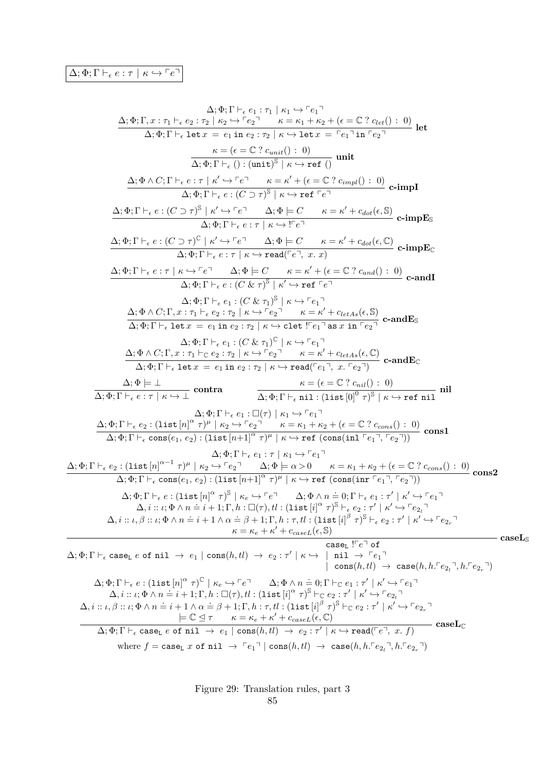$$\boxed{\Delta; \Phi; \Gamma \vdash_\epsilon e : \tau \mid \kappa \hookrightarrow \ulcorner e \urcorner}$$

$$\frac{\begin{array}{c}\Delta; \Phi; \Gamma \vdash_\epsilon e_1 : \tau_1 \mid \kappa_1 \hookrightarrow \ulcorner e_1 \urcorner \\ \Delta; \Phi; \Gamma, x : \tau_1 \vdash_\epsilon e_2 : \tau_2 \mid \kappa_2 \hookrightarrow \ulcorner e_2 \urcorner \qquad \kappa = \kappa_1 + \kappa_2 + (\epsilon = \mathbb{C} \; ? \; c_{let}() \; : \; 0)\end{array}}{\Delta; \Phi; \Gamma \vdash_\epsilon \texttt{let}\, x \,=\, e_1 \,\texttt{in}\, e_2 : \tau_2 \mid \kappa \hookrightarrow \texttt{let}\, x \,=\, \ulcorner e_1 \urcorner \,\texttt{in}\, \ulcorner e_2 \urcorner} \textbf{ let}$$

$$\frac{\kappa = (\epsilon = \mathbb{C} \; ? \; c_{unit}() \; : \; 0)}{\Delta; \Phi; \Gamma \vdash_\epsilon () : (\texttt{unit})^{\mathbb{S}} \mid \kappa \hookrightarrow \texttt{ref}\ ()} \textbf{ unit}$$

$$\frac{\Delta; \Phi \wedge C; \Gamma \vdash_\epsilon e : \tau \mid \kappa' \hookrightarrow \ulcorner e \urcorner \qquad \kappa = \kappa' + (\epsilon = \mathbb{C} \; ? \; c_{impI}() \; : \; 0)}{\Delta; \Phi; \Gamma \vdash_\epsilon e : (C \supset \tau)^{\mathbb{S}} \mid \kappa \hookrightarrow \texttt{ref}\ \ulcorner e \urcorner} \textbf{ c-impI}$$

$$\frac{\Delta; \Phi; \Gamma \vdash_\epsilon e : (C \supset \tau)^{\mathbb{S}} \mid \kappa' \hookrightarrow \ulcorner e \urcorner \qquad \Delta; \Phi \models C \qquad \kappa = \kappa' + c_{dot}(\epsilon, \mathbb{S})}{\Delta; \Phi; \Gamma \vdash_\epsilon e : \tau \mid \kappa \hookrightarrow\ !\ulcorner e \urcorner} \textbf{ c-impE}_{\mathbb{S}}$$

$$\frac{\Delta; \Phi; \Gamma \vdash_\epsilon e : (C \supset \tau)^{\mathbb{C}} \mid \kappa' \hookrightarrow \ulcorner e \urcorner \qquad \Delta; \Phi \models C \qquad \kappa = \kappa' + c_{dot}(\epsilon, \mathbb{C})}{\Delta; \Phi; \Gamma \vdash_\epsilon e : \tau \mid \kappa \hookrightarrow \texttt{read}(\ulcorner e \urcorner,\ x.\ x)} \textbf{ c-impE}_{\mathbb{C}}$$

$$\frac{\Delta; \Phi; \Gamma \vdash_\epsilon e : \tau \mid \kappa \hookrightarrow \ulcorner e \urcorner \qquad \Delta; \Phi \models C \qquad \kappa = \kappa' + (\epsilon = \mathbb{C} \; ? \; c_{and}() \; : \; 0)}{\Delta; \Phi; \Gamma \vdash_\epsilon e : (C \,\&\, \tau)^{\mathbb{S}} \mid \kappa' \hookrightarrow \texttt{ref}\ \ulcorner e \urcorner} \textbf{ c-andI}$$

$$\frac{\begin{array}{c}\Delta; \Phi; \Gamma \vdash_\epsilon e_1 : (C \,\&\, \tau_1)^{\mathbb{S}} \mid \kappa \hookrightarrow \ulcorner e_1 \urcorner \\ \Delta; \Phi \wedge C; \Gamma, x : \tau_1 \vdash_\epsilon e_2 : \tau_2 \mid \kappa \hookrightarrow \ulcorner e_2 \urcorner \qquad \kappa = \kappa' + c_{letAs}(\epsilon, \mathbb{S})\end{array}}{\Delta; \Phi; \Gamma \vdash_\epsilon \texttt{let}\, x \,=\, e_1 \,\texttt{in}\, e_2 : \tau_2 \mid \kappa \hookrightarrow \texttt{clet}\ !\ulcorner e_1 \urcorner \,\texttt{as}\, x \,\texttt{in}\, \ulcorner e_2 \urcorner} \textbf{ c-andE}_{\mathbb{S}}$$

$$\frac{\begin{array}{c}\Delta; \Phi; \Gamma \vdash_\epsilon e_1 : (C \,\&\, \tau_1)^{\mathbb{C}} \mid \kappa \hookrightarrow \ulcorner e_1 \urcorner \\ \Delta; \Phi \wedge C; \Gamma, x : \tau_1 \vdash_{\mathbb{C}} e_2 : \tau_2 \mid \kappa \hookrightarrow \ulcorner e_2 \urcorner \qquad \kappa = \kappa' + c_{letAs}(\epsilon, \mathbb{C})\end{array}}{\Delta; \Phi; \Gamma \vdash_\epsilon \texttt{let}\, x \,=\, e_1 \,\texttt{in}\, e_2 : \tau_2 \mid \kappa \hookrightarrow \texttt{read}(\ulcorner e_1 \urcorner,\ x.\ \ulcorner e_2 \urcorner)} \textbf{ c-andE}_{\mathbb{C}}$$

$$\frac{\Delta; \Phi \models \bot}{\Delta; \Phi; \Gamma \vdash_\epsilon e : \tau \mid \kappa \hookrightarrow \bot} \textbf{ contra} \qquad \frac{\kappa = (\epsilon = \mathbb{C} \; ? \; c_{nil}() \; : \; 0)}{\Delta; \Phi; \Gamma \vdash_\epsilon \texttt{nil} : (\texttt{list}\,[0]^0\ \tau)^{\mathbb{S}} \mid \kappa \hookrightarrow \texttt{ref nil}} \textbf{ nil}$$

$$\frac{\begin{array}{c}\Delta; \Phi; \Gamma \vdash_\epsilon e_1 : \square(\tau) \mid \kappa_1 \hookrightarrow \ulcorner e_1 \urcorner \\ \Delta; \Phi; \Gamma \vdash_\epsilon e_2 : (\texttt{list}\,[n]^\alpha\ \tau)^\mu \mid \kappa_2 \hookrightarrow \ulcorner e_2 \urcorner \qquad \kappa = \kappa_1 + \kappa_2 + (\epsilon = \mathbb{C} \; ? \; c_{cons}() \; : \; 0)\end{array}}{\Delta; \Phi; \Gamma \vdash_\epsilon \texttt{cons}(e_1,\, e_2) : (\texttt{list}\,[n{+}1]^\alpha\ \tau)^\mu \mid \kappa \hookrightarrow \texttt{ref}\ (\texttt{cons}(\texttt{inl}\ \ulcorner e_1 \urcorner,\ \ulcorner e_2 \urcorner))} \textbf{ cons1}$$

$$\frac{\begin{array}{c}\Delta; \Phi; \Gamma \vdash_\epsilon e_1 : \tau \mid \kappa_1 \hookrightarrow \ulcorner e_1 \urcorner \\ \Delta; \Phi; \Gamma \vdash_\epsilon e_2 : (\texttt{list}\,[n]^{\alpha-1}\ \tau)^\mu \mid \kappa_2 \hookrightarrow \ulcorner e_2 \urcorner \qquad \Delta; \Phi \models \alpha > 0 \qquad \kappa = \kappa_1 + \kappa_2 + (\epsilon = \mathbb{C} \; ? \; c_{cons}() \; : \; 0)\end{array}}{\Delta; \Phi; \Gamma \vdash_\epsilon \texttt{cons}(e_1,\, e_2) : (\texttt{list}\,[n{+}1]^\alpha\ \tau)^\mu \mid \kappa \hookrightarrow \texttt{ref}\ (\texttt{cons}(\texttt{inr}\ \ulcorner e_1 \urcorner,\ \ulcorner e_2 \urcorner))} \textbf{ cons2}$$

$$\frac{\begin{array}{c}\Delta; \Phi; \Gamma \vdash_\epsilon e : (\texttt{list}\,[n]^\alpha\ \tau)^{\mathbb{S}} \mid \kappa_e \hookrightarrow \ulcorner e \urcorner \qquad \Delta; \Phi \wedge n \doteq 0; \Gamma \vdash_\epsilon e_1 : \tau' \mid \kappa' \hookrightarrow \ulcorner e_1 \urcorner \\ \Delta, i :: \iota; \Phi \wedge n \doteq i+1; \Gamma, h : \square(\tau), tl : (\texttt{list}\,[i]^\alpha\ \tau)^{\mathbb{S}} \vdash_\epsilon e_2 : \tau' \mid \kappa' \hookrightarrow \ulcorner e_{2_l} \urcorner \\ \Delta, i :: \iota, \beta :: \iota; \Phi \wedge n \doteq i+1 \wedge \alpha \doteq \beta+1; \Gamma, h : \tau, tl : (\texttt{list}\,[i]^\beta\ \tau)^{\mathbb{S}} \vdash_\epsilon e_2 : \tau' \mid \kappa' \hookrightarrow \ulcorner e_{2_r} \urcorner \\ \kappa = \kappa_e + \kappa' + c_{caseL}(\epsilon, \mathbb{S})\end{array}}{\Delta; \Phi; \Gamma \vdash_\epsilon \texttt{case}_\texttt{L}\ e\ \texttt{of nil}\ \to\ e_1 \mid \texttt{cons}(h, tl)\ \to\ e_2 : \tau' \mid \kappa \hookrightarrow \begin{array}{l}\texttt{case}_\texttt{L}\ !\ulcorner e \urcorner\ \texttt{of} \\ \mid\ \texttt{nil}\ \to\ \ulcorner e_1 \urcorner \\ \mid\ \texttt{cons}(h, tl)\ \to\ \texttt{case}(h, h.\ulcorner e_{2_l} \urcorner, h.\ulcorner e_{2_r} \urcorner)\end{array}} \textbf{ caseL}_{\mathbb{S}}$$

$$\frac{\begin{array}{c}\Delta; \Phi; \Gamma \vdash_\epsilon e : (\texttt{list}\,[n]^\alpha\ \tau)^{\mathbb{C}} \mid \kappa_e \hookrightarrow \ulcorner e \urcorner \qquad \Delta; \Phi \wedge n \doteq 0; \Gamma \vdash_{\mathbb{C}} e_1 : \tau' \mid \kappa' \hookrightarrow \ulcorner e_1 \urcorner \\ \Delta, i :: \iota; \Phi \wedge n \doteq i+1; \Gamma, h : \square(\tau), tl : (\texttt{list}\,[i]^\alpha\ \tau)^{\mathbb{S}} \vdash_{\mathbb{C}} e_2 : \tau' \mid \kappa' \hookrightarrow \ulcorner e_{2_l} \urcorner \\ \Delta, i :: \iota, \beta :: \iota; \Phi \wedge n \doteq i+1 \wedge \alpha \doteq \beta+1; \Gamma, h : \tau, tl : (\texttt{list}\,[i]^\beta\ \tau)^{\mathbb{S}} \vdash_{\mathbb{C}} e_2 : \tau' \mid \kappa' \hookrightarrow \ulcorner e_{2_r} \urcorner \\ \models \mathbb{C} \trianglelefteq \tau \qquad \kappa = \kappa_e + \kappa' + c_{caseL}(\epsilon, \mathbb{C})\end{array}}{\Delta; \Phi; \Gamma \vdash_\epsilon \texttt{case}_\texttt{L}\ e\ \texttt{of nil}\ \to\ e_1 \mid \texttt{cons}(h, tl)\ \to\ e_2 : \tau' \mid \kappa \hookrightarrow \texttt{read}(\ulcorner e \urcorner,\ x.\ f)} \textbf{ caseL}_{\mathbb{C}}$$

where $f = \texttt{case}_\texttt{L}\ x\ \texttt{of nil}\ \to\ \ulcorner e_1 \urcorner \mid \texttt{cons}(h, tl)\ \to\ \texttt{case}(h, h.\ulcorner e_{2_l} \urcorner, h.\ulcorner e_{2_r} \urcorner)$

Figure 29: Translation rules, part 3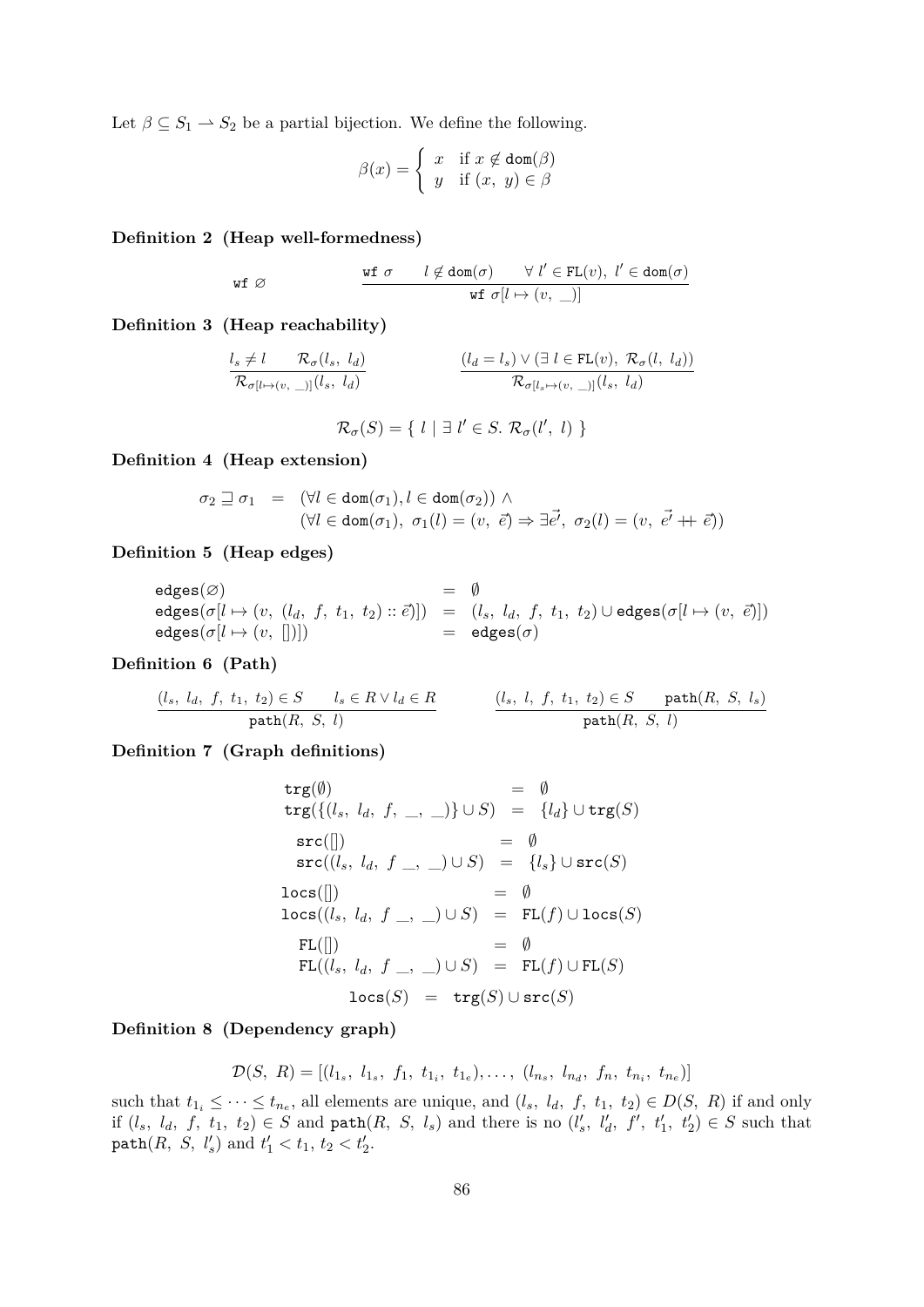Let $\beta \subseteq S_1 \rightharpoonup S_2$ be a partial bijection. We define the following.

$$\beta(x) = \begin{cases} x & \text{if } x \notin \mathtt{dom}(\beta) \\ y & \text{if } (x,\ y) \in \beta \end{cases}$$

**Definition 2 (Heap well-formedness)**

$$\mathtt{wf}\ \varnothing \qquad\qquad \frac{\mathtt{wf}\ \sigma \qquad l \notin \mathtt{dom}(\sigma) \qquad \forall\ l' \in \mathtt{FL}(v),\ l' \in \mathtt{dom}(\sigma)}{\mathtt{wf}\ \sigma[l \mapsto (v,\ \_)]}$$

**Definition 3 (Heap reachability)**

$$\frac{l_s \neq l \qquad \mathcal{R}_\sigma(l_s,\ l_d)}{\mathcal{R}_{\sigma[l \mapsto (v,\ \_)]}(l_s,\ l_d)} \qquad\qquad \frac{(l_d = l_s) \vee (\exists\ l \in \mathtt{FL}(v),\ \mathcal{R}_\sigma(l,\ l_d))}{\mathcal{R}_{\sigma[l_s \mapsto (v,\ \_)]}(l_s,\ l_d)}$$

$$\mathcal{R}_\sigma(S) = \{\ l \mid \exists\ l' \in S.\ \mathcal{R}_\sigma(l',\ l)\ \}$$

**Definition 4 (Heap extension)**

$$\begin{array}{rcl} \sigma_2 \sqsupseteq \sigma_1 & = & (\forall l \in \mathtt{dom}(\sigma_1), l \in \mathtt{dom}(\sigma_2)) \wedge \\ & & (\forall l \in \mathtt{dom}(\sigma_1),\ \sigma_1(l) = (v,\ \vec{e}) \Rightarrow \exists \vec{e'},\ \sigma_2(l) = (v,\ \vec{e'} +\!\!+\ \vec{e})) \end{array}$$

**Definition 5 (Heap edges)**

$$\begin{array}{lcl} \mathtt{edges}(\varnothing) & = & \emptyset \\ \mathtt{edges}(\sigma[l \mapsto (v,\ (l_d,\ f,\ t_1,\ t_2) :: \vec{e})]) & = & (l_s,\ l_d,\ f,\ t_1,\ t_2) \cup \mathtt{edges}(\sigma[l \mapsto (v,\ \vec{e})]) \\ \mathtt{edges}(\sigma[l \mapsto (v,\ [])]) & = & \mathtt{edges}(\sigma) \end{array}$$

**Definition 6 (Path)**

$$\frac{(l_s,\ l_d,\ f,\ t_1,\ t_2) \in S \qquad l_s \in R \vee l_d \in R}{\mathtt{path}(R,\ S,\ l)} \qquad\qquad \frac{(l_s,\ l,\ f,\ t_1,\ t_2) \in S \qquad \mathtt{path}(R,\ S,\ l_s)}{\mathtt{path}(R,\ S,\ l)}$$

**Definition 7 (Graph definitions)**

$$\begin{array}{lcl} \mathtt{trg}(\emptyset) & = & \emptyset \\ \mathtt{trg}(\{(l_s,\ l_d,\ f,\ \_,\ \_)\} \cup S) & = & \{l_d\} \cup \mathtt{trg}(S) \end{array}$$

$$\begin{array}{lcl} \mathtt{src}([]) & = & \emptyset \\ \mathtt{src}((l_s,\ l_d,\ f\ \_,\ \_) \cup S) & = & \{l_s\} \cup \mathtt{src}(S) \end{array}$$

$$\begin{array}{lcl} \mathtt{locs}([]) & = & \emptyset \\ \mathtt{locs}((l_s,\ l_d,\ f\ \_,\ \_) \cup S) & = & \mathtt{FL}(f) \cup \mathtt{locs}(S) \end{array}$$

$$\begin{array}{lcl} \mathtt{FL}([]) & = & \emptyset \\ \mathtt{FL}((l_s,\ l_d,\ f\ \_,\ \_) \cup S) & = & \mathtt{FL}(f) \cup \mathtt{FL}(S) \end{array}$$

$$\mathtt{locs}(S) \quad = \quad \mathtt{trg}(S) \cup \mathtt{src}(S)$$

**Definition 8 (Dependency graph)**

$$\mathcal{D}(S,\ R) = [(l_{1_s},\ l_{1_s},\ f_1,\ t_{1_i},\ t_{1_e}), \ldots,\ (l_{n_s},\ l_{n_d},\ f_n,\ t_{n_i},\ t_{n_e})]$$

such that $t_{1_i} \leq \cdots \leq t_{n_e}$, all elements are unique, and $(l_s,\ l_d,\ f,\ t_1,\ t_2) \in D(S,\ R)$ if and only if $(l_s,\ l_d,\ f,\ t_1,\ t_2) \in S$ and $\mathtt{path}(R,\ S,\ l_s)$ and there is no $(l'_s,\ l'_d,\ f',\ t'_1,\ t'_2) \in S$ such that $\mathtt{path}(R,\ S,\ l'_s)$ and $t'_1 < t_1,\ t_2 < t'_2$.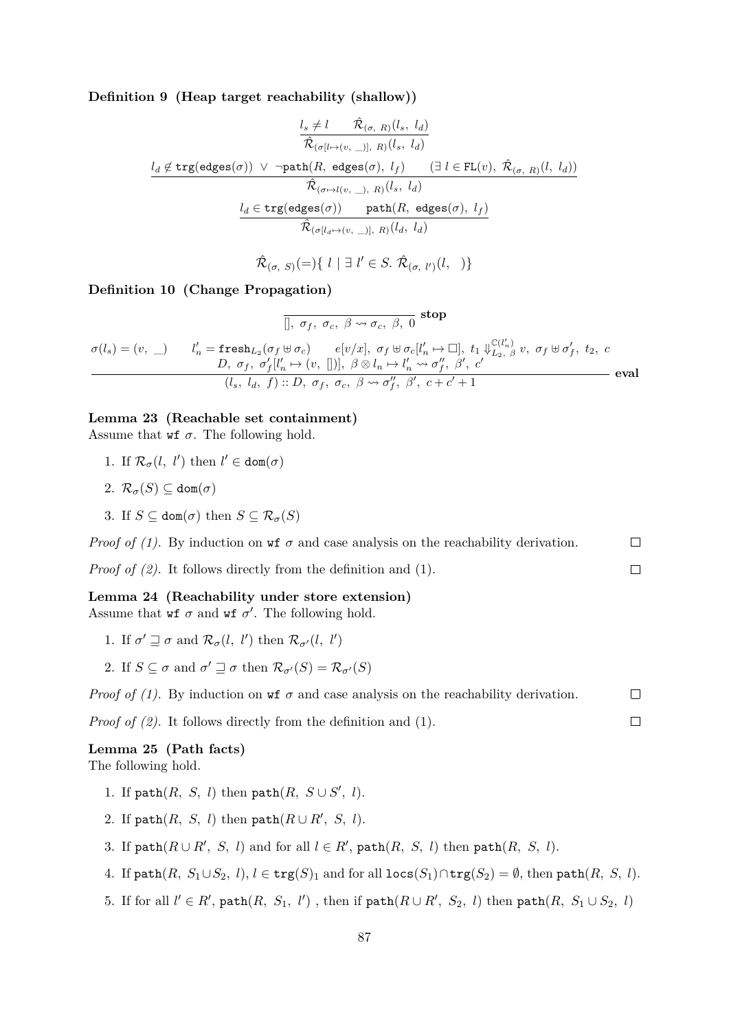**Definition 9 (Heap target reachability (shallow))**

$$\frac{l_s \neq l \qquad \hat{\mathcal{R}}_{(\sigma,\ R)}(l_s,\ l_d)}{\hat{\mathcal{R}}_{(\sigma[l \mapsto (v,\ \_)],\ R)}(l_s,\ l_d)}$$

$$\frac{l_d \notin \mathtt{trg}(\mathtt{edges}(\sigma))\ \vee\ \neg\mathtt{path}(R,\ \mathtt{edges}(\sigma),\ l_f) \qquad (\exists\ l \in \mathtt{FL}(v),\ \hat{\mathcal{R}}_{(\sigma,\ R)}(l,\ l_d))}{\hat{\mathcal{R}}_{(\sigma \mapsto l(v,\ \_),\ R)}(l_s,\ l_d)}$$

$$\frac{l_d \in \mathtt{trg}(\mathtt{edges}(\sigma)) \qquad \mathtt{path}(R,\ \mathtt{edges}(\sigma),\ l_f)}{\hat{\mathcal{R}}_{(\sigma[l_d \mapsto (v,\ \_)],\ R)}(l_d,\ l_d)}$$

$$\hat{\mathcal{R}}_{(\sigma,\ S)}(=)\{\ l \mid \exists\ l' \in S.\ \hat{\mathcal{R}}_{(\sigma,\ l')}(l,\ \ )\}$$

**Definition 10 (Change Propagation)**

$$\frac{}{[],\ \sigma_f,\ \sigma_c,\ \beta \rightsquigarrow \sigma_c,\ \beta,\ 0}\ \textbf{stop}$$

$$\frac{\sigma(l_s) = (v,\ \_) \qquad l'_n = \mathtt{fresh}_{L_2}(\sigma_f \uplus \sigma_c) \qquad e[v/x],\ \sigma_f \uplus \sigma_c[l'_n \mapsto \Box],\ t_1 \Downarrow^{\mathbb{C}(l'_n)}_{L_2,\ \beta} v,\ \sigma_f \uplus \sigma'_f,\ t_2,\ c \qquad D,\ \sigma_f,\ \sigma'_f[l'_n \mapsto (v,\ [])],\ \beta \otimes l_n \mapsto l'_n \rightsquigarrow \sigma''_f,\ \beta',\ c'}{(l_s,\ l_d,\ f) :: D,\ \sigma_f,\ \sigma_c,\ \beta \rightsquigarrow \sigma''_f,\ \beta',\ c + c' + 1}\ \textbf{eval}$$

**Lemma 23 (Reachable set containment)**
Assume that $\mathtt{wf}\ \sigma$. The following hold.

1. If $\mathcal{R}_\sigma(l,\ l')$ then $l' \in \mathtt{dom}(\sigma)$
2. $\mathcal{R}_\sigma(S) \subseteq \mathtt{dom}(\sigma)$
3. If $S \subseteq \mathtt{dom}(\sigma)$ then $S \subseteq \mathcal{R}_\sigma(S)$

*Proof of (1).* By induction on $\mathtt{wf}\ \sigma$ and case analysis on the reachability derivation. □

*Proof of (2).* It follows directly from the definition and (1). □

**Lemma 24 (Reachability under store extension)**
Assume that $\mathtt{wf}\ \sigma$ and $\mathtt{wf}\ \sigma'$. The following hold.

1. If $\sigma' \sqsupseteq \sigma$ and $\mathcal{R}_\sigma(l,\ l')$ then $\mathcal{R}_{\sigma'}(l,\ l')$
2. If $S \subseteq \sigma$ and $\sigma' \sqsupseteq \sigma$ then $\mathcal{R}_{\sigma'}(S) = \mathcal{R}_{\sigma'}(S)$

*Proof of (1).* By induction on $\mathtt{wf}\ \sigma$ and case analysis on the reachability derivation. □

*Proof of (2).* It follows directly from the definition and (1). □

**Lemma 25 (Path facts)**
The following hold.

1. If $\mathtt{path}(R,\ S,\ l)$ then $\mathtt{path}(R,\ S \cup S',\ l)$.
2. If $\mathtt{path}(R,\ S,\ l)$ then $\mathtt{path}(R \cup R',\ S,\ l)$.
3. If $\mathtt{path}(R \cup R',\ S,\ l)$ and for all $l \in R'$, $\mathtt{path}(R,\ S,\ l)$ then $\mathtt{path}(R,\ S,\ l)$.
4. If $\mathtt{path}(R,\ S_1 \cup S_2,\ l)$, $l \in \mathtt{trg}(S)_1$ and for all $\mathtt{locs}(S_1) \cap \mathtt{trg}(S_2) = \emptyset$, then $\mathtt{path}(R,\ S,\ l)$.
5. If for all $l' \in R'$, $\mathtt{path}(R,\ S_1,\ l')$ , then if $\mathtt{path}(R \cup R',\ S_2,\ l)$ then $\mathtt{path}(R,\ S_1 \cup S_2,\ l)$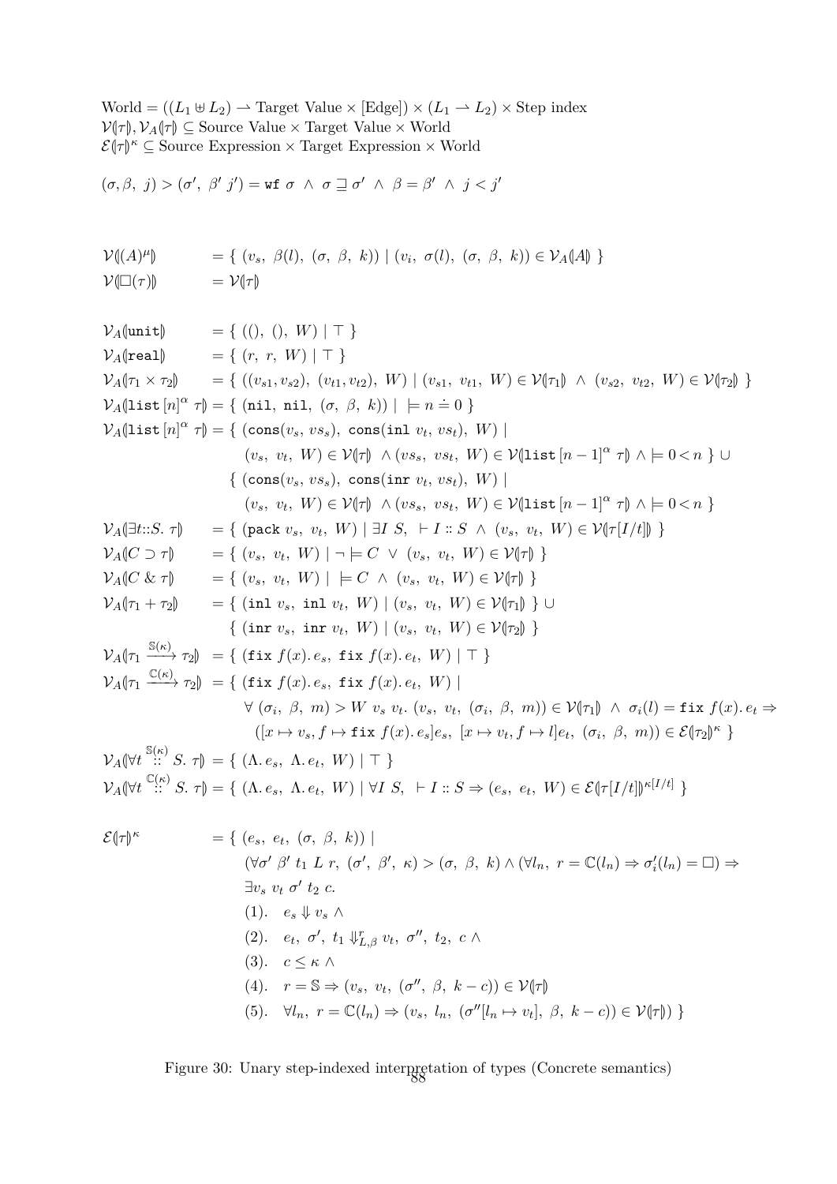World $= ((L_1 \uplus L_2) \rightharpoonup \text{Target Value} \times [\text{Edge}]) \times (L_1 \rightharpoonup L_2) \times \text{Step index}$
$\mathcal{V}(\!|\tau|\!), \mathcal{V}_A(\!|\tau|\!) \subseteq$ Source Value $\times$ Target Value $\times$ World
$\mathcal{E}(\!|\tau|\!)^\kappa \subseteq$ Source Expression $\times$ Target Expression $\times$ World

$$(\sigma, \beta,\ j) > (\sigma',\ \beta'\ j') = \mathtt{wf}\ \sigma\ \wedge\ \sigma \sqsupseteq \sigma'\ \wedge\ \beta = \beta'\ \wedge\ j < j'$$

$$
\begin{array}{ll}
\mathcal{V}(\!|(A)^\mu|\!) & = \{\ (v_s,\ \beta(l),\ (\sigma,\ \beta,\ k))\ |\ (v_i,\ \sigma(l),\ (\sigma,\ \beta,\ k)) \in \mathcal{V}_A(\!|A|\!)\ \} \\
\mathcal{V}(\!|\square(\tau)|\!) & = \mathcal{V}(\!|\tau|\!)
\end{array}
$$

$$
\begin{array}{ll}
\mathcal{V}_A(\!|\mathtt{unit}|\!) & = \{\ ((),\ (),\ W)\ |\ \top\ \} \\
\mathcal{V}_A(\!|\mathtt{real}|\!) & = \{\ (r,\ r,\ W)\ |\ \top\ \} \\
\mathcal{V}_A(\!|\tau_1 \times \tau_2|\!) & = \{\ ((v_{s1}, v_{s2}),\ (v_{t1}, v_{t2}),\ W)\ |\ (v_{s1},\ v_{t1},\ W) \in \mathcal{V}(\!|\tau_1|\!)\ \wedge\ (v_{s2},\ v_{t2},\ W) \in \mathcal{V}(\!|\tau_2|\!)\ \} \\
\mathcal{V}_A(\!|\mathtt{list}\,[n]^\alpha\ \tau|\!) & = \{\ (\mathtt{nil},\ \mathtt{nil},\ (\sigma,\ \beta,\ k))\ |\ \models n \doteq 0\ \} \\
\mathcal{V}_A(\!|\mathtt{list}\,[n]^\alpha\ \tau|\!) & = \{\ (\mathtt{cons}(v_s, vs_s),\ \mathtt{cons}(\mathtt{inl}\ v_t, vs_t),\ W)\ | \\
& \qquad (v_s,\ v_t,\ W) \in \mathcal{V}(\!|\tau|\!)\ \wedge (vs_s,\ vs_t,\ W) \in \mathcal{V}(\!|\mathtt{list}\,[n-1]^\alpha\ \tau|\!) \wedge \models 0 < n\ \} \ \cup \\
& \quad \{\ (\mathtt{cons}(v_s, vs_s),\ \mathtt{cons}(\mathtt{inr}\ v_t, vs_t),\ W)\ | \\
& \qquad (v_s,\ v_t,\ W) \in \mathcal{V}(\!|\tau|\!)\ \wedge (vs_s,\ vs_t,\ W) \in \mathcal{V}(\!|\mathtt{list}\,[n-1]^\alpha\ \tau|\!) \wedge \models 0 < n\ \} \\
\mathcal{V}_A(\!|\exists t{::}S.\ \tau|\!) & = \{\ (\mathtt{pack}\ v_s,\ v_t,\ W)\ |\ \exists I\ S,\ \vdash I :: S\ \wedge\ (v_s,\ v_t,\ W) \in \mathcal{V}(\!|\tau[I/t]|\!)\ \} \\
\mathcal{V}_A(\!|C \supset \tau|\!) & = \{\ (v_s,\ v_t,\ W)\ |\ \neg \models C\ \vee\ (v_s,\ v_t,\ W) \in \mathcal{V}(\!|\tau|\!)\ \} \\
\mathcal{V}_A(\!|C\ \&\ \tau|\!) & = \{\ (v_s,\ v_t,\ W)\ |\ \models C\ \wedge\ (v_s,\ v_t,\ W) \in \mathcal{V}(\!|\tau|\!)\ \} \\
\mathcal{V}_A(\!|\tau_1 + \tau_2|\!) & = \{\ (\mathtt{inl}\ v_s,\ \mathtt{inl}\ v_t,\ W)\ |\ (v_s,\ v_t,\ W) \in \mathcal{V}(\!|\tau_1|\!)\ \} \ \cup \\
& \quad \{\ (\mathtt{inr}\ v_s,\ \mathtt{inr}\ v_t,\ W)\ |\ (v_s,\ v_t,\ W) \in \mathcal{V}(\!|\tau_2|\!)\ \} \\
\mathcal{V}_A(\!|\tau_1 \xrightarrow{\mathbb{S}(\kappa)} \tau_2|\!) & = \{\ (\mathtt{fix}\ f(x).\,e_s,\ \mathtt{fix}\ f(x).\,e_t,\ W)\ |\ \top\ \} \\
\mathcal{V}_A(\!|\tau_1 \xrightarrow{\mathbb{C}(\kappa)} \tau_2|\!) & = \{\ (\mathtt{fix}\ f(x).\,e_s,\ \mathtt{fix}\ f(x).\,e_t,\ W)\ | \\
& \qquad \forall\ (\sigma_i,\ \beta,\ m) > W\ v_s\ v_t.\ (v_s,\ v_t,\ (\sigma_i,\ \beta,\ m)) \in \mathcal{V}(\!|\tau_1|\!)\ \wedge\ \sigma_i(l) = \mathtt{fix}\ f(x).\,e_t \Rightarrow \\
& \qquad ([x \mapsto v_s, f \mapsto \mathtt{fix}\ f(x).\,e_s]e_s,\ [x \mapsto v_t, f \mapsto l]e_t,\ (\sigma_i,\ \beta,\ m)) \in \mathcal{E}(\!|\tau_2|\!)^\kappa\ \} \\
\mathcal{V}_A(\!|\forall t \overset{\mathbb{S}(\kappa)}{::} S.\ \tau|\!) & = \{\ (\Lambda.\,e_s,\ \Lambda.\,e_t,\ W)\ |\ \top\ \} \\
\mathcal{V}_A(\!|\forall t \overset{\mathbb{C}(\kappa)}{::} S.\ \tau|\!) & = \{\ (\Lambda.\,e_s,\ \Lambda.\,e_t,\ W)\ |\ \forall I\ S,\ \vdash I :: S \Rightarrow (e_s,\ e_t,\ W) \in \mathcal{E}(\!|\tau[I/t]|\!)^{\kappa[I/t]}\ \}
\end{array}
$$

$$
\begin{array}{ll}
\mathcal{E}(\!|\tau|\!)^\kappa & = \{\ (e_s,\ e_t,\ (\sigma,\ \beta,\ k))\ | \\
& \quad (\forall \sigma'\ \beta'\ t_1\ L\ r,\ (\sigma',\ \beta',\ \kappa) > (\sigma,\ \beta,\ k) \wedge (\forall l_n,\ r = \mathbb{C}(l_n) \Rightarrow \sigma_i'(l_n) = \square) \Rightarrow \\
& \quad \exists v_s\ v_t\ \sigma'\ t_2\ c. \\
& \quad (1).\quad e_s \Downarrow v_s\ \wedge \\
& \quad (2).\quad e_t,\ \sigma',\ t_1 \Downarrow^r_{L,\beta} v_t,\ \sigma'',\ t_2,\ c\ \wedge \\
& \quad (3).\quad c \leq \kappa\ \wedge \\
& \quad (4).\quad r = \mathbb{S} \Rightarrow (v_s,\ v_t,\ (\sigma'',\ \beta,\ k - c)) \in \mathcal{V}(\!|\tau|\!) \\
& \quad (5).\quad \forall l_n,\ r = \mathbb{C}(l_n) \Rightarrow (v_s,\ l_n,\ (\sigma''[l_n \mapsto v_t],\ \beta,\ k - c)) \in \mathcal{V}(\!|\tau|\!))\ \}
\end{array}
$$

Figure 30: Unary step-indexed interpretation of types (Concrete semantics)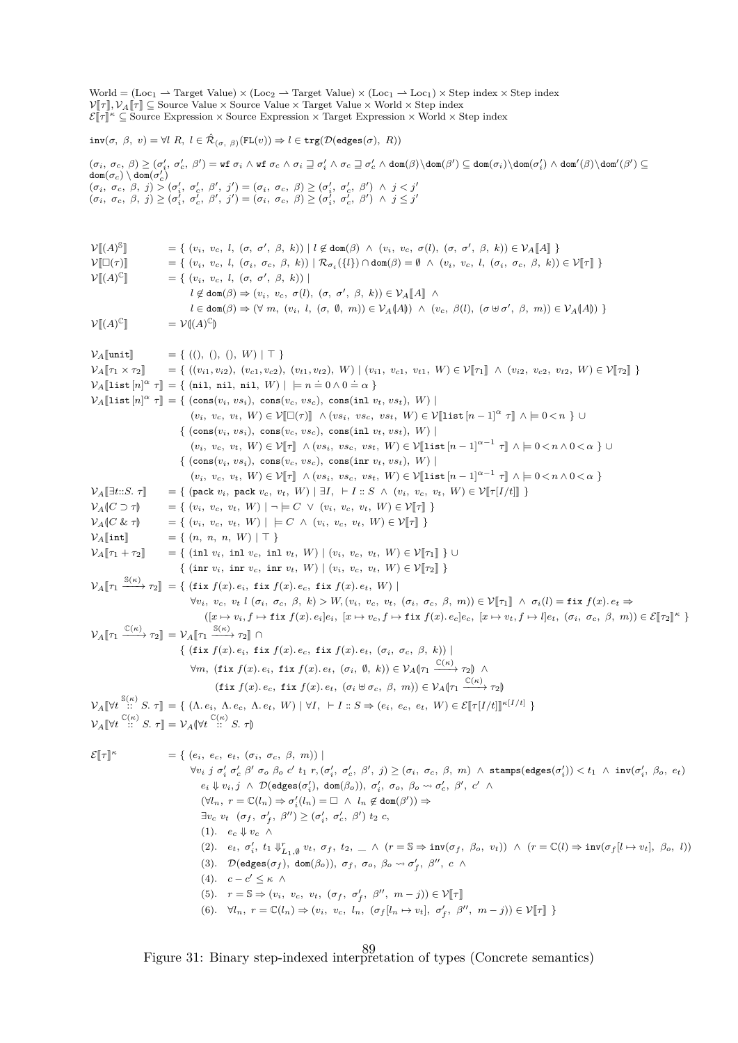World = $(\text{Loc}_1 \rightharpoonup \text{Target Value}) \times (\text{Loc}_2 \rightharpoonup \text{Target Value}) \times (\text{Loc}_1 \rightharpoonup \text{Loc}_1) \times \text{Step index} \times \text{Step index}$
$\mathcal{V}[\![\tau]\!], \mathcal{V}_A[\![\tau]\!] \subseteq \text{Source Value} \times \text{Source Value} \times \text{Target Value} \times \text{World} \times \text{Step index}$
$\mathcal{E}[\![\tau]\!]^\kappa \subseteq \text{Source Expression} \times \text{Source Expression} \times \text{Target Expression} \times \text{World} \times \text{Step index}$

$$\texttt{inv}(\sigma,\ \beta,\ v) = \forall l\ R,\ l \in \hat{\mathcal{R}}_{(\sigma,\ \beta)}(\texttt{FL}(v)) \Rightarrow l \in \texttt{trg}(\mathcal{D}(\texttt{edges}(\sigma),\ R))$$

$$(\sigma_i,\ \sigma_c,\ \beta) \geq (\sigma_i',\ \sigma_c',\ \beta') = \texttt{wf}\ \sigma_i \wedge \texttt{wf}\ \sigma_c \wedge \sigma_i \sqsupseteq \sigma_i' \wedge \sigma_c \sqsupseteq \sigma_c' \wedge \texttt{dom}(\beta)\backslash\texttt{dom}(\beta') \subseteq \texttt{dom}(\sigma_i)\backslash\texttt{dom}(\sigma_i') \wedge \texttt{dom}'(\beta)\backslash\texttt{dom}'(\beta') \subseteq \texttt{dom}(\sigma_c) \setminus \texttt{dom}(\sigma_c')$$
$$(\sigma_i,\ \sigma_c,\ \beta,\ j) > (\sigma_i',\ \sigma_c',\ \beta',\ j') = (\sigma_i,\ \sigma_c,\ \beta) \geq (\sigma_i',\ \sigma_c',\ \beta')\ \wedge\ j < j'$$
$$(\sigma_i,\ \sigma_c,\ \beta,\ j) \geq (\sigma_i',\ \sigma_c',\ \beta',\ j') = (\sigma_i,\ \sigma_c,\ \beta) \geq (\sigma_i',\ \sigma_c',\ \beta')\ \wedge\ j \leq j'$$

$$\mathcal{V}[\![(A)^{\mathbb{S}}]\!] = \{\ (v_i,\ v_c,\ l,\ (\sigma,\ \sigma',\ \beta,\ k)) \mid l \notin \texttt{dom}(\beta)\ \wedge\ (v_i,\ v_c,\ \sigma(l),\ (\sigma,\ \sigma',\ \beta,\ k)) \in \mathcal{V}_A[\![A]\!]\ \}$$
$$\mathcal{V}[\![\square(\tau)]\!] = \{\ (v_i,\ v_c,\ l,\ (\sigma_i,\ \sigma_c,\ \beta,\ k)) \mid \mathcal{R}_{\sigma_i}(\{l\}) \cap \texttt{dom}(\beta) = \emptyset\ \wedge\ (v_i,\ v_c,\ l,\ (\sigma_i,\ \sigma_c,\ \beta,\ k)) \in \mathcal{V}[\![\tau]\!]\ \}$$
$$\begin{aligned}\mathcal{V}[\![(A)^{\mathbb{C}}]\!] = \{\ & (v_i,\ v_c,\ l,\ (\sigma,\ \sigma',\ \beta,\ k)) \mid \\ & l \notin \texttt{dom}(\beta) \Rightarrow (v_i,\ v_c,\ \sigma(l),\ (\sigma,\ \sigma',\ \beta,\ k)) \in \mathcal{V}_A[\![A]\!]\ \wedge \\ & l \in \texttt{dom}(\beta) \Rightarrow (\forall\ m,\ (v_i,\ l,\ (\sigma,\ \emptyset,\ m)) \in \mathcal{V}_A(\!|A|\!))\ \wedge\ (v_c,\ \beta(l),\ (\sigma \uplus \sigma',\ \beta,\ m)) \in \mathcal{V}_A(\!|A|\!))\ \}\end{aligned}$$
$$\mathcal{V}[\![(A)^{\mathbb{C}}]\!] = \mathcal{V}(\!|(A)^{\mathbb{C}}|\!)$$

$$\mathcal{V}_A[\![\texttt{unit}]\!] = \{\ ((),\ (),\ (),\ W) \mid \top\ \}$$
$$\mathcal{V}_A[\![\tau_1 \times \tau_2]\!] = \{\ ((v_{i1}, v_{i2}),\ (v_{c1}, v_{c2}),\ (v_{t1}, v_{t2}),\ W) \mid (v_{i1},\ v_{c1},\ v_{t1},\ W) \in \mathcal{V}[\![\tau_1]\!]\ \wedge\ (v_{i2},\ v_{c2},\ v_{t2},\ W) \in \mathcal{V}[\![\tau_2]\!]\ \}$$
$$\mathcal{V}_A[\![\texttt{list}\,[n]^\alpha\ \tau]\!] = \{\ (\texttt{nil},\ \texttt{nil},\ \texttt{nil},\ W) \mid\ \models n \doteq 0 \wedge 0 \doteq \alpha\ \}$$
$$\begin{aligned}\mathcal{V}_A[\![\texttt{list}\,[n]^\alpha\ \tau]\!] = &\{\ (\texttt{cons}(v_i,\ vs_i),\ \texttt{cons}(v_c,\ vs_c),\ \texttt{cons}(\texttt{inl}\ v_t,\ vs_t),\ W) \mid \\ &\quad (v_i,\ v_c,\ v_t,\ W) \in \mathcal{V}[\![\square(\tau)]\!]\ \wedge (vs_i,\ vs_c,\ vs_t,\ W) \in \mathcal{V}[\![\texttt{list}\,[n-1]^\alpha\ \tau]\!]\ \wedge \models 0 < n\ \} \cup \\ &\{\ (\texttt{cons}(v_i,\ vs_i),\ \texttt{cons}(v_c,\ vs_c),\ \texttt{cons}(\texttt{inl}\ v_t,\ vs_t),\ W) \mid \\ &\quad (v_i,\ v_c,\ v_t,\ W) \in \mathcal{V}[\![\tau]\!]\ \wedge (vs_i,\ vs_c,\ vs_t,\ W) \in \mathcal{V}[\![\texttt{list}\,[n-1]^{\alpha-1}\ \tau]\!]\ \wedge \models 0 < n \wedge 0 < \alpha\ \} \cup \\ &\{\ (\texttt{cons}(v_i,\ vs_i),\ \texttt{cons}(v_c,\ vs_c),\ \texttt{cons}(\texttt{inr}\ v_t,\ vs_t),\ W) \mid \\ &\quad (v_i,\ v_c,\ v_t,\ W) \in \mathcal{V}[\![\tau]\!]\ \wedge (vs_i,\ vs_c,\ vs_t,\ W) \in \mathcal{V}[\![\texttt{list}\,[n-1]^{\alpha-1}\ \tau]\!]\ \wedge \models 0 < n \wedge 0 < \alpha\ \}\end{aligned}$$
$$\mathcal{V}_A[\![\exists t{::}S.\ \tau]\!] = \{\ (\texttt{pack}\ v_i,\ \texttt{pack}\ v_c,\ v_t,\ W) \mid \exists I,\ \vdash I :: S\ \wedge\ (v_i,\ v_c,\ v_t,\ W) \in \mathcal{V}[\![\tau[I/t]]\!]\ \}$$
$$\mathcal{V}_A(\!|C \supset \tau|\!) = \{\ (v_i,\ v_c,\ v_t,\ W) \mid \neg \models C\ \vee\ (v_i,\ v_c,\ v_t,\ W) \in \mathcal{V}[\![\tau]\!]\ \}$$
$$\mathcal{V}_A(\!|C\ \&\ \tau|\!) = \{\ (v_i,\ v_c,\ v_t,\ W) \mid\ \models C\ \wedge\ (v_i,\ v_c,\ v_t,\ W) \in \mathcal{V}[\![\tau]\!]\ \}$$
$$\mathcal{V}_A[\![\texttt{int}]\!] = \{\ (n,\ n,\ n,\ W) \mid \top\ \}$$
$$\begin{aligned}\mathcal{V}_A[\![\tau_1 + \tau_2]\!] = &\{\ (\texttt{inl}\ v_i,\ \texttt{inl}\ v_c,\ \texttt{inl}\ v_t,\ W) \mid (v_i,\ v_c,\ v_t,\ W) \in \mathcal{V}[\![\tau_1]\!]\ \} \cup \\ &\{\ (\texttt{inr}\ v_i,\ \texttt{inr}\ v_c,\ \texttt{inr}\ v_t,\ W) \mid (v_i,\ v_c,\ v_t,\ W) \in \mathcal{V}[\![\tau_2]\!]\ \}\end{aligned}$$
$$\begin{aligned}\mathcal{V}_A[\![\tau_1 \xrightarrow{\mathbb{S}(\kappa)} \tau_2]\!] = \{\ & (\texttt{fix}\ f(x).\,e_i,\ \texttt{fix}\ f(x).\,e_c,\ \texttt{fix}\ f(x).\,e_t,\ W) \mid \\ & \forall v_i,\ v_c,\ v_t\ l\ (\sigma_i,\ \sigma_c,\ \beta,\ k) > W, (v_i,\ v_c,\ v_t,\ (\sigma_i,\ \sigma_c,\ \beta,\ m)) \in \mathcal{V}[\![\tau_1]\!]\ \wedge\ \sigma_i(l) = \texttt{fix}\ f(x).\,e_t \Rightarrow \\ & ([x \mapsto v_i, f \mapsto \texttt{fix}\ f(x).\,e_i]e_i,\ [x \mapsto v_c, f \mapsto \texttt{fix}\ f(x).\,e_c]e_c,\ [x \mapsto v_t, f \mapsto l]e_t,\ (\sigma_i,\ \sigma_c,\ \beta,\ m)) \in \mathcal{E}[\![\tau_2]\!]^\kappa\ \}\end{aligned}$$
$$\begin{aligned}\mathcal{V}_A[\![\tau_1 \xrightarrow{\mathbb{C}(\kappa)} \tau_2]\!] = &\ \mathcal{V}_A[\![\tau_1 \xrightarrow{\mathbb{S}(\kappa)} \tau_2]\!] \cap \\ &\{\ (\texttt{fix}\ f(x).\,e_i,\ \texttt{fix}\ f(x).\,e_c,\ \texttt{fix}\ f(x).\,e_t,\ (\sigma_i,\ \sigma_c,\ \beta,\ k)) \mid \\ &\quad \forall m,\ (\texttt{fix}\ f(x).\,e_i,\ \texttt{fix}\ f(x).\,e_t,\ (\sigma_i,\ \emptyset,\ k)) \in \mathcal{V}_A(\!|\tau_1 \xrightarrow{\mathbb{C}(\kappa)} \tau_2|\!)\ \wedge \\ &\qquad (\texttt{fix}\ f(x).\,e_c,\ \texttt{fix}\ f(x).\,e_t,\ (\sigma_i \uplus \sigma_c,\ \beta,\ m)) \in \mathcal{V}_A(\!|\tau_1 \xrightarrow{\mathbb{C}(\kappa)} \tau_2|\!)\end{aligned}$$
$$\mathcal{V}_A[\![\forall t \overset{\mathbb{S}(\kappa)}{::} S.\ \tau]\!] = \{\ (\Lambda.\,e_i,\ \Lambda.\,e_c,\ \Lambda.\,e_t,\ W) \mid \forall I,\ \vdash I :: S \Rightarrow (e_i,\ e_c,\ e_t,\ W) \in \mathcal{E}[\![\tau[I/t]]\!]^{\kappa[I/t]}\ \}$$
$$\mathcal{V}_A[\![\forall t \overset{\mathbb{C}(\kappa)}{::} S.\ \tau]\!] = \mathcal{V}_A(\!|\forall t \overset{\mathbb{C}(\kappa)}{::} S.\ \tau|\!)$$

$$\begin{aligned}\mathcal{E}[\![\tau]\!]^\kappa = \{\ & (e_i,\ e_c,\ e_t,\ (\sigma_i,\ \sigma_c,\ \beta,\ m)) \mid \\ & \forall v_i\ j\ \sigma_i'\ \sigma_c'\ \beta'\ \sigma_o\ \beta_o\ c'\ t_1\ r, (\sigma_i',\ \sigma_c',\ \beta',\ j) \geq (\sigma_i,\ \sigma_c,\ \beta,\ m)\ \wedge\ \texttt{stamps}(\texttt{edges}(\sigma_i')) < t_1\ \wedge\ \texttt{inv}(\sigma_i',\ \beta_o,\ e_t) \\ & \quad e_i \Downarrow v_i, j\ \wedge\ \mathcal{D}(\texttt{edges}(\sigma_i'),\ \texttt{dom}(\beta_o)),\ \sigma_i',\ \sigma_o,\ \beta_o \rightsquigarrow \sigma_c',\ \beta',\ c'\ \wedge \\ & \quad (\forall l_n,\ r = \mathbb{C}(l_n) \Rightarrow \sigma_i'(l_n) = \square\ \wedge\ l_n \notin \texttt{dom}(\beta')) \Rightarrow \\ & \quad \exists v_c\ v_t\ \ (\sigma_f,\ \sigma_f',\ \beta'') \geq (\sigma_i',\ \sigma_c',\ \beta')\ t_2\ c, \\ & \quad (1).\quad e_c \Downarrow v_c\ \wedge \\ & \quad (2).\quad e_t,\ \sigma_i',\ t_1 \Downarrow^r_{L_1,\emptyset} v_t,\ \sigma_f,\ t_2,\ \_\ \wedge\ (r = \mathbb{S} \Rightarrow \texttt{inv}(\sigma_f,\ \beta_o,\ v_t))\ \wedge\ (r = \mathbb{C}(l) \Rightarrow \texttt{inv}(\sigma_f[l \mapsto v_t],\ \beta_o,\ l)) \\ & \quad (3).\quad \mathcal{D}(\texttt{edges}(\sigma_f),\ \texttt{dom}(\beta_o)),\ \sigma_f,\ \sigma_o,\ \beta_o \rightsquigarrow \sigma_f',\ \beta'',\ c\ \wedge \\ & \quad (4).\quad c - c' \leq \kappa\ \wedge \\ & \quad (5).\quad r = \mathbb{S} \Rightarrow (v_i,\ v_c,\ v_t,\ (\sigma_f,\ \sigma_f',\ \beta'',\ m - j)) \in \mathcal{V}[\![\tau]\!] \\ & \quad (6).\quad \forall l_n,\ r = \mathbb{C}(l_n) \Rightarrow (v_i,\ v_c,\ l_n,\ (\sigma_f[l_n \mapsto v_t],\ \sigma_f',\ \beta'',\ m - j)) \in \mathcal{V}[\![\tau]\!]\ \}\end{aligned}$$

Figure 31: Binary step-indexed interpretation of types (Concrete semantics)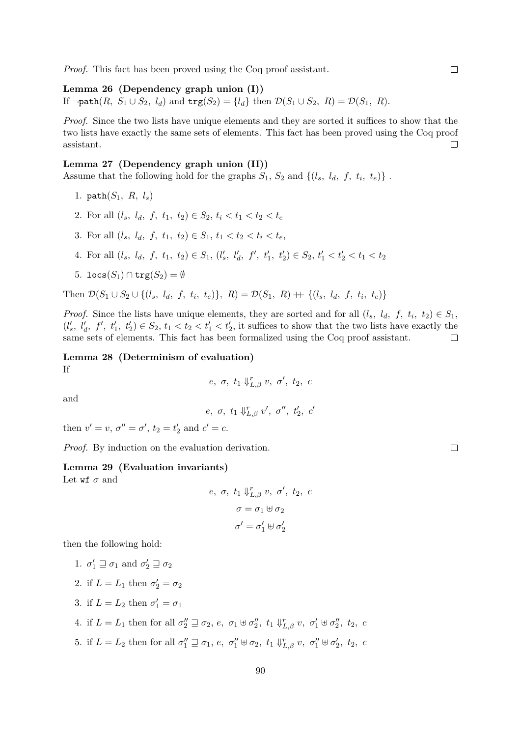*Proof.* This fact has been proved using the Coq proof assistant. □

**Lemma 26 (Dependency graph union (I))**
If $\neg\mathtt{path}(R,\ S_1 \cup S_2,\ l_d)$ and $\mathtt{trg}(S_2) = \{l_d\}$ then $\mathcal{D}(S_1 \cup S_2,\ R) = \mathcal{D}(S_1,\ R)$.

*Proof.* Since the two lists have unique elements and they are sorted it suffices to show that the two lists have exactly the same sets of elements. This fact has been proved using the Coq proof assistant. □

**Lemma 27 (Dependency graph union (II))**
Assume that the following hold for the graphs $S_1$, $S_2$ and $\{(l_s,\ l_d,\ f,\ t_i,\ t_e)\}$ .

1. $\mathtt{path}(S_1,\ R,\ l_s)$
2. For all $(l_s,\ l_d,\ f,\ t_1,\ t_2) \in S_2$, $t_i < t_1 < t_2 < t_e$
3. For all $(l_s,\ l_d,\ f,\ t_1,\ t_2) \in S_1$, $t_1 < t_2 < t_i < t_e$,
4. For all $(l_s,\ l_d,\ f,\ t_1,\ t_2) \in S_1$, $(l'_s,\ l'_d,\ f',\ t'_1,\ t'_2) \in S_2$, $t'_1 < t'_2 < t_1 < t_2$
5. $\mathtt{locs}(S_1) \cap \mathtt{trg}(S_2) = \emptyset$

Then $\mathcal{D}(S_1 \cup S_2 \cup \{(l_s,\ l_d,\ f,\ t_i,\ t_e)\},\ R) = \mathcal{D}(S_1,\ R) +\!\!+ \{(l_s,\ l_d,\ f,\ t_i,\ t_e)\}$

*Proof.* Since the lists have unique elements, they are sorted and for all $(l_s,\ l_d,\ f,\ t_i,\ t_2) \in S_1$, $(l'_s,\ l'_d,\ f',\ t'_1,\ t'_2) \in S_2$, $t_1 < t_2 < t'_1 < t'_2$, it suffices to show that the two lists have exactly the same sets of elements. This fact has been formalized using the Coq proof assistant. □

**Lemma 28 (Determinism of evaluation)**
If

$$e,\ \sigma,\ t_1 \Downarrow^r_{L,\beta} v,\ \sigma',\ t_2,\ c$$

and

$$e,\ \sigma,\ t_1 \Downarrow^r_{L,\beta} v',\ \sigma'',\ t'_2,\ c'$$

then $v' = v$, $\sigma'' = \sigma'$, $t_2 = t'_2$ and $c' = c$.

*Proof.* By induction on the evaluation derivation. □

**Lemma 29 (Evaluation invariants)**
Let $\mathtt{wf}\ \sigma$ and

$$e,\ \sigma,\ t_1 \Downarrow^r_{L,\beta} v,\ \sigma',\ t_2,\ c$$

$$\sigma = \sigma_1 \uplus \sigma_2$$

$$\sigma' = \sigma'_1 \uplus \sigma'_2$$

then the following hold:

1. $\sigma'_1 \sqsupseteq \sigma_1$ and $\sigma'_2 \sqsupseteq \sigma_2$
2. if $L = L_1$ then $\sigma'_2 = \sigma_2$
3. if $L = L_2$ then $\sigma'_1 = \sigma_1$
4. if $L = L_1$ then for all $\sigma''_2 \sqsupseteq \sigma_2$, $e,\ \sigma_1 \uplus \sigma''_2,\ t_1 \Downarrow^r_{L,\beta} v,\ \sigma'_1 \uplus \sigma''_2,\ t_2,\ c$
5. if $L = L_2$ then for all $\sigma''_1 \sqsupseteq \sigma_1$, $e,\ \sigma''_1 \uplus \sigma_2,\ t_1 \Downarrow^r_{L,\beta} v,\ \sigma''_1 \uplus \sigma'_2,\ t_2,\ c$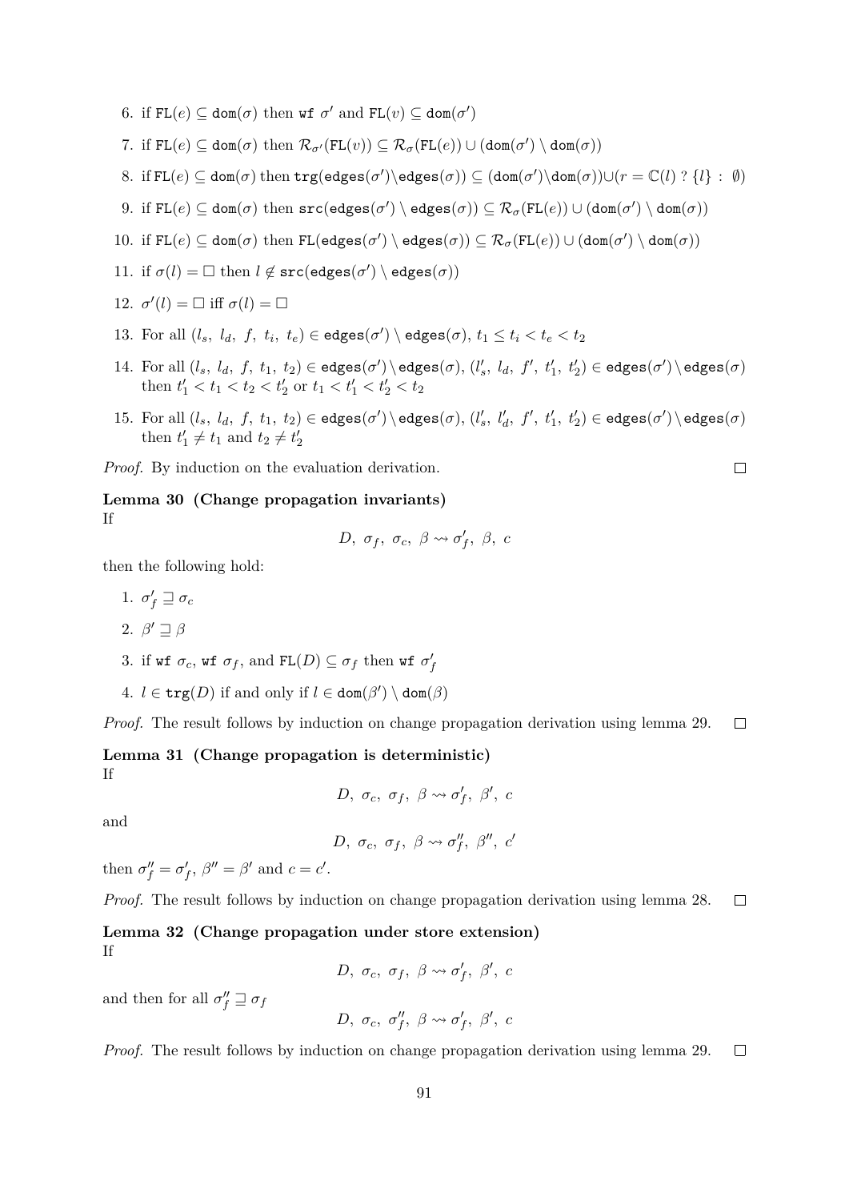6. if $\texttt{FL}(e) \subseteq \texttt{dom}(\sigma)$ then $\texttt{wf}\ \sigma'$ and $\texttt{FL}(v) \subseteq \texttt{dom}(\sigma')$

7. if $\texttt{FL}(e) \subseteq \texttt{dom}(\sigma)$ then $\mathcal{R}_{\sigma'}(\texttt{FL}(v)) \subseteq \mathcal{R}_{\sigma}(\texttt{FL}(e)) \cup (\texttt{dom}(\sigma') \setminus \texttt{dom}(\sigma))$

8. if $\texttt{FL}(e) \subseteq \texttt{dom}(\sigma)$ then $\texttt{trg}(\texttt{edges}(\sigma') \setminus \texttt{edges}(\sigma)) \subseteq (\texttt{dom}(\sigma') \setminus \texttt{dom}(\sigma)) \cup (r = \mathbb{C}(l)\ ?\ \{l\}\ :\ \emptyset)$

9. if $\texttt{FL}(e) \subseteq \texttt{dom}(\sigma)$ then $\texttt{src}(\texttt{edges}(\sigma') \setminus \texttt{edges}(\sigma)) \subseteq \mathcal{R}_{\sigma}(\texttt{FL}(e)) \cup (\texttt{dom}(\sigma') \setminus \texttt{dom}(\sigma))$

10. if $\texttt{FL}(e) \subseteq \texttt{dom}(\sigma)$ then $\texttt{FL}(\texttt{edges}(\sigma') \setminus \texttt{edges}(\sigma)) \subseteq \mathcal{R}_{\sigma}(\texttt{FL}(e)) \cup (\texttt{dom}(\sigma') \setminus \texttt{dom}(\sigma))$

11. if $\sigma(l) = \Box$ then $l \notin \texttt{src}(\texttt{edges}(\sigma') \setminus \texttt{edges}(\sigma))$

12. $\sigma'(l) = \Box$ iff $\sigma(l) = \Box$

13. For all $(l_s,\ l_d,\ f,\ t_i,\ t_e) \in \texttt{edges}(\sigma') \setminus \texttt{edges}(\sigma)$, $t_1 \leq t_i < t_e < t_2$

14. For all $(l_s,\ l_d,\ f,\ t_1,\ t_2) \in \texttt{edges}(\sigma') \setminus \texttt{edges}(\sigma)$, $(l'_s,\ l_d,\ f',\ t'_1,\ t'_2) \in \texttt{edges}(\sigma') \setminus \texttt{edges}(\sigma)$ then $t'_1 < t_1 < t_2 < t'_2$ or $t_1 < t'_1 < t'_2 < t_2$

15. For all $(l_s,\ l_d,\ f,\ t_1,\ t_2) \in \texttt{edges}(\sigma') \setminus \texttt{edges}(\sigma)$, $(l'_s,\ l'_d,\ f',\ t'_1,\ t'_2) \in \texttt{edges}(\sigma') \setminus \texttt{edges}(\sigma)$ then $t'_1 \neq t_1$ and $t_2 \neq t'_2$

*Proof.* By induction on the evaluation derivation. □

**Lemma 30 (Change propagation invariants)**
If

$$D,\ \sigma_f,\ \sigma_c,\ \beta \rightsquigarrow \sigma'_f,\ \beta,\ c$$

then the following hold:

1. $\sigma'_f \sqsupseteq \sigma_c$
2. $\beta' \sqsupseteq \beta$
3. if $\texttt{wf}\ \sigma_c$, $\texttt{wf}\ \sigma_f$, and $\texttt{FL}(D) \subseteq \sigma_f$ then $\texttt{wf}\ \sigma'_f$
4. $l \in \texttt{trg}(D)$ if and only if $l \in \texttt{dom}(\beta') \setminus \texttt{dom}(\beta)$

*Proof.* The result follows by induction on change propagation derivation using lemma 29. □

**Lemma 31 (Change propagation is deterministic)**
If

$$D,\ \sigma_c,\ \sigma_f,\ \beta \rightsquigarrow \sigma'_f,\ \beta',\ c$$

and

$$D,\ \sigma_c,\ \sigma_f,\ \beta \rightsquigarrow \sigma''_f,\ \beta'',\ c'$$

then $\sigma''_f = \sigma'_f$, $\beta'' = \beta'$ and $c = c'$.

*Proof.* The result follows by induction on change propagation derivation using lemma 28. □

**Lemma 32 (Change propagation under store extension)**
If

$$D,\ \sigma_c,\ \sigma_f,\ \beta \rightsquigarrow \sigma'_f,\ \beta',\ c$$

and then for all $\sigma''_f \sqsupseteq \sigma_f$

$$D,\ \sigma_c,\ \sigma''_f,\ \beta \rightsquigarrow \sigma'_f,\ \beta',\ c$$

*Proof.* The result follows by induction on change propagation derivation using lemma 29. □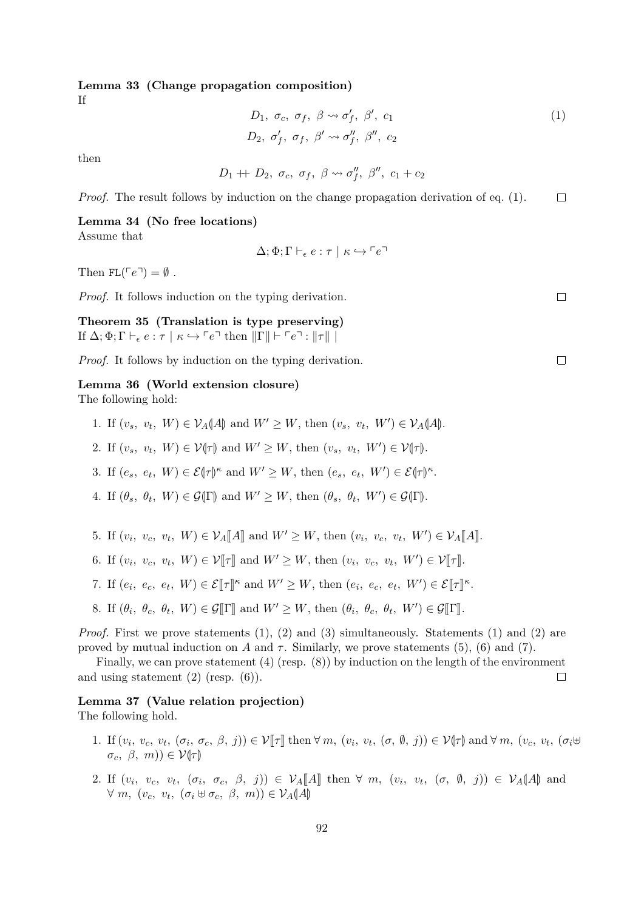**Lemma 33 (Change propagation composition)**
If

$$D_1,\ \sigma_c,\ \sigma_f,\ \beta \rightsquigarrow \sigma_f',\ \beta',\ c_1 \tag{1}$$
$$D_2,\ \sigma_f',\ \sigma_f,\ \beta' \rightsquigarrow \sigma_f'',\ \beta'',\ c_2$$

then

$$D_1 +\!\!+\ D_2,\ \sigma_c,\ \sigma_f,\ \beta \rightsquigarrow \sigma_f'',\ \beta'',\ c_1 + c_2$$

*Proof.* The result follows by induction on the change propagation derivation of eq. (1). □

**Lemma 34 (No free locations)**
Assume that

$$\Delta; \Phi; \Gamma \vdash_\epsilon e : \tau \mid \kappa \hookrightarrow \ulcorner e \urcorner$$

Then $\mathtt{FL}(\ulcorner e \urcorner) = \emptyset$ .

*Proof.* It follows induction on the typing derivation. □

**Theorem 35 (Translation is type preserving)**
If $\Delta; \Phi; \Gamma \vdash_\epsilon e : \tau \mid \kappa \hookrightarrow \ulcorner e \urcorner$ then $\|\Gamma\| \vdash \ulcorner e \urcorner : \|\tau\| \mid$

*Proof.* It follows by induction on the typing derivation. □

**Lemma 36 (World extension closure)**
The following hold:

1. If $(v_s,\ v_t,\ W) \in \mathcal{V}_A(\!|A|\!)$ and $W' \geq W$, then $(v_s,\ v_t,\ W') \in \mathcal{V}_A(\!|A|\!)$.
2. If $(v_s,\ v_t,\ W) \in \mathcal{V}(\!|\tau|\!)$ and $W' \geq W$, then $(v_s,\ v_t,\ W') \in \mathcal{V}(\!|\tau|\!)$.
3. If $(e_s,\ e_t,\ W) \in \mathcal{E}(\!|\tau|\!)^\kappa$ and $W' \geq W$, then $(e_s,\ e_t,\ W') \in \mathcal{E}(\!|\tau|\!)^\kappa$.
4. If $(\theta_s,\ \theta_t,\ W) \in \mathcal{G}(\!|\Gamma|\!)$ and $W' \geq W$, then $(\theta_s,\ \theta_t,\ W') \in \mathcal{G}(\!|\Gamma|\!)$.
5. If $(v_i,\ v_c,\ v_t,\ W) \in \mathcal{V}_A[\![A]\!]$ and $W' \geq W$, then $(v_i,\ v_c,\ v_t,\ W') \in \mathcal{V}_A[\![A]\!]$.
6. If $(v_i,\ v_c,\ v_t,\ W) \in \mathcal{V}[\![\tau]\!]$ and $W' \geq W$, then $(v_i,\ v_c,\ v_t,\ W') \in \mathcal{V}[\![\tau]\!]$.
7. If $(e_i,\ e_c,\ e_t,\ W) \in \mathcal{E}[\![\tau]\!]^\kappa$ and $W' \geq W$, then $(e_i,\ e_c,\ e_t,\ W') \in \mathcal{E}[\![\tau]\!]^\kappa$.
8. If $(\theta_i,\ \theta_c,\ \theta_t,\ W) \in \mathcal{G}[\![\Gamma]\!]$ and $W' \geq W$, then $(\theta_i,\ \theta_c,\ \theta_t,\ W') \in \mathcal{G}[\![\Gamma]\!]$.

*Proof.* First we prove statements (1), (2) and (3) simultaneously. Statements (1) and (2) are proved by mutual induction on $A$ and $\tau$. Similarly, we prove statements (5), (6) and (7).

Finally, we can prove statement (4) (resp. (8)) by induction on the length of the environment and using statement (2) (resp. (6)). □

**Lemma 37 (Value relation projection)**
The following hold.

1. If $(v_i,\ v_c,\ v_t,\ (\sigma_i,\ \sigma_c,\ \beta,\ j)) \in \mathcal{V}[\![\tau]\!]$ then $\forall\, m,\ (v_i,\ v_t,\ (\sigma,\ \emptyset,\ j)) \in \mathcal{V}(\!|\tau|\!)$ and $\forall\, m,\ (v_c,\ v_t,\ (\sigma_i \uplus \sigma_c,\ \beta,\ m)) \in \mathcal{V}(\!|\tau|\!)$
2. If $(v_i,\ v_c,\ v_t,\ (\sigma_i,\ \sigma_c,\ \beta,\ j)) \in \mathcal{V}_A[\![A]\!]$ then $\forall\ m,\ (v_i,\ v_t,\ (\sigma,\ \emptyset,\ j)) \in \mathcal{V}_A(\!|A|\!)$ and $\forall\ m,\ (v_c,\ v_t,\ (\sigma_i \uplus \sigma_c,\ \beta,\ m)) \in \mathcal{V}_A(\!|A|\!)$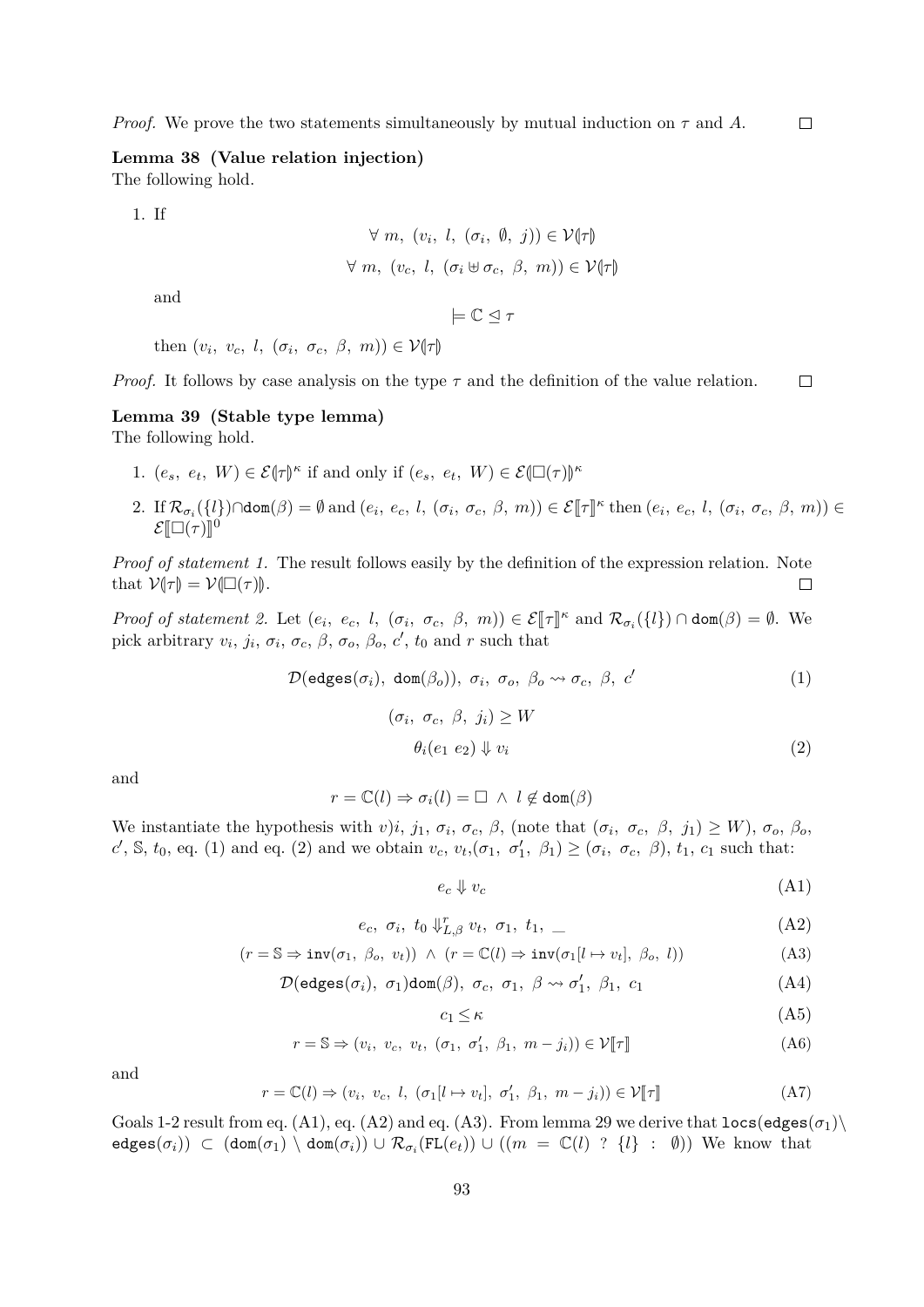*Proof.* We prove the two statements simultaneously by mutual induction on $\tau$ and $A$. $\square$

**Lemma 38 (Value relation injection)**
The following hold.

1. If

$$\forall\ m,\ (v_i,\ l,\ (\sigma_i,\ \emptyset,\ j)) \in \mathcal{V}(\!|\tau|\!)$$

$$\forall\ m,\ (v_c,\ l,\ (\sigma_i \uplus \sigma_c,\ \beta,\ m)) \in \mathcal{V}(\!|\tau|\!)$$

and

$$\models \mathbb{C} \trianglelefteq \tau$$

then $(v_i,\ v_c,\ l,\ (\sigma_i,\ \sigma_c,\ \beta,\ m)) \in \mathcal{V}(\!|\tau|\!)$

*Proof.* It follows by case analysis on the type $\tau$ and the definition of the value relation. $\square$

**Lemma 39 (Stable type lemma)**
The following hold.

1. $(e_s,\ e_t,\ W) \in \mathcal{E}(\!|\tau|\!)^\kappa$ if and only if $(e_s,\ e_t,\ W) \in \mathcal{E}(\!|\square(\tau)|\!)^\kappa$

2. If $\mathcal{R}_{\sigma_i}(\{l\}) \cap \mathtt{dom}(\beta) = \emptyset$ and $(e_i,\ e_c,\ l,\ (\sigma_i,\ \sigma_c,\ \beta,\ m)) \in \mathcal{E}[\![\tau]\!]^\kappa$ then $(e_i,\ e_c,\ l,\ (\sigma_i,\ \sigma_c,\ \beta,\ m)) \in \mathcal{E}[\![\square(\tau)]\!]^0$

*Proof of statement 1.* The result follows easily by the definition of the expression relation. Note that $\mathcal{V}(\!|\tau|\!) = \mathcal{V}(\!|\square(\tau)|\!)$. $\square$

*Proof of statement 2.* Let $(e_i,\ e_c,\ l,\ (\sigma_i,\ \sigma_c,\ \beta,\ m)) \in \mathcal{E}[\![\tau]\!]^\kappa$ and $\mathcal{R}_{\sigma_i}(\{l\}) \cap \mathtt{dom}(\beta) = \emptyset$. We pick arbitrary $v_i$, $j_i$, $\sigma_i$, $\sigma_c$, $\beta$, $\sigma_o$, $\beta_o$, $c'$, $t_0$ and $r$ such that

$$\mathcal{D}(\mathtt{edges}(\sigma_i),\ \mathtt{dom}(\beta_o)),\ \sigma_i,\ \sigma_o,\ \beta_o \rightsquigarrow \sigma_c,\ \beta,\ c' \tag{1}$$

$$(\sigma_i,\ \sigma_c,\ \beta,\ j_i) \geq W$$

$$\theta_i(e_1\ e_2) \Downarrow v_i \tag{2}$$

and

$$r = \mathbb{C}(l) \Rightarrow \sigma_i(l) = \square\ \wedge\ l \notin \mathtt{dom}(\beta)$$

We instantiate the hypothesis with $v)i$, $j_1$, $\sigma_i$, $\sigma_c$, $\beta$, (note that $(\sigma_i,\ \sigma_c,\ \beta,\ j_1) \geq W$), $\sigma_o$, $\beta_o$, $c'$, $\mathbb{S}$, $t_0$, eq. (1) and eq. (2) and we obtain $v_c$, $v_t$,$(\sigma_1,\ \sigma_1',\ \beta_1) \geq (\sigma_i,\ \sigma_c,\ \beta)$, $t_1$, $c_1$ such that:

$$e_c \Downarrow v_c \tag{A1}$$

$$e_c,\ \sigma_i,\ t_0 \Downarrow^r_{L,\beta} v_t,\ \sigma_1,\ t_1,\ \_ \tag{A2}$$

$$(r = \mathbb{S} \Rightarrow \mathtt{inv}(\sigma_1,\ \beta_o,\ v_t))\ \wedge\ (r = \mathbb{C}(l) \Rightarrow \mathtt{inv}(\sigma_1[l \mapsto v_t],\ \beta_o,\ l)) \tag{A3}$$

$$\mathcal{D}(\mathtt{edges}(\sigma_i),\ \sigma_1)\mathtt{dom}(\beta),\ \sigma_c,\ \sigma_1,\ \beta \rightsquigarrow \sigma_1',\ \beta_1,\ c_1 \tag{A4}$$

$$c_1 \leq \kappa \tag{A5}$$

$$r = \mathbb{S} \Rightarrow (v_i,\ v_c,\ v_t,\ (\sigma_1,\ \sigma_1',\ \beta_1,\ m - j_i)) \in \mathcal{V}[\![\tau]\!] \tag{A6}$$

and

$$r = \mathbb{C}(l) \Rightarrow (v_i,\ v_c,\ l,\ (\sigma_1[l \mapsto v_t],\ \sigma_1',\ \beta_1,\ m - j_i)) \in \mathcal{V}[\![\tau]\!] \tag{A7}$$

Goals 1-2 result from eq. (A1), eq. (A2) and eq. (A3). From lemma 29 we derive that $\mathtt{locs}(\mathtt{edges}(\sigma_1) \setminus \mathtt{edges}(\sigma_i)) \subset (\mathtt{dom}(\sigma_1) \setminus \mathtt{dom}(\sigma_i)) \cup \mathcal{R}_{\sigma_i}(\mathtt{FL}(e_t)) \cup ((m = \mathbb{C}(l)\ ?\ \{l\}\ :\ \emptyset))$ We know that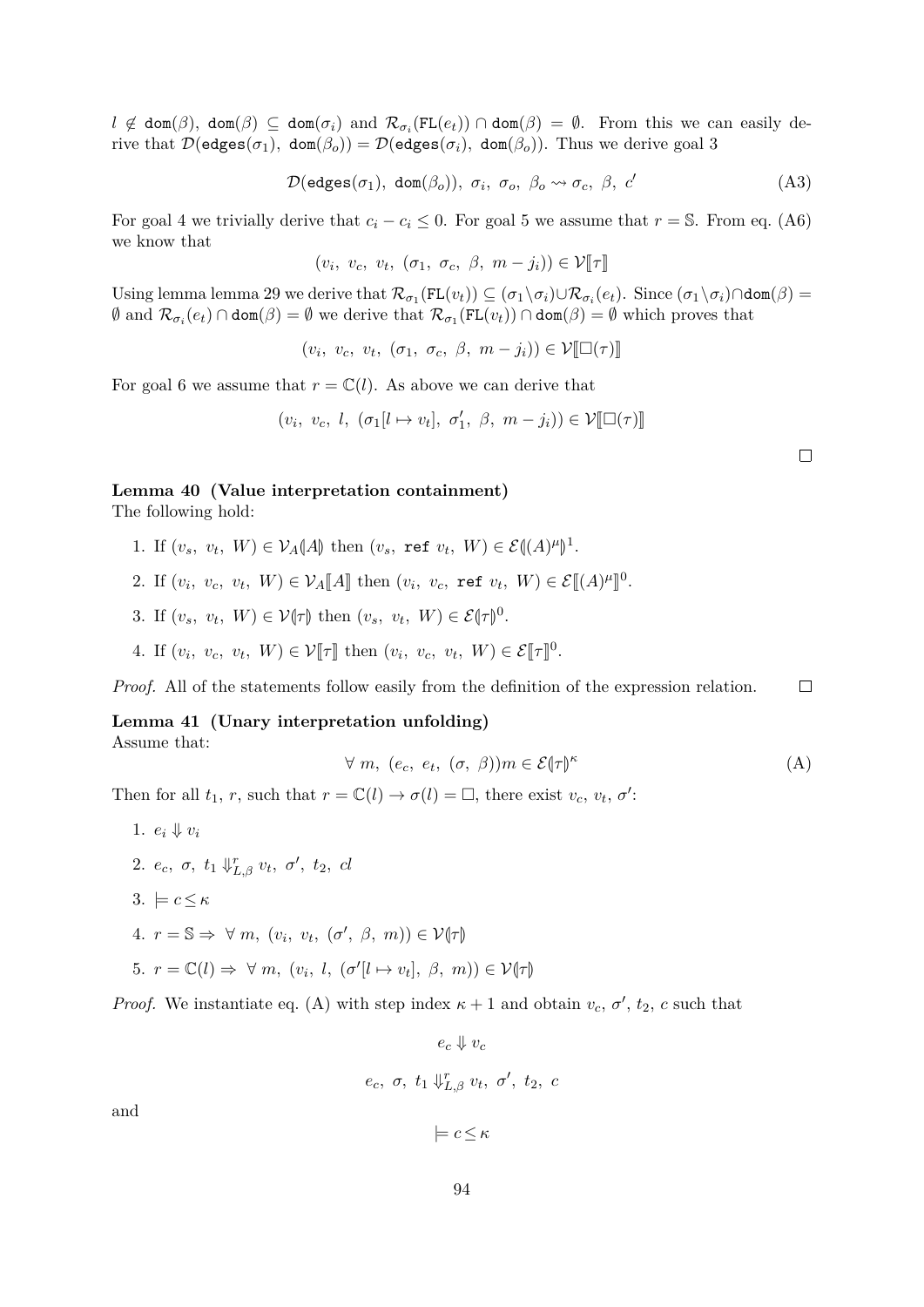$l \notin \texttt{dom}(\beta)$, $\texttt{dom}(\beta) \subseteq \texttt{dom}(\sigma_i)$ and $\mathcal{R}_{\sigma_i}(\texttt{FL}(e_t)) \cap \texttt{dom}(\beta) = \emptyset$. From this we can easily derive that $\mathcal{D}(\texttt{edges}(\sigma_1),\ \texttt{dom}(\beta_o)) = \mathcal{D}(\texttt{edges}(\sigma_i),\ \texttt{dom}(\beta_o))$. Thus we derive goal 3

$$\mathcal{D}(\texttt{edges}(\sigma_1),\ \texttt{dom}(\beta_o)),\ \sigma_i,\ \sigma_o,\ \beta_o \rightsquigarrow \sigma_c,\ \beta,\ c' \tag{A3}$$

For goal 4 we trivially derive that $c_i - c_i \leq 0$. For goal 5 we assume that $r = \mathbb{S}$. From eq. (A6) we know that

$$(v_i,\ v_c,\ v_t,\ (\sigma_1,\ \sigma_c,\ \beta,\ m - j_i)) \in \mathcal{V}[\![\tau]\!]$$

Using lemma lemma 29 we derive that $\mathcal{R}_{\sigma_1}(\texttt{FL}(v_t)) \subseteq (\sigma_1 \backslash \sigma_i) \cup \mathcal{R}_{\sigma_i}(e_t)$. Since $(\sigma_1 \backslash \sigma_i) \cap \texttt{dom}(\beta) = \emptyset$ and $\mathcal{R}_{\sigma_i}(e_t) \cap \texttt{dom}(\beta) = \emptyset$ we derive that $\mathcal{R}_{\sigma_1}(\texttt{FL}(v_t)) \cap \texttt{dom}(\beta) = \emptyset$ which proves that

$$(v_i,\ v_c,\ v_t,\ (\sigma_1,\ \sigma_c,\ \beta,\ m - j_i)) \in \mathcal{V}[\![\Box(\tau)]\!]$$

For goal 6 we assume that $r = \mathbb{C}(l)$. As above we can derive that

$$(v_i,\ v_c,\ l,\ (\sigma_1[l \mapsto v_t],\ \sigma_1',\ \beta,\ m - j_i)) \in \mathcal{V}[\![\Box(\tau)]\!]$$

□

**Lemma 40 (Value interpretation containment)**
The following hold:

1. If $(v_s,\ v_t,\ W) \in \mathcal{V}_A(\!|A|\!)$ then $(v_s,\ \texttt{ref}\ v_t,\ W) \in \mathcal{E}(\!|(A)^{\mu}|\!)^1$.
2. If $(v_i,\ v_c,\ v_t,\ W) \in \mathcal{V}_A[\![A]\!]$ then $(v_i,\ v_c,\ \texttt{ref}\ v_t,\ W) \in \mathcal{E}[\![(A)^{\mu}]\!]^0$.
3. If $(v_s,\ v_t,\ W) \in \mathcal{V}(\!|\tau|\!)$ then $(v_s,\ v_t,\ W) \in \mathcal{E}(\!|\tau|\!)^0$.
4. If $(v_i,\ v_c,\ v_t,\ W) \in \mathcal{V}[\![\tau]\!]$ then $(v_i,\ v_c,\ v_t,\ W) \in \mathcal{E}[\![\tau]\!]^0$.

*Proof.* All of the statements follow easily from the definition of the expression relation. □

**Lemma 41 (Unary interpretation unfolding)**
Assume that:

$$\forall\ m,\ (e_c,\ e_t,\ (\sigma,\ \beta))m \in \mathcal{E}(\!|\tau|\!)^{\kappa} \tag{A}$$

Then for all $t_1$, $r$, such that $r = \mathbb{C}(l) \rightarrow \sigma(l) = \Box$, there exist $v_c$, $v_t$, $\sigma'$:

1. $e_i \Downarrow v_i$
2. $e_c,\ \sigma,\ t_1 \Downarrow^{r}_{L,\beta} v_t,\ \sigma',\ t_2,\ cl$
3. $\models c \leq \kappa$
4. $r = \mathbb{S} \Rightarrow\ \forall\ m,\ (v_i,\ v_t,\ (\sigma',\ \beta,\ m)) \in \mathcal{V}(\!|\tau|\!)$
5. $r = \mathbb{C}(l) \Rightarrow\ \forall\ m,\ (v_i,\ l,\ (\sigma'[l \mapsto v_t],\ \beta,\ m)) \in \mathcal{V}(\!|\tau|\!)$

*Proof.* We instantiate eq. (A) with step index $\kappa + 1$ and obtain $v_c$, $\sigma'$, $t_2$, $c$ such that

$$e_c \Downarrow v_c$$

$$e_c,\ \sigma,\ t_1 \Downarrow^{r}_{L,\beta} v_t,\ \sigma',\ t_2,\ c$$

and

$$\models c \leq \kappa$$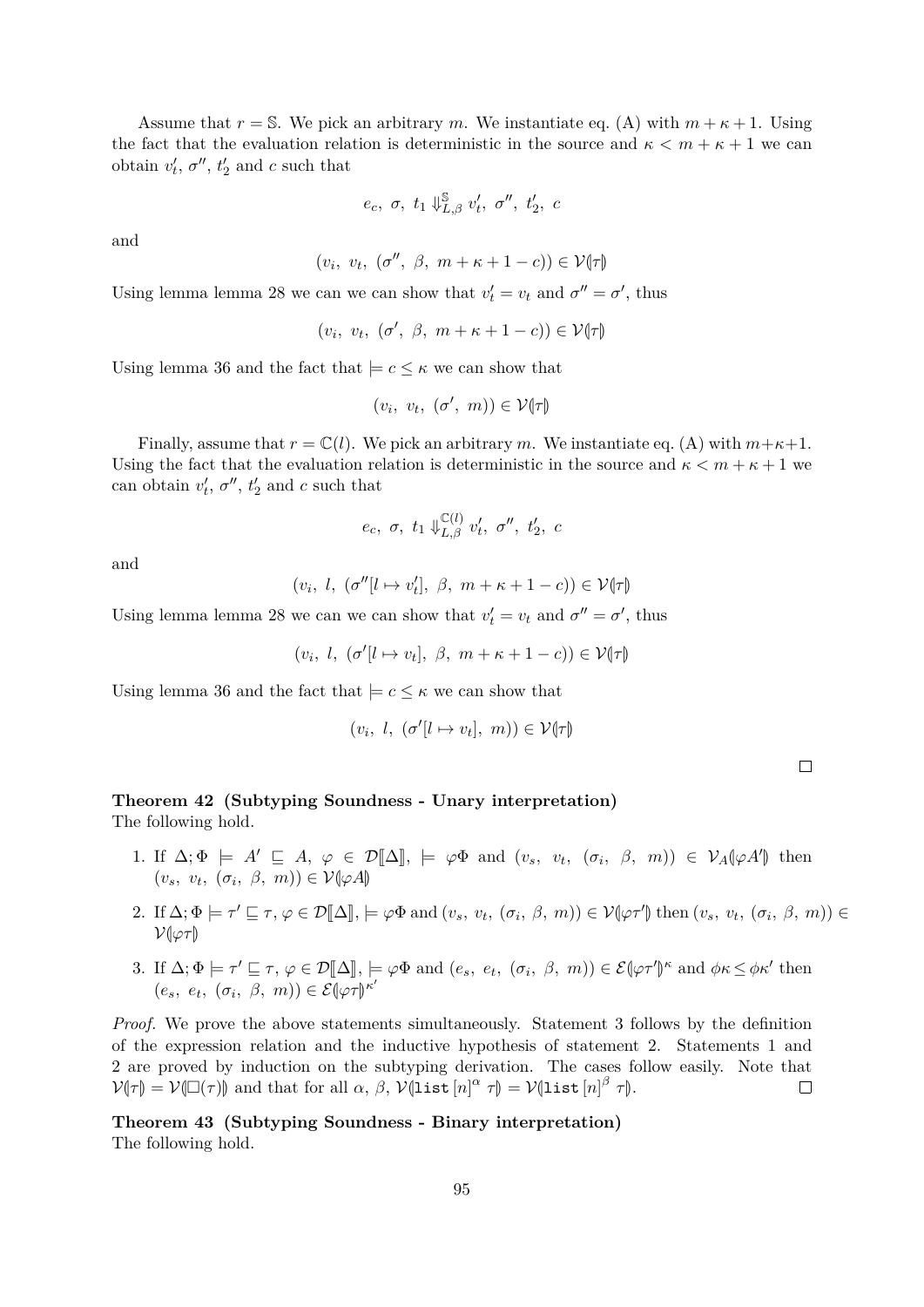Assume that $r = \mathbb{S}$. We pick an arbitrary $m$. We instantiate eq. (A) with $m + \kappa + 1$. Using the fact that the evaluation relation is deterministic in the source and $\kappa < m + \kappa + 1$ we can obtain $v'_t$, $\sigma''$, $t'_2$ and $c$ such that

$$e_c,\ \sigma,\ t_1 \Downarrow^{\mathbb{S}}_{L,\beta} v'_t,\ \sigma'',\ t'_2,\ c$$

and

$$(v_i,\ v_t,\ (\sigma'',\ \beta,\ m + \kappa + 1 - c)) \in \mathcal{V}(\!|\tau|\!)$$

Using lemma lemma 28 we can we can show that $v'_t = v_t$ and $\sigma'' = \sigma'$, thus

$$(v_i,\ v_t,\ (\sigma',\ \beta,\ m + \kappa + 1 - c)) \in \mathcal{V}(\!|\tau|\!)$$

Using lemma 36 and the fact that $\models c \leq \kappa$ we can show that

$$(v_i,\ v_t,\ (\sigma',\ m)) \in \mathcal{V}(\!|\tau|\!)$$

Finally, assume that $r = \mathbb{C}(l)$. We pick an arbitrary $m$. We instantiate eq. (A) with $m+\kappa+1$. Using the fact that the evaluation relation is deterministic in the source and $\kappa < m + \kappa + 1$ we can obtain $v'_t$, $\sigma''$, $t'_2$ and $c$ such that

$$e_c,\ \sigma,\ t_1 \Downarrow^{\mathbb{C}(l)}_{L,\beta} v'_t,\ \sigma'',\ t'_2,\ c$$

and

$$(v_i,\ l,\ (\sigma''[l \mapsto v'_t],\ \beta,\ m + \kappa + 1 - c)) \in \mathcal{V}(\!|\tau|\!)$$

Using lemma lemma 28 we can we can show that $v'_t = v_t$ and $\sigma'' = \sigma'$, thus

$$(v_i,\ l,\ (\sigma'[l \mapsto v_t],\ \beta,\ m + \kappa + 1 - c)) \in \mathcal{V}(\!|\tau|\!)$$

Using lemma 36 and the fact that $\models c \leq \kappa$ we can show that

$$(v_i,\ l,\ (\sigma'[l \mapsto v_t],\ m)) \in \mathcal{V}(\!|\tau|\!)$$

□

**Theorem 42 (Subtyping Soundness - Unary interpretation)**
The following hold.

1. If $\Delta; \Phi \models A' \sqsubseteq A$, $\varphi \in \mathcal{D}[\![\Delta]\!]$, $\models \varphi\Phi$ and $(v_s,\ v_t,\ (\sigma_i,\ \beta,\ m)) \in \mathcal{V}_A(\!|\varphi A'|\!)$ then $(v_s,\ v_t,\ (\sigma_i,\ \beta,\ m)) \in \mathcal{V}(\!|\varphi A|\!)$
2. If $\Delta; \Phi \models \tau' \sqsubseteq \tau$, $\varphi \in \mathcal{D}[\![\Delta]\!]$, $\models \varphi\Phi$ and $(v_s,\ v_t,\ (\sigma_i,\ \beta,\ m)) \in \mathcal{V}(\!|\varphi\tau'|\!)$ then $(v_s,\ v_t,\ (\sigma_i,\ \beta,\ m)) \in \mathcal{V}(\!|\varphi\tau|\!)$
3. If $\Delta; \Phi \models \tau' \sqsubseteq \tau$, $\varphi \in \mathcal{D}[\![\Delta]\!]$, $\models \varphi\Phi$ and $(e_s,\ e_t,\ (\sigma_i,\ \beta,\ m)) \in \mathcal{E}(\!|\varphi\tau'|\!)^{\kappa}$ and $\phi\kappa \leq \phi\kappa'$ then $(e_s,\ e_t,\ (\sigma_i,\ \beta,\ m)) \in \mathcal{E}(\!|\varphi\tau|\!)^{\kappa'}$

*Proof.* We prove the above statements simultaneously. Statement 3 follows by the definition of the expression relation and the inductive hypothesis of statement 2. Statements 1 and 2 are proved by induction on the subtyping derivation. The cases follow easily. Note that $\mathcal{V}(\!|\tau|\!) = \mathcal{V}(\!|\square(\tau)|\!)$ and that for all $\alpha$, $\beta$, $\mathcal{V}(\!|\texttt{list}\,[n]^{\alpha}\ \tau|\!) = \mathcal{V}(\!|\texttt{list}\,[n]^{\beta}\ \tau|\!)$. □

**Theorem 43 (Subtyping Soundness - Binary interpretation)**
The following hold.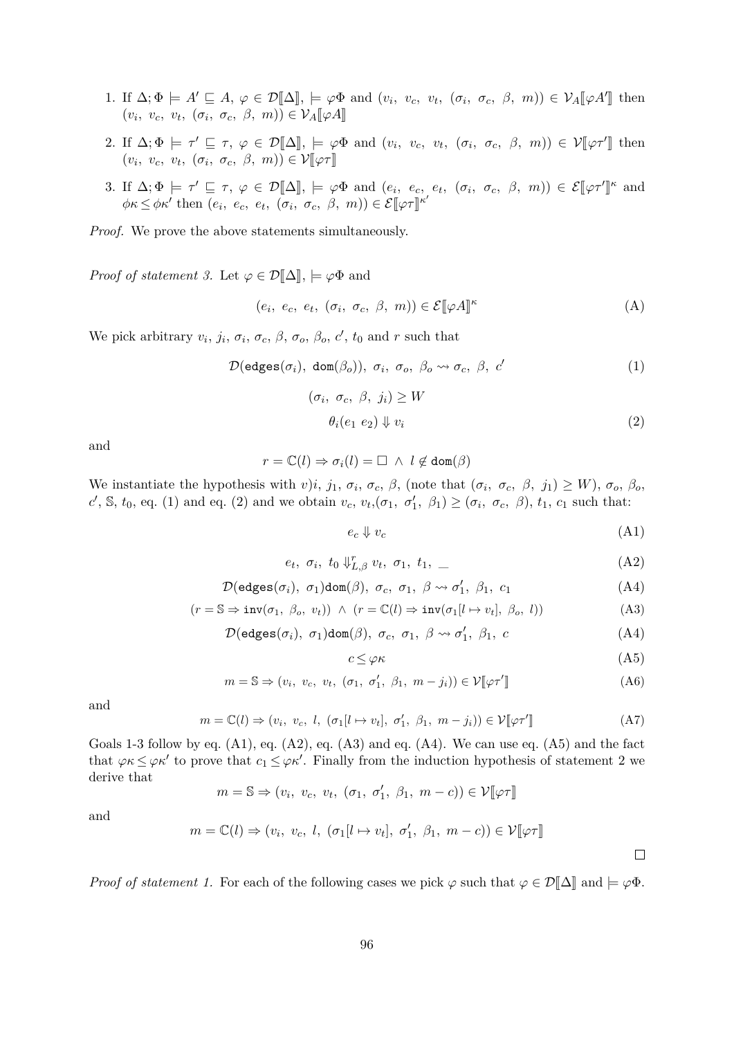1. If $\Delta; \Phi \models A' \sqsubseteq A$, $\varphi \in \mathcal{D}[\![\Delta]\!]$, $\models \varphi\Phi$ and $(v_i,\ v_c,\ v_t,\ (\sigma_i,\ \sigma_c,\ \beta,\ m)) \in \mathcal{V}_A[\![\varphi A']\!]$ then $(v_i,\ v_c,\ v_t,\ (\sigma_i,\ \sigma_c,\ \beta,\ m)) \in \mathcal{V}_A[\![\varphi A]\!]$
2. If $\Delta; \Phi \models \tau' \sqsubseteq \tau$, $\varphi \in \mathcal{D}[\![\Delta]\!]$, $\models \varphi\Phi$ and $(v_i,\ v_c,\ v_t,\ (\sigma_i,\ \sigma_c,\ \beta,\ m)) \in \mathcal{V}[\![\varphi\tau']\!]$ then $(v_i,\ v_c,\ v_t,\ (\sigma_i,\ \sigma_c,\ \beta,\ m)) \in \mathcal{V}[\![\varphi\tau]\!]$
3. If $\Delta; \Phi \models \tau' \sqsubseteq \tau$, $\varphi \in \mathcal{D}[\![\Delta]\!]$, $\models \varphi\Phi$ and $(e_i,\ e_c,\ e_t,\ (\sigma_i,\ \sigma_c,\ \beta,\ m)) \in \mathcal{E}[\![\varphi\tau']\!]^{\kappa}$ and $\phi\kappa \leq \phi\kappa'$ then $(e_i,\ e_c,\ e_t,\ (\sigma_i,\ \sigma_c,\ \beta,\ m)) \in \mathcal{E}[\![\varphi\tau]\!]^{\kappa'}$

*Proof.* We prove the above statements simultaneously.

*Proof of statement 3.* Let $\varphi \in \mathcal{D}[\![\Delta]\!]$, $\models \varphi\Phi$ and

$$(e_i,\ e_c,\ e_t,\ (\sigma_i,\ \sigma_c,\ \beta,\ m)) \in \mathcal{E}[\![\varphi A]\!]^{\kappa} \tag{A}$$

We pick arbitrary $v_i$, $j_i$, $\sigma_i$, $\sigma_c$, $\beta$, $\sigma_o$, $\beta_o$, $c'$, $t_0$ and $r$ such that

$$\mathcal{D}(\texttt{edges}(\sigma_i),\ \texttt{dom}(\beta_o)),\ \sigma_i,\ \sigma_o,\ \beta_o \rightsquigarrow \sigma_c,\ \beta,\ c' \tag{1}$$

$$(\sigma_i,\ \sigma_c,\ \beta,\ j_i) \geq W$$

$$\theta_i(e_1\ e_2) \Downarrow v_i \tag{2}$$

and

$$r = \mathbb{C}(l) \Rightarrow \sigma_i(l) = \square\ \wedge\ l \notin \texttt{dom}(\beta)$$

We instantiate the hypothesis with $v)i$, $j_1$, $\sigma_i$, $\sigma_c$, $\beta$, (note that $(\sigma_i,\ \sigma_c,\ \beta,\ j_1) \geq W$), $\sigma_o$, $\beta_o$, $c'$, $\mathbb{S}$, $t_0$, eq. (1) and eq. (2) and we obtain $v_c$, $v_t$,$(\sigma_1,\ \sigma_1',\ \beta_1) \geq (\sigma_i,\ \sigma_c,\ \beta)$, $t_1$, $c_1$ such that:

$$e_c \Downarrow v_c \tag{A1}$$

$$e_t,\ \sigma_i,\ t_0 \Downarrow_{L,\beta}^{r} v_t,\ \sigma_1,\ t_1,\ \_ \tag{A2}$$

$$\mathcal{D}(\texttt{edges}(\sigma_i),\ \sigma_1)\texttt{dom}(\beta),\ \sigma_c,\ \sigma_1,\ \beta \rightsquigarrow \sigma_1',\ \beta_1,\ c_1 \tag{A4}$$

$$(r = \mathbb{S} \Rightarrow \texttt{inv}(\sigma_1,\ \beta_o,\ v_t))\ \wedge\ (r = \mathbb{C}(l) \Rightarrow \texttt{inv}(\sigma_1[l \mapsto v_t],\ \beta_o,\ l)) \tag{A3}$$

$$\mathcal{D}(\texttt{edges}(\sigma_i),\ \sigma_1)\texttt{dom}(\beta),\ \sigma_c,\ \sigma_1,\ \beta \rightsquigarrow \sigma_1',\ \beta_1,\ c \tag{A4}$$

$$c \leq \varphi\kappa \tag{A5}$$

$$m = \mathbb{S} \Rightarrow (v_i,\ v_c,\ v_t,\ (\sigma_1,\ \sigma_1',\ \beta_1,\ m - j_i)) \in \mathcal{V}[\![\varphi\tau']\!] \tag{A6}$$

and

$$m = \mathbb{C}(l) \Rightarrow (v_i,\ v_c,\ l,\ (\sigma_1[l \mapsto v_t],\ \sigma_1',\ \beta_1,\ m - j_i)) \in \mathcal{V}[\![\varphi\tau']\!] \tag{A7}$$

Goals 1-3 follow by eq. (A1), eq. (A2), eq. (A3) and eq. (A4). We can use eq. (A5) and the fact that $\varphi\kappa \leq \varphi\kappa'$ to prove that $c_1 \leq \varphi\kappa'$. Finally from the induction hypothesis of statement 2 we derive that

$$m = \mathbb{S} \Rightarrow (v_i,\ v_c,\ v_t,\ (\sigma_1,\ \sigma_1',\ \beta_1,\ m - c)) \in \mathcal{V}[\![\varphi\tau]\!]$$

and

$$m = \mathbb{C}(l) \Rightarrow (v_i,\ v_c,\ l,\ (\sigma_1[l \mapsto v_t],\ \sigma_1',\ \beta_1,\ m - c)) \in \mathcal{V}[\![\varphi\tau]\!]$$

□

*Proof of statement 1.* For each of the following cases we pick $\varphi$ such that $\varphi \in \mathcal{D}[\![\Delta]\!]$ and $\models \varphi\Phi$.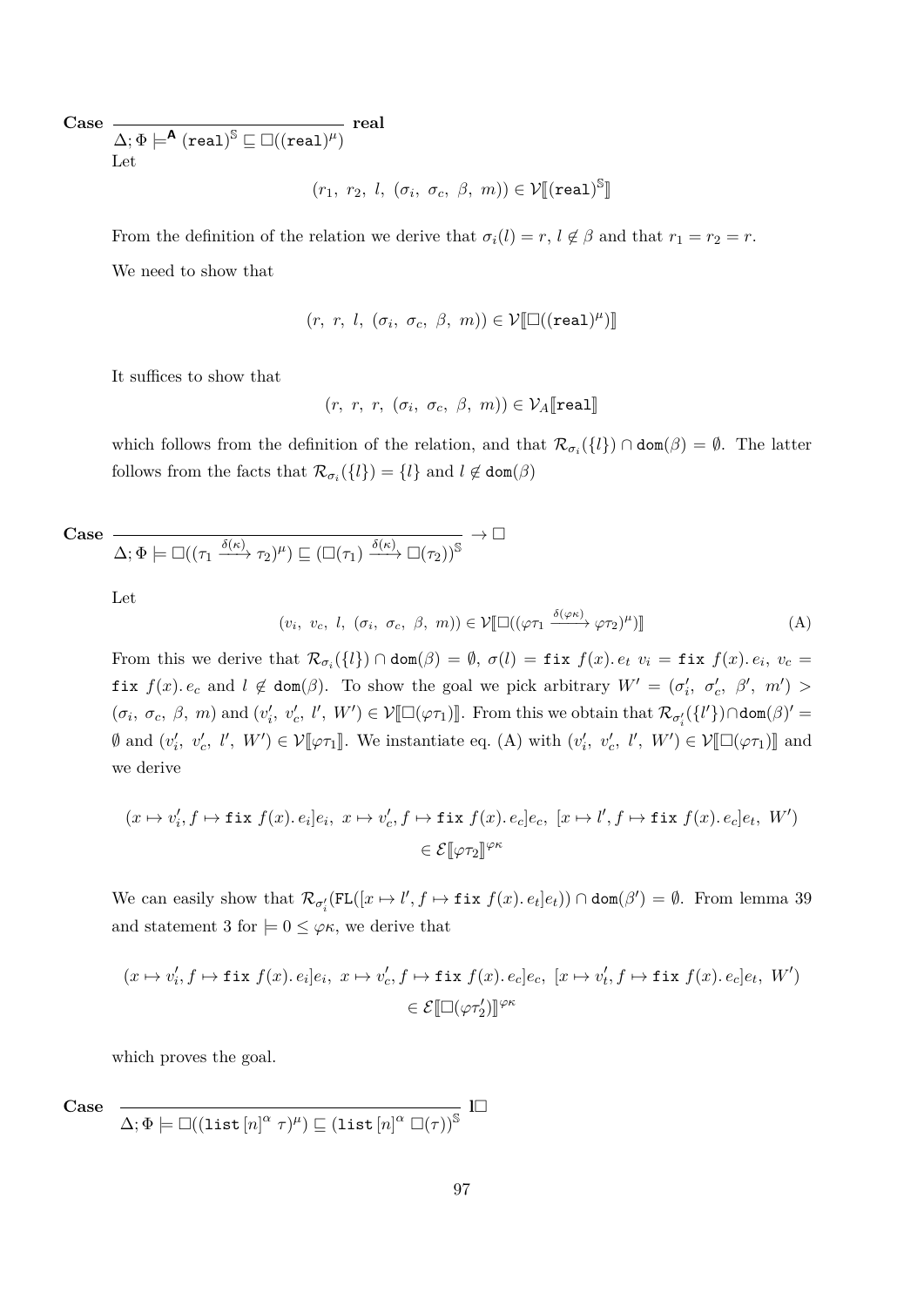**Case** $\dfrac{}{\Delta; \Phi \models^{\mathsf{A}} (\mathtt{real})^{\mathbb{S}} \sqsubseteq \square((\mathtt{real})^{\mu})}$ **real**

Let

$$(r_1,\ r_2,\ l,\ (\sigma_i,\ \sigma_c,\ \beta,\ m)) \in \mathcal{V}[\![(\mathtt{real})^{\mathbb{S}}]\!]$$

From the definition of the relation we derive that $\sigma_i(l) = r$, $l \notin \beta$ and that $r_1 = r_2 = r$.

We need to show that

$$(r,\ r,\ l,\ (\sigma_i,\ \sigma_c,\ \beta,\ m)) \in \mathcal{V}[\![\square((\mathtt{real})^{\mu})]\!]$$

It suffices to show that

$$(r,\ r,\ r,\ (\sigma_i,\ \sigma_c,\ \beta,\ m)) \in \mathcal{V}_A[\![\mathtt{real}]\!]$$

which follows from the definition of the relation, and that $\mathcal{R}_{\sigma_i}(\{l\}) \cap \mathtt{dom}(\beta) = \emptyset$. The latter follows from the facts that $\mathcal{R}_{\sigma_i}(\{l\}) = \{l\}$ and $l \notin \mathtt{dom}(\beta)$

**Case** $\dfrac{}{\Delta; \Phi \models \square((\tau_1 \xrightarrow{\delta(\kappa)} \tau_2)^{\mu}) \sqsubseteq (\square(\tau_1) \xrightarrow{\delta(\kappa)} \square(\tau_2))^{\mathbb{S}}} \rightarrow \square$

Let

$$(v_i,\ v_c,\ l,\ (\sigma_i,\ \sigma_c,\ \beta,\ m)) \in \mathcal{V}[\![\square((\varphi\tau_1 \xrightarrow{\delta(\varphi\kappa)} \varphi\tau_2)^{\mu})]\!] \tag{A}$$

From this we derive that $\mathcal{R}_{\sigma_i}(\{l\}) \cap \mathtt{dom}(\beta) = \emptyset$, $\sigma(l) = \mathtt{fix}\ f(x).\, e_t$ $v_i = \mathtt{fix}\ f(x).\, e_i$, $v_c = \mathtt{fix}\ f(x).\, e_c$ and $l \notin \mathtt{dom}(\beta)$. To show the goal we pick arbitrary $W' = (\sigma_i',\ \sigma_c',\ \beta',\ m') > (\sigma_i,\ \sigma_c,\ \beta,\ m)$ and $(v_i',\ v_c',\ l',\ W') \in \mathcal{V}[\![\square(\varphi\tau_1)]\!]$. From this we obtain that $\mathcal{R}_{\sigma_i'}(\{l'\}) \cap \mathtt{dom}(\beta)' = \emptyset$ and $(v_i',\ v_c',\ l',\ W') \in \mathcal{V}[\![\varphi\tau_1]\!]$. We instantiate eq. (A) with $(v_i',\ v_c',\ l',\ W') \in \mathcal{V}[\![\square(\varphi\tau_1)]\!]$ and we derive

$$\begin{gathered}(x \mapsto v_i', f \mapsto \mathtt{fix}\ f(x).\, e_i]e_i,\ x \mapsto v_c', f \mapsto \mathtt{fix}\ f(x).\, e_c]e_c,\ [x \mapsto l', f \mapsto \mathtt{fix}\ f(x).\, e_c]e_t,\ W') \\ \in \mathcal{E}[\![\varphi\tau_2]\!]^{\varphi\kappa}\end{gathered}$$

We can easily show that $\mathcal{R}_{\sigma_i'}(\mathtt{FL}([x \mapsto l', f \mapsto \mathtt{fix}\ f(x).\, e_t]e_t)) \cap \mathtt{dom}(\beta') = \emptyset$. From lemma 39 and statement 3 for $\models 0 \leq \varphi\kappa$, we derive that

$$\begin{gathered}(x \mapsto v_i', f \mapsto \mathtt{fix}\ f(x).\, e_i]e_i,\ x \mapsto v_c', f \mapsto \mathtt{fix}\ f(x).\, e_c]e_c,\ [x \mapsto v_t', f \mapsto \mathtt{fix}\ f(x).\, e_c]e_t,\ W') \\ \in \mathcal{E}[\![\square(\varphi\tau_2')]\!]^{\varphi\kappa}\end{gathered}$$

which proves the goal.

**Case** $\dfrac{}{\Delta; \Phi \models \square((\mathtt{list}\,[n]^{\alpha}\ \tau)^{\mu}) \sqsubseteq (\mathtt{list}\,[n]^{\alpha}\ \square(\tau))^{\mathbb{S}}}$ **l□**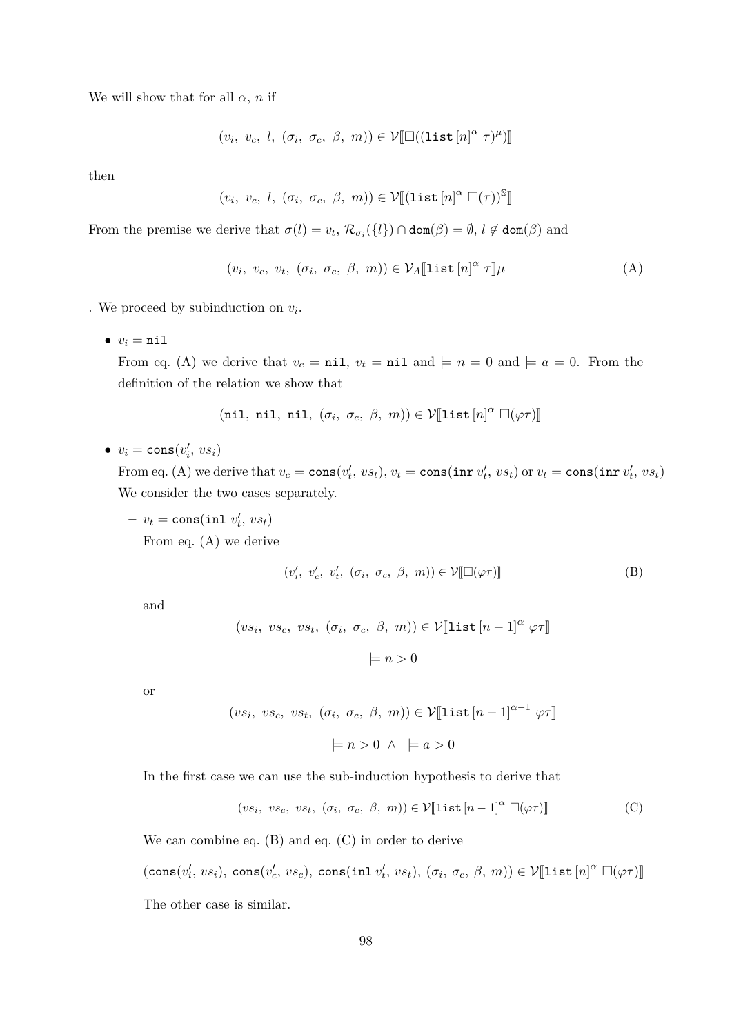We will show that for all $\alpha$, $n$ if

$$(v_i,\ v_c,\ l,\ (\sigma_i,\ \sigma_c,\ \beta,\ m)) \in \mathcal{V}[\![\square((\texttt{list}\,[n]^\alpha\ \tau)^\mu)]\!]$$

then

$$(v_i,\ v_c,\ l,\ (\sigma_i,\ \sigma_c,\ \beta,\ m)) \in \mathcal{V}[\![(\texttt{list}\,[n]^\alpha\ \square(\tau))^\mathbb{S}]\!]$$

From the premise we derive that $\sigma(l) = v_t$, $\mathcal{R}_{\sigma_i}(\{l\}) \cap \texttt{dom}(\beta) = \emptyset$, $l \notin \texttt{dom}(\beta)$ and

$$(v_i,\ v_c,\ v_t,\ (\sigma_i,\ \sigma_c,\ \beta,\ m)) \in \mathcal{V}_A[\![\texttt{list}\,[n]^\alpha\ \tau]\!]\mu \tag{A}$$

. We proceed by subinduction on $v_i$.

- $v_i = \texttt{nil}$

  From eq. (A) we derive that $v_c = \texttt{nil}$, $v_t = \texttt{nil}$ and $\models n = 0$ and $\models a = 0$. From the definition of the relation we show that

  $$(\texttt{nil},\ \texttt{nil},\ \texttt{nil},\ (\sigma_i,\ \sigma_c,\ \beta,\ m)) \in \mathcal{V}[\![\texttt{list}\,[n]^\alpha\ \square(\varphi\tau)]\!]$$

- $v_i = \texttt{cons}(v_i',\ vs_i)$

  From eq. (A) we derive that $v_c = \texttt{cons}(v_t',\ vs_t)$, $v_t = \texttt{cons}(\texttt{inr}\ v_t',\ vs_t)$ or $v_t = \texttt{cons}(\texttt{inr}\ v_t',\ vs_t)$ We consider the two cases separately.

  - $v_t = \texttt{cons}(\texttt{inl}\ v_t',\ vs_t)$

    From eq. (A) we derive

    $$(v_i',\ v_c',\ v_t',\ (\sigma_i,\ \sigma_c,\ \beta,\ m)) \in \mathcal{V}[\![\square(\varphi\tau)]\!] \tag{B}$$

    and

    $$(vs_i,\ vs_c,\ vs_t,\ (\sigma_i,\ \sigma_c,\ \beta,\ m)) \in \mathcal{V}[\![\texttt{list}\,[n-1]^\alpha\ \varphi\tau]\!]$$

    $$\models n > 0$$

    or

    $$(vs_i,\ vs_c,\ vs_t,\ (\sigma_i,\ \sigma_c,\ \beta,\ m)) \in \mathcal{V}[\![\texttt{list}\,[n-1]^{\alpha-1}\ \varphi\tau]\!]$$

    $$\models n > 0\ \wedge\ \models a > 0$$

    In the first case we can use the sub-induction hypothesis to derive that

    $$(vs_i,\ vs_c,\ vs_t,\ (\sigma_i,\ \sigma_c,\ \beta,\ m)) \in \mathcal{V}[\![\texttt{list}\,[n-1]^\alpha\ \square(\varphi\tau)]\!] \tag{C}$$

    We can combine eq. (B) and eq. (C) in order to derive

    $$(\texttt{cons}(v_i',\ vs_i),\ \texttt{cons}(v_c',\ vs_c),\ \texttt{cons}(\texttt{inl}\ v_t',\ vs_t),\ (\sigma_i,\ \sigma_c,\ \beta,\ m)) \in \mathcal{V}[\![\texttt{list}\,[n]^\alpha\ \square(\varphi\tau)]\!]$$

    The other case is similar.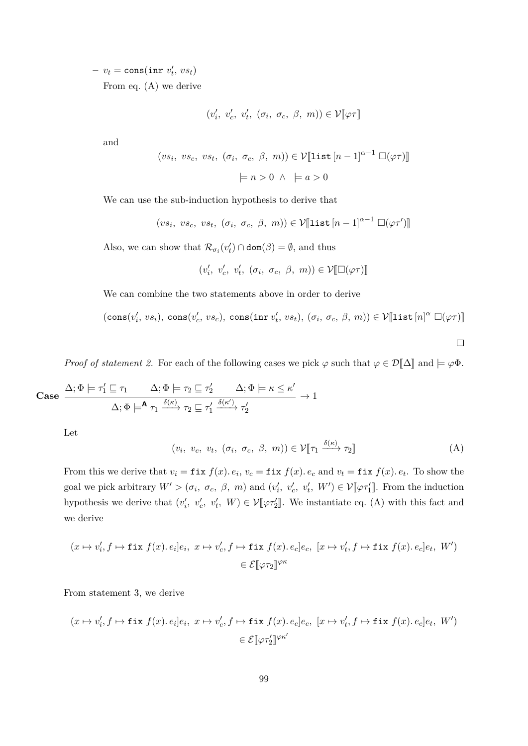– $v_t = \texttt{cons}(\texttt{inr}\ v'_t,\ vs_t)$

From eq. (A) we derive

$$(v'_i,\ v'_c,\ v'_t,\ (\sigma_i,\ \sigma_c,\ \beta,\ m)) \in \mathcal{V}[\![\varphi\tau]\!]$$

and

$$(vs_i,\ vs_c,\ vs_t,\ (\sigma_i,\ \sigma_c,\ \beta,\ m)) \in \mathcal{V}[\![\texttt{list}\,[n-1]^{\alpha-1}\ \square(\varphi\tau)]\!]$$

$$\models n > 0 \ \wedge\ \models a > 0$$

We can use the sub-induction hypothesis to derive that

$$(vs_i,\ vs_c,\ vs_t,\ (\sigma_i,\ \sigma_c,\ \beta,\ m)) \in \mathcal{V}[\![\texttt{list}\,[n-1]^{\alpha-1}\ \square(\varphi\tau')]\!]$$

Also, we can show that $\mathcal{R}_{\sigma_i}(v'_t) \cap \texttt{dom}(\beta) = \emptyset$, and thus

$$(v'_i,\ v'_c,\ v'_t,\ (\sigma_i,\ \sigma_c,\ \beta,\ m)) \in \mathcal{V}[\![\square(\varphi\tau)]\!]$$

We can combine the two statements above in order to derive

$$(\texttt{cons}(v'_i,\ vs_i),\ \texttt{cons}(v'_c,\ vs_c),\ \texttt{cons}(\texttt{inr}\ v'_t,\ vs_t),\ (\sigma_i,\ \sigma_c,\ \beta,\ m)) \in \mathcal{V}[\![\texttt{list}\,[n]^{\alpha}\ \square(\varphi\tau)]\!]$$

□

*Proof of statement 2.* For each of the following cases we pick $\varphi$ such that $\varphi \in \mathcal{D}[\![\Delta]\!]$ and $\models \varphi\Phi$.

**Case** $$\frac{\Delta;\Phi \models \tau'_1 \sqsubseteq \tau_1 \qquad \Delta;\Phi \models \tau_2 \sqsubseteq \tau'_2 \qquad \Delta;\Phi \models \kappa \leq \kappa'}{\Delta;\Phi \models^{\mathsf{A}} \tau_1 \xrightarrow{\delta(\kappa)} \tau_2 \sqsubseteq \tau'_1 \xrightarrow{\delta(\kappa')} \tau'_2} \to 1$$

Let

$$(v_i,\ v_c,\ v_t,\ (\sigma_i,\ \sigma_c,\ \beta,\ m)) \in \mathcal{V}[\![\tau_1 \xrightarrow{\delta(\kappa)} \tau_2]\!] \tag{A}$$

From this we derive that $v_i = \texttt{fix}\ f(x).\,e_i$, $v_c = \texttt{fix}\ f(x).\,e_c$ and $v_t = \texttt{fix}\ f(x).\,e_t$. To show the goal we pick arbitrary $W' > (\sigma_i,\ \sigma_c,\ \beta,\ m)$ and $(v'_i,\ v'_c,\ v'_t,\ W') \in \mathcal{V}[\![\varphi\tau'_1]\!]$. From the induction hypothesis we derive that $(v'_i,\ v'_c,\ v'_t,\ W) \in \mathcal{V}[\![\varphi\tau'_2]\!]$. We instantiate eq. (A) with this fact and we derive

$$(x \mapsto v'_i, f \mapsto \texttt{fix}\ f(x).\,e_i]e_i,\ x \mapsto v'_c, f \mapsto \texttt{fix}\ f(x).\,e_c]e_c,\ [x \mapsto v'_t, f \mapsto \texttt{fix}\ f(x).\,e_c]e_t,\ W') \in \mathcal{E}[\![\varphi\tau_2]\!]^{\varphi\kappa}$$

From statement 3, we derive

$$(x \mapsto v'_i, f \mapsto \texttt{fix}\ f(x).\,e_i]e_i,\ x \mapsto v'_c, f \mapsto \texttt{fix}\ f(x).\,e_c]e_c,\ [x \mapsto v'_t, f \mapsto \texttt{fix}\ f(x).\,e_c]e_t,\ W') \in \mathcal{E}[\![\varphi\tau'_2]\!]^{\varphi\kappa'}$$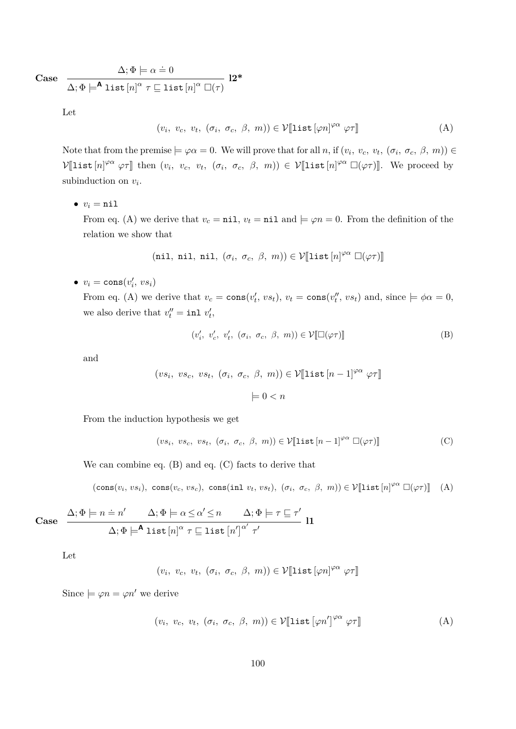**Case** 
$$\frac{\Delta; \Phi \models \alpha \doteq 0}{\Delta; \Phi \models^{\mathsf{A}} \texttt{list}\,[n]^{\alpha}\ \tau \sqsubseteq \texttt{list}\,[n]^{\alpha}\ \square(\tau)}\ \textbf{l2*}$$

Let

$$(v_i,\ v_c,\ v_t,\ (\sigma_i,\ \sigma_c,\ \beta,\ m)) \in \mathcal{V}[\![\texttt{list}\,[\varphi n]^{\varphi\alpha}\ \varphi\tau]\!] \tag{A}$$

Note that from the premise $\models \varphi\alpha = 0$. We will prove that for all $n$, if $(v_i,\ v_c,\ v_t,\ (\sigma_i,\ \sigma_c,\ \beta,\ m)) \in \mathcal{V}[\![\texttt{list}\,[n]^{\varphi\alpha}\ \varphi\tau]\!]$ then $(v_i,\ v_c,\ v_t,\ (\sigma_i,\ \sigma_c,\ \beta,\ m)) \in \mathcal{V}[\![\texttt{list}\,[n]^{\varphi\alpha}\ \square(\varphi\tau)]\!]$. We proceed by subinduction on $v_i$.

- $v_i = \texttt{nil}$

  From eq. (A) we derive that $v_c = \texttt{nil}$, $v_t = \texttt{nil}$ and $\models \varphi n = 0$. From the definition of the relation we show that

  $$(\texttt{nil},\ \texttt{nil},\ \texttt{nil},\ (\sigma_i,\ \sigma_c,\ \beta,\ m)) \in \mathcal{V}[\![\texttt{list}\,[n]^{\varphi\alpha}\ \square(\varphi\tau)]\!]$$

- $v_i = \texttt{cons}(v_i',\ vs_i)$

  From eq. (A) we derive that $v_c = \texttt{cons}(v_t',\ vs_t)$, $v_t = \texttt{cons}(v_t'',\ vs_t)$ and, since $\models \phi\alpha = 0$, we also derive that $v_t'' = \texttt{inl}\ v_t'$,

  $$(v_i',\ v_c',\ v_t',\ (\sigma_i,\ \sigma_c,\ \beta,\ m)) \in \mathcal{V}[\![\square(\varphi\tau)]\!] \tag{B}$$

  and

  $$(vs_i,\ vs_c,\ vs_t,\ (\sigma_i,\ \sigma_c,\ \beta,\ m)) \in \mathcal{V}[\![\texttt{list}\,[n-1]^{\varphi\alpha}\ \varphi\tau]\!]$$

  $$\models 0 < n$$

  From the induction hypothesis we get

  $$(vs_i,\ vs_c,\ vs_t,\ (\sigma_i,\ \sigma_c,\ \beta,\ m)) \in \mathcal{V}[\![\texttt{list}\,[n-1]^{\varphi\alpha}\ \square(\varphi\tau)]\!] \tag{C}$$

  We can combine eq. (B) and eq. (C) facts to derive that

  $$(\texttt{cons}(v_i,\ vs_i),\ \texttt{cons}(v_c,\ vs_c),\ \texttt{cons}(\texttt{inl}\ v_t,\ vs_t),\ (\sigma_i,\ \sigma_c,\ \beta,\ m)) \in \mathcal{V}[\![\texttt{list}\,[n]^{\varphi\alpha}\ \square(\varphi\tau)]\!] \tag{A}$$

**Case** 
$$\frac{\Delta; \Phi \models n \doteq n' \qquad \Delta; \Phi \models \alpha \leq \alpha' \leq n \qquad \Delta; \Phi \models \tau \sqsubseteq \tau'}{\Delta; \Phi \models^{\mathsf{A}} \texttt{list}\,[n]^{\alpha}\ \tau \sqsubseteq \texttt{list}\,[n']^{\alpha'}\ \tau'}\ \textbf{l1}$$

Let

$$(v_i,\ v_c,\ v_t,\ (\sigma_i,\ \sigma_c,\ \beta,\ m)) \in \mathcal{V}[\![\texttt{list}\,[\varphi n]^{\varphi\alpha}\ \varphi\tau]\!]$$

Since $\models \varphi n = \varphi n'$ we derive

$$(v_i,\ v_c,\ v_t,\ (\sigma_i,\ \sigma_c,\ \beta,\ m)) \in \mathcal{V}[\![\texttt{list}\,[\varphi n']^{\varphi\alpha}\ \varphi\tau]\!] \tag{A}$$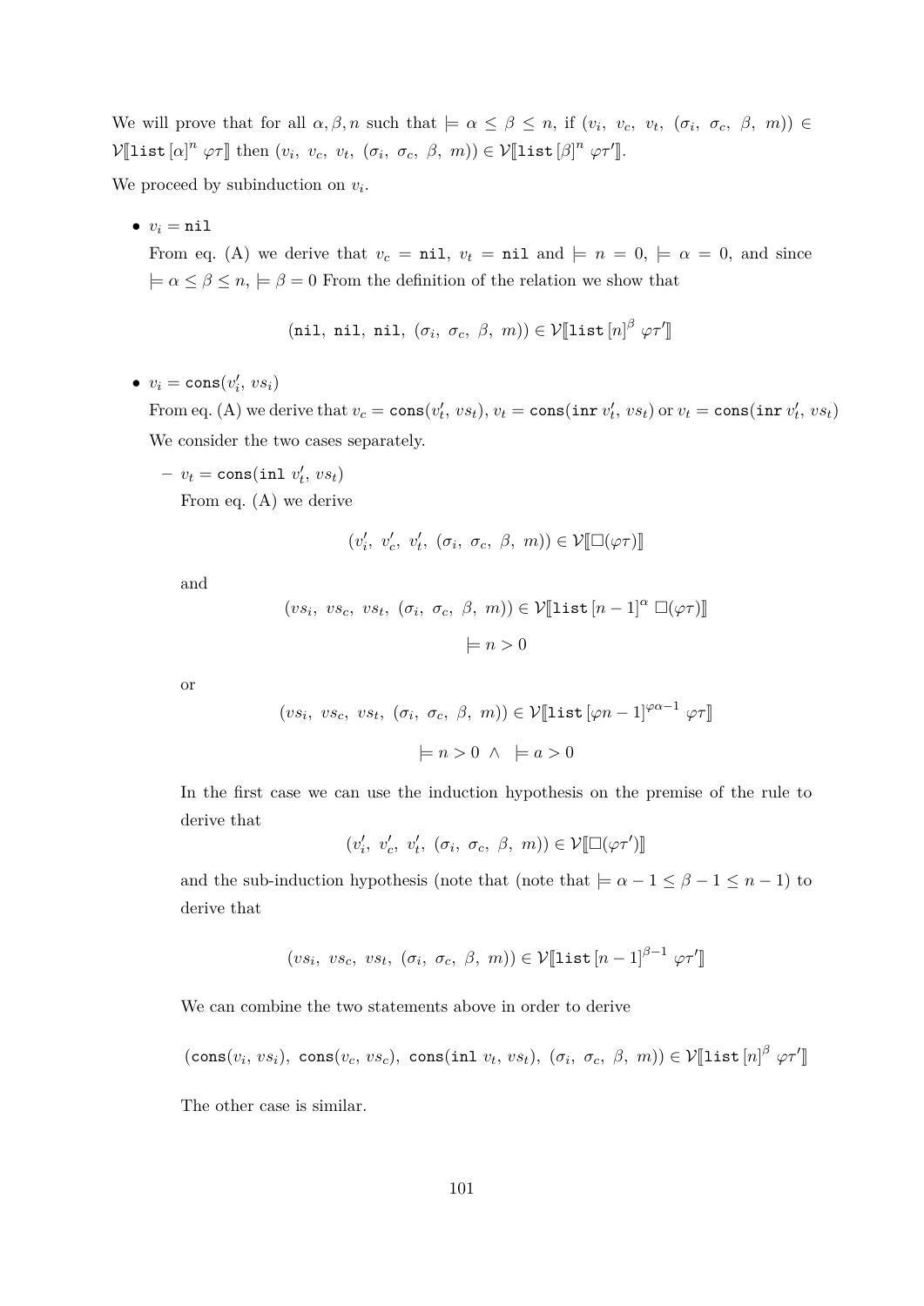We will prove that for all $\alpha, \beta, n$ such that $\models \alpha \leq \beta \leq n$, if $(v_i,\ v_c,\ v_t,\ (\sigma_i,\ \sigma_c,\ \beta,\ m)) \in \mathcal{V}[\![\texttt{list}\,[\alpha]^n\ \varphi\tau]\!]$ then $(v_i,\ v_c,\ v_t,\ (\sigma_i,\ \sigma_c,\ \beta,\ m)) \in \mathcal{V}[\![\texttt{list}\,[\beta]^n\ \varphi\tau']\!]$.

We proceed by subinduction on $v_i$.

- $v_i = \texttt{nil}$

  From eq. (A) we derive that $v_c = \texttt{nil}$, $v_t = \texttt{nil}$ and $\models n = 0$, $\models \alpha = 0$, and since $\models \alpha \leq \beta \leq n$, $\models \beta = 0$ From the definition of the relation we show that

  $$(\texttt{nil},\ \texttt{nil},\ \texttt{nil},\ (\sigma_i,\ \sigma_c,\ \beta,\ m)) \in \mathcal{V}[\![\texttt{list}\,[n]^\beta\ \varphi\tau']\!]$$

- $v_i = \texttt{cons}(v_i',\ vs_i)$

  From eq. (A) we derive that $v_c = \texttt{cons}(v_t',\ vs_t)$, $v_t = \texttt{cons}(\texttt{inr}\ v_t',\ vs_t)$ or $v_t = \texttt{cons}(\texttt{inr}\ v_t',\ vs_t)$

  We consider the two cases separately.

  - $v_t = \texttt{cons}(\texttt{inl}\ v_t',\ vs_t)$

    From eq. (A) we derive

    $$(v_i',\ v_c',\ v_t',\ (\sigma_i,\ \sigma_c,\ \beta,\ m)) \in \mathcal{V}[\![\Box(\varphi\tau)]\!]$$

    and

    $$(vs_i,\ vs_c,\ vs_t,\ (\sigma_i,\ \sigma_c,\ \beta,\ m)) \in \mathcal{V}[\![\texttt{list}\,[n-1]^\alpha\ \Box(\varphi\tau)]\!]$$

    $$\models n > 0$$

    or

    $$(vs_i,\ vs_c,\ vs_t,\ (\sigma_i,\ \sigma_c,\ \beta,\ m)) \in \mathcal{V}[\![\texttt{list}\,[\varphi n - 1]^{\varphi\alpha - 1}\ \varphi\tau]\!]$$

    $$\models n > 0\ \wedge\ \models a > 0$$

    In the first case we can use the induction hypothesis on the premise of the rule to derive that

    $$(v_i',\ v_c',\ v_t',\ (\sigma_i,\ \sigma_c,\ \beta,\ m)) \in \mathcal{V}[\![\Box(\varphi\tau')]\!]$$

    and the sub-induction hypothesis (note that (note that $\models \alpha - 1 \leq \beta - 1 \leq n - 1$) to derive that

    $$(vs_i,\ vs_c,\ vs_t,\ (\sigma_i,\ \sigma_c,\ \beta,\ m)) \in \mathcal{V}[\![\texttt{list}\,[n-1]^{\beta-1}\ \varphi\tau']\!]$$

    We can combine the two statements above in order to derive

    $$(\texttt{cons}(v_i,\ vs_i),\ \texttt{cons}(v_c,\ vs_c),\ \texttt{cons}(\texttt{inl}\ v_t,\ vs_t),\ (\sigma_i,\ \sigma_c,\ \beta,\ m)) \in \mathcal{V}[\![\texttt{list}\,[n]^\beta\ \varphi\tau']\!]$$

    The other case is similar.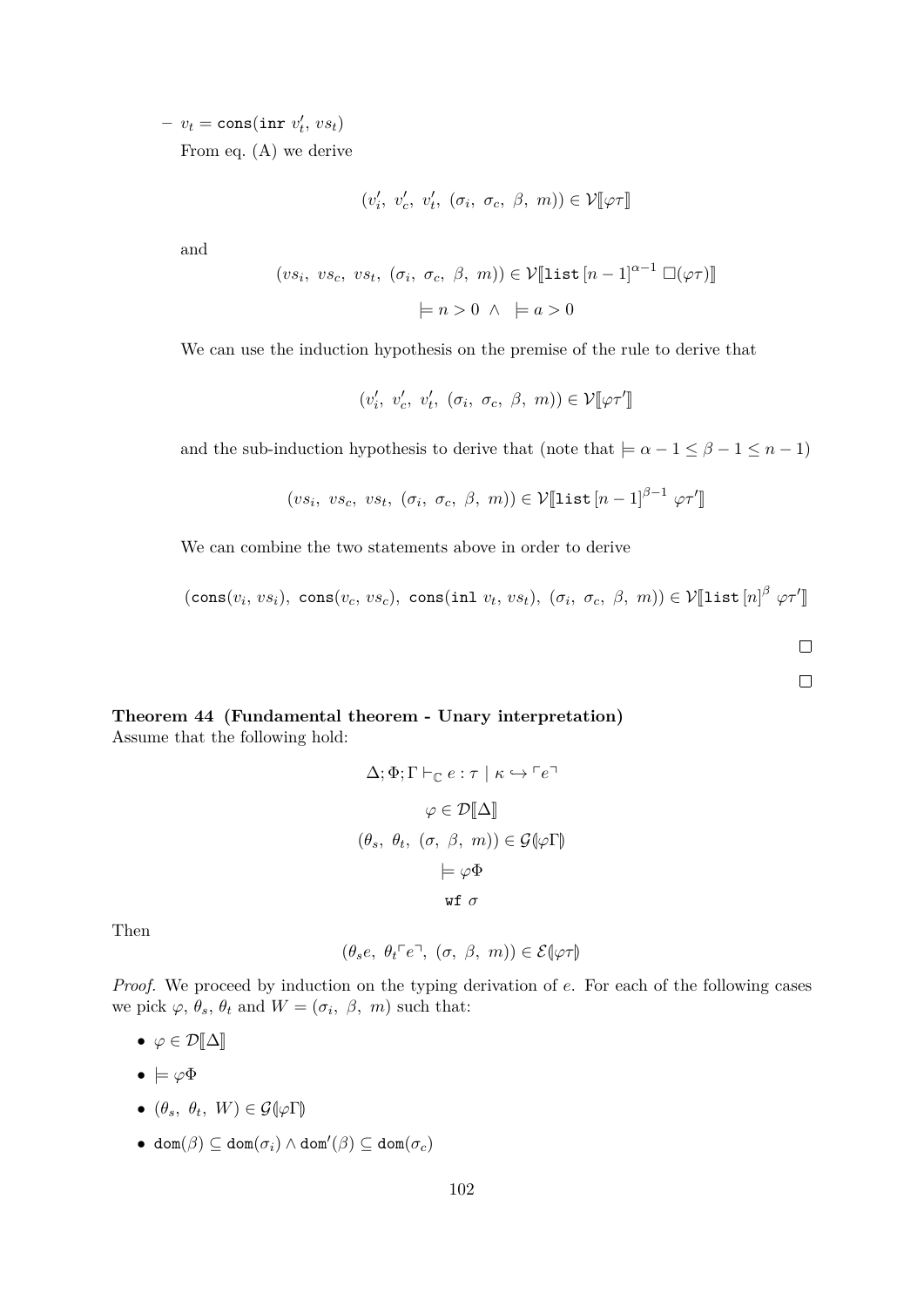- $v_t = \texttt{cons}(\texttt{inr}\ v_t',\ vs_t)$

  From eq. (A) we derive

  $$(v_i',\ v_c',\ v_t',\ (\sigma_i,\ \sigma_c,\ \beta,\ m)) \in \mathcal{V}[\![\varphi\tau]\!]$$

  and

  $$(vs_i,\ vs_c,\ vs_t,\ (\sigma_i,\ \sigma_c,\ \beta,\ m)) \in \mathcal{V}[\![\texttt{list}\,[n-1]^{\alpha-1}\ \square(\varphi\tau)]\!]$$

  $$\models n > 0\ \wedge\ \models a > 0$$

  We can use the induction hypothesis on the premise of the rule to derive that

  $$(v_i',\ v_c',\ v_t',\ (\sigma_i,\ \sigma_c,\ \beta,\ m)) \in \mathcal{V}[\![\varphi\tau']\!]$$

  and the sub-induction hypothesis to derive that (note that $\models \alpha - 1 \leq \beta - 1 \leq n - 1$)

  $$(vs_i,\ vs_c,\ vs_t,\ (\sigma_i,\ \sigma_c,\ \beta,\ m)) \in \mathcal{V}[\![\texttt{list}\,[n-1]^{\beta-1}\ \varphi\tau']\!]$$

  We can combine the two statements above in order to derive

  $$(\texttt{cons}(v_i,\ vs_i),\ \texttt{cons}(v_c,\ vs_c),\ \texttt{cons}(\texttt{inl}\ v_t,\ vs_t),\ (\sigma_i,\ \sigma_c,\ \beta,\ m)) \in \mathcal{V}[\![\texttt{list}\,[n]^{\beta}\ \varphi\tau']\!]$$

$\square$

$\square$

**Theorem 44 (Fundamental theorem - Unary interpretation)**
Assume that the following hold:

$$\Delta; \Phi; \Gamma \vdash_{\mathbb{C}} e : \tau \mid \kappa \hookrightarrow \ulcorner e \urcorner$$

$$\varphi \in \mathcal{D}[\![\Delta]\!]$$

$$(\theta_s,\ \theta_t,\ (\sigma,\ \beta,\ m)) \in \mathcal{G}(\!|\varphi\Gamma|\!)$$

$$\models \varphi\Phi$$

$$\texttt{wf}\ \sigma$$

Then

$$(\theta_s e,\ \theta_t \ulcorner e \urcorner,\ (\sigma,\ \beta,\ m)) \in \mathcal{E}(\!|\varphi\tau|\!)$$

*Proof.* We proceed by induction on the typing derivation of $e$. For each of the following cases we pick $\varphi$, $\theta_s$, $\theta_t$ and $W = (\sigma_i,\ \beta,\ m)$ such that:

- $\varphi \in \mathcal{D}[\![\Delta]\!]$
- $\models \varphi\Phi$
- $(\theta_s,\ \theta_t,\ W) \in \mathcal{G}(\!|\varphi\Gamma|\!)$
- $\texttt{dom}(\beta) \subseteq \texttt{dom}(\sigma_i) \wedge \texttt{dom}'(\beta) \subseteq \texttt{dom}(\sigma_c)$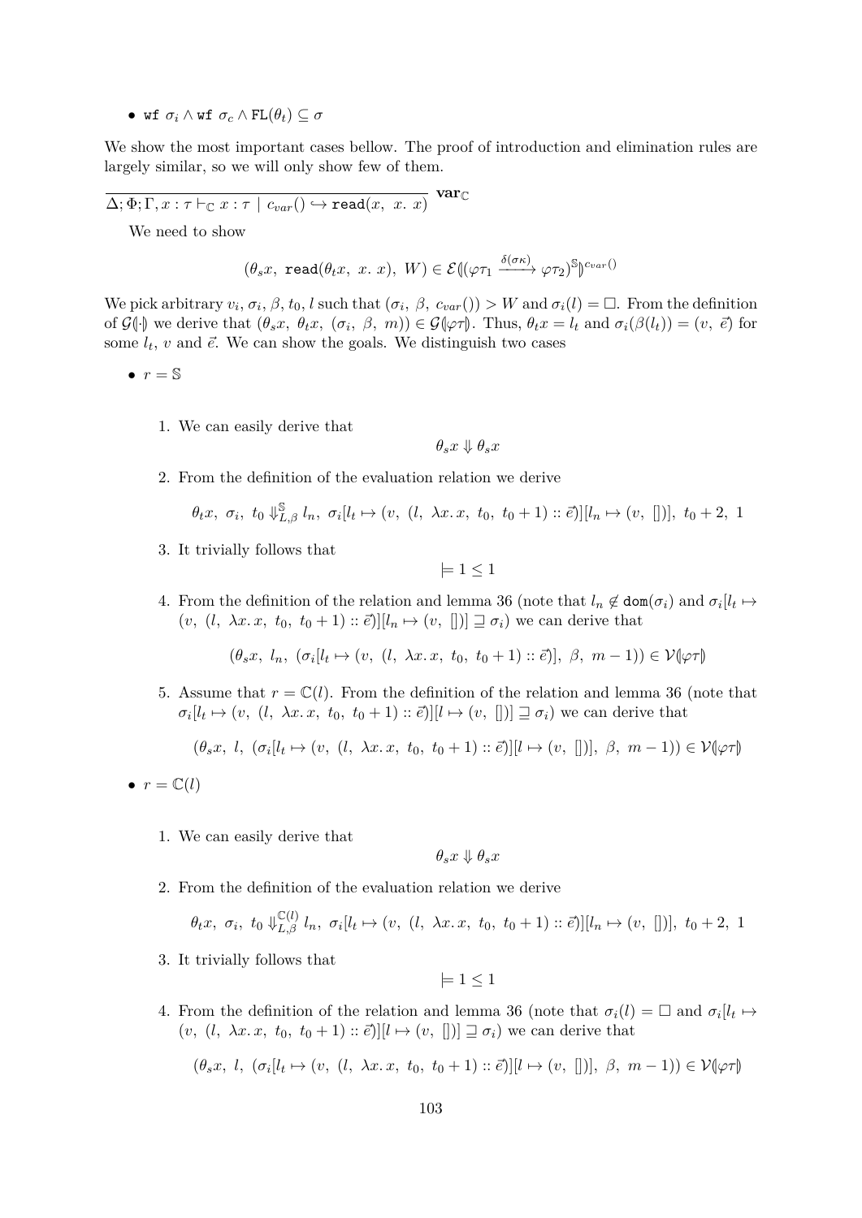- $\texttt{wf}\ \sigma_i \wedge \texttt{wf}\ \sigma_c \wedge \texttt{FL}(\theta_t) \subseteq \sigma$

We show the most important cases bellow. The proof of introduction and elimination rules are largely similar, so we will only show few of them.

$$\frac{}{\Delta; \Phi; \Gamma, x : \tau \vdash_{\mathbb{C}} x : \tau \mid c_{var}() \hookrightarrow \texttt{read}(x,\ x.\ x)}\ \textbf{var}_{\mathbb{C}}$$

We need to show

$$(\theta_s x,\ \texttt{read}(\theta_t x,\ x.\ x),\ W) \in \mathcal{E}(\!|(\varphi\tau_1 \xrightarrow{\delta(\sigma\kappa)} \varphi\tau_2)^{\mathbb{S}}|\!)^{c_{var}()}$$

We pick arbitrary $v_i, \sigma_i, \beta, t_0, l$ such that $(\sigma_i,\ \beta,\ c_{var}()) > W$ and $\sigma_i(l) = \square$. From the definition of $\mathcal{G}(\!|\cdot|\!)$ we derive that $(\theta_s x,\ \theta_t x,\ (\sigma_i,\ \beta,\ m)) \in \mathcal{G}(\!|\varphi\tau|\!)$. Thus, $\theta_t x = l_t$ and $\sigma_i(\beta(l_t)) = (v,\ \vec{e})$ for some $l_t$, $v$ and $\vec{e}$. We can show the goals. We distinguish two cases

- $r = \mathbb{S}$

  1. We can easily derive that
  $$\theta_s x \Downarrow \theta_s x$$
  2. From the definition of the evaluation relation we derive
  $$\theta_t x,\ \sigma_i,\ t_0 \Downarrow^{\mathbb{S}}_{L,\beta} l_n,\ \sigma_i[l_t \mapsto (v,\ (l,\ \lambda x.\, x,\ t_0,\ t_0+1) :: \vec{e})][l_n \mapsto (v,\ [])],\ t_0+2,\ 1$$
  3. It trivially follows that
  $$\models 1 \leq 1$$
  4. From the definition of the relation and lemma 36 (note that $l_n \notin \texttt{dom}(\sigma_i)$ and $\sigma_i[l_t \mapsto (v,\ (l,\ \lambda x.\, x,\ t_0,\ t_0+1) :: \vec{e})][l_n \mapsto (v,\ [])] \sqsupseteq \sigma_i$) we can derive that
  $$(\theta_s x,\ l_n,\ (\sigma_i[l_t \mapsto (v,\ (l,\ \lambda x.\, x,\ t_0,\ t_0+1) :: \vec{e})],\ \beta,\ m-1)) \in \mathcal{V}(\!|\varphi\tau|\!)$$
  5. Assume that $r = \mathbb{C}(l)$. From the definition of the relation and lemma 36 (note that $\sigma_i[l_t \mapsto (v,\ (l,\ \lambda x.\, x,\ t_0,\ t_0+1) :: \vec{e})][l \mapsto (v,\ [])] \sqsupseteq \sigma_i$) we can derive that
  $$(\theta_s x,\ l,\ (\sigma_i[l_t \mapsto (v,\ (l,\ \lambda x.\, x,\ t_0,\ t_0+1) :: \vec{e})][l \mapsto (v,\ [])],\ \beta,\ m-1)) \in \mathcal{V}(\!|\varphi\tau|\!)$$

- $r = \mathbb{C}(l)$

  1. We can easily derive that
  $$\theta_s x \Downarrow \theta_s x$$
  2. From the definition of the evaluation relation we derive
  $$\theta_t x,\ \sigma_i,\ t_0 \Downarrow^{\mathbb{C}(l)}_{L,\beta} l_n,\ \sigma_i[l_t \mapsto (v,\ (l,\ \lambda x.\, x,\ t_0,\ t_0+1) :: \vec{e})][l_n \mapsto (v,\ [])],\ t_0+2,\ 1$$
  3. It trivially follows that
  $$\models 1 \leq 1$$
  4. From the definition of the relation and lemma 36 (note that $\sigma_i(l) = \square$ and $\sigma_i[l_t \mapsto (v,\ (l,\ \lambda x.\, x,\ t_0,\ t_0+1) :: \vec{e})][l \mapsto (v,\ [])] \sqsupseteq \sigma_i$) we can derive that
  $$(\theta_s x,\ l,\ (\sigma_i[l_t \mapsto (v,\ (l,\ \lambda x.\, x,\ t_0,\ t_0+1) :: \vec{e})][l \mapsto (v,\ [])],\ \beta,\ m-1)) \in \mathcal{V}(\!|\varphi\tau|\!)$$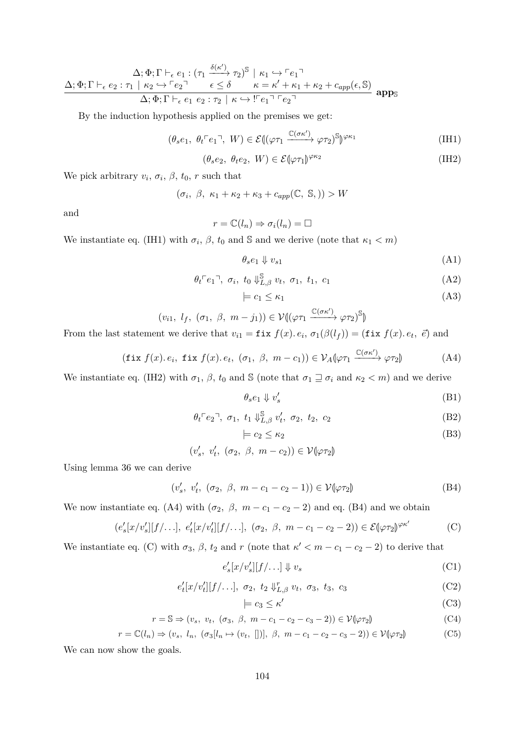$$\frac{\Delta;\Phi;\Gamma \vdash_\epsilon e_1 : (\tau_1 \xrightarrow{\delta(\kappa')} \tau_2)^{\mathbb{S}} \mid \kappa_1 \hookrightarrow \ulcorner e_1 \urcorner \quad \Delta;\Phi;\Gamma \vdash_\epsilon e_2 : \tau_1 \mid \kappa_2 \hookrightarrow \ulcorner e_2 \urcorner \qquad \epsilon \leq \delta \qquad \kappa = \kappa' + \kappa_1 + \kappa_2 + c_{app}(\epsilon, \mathbb{S})}{\Delta;\Phi;\Gamma \vdash_\epsilon e_1\ e_2 : \tau_2 \mid \kappa \hookrightarrow !\ulcorner e_1 \urcorner \ulcorner e_2 \urcorner}\ \mathbf{app}_{\mathbb{S}}$$

By the induction hypothesis applied on the premises we get:

$$(\theta_s e_1,\ \theta_t \ulcorner e_1 \urcorner,\ W) \in \mathcal{E}(\!|(\varphi\tau_1 \xrightarrow{\mathbb{C}(\sigma\kappa')} \varphi\tau_2)^{\mathbb{S}}|\!)^{\varphi\kappa_1} \tag{IH1}$$

$$(\theta_s e_2,\ \theta_t e_2,\ W) \in \mathcal{E}(\!|\varphi\tau_1|\!)^{\varphi\kappa_2} \tag{IH2}$$

We pick arbitrary $v_i$, $\sigma_i$, $\beta$, $t_0$, $r$ such that

$$(\sigma_i,\ \beta,\ \kappa_1 + \kappa_2 + \kappa_3 + c_{app}(\mathbb{C},\ \mathbb{S},)) > W$$

and

$$r = \mathbb{C}(l_n) \Rightarrow \sigma_i(l_n) = \square$$

We instantiate eq. (IH1) with $\sigma_i$, $\beta$, $t_0$ and $\mathbb{S}$ and we derive (note that $\kappa_1 < m$)

$$\theta_s e_1 \Downarrow v_{s1} \tag{A1}$$

$$\theta_t \ulcorner e_1 \urcorner,\ \sigma_i,\ t_0 \Downarrow^{\mathbb{S}}_{L,\beta} v_t,\ \sigma_1,\ t_1,\ c_1 \tag{A2}$$

$$\models c_1 \leq \kappa_1 \tag{A3}$$

$$(v_{i1},\ l_f,\ (\sigma_1,\ \beta,\ m - j_1)) \in \mathcal{V}(\!|(\varphi\tau_1 \xrightarrow{\mathbb{C}(\sigma\kappa')} \varphi\tau_2)^{\mathbb{S}}|\!)$$

From the last statement we derive that $v_{i1} = \texttt{fix}\ f(x).\,e_i$, $\sigma_1(\beta(l_f)) = (\texttt{fix}\ f(x).\,e_t,\ \vec{e})$ and

$$(\texttt{fix}\ f(x).\,e_i,\ \texttt{fix}\ f(x).\,e_t,\ (\sigma_1,\ \beta,\ m - c_1)) \in \mathcal{V}_A(\!|\varphi\tau_1 \xrightarrow{\mathbb{C}(\sigma\kappa')} \varphi\tau_2|\!) \tag{A4}$$

We instantiate eq. (IH2) with $\sigma_1$, $\beta$, $t_0$ and $\mathbb{S}$ (note that $\sigma_1 \sqsupseteq \sigma_i$ and $\kappa_2 < m$) and we derive

$$\theta_s e_1 \Downarrow v'_s \tag{B1}$$

$$\theta_t \ulcorner e_2 \urcorner,\ \sigma_1,\ t_1 \Downarrow^{\mathbb{S}}_{L,\beta} v'_t,\ \sigma_2,\ t_2,\ c_2 \tag{B2}$$

$$\models c_2 \leq \kappa_2 \tag{B3}$$

$$(v'_s,\ v'_t,\ (\sigma_2,\ \beta,\ m - c_2)) \in \mathcal{V}(\!|\varphi\tau_2|\!)$$

Using lemma 36 we can derive

$$(v'_s,\ v'_t,\ (\sigma_2,\ \beta,\ m - c_1 - c_2 - 1)) \in \mathcal{V}(\!|\varphi\tau_2|\!) \tag{B4}$$

We now instantiate eq. (A4) with $(\sigma_2,\ \beta,\ m - c_1 - c_2 - 2)$ and eq. (B4) and we obtain

$$(e'_s[x/v'_s][f/\ldots],\ e'_t[x/v'_t][f/\ldots],\ (\sigma_2,\ \beta,\ m - c_1 - c_2 - 2)) \in \mathcal{E}(\!|\varphi\tau_2|\!)^{\varphi\kappa'} \tag{C}$$

We instantiate eq. (C) with $\sigma_3$, $\beta$, $t_2$ and $r$ (note that $\kappa' < m - c_1 - c_2 - 2$) to derive that

$$e'_s[x/v'_s][f/\ldots] \Downarrow v_s \tag{C1}$$

$$e'_t[x/v'_t][f/\ldots],\ \sigma_2,\ t_2 \Downarrow^{r}_{L,\beta} v_t,\ \sigma_3,\ t_3,\ c_3 \tag{C2}$$

$$\models c_3 \leq \kappa' \tag{C3}$$

$$r = \mathbb{S} \Rightarrow (v_s,\ v_t,\ (\sigma_3,\ \beta,\ m - c_1 - c_2 - c_3 - 2)) \in \mathcal{V}(\!|\varphi\tau_2|\!) \tag{C4}$$

$$r = \mathbb{C}(l_n) \Rightarrow (v_s,\ l_n,\ (\sigma_3[l_n \mapsto (v_t,\ [])],\ \beta,\ m - c_1 - c_2 - c_3 - 2)) \in \mathcal{V}(\!|\varphi\tau_2|\!) \tag{C5}$$

We can now show the goals.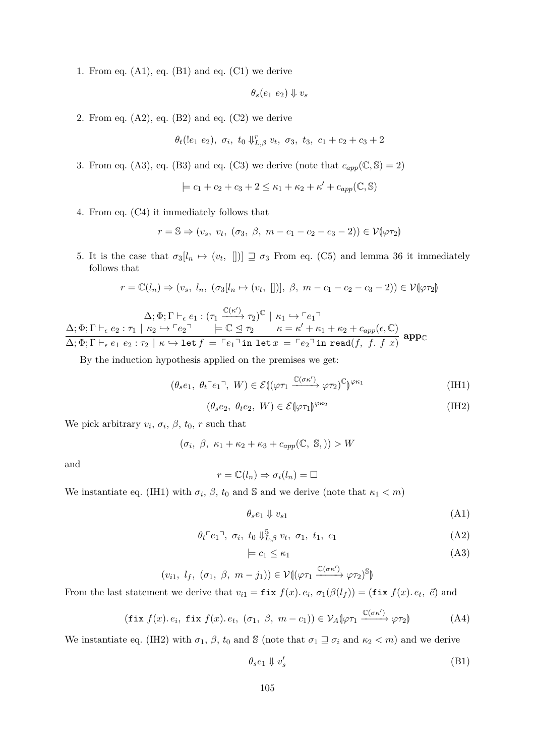1. From eq. (A1), eq. (B1) and eq. (C1) we derive

$$\theta_s(e_1\ e_2) \Downarrow v_s$$

2. From eq. (A2), eq. (B2) and eq. (C2) we derive

$$\theta_t(!e_1\ e_2),\ \sigma_i,\ t_0 \Downarrow^r_{L,\beta} v_t,\ \sigma_3,\ t_3,\ c_1 + c_2 + c_3 + 2$$

3. From eq. (A3), eq. (B3) and eq. (C3) we derive (note that $c_{app}(\mathbb{C}, \mathbb{S}) = 2$)

$$\models c_1 + c_2 + c_3 + 2 \leq \kappa_1 + \kappa_2 + \kappa' + c_{app}(\mathbb{C}, \mathbb{S})$$

4. From eq. (C4) it immediately follows that

$$r = \mathbb{S} \Rightarrow (v_s,\ v_t,\ (\sigma_3,\ \beta,\ m - c_1 - c_2 - c_3 - 2)) \in \mathcal{V}(\!|\varphi\tau_2|\!)$$

5. It is the case that $\sigma_3[l_n \mapsto (v_t,\ [])] \sqsupseteq \sigma_3$ From eq. (C5) and lemma 36 it immediately follows that

$$r = \mathbb{C}(l_n) \Rightarrow (v_s,\ l_n,\ (\sigma_3[l_n \mapsto (v_t,\ [])],\ \beta,\ m - c_1 - c_2 - c_3 - 2)) \in \mathcal{V}(\!|\varphi\tau_2|\!)$$

$$\frac{\Delta;\Phi;\Gamma \vdash_\epsilon e_1 : (\tau_1 \xrightarrow{\mathbb{C}(\kappa')} \tau_2)^{\mathbb{C}} \mid \kappa_1 \hookrightarrow \ulcorner e_1 \urcorner \qquad \Delta;\Phi;\Gamma \vdash_\epsilon e_2 : \tau_1 \mid \kappa_2 \hookrightarrow \ulcorner e_2 \urcorner \qquad \models \mathbb{C} \trianglelefteq \tau_2 \qquad \kappa = \kappa' + \kappa_1 + \kappa_2 + c_{app}(\epsilon, \mathbb{C})}{\Delta;\Phi;\Gamma \vdash_\epsilon e_1\ e_2 : \tau_2 \mid \kappa \hookrightarrow \texttt{let}\, f \ = \ulcorner e_1 \urcorner \texttt{in let}\, x \ = \ulcorner e_2 \urcorner \texttt{in read}(f,\ f.\ f\ x)}\ \mathbf{app}_{\mathbb{C}}$$

By the induction hypothesis applied on the premises we get:

$$(\theta_s e_1,\ \theta_t \ulcorner e_1 \urcorner,\ W) \in \mathcal{E}(\!|(\varphi\tau_1 \xrightarrow{\mathbb{C}(\sigma\kappa')} \varphi\tau_2)^{\mathbb{C}}|\!)^{\varphi\kappa_1} \tag{IH1}$$

$$(\theta_s e_2,\ \theta_t e_2,\ W) \in \mathcal{E}(\!|\varphi\tau_1|\!)^{\varphi\kappa_2} \tag{IH2}$$

We pick arbitrary $v_i$, $\sigma_i$, $\beta$, $t_0$, $r$ such that

$$(\sigma_i,\ \beta,\ \kappa_1 + \kappa_2 + \kappa_3 + c_{app}(\mathbb{C},\ \mathbb{S},)) > W$$

and

$$r = \mathbb{C}(l_n) \Rightarrow \sigma_i(l_n) = \square$$

We instantiate eq. (IH1) with $\sigma_i$, $\beta$, $t_0$ and $\mathbb{S}$ and we derive (note that $\kappa_1 < m$)

$$\theta_s e_1 \Downarrow v_{s1} \tag{A1}$$

$$\theta_t \ulcorner e_1 \urcorner,\ \sigma_i,\ t_0 \Downarrow^{\mathbb{S}}_{L,\beta} v_t,\ \sigma_1,\ t_1,\ c_1 \tag{A2}$$

$$\models c_1 \leq \kappa_1 \tag{A3}$$

$$(v_{i1},\ l_f,\ (\sigma_1,\ \beta,\ m - j_1)) \in \mathcal{V}(\!|(\varphi\tau_1 \xrightarrow{\mathbb{C}(\sigma\kappa')} \varphi\tau_2)^{\mathbb{S}}|\!)$$

From the last statement we derive that $v_{i1} = \texttt{fix}\ f(x).\,e_i$, $\sigma_1(\beta(l_f)) = (\texttt{fix}\ f(x).\,e_t,\ \vec{e})$ and

$$(\texttt{fix}\ f(x).\,e_i,\ \texttt{fix}\ f(x).\,e_t,\ (\sigma_1,\ \beta,\ m - c_1)) \in \mathcal{V}_A(\!|\varphi\tau_1 \xrightarrow{\mathbb{C}(\sigma\kappa')} \varphi\tau_2|\!) \tag{A4}$$

We instantiate eq. (IH2) with $\sigma_1$, $\beta$, $t_0$ and $\mathbb{S}$ (note that $\sigma_1 \sqsupseteq \sigma_i$ and $\kappa_2 < m$) and we derive

$$\theta_s e_1 \Downarrow v'_s \tag{B1}$$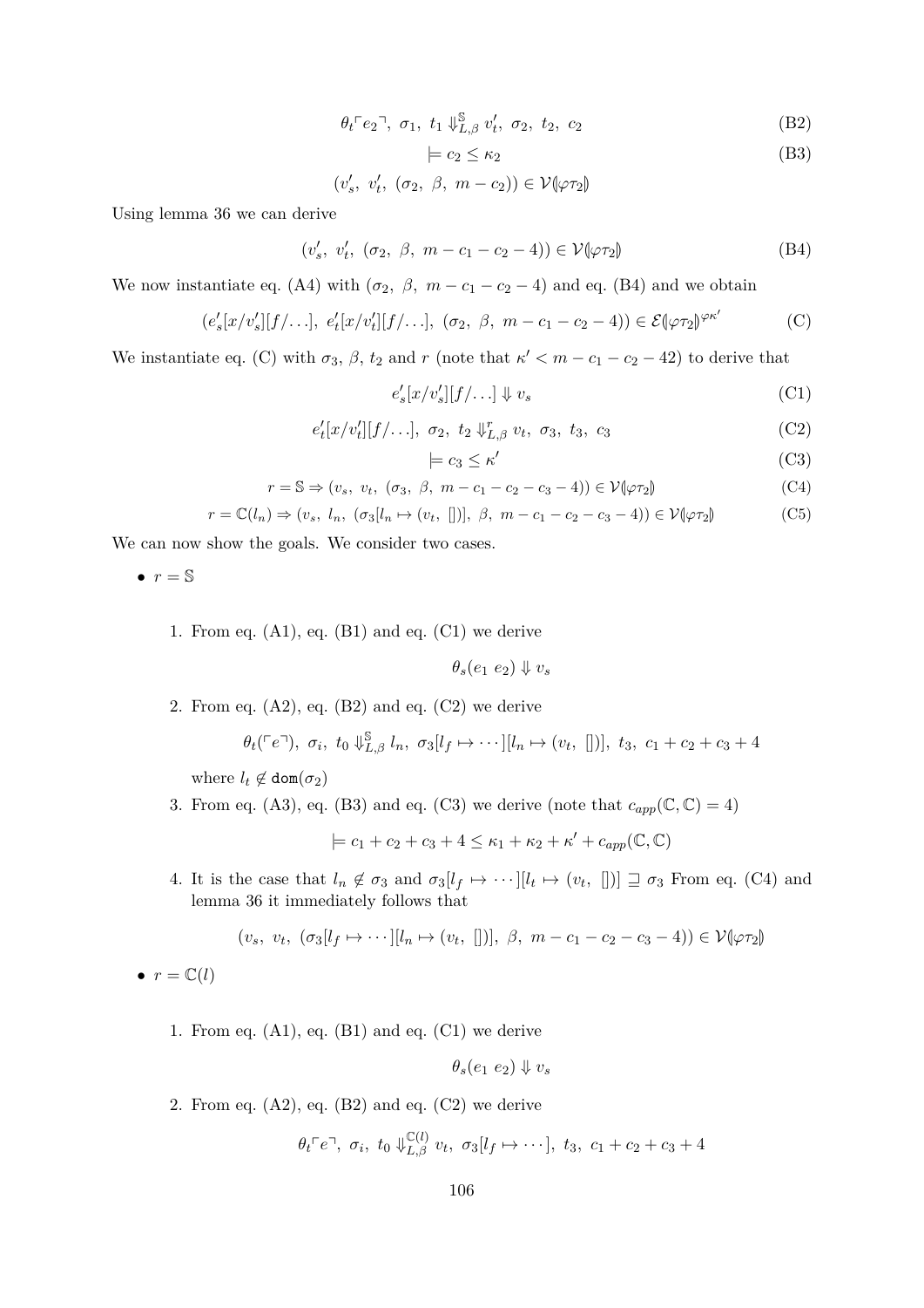$$\theta_t\ulcorner e_2 \urcorner,\ \sigma_1,\ t_1 \Downarrow^{\mathbb{S}}_{L,\beta} v'_t,\ \sigma_2,\ t_2,\ c_2 \tag{B2}$$

$$\models c_2 \leq \kappa_2 \tag{B3}$$

$$(v'_s,\ v'_t,\ (\sigma_2,\ \beta,\ m - c_2)) \in \mathcal{V}(\!|\varphi\tau_2|\!)$$

Using lemma 36 we can derive

$$(v'_s,\ v'_t,\ (\sigma_2,\ \beta,\ m - c_1 - c_2 - 4)) \in \mathcal{V}(\!|\varphi\tau_2|\!) \tag{B4}$$

We now instantiate eq. (A4) with $(\sigma_2,\ \beta,\ m - c_1 - c_2 - 4)$ and eq. (B4) and we obtain

$$(e'_s[x/v'_s][f/\ldots],\ e'_t[x/v'_t][f/\ldots],\ (\sigma_2,\ \beta,\ m - c_1 - c_2 - 4)) \in \mathcal{E}(\!|\varphi\tau_2|\!)^{\varphi\kappa'} \tag{C}$$

We instantiate eq. (C) with $\sigma_3$, $\beta$, $t_2$ and $r$ (note that $\kappa' < m - c_1 - c_2 - 42$) to derive that

$$e'_s[x/v'_s][f/\ldots] \Downarrow v_s \tag{C1}$$

$$e'_t[x/v'_t][f/\ldots],\ \sigma_2,\ t_2 \Downarrow^{r}_{L,\beta} v_t,\ \sigma_3,\ t_3,\ c_3 \tag{C2}$$

$$\models c_3 \leq \kappa' \tag{C3}$$

$$r = \mathbb{S} \Rightarrow (v_s,\ v_t,\ (\sigma_3,\ \beta,\ m - c_1 - c_2 - c_3 - 4)) \in \mathcal{V}(\!|\varphi\tau_2|\!) \tag{C4}$$

$$r = \mathbb{C}(l_n) \Rightarrow (v_s,\ l_n,\ (\sigma_3[l_n \mapsto (v_t,\ [])],\ \beta,\ m - c_1 - c_2 - c_3 - 4)) \in \mathcal{V}(\!|\varphi\tau_2|\!) \tag{C5}$$

We can now show the goals. We consider two cases.

- $r = \mathbb{S}$

  1. From eq. (A1), eq. (B1) and eq. (C1) we derive

  $$\theta_s(e_1\ e_2) \Downarrow v_s$$

  2. From eq. (A2), eq. (B2) and eq. (C2) we derive

  $$\theta_t(\ulcorner e \urcorner),\ \sigma_i,\ t_0 \Downarrow^{\mathbb{S}}_{L,\beta} l_n,\ \sigma_3[l_f \mapsto \cdots][l_n \mapsto (v_t,\ [])],\ t_3,\ c_1 + c_2 + c_3 + 4$$

  where $l_t \notin \mathtt{dom}(\sigma_2)$

  3. From eq. (A3), eq. (B3) and eq. (C3) we derive (note that $c_{app}(\mathbb{C}, \mathbb{C}) = 4$)

  $$\models c_1 + c_2 + c_3 + 4 \leq \kappa_1 + \kappa_2 + \kappa' + c_{app}(\mathbb{C}, \mathbb{C})$$

  4. It is the case that $l_n \notin \sigma_3$ and $\sigma_3[l_f \mapsto \cdots][l_t \mapsto (v_t,\ [])] \sqsupseteq \sigma_3$ From eq. (C4) and lemma 36 it immediately follows that

  $$(v_s,\ v_t,\ (\sigma_3[l_f \mapsto \cdots][l_n \mapsto (v_t,\ [])],\ \beta,\ m - c_1 - c_2 - c_3 - 4)) \in \mathcal{V}(\!|\varphi\tau_2|\!)$$

- $r = \mathbb{C}(l)$

  1. From eq. (A1), eq. (B1) and eq. (C1) we derive

  $$\theta_s(e_1\ e_2) \Downarrow v_s$$

  2. From eq. (A2), eq. (B2) and eq. (C2) we derive

  $$\theta_t\ulcorner e \urcorner,\ \sigma_i,\ t_0 \Downarrow^{\mathbb{C}(l)}_{L,\beta} v_t,\ \sigma_3[l_f \mapsto \cdots],\ t_3,\ c_1 + c_2 + c_3 + 4$$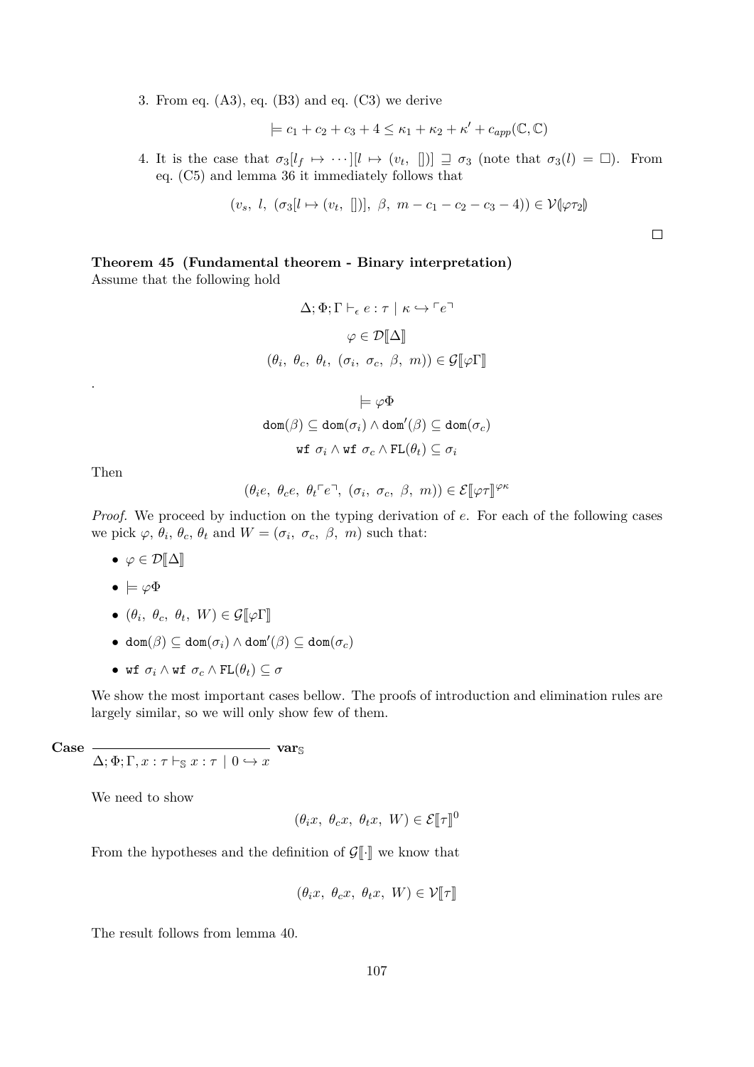3. From eq. (A3), eq. (B3) and eq. (C3) we derive

$$\models c_1 + c_2 + c_3 + 4 \leq \kappa_1 + \kappa_2 + \kappa' + c_{app}(\mathbb{C}, \mathbb{C})$$

4. It is the case that $\sigma_3[l_f \mapsto \cdots][l \mapsto (v_t,\ [])] \sqsupseteq \sigma_3$ (note that $\sigma_3(l) = \square$). From eq. (C5) and lemma 36 it immediately follows that

$$(v_s,\ l,\ (\sigma_3[l \mapsto (v_t,\ [])],\ \beta,\ m - c_1 - c_2 - c_3 - 4)) \in \mathcal{V}(\!|\varphi\tau_2|\!)$$

□

**Theorem 45 (Fundamental theorem - Binary interpretation)**
Assume that the following hold

$$\Delta; \Phi; \Gamma \vdash_\epsilon e : \tau \mid \kappa \hookrightarrow \ulcorner e \urcorner$$

$$\varphi \in \mathcal{D}[\![\Delta]\!]$$

$$(\theta_i,\ \theta_c,\ \theta_t,\ (\sigma_i,\ \sigma_c,\ \beta,\ m)) \in \mathcal{G}[\![\varphi\Gamma]\!]$$

.

$$\models \varphi\Phi$$

$$\mathtt{dom}(\beta) \subseteq \mathtt{dom}(\sigma_i) \wedge \mathtt{dom}'(\beta) \subseteq \mathtt{dom}(\sigma_c)$$

$$\mathtt{wf}\ \sigma_i \wedge \mathtt{wf}\ \sigma_c \wedge \mathtt{FL}(\theta_t) \subseteq \sigma_i$$

Then

$$(\theta_i e,\ \theta_c e,\ \theta_t \ulcorner e \urcorner,\ (\sigma_i,\ \sigma_c,\ \beta,\ m)) \in \mathcal{E}[\![\varphi\tau]\!]^{\varphi\kappa}$$

*Proof.* We proceed by induction on the typing derivation of $e$. For each of the following cases we pick $\varphi$, $\theta_i$, $\theta_c$, $\theta_t$ and $W = (\sigma_i,\ \sigma_c,\ \beta,\ m)$ such that:

- $\varphi \in \mathcal{D}[\![\Delta]\!]$
- $\models \varphi\Phi$
- $(\theta_i,\ \theta_c,\ \theta_t,\ W) \in \mathcal{G}[\![\varphi\Gamma]\!]$
- $\mathtt{dom}(\beta) \subseteq \mathtt{dom}(\sigma_i) \wedge \mathtt{dom}'(\beta) \subseteq \mathtt{dom}(\sigma_c)$
- $\mathtt{wf}\ \sigma_i \wedge \mathtt{wf}\ \sigma_c \wedge \mathtt{FL}(\theta_t) \subseteq \sigma$

We show the most important cases bellow. The proofs of introduction and elimination rules are largely similar, so we will only show few of them.

**Case** $\dfrac{}{\Delta; \Phi; \Gamma, x : \tau \vdash_{\mathbb{S}} x : \tau \mid 0 \hookrightarrow x}\ \mathbf{var}_{\mathbb{S}}$

We need to show

$$(\theta_i x,\ \theta_c x,\ \theta_t x,\ W) \in \mathcal{E}[\![\tau]\!]^0$$

From the hypotheses and the definition of $\mathcal{G}[\![\cdot]\!]$ we know that

$$(\theta_i x,\ \theta_c x,\ \theta_t x,\ W) \in \mathcal{V}[\![\tau]\!]$$

The result follows from lemma 40.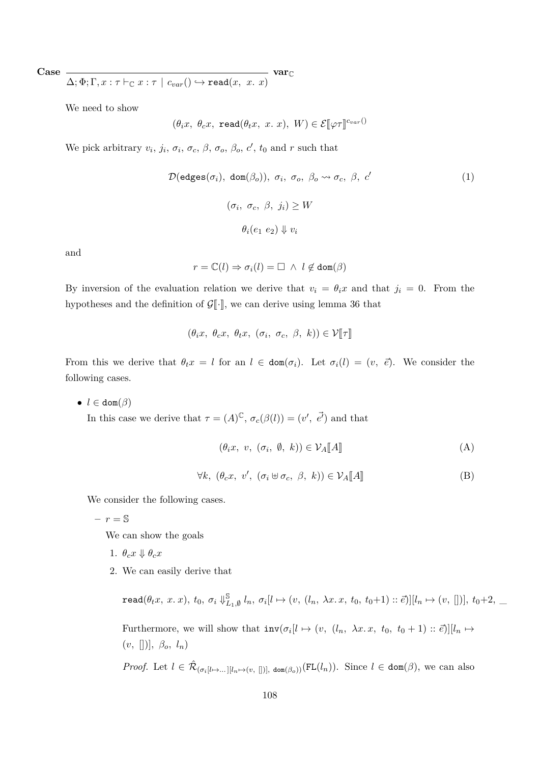**Case** 
$$\frac{}{\Delta; \Phi; \Gamma, x : \tau \vdash_{\mathbb{C}} x : \tau \mid c_{var}() \hookrightarrow \texttt{read}(x,\ x.\ x)} \ \textbf{var}_{\mathbb{C}}$$

We need to show

$$(\theta_i x,\ \theta_c x,\ \texttt{read}(\theta_t x,\ x.\ x),\ W) \in \mathcal{E}[\![\varphi\tau]\!]^{c_{var}()}$$

We pick arbitrary $v_i$, $j_i$, $\sigma_i$, $\sigma_c$, $\beta$, $\sigma_o$, $\beta_o$, $c'$, $t_0$ and $r$ such that

$$\mathcal{D}(\texttt{edges}(\sigma_i),\ \texttt{dom}(\beta_o)),\ \sigma_i,\ \sigma_o,\ \beta_o \rightsquigarrow \sigma_c,\ \beta,\ c' \tag{1}$$

$$(\sigma_i,\ \sigma_c,\ \beta,\ j_i) \geq W$$

$$\theta_i(e_1\ e_2) \Downarrow v_i$$

and

$$r = \mathbb{C}(l) \Rightarrow \sigma_i(l) = \Box\ \wedge\ l \notin \texttt{dom}(\beta)$$

By inversion of the evaluation relation we derive that $v_i = \theta_i x$ and that $j_i = 0$. From the hypotheses and the definition of $\mathcal{G}[\![\cdot]\!]$, we can derive using lemma 36 that

$$(\theta_i x,\ \theta_c x,\ \theta_t x,\ (\sigma_i,\ \sigma_c,\ \beta,\ k)) \in \mathcal{V}[\![\tau]\!]$$

From this we derive that $\theta_t x = l$ for an $l \in \texttt{dom}(\sigma_i)$. Let $\sigma_i(l) = (v,\ \vec{e})$. We consider the following cases.

- $l \in \texttt{dom}(\beta)$

  In this case we derive that $\tau = (A)^{\mathbb{C}}$, $\sigma_c(\beta(l)) = (v',\ \vec{e'})$ and that

  $$(\theta_i x,\ v,\ (\sigma_i,\ \emptyset,\ k)) \in \mathcal{V}_A[\![A]\!] \tag{A}$$

  $$\forall k,\ (\theta_c x,\ v',\ (\sigma_i \uplus \sigma_c,\ \beta,\ k)) \in \mathcal{V}_A[\![A]\!] \tag{B}$$

  We consider the following cases.

  - $r = \mathbb{S}$

    We can show the goals

    1. $\theta_c x \Downarrow \theta_c x$
    2. We can easily derive that

       $$\texttt{read}(\theta_t x,\ x.\ x),\ t_0,\ \sigma_i \Downarrow^{\mathbb{S}}_{L_1, \emptyset} l_n,\ \sigma_i[l \mapsto (v,\ (l_n,\ \lambda x.\ x,\ t_0,\ t_0{+}1) :: \vec{e})][l_n \mapsto (v,\ [])],\ t_0{+}2,\ \_$$

       Furthermore, we will show that $\texttt{inv}(\sigma_i[l \mapsto (v,\ (l_n,\ \lambda x.\ x,\ t_0,\ t_0 + 1) :: \vec{e})][l_n \mapsto (v,\ [])],\ \beta_o,\ l_n)$

       *Proof.* Let $l \in \hat{\mathcal{R}}_{(\sigma_i[l \mapsto \ldots][l_n \mapsto (v,\ [])],\ \texttt{dom}(\beta_o))}(\texttt{FL}(l_n))$. Since $l \in \texttt{dom}(\beta)$, we can also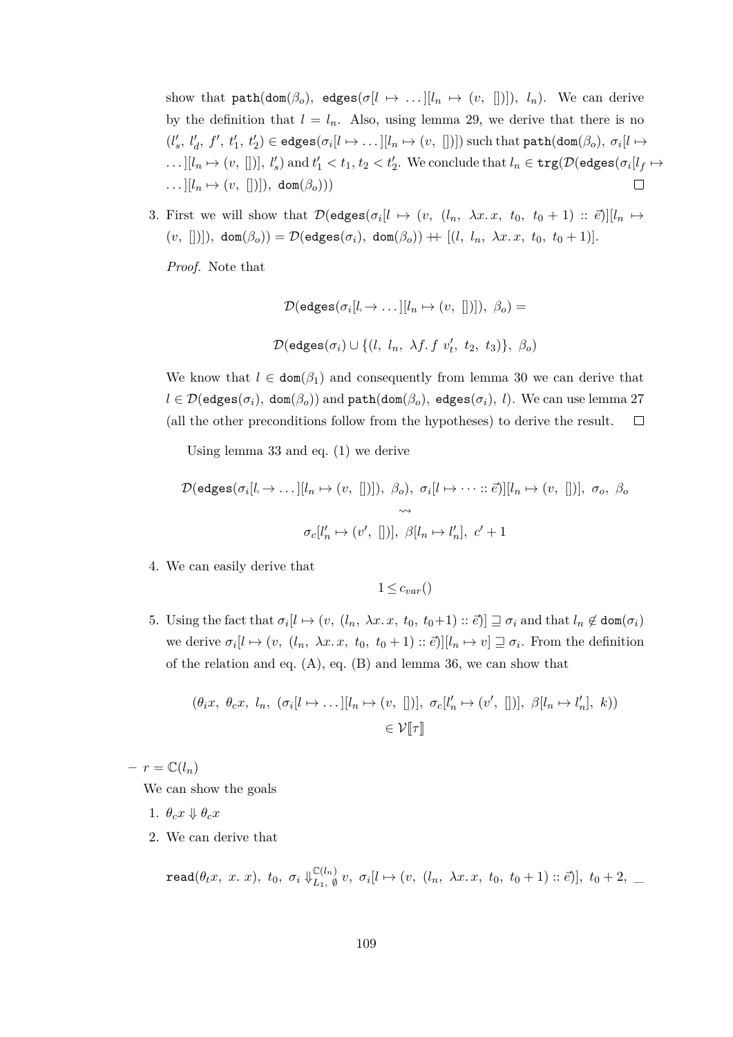show that $\mathtt{path}(\mathtt{dom}(\beta_o),\ \mathtt{edges}(\sigma[l \mapsto \ldots][l_n \mapsto (v,\ [])]),\ l_n)$. We can derive by the definition that $l = l_n$. Also, using lemma 29, we derive that there is no $(l'_s,\ l'_d,\ f',\ t'_1,\ t'_2) \in \mathtt{edges}(\sigma_i[l \mapsto \ldots][l_n \mapsto (v,\ [])])$ such that $\mathtt{path}(\mathtt{dom}(\beta_o),\ \sigma_i[l \mapsto \ldots][l_n \mapsto (v,\ [])],\ l'_s)$ and $t'_1 < t_1, t_2 < t'_2$. We conclude that $l_n \in \mathtt{trg}(\mathcal{D}(\mathtt{edges}(\sigma_i[l_f \mapsto \ldots][l_n \mapsto (v,\ [])]),\ \mathtt{dom}(\beta_o)))$ ☐

3. First we will show that $\mathcal{D}(\mathtt{edges}(\sigma_i[l \mapsto (v,\ (l_n,\ \lambda x.\, x,\ t_0,\ t_0+1) :: \vec{e})][l_n \mapsto (v,\ [])]),\ \mathtt{dom}(\beta_o)) = \mathcal{D}(\mathtt{edges}(\sigma_i),\ \mathtt{dom}(\beta_o)) \mathbin{+\!\!+} [(l,\ l_n,\ \lambda x.\, x,\ t_0,\ t_0+1)]$.

   *Proof.* Note that

$$\mathcal{D}(\mathtt{edges}(\sigma_i[l \to \ldots][l_n \mapsto (v,\ [])]),\ \beta_o) =$$

$$\mathcal{D}(\mathtt{edges}(\sigma_i) \cup \{(l,\ l_n,\ \lambda f.\, f\ v'_t,\ t_2,\ t_3)\},\ \beta_o)$$

   We know that $l \in \mathtt{dom}(\beta_1)$ and consequently from lemma 30 we can derive that $l \in \mathcal{D}(\mathtt{edges}(\sigma_i),\ \mathtt{dom}(\beta_o))$ and $\mathtt{path}(\mathtt{dom}(\beta_o),\ \mathtt{edges}(\sigma_i),\ l)$. We can use lemma 27 (all the other preconditions follow from the hypotheses) to derive the result. ☐

   Using lemma 33 and eq. (1) we derive

$$\mathcal{D}(\mathtt{edges}(\sigma_i[l \to \ldots][l_n \mapsto (v,\ [])]),\ \beta_o),\ \sigma_i[l \mapsto \cdots :: \vec{e})][l_n \mapsto (v,\ [])],\ \sigma_o,\ \beta_o$$
$$\rightsquigarrow$$
$$\sigma_c[l'_n \mapsto (v',\ [])],\ \beta[l_n \mapsto l'_n],\ c'+1$$

4. We can easily derive that

$$1 \leq c_{var}()$$

5. Using the fact that $\sigma_i[l \mapsto (v,\ (l_n,\ \lambda x.\, x,\ t_0,\ t_0+1) :: \vec{e})] \sqsupseteq \sigma_i$ and that $l_n \notin \mathtt{dom}(\sigma_i)$ we derive $\sigma_i[l \mapsto (v,\ (l_n,\ \lambda x.\, x,\ t_0,\ t_0+1) :: \vec{e})][l_n \mapsto v] \sqsupseteq \sigma_i$. From the definition of the relation and eq. (A), eq. (B) and lemma 36, we can show that

$$(\theta_i x,\ \theta_c x,\ l_n,\ (\sigma_i[l \mapsto \ldots][l_n \mapsto (v,\ [])],\ \sigma_c[l'_n \mapsto (v',\ [])],\ \beta[l_n \mapsto l'_n],\ k))$$
$$\in \mathcal{V}[\![\tau]\!]$$

– $r = \mathbb{C}(l_n)$

  We can show the goals

  1. $\theta_c x \Downarrow \theta_c x$
  2. We can derive that

$$\mathtt{read}(\theta_t x,\ x.\ x),\ t_0,\ \sigma_i \Downarrow^{\mathbb{C}(l_n)}_{L_1,\ \emptyset} v,\ \sigma_i[l \mapsto (v,\ (l_n,\ \lambda x.\, x,\ t_0,\ t_0+1) :: \vec{e})],\ t_0+2,\ \_$$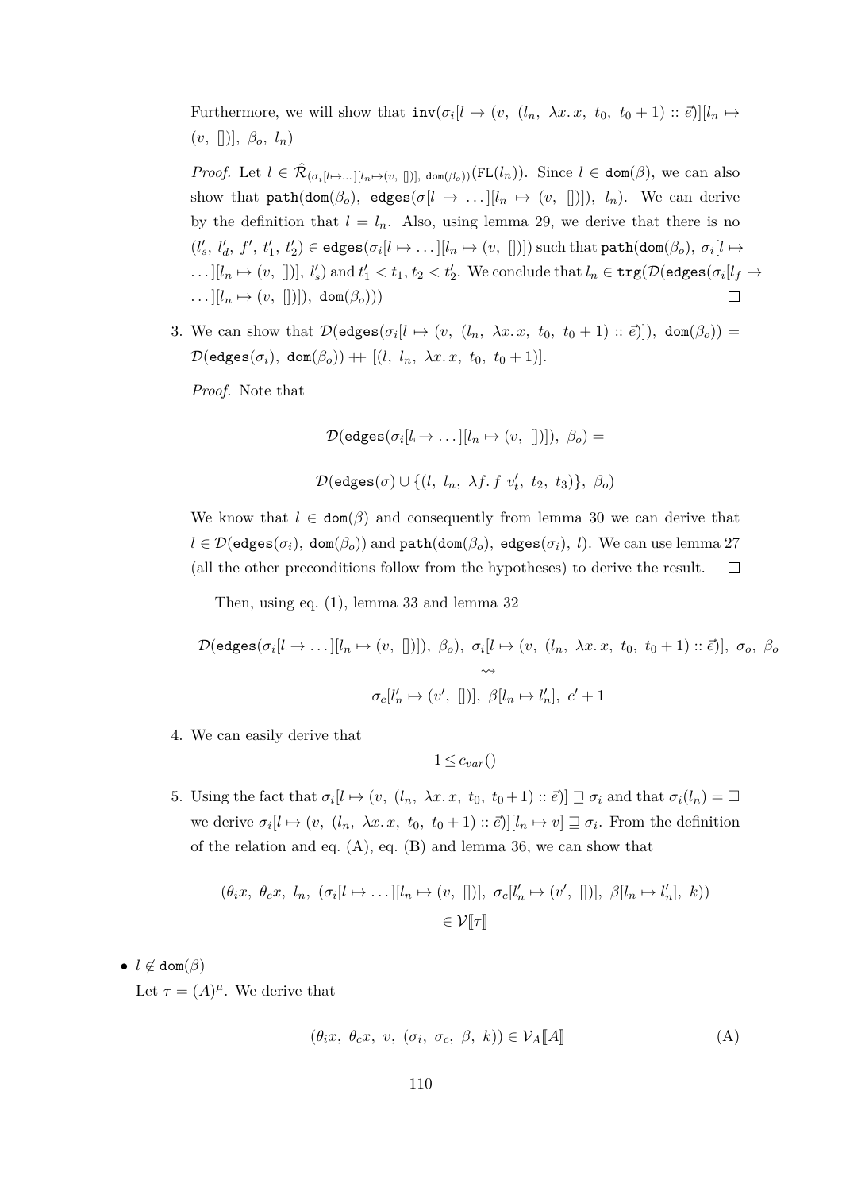Furthermore, we will show that $\mathtt{inv}(\sigma_i[l \mapsto (v,\ (l_n,\ \lambda x.\, x,\ t_0,\ t_0+1) :: \vec{e})][l_n \mapsto (v,\ [])],\ \beta_o,\ l_n)$

*Proof.* Let $l \in \hat{\mathcal{R}}_{(\sigma_i[l \mapsto \ldots][l_n \mapsto (v,\ [])],\ \mathtt{dom}(\beta_o))}(\mathtt{FL}(l_n))$. Since $l \in \mathtt{dom}(\beta)$, we can also show that $\mathtt{path}(\mathtt{dom}(\beta_o),\ \mathtt{edges}(\sigma[l \mapsto \ldots][l_n \mapsto (v,\ [])]),\ l_n)$. We can derive by the definition that $l = l_n$. Also, using lemma 29, we derive that there is no $(l'_s,\ l'_d,\ f',\ t'_1,\ t'_2) \in \mathtt{edges}(\sigma_i[l \mapsto \ldots][l_n \mapsto (v,\ [])])$ such that $\mathtt{path}(\mathtt{dom}(\beta_o),\ \sigma_i[l \mapsto \ldots][l_n \mapsto (v,\ [])],\ l'_s)$ and $t'_1 < t_1, t_2 < t'_2$. We conclude that $l_n \in \mathtt{trg}(\mathcal{D}(\mathtt{edges}(\sigma_i[l_f \mapsto \ldots][l_n \mapsto (v,\ [])]),\ \mathtt{dom}(\beta_o)))$ ☐

3. We can show that $\mathcal{D}(\mathtt{edges}(\sigma_i[l \mapsto (v,\ (l_n,\ \lambda x.\, x,\ t_0,\ t_0+1) :: \vec{e})]),\ \mathtt{dom}(\beta_o)) = \mathcal{D}(\mathtt{edges}(\sigma_i),\ \mathtt{dom}(\beta_o)) \mathbin{+\!\!+} [(l,\ l_n,\ \lambda x.\, x,\ t_0,\ t_0+1)]$.

   *Proof.* Note that

$$\mathcal{D}(\mathtt{edges}(\sigma_i[l \rightarrow \ldots][l_n \mapsto (v,\ [])]),\ \beta_o) =$$

$$\mathcal{D}(\mathtt{edges}(\sigma) \cup \{(l,\ l_n,\ \lambda f.\, f\ v'_t,\ t_2,\ t_3)\},\ \beta_o)$$

   We know that $l \in \mathtt{dom}(\beta)$ and consequently from lemma 30 we can derive that $l \in \mathcal{D}(\mathtt{edges}(\sigma_i),\ \mathtt{dom}(\beta_o))$ and $\mathtt{path}(\mathtt{dom}(\beta_o),\ \mathtt{edges}(\sigma_i),\ l)$. We can use lemma 27 (all the other preconditions follow from the hypotheses) to derive the result. ☐

   Then, using eq. (1), lemma 33 and lemma 32

$$\mathcal{D}(\mathtt{edges}(\sigma_i[l \rightarrow \ldots][l_n \mapsto (v,\ [])]),\ \beta_o),\ \sigma_i[l \mapsto (v,\ (l_n,\ \lambda x.\, x,\ t_0,\ t_0+1) :: \vec{e})],\ \sigma_o,\ \beta_o$$
$$\rightsquigarrow$$
$$\sigma_c[l'_n \mapsto (v',\ [])],\ \beta[l_n \mapsto l'_n],\ c'+1$$

4. We can easily derive that

$$1 \leq c_{var}()$$

5. Using the fact that $\sigma_i[l \mapsto (v,\ (l_n,\ \lambda x.\, x,\ t_0,\ t_0+1) :: \vec{e})] \sqsupseteq \sigma_i$ and that $\sigma_i(l_n) = \square$ we derive $\sigma_i[l \mapsto (v,\ (l_n,\ \lambda x.\, x,\ t_0,\ t_0+1) :: \vec{e})][l_n \mapsto v] \sqsupseteq \sigma_i$. From the definition of the relation and eq. (A), eq. (B) and lemma 36, we can show that

$$(\theta_i x,\ \theta_c x,\ l_n,\ (\sigma_i[l \mapsto \ldots][l_n \mapsto (v,\ [])],\ \sigma_c[l'_n \mapsto (v',\ [])],\ \beta[l_n \mapsto l'_n],\ k))$$
$$\in \mathcal{V}[\![\tau]\!]$$

- $l \notin \mathtt{dom}(\beta)$

  Let $\tau = (A)^{\mu}$. We derive that

$$(\theta_i x,\ \theta_c x,\ v,\ (\sigma_i,\ \sigma_c,\ \beta,\ k)) \in \mathcal{V}_A[\![A]\!] \tag{A}$$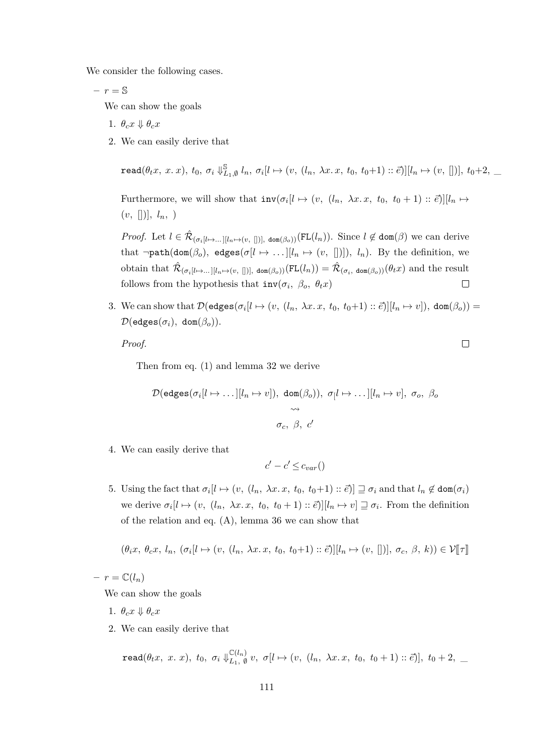We consider the following cases.

– $r = \mathbb{S}$

We can show the goals

1. $\theta_c x \Downarrow \theta_c x$
2. We can easily derive that

$$\mathtt{read}(\theta_t x,\ x.\,x),\ t_0,\ \sigma_i \Downarrow^{\mathbb{S}}_{L_1,\emptyset} l_n,\ \sigma_i[l \mapsto (v,\ (l_n,\ \lambda x.\,x,\ t_0,\ t_0{+}1) :: \vec{e})][l_n \mapsto (v,\ [])],\ t_0{+}2,\ \_$$

Furthermore, we will show that $\mathtt{inv}(\sigma_i[l \mapsto (v,\ (l_n,\ \lambda x.\,x,\ t_0,\ t_0+1) :: \vec{e})][l_n \mapsto (v,\ [])],\ l_n,\ )$

*Proof.* Let $l \in \hat{\mathcal{R}}_{(\sigma_i[l\mapsto\ldots][l_n\mapsto(v,\ [])],\ \mathtt{dom}(\beta_o))}(\mathtt{FL}(l_n))$. Since $l \notin \mathtt{dom}(\beta)$ we can derive that $\neg\mathtt{path}(\mathtt{dom}(\beta_o),\ \mathtt{edges}(\sigma[l \mapsto \ldots][l_n \mapsto (v,\ [])]),\ l_n)$. By the definition, we obtain that $\hat{\mathcal{R}}_{(\sigma_i[l\mapsto\ldots][l_n\mapsto(v,\ [])],\ \mathtt{dom}(\beta_o))}(\mathtt{FL}(l_n)) = \hat{\mathcal{R}}_{(\sigma_i,\ \mathtt{dom}(\beta_o))}(\theta_t x)$ and the result follows from the hypothesis that $\mathtt{inv}(\sigma_i,\ \beta_o,\ \theta_t x)$ $\square$

3. We can show that $\mathcal{D}(\mathtt{edges}(\sigma_i[l \mapsto (v,\ (l_n,\ \lambda x.\,x,\ t_0,\ t_0{+}1) :: \vec{e})][l_n \mapsto v]),\ \mathtt{dom}(\beta_o)) = \mathcal{D}(\mathtt{edges}(\sigma_i),\ \mathtt{dom}(\beta_o))$.

*Proof.* $\square$

Then from eq. (1) and lemma 32 we derive

$$\mathcal{D}(\mathtt{edges}(\sigma_i[l \mapsto \ldots][l_n \mapsto v]),\ \mathtt{dom}(\beta_o)),\ \sigma[l \mapsto \ldots][l_n \mapsto v],\ \sigma_o,\ \beta_o$$
$$\rightsquigarrow$$
$$\sigma_c,\ \beta,\ c'$$

4. We can easily derive that

$$c' - c' \leq c_{var}()$$

5. Using the fact that $\sigma_i[l \mapsto (v,\ (l_n,\ \lambda x.\,x,\ t_0,\ t_0{+}1) :: \vec{e})] \sqsupseteq \sigma_i$ and that $l_n \notin \mathtt{dom}(\sigma_i)$ we derive $\sigma_i[l \mapsto (v,\ (l_n,\ \lambda x.\,x,\ t_0,\ t_0+1) :: \vec{e})][l_n \mapsto v] \sqsupseteq \sigma_i$. From the definition of the relation and eq. (A), lemma 36 we can show that

$$(\theta_i x,\ \theta_c x,\ l_n,\ (\sigma_i[l \mapsto (v,\ (l_n,\ \lambda x.\,x,\ t_0,\ t_0{+}1) :: \vec{e})][l_n \mapsto (v,\ [])],\ \sigma_c,\ \beta,\ k)) \in \mathcal{V}[\![\tau]\!]$$

– $r = \mathbb{C}(l_n)$

We can show the goals

1. $\theta_c x \Downarrow \theta_c x$
2. We can easily derive that

$$\mathtt{read}(\theta_t x,\ x.\ x),\ t_0,\ \sigma_i \Downarrow^{\mathbb{C}(l_n)}_{L_1,\ \emptyset} v,\ \sigma[l \mapsto (v,\ (l_n,\ \lambda x.\,x,\ t_0,\ t_0 + 1) :: \vec{e})],\ t_0 + 2,\ \_$$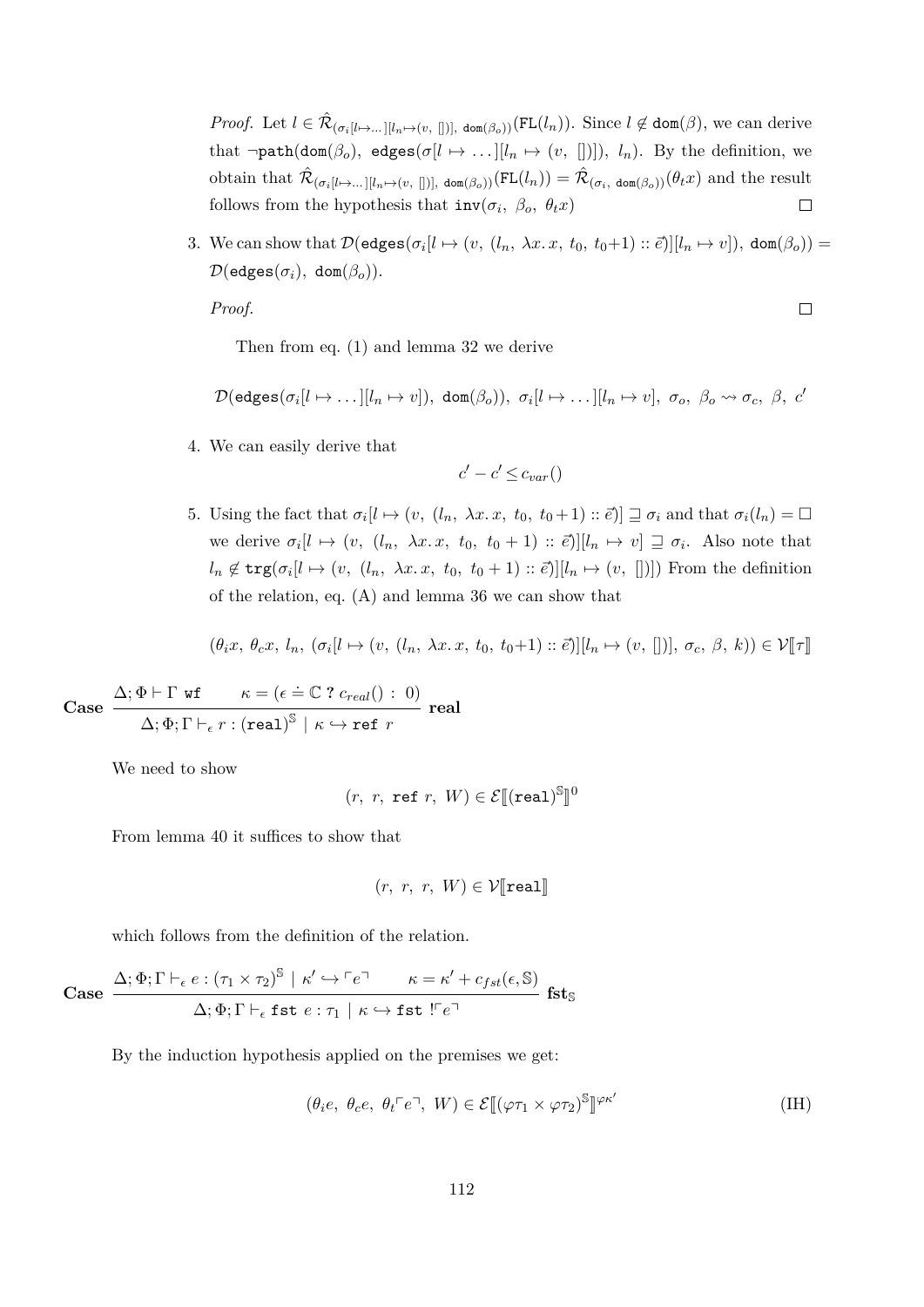*Proof.* Let $l \in \hat{\mathcal{R}}_{(\sigma_i[l\mapsto\ldots][l_n\mapsto(v,\ [])],\ \mathtt{dom}(\beta_o))}(\mathtt{FL}(l_n))$. Since $l \notin \mathtt{dom}(\beta)$, we can derive that $\neg\mathtt{path}(\mathtt{dom}(\beta_o),\ \mathtt{edges}(\sigma[l\mapsto\ldots][l_n\mapsto(v,\ [])]),\ l_n)$. By the definition, we obtain that $\hat{\mathcal{R}}_{(\sigma_i[l\mapsto\ldots][l_n\mapsto(v,\ [])],\ \mathtt{dom}(\beta_o))}(\mathtt{FL}(l_n)) = \hat{\mathcal{R}}_{(\sigma_i,\ \mathtt{dom}(\beta_o))}(\theta_t x)$ and the result follows from the hypothesis that $\mathtt{inv}(\sigma_i,\ \beta_o,\ \theta_t x)$ □

3. We can show that $\mathcal{D}(\mathtt{edges}(\sigma_i[l\mapsto(v,\ (l_n,\ \lambda x.\, x,\ t_0,\ t_0{+}1)::\vec{e})][l_n\mapsto v]),\ \mathtt{dom}(\beta_o)) = \mathcal{D}(\mathtt{edges}(\sigma_i),\ \mathtt{dom}(\beta_o))$.

   *Proof.* □

   Then from eq. (1) and lemma 32 we derive

$$\mathcal{D}(\mathtt{edges}(\sigma_i[l\mapsto\ldots][l_n\mapsto v]),\ \mathtt{dom}(\beta_o)),\ \sigma_i[l\mapsto\ldots][l_n\mapsto v],\ \sigma_o,\ \beta_o \rightsquigarrow \sigma_c,\ \beta,\ c'$$

4. We can easily derive that

$$c' - c' \le c_{var}()$$

5. Using the fact that $\sigma_i[l\mapsto(v,\ (l_n,\ \lambda x.\, x,\ t_0,\ t_0+1)::\vec{e})] \sqsupseteq \sigma_i$ and that $\sigma_i(l_n) = \Box$ we derive $\sigma_i[l\mapsto(v,\ (l_n,\ \lambda x.\, x,\ t_0,\ t_0+1)::\vec{e})][l_n\mapsto v] \sqsupseteq \sigma_i$. Also note that $l_n \notin \mathtt{trg}(\sigma_i[l\mapsto(v,\ (l_n,\ \lambda x.\, x,\ t_0,\ t_0+1)::\vec{e})][l_n\mapsto(v,\ [])])$ From the definition of the relation, eq. (A) and lemma 36 we can show that

$$(\theta_i x,\ \theta_c x,\ l_n,\ (\sigma_i[l\mapsto(v,\ (l_n,\ \lambda x.\, x,\ t_0,\ t_0{+}1)::\vec{e})][l_n\mapsto(v,\ [])],\ \sigma_c,\ \beta,\ k)) \in \mathcal{V}[\![\tau]\!]$$

**Case** $\dfrac{\Delta;\Phi\vdash\Gamma\ \mathtt{wf} \qquad \kappa = (\epsilon \doteq \mathbb{C}\ ?\ c_{real}()\ :\ 0)}{\Delta;\Phi;\Gamma\vdash_\epsilon r : (\mathtt{real})^{\mathbb{S}} \mid \kappa \hookrightarrow \mathtt{ref}\ r}$ **real**

We need to show

$$(r,\ r,\ \mathtt{ref}\ r,\ W) \in \mathcal{E}[\![(\mathtt{real})^{\mathbb{S}}]\!]^0$$

From lemma 40 it suffices to show that

$$(r,\ r,\ r,\ W) \in \mathcal{V}[\![\mathtt{real}]\!]$$

which follows from the definition of the relation.

**Case** $\dfrac{\Delta;\Phi;\Gamma\vdash_\epsilon e : (\tau_1\times\tau_2)^{\mathbb{S}} \mid \kappa' \hookrightarrow \ulcorner e\urcorner \qquad \kappa = \kappa' + c_{fst}(\epsilon,\mathbb{S})}{\Delta;\Phi;\Gamma\vdash_\epsilon \mathtt{fst}\ e : \tau_1 \mid \kappa \hookrightarrow \mathtt{fst}\ !\ulcorner e\urcorner}$ $\mathbf{fst}_{\mathbb{S}}$

By the induction hypothesis applied on the premises we get:

$$(\theta_i e,\ \theta_c e,\ \theta_t\ulcorner e\urcorner,\ W) \in \mathcal{E}[\![(\varphi\tau_1\times\varphi\tau_2)^{\mathbb{S}}]\!]^{\varphi\kappa'} \tag{IH}$$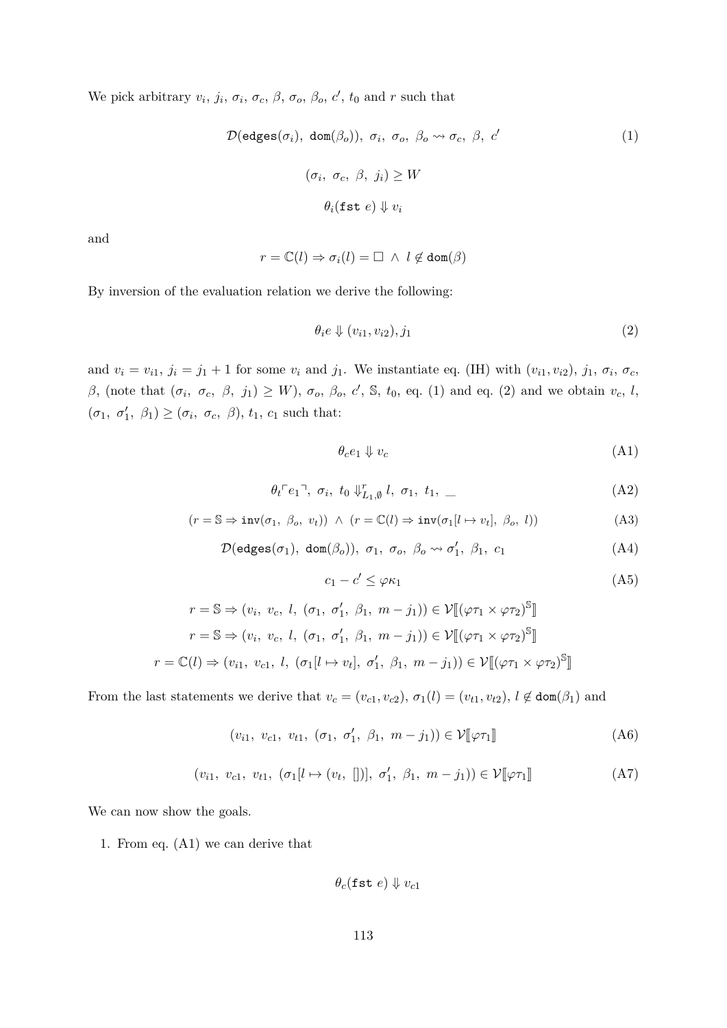We pick arbitrary $v_i$, $j_i$, $\sigma_i$, $\sigma_c$, $\beta$, $\sigma_o$, $\beta_o$, $c'$, $t_0$ and $r$ such that

$$\mathcal{D}(\texttt{edges}(\sigma_i),\ \texttt{dom}(\beta_o)),\ \sigma_i,\ \sigma_o,\ \beta_o \rightsquigarrow \sigma_c,\ \beta,\ c' \tag{1}$$

$$(\sigma_i,\ \sigma_c,\ \beta,\ j_i) \geq W$$

$$\theta_i(\texttt{fst}\ e) \Downarrow v_i$$

and

$$r = \mathbb{C}(l) \Rightarrow \sigma_i(l) = \square\ \wedge\ l \notin \texttt{dom}(\beta)$$

By inversion of the evaluation relation we derive the following:

$$\theta_i e \Downarrow (v_{i1}, v_{i2}), j_1 \tag{2}$$

and $v_i = v_{i1}$, $j_i = j_1 + 1$ for some $v_i$ and $j_1$. We instantiate eq. (IH) with $(v_{i1}, v_{i2})$, $j_1$, $\sigma_i$, $\sigma_c$, $\beta$, (note that $(\sigma_i,\ \sigma_c,\ \beta,\ j_1) \geq W$), $\sigma_o$, $\beta_o$, $c'$, $\mathbb{S}$, $t_0$, eq. (1) and eq. (2) and we obtain $v_c$, $l$, $(\sigma_1,\ \sigma_1',\ \beta_1) \geq (\sigma_i,\ \sigma_c,\ \beta)$, $t_1$, $c_1$ such that:

$$\theta_c e_1 \Downarrow v_c \tag{A1}$$

$$\theta_t \ulcorner e_1 \urcorner,\ \sigma_i,\ t_0 \Downarrow^{r}_{L_1,\emptyset} l,\ \sigma_1,\ t_1,\ \_ \tag{A2}$$

$$(r = \mathbb{S} \Rightarrow \texttt{inv}(\sigma_1,\ \beta_o,\ v_t))\ \wedge\ (r = \mathbb{C}(l) \Rightarrow \texttt{inv}(\sigma_1[l \mapsto v_t],\ \beta_o,\ l)) \tag{A3}$$

$$\mathcal{D}(\texttt{edges}(\sigma_1),\ \texttt{dom}(\beta_o)),\ \sigma_1,\ \sigma_o,\ \beta_o \rightsquigarrow \sigma_1',\ \beta_1,\ c_1 \tag{A4}$$

$$c_1 - c' \leq \varphi\kappa_1 \tag{A5}$$

$$r = \mathbb{S} \Rightarrow (v_i,\ v_c,\ l,\ (\sigma_1,\ \sigma_1',\ \beta_1,\ m - j_1)) \in \mathcal{V}[\![(\varphi\tau_1 \times \varphi\tau_2)^{\mathbb{S}}]\!]$$

$$r = \mathbb{S} \Rightarrow (v_i,\ v_c,\ l,\ (\sigma_1,\ \sigma_1',\ \beta_1,\ m - j_1)) \in \mathcal{V}[\![(\varphi\tau_1 \times \varphi\tau_2)^{\mathbb{S}}]\!]$$

$$r = \mathbb{C}(l) \Rightarrow (v_{i1},\ v_{c1},\ l,\ (\sigma_1[l \mapsto v_t],\ \sigma_1',\ \beta_1,\ m - j_1)) \in \mathcal{V}[\![(\varphi\tau_1 \times \varphi\tau_2)^{\mathbb{S}}]\!]$$

From the last statements we derive that $v_c = (v_{c1}, v_{c2})$, $\sigma_1(l) = (v_{t1}, v_{t2})$, $l \notin \texttt{dom}(\beta_1)$ and

$$(v_{i1},\ v_{c1},\ v_{t1},\ (\sigma_1,\ \sigma_1',\ \beta_1,\ m - j_1)) \in \mathcal{V}[\![\varphi\tau_1]\!] \tag{A6}$$

$$(v_{i1},\ v_{c1},\ v_{t1},\ (\sigma_1[l \mapsto (v_t,\ [])],\ \sigma_1',\ \beta_1,\ m - j_1)) \in \mathcal{V}[\![\varphi\tau_1]\!] \tag{A7}$$

We can now show the goals.

1. From eq. (A1) we can derive that

$$\theta_c(\texttt{fst}\ e) \Downarrow v_{c1}$$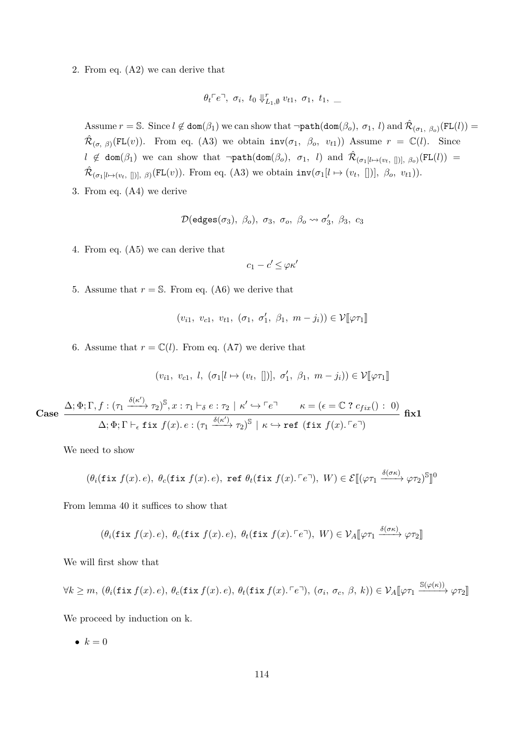2. From eq. (A2) we can derive that

$$\theta_t\ulcorner e\urcorner,\ \sigma_i,\ t_0 \Downarrow^r_{L_1,\emptyset} v_{t1},\ \sigma_1,\ t_1,\ \_$$

Assume $r = \mathbb{S}$. Since $l \notin \texttt{dom}(\beta_1)$ we can show that $\neg\texttt{path}(\texttt{dom}(\beta_o),\ \sigma_1,\ l)$ and $\hat{\mathcal{R}}_{(\sigma_1,\ \beta_o)}(\texttt{FL}(l)) = \hat{\mathcal{R}}_{(\sigma,\ \beta)}(\texttt{FL}(v))$. From eq. (A3) we obtain $\texttt{inv}(\sigma_1,\ \beta_o,\ v_{t1}))$ Assume $r = \mathbb{C}(l)$. Since $l \notin \texttt{dom}(\beta_1)$ we can show that $\neg\texttt{path}(\texttt{dom}(\beta_o),\ \sigma_1,\ l)$ and $\hat{\mathcal{R}}_{(\sigma_1[l\mapsto(v_t,\ [])],\ \beta_o)}(\texttt{FL}(l)) = \hat{\mathcal{R}}_{(\sigma_1[l\mapsto(v_t,\ [])],\ \beta)}(\texttt{FL}(v))$. From eq. (A3) we obtain $\texttt{inv}(\sigma_1[l \mapsto (v_t,\ [])],\ \beta_o,\ v_{t1}))$.

3. From eq. (A4) we derive

$$\mathcal{D}(\texttt{edges}(\sigma_3),\ \beta_o),\ \sigma_3,\ \sigma_o,\ \beta_o \rightsquigarrow \sigma_3',\ \beta_3,\ c_3$$

4. From eq. (A5) we can derive that

$$c_1 - c' \leq \varphi\kappa'$$

5. Assume that $r = \mathbb{S}$. From eq. (A6) we derive that

$$(v_{i1},\ v_{c1},\ v_{t1},\ (\sigma_1,\ \sigma_1',\ \beta_1,\ m - j_i)) \in \mathcal{V}[\![\varphi\tau_1]\!]$$

6. Assume that $r = \mathbb{C}(l)$. From eq. (A7) we derive that

$$(v_{i1},\ v_{c1},\ l,\ (\sigma_1[l \mapsto (v_t,\ [])],\ \sigma_1',\ \beta_1,\ m - j_i)) \in \mathcal{V}[\![\varphi\tau_1]\!]$$

**Case** 
$$\frac{\Delta;\Phi;\Gamma, f : (\tau_1 \xrightarrow{\delta(\kappa')} \tau_2)^{\mathbb{S}}, x : \tau_1 \vdash_\delta e : \tau_2 \mid \kappa' \hookrightarrow \ulcorner e\urcorner \qquad \kappa = (\epsilon = \mathbb{C}\ \texttt{?}\ c_{fix}()\ :\ 0)}{\Delta;\Phi;\Gamma \vdash_\epsilon \texttt{fix}\ f(x).\,e : (\tau_1 \xrightarrow{\delta(\kappa')} \tau_2)^{\mathbb{S}} \mid \kappa \hookrightarrow \texttt{ref}\ (\texttt{fix}\ f(x).\ulcorner e\urcorner)}\ \textbf{fix1}$$

We need to show

$$(\theta_i(\texttt{fix}\ f(x).\,e),\ \theta_c(\texttt{fix}\ f(x).\,e),\ \texttt{ref}\ \theta_t(\texttt{fix}\ f(x).\ulcorner e\urcorner),\ W) \in \mathcal{E}[\![(\varphi\tau_1 \xrightarrow{\delta(\sigma\kappa)} \varphi\tau_2)^{\mathbb{S}}]\!]^0$$

From lemma 40 it suffices to show that

$$(\theta_i(\texttt{fix}\ f(x).\,e),\ \theta_c(\texttt{fix}\ f(x).\,e),\ \theta_t(\texttt{fix}\ f(x).\ulcorner e\urcorner),\ W) \in \mathcal{V}_A[\![\varphi\tau_1 \xrightarrow{\delta(\sigma\kappa)} \varphi\tau_2]\!]$$

We will first show that

$$\forall k \geq m,\ (\theta_i(\texttt{fix}\ f(x).\,e),\ \theta_c(\texttt{fix}\ f(x).\,e),\ \theta_t(\texttt{fix}\ f(x).\ulcorner e\urcorner),\ (\sigma_i,\ \sigma_c,\ \beta,\ k)) \in \mathcal{V}_A[\![\varphi\tau_1 \xrightarrow{\mathbb{S}(\varphi(\kappa))} \varphi\tau_2]\!]$$

We proceed by induction on k.

- $k = 0$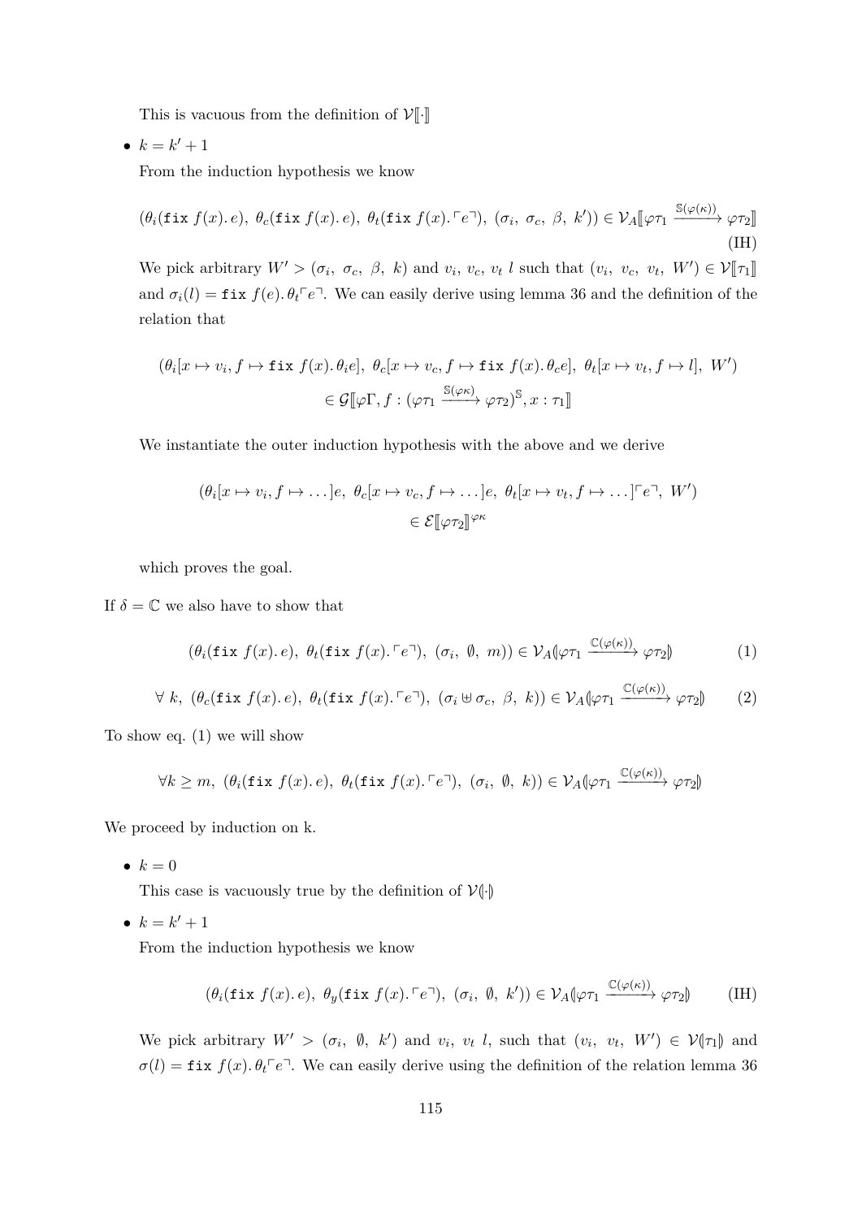This is vacuous from the definition of $\mathcal{V}[\![\cdot]\!]$

- $k = k' + 1$

  From the induction hypothesis we know

$$(\theta_i(\texttt{fix}\ f(x).\ e),\ \theta_c(\texttt{fix}\ f(x).\ e),\ \theta_t(\texttt{fix}\ f(x).\ulcorner e \urcorner),\ (\sigma_i,\ \sigma_c,\ \beta,\ k')) \in \mathcal{V}_A[\![\varphi\tau_1 \xrightarrow{\mathbb{S}(\varphi(\kappa))} \varphi\tau_2]\!] \tag{IH}$$

  We pick arbitrary $W' > (\sigma_i,\ \sigma_c,\ \beta,\ k)$ and $v_i,\ v_c,\ v_t\ l$ such that $(v_i,\ v_c,\ v_t,\ W') \in \mathcal{V}[\![\tau_1]\!]$ and $\sigma_i(l) = \texttt{fix}\ f(e).\ \theta_t\ulcorner e \urcorner$. We can easily derive using lemma 36 and the definition of the relation that

$$\begin{aligned}(\theta_i[x \mapsto v_i, f \mapsto \texttt{fix}\ f(x).\ \theta_i e],\ \theta_c[x \mapsto v_c, f \mapsto \texttt{fix}\ f(x).\ \theta_c e],\ \theta_t[x \mapsto v_t, f \mapsto l],\ W')\\ \in \mathcal{G}[\![\varphi\Gamma, f : (\varphi\tau_1 \xrightarrow{\mathbb{S}(\varphi\kappa)} \varphi\tau_2)^{\mathbb{S}}, x : \tau_1]\!]\end{aligned}$$

  We instantiate the outer induction hypothesis with the above and we derive

$$\begin{aligned}(\theta_i[x \mapsto v_i, f \mapsto \ldots]e,\ \theta_c[x \mapsto v_c, f \mapsto \ldots]e,\ \theta_t[x \mapsto v_t, f \mapsto \ldots]\ulcorner e \urcorner,\ W')\\ \in \mathcal{E}[\![\varphi\tau_2]\!]^{\varphi\kappa}\end{aligned}$$

  which proves the goal.

If $\delta = \mathbb{C}$ we also have to show that

$$(\theta_i(\texttt{fix}\ f(x).\ e),\ \theta_t(\texttt{fix}\ f(x).\ulcorner e \urcorner),\ (\sigma_i,\ \emptyset,\ m)) \in \mathcal{V}_A(\!|\varphi\tau_1 \xrightarrow{\mathbb{C}(\varphi(\kappa))} \varphi\tau_2|\!) \tag{1}$$

$$\forall\ k,\ (\theta_c(\texttt{fix}\ f(x).\ e),\ \theta_t(\texttt{fix}\ f(x).\ulcorner e \urcorner),\ (\sigma_i \uplus \sigma_c,\ \beta,\ k)) \in \mathcal{V}_A(\!|\varphi\tau_1 \xrightarrow{\mathbb{C}(\varphi(\kappa))} \varphi\tau_2|\!) \tag{2}$$

To show eq. (1) we will show

$$\forall k \geq m,\ (\theta_i(\texttt{fix}\ f(x).\ e),\ \theta_t(\texttt{fix}\ f(x).\ulcorner e \urcorner),\ (\sigma_i,\ \emptyset,\ k)) \in \mathcal{V}_A(\!|\varphi\tau_1 \xrightarrow{\mathbb{C}(\varphi(\kappa))} \varphi\tau_2|\!)$$

We proceed by induction on k.

- $k = 0$

  This case is vacuously true by the definition of $\mathcal{V}(\!|\cdot|\!)$

- $k = k' + 1$

  From the induction hypothesis we know

$$(\theta_i(\texttt{fix}\ f(x).\ e),\ \theta_y(\texttt{fix}\ f(x).\ulcorner e \urcorner),\ (\sigma_i,\ \emptyset,\ k')) \in \mathcal{V}_A(\!|\varphi\tau_1 \xrightarrow{\mathbb{C}(\varphi(\kappa))} \varphi\tau_2|\!) \tag{IH}$$

  We pick arbitrary $W' > (\sigma_i,\ \emptyset,\ k')$ and $v_i,\ v_t\ l$, such that $(v_i,\ v_t,\ W') \in \mathcal{V}(\!|\tau_1|\!)$ and $\sigma(l) = \texttt{fix}\ f(x).\ \theta_t\ulcorner e \urcorner$. We can easily derive using the definition of the relation lemma 36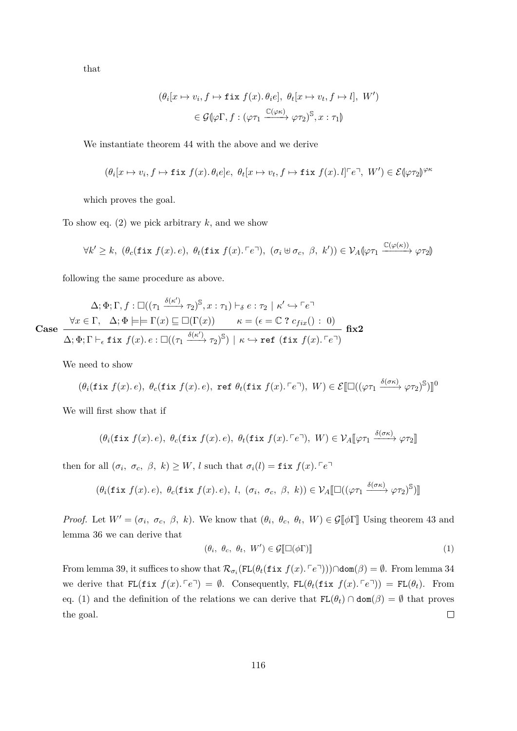that

$$(\theta_i[x \mapsto v_i, f \mapsto \texttt{fix}\ f(x).\, \theta_i e],\ \theta_t[x \mapsto v_t, f \mapsto l],\ W')$$
$$\in \mathcal{G}(\!|\varphi\Gamma, f : (\varphi\tau_1 \xrightarrow{\mathbb{C}(\varphi\kappa)} \varphi\tau_2)^{\mathbb{S}}, x : \tau_1|\!)$$

We instantiate theorem 44 with the above and we derive

$$(\theta_i[x \mapsto v_i, f \mapsto \texttt{fix}\ f(x).\, \theta_i e]e,\ \theta_t[x \mapsto v_t, f \mapsto \texttt{fix}\ f(x).\, l]\ulcorner e \urcorner,\ W') \in \mathcal{E}(\!|\varphi\tau_2|\!)^{\varphi\kappa}$$

which proves the goal.

To show eq. (2) we pick arbitrary $k$, and we show

$$\forall k' \geq k,\ (\theta_c(\texttt{fix}\ f(x).\, e),\ \theta_t(\texttt{fix}\ f(x).\, \ulcorner e \urcorner),\ (\sigma_i \uplus \sigma_c,\ \beta,\ k')) \in \mathcal{V}_A(\!|\varphi\tau_1 \xrightarrow{\mathbb{C}(\varphi(\kappa))} \varphi\tau_2|\!)$$

following the same procedure as above.

$$\textbf{Case}\ \frac{\begin{array}{c}\Delta; \Phi; \Gamma, f : \Box((\tau_1 \xrightarrow{\delta(\kappa')} \tau_2)^{\mathbb{S}}, x : \tau_1) \vdash_\delta e : \tau_2 \mid \kappa' \hookrightarrow \ulcorner e \urcorner \\ \forall x \in \Gamma, \quad \Delta; \Phi \models\!\models \Gamma(x) \sqsubseteq \Box(\Gamma(x)) \qquad \kappa = (\epsilon = \mathbb{C}\ ?\ c_{fix}()\ :\ 0)\end{array}}{\Delta; \Phi; \Gamma \vdash_\epsilon \texttt{fix}\ f(x).\, e : \Box((\tau_1 \xrightarrow{\delta(\kappa')} \tau_2)^{\mathbb{S}}) \mid \kappa \hookrightarrow \texttt{ref}\ (\texttt{fix}\ f(x).\, \ulcorner e \urcorner)}\ \textbf{fix2}$$

We need to show

$$(\theta_i(\texttt{fix}\ f(x).\, e),\ \theta_c(\texttt{fix}\ f(x).\, e),\ \texttt{ref}\ \theta_t(\texttt{fix}\ f(x).\, \ulcorner e \urcorner),\ W) \in \mathcal{E}[\![\Box((\varphi\tau_1 \xrightarrow{\delta(\sigma\kappa)} \varphi\tau_2)^{\mathbb{S}})]\!]^0$$

We will first show that if

$$(\theta_i(\texttt{fix}\ f(x).\, e),\ \theta_c(\texttt{fix}\ f(x).\, e),\ \theta_t(\texttt{fix}\ f(x).\, \ulcorner e \urcorner),\ W) \in \mathcal{V}_A[\![\varphi\tau_1 \xrightarrow{\delta(\sigma\kappa)} \varphi\tau_2]\!]$$

then for all $(\sigma_i,\ \sigma_c,\ \beta,\ k) \geq W$, $l$ such that $\sigma_i(l) = \texttt{fix}\ f(x).\, \ulcorner e \urcorner$

$$(\theta_i(\texttt{fix}\ f(x).\, e),\ \theta_c(\texttt{fix}\ f(x).\, e),\ l,\ (\sigma_i,\ \sigma_c,\ \beta,\ k)) \in \mathcal{V}_A[\![\Box((\varphi\tau_1 \xrightarrow{\delta(\sigma\kappa)} \varphi\tau_2)^{\mathbb{S}})]\!]$$

*Proof.* Let $W' = (\sigma_i,\ \sigma_c,\ \beta,\ k)$. We know that $(\theta_i,\ \theta_c,\ \theta_t,\ W) \in \mathcal{G}[\![\phi\Gamma]\!]$ Using theorem 43 and lemma 36 we can derive that

$$(\theta_i,\ \theta_c,\ \theta_t,\ W') \in \mathcal{G}[\![\Box(\phi\Gamma)]\!] \tag{1}$$

From lemma 39, it suffices to show that $\mathcal{R}_{\sigma_i}(\texttt{FL}(\theta_t(\texttt{fix}\ f(x).\, \ulcorner e \urcorner))) \cap \texttt{dom}(\beta) = \emptyset$. From lemma 34 we derive that $\texttt{FL}(\texttt{fix}\ f(x).\, \ulcorner e \urcorner) = \emptyset$. Consequently, $\texttt{FL}(\theta_t(\texttt{fix}\ f(x).\, \ulcorner e \urcorner)) = \texttt{FL}(\theta_t)$. From eq. (1) and the definition of the relations we can derive that $\texttt{FL}(\theta_t) \cap \texttt{dom}(\beta) = \emptyset$ that proves the goal. $\square$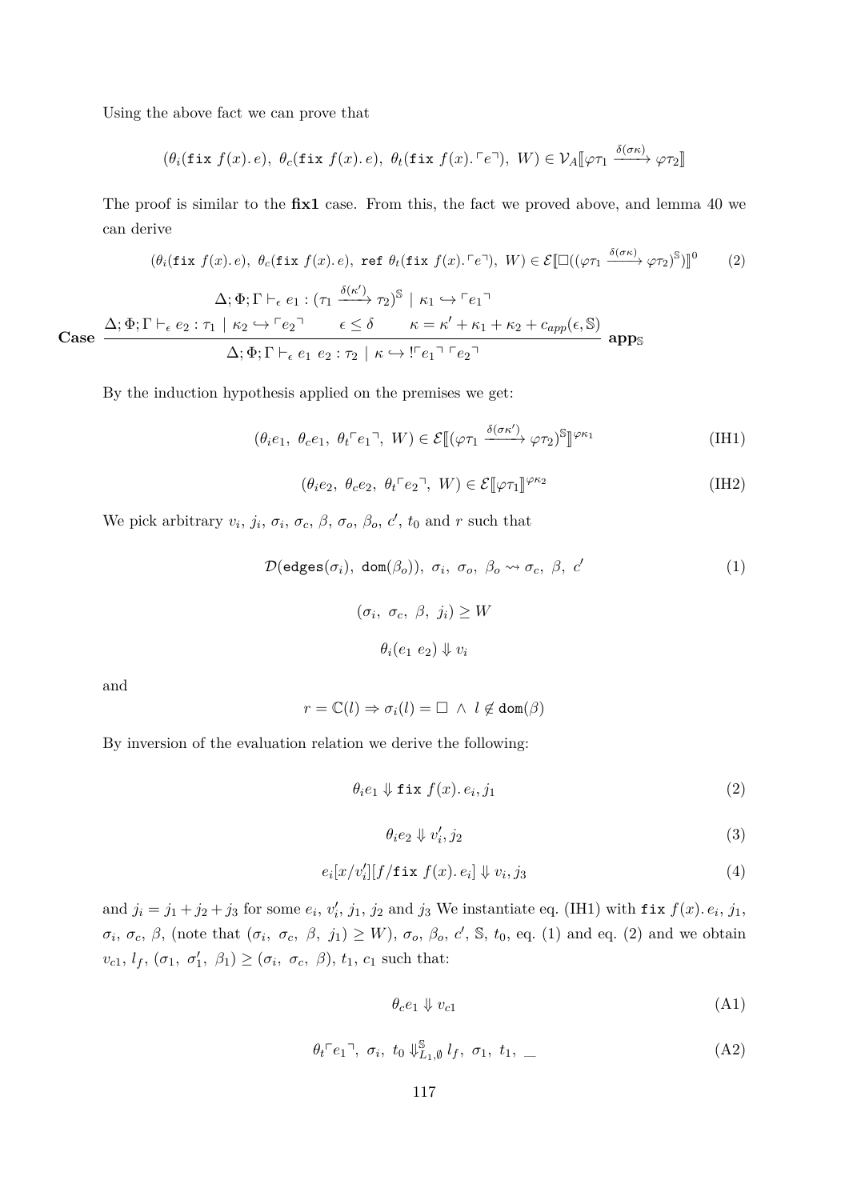Using the above fact we can prove that

$$(\theta_i(\texttt{fix } f(x).\, e),\ \theta_c(\texttt{fix } f(x).\, e),\ \theta_t(\texttt{fix } f(x).\ulcorner e \urcorner),\ W) \in \mathcal{V}_A[\![\varphi\tau_1 \xrightarrow{\delta(\sigma\kappa)} \varphi\tau_2]\!]$$

The proof is similar to the **fix1** case. From this, the fact we proved above, and lemma 40 we can derive

$$(\theta_i(\texttt{fix } f(x).\, e),\ \theta_c(\texttt{fix } f(x).\, e),\ \texttt{ref } \theta_t(\texttt{fix } f(x).\ulcorner e \urcorner),\ W) \in \mathcal{E}[\![\square((\varphi\tau_1 \xrightarrow{\delta(\sigma\kappa)} \varphi\tau_2)^{\mathbb{S}})]\!]^0 \tag{2}$$

**Case**
$$\frac{\Delta;\Phi;\Gamma \vdash_\epsilon e_1 : (\tau_1 \xrightarrow{\delta(\kappa')} \tau_2)^{\mathbb{S}} \mid \kappa_1 \hookrightarrow \ulcorner e_1 \urcorner \qquad \Delta;\Phi;\Gamma \vdash_\epsilon e_2 : \tau_1 \mid \kappa_2 \hookrightarrow \ulcorner e_2 \urcorner \qquad \epsilon \leq \delta \qquad \kappa = \kappa' + \kappa_1 + \kappa_2 + c_{app}(\epsilon, \mathbb{S})}{\Delta;\Phi;\Gamma \vdash_\epsilon e_1\ e_2 : \tau_2 \mid \kappa \hookrightarrow\ !\ulcorner e_1 \urcorner\ \ulcorner e_2 \urcorner}\ \textbf{app}_{\mathbb{S}}$$

By the induction hypothesis applied on the premises we get:

$$(\theta_i e_1,\ \theta_c e_1,\ \theta_t \ulcorner e_1 \urcorner,\ W) \in \mathcal{E}[\![(\varphi\tau_1 \xrightarrow{\delta(\sigma\kappa')} \varphi\tau_2)^{\mathbb{S}}]\!]^{\varphi\kappa_1} \tag{IH1}$$

$$(\theta_i e_2,\ \theta_c e_2,\ \theta_t \ulcorner e_2 \urcorner,\ W) \in \mathcal{E}[\![\varphi\tau_1]\!]^{\varphi\kappa_2} \tag{IH2}$$

We pick arbitrary $v_i$, $j_i$, $\sigma_i$, $\sigma_c$, $\beta$, $\sigma_o$, $\beta_o$, $c'$, $t_0$ and $r$ such that

$$\mathcal{D}(\texttt{edges}(\sigma_i),\ \texttt{dom}(\beta_o)),\ \sigma_i,\ \sigma_o,\ \beta_o \rightsquigarrow \sigma_c,\ \beta,\ c' \tag{1}$$

$$(\sigma_i,\ \sigma_c,\ \beta,\ j_i) \geq W$$

$$\theta_i(e_1\ e_2) \Downarrow v_i$$

and

$$r = \mathbb{C}(l) \Rightarrow \sigma_i(l) = \square\ \wedge\ l \notin \texttt{dom}(\beta)$$

By inversion of the evaluation relation we derive the following:

$$\theta_i e_1 \Downarrow \texttt{fix } f(x).\, e_i, j_1 \tag{2}$$

$$\theta_i e_2 \Downarrow v_i', j_2 \tag{3}$$

$$e_i[x/v_i'][f/\texttt{fix } f(x).\, e_i] \Downarrow v_i, j_3 \tag{4}$$

and $j_i = j_1 + j_2 + j_3$ for some $e_i$, $v_i'$, $j_1$, $j_2$ and $j_3$ We instantiate eq. (IH1) with $\texttt{fix } f(x).\, e_i$, $j_1$, $\sigma_i$, $\sigma_c$, $\beta$, (note that $(\sigma_i,\ \sigma_c,\ \beta,\ j_1) \geq W$), $\sigma_o$, $\beta_o$, $c'$, $\mathbb{S}$, $t_0$, eq. (1) and eq. (2) and we obtain $v_{c1}$, $l_f$, $(\sigma_1,\ \sigma_1',\ \beta_1) \geq (\sigma_i,\ \sigma_c,\ \beta)$, $t_1$, $c_1$ such that:

$$\theta_c e_1 \Downarrow v_{c1} \tag{A1}$$

$$\theta_t \ulcorner e_1 \urcorner,\ \sigma_i,\ t_0 \Downarrow^{\mathbb{S}}_{L_1,\emptyset} l_f,\ \sigma_1,\ t_1,\ \_ \tag{A2}$$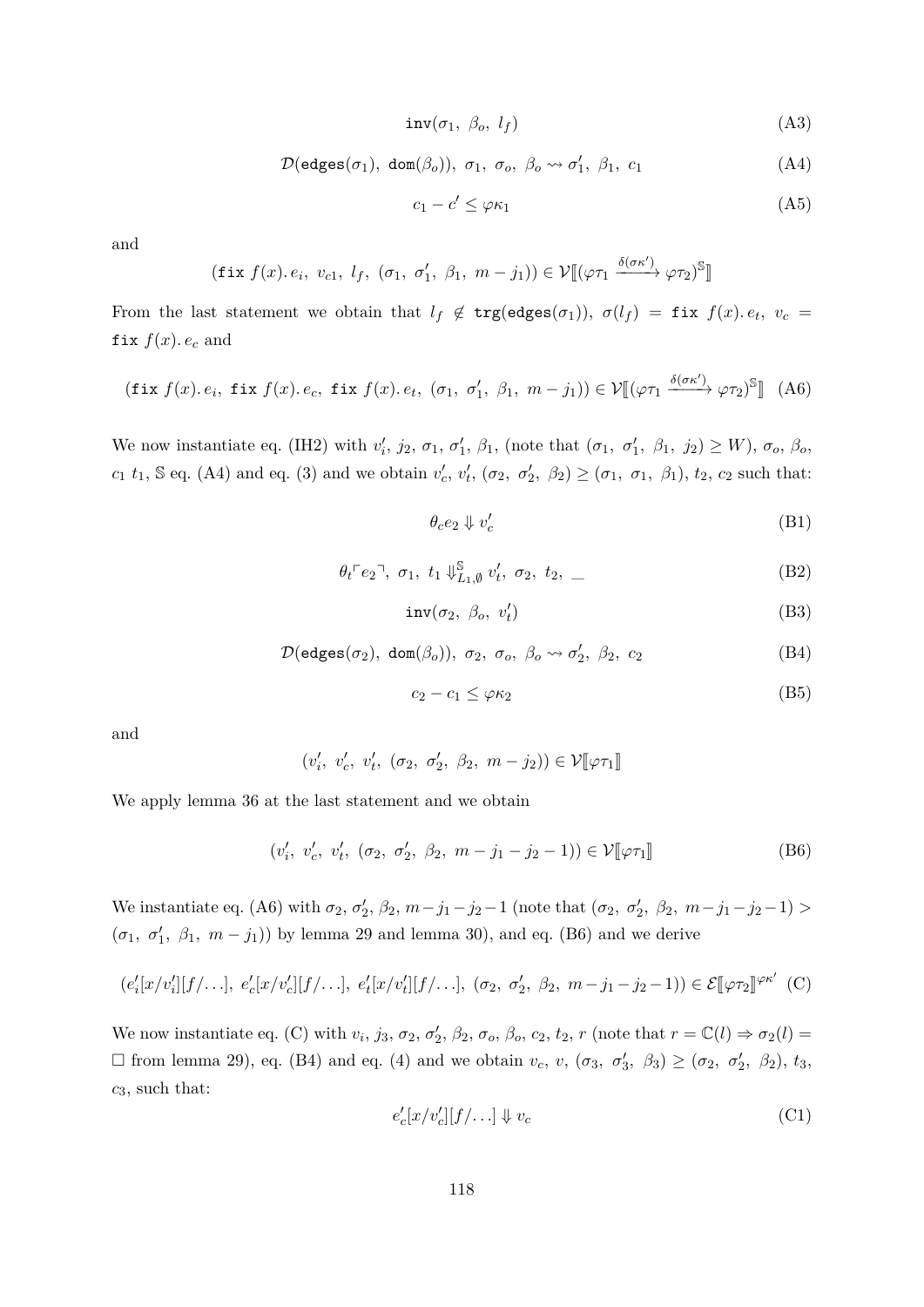$$\texttt{inv}(\sigma_1,\ \beta_o,\ l_f) \tag{A3}$$

$$\mathcal{D}(\texttt{edges}(\sigma_1),\ \texttt{dom}(\beta_o)),\ \sigma_1,\ \sigma_o,\ \beta_o \rightsquigarrow \sigma_1',\ \beta_1,\ c_1 \tag{A4}$$

$$c_1 - c' \leq \varphi\kappa_1 \tag{A5}$$

and

$$(\texttt{fix}\ f(x).\, e_i,\ v_{c1},\ l_f,\ (\sigma_1,\ \sigma_1',\ \beta_1,\ m - j_1)) \in \mathcal{V}[\![(\varphi\tau_1 \xrightarrow{\delta(\sigma\kappa')} \varphi\tau_2)^{\mathbb{S}}]\!]$$

From the last statement we obtain that $l_f \notin \texttt{trg}(\texttt{edges}(\sigma_1))$, $\sigma(l_f) = \texttt{fix}\ f(x).\, e_t$, $v_c = \texttt{fix}\ f(x).\, e_c$ and

$$(\texttt{fix}\ f(x).\, e_i,\ \texttt{fix}\ f(x).\, e_c,\ \texttt{fix}\ f(x).\, e_t,\ (\sigma_1,\ \sigma_1',\ \beta_1,\ m - j_1)) \in \mathcal{V}[\![(\varphi\tau_1 \xrightarrow{\delta(\sigma\kappa')} \varphi\tau_2)^{\mathbb{S}}]\!] \tag{A6}$$

We now instantiate eq. (IH2) with $v_i'$, $j_2$, $\sigma_1$, $\sigma_1'$, $\beta_1$, (note that $(\sigma_1,\ \sigma_1',\ \beta_1,\ j_2) \geq W$), $\sigma_o$, $\beta_o$, $c_1$ $t_1$, $\mathbb{S}$ eq. (A4) and eq. (3) and we obtain $v_c'$, $v_t'$, $(\sigma_2,\ \sigma_2',\ \beta_2) \geq (\sigma_1,\ \sigma_1,\ \beta_1)$, $t_2$, $c_2$ such that:

$$\theta_c e_2 \Downarrow v_c' \tag{B1}$$

$$\theta_t \ulcorner e_2 \urcorner,\ \sigma_1,\ t_1 \Downarrow^{\mathbb{S}}_{L1,\emptyset} v_t',\ \sigma_2,\ t_2,\ \_ \tag{B2}$$

$$\texttt{inv}(\sigma_2,\ \beta_o,\ v_t') \tag{B3}$$

$$\mathcal{D}(\texttt{edges}(\sigma_2),\ \texttt{dom}(\beta_o)),\ \sigma_2,\ \sigma_o,\ \beta_o \rightsquigarrow \sigma_2',\ \beta_2,\ c_2 \tag{B4}$$

$$c_2 - c_1 \leq \varphi\kappa_2 \tag{B5}$$

and

$$(v_i',\ v_c',\ v_t',\ (\sigma_2,\ \sigma_2',\ \beta_2,\ m - j_2)) \in \mathcal{V}[\![\varphi\tau_1]\!]$$

We apply lemma 36 at the last statement and we obtain

$$(v_i',\ v_c',\ v_t',\ (\sigma_2,\ \sigma_2',\ \beta_2,\ m - j_1 - j_2 - 1)) \in \mathcal{V}[\![\varphi\tau_1]\!] \tag{B6}$$

We instantiate eq. (A6) with $\sigma_2$, $\sigma_2'$, $\beta_2$, $m - j_1 - j_2 - 1$ (note that $(\sigma_2,\ \sigma_2',\ \beta_2,\ m - j_1 - j_2 - 1) > (\sigma_1,\ \sigma_1',\ \beta_1,\ m - j_1))$ by lemma 29 and lemma 30), and eq. (B6) and we derive

$$(e_i'[x/v_i'][f/\ldots],\ e_c'[x/v_c'][f/\ldots],\ e_t'[x/v_t'][f/\ldots],\ (\sigma_2,\ \sigma_2',\ \beta_2,\ m - j_1 - j_2 - 1)) \in \mathcal{E}[\![\varphi\tau_2]\!]^{\varphi\kappa'} \tag{C}$$

We now instantiate eq. (C) with $v_i$, $j_3$, $\sigma_2$, $\sigma_2'$, $\beta_2$, $\sigma_o$, $\beta_o$, $c_2$, $t_2$, $r$ (note that $r = \mathbb{C}(l) \Rightarrow \sigma_2(l) = \square$ from lemma 29), eq. (B4) and eq. (4) and we obtain $v_c$, $v$, $(\sigma_3,\ \sigma_3',\ \beta_3) \geq (\sigma_2,\ \sigma_2',\ \beta_2)$, $t_3$, $c_3$, such that:

$$e_c'[x/v_c'][f/\ldots] \Downarrow v_c \tag{C1}$$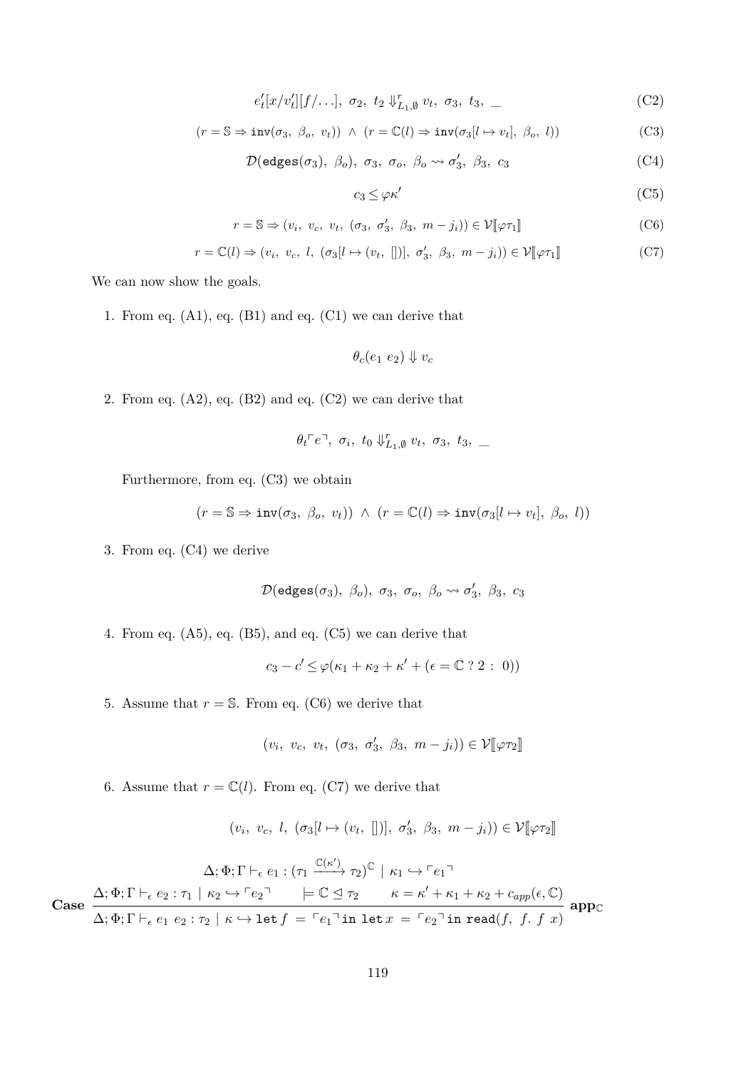$$e_t'[x/v_t'][f/\ldots],\ \sigma_2,\ t_2 \Downarrow^r_{L_1,\emptyset} v_t,\ \sigma_3,\ t_3,\ \_ \tag{C2}$$

$$(r = \mathbb{S} \Rightarrow \texttt{inv}(\sigma_3,\ \beta_o,\ v_t))\ \wedge\ (r = \mathbb{C}(l) \Rightarrow \texttt{inv}(\sigma_3[l \mapsto v_t],\ \beta_o,\ l)) \tag{C3}$$

$$\mathcal{D}(\texttt{edges}(\sigma_3),\ \beta_o),\ \sigma_3,\ \sigma_o,\ \beta_o \rightsquigarrow \sigma_3',\ \beta_3,\ c_3 \tag{C4}$$

$$c_3 \le \varphi\kappa' \tag{C5}$$

$$r = \mathbb{S} \Rightarrow (v_i,\ v_c,\ v_t,\ (\sigma_3,\ \sigma_3',\ \beta_3,\ m - j_i)) \in \mathcal{V}[\![\varphi\tau_1]\!] \tag{C6}$$

$$r = \mathbb{C}(l) \Rightarrow (v_i,\ v_c,\ l,\ (\sigma_3[l \mapsto (v_t,\ [])],\ \sigma_3',\ \beta_3,\ m - j_i)) \in \mathcal{V}[\![\varphi\tau_1]\!] \tag{C7}$$

We can now show the goals.

1. From eq. (A1), eq. (B1) and eq. (C1) we can derive that

$$\theta_c(e_1\ e_2) \Downarrow v_c$$

2. From eq. (A2), eq. (B2) and eq. (C2) we can derive that

$$\theta_t\ulcorner e\urcorner,\ \sigma_i,\ t_0 \Downarrow^r_{L_1,\emptyset} v_t,\ \sigma_3,\ t_3,\ \_$$

   Furthermore, from eq. (C3) we obtain

$$(r = \mathbb{S} \Rightarrow \texttt{inv}(\sigma_3,\ \beta_o,\ v_t))\ \wedge\ (r = \mathbb{C}(l) \Rightarrow \texttt{inv}(\sigma_3[l \mapsto v_t],\ \beta_o,\ l))$$

3. From eq. (C4) we derive

$$\mathcal{D}(\texttt{edges}(\sigma_3),\ \beta_o),\ \sigma_3,\ \sigma_o,\ \beta_o \rightsquigarrow \sigma_3',\ \beta_3,\ c_3$$

4. From eq. (A5), eq. (B5), and eq. (C5) we can derive that

$$c_3 - c' \le \varphi(\kappa_1 + \kappa_2 + \kappa' + (\epsilon = \mathbb{C}\ ?\ 2\ :\ 0))$$

5. Assume that $r = \mathbb{S}$. From eq. (C6) we derive that

$$(v_i,\ v_c,\ v_t,\ (\sigma_3,\ \sigma_3',\ \beta_3,\ m - j_i)) \in \mathcal{V}[\![\varphi\tau_2]\!]$$

6. Assume that $r = \mathbb{C}(l)$. From eq. (C7) we derive that

$$(v_i,\ v_c,\ l,\ (\sigma_3[l \mapsto (v_t,\ [])],\ \sigma_3',\ \beta_3,\ m - j_i)) \in \mathcal{V}[\![\varphi\tau_2]\!]$$

**Case**
$$\frac{\Delta;\Phi;\Gamma \vdash_\epsilon e_1 : (\tau_1 \xrightarrow{\mathbb{C}(\kappa')} \tau_2)^{\mathbb{C}} \mid \kappa_1 \hookrightarrow \ulcorner e_1\urcorner \qquad \Delta;\Phi;\Gamma \vdash_\epsilon e_2 : \tau_1 \mid \kappa_2 \hookrightarrow \ulcorner e_2\urcorner \qquad \models \mathbb{C} \trianglelefteq \tau_2 \qquad \kappa = \kappa' + \kappa_1 + \kappa_2 + c_{app}(\epsilon, \mathbb{C})}{\Delta;\Phi;\Gamma \vdash_\epsilon e_1\ e_2 : \tau_2 \mid \kappa \hookrightarrow \texttt{let}\,f\ =\ \ulcorner e_1\urcorner\,\texttt{in let}\,x\ =\ \ulcorner e_2\urcorner\,\texttt{in read}(f,\ f.\ f\ x)}\ \textbf{app}_{\mathbb{C}}$$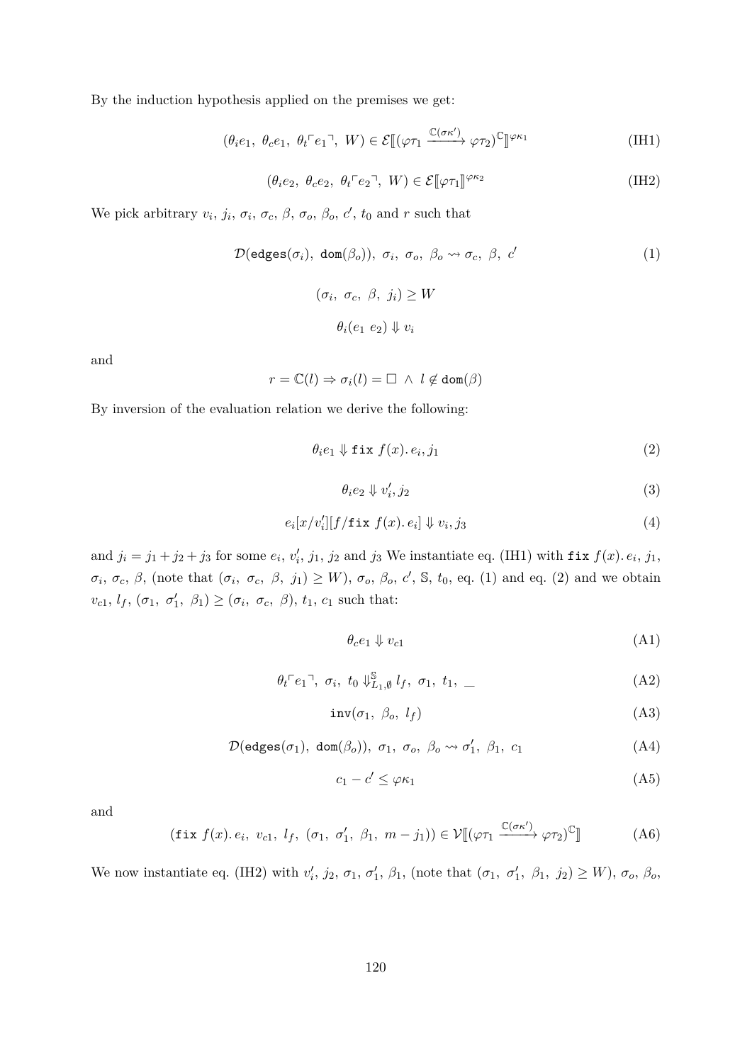By the induction hypothesis applied on the premises we get:

$$(\theta_i e_1,\ \theta_c e_1,\ \theta_t\ulcorner e_1 \urcorner,\ W) \in \mathcal{E}[\![(\varphi\tau_1 \xrightarrow{\mathbb{C}(\sigma\kappa')} \varphi\tau_2)^{\mathbb{C}}]\!]^{\varphi\kappa_1} \tag{IH1}$$

$$(\theta_i e_2,\ \theta_c e_2,\ \theta_t\ulcorner e_2 \urcorner,\ W) \in \mathcal{E}[\![\varphi\tau_1]\!]^{\varphi\kappa_2} \tag{IH2}$$

We pick arbitrary $v_i$, $j_i$, $\sigma_i$, $\sigma_c$, $\beta$, $\sigma_o$, $\beta_o$, $c'$, $t_0$ and $r$ such that

$$\mathcal{D}(\texttt{edges}(\sigma_i),\ \texttt{dom}(\beta_o)),\ \sigma_i,\ \sigma_o,\ \beta_o \rightsquigarrow \sigma_c,\ \beta,\ c' \tag{1}$$

$$(\sigma_i,\ \sigma_c,\ \beta,\ j_i) \geq W$$

$$\theta_i(e_1\ e_2) \Downarrow v_i$$

and

$$r = \mathbb{C}(l) \Rightarrow \sigma_i(l) = \square\ \wedge\ l \notin \texttt{dom}(\beta)$$

By inversion of the evaluation relation we derive the following:

$$\theta_i e_1 \Downarrow \texttt{fix}\ f(x).\, e_i, j_1 \tag{2}$$

$$\theta_i e_2 \Downarrow v_i', j_2 \tag{3}$$

$$e_i[x/v_i'][f/\texttt{fix}\ f(x).\, e_i] \Downarrow v_i, j_3 \tag{4}$$

and $j_i = j_1 + j_2 + j_3$ for some $e_i$, $v_i'$, $j_1$, $j_2$ and $j_3$ We instantiate eq. (IH1) with $\texttt{fix}\ f(x).\, e_i$, $j_1$, $\sigma_i$, $\sigma_c$, $\beta$, (note that $(\sigma_i,\ \sigma_c,\ \beta,\ j_1) \geq W$), $\sigma_o$, $\beta_o$, $c'$, $\mathbb{S}$, $t_0$, eq. (1) and eq. (2) and we obtain $v_{c1}$, $l_f$, $(\sigma_1,\ \sigma_1',\ \beta_1) \geq (\sigma_i,\ \sigma_c,\ \beta)$, $t_1$, $c_1$ such that:

$$\theta_c e_1 \Downarrow v_{c1} \tag{A1}$$

$$\theta_t\ulcorner e_1 \urcorner,\ \sigma_i,\ t_0 \Downarrow^{\mathbb{S}}_{L1,\emptyset} l_f,\ \sigma_1,\ t_1,\ \_ \tag{A2}$$

$$\texttt{inv}(\sigma_1,\ \beta_o,\ l_f) \tag{A3}$$

$$\mathcal{D}(\texttt{edges}(\sigma_1),\ \texttt{dom}(\beta_o)),\ \sigma_1,\ \sigma_o,\ \beta_o \rightsquigarrow \sigma_1',\ \beta_1,\ c_1 \tag{A4}$$

$$c_1 - c' \leq \varphi\kappa_1 \tag{A5}$$

and

$$(\texttt{fix}\ f(x).\, e_i,\ v_{c1},\ l_f,\ (\sigma_1,\ \sigma_1',\ \beta_1,\ m - j_1)) \in \mathcal{V}[\![(\varphi\tau_1 \xrightarrow{\mathbb{C}(\sigma\kappa')} \varphi\tau_2)^{\mathbb{C}}]\!] \tag{A6}$$

We now instantiate eq. (IH2) with $v_i'$, $j_2$, $\sigma_1$, $\sigma_1'$, $\beta_1$, (note that $(\sigma_1,\ \sigma_1',\ \beta_1,\ j_2) \geq W$), $\sigma_o$, $\beta_o$,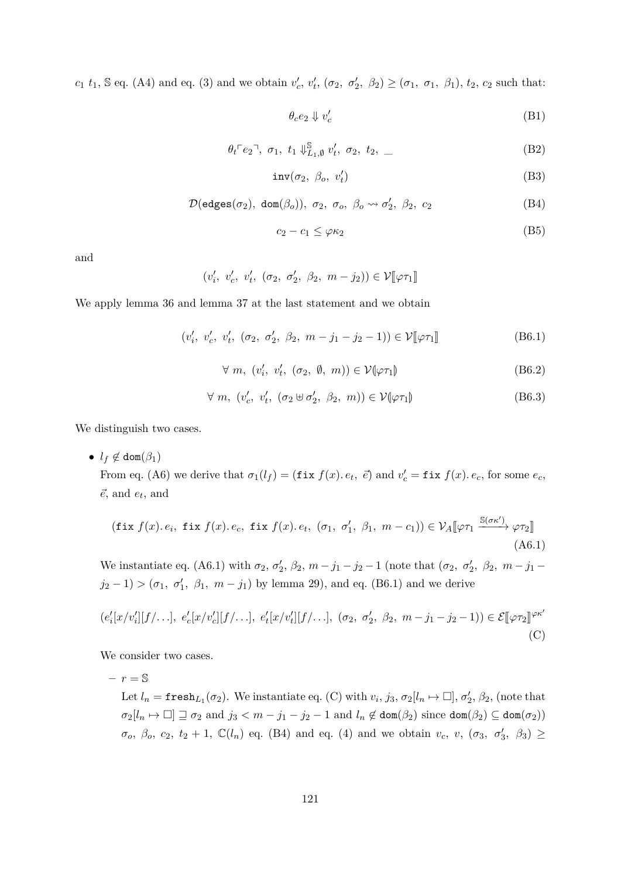$c_1$ $t_1$, $\mathbb{S}$ eq. (A4) and eq. (3) and we obtain $v_c'$, $v_t'$, $(\sigma_2,\ \sigma_2',\ \beta_2) \geq (\sigma_1,\ \sigma_1,\ \beta_1)$, $t_2$, $c_2$ such that:

$$\theta_c e_2 \Downarrow v_c' \tag{B1}$$

$$\theta_t \ulcorner e_2 \urcorner,\ \sigma_1,\ t_1 \Downarrow^{\mathbb{S}}_{L_1,\emptyset} v_t',\ \sigma_2,\ t_2,\ \_ \tag{B2}$$

$$\mathtt{inv}(\sigma_2,\ \beta_o,\ v_t') \tag{B3}$$

$$\mathcal{D}(\mathtt{edges}(\sigma_2),\ \mathtt{dom}(\beta_o)),\ \sigma_2,\ \sigma_o,\ \beta_o \rightsquigarrow \sigma_2',\ \beta_2,\ c_2 \tag{B4}$$

$$c_2 - c_1 \leq \varphi\kappa_2 \tag{B5}$$

and

$$(v_i',\ v_c',\ v_t',\ (\sigma_2,\ \sigma_2',\ \beta_2,\ m - j_2)) \in \mathcal{V}[\![\varphi\tau_1]\!]$$

We apply lemma 36 and lemma 37 at the last statement and we obtain

$$(v_i',\ v_c',\ v_t',\ (\sigma_2,\ \sigma_2',\ \beta_2,\ m - j_1 - j_2 - 1)) \in \mathcal{V}[\![\varphi\tau_1]\!] \tag{B6.1}$$

$$\forall\ m,\ (v_i',\ v_t',\ (\sigma_2,\ \emptyset,\ m)) \in \mathcal{V}(\!|\varphi\tau_1|\!) \tag{B6.2}$$

$$\forall\ m,\ (v_c',\ v_t',\ (\sigma_2 \uplus \sigma_2',\ \beta_2,\ m)) \in \mathcal{V}(\!|\varphi\tau_1|\!) \tag{B6.3}$$

We distinguish two cases.

- $l_f \notin \mathtt{dom}(\beta_1)$

  From eq. (A6) we derive that $\sigma_1(l_f) = (\mathtt{fix}\ f(x).\, e_t,\ \vec{e})$ and $v_c' = \mathtt{fix}\ f(x).\, e_c$, for some $e_c$, $\vec{e}$, and $e_t$, and

  $$(\mathtt{fix}\ f(x).\, e_i,\ \mathtt{fix}\ f(x).\, e_c,\ \mathtt{fix}\ f(x).\, e_t,\ (\sigma_1,\ \sigma_1',\ \beta_1,\ m - c_1)) \in \mathcal{V}_A[\![\varphi\tau_1 \xrightarrow{\mathbb{S}(\sigma\kappa')} \varphi\tau_2]\!] \tag{A6.1}$$

  We instantiate eq. (A6.1) with $\sigma_2$, $\sigma_2'$, $\beta_2$, $m - j_1 - j_2 - 1$ (note that $(\sigma_2,\ \sigma_2',\ \beta_2,\ m - j_1 - j_2 - 1) > (\sigma_1,\ \sigma_1',\ \beta_1,\ m - j_1)$ by lemma 29), and eq. (B6.1) and we derive

  $$(e_i'[x/v_i'][f/\ldots],\ e_c'[x/v_c'][f/\ldots],\ e_t'[x/v_t'][f/\ldots],\ (\sigma_2,\ \sigma_2',\ \beta_2,\ m - j_1 - j_2 - 1)) \in \mathcal{E}[\![\varphi\tau_2]\!]^{\varphi\kappa'} \tag{C}$$

  We consider two cases.

  - $r = \mathbb{S}$

    Let $l_n = \mathtt{fresh}_{L_1}(\sigma_2)$. We instantiate eq. (C) with $v_i$, $j_3$, $\sigma_2[l_n \mapsto \square]$, $\sigma_2'$, $\beta_2$, (note that $\sigma_2[l_n \mapsto \square] \sqsupseteq \sigma_2$ and $j_3 < m - j_1 - j_2 - 1$ and $l_n \notin \mathtt{dom}(\beta_2)$ since $\mathtt{dom}(\beta_2) \subseteq \mathtt{dom}(\sigma_2)$) $\sigma_o$, $\beta_o$, $c_2$, $t_2 + 1$, $\mathbb{C}(l_n)$ eq. (B4) and eq. (4) and we obtain $v_c$, $v$, $(\sigma_3,\ \sigma_3',\ \beta_3) \geq$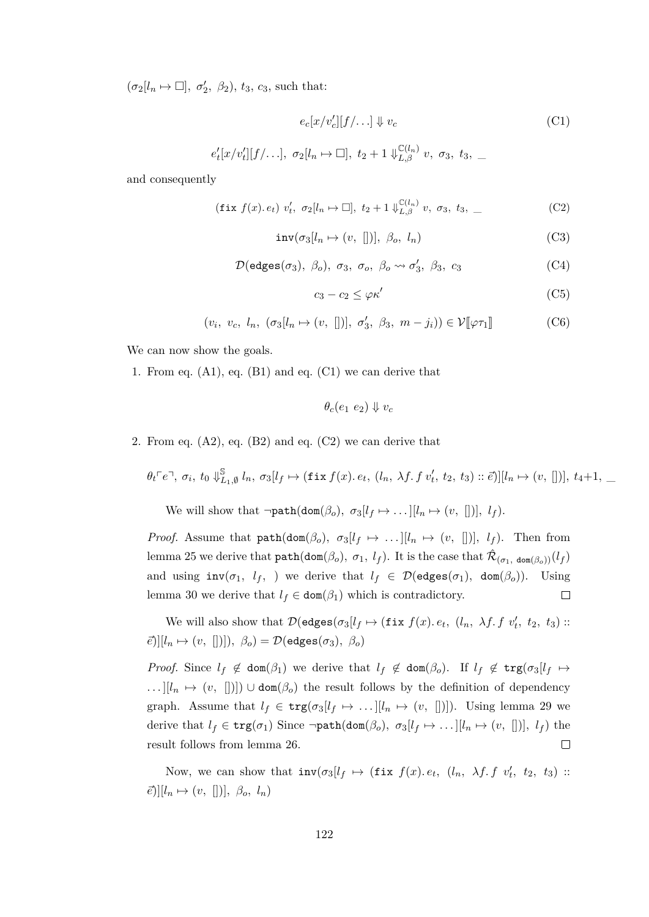$(\sigma_2[l_n \mapsto \Box],\ \sigma_2',\ \beta_2),\ t_3,\ c_3$, such that:

$$e_c[x/v_c'][f/\ldots] \Downarrow v_c \tag{C1}$$

$$e_t'[x/v_t'][f/\ldots],\ \sigma_2[l_n \mapsto \Box],\ t_2 + 1 \Downarrow_{L,\beta}^{\mathbb{C}(l_n)} v,\ \sigma_3,\ t_3,\ \_$$

and consequently

$$(\texttt{fix}\ f(x).\, e_t)\ v_t',\ \sigma_2[l_n \mapsto \Box],\ t_2 + 1 \Downarrow_{L,\beta}^{\mathbb{C}(l_n)} v,\ \sigma_3,\ t_3,\ \_ \tag{C2}$$

$$\texttt{inv}(\sigma_3[l_n \mapsto (v,\ [])],\ \beta_o,\ l_n) \tag{C3}$$

$$\mathcal{D}(\texttt{edges}(\sigma_3),\ \beta_o),\ \sigma_3,\ \sigma_o,\ \beta_o \rightsquigarrow \sigma_3',\ \beta_3,\ c_3 \tag{C4}$$

$$c_3 - c_2 \leq \varphi\kappa' \tag{C5}$$

$$(v_i,\ v_c,\ l_n,\ (\sigma_3[l_n \mapsto (v,\ [])],\ \sigma_3',\ \beta_3,\ m - j_i)) \in \mathcal{V}[\![\varphi\tau_1]\!] \tag{C6}$$

We can now show the goals.

1. From eq. (A1), eq. (B1) and eq. (C1) we can derive that

$$\theta_c(e_1\ e_2) \Downarrow v_c$$

2. From eq. (A2), eq. (B2) and eq. (C2) we can derive that

$$\theta_t\ulcorner e\urcorner,\ \sigma_i,\ t_0 \Downarrow_{L1,\emptyset}^{\mathbb{S}} l_n,\ \sigma_3[l_f \mapsto (\texttt{fix}\ f(x).\, e_t,\ (l_n,\ \lambda f.\, f\ v_t',\ t_2,\ t_3) :: \vec{e})][l_n \mapsto (v,\ [])],\ t_4{+}1,\ \_$$

We will show that $\neg\texttt{path}(\texttt{dom}(\beta_o),\ \sigma_3[l_f \mapsto \ldots][l_n \mapsto (v,\ [])],\ l_f)$.

*Proof.* Assume that $\texttt{path}(\texttt{dom}(\beta_o),\ \sigma_3[l_f \mapsto \ldots][l_n \mapsto (v,\ [])],\ l_f)$. Then from lemma 25 we derive that $\texttt{path}(\texttt{dom}(\beta_o),\ \sigma_1,\ l_f)$. It is the case that $\hat{\mathcal{R}}_{(\sigma_1,\ \texttt{dom}(\beta_o))}(l_f)$ and using $\texttt{inv}(\sigma_1,\ l_f,\ )$ we derive that $l_f \in \mathcal{D}(\texttt{edges}(\sigma_1),\ \texttt{dom}(\beta_o))$. Using lemma 30 we derive that $l_f \in \texttt{dom}(\beta_1)$ which is contradictory. □

We will also show that $\mathcal{D}(\texttt{edges}(\sigma_3[l_f \mapsto (\texttt{fix}\ f(x).\, e_t,\ (l_n,\ \lambda f.\, f\ v_t',\ t_2,\ t_3) :: \vec{e})][l_n \mapsto (v,\ [])]),\ \beta_o) = \mathcal{D}(\texttt{edges}(\sigma_3),\ \beta_o)$

*Proof.* Since $l_f \notin \texttt{dom}(\beta_1)$ we derive that $l_f \notin \texttt{dom}(\beta_o)$. If $l_f \notin \texttt{trg}(\sigma_3[l_f \mapsto \ldots][l_n \mapsto (v,\ [])]) \cup \texttt{dom}(\beta_o)$ the result follows by the definition of dependency graph. Assume that $l_f \in \texttt{trg}(\sigma_3[l_f \mapsto \ldots][l_n \mapsto (v,\ [])])$. Using lemma 29 we derive that $l_f \in \texttt{trg}(\sigma_1)$ Since $\neg\texttt{path}(\texttt{dom}(\beta_o),\ \sigma_3[l_f \mapsto \ldots][l_n \mapsto (v,\ [])],\ l_f)$ the result follows from lemma 26. □

Now, we can show that $\texttt{inv}(\sigma_3[l_f \mapsto (\texttt{fix}\ f(x).\, e_t,\ (l_n,\ \lambda f.\, f\ v_t',\ t_2,\ t_3) :: \vec{e})][l_n \mapsto (v,\ [])],\ \beta_o,\ l_n)$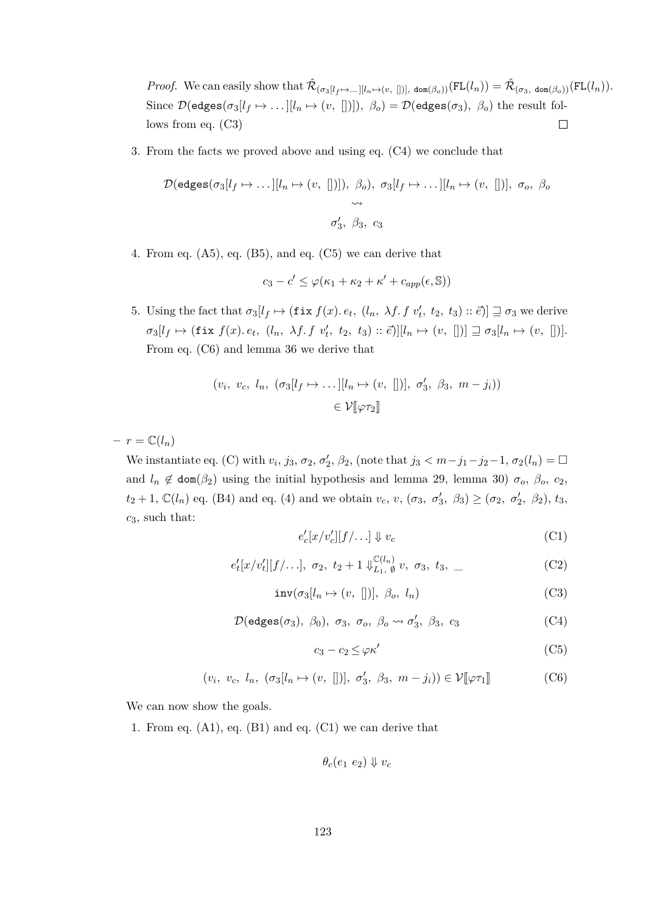*Proof.* We can easily show that $\hat{\mathcal{R}}_{(\sigma_3[l_f \mapsto \ldots][l_n \mapsto (v,\ [])],\ \mathtt{dom}(\beta_o))}(\mathtt{FL}(l_n)) = \hat{\mathcal{R}}_{(\sigma_3,\ \mathtt{dom}(\beta_o))}(\mathtt{FL}(l_n))$. Since $\mathcal{D}(\mathtt{edges}(\sigma_3[l_f \mapsto \ldots][l_n \mapsto (v,\ [])]),\ \beta_o) = \mathcal{D}(\mathtt{edges}(\sigma_3),\ \beta_o)$ the result follows from eq. (C3) $\square$

3. From the facts we proved above and using eq. (C4) we conclude that

$$\mathcal{D}(\mathtt{edges}(\sigma_3[l_f \mapsto \ldots][l_n \mapsto (v,\ [])]),\ \beta_o),\ \sigma_3[l_f \mapsto \ldots][l_n \mapsto (v,\ [])],\ \sigma_o,\ \beta_o \\ \rightsquigarrow \\ \sigma_3',\ \beta_3,\ c_3$$

4. From eq. (A5), eq. (B5), and eq. (C5) we can derive that

$$c_3 - c' \leq \varphi(\kappa_1 + \kappa_2 + \kappa' + c_{app}(\epsilon, \mathbb{S}))$$

5. Using the fact that $\sigma_3[l_f \mapsto (\mathtt{fix}\ f(x).\,e_t,\ (l_n,\ \lambda f.\,f\ v_t',\ t_2,\ t_3) :: \vec{e})] \sqsupseteq \sigma_3$ we derive $\sigma_3[l_f \mapsto (\mathtt{fix}\ f(x).\,e_t,\ (l_n,\ \lambda f.\,f\ v_t',\ t_2,\ t_3) :: \vec{e})][l_n \mapsto (v,\ [])] \sqsupseteq \sigma_3[l_n \mapsto (v,\ [])]$. From eq. (C6) and lemma 36 we derive that

$$(v_i,\ v_c,\ l_n,\ (\sigma_3[l_f \mapsto \ldots][l_n \mapsto (v,\ [])],\ \sigma_3',\ \beta_3,\ m - j_i)) \\ \in \mathcal{V}[\![\varphi\tau_2]\!]$$

– $r = \mathbb{C}(l_n)$

We instantiate eq. (C) with $v_i$, $j_3$, $\sigma_2$, $\sigma_2'$, $\beta_2$, (note that $j_3 < m - j_1 - j_2 - 1$, $\sigma_2(l_n) = \square$ and $l_n \notin \mathtt{dom}(\beta_2)$ using the initial hypothesis and lemma 29, lemma 30) $\sigma_o$, $\beta_o$, $c_2$, $t_2 + 1$, $\mathbb{C}(l_n)$ eq. (B4) and eq. (4) and we obtain $v_c$, $v$, $(\sigma_3,\ \sigma_3',\ \beta_3) \geq (\sigma_2,\ \sigma_2',\ \beta_2)$, $t_3$, $c_3$, such that:

$$e_c'[x/v_c'][f/\ldots] \Downarrow v_c \tag{C1}$$

$$e_t'[x/v_t'][f/\ldots],\ \sigma_2,\ t_2 + 1 \Downarrow^{\mathbb{C}(l_n)}_{L_1,\ \emptyset} v,\ \sigma_3,\ t_3,\ \_ \tag{C2}$$

$$\mathtt{inv}(\sigma_3[l_n \mapsto (v,\ [])],\ \beta_o,\ l_n) \tag{C3}$$

$$\mathcal{D}(\mathtt{edges}(\sigma_3),\ \beta_0),\ \sigma_3,\ \sigma_o,\ \beta_o \rightsquigarrow \sigma_3',\ \beta_3,\ c_3 \tag{C4}$$

$$c_3 - c_2 \leq \varphi\kappa' \tag{C5}$$

$$(v_i,\ v_c,\ l_n,\ (\sigma_3[l_n \mapsto (v,\ [])],\ \sigma_3',\ \beta_3,\ m - j_i)) \in \mathcal{V}[\![\varphi\tau_1]\!] \tag{C6}$$

We can now show the goals.

1. From eq. (A1), eq. (B1) and eq. (C1) we can derive that

$$\theta_c(e_1\ e_2) \Downarrow v_c$$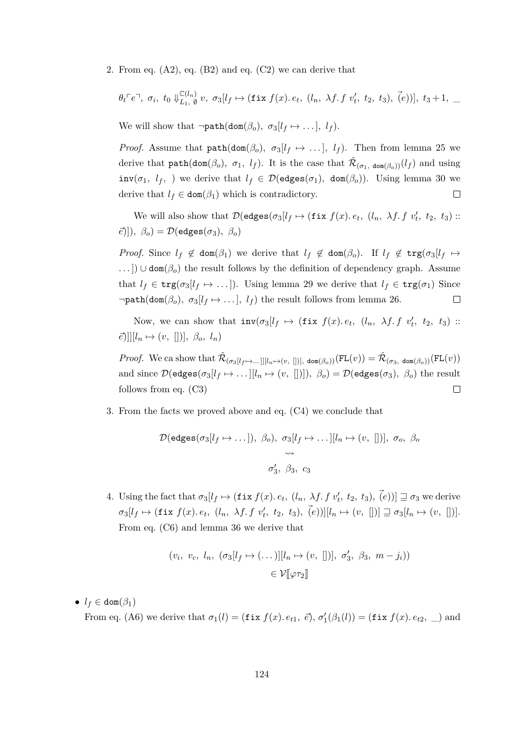2. From eq. (A2), eq. (B2) and eq. (C2) we can derive that

   $$\theta_t\ulcorner e \urcorner,\ \sigma_i,\ t_0 \Downarrow^{\mathbb{C}(l_n)}_{L_1,\ \emptyset} v,\ \sigma_3[l_f \mapsto (\texttt{fix}\ f(x).\, e_t,\ (l_n,\ \lambda f.\, f\ v'_t,\ t_2,\ t_3),\ \vec{(e)})],\ t_3+1,\ \_$$

   We will show that $\neg\texttt{path}(\texttt{dom}(\beta_o),\ \sigma_3[l_f \mapsto \ldots],\ l_f)$.

   *Proof.* Assume that $\texttt{path}(\texttt{dom}(\beta_o),\ \sigma_3[l_f \mapsto \ldots],\ l_f)$. Then from lemma 25 we derive that $\texttt{path}(\texttt{dom}(\beta_o),\ \sigma_1,\ l_f)$. It is the case that $\hat{\mathcal{R}}_{(\sigma_1,\ \texttt{dom}(\beta_o))}(l_f)$ and using $\texttt{inv}(\sigma_1,\ l_f,\ )$ we derive that $l_f \in \mathcal{D}(\texttt{edges}(\sigma_1),\ \texttt{dom}(\beta_o))$. Using lemma 30 we derive that $l_f \in \texttt{dom}(\beta_1)$ which is contradictory. ☐

   We will also show that $\mathcal{D}(\texttt{edges}(\sigma_3[l_f \mapsto (\texttt{fix}\ f(x).\, e_t,\ (l_n,\ \lambda f.\, f\ v'_t,\ t_2,\ t_3) :: \vec{e})]),\ \beta_o) = \mathcal{D}(\texttt{edges}(\sigma_3),\ \beta_o)$

   *Proof.* Since $l_f \notin \texttt{dom}(\beta_1)$ we derive that $l_f \notin \texttt{dom}(\beta_o)$. If $l_f \notin \texttt{trg}(\sigma_3[l_f \mapsto \ldots]) \cup \texttt{dom}(\beta_o)$ the result follows by the definition of dependency graph. Assume that $l_f \in \texttt{trg}(\sigma_3[l_f \mapsto \ldots])$. Using lemma 29 we derive that $l_f \in \texttt{trg}(\sigma_1)$ Since $\neg\texttt{path}(\texttt{dom}(\beta_o),\ \sigma_3[l_f \mapsto \ldots],\ l_f)$ the result follows from lemma 26. ☐

   Now, we can show that $\texttt{inv}(\sigma_3[l_f \mapsto (\texttt{fix}\ f(x).\, e_t,\ (l_n,\ \lambda f.\, f\ v'_t,\ t_2,\ t_3) :: \vec{e})][l_n \mapsto (v,\ [])],\ \beta_o,\ l_n)$

   *Proof.* We ca show that $\hat{\mathcal{R}}_{(\sigma_3[l_f \mapsto \ldots]][l_n \mapsto (v,\ [])],\ \texttt{dom}(\beta_o))}(\texttt{FL}(v)) = \hat{\mathcal{R}}_{(\sigma_3,\ \texttt{dom}(\beta_o))}(\texttt{FL}(v))$ and since $\mathcal{D}(\texttt{edges}(\sigma_3[l_f \mapsto \ldots][l_n \mapsto (v,\ [])]),\ \beta_o) = \mathcal{D}(\texttt{edges}(\sigma_3),\ \beta_o)$ the result follows from eq. (C3) ☐

3. From the facts we proved above and eq. (C4) we conclude that

   $$\begin{gathered}\mathcal{D}(\texttt{edges}(\sigma_3[l_f \mapsto \ldots]),\ \beta_o),\ \sigma_3[l_f \mapsto \ldots][l_n \mapsto (v,\ [])],\ \sigma_o,\ \beta_o \\ \rightsquigarrow \\ \sigma'_3,\ \beta_3,\ c_3\end{gathered}$$

4. Using the fact that $\sigma_3[l_f \mapsto (\texttt{fix}\ f(x).\, e_t,\ (l_n,\ \lambda f.\, f\ v'_t,\ t_2,\ t_3),\ \vec{(e)})] \sqsupseteq \sigma_3$ we derive $\sigma_3[l_f \mapsto (\texttt{fix}\ f(x).\, e_t,\ (l_n,\ \lambda f.\, f\ v'_t,\ t_2,\ t_3),\ \vec{(e)})][l_n \mapsto (v,\ [])] \sqsupseteq \sigma_3[l_n \mapsto (v,\ [])]$. From eq. (C6) and lemma 36 we derive that

   $$\begin{gathered}(v_i,\ v_c,\ l_n,\ (\sigma_3[l_f \mapsto (\ldots)][l_n \mapsto (v,\ [])],\ \sigma'_3,\ \beta_3,\ m - j_i)) \\ \in \mathcal{V}[\![\varphi\tau_2]\!]\end{gathered}$$

- $l_f \in \texttt{dom}(\beta_1)$
  From eq. (A6) we derive that $\sigma_1(l) = (\texttt{fix}\ f(x).\, e_{t1},\ \vec{e})$, $\sigma'_1(\beta_1(l)) = (\texttt{fix}\ f(x).\, e_{t2},\ \_)$ and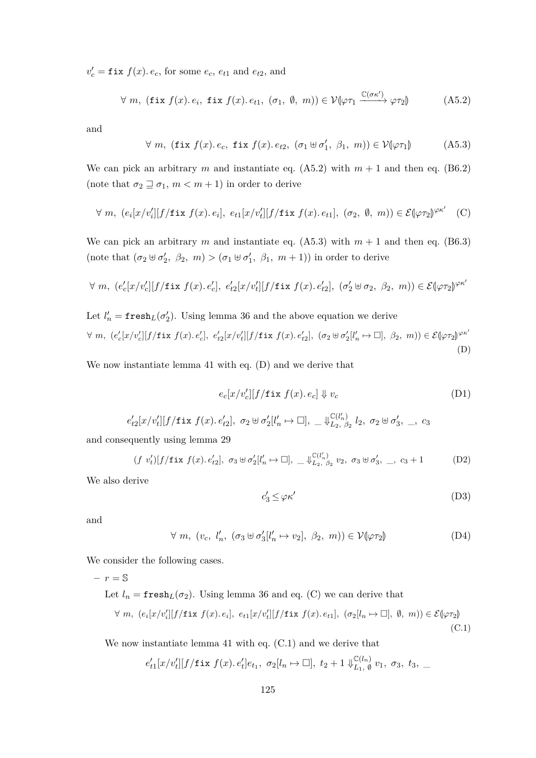$v'_c = \texttt{fix}\ f(x).\, e_c$, for some $e_c$, $e_{t1}$ and $e_{t2}$, and

$$\forall\ m,\ (\texttt{fix}\ f(x).\, e_i,\ \texttt{fix}\ f(x).\, e_{t1},\ (\sigma_1,\ \emptyset,\ m)) \in \mathcal{V}(\!|\varphi\tau_1 \xrightarrow{\mathbb{C}(\sigma\kappa')} \varphi\tau_2|\!) \tag{A5.2}$$

and

$$\forall\ m,\ (\texttt{fix}\ f(x).\, e_c,\ \texttt{fix}\ f(x).\, e_{t2},\ (\sigma_1 \uplus \sigma'_1,\ \beta_1,\ m)) \in \mathcal{V}(\!|\varphi\tau_1|\!) \tag{A5.3}$$

We can pick an arbitrary $m$ and instantiate eq. (A5.2) with $m+1$ and then eq. (B6.2) (note that $\sigma_2 \sqsupseteq \sigma_1$, $m < m+1$) in order to derive

$$\forall\ m,\ (e_i[x/v'_i][f/\texttt{fix}\ f(x).\, e_i],\ e_{t1}[x/v'_t][f/\texttt{fix}\ f(x).\, e_{t1}],\ (\sigma_2,\ \emptyset,\ m)) \in \mathcal{E}(\!|\varphi\tau_2|\!)^{\varphi\kappa'} \tag{C}$$

We can pick an arbitrary $m$ and instantiate eq. (A5.3) with $m+1$ and then eq. (B6.3) (note that $(\sigma_2 \uplus \sigma'_2,\ \beta_2,\ m) > (\sigma_1 \uplus \sigma'_1,\ \beta_1,\ m+1)$) in order to derive

$$\forall\ m,\ (e'_c[x/v'_c][f/\texttt{fix}\ f(x).\, e'_c],\ e'_{t2}[x/v'_t][f/\texttt{fix}\ f(x).\, e'_{t2}],\ (\sigma'_2 \uplus \sigma_2,\ \beta_2,\ m)) \in \mathcal{E}(\!|\varphi\tau_2|\!)^{\varphi\kappa'}$$

Let $l'_n = \texttt{fresh}_L(\sigma'_2)$. Using lemma 36 and the above equation we derive

$$\forall\ m,\ (e'_c[x/v'_c][f/\texttt{fix}\ f(x).\, e'_c],\ e'_{t2}[x/v'_t][f/\texttt{fix}\ f(x).\, e'_{t2}],\ (\sigma_2 \uplus \sigma'_2[l'_n \mapsto \square],\ \beta_2,\ m)) \in \mathcal{E}(\!|\varphi\tau_2|\!)^{\varphi\kappa'} \tag{D}$$

We now instantiate lemma 41 with eq. (D) and we derive that

$$e_c[x/v'_c][f/\texttt{fix}\ f(x).\, e_c] \Downarrow v_c \tag{D1}$$

$$e'_{t2}[x/v'_t][f/\texttt{fix}\ f(x).\, e'_{t2}],\ \sigma_2 \uplus \sigma'_2[l'_n \mapsto \square],\ \_ \Downarrow^{\mathbb{C}(l'_n)}_{L_2,\ \beta_2} l_2,\ \sigma_2 \uplus \sigma'_3,\ \_,\ c_3$$

and consequently using lemma 29

$$(f\ v'_t)[f/\texttt{fix}\ f(x).\, e'_{t2}],\ \sigma_3 \uplus \sigma'_2[l'_n \mapsto \square],\ \_ \Downarrow^{\mathbb{C}(l'_n)}_{L_2,\ \beta_2} v_2,\ \sigma_3 \uplus \sigma'_3,\ \_,\ c_3 + 1 \tag{D2}$$

We also derive

$$c'_3 \leq \varphi\kappa' \tag{D3}$$

and

$$\forall\ m,\ (v_c,\ l'_n,\ (\sigma_3 \uplus \sigma'_3[l'_n \mapsto v_2],\ \beta_2,\ m)) \in \mathcal{V}(\!|\varphi\tau_2|\!) \tag{D4}$$

We consider the following cases.

– $r = \mathbb{S}$

Let $l_n = \texttt{fresh}_L(\sigma_2)$. Using lemma 36 and eq. (C) we can derive that

$$\forall\ m,\ (e_i[x/v'_i][f/\texttt{fix}\ f(x).\, e_i],\ e_{t1}[x/v'_t][f/\texttt{fix}\ f(x).\, e_{t1}],\ (\sigma_2[l_n \mapsto \square],\ \emptyset,\ m)) \in \mathcal{E}(\!|\varphi\tau_2|\!) \tag{C.1}$$

We now instantiate lemma 41 with eq. (C.1) and we derive that

$$e'_{t1}[x/v'_t][f/\texttt{fix}\ f(x).\, e'_t]e_{t_1},\ \sigma_2[l_n \mapsto \square],\ t_2 + 1 \Downarrow^{\mathbb{C}(l_n)}_{L_1,\ \emptyset} v_1,\ \sigma_3,\ t_3,\ \_$$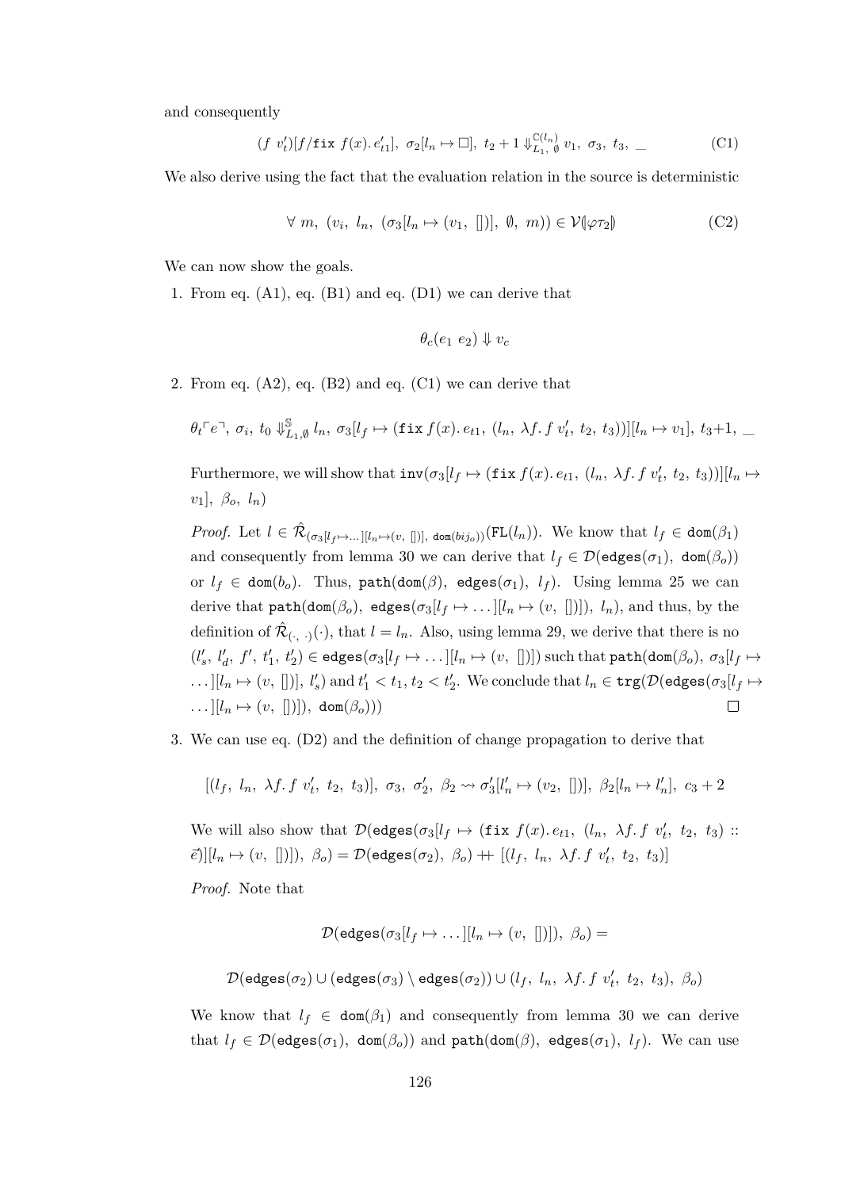and consequently

$$(f\ v_t')[f/\texttt{fix}\ f(x).\,e_{t1}'],\ \sigma_2[l_n \mapsto \square],\ t_2 + 1 \Downarrow^{\mathbb{C}(l_n)}_{L_1,\ \emptyset} v_1,\ \sigma_3,\ t_3,\ \_ \tag{C1}$$

We also derive using the fact that the evaluation relation in the source is deterministic

$$\forall\ m,\ (v_i,\ l_n,\ (\sigma_3[l_n \mapsto (v_1,\ [])],\ \emptyset,\ m)) \in \mathcal{V}(\!|\varphi\tau_2|\!) \tag{C2}$$

We can now show the goals.

1. From eq. (A1), eq. (B1) and eq. (D1) we can derive that

$$\theta_c(e_1\ e_2) \Downarrow v_c$$

2. From eq. (A2), eq. (B2) and eq. (C1) we can derive that

$$\theta_t\ulcorner e \urcorner,\ \sigma_i,\ t_0 \Downarrow^{\mathbb{S}}_{L_1,\emptyset} l_n,\ \sigma_3[l_f \mapsto (\texttt{fix}\, f(x).\, e_{t1},\ (l_n,\ \lambda f.\, f\ v_t',\ t_2,\ t_3))][l_n \mapsto v_1],\ t_3{+}1,\ \_$$

   Furthermore, we will show that $\texttt{inv}(\sigma_3[l_f \mapsto (\texttt{fix}\, f(x).\, e_{t1},\ (l_n,\ \lambda f.\, f\ v_t',\ t_2,\ t_3))][l_n \mapsto v_1],\ \beta_o,\ l_n)$

   *Proof.* Let $l \in \hat{\mathcal{R}}_{(\sigma_3[l_f \mapsto \dots][l_n \mapsto (v,\ [])],\ \texttt{dom}(bij_o))}(\texttt{FL}(l_n))$. We know that $l_f \in \texttt{dom}(\beta_1)$ and consequently from lemma 30 we can derive that $l_f \in \mathcal{D}(\texttt{edges}(\sigma_1),\ \texttt{dom}(\beta_o))$ or $l_f \in \texttt{dom}(b_o)$. Thus, $\texttt{path}(\texttt{dom}(\beta),\ \texttt{edges}(\sigma_1),\ l_f)$. Using lemma 25 we can derive that $\texttt{path}(\texttt{dom}(\beta_o),\ \texttt{edges}(\sigma_3[l_f \mapsto \dots][l_n \mapsto (v,\ [])]),\ l_n)$, and thus, by the definition of $\hat{\mathcal{R}}_{(\cdot,\ \cdot)}(\cdot)$, that $l = l_n$. Also, using lemma 29, we derive that there is no $(l_s',\ l_d',\ f',\ t_1',\ t_2') \in \texttt{edges}(\sigma_3[l_f \mapsto \dots][l_n \mapsto (v,\ [])])$ such that $\texttt{path}(\texttt{dom}(\beta_o),\ \sigma_3[l_f \mapsto \dots][l_n \mapsto (v,\ [])],\ l_s')$ and $t_1' < t_1, t_2 < t_2'$. We conclude that $l_n \in \texttt{trg}(\mathcal{D}(\texttt{edges}(\sigma_3[l_f \mapsto \dots][l_n \mapsto (v,\ [])]),\ \texttt{dom}(\beta_o)))$ ◻

3. We can use eq. (D2) and the definition of change propagation to derive that

$$[(l_f,\ l_n,\ \lambda f.\, f\ v_t',\ t_2,\ t_3)],\ \sigma_3,\ \sigma_2',\ \beta_2 \rightsquigarrow \sigma_3'[l_n' \mapsto (v_2,\ [])],\ \beta_2[l_n \mapsto l_n'],\ c_3 + 2$$

   We will also show that $\mathcal{D}(\texttt{edges}(\sigma_3[l_f \mapsto (\texttt{fix}\ f(x).\, e_{t1},\ (l_n,\ \lambda f.\, f\ v_t',\ t_2,\ t_3) :: \vec{e})][l_n \mapsto (v,\ [])]),\ \beta_o) = \mathcal{D}(\texttt{edges}(\sigma_2),\ \beta_o) +\!\!+\ [(l_f,\ l_n,\ \lambda f.\, f\ v_t',\ t_2,\ t_3)]$

   *Proof.* Note that

$$\mathcal{D}(\texttt{edges}(\sigma_3[l_f \mapsto \dots][l_n \mapsto (v,\ [])]),\ \beta_o) =$$

$$\mathcal{D}(\texttt{edges}(\sigma_2) \cup (\texttt{edges}(\sigma_3) \setminus \texttt{edges}(\sigma_2)) \cup (l_f,\ l_n,\ \lambda f.\, f\ v_t',\ t_2,\ t_3),\ \beta_o)$$

   We know that $l_f \in \texttt{dom}(\beta_1)$ and consequently from lemma 30 we can derive that $l_f \in \mathcal{D}(\texttt{edges}(\sigma_1),\ \texttt{dom}(\beta_o))$ and $\texttt{path}(\texttt{dom}(\beta),\ \texttt{edges}(\sigma_1),\ l_f)$. We can use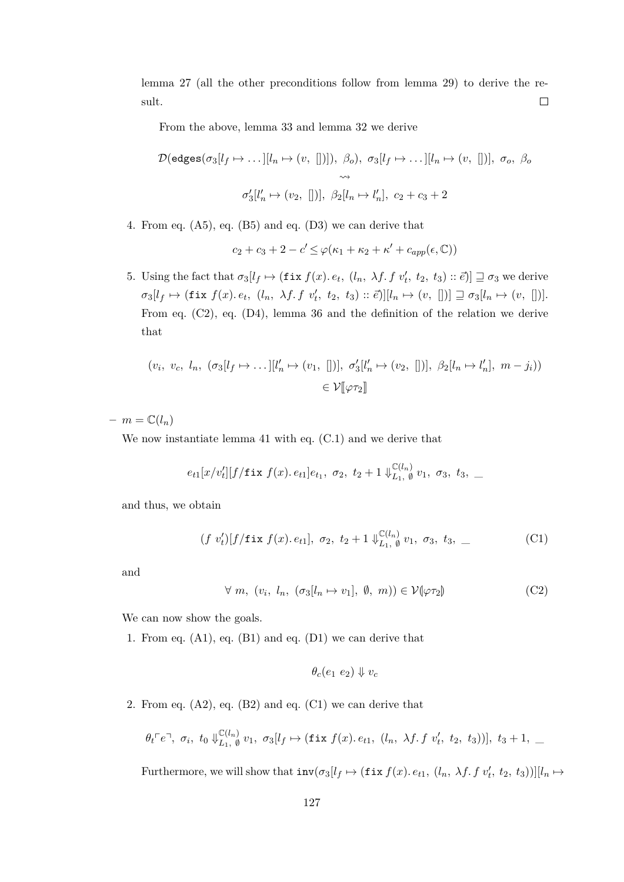lemma 27 (all the other preconditions follow from lemma 29) to derive the result. □

From the above, lemma 33 and lemma 32 we derive

$$\mathcal{D}(\texttt{edges}(\sigma_3[l_f \mapsto \dots][l_n \mapsto (v,\ [])]),\ \beta_o),\ \sigma_3[l_f \mapsto \dots][l_n \mapsto (v,\ [])],\ \sigma_o,\ \beta_o$$
$$\rightsquigarrow$$
$$\sigma_3'[l_n' \mapsto (v_2,\ [])],\ \beta_2[l_n \mapsto l_n'],\ c_2 + c_3 + 2$$

4. From eq. (A5), eq. (B5) and eq. (D3) we can derive that

$$c_2 + c_3 + 2 - c' \leq \varphi(\kappa_1 + \kappa_2 + \kappa' + c_{app}(\epsilon, \mathbb{C}))$$

5. Using the fact that $\sigma_3[l_f \mapsto (\texttt{fix}\ f(x).\, e_t,\ (l_n,\ \lambda f.\, f\ v_t',\ t_2,\ t_3) :: \vec{e})] \sqsupseteq \sigma_3$ we derive $\sigma_3[l_f \mapsto (\texttt{fix}\ f(x).\, e_t,\ (l_n,\ \lambda f.\, f\ v_t',\ t_2,\ t_3) :: \vec{e})][l_n \mapsto (v,\ [])] \sqsupseteq \sigma_3[l_n \mapsto (v,\ [])]$. From (C2), eq. (D4), lemma 36 and the definition of the relation we derive that

$$(v_i,\ v_c,\ l_n,\ (\sigma_3[l_f \mapsto \dots][l_n' \mapsto (v_1,\ [])],\ \sigma_3'[l_n' \mapsto (v_2,\ [])],\ \beta_2[l_n \mapsto l_n'],\ m - j_i))$$
$$\in \mathcal{V}[\![\varphi\tau_2]\!]$$

– $m = \mathbb{C}(l_n)$

We now instantiate lemma 41 with eq. (C.1) and we derive that

$$e_{t1}[x/v_t'][f/\texttt{fix}\ f(x).\, e_{t1}]e_{t_1},\ \sigma_2,\ t_2 + 1 \Downarrow^{\mathbb{C}(l_n)}_{L_1,\ \emptyset} v_1,\ \sigma_3,\ t_3,\ \_$$

and thus, we obtain

$$(f\ v_t')[f/\texttt{fix}\ f(x).\, e_{t1}],\ \sigma_2,\ t_2 + 1 \Downarrow^{\mathbb{C}(l_n)}_{L_1,\ \emptyset} v_1,\ \sigma_3,\ t_3,\ \_ \tag{C1}$$

and

$$\forall\ m,\ (v_i,\ l_n,\ (\sigma_3[l_n \mapsto v_1],\ \emptyset,\ m)) \in \mathcal{V}(\!|\varphi\tau_2|\!) \tag{C2}$$

We can now show the goals.

1. From eq. (A1), eq. (B1) and eq. (D1) we can derive that

$$\theta_c(e_1\ e_2) \Downarrow v_c$$

2. From eq. (A2), eq. (B2) and eq. (C1) we can derive that

$$\theta_t\ulcorner e \urcorner,\ \sigma_i,\ t_0 \Downarrow^{\mathbb{C}(l_n)}_{L_1,\ \emptyset} v_1,\ \sigma_3[l_f \mapsto (\texttt{fix}\ f(x).\, e_{t1},\ (l_n,\ \lambda f.\, f\ v_t',\ t_2,\ t_3))],\ t_3 + 1,\ \_$$

Furthermore, we will show that $\texttt{inv}(\sigma_3[l_f \mapsto (\texttt{fix}\ f(x).\, e_{t1},\ (l_n,\ \lambda f.\, f\ v_t',\ t_2,\ t_3))][l_n \mapsto$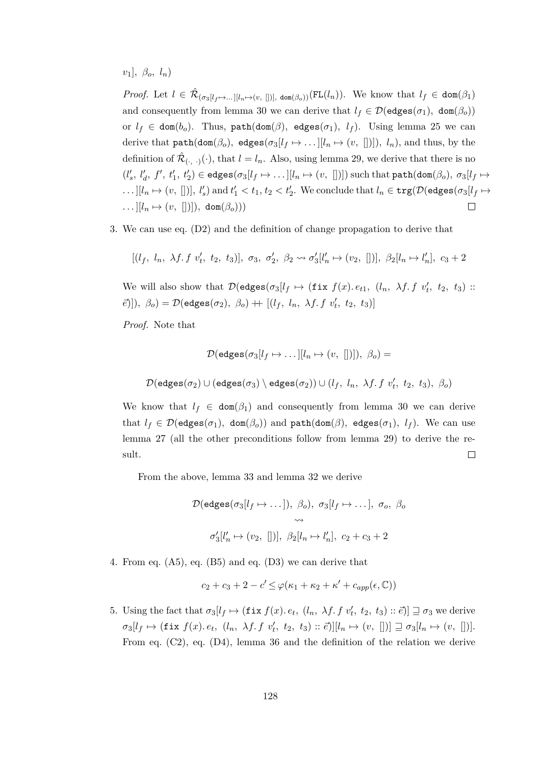$v_1],\ \beta_o,\ l_n)$

*Proof.* Let $l \in \hat{\mathcal{R}}_{(\sigma_3[l_f \mapsto \ldots][l_n \mapsto (v,\ [])],\ \mathtt{dom}(\beta_o))}(\mathtt{FL}(l_n))$. We know that $l_f \in \mathtt{dom}(\beta_1)$ and consequently from lemma 30 we can derive that $l_f \in \mathcal{D}(\mathtt{edges}(\sigma_1),\ \mathtt{dom}(\beta_o))$ or $l_f \in \mathtt{dom}(b_o)$. Thus, $\mathtt{path}(\mathtt{dom}(\beta),\ \mathtt{edges}(\sigma_1),\ l_f)$. Using lemma 25 we can derive that $\mathtt{path}(\mathtt{dom}(\beta_o),\ \mathtt{edges}(\sigma_3[l_f \mapsto \ldots][l_n \mapsto (v,\ [])]),\ l_n)$, and thus, by the definition of $\hat{\mathcal{R}}_{(\cdot,\ \cdot)}(\cdot)$, that $l = l_n$. Also, using lemma 29, we derive that there is no $(l'_s,\ l'_d,\ f',\ t'_1,\ t'_2) \in \mathtt{edges}(\sigma_3[l_f \mapsto \ldots][l_n \mapsto (v,\ [])])$ such that $\mathtt{path}(\mathtt{dom}(\beta_o),\ \sigma_3[l_f \mapsto \ldots][l_n \mapsto (v,\ [])],\ l'_s)$ and $t'_1 < t_1, t_2 < t'_2$. We conclude that $l_n \in \mathtt{trg}(\mathcal{D}(\mathtt{edges}(\sigma_3[l_f \mapsto \ldots][l_n \mapsto (v,\ [])]),\ \mathtt{dom}(\beta_o)))$ □

3. We can use eq. (D2) and the definition of change propagation to derive that

$$[(l_f,\ l_n,\ \lambda f.\, f\ v'_t,\ t_2,\ t_3)],\ \sigma_3,\ \sigma'_2,\ \beta_2 \rightsquigarrow \sigma'_3[l'_n \mapsto (v_2,\ [])],\ \beta_2[l_n \mapsto l'_n],\ c_3 + 2$$

We will also show that $\mathcal{D}(\mathtt{edges}(\sigma_3[l_f \mapsto (\mathtt{fix}\ f(x).\, e_{t1},\ (l_n,\ \lambda f.\, f\ v'_t,\ t_2,\ t_3) :: \vec{e})]),\ \beta_o) = \mathcal{D}(\mathtt{edges}(\sigma_2),\ \beta_o) +\!\!+ [(l_f,\ l_n,\ \lambda f.\, f\ v'_t,\ t_2,\ t_3)]$

*Proof.* Note that

$$\mathcal{D}(\mathtt{edges}(\sigma_3[l_f \mapsto \ldots][l_n \mapsto (v,\ [])]),\ \beta_o) =$$

$$\mathcal{D}(\mathtt{edges}(\sigma_2) \cup (\mathtt{edges}(\sigma_3) \setminus \mathtt{edges}(\sigma_2)) \cup (l_f,\ l_n,\ \lambda f.\, f\ v'_t,\ t_2,\ t_3),\ \beta_o)$$

We know that $l_f \in \mathtt{dom}(\beta_1)$ and consequently from lemma 30 we can derive that $l_f \in \mathcal{D}(\mathtt{edges}(\sigma_1),\ \mathtt{dom}(\beta_o))$ and $\mathtt{path}(\mathtt{dom}(\beta),\ \mathtt{edges}(\sigma_1),\ l_f)$. We can use lemma 27 (all the other preconditions follow from lemma 29) to derive the result. □

From the above, lemma 33 and lemma 32 we derive

$$\mathcal{D}(\mathtt{edges}(\sigma_3[l_f \mapsto \ldots]),\ \beta_o),\ \sigma_3[l_f \mapsto \ldots],\ \sigma_o,\ \beta_o$$
$$\rightsquigarrow$$
$$\sigma'_3[l'_n \mapsto (v_2,\ [])],\ \beta_2[l_n \mapsto l'_n],\ c_2 + c_3 + 2$$

4. From eq. (A5), eq. (B5) and eq. (D3) we can derive that

$$c_2 + c_3 + 2 - c' \leq \varphi(\kappa_1 + \kappa_2 + \kappa' + c_{app}(\epsilon, \mathbb{C}))$$

5. Using the fact that $\sigma_3[l_f \mapsto (\mathtt{fix}\ f(x).\, e_t,\ (l_n,\ \lambda f.\, f\ v'_t,\ t_2,\ t_3) :: \vec{e})] \sqsupseteq \sigma_3$ we derive $\sigma_3[l_f \mapsto (\mathtt{fix}\ f(x).\, e_t,\ (l_n,\ \lambda f.\, f\ v'_t,\ t_2,\ t_3) :: \vec{e})][l_n \mapsto (v,\ [])] \sqsupseteq \sigma_3[l_n \mapsto (v,\ [])]$. From eq. (C2), eq. (D4), lemma 36 and the definition of the relation we derive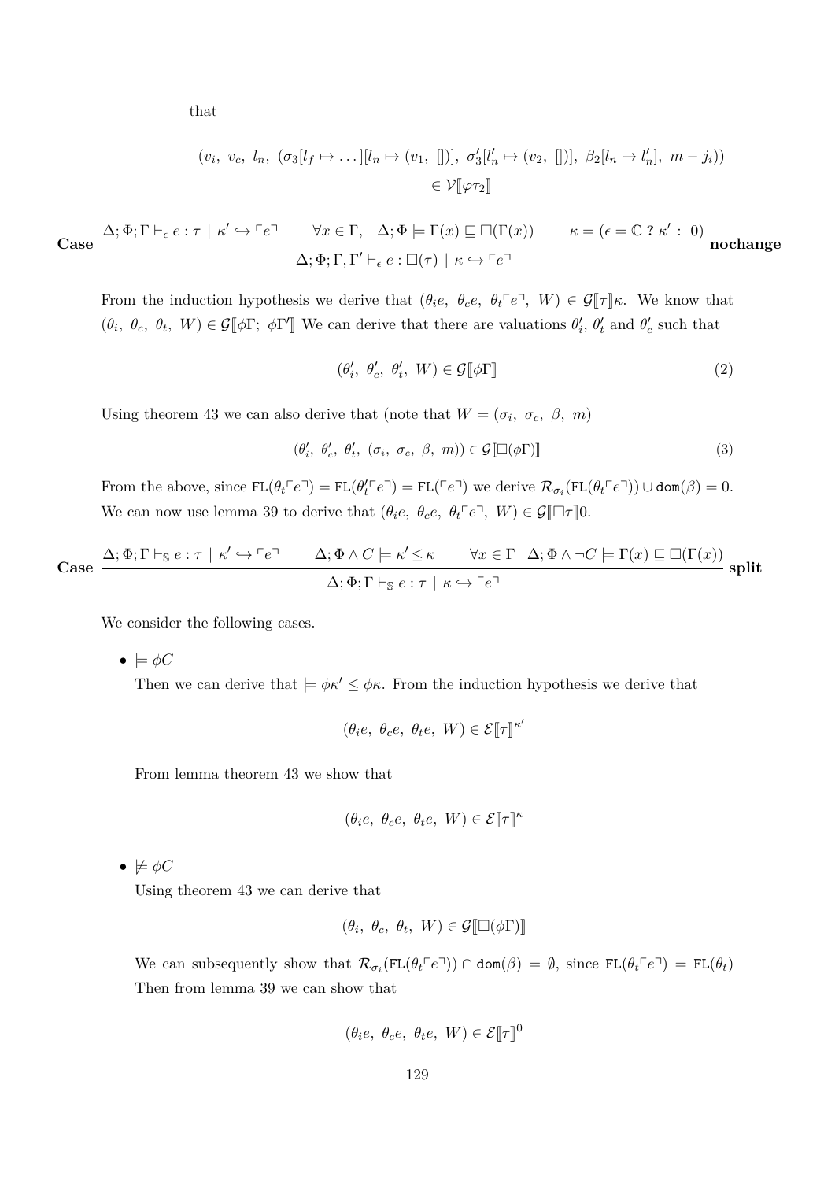that

$$(v_i,\ v_c,\ l_n,\ (\sigma_3[l_f \mapsto \dots][l_n \mapsto (v_1,\ [])],\ \sigma_3'[l_n' \mapsto (v_2,\ [])],\ \beta_2[l_n \mapsto l_n'],\ m - j_i)) \in \mathcal{V}[\![\varphi\tau_2]\!]$$

**Case** $$\frac{\Delta;\Phi;\Gamma \vdash_\epsilon e : \tau \mid \kappa' \hookrightarrow \ulcorner e \urcorner \qquad \forall x \in \Gamma,\quad \Delta;\Phi \models \Gamma(x) \sqsubseteq \Box(\Gamma(x)) \qquad \kappa = (\epsilon = \mathbb{C}\ \mathbf{?}\ \kappa'\ :\ 0)}{\Delta;\Phi;\Gamma,\Gamma' \vdash_\epsilon e : \Box(\tau) \mid \kappa \hookrightarrow \ulcorner e \urcorner}\ \textbf{nochange}$$

From the induction hypothesis we derive that $(\theta_i e,\ \theta_c e,\ \theta_t \ulcorner e \urcorner,\ W) \in \mathcal{G}[\![\tau]\!]\kappa$. We know that $(\theta_i,\ \theta_c,\ \theta_t,\ W) \in \mathcal{G}[\![\phi\Gamma;\ \phi\Gamma']\!]$ We can derive that there are valuations $\theta_i'$, $\theta_t'$ and $\theta_c'$ such that

$$(\theta_i',\ \theta_c',\ \theta_t',\ W) \in \mathcal{G}[\![\phi\Gamma]\!] \tag{2}$$

Using theorem 43 we can also derive that (note that $W = (\sigma_i,\ \sigma_c,\ \beta,\ m)$

$$(\theta_i',\ \theta_c',\ \theta_t',\ (\sigma_i,\ \sigma_c,\ \beta,\ m)) \in \mathcal{G}[\![\Box(\phi\Gamma)]\!] \tag{3}$$

From the above, since $\mathtt{FL}(\theta_t \ulcorner e \urcorner) = \mathtt{FL}(\theta_t' \ulcorner e \urcorner) = \mathtt{FL}(\ulcorner e \urcorner)$ we derive $\mathcal{R}_{\sigma_i}(\mathtt{FL}(\theta_t \ulcorner e \urcorner)) \cup \mathtt{dom}(\beta) = 0$. We can now use lemma 39 to derive that $(\theta_i e,\ \theta_c e,\ \theta_t \ulcorner e \urcorner,\ W) \in \mathcal{G}[\![\Box\tau]\!]0$.

**Case** $$\frac{\Delta;\Phi;\Gamma \vdash_{\mathbb{S}} e : \tau \mid \kappa' \hookrightarrow \ulcorner e \urcorner \qquad \Delta;\Phi \wedge C \models \kappa' \leq \kappa \qquad \forall x \in \Gamma \quad \Delta;\Phi \wedge \neg C \models \Gamma(x) \sqsubseteq \Box(\Gamma(x))}{\Delta;\Phi;\Gamma \vdash_{\mathbb{S}} e : \tau \mid \kappa \hookrightarrow \ulcorner e \urcorner}\ \textbf{split}$$

We consider the following cases.

- $\models \phi C$

  Then we can derive that $\models \phi\kappa' \leq \phi\kappa$. From the induction hypothesis we derive that

  $$(\theta_i e,\ \theta_c e,\ \theta_t e,\ W) \in \mathcal{E}[\![\tau]\!]^{\kappa'}$$

  From lemma theorem 43 we show that

  $$(\theta_i e,\ \theta_c e,\ \theta_t e,\ W) \in \mathcal{E}[\![\tau]\!]^{\kappa}$$

- $\not\models \phi C$

  Using theorem 43 we can derive that

  $$(\theta_i,\ \theta_c,\ \theta_t,\ W) \in \mathcal{G}[\![\Box(\phi\Gamma)]\!]$$

  We can subsequently show that $\mathcal{R}_{\sigma_i}(\mathtt{FL}(\theta_t \ulcorner e \urcorner)) \cap \mathtt{dom}(\beta) = \emptyset$, since $\mathtt{FL}(\theta_t \ulcorner e \urcorner) = \mathtt{FL}(\theta_t)$ Then from lemma 39 we can show that

  $$(\theta_i e,\ \theta_c e,\ \theta_t e,\ W) \in \mathcal{E}[\![\tau]\!]^0$$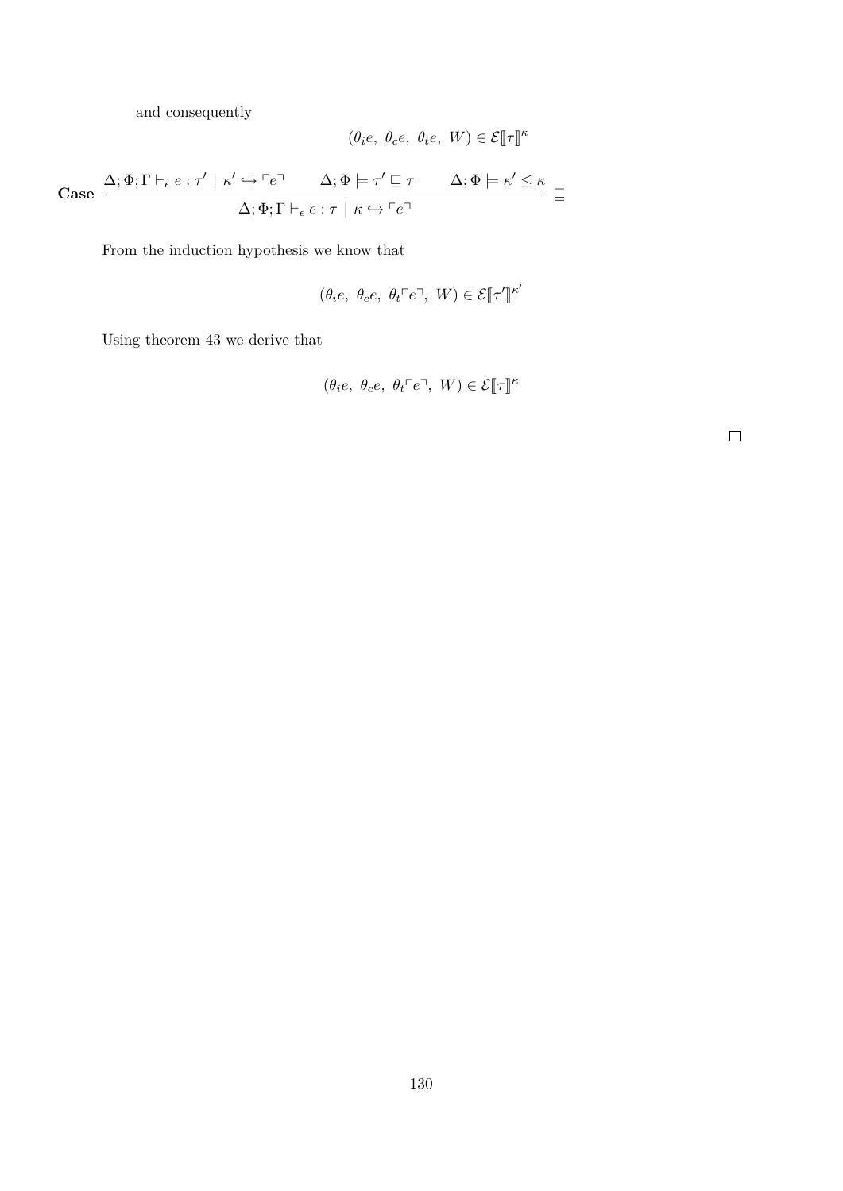and consequently

$$(\theta_i e,\ \theta_c e,\ \theta_t e,\ W) \in \mathcal{E}[\![\tau]\!]^{\kappa}$$

**Case** $$\frac{\Delta; \Phi; \Gamma \vdash_\epsilon e : \tau' \mid \kappa' \hookrightarrow \ulcorner e \urcorner \qquad \Delta; \Phi \models \tau' \sqsubseteq \tau \qquad \Delta; \Phi \models \kappa' \leq \kappa}{\Delta; \Phi; \Gamma \vdash_\epsilon e : \tau \mid \kappa \hookrightarrow \ulcorner e \urcorner} \sqsubseteq$$

From the induction hypothesis we know that

$$(\theta_i e,\ \theta_c e,\ \theta_t \ulcorner e \urcorner,\ W) \in \mathcal{E}[\![\tau']\!]^{\kappa'}$$

Using theorem 43 we derive that

$$(\theta_i e,\ \theta_c e,\ \theta_t \ulcorner e \urcorner,\ W) \in \mathcal{E}[\![\tau]\!]^{\kappa}$$

□